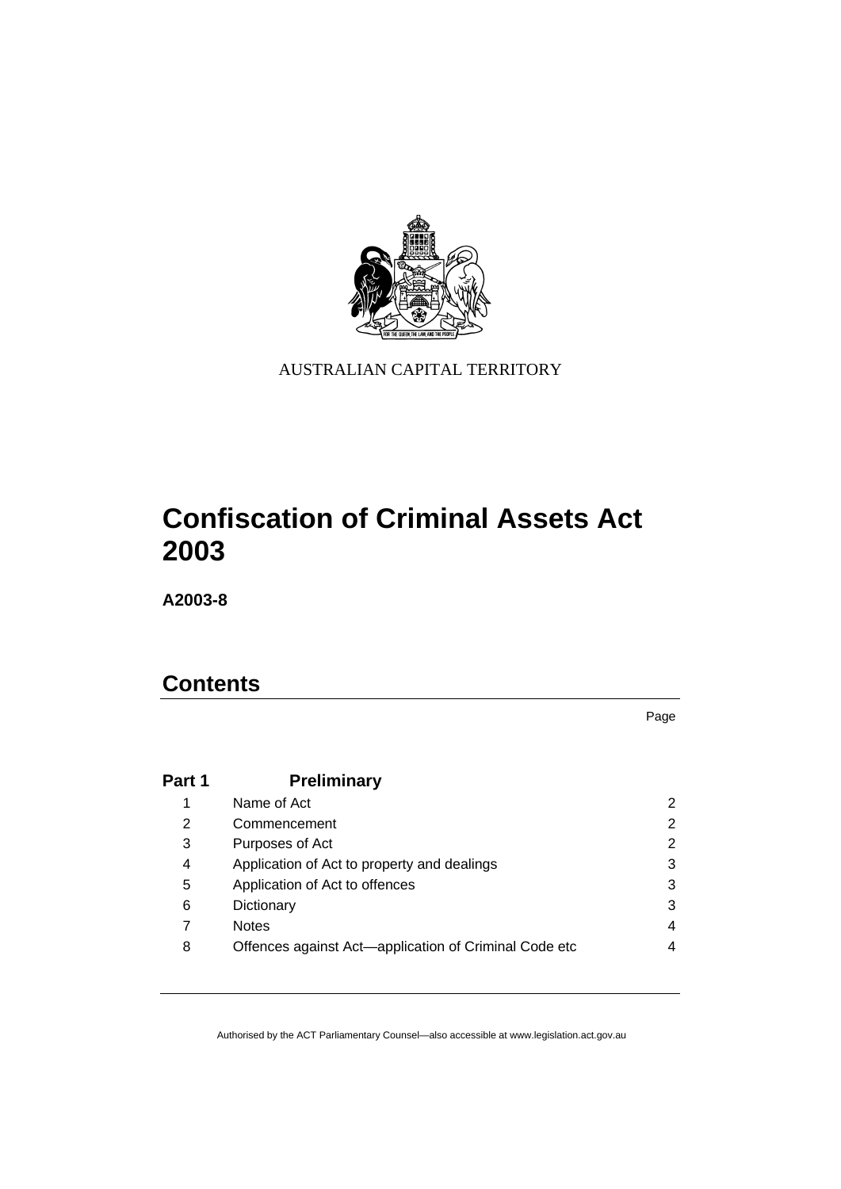AUSTRALIAN CAPITAL TERRITORY

# Confiscation of Criminal Assets Act 2003

**A2003-8**

## Contents

| | | Page |
|---|---|---|
| **Part 1** | **Preliminary** | |
| 1 | Name of Act | 2 |
| 2 | Commencement | 2 |
| 3 | Purposes of Act | 2 |
| 4 | Application of Act to property and dealings | 3 |
| 5 | Application of Act to offences | 3 |
| 6 | Dictionary | 3 |
| 7 | Notes | 4 |
| 8 | Offences against Act—application of Criminal Code etc | 4 |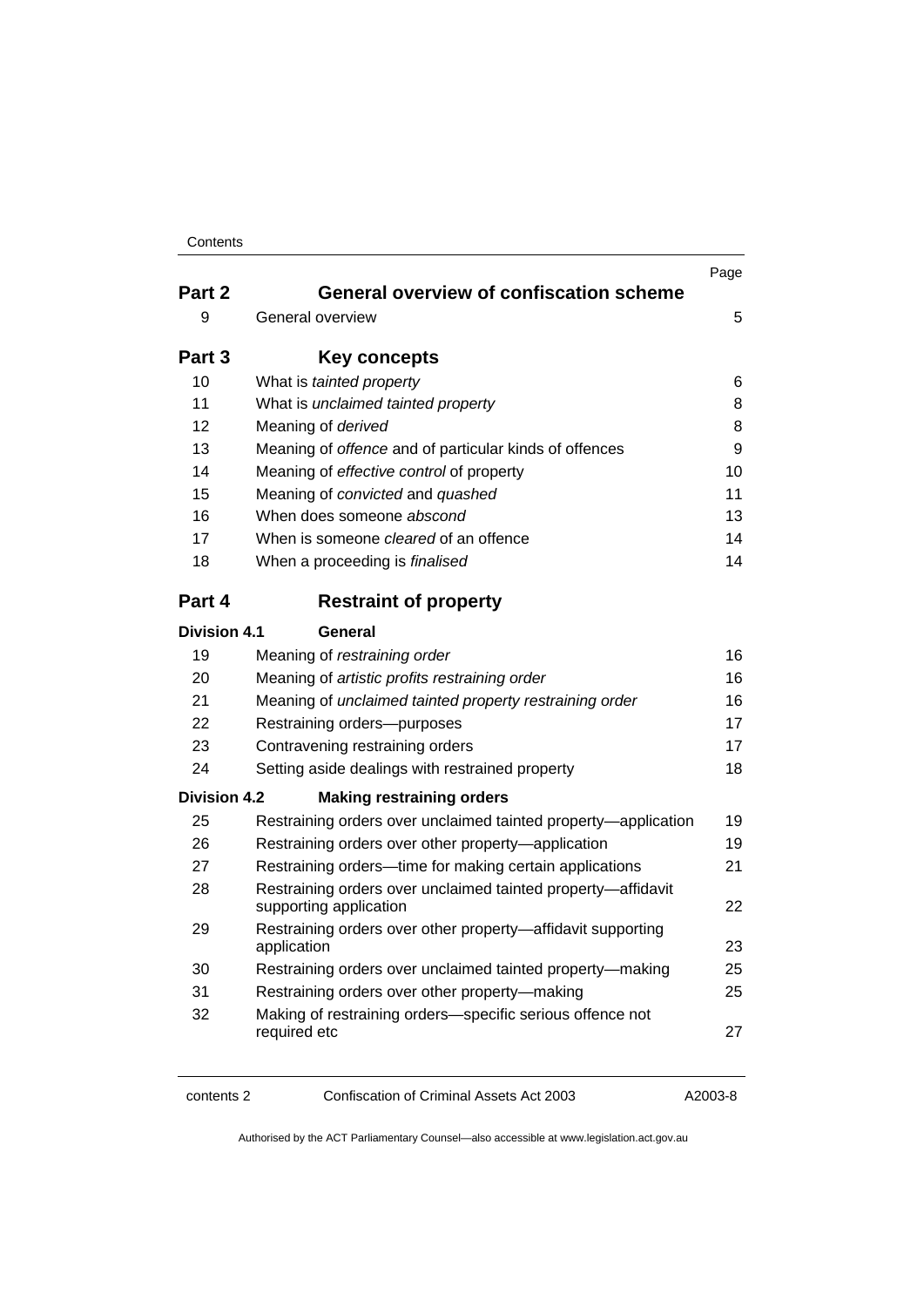| | | Page |
|---|---|---|
| **Part 2** | **General overview of confiscation scheme** | |
| 9 | General overview | 5 |
| **Part 3** | **Key concepts** | |
| 10 | What is *tainted property* | 6 |
| 11 | What is *unclaimed tainted property* | 8 |
| 12 | Meaning of *derived* | 8 |
| 13 | Meaning of *offence* and of particular kinds of offences | 9 |
| 14 | Meaning of *effective control* of property | 10 |
| 15 | Meaning of *convicted* and *quashed* | 11 |
| 16 | When does someone *abscond* | 13 |
| 17 | When is someone *cleared* of an offence | 14 |
| 18 | When a proceeding is *finalised* | 14 |
| **Part 4** | **Restraint of property** | |
| **Division 4.1** | **General** | |
| 19 | Meaning of *restraining order* | 16 |
| 20 | Meaning of *artistic profits restraining order* | 16 |
| 21 | Meaning of *unclaimed tainted property restraining order* | 16 |
| 22 | Restraining orders—purposes | 17 |
| 23 | Contravening restraining orders | 17 |
| 24 | Setting aside dealings with restrained property | 18 |
| **Division 4.2** | **Making restraining orders** | |
| 25 | Restraining orders over unclaimed tainted property—application | 19 |
| 26 | Restraining orders over other property—application | 19 |
| 27 | Restraining orders—time for making certain applications | 21 |
| 28 | Restraining orders over unclaimed tainted property—affidavit supporting application | 22 |
| 29 | Restraining orders over other property—affidavit supporting application | 23 |
| 30 | Restraining orders over unclaimed tainted property—making | 25 |
| 31 | Restraining orders over other property—making | 25 |
| 32 | Making of restraining orders—specific serious offence not required etc | 27 |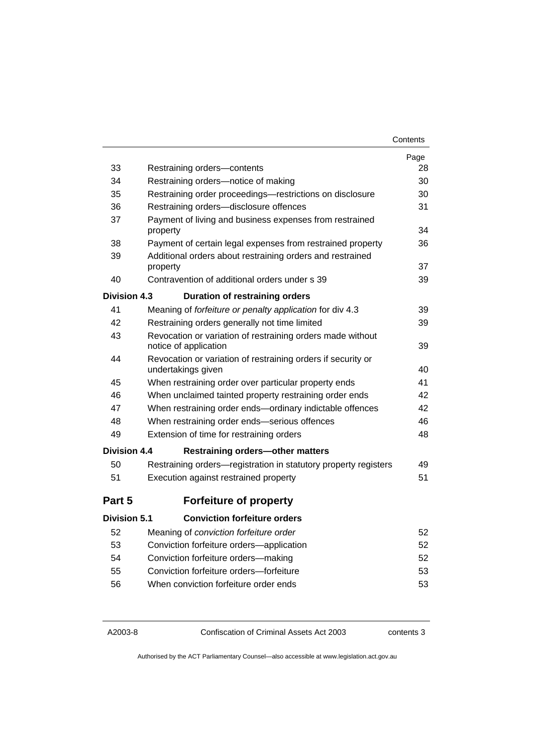| | | Page |
|---|---|---|
| 33 | Restraining orders—contents | 28 |
| 34 | Restraining orders—notice of making | 30 |
| 35 | Restraining order proceedings—restrictions on disclosure | 30 |
| 36 | Restraining orders—disclosure offences | 31 |
| 37 | Payment of living and business expenses from restrained property | 34 |
| 38 | Payment of certain legal expenses from restrained property | 36 |
| 39 | Additional orders about restraining orders and restrained property | 37 |
| 40 | Contravention of additional orders under s 39 | 39 |
| **Division 4.3** | **Duration of restraining orders** | |
| 41 | Meaning of *forfeiture or penalty application* for div 4.3 | 39 |
| 42 | Restraining orders generally not time limited | 39 |
| 43 | Revocation or variation of restraining orders made without notice of application | 39 |
| 44 | Revocation or variation of restraining orders if security or undertakings given | 40 |
| 45 | When restraining order over particular property ends | 41 |
| 46 | When unclaimed tainted property restraining order ends | 42 |
| 47 | When restraining order ends—ordinary indictable offences | 42 |
| 48 | When restraining order ends—serious offences | 46 |
| 49 | Extension of time for restraining orders | 48 |
| **Division 4.4** | **Restraining orders—other matters** | |
| 50 | Restraining orders—registration in statutory property registers | 49 |
| 51 | Execution against restrained property | 51 |
| **Part 5** | **Forfeiture of property** | |
| **Division 5.1** | **Conviction forfeiture orders** | |
| 52 | Meaning of *conviction forfeiture order* | 52 |
| 53 | Conviction forfeiture orders—application | 52 |
| 54 | Conviction forfeiture orders—making | 52 |
| 55 | Conviction forfeiture orders—forfeiture | 53 |
| 56 | When conviction forfeiture order ends | 53 |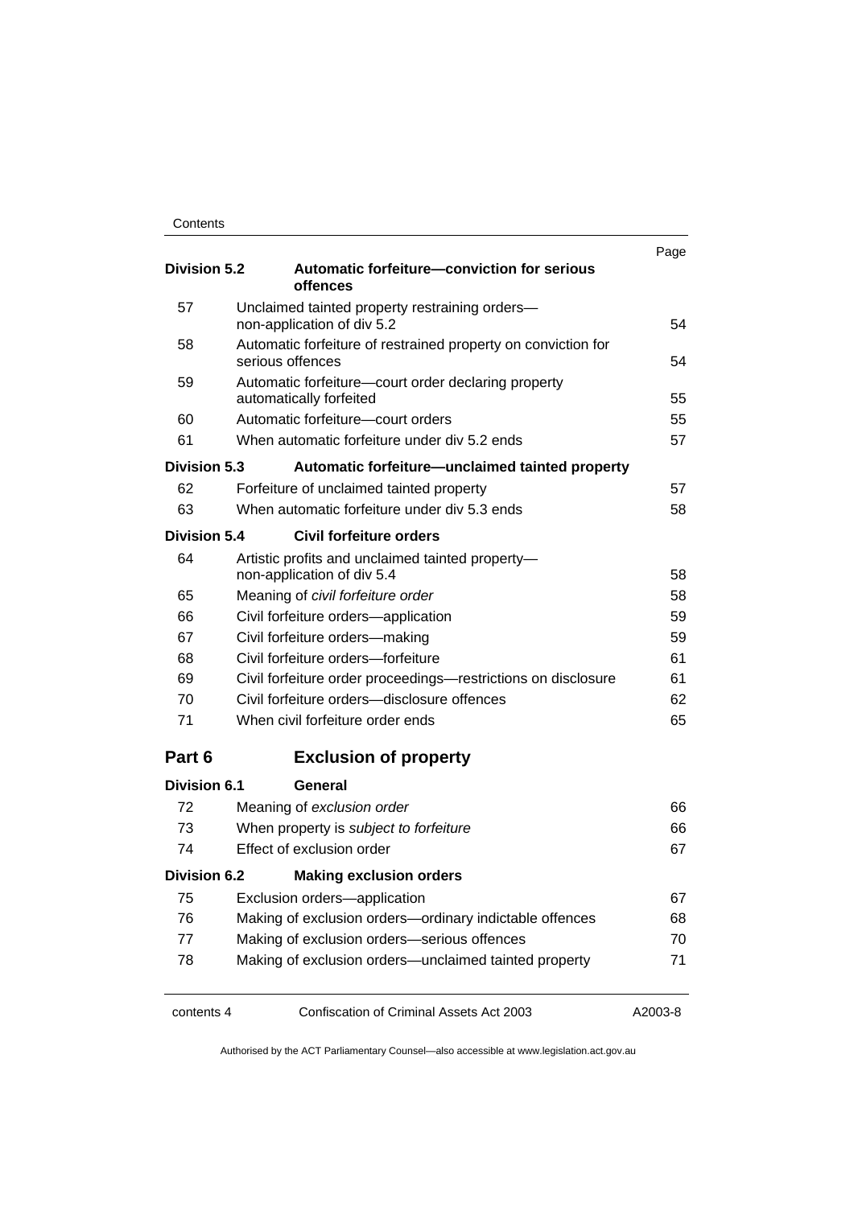| | | Page |
|---|---|---|
| **Division 5.2** | **Automatic forfeiture—conviction for serious offences** | |
| 57 | Unclaimed tainted property restraining orders—non-application of div 5.2 | 54 |
| 58 | Automatic forfeiture of restrained property on conviction for serious offences | 54 |
| 59 | Automatic forfeiture—court order declaring property automatically forfeited | 55 |
| 60 | Automatic forfeiture—court orders | 55 |
| 61 | When automatic forfeiture under div 5.2 ends | 57 |
| **Division 5.3** | **Automatic forfeiture—unclaimed tainted property** | |
| 62 | Forfeiture of unclaimed tainted property | 57 |
| 63 | When automatic forfeiture under div 5.3 ends | 58 |
| **Division 5.4** | **Civil forfeiture orders** | |
| 64 | Artistic profits and unclaimed tainted property—non-application of div 5.4 | 58 |
| 65 | Meaning of *civil forfeiture order* | 58 |
| 66 | Civil forfeiture orders—application | 59 |
| 67 | Civil forfeiture orders—making | 59 |
| 68 | Civil forfeiture orders—forfeiture | 61 |
| 69 | Civil forfeiture order proceedings—restrictions on disclosure | 61 |
| 70 | Civil forfeiture orders—disclosure offences | 62 |
| 71 | When civil forfeiture order ends | 65 |
| **Part 6** | **Exclusion of property** | |
| **Division 6.1** | **General** | |
| 72 | Meaning of *exclusion order* | 66 |
| 73 | When property is *subject to forfeiture* | 66 |
| 74 | Effect of exclusion order | 67 |
| **Division 6.2** | **Making exclusion orders** | |
| 75 | Exclusion orders—application | 67 |
| 76 | Making of exclusion orders—ordinary indictable offences | 68 |
| 77 | Making of exclusion orders—serious offences | 70 |
| 78 | Making of exclusion orders—unclaimed tainted property | 71 |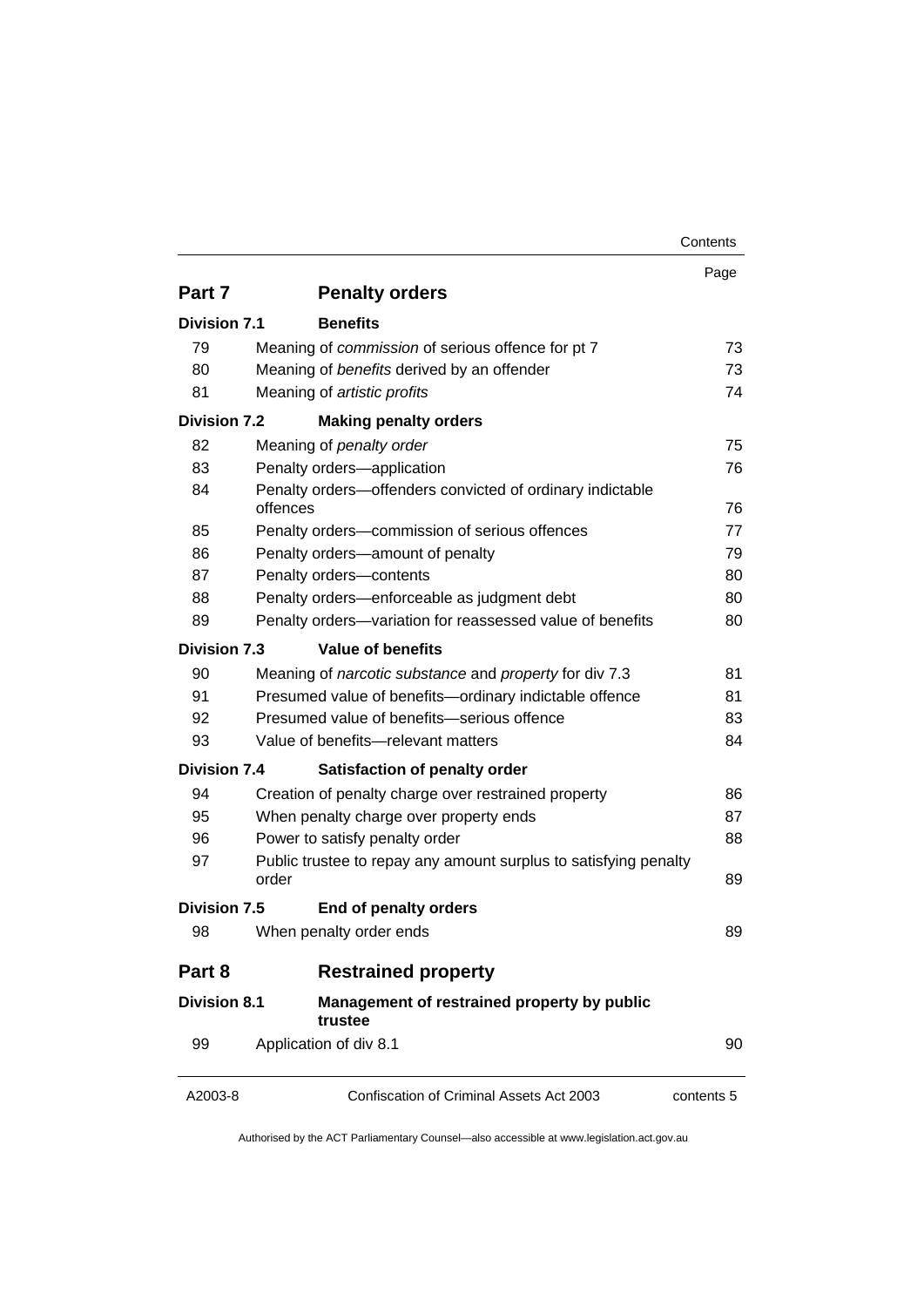| | | Page |
|---|---|---|
| **Part 7** | **Penalty orders** | |
| **Division 7.1** | **Benefits** | |
| 79 | Meaning of *commission* of serious offence for pt 7 | 73 |
| 80 | Meaning of *benefits* derived by an offender | 73 |
| 81 | Meaning of *artistic profits* | 74 |
| **Division 7.2** | **Making penalty orders** | |
| 82 | Meaning of *penalty order* | 75 |
| 83 | Penalty orders—application | 76 |
| 84 | Penalty orders—offenders convicted of ordinary indictable offences | 76 |
| 85 | Penalty orders—commission of serious offences | 77 |
| 86 | Penalty orders—amount of penalty | 79 |
| 87 | Penalty orders—contents | 80 |
| 88 | Penalty orders—enforceable as judgment debt | 80 |
| 89 | Penalty orders—variation for reassessed value of benefits | 80 |
| **Division 7.3** | **Value of benefits** | |
| 90 | Meaning of *narcotic substance* and *property* for div 7.3 | 81 |
| 91 | Presumed value of benefits—ordinary indictable offence | 81 |
| 92 | Presumed value of benefits—serious offence | 83 |
| 93 | Value of benefits—relevant matters | 84 |
| **Division 7.4** | **Satisfaction of penalty order** | |
| 94 | Creation of penalty charge over restrained property | 86 |
| 95 | When penalty charge over property ends | 87 |
| 96 | Power to satisfy penalty order | 88 |
| 97 | Public trustee to repay any amount surplus to satisfying penalty order | 89 |
| **Division 7.5** | **End of penalty orders** | |
| 98 | When penalty order ends | 89 |
| **Part 8** | **Restrained property** | |
| **Division 8.1** | **Management of restrained property by public trustee** | |
| 99 | Application of div 8.1 | 90 |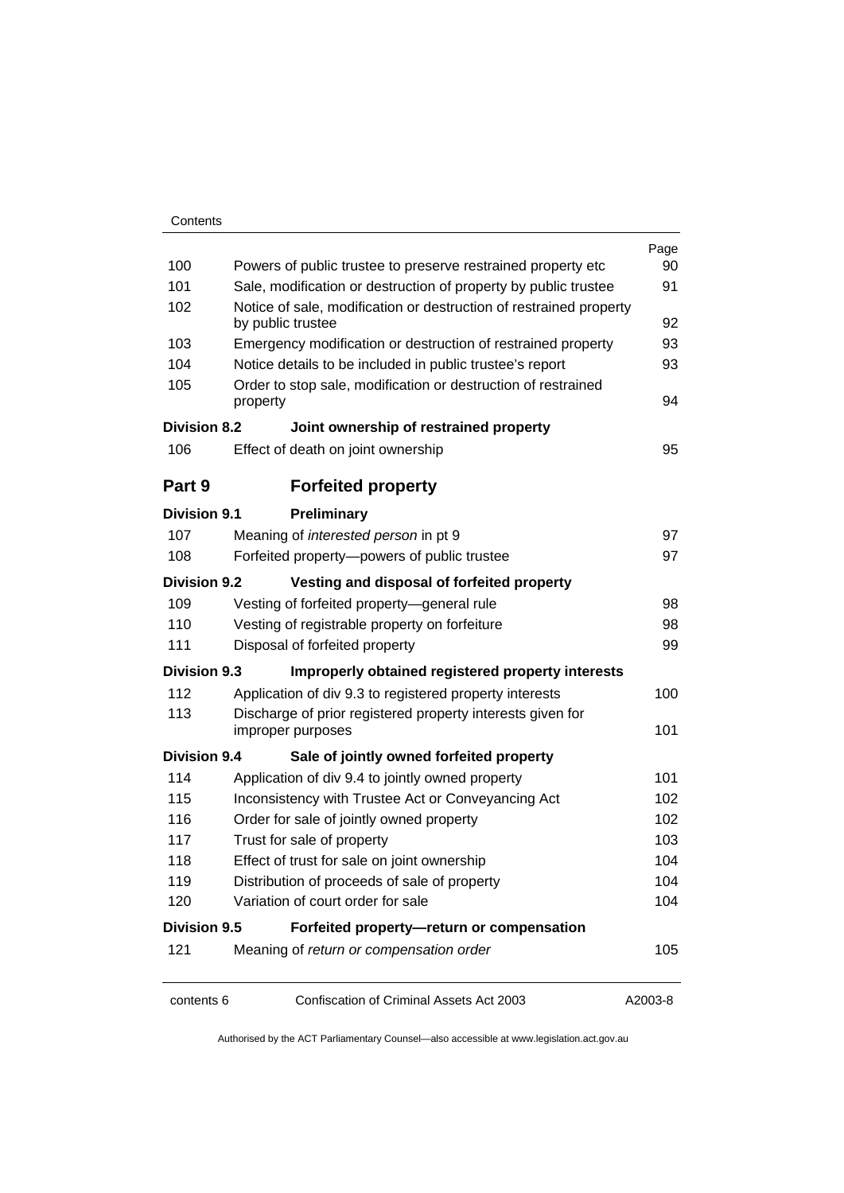| | | Page |
|---|---|---|
| 100 | Powers of public trustee to preserve restrained property etc | 90 |
| 101 | Sale, modification or destruction of property by public trustee | 91 |
| 102 | Notice of sale, modification or destruction of restrained property by public trustee | 92 |
| 103 | Emergency modification or destruction of restrained property | 93 |
| 104 | Notice details to be included in public trustee's report | 93 |
| 105 | Order to stop sale, modification or destruction of restrained property | 94 |
| **Division 8.2** | **Joint ownership of restrained property** | |
| 106 | Effect of death on joint ownership | 95 |
| **Part 9** | **Forfeited property** | |
| **Division 9.1** | **Preliminary** | |
| 107 | Meaning of *interested person* in pt 9 | 97 |
| 108 | Forfeited property—powers of public trustee | 97 |
| **Division 9.2** | **Vesting and disposal of forfeited property** | |
| 109 | Vesting of forfeited property—general rule | 98 |
| 110 | Vesting of registrable property on forfeiture | 98 |
| 111 | Disposal of forfeited property | 99 |
| **Division 9.3** | **Improperly obtained registered property interests** | |
| 112 | Application of div 9.3 to registered property interests | 100 |
| 113 | Discharge of prior registered property interests given for improper purposes | 101 |
| **Division 9.4** | **Sale of jointly owned forfeited property** | |
| 114 | Application of div 9.4 to jointly owned property | 101 |
| 115 | Inconsistency with Trustee Act or Conveyancing Act | 102 |
| 116 | Order for sale of jointly owned property | 102 |
| 117 | Trust for sale of property | 103 |
| 118 | Effect of trust for sale on joint ownership | 104 |
| 119 | Distribution of proceeds of sale of property | 104 |
| 120 | Variation of court order for sale | 104 |
| **Division 9.5** | **Forfeited property—return or compensation** | |
| 121 | Meaning of *return or compensation order* | 105 |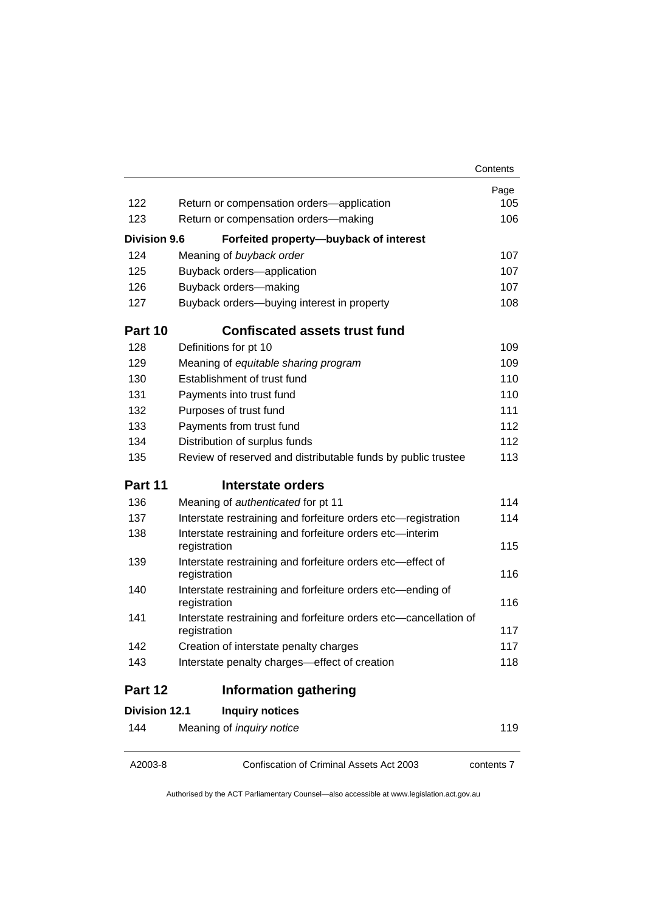| | | Page |
|---|---|---|
| 122 | Return or compensation orders—application | 105 |
| 123 | Return or compensation orders—making | 106 |
| **Division 9.6** | **Forfeited property—buyback of interest** | |
| 124 | Meaning of *buyback order* | 107 |
| 125 | Buyback orders—application | 107 |
| 126 | Buyback orders—making | 107 |
| 127 | Buyback orders—buying interest in property | 108 |
| **Part 10** | **Confiscated assets trust fund** | |
| 128 | Definitions for pt 10 | 109 |
| 129 | Meaning of *equitable sharing program* | 109 |
| 130 | Establishment of trust fund | 110 |
| 131 | Payments into trust fund | 110 |
| 132 | Purposes of trust fund | 111 |
| 133 | Payments from trust fund | 112 |
| 134 | Distribution of surplus funds | 112 |
| 135 | Review of reserved and distributable funds by public trustee | 113 |
| **Part 11** | **Interstate orders** | |
| 136 | Meaning of *authenticated* for pt 11 | 114 |
| 137 | Interstate restraining and forfeiture orders etc—registration | 114 |
| 138 | Interstate restraining and forfeiture orders etc—interim registration | 115 |
| 139 | Interstate restraining and forfeiture orders etc—effect of registration | 116 |
| 140 | Interstate restraining and forfeiture orders etc—ending of registration | 116 |
| 141 | Interstate restraining and forfeiture orders etc—cancellation of registration | 117 |
| 142 | Creation of interstate penalty charges | 117 |
| 143 | Interstate penalty charges—effect of creation | 118 |
| **Part 12** | **Information gathering** | |
| **Division 12.1** | **Inquiry notices** | |
| 144 | Meaning of *inquiry notice* | 119 |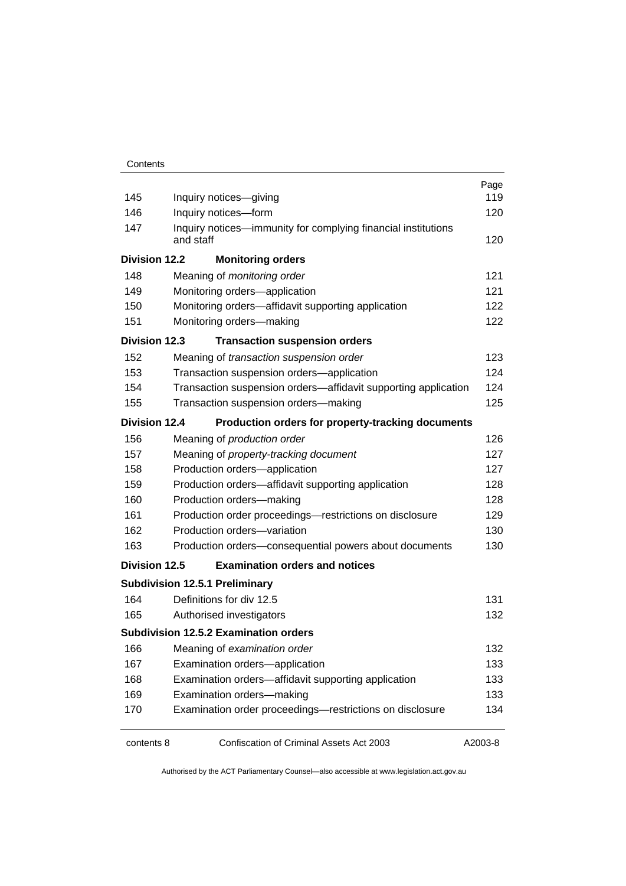| | | Page |
|---|---|---|
| 145 | Inquiry notices—giving | 119 |
| 146 | Inquiry notices—form | 120 |
| 147 | Inquiry notices—immunity for complying financial institutions and staff | 120 |
| **Division 12.2** | **Monitoring orders** | |
| 148 | Meaning of *monitoring order* | 121 |
| 149 | Monitoring orders—application | 121 |
| 150 | Monitoring orders—affidavit supporting application | 122 |
| 151 | Monitoring orders—making | 122 |
| **Division 12.3** | **Transaction suspension orders** | |
| 152 | Meaning of *transaction suspension order* | 123 |
| 153 | Transaction suspension orders—application | 124 |
| 154 | Transaction suspension orders—affidavit supporting application | 124 |
| 155 | Transaction suspension orders—making | 125 |
| **Division 12.4** | **Production orders for property-tracking documents** | |
| 156 | Meaning of *production order* | 126 |
| 157 | Meaning of *property-tracking document* | 127 |
| 158 | Production orders—application | 127 |
| 159 | Production orders—affidavit supporting application | 128 |
| 160 | Production orders—making | 128 |
| 161 | Production order proceedings—restrictions on disclosure | 129 |
| 162 | Production orders—variation | 130 |
| 163 | Production orders—consequential powers about documents | 130 |
| **Division 12.5** | **Examination orders and notices** | |
| **Subdivision 12.5.1 Preliminary** | | |
| 164 | Definitions for div 12.5 | 131 |
| 165 | Authorised investigators | 132 |
| **Subdivision 12.5.2 Examination orders** | | |
| 166 | Meaning of *examination order* | 132 |
| 167 | Examination orders—application | 133 |
| 168 | Examination orders—affidavit supporting application | 133 |
| 169 | Examination orders—making | 133 |
| 170 | Examination order proceedings—restrictions on disclosure | 134 |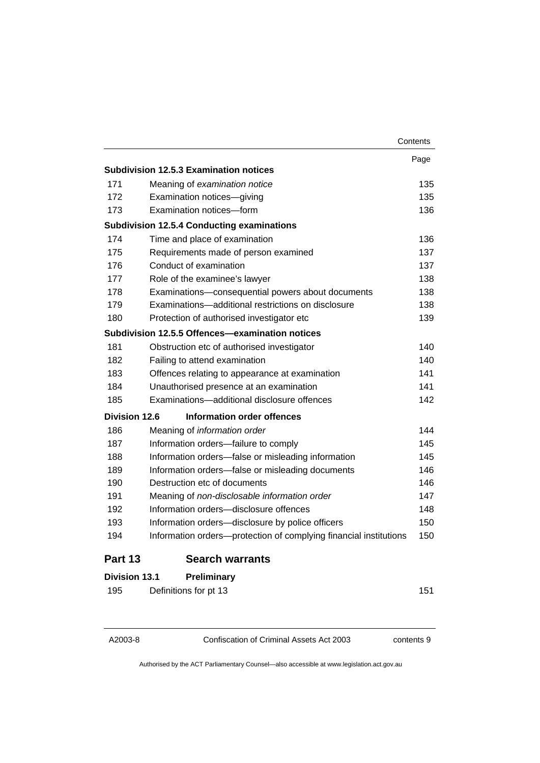| | | Page |
|---|---|---|
| **Subdivision 12.5.3 Examination notices** | | |
| 171 | Meaning of *examination notice* | 135 |
| 172 | Examination notices—giving | 135 |
| 173 | Examination notices—form | 136 |
| **Subdivision 12.5.4 Conducting examinations** | | |
| 174 | Time and place of examination | 136 |
| 175 | Requirements made of person examined | 137 |
| 176 | Conduct of examination | 137 |
| 177 | Role of the examinee's lawyer | 138 |
| 178 | Examinations—consequential powers about documents | 138 |
| 179 | Examinations—additional restrictions on disclosure | 138 |
| 180 | Protection of authorised investigator etc | 139 |
| **Subdivision 12.5.5 Offences—examination notices** | | |
| 181 | Obstruction etc of authorised investigator | 140 |
| 182 | Failing to attend examination | 140 |
| 183 | Offences relating to appearance at examination | 141 |
| 184 | Unauthorised presence at an examination | 141 |
| 185 | Examinations—additional disclosure offences | 142 |
| **Division 12.6** | **Information order offences** | |
| 186 | Meaning of *information order* | 144 |
| 187 | Information orders—failure to comply | 145 |
| 188 | Information orders—false or misleading information | 145 |
| 189 | Information orders—false or misleading documents | 146 |
| 190 | Destruction etc of documents | 146 |
| 191 | Meaning of *non-disclosable information order* | 147 |
| 192 | Information orders—disclosure offences | 148 |
| 193 | Information orders—disclosure by police officers | 150 |
| 194 | Information orders—protection of complying financial institutions | 150 |
| **Part 13** | **Search warrants** | |
| **Division 13.1** | **Preliminary** | |
| 195 | Definitions for pt 13 | 151 |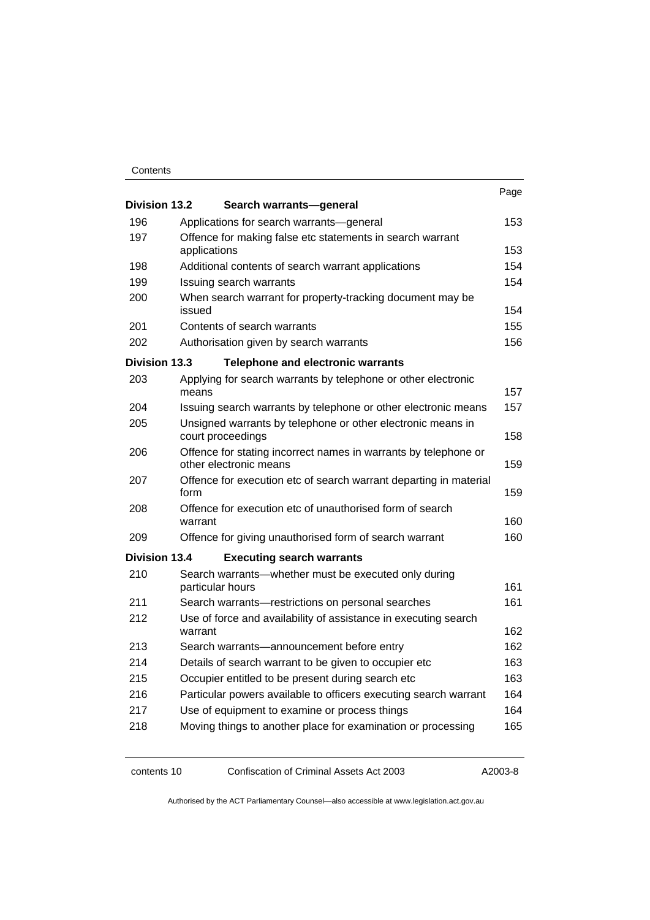| | | Page |
|---|---|---|
| **Division 13.2** | **Search warrants—general** | |
| 196 | Applications for search warrants—general | 153 |
| 197 | Offence for making false etc statements in search warrant applications | 153 |
| 198 | Additional contents of search warrant applications | 154 |
| 199 | Issuing search warrants | 154 |
| 200 | When search warrant for property-tracking document may be issued | 154 |
| 201 | Contents of search warrants | 155 |
| 202 | Authorisation given by search warrants | 156 |
| **Division 13.3** | **Telephone and electronic warrants** | |
| 203 | Applying for search warrants by telephone or other electronic means | 157 |
| 204 | Issuing search warrants by telephone or other electronic means | 157 |
| 205 | Unsigned warrants by telephone or other electronic means in court proceedings | 158 |
| 206 | Offence for stating incorrect names in warrants by telephone or other electronic means | 159 |
| 207 | Offence for execution etc of search warrant departing in material form | 159 |
| 208 | Offence for execution etc of unauthorised form of search warrant | 160 |
| 209 | Offence for giving unauthorised form of search warrant | 160 |
| **Division 13.4** | **Executing search warrants** | |
| 210 | Search warrants—whether must be executed only during particular hours | 161 |
| 211 | Search warrants—restrictions on personal searches | 161 |
| 212 | Use of force and availability of assistance in executing search warrant | 162 |
| 213 | Search warrants—announcement before entry | 162 |
| 214 | Details of search warrant to be given to occupier etc | 163 |
| 215 | Occupier entitled to be present during search etc | 163 |
| 216 | Particular powers available to officers executing search warrant | 164 |
| 217 | Use of equipment to examine or process things | 164 |
| 218 | Moving things to another place for examination or processing | 165 |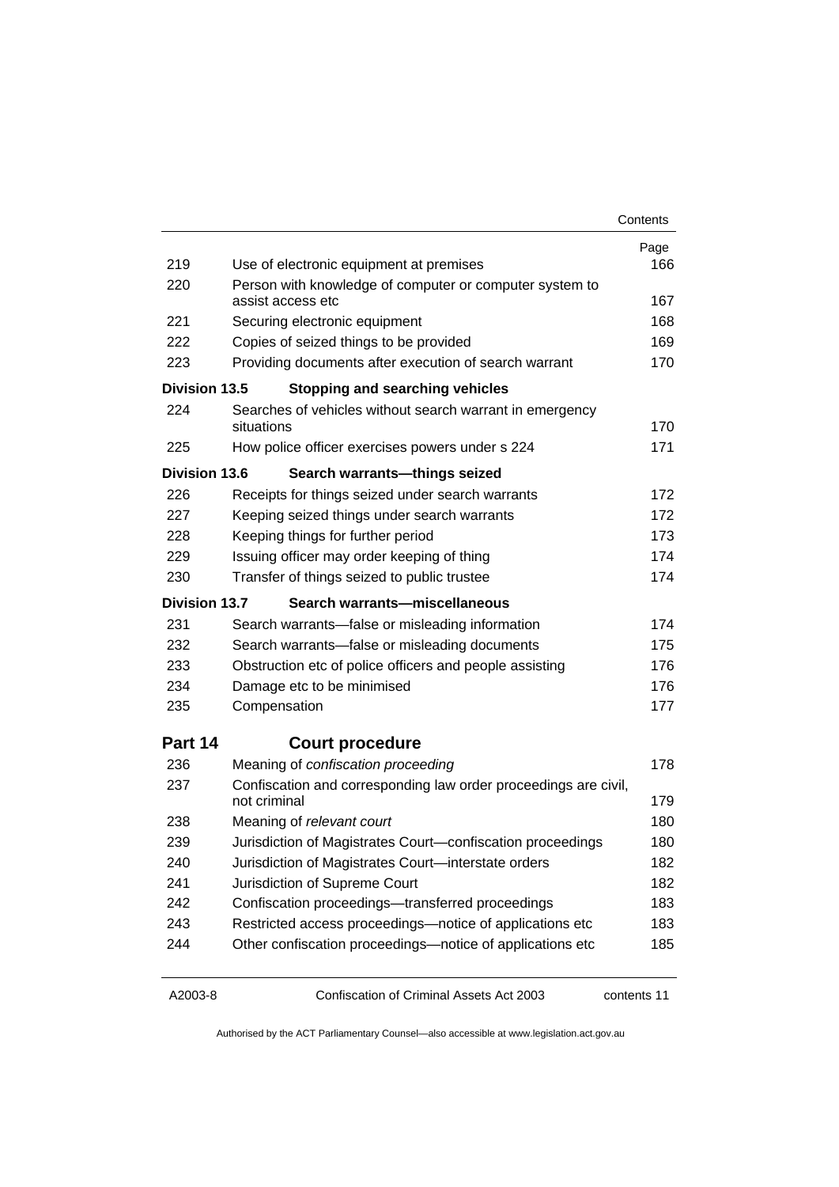| | | Page |
|---|---|---|
| 219 | Use of electronic equipment at premises | 166 |
| 220 | Person with knowledge of computer or computer system to assist access etc | 167 |
| 221 | Securing electronic equipment | 168 |
| 222 | Copies of seized things to be provided | 169 |
| 223 | Providing documents after execution of search warrant | 170 |
| **Division 13.5** | **Stopping and searching vehicles** | |
| 224 | Searches of vehicles without search warrant in emergency situations | 170 |
| 225 | How police officer exercises powers under s 224 | 171 |
| **Division 13.6** | **Search warrants—things seized** | |
| 226 | Receipts for things seized under search warrants | 172 |
| 227 | Keeping seized things under search warrants | 172 |
| 228 | Keeping things for further period | 173 |
| 229 | Issuing officer may order keeping of thing | 174 |
| 230 | Transfer of things seized to public trustee | 174 |
| **Division 13.7** | **Search warrants—miscellaneous** | |
| 231 | Search warrants—false or misleading information | 174 |
| 232 | Search warrants—false or misleading documents | 175 |
| 233 | Obstruction etc of police officers and people assisting | 176 |
| 234 | Damage etc to be minimised | 176 |
| 235 | Compensation | 177 |
| **Part 14** | **Court procedure** | |
| 236 | Meaning of *confiscation proceeding* | 178 |
| 237 | Confiscation and corresponding law order proceedings are civil, not criminal | 179 |
| 238 | Meaning of *relevant court* | 180 |
| 239 | Jurisdiction of Magistrates Court—confiscation proceedings | 180 |
| 240 | Jurisdiction of Magistrates Court—interstate orders | 182 |
| 241 | Jurisdiction of Supreme Court | 182 |
| 242 | Confiscation proceedings—transferred proceedings | 183 |
| 243 | Restricted access proceedings—notice of applications etc | 183 |
| 244 | Other confiscation proceedings—notice of applications etc | 185 |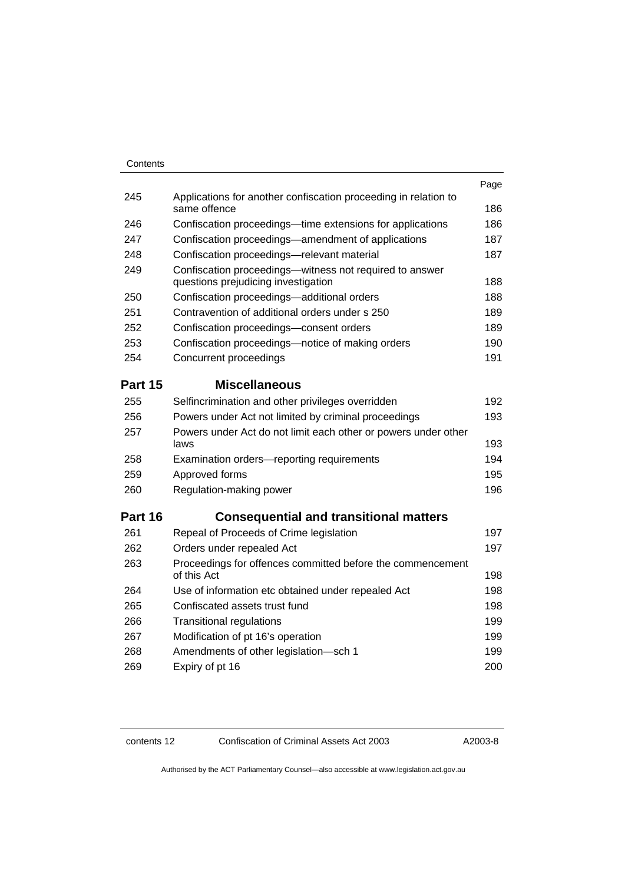| | | Page |
|---|---|---|
| 245 | Applications for another confiscation proceeding in relation to same offence | 186 |
| 246 | Confiscation proceedings—time extensions for applications | 186 |
| 247 | Confiscation proceedings—amendment of applications | 187 |
| 248 | Confiscation proceedings—relevant material | 187 |
| 249 | Confiscation proceedings—witness not required to answer questions prejudicing investigation | 188 |
| 250 | Confiscation proceedings—additional orders | 188 |
| 251 | Contravention of additional orders under s 250 | 189 |
| 252 | Confiscation proceedings—consent orders | 189 |
| 253 | Confiscation proceedings—notice of making orders | 190 |
| 254 | Concurrent proceedings | 191 |
| **Part 15** | **Miscellaneous** | |
| 255 | Selfincrimination and other privileges overridden | 192 |
| 256 | Powers under Act not limited by criminal proceedings | 193 |
| 257 | Powers under Act do not limit each other or powers under other laws | 193 |
| 258 | Examination orders—reporting requirements | 194 |
| 259 | Approved forms | 195 |
| 260 | Regulation-making power | 196 |
| **Part 16** | **Consequential and transitional matters** | |
| 261 | Repeal of Proceeds of Crime legislation | 197 |
| 262 | Orders under repealed Act | 197 |
| 263 | Proceedings for offences committed before the commencement of this Act | 198 |
| 264 | Use of information etc obtained under repealed Act | 198 |
| 265 | Confiscated assets trust fund | 198 |
| 266 | Transitional regulations | 199 |
| 267 | Modification of pt 16's operation | 199 |
| 268 | Amendments of other legislation—sch 1 | 199 |
| 269 | Expiry of pt 16 | 200 |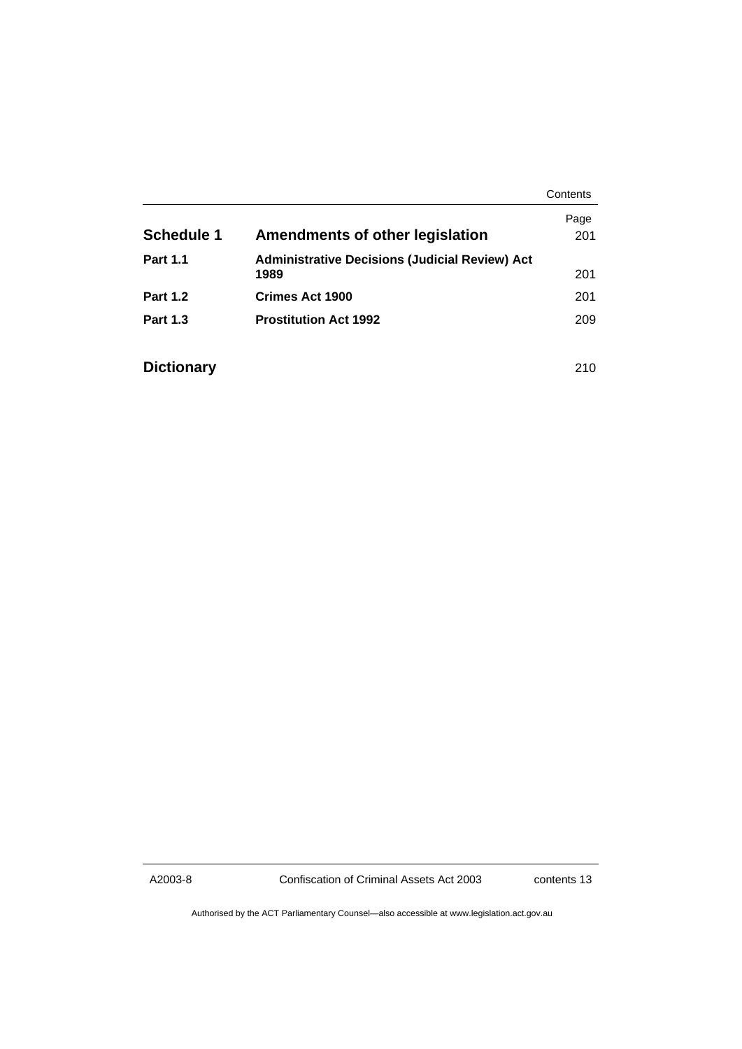| | | Page |
|---|---|---|
| **Schedule 1** | **Amendments of other legislation** | 201 |
| **Part 1.1** | **Administrative Decisions (Judicial Review) Act 1989** | 201 |
| **Part 1.2** | **Crimes Act 1900** | 201 |
| **Part 1.3** | **Prostitution Act 1992** | 209 |

| | | |
|---|---|---|
| **Dictionary** | | 210 |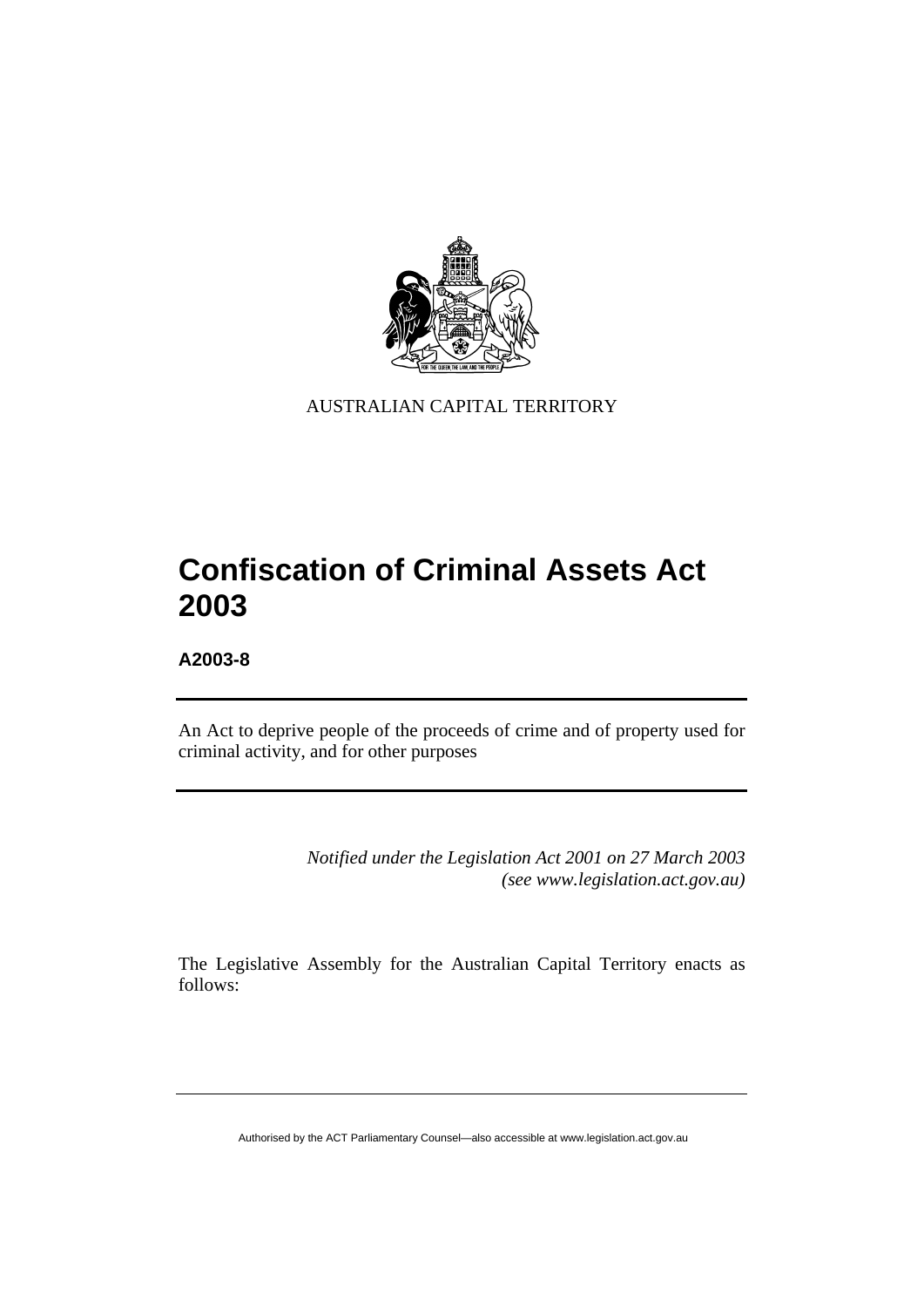AUSTRALIAN CAPITAL TERRITORY

# Confiscation of Criminal Assets Act 2003

**A2003-8**

An Act to deprive people of the proceeds of crime and of property used for criminal activity, and for other purposes

*Notified under the Legislation Act 2001 on 27 March 2003*
*(see www.legislation.act.gov.au)*

The Legislative Assembly for the Australian Capital Territory enacts as follows: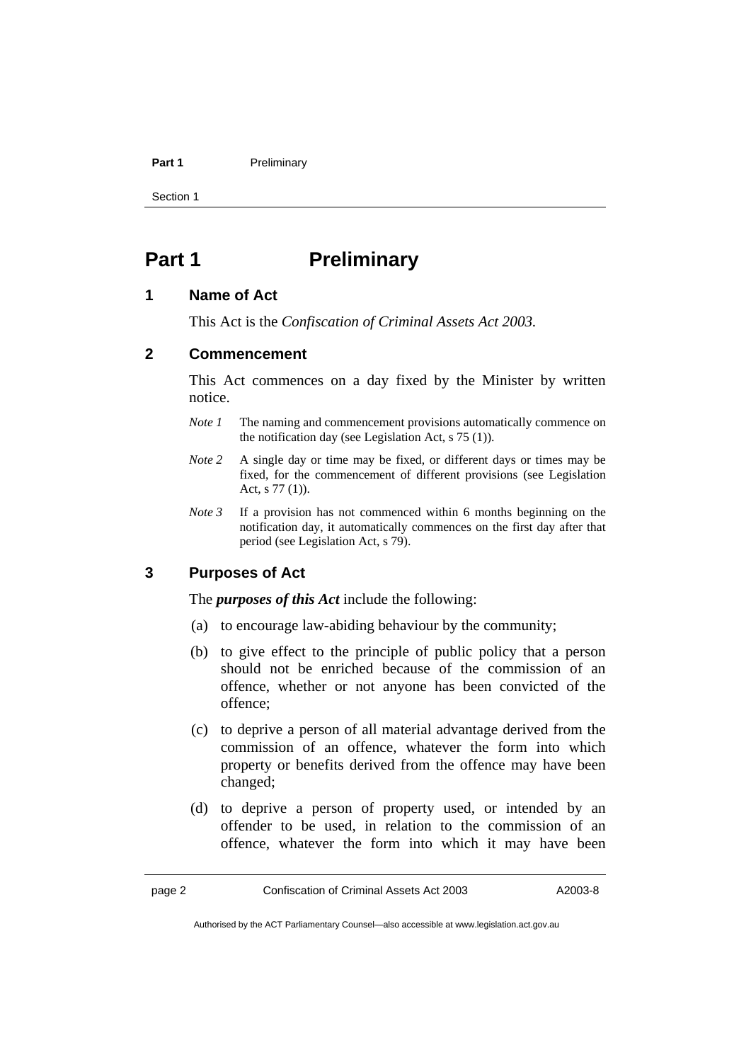# Part 1 Preliminary

## 1 Name of Act

This Act is the *Confiscation of Criminal Assets Act 2003*.

## 2 Commencement

This Act commences on a day fixed by the Minister by written notice.

*Note 1* The naming and commencement provisions automatically commence on the notification day (see Legislation Act, s 75 (1)).

*Note 2* A single day or time may be fixed, or different days or times may be fixed, for the commencement of different provisions (see Legislation Act, s 77 (1)).

*Note 3* If a provision has not commenced within 6 months beginning on the notification day, it automatically commences on the first day after that period (see Legislation Act, s 79).

## 3 Purposes of Act

The ***purposes of this Act*** include the following:

(a) to encourage law-abiding behaviour by the community;

(b) to give effect to the principle of public policy that a person should not be enriched because of the commission of an offence, whether or not anyone has been convicted of the offence;

(c) to deprive a person of all material advantage derived from the commission of an offence, whatever the form into which property or benefits derived from the offence may have been changed;

(d) to deprive a person of property used, or intended by an offender to be used, in relation to the commission of an offence, whatever the form into which it may have been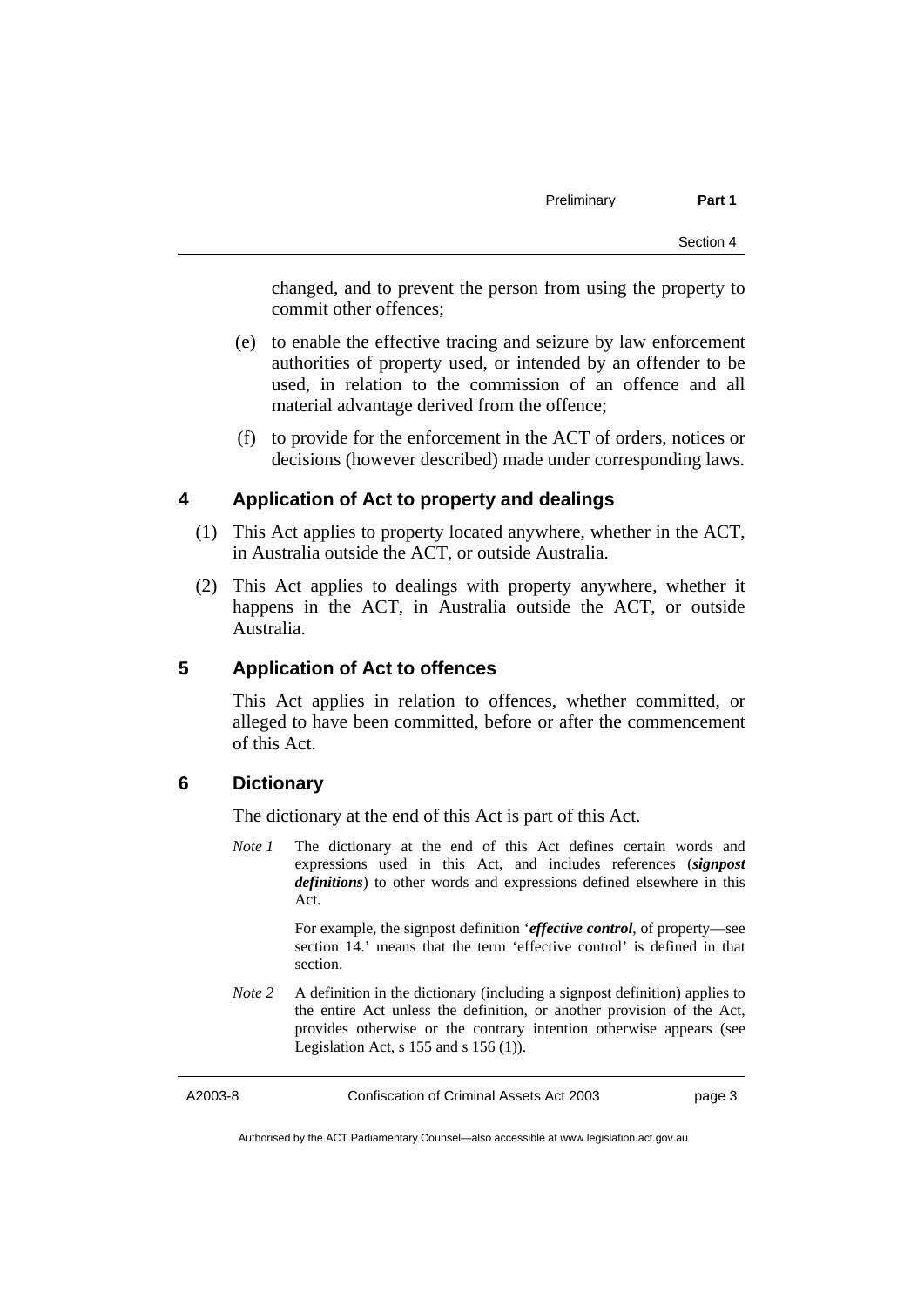changed, and to prevent the person from using the property to commit other offences;

(e) to enable the effective tracing and seizure by law enforcement authorities of property used, or intended by an offender to be used, in relation to the commission of an offence and all material advantage derived from the offence;

(f) to provide for the enforcement in the ACT of orders, notices or decisions (however described) made under corresponding laws.

## 4 Application of Act to property and dealings

(1) This Act applies to property located anywhere, whether in the ACT, in Australia outside the ACT, or outside Australia.

(2) This Act applies to dealings with property anywhere, whether it happens in the ACT, in Australia outside the ACT, or outside Australia.

## 5 Application of Act to offences

This Act applies in relation to offences, whether committed, or alleged to have been committed, before or after the commencement of this Act.

## 6 Dictionary

The dictionary at the end of this Act is part of this Act.

*Note 1* The dictionary at the end of this Act defines certain words and expressions used in this Act, and includes references (***signpost definitions***) to other words and expressions defined elsewhere in this Act.

For example, the signpost definition '***effective control***, of property—see section 14.' means that the term 'effective control' is defined in that section.

*Note 2* A definition in the dictionary (including a signpost definition) applies to the entire Act unless the definition, or another provision of the Act, provides otherwise or the contrary intention otherwise appears (see Legislation Act, s 155 and s 156 (1)).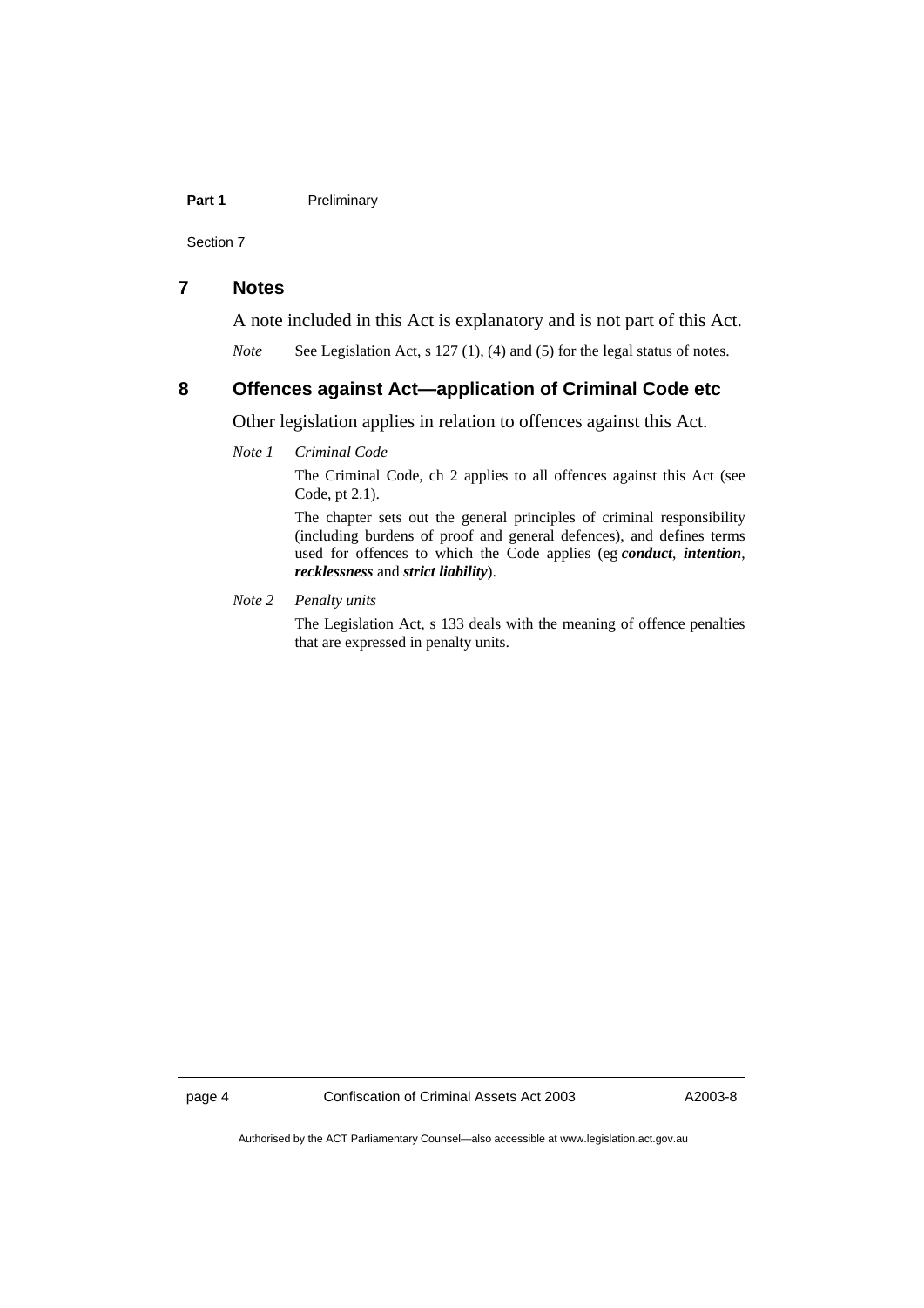## 7 Notes

A note included in this Act is explanatory and is not part of this Act.

*Note* See Legislation Act, s 127 (1), (4) and (5) for the legal status of notes.

## 8 Offences against Act—application of Criminal Code etc

Other legislation applies in relation to offences against this Act.

*Note 1* *Criminal Code*

The Criminal Code, ch 2 applies to all offences against this Act (see Code, pt 2.1).

The chapter sets out the general principles of criminal responsibility (including burdens of proof and general defences), and defines terms used for offences to which the Code applies (eg ***conduct***, ***intention***, ***recklessness*** and ***strict liability***).

*Note 2* *Penalty units*

The Legislation Act, s 133 deals with the meaning of offence penalties that are expressed in penalty units.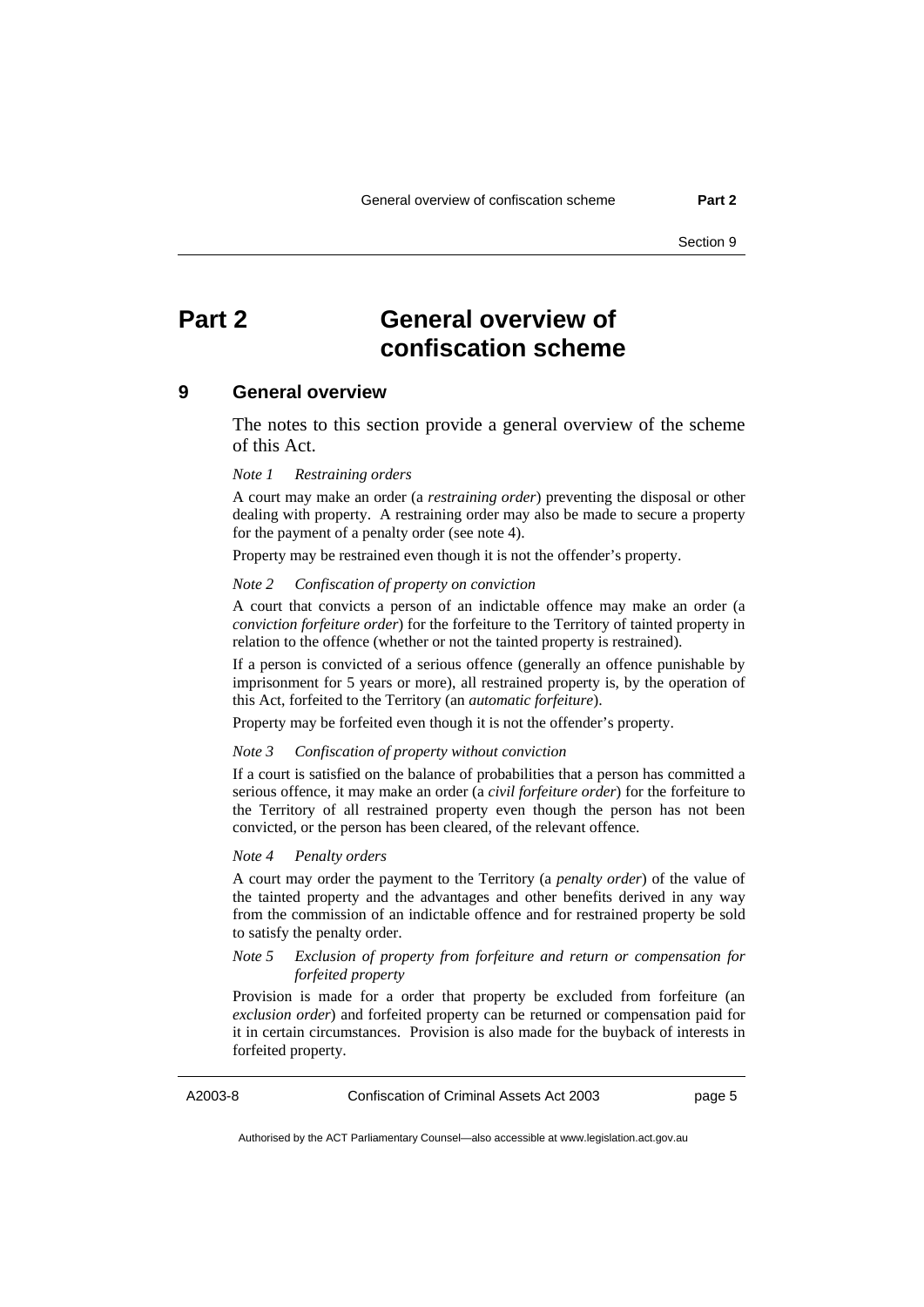# Part 2 General overview of confiscation scheme

## 9 General overview

The notes to this section provide a general overview of the scheme of this Act.

*Note 1 Restraining orders*

A court may make an order (a ***restraining order***) preventing the disposal or other dealing with property. A restraining order may also be made to secure a property for the payment of a penalty order (see note 4).

Property may be restrained even though it is not the offender's property.

*Note 2 Confiscation of property on conviction*

A court that convicts a person of an indictable offence may make an order (a ***conviction forfeiture order***) for the forfeiture to the Territory of tainted property in relation to the offence (whether or not the tainted property is restrained).

If a person is convicted of a serious offence (generally an offence punishable by imprisonment for 5 years or more), all restrained property is, by the operation of this Act, forfeited to the Territory (an ***automatic forfeiture***).

Property may be forfeited even though it is not the offender's property.

*Note 3 Confiscation of property without conviction*

If a court is satisfied on the balance of probabilities that a person has committed a serious offence, it may make an order (a ***civil forfeiture order***) for the forfeiture to the Territory of all restrained property even though the person has not been convicted, or the person has been cleared, of the relevant offence.

*Note 4 Penalty orders*

A court may order the payment to the Territory (a ***penalty order***) of the value of the tainted property and the advantages and other benefits derived in any way from the commission of an indictable offence and for restrained property be sold to satisfy the penalty order.

*Note 5 Exclusion of property from forfeiture and return or compensation for forfeited property*

Provision is made for a order that property be excluded from forfeiture (an ***exclusion order***) and forfeited property can be returned or compensation paid for it in certain circumstances. Provision is also made for the buyback of interests in forfeited property.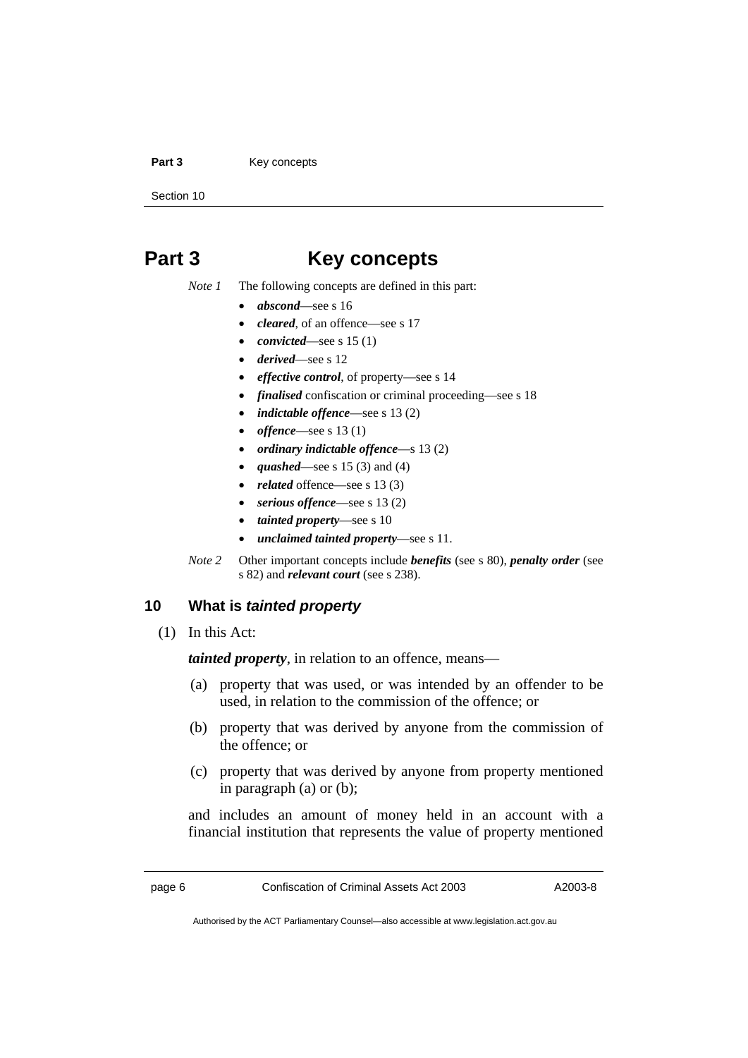# Part 3 Key concepts

*Note 1* The following concepts are defined in this part:

- ***abscond***—see s 16
- ***cleared***, of an offence—see s 17
- ***convicted***—see s 15 (1)
- ***derived***—see s 12
- ***effective control***, of property—see s 14
- ***finalised*** confiscation or criminal proceeding—see s 18
- ***indictable offence***—see s 13 (2)
- ***offence***—see s 13 (1)
- ***ordinary indictable offence***—s 13 (2)
- ***quashed***—see s 15 (3) and (4)
- ***related*** offence—see s 13 (3)
- ***serious offence***—see s 13 (2)
- ***tainted property***—see s 10
- ***unclaimed tainted property***—see s 11.

*Note 2* Other important concepts include ***benefits*** (see s 80), ***penalty order*** (see s 82) and ***relevant court*** (see s 238).

## 10 What is *tainted property*

(1) In this Act:

***tainted property***, in relation to an offence, means—

(a) property that was used, or was intended by an offender to be used, in relation to the commission of the offence; or

(b) property that was derived by anyone from the commission of the offence; or

(c) property that was derived by anyone from property mentioned in paragraph (a) or (b);

and includes an amount of money held in an account with a financial institution that represents the value of property mentioned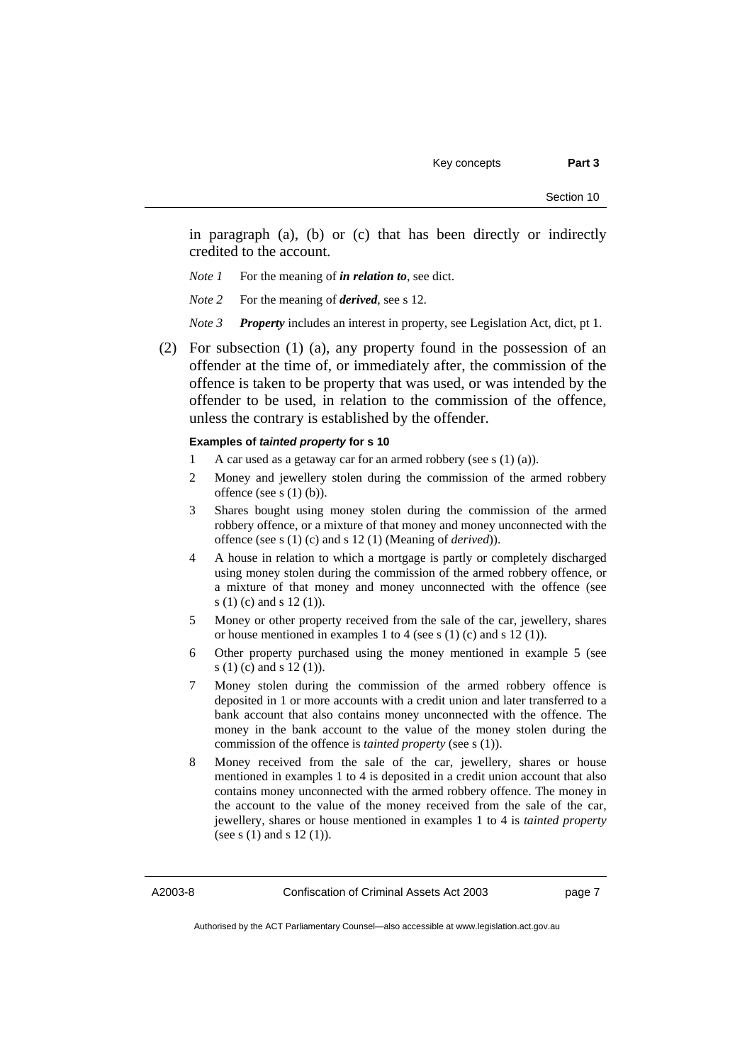in paragraph (a), (b) or (c) that has been directly or indirectly credited to the account.

*Note 1* For the meaning of ***in relation to***, see dict.

*Note 2* For the meaning of ***derived***, see s 12.

*Note 3* ***Property*** includes an interest in property, see Legislation Act, dict, pt 1.

(2) For subsection (1) (a), any property found in the possession of an offender at the time of, or immediately after, the commission of the offence is taken to be property that was used, or was intended by the offender to be used, in relation to the commission of the offence, unless the contrary is established by the offender.

**Examples of *tainted property* for s 10**

1 A car used as a getaway car for an armed robbery (see s (1) (a)).

2 Money and jewellery stolen during the commission of the armed robbery offence (see s (1) (b)).

3 Shares bought using money stolen during the commission of the armed robbery offence, or a mixture of that money and money unconnected with the offence (see s (1) (c) and s 12 (1) (Meaning of *derived*)).

4 A house in relation to which a mortgage is partly or completely discharged using money stolen during the commission of the armed robbery offence, or a mixture of that money and money unconnected with the offence (see s (1) (c) and s 12 (1)).

5 Money or other property received from the sale of the car, jewellery, shares or house mentioned in examples 1 to 4 (see s (1) (c) and s 12 (1)).

6 Other property purchased using the money mentioned in example 5 (see s (1) (c) and s 12 (1)).

7 Money stolen during the commission of the armed robbery offence is deposited in 1 or more accounts with a credit union and later transferred to a bank account that also contains money unconnected with the offence. The money in the bank account to the value of the money stolen during the commission of the offence is *tainted property* (see s (1)).

8 Money received from the sale of the car, jewellery, shares or house mentioned in examples 1 to 4 is deposited in a credit union account that also contains money unconnected with the armed robbery offence. The money in the account to the value of the money received from the sale of the car, jewellery, shares or house mentioned in examples 1 to 4 is *tainted property* (see s (1) and s 12 (1)).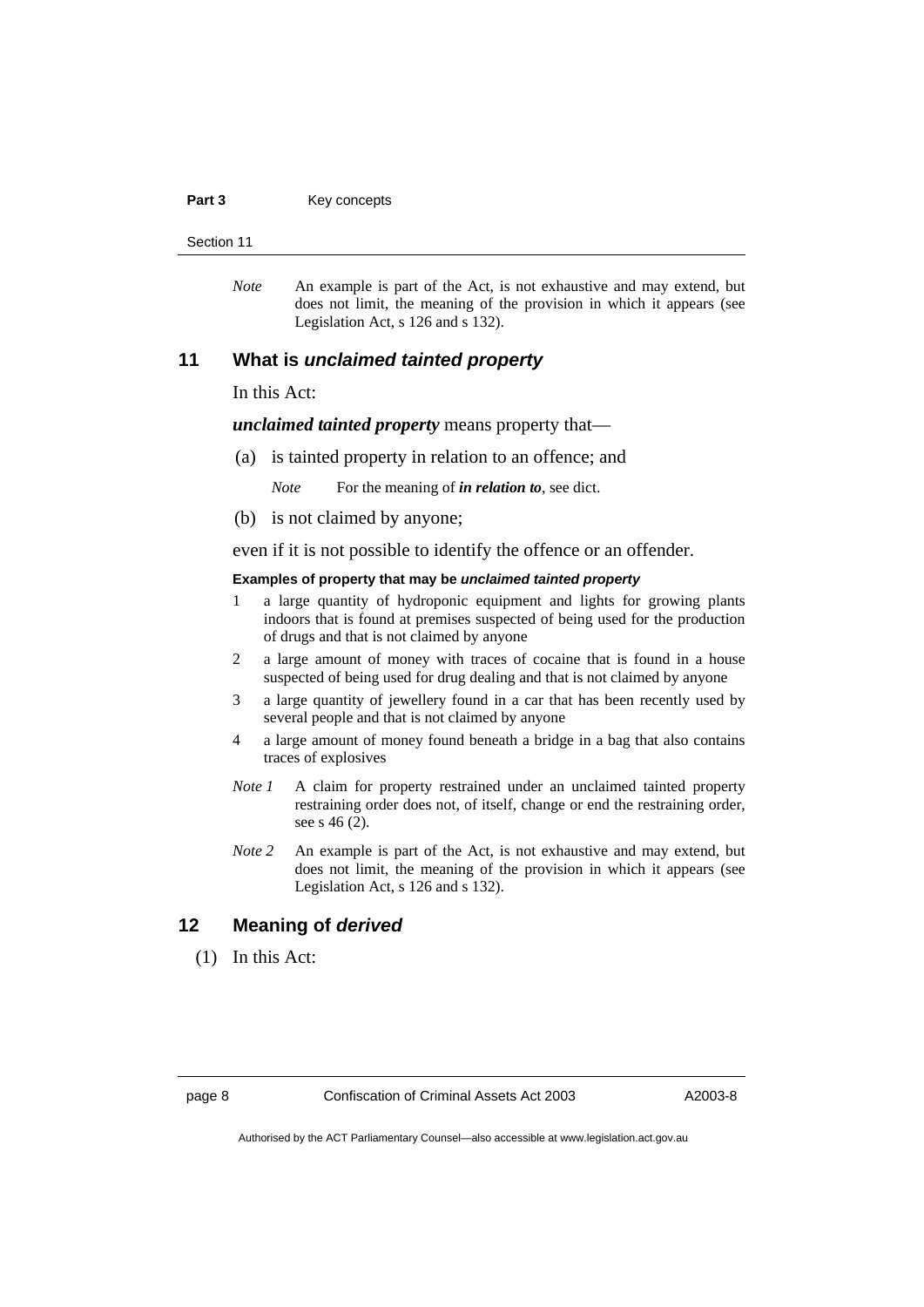*Note* An example is part of the Act, is not exhaustive and may extend, but does not limit, the meaning of the provision in which it appears (see Legislation Act, s 126 and s 132).

## 11 What is *unclaimed tainted property*

In this Act:

***unclaimed tainted property*** means property that—

(a) is tainted property in relation to an offence; and

*Note* For the meaning of ***in relation to***, see dict.

(b) is not claimed by anyone;

even if it is not possible to identify the offence or an offender.

**Examples of property that may be *unclaimed tainted property***

1 a large quantity of hydroponic equipment and lights for growing plants indoors that is found at premises suspected of being used for the production of drugs and that is not claimed by anyone

2 a large amount of money with traces of cocaine that is found in a house suspected of being used for drug dealing and that is not claimed by anyone

3 a large quantity of jewellery found in a car that has been recently used by several people and that is not claimed by anyone

4 a large amount of money found beneath a bridge in a bag that also contains traces of explosives

*Note 1* A claim for property restrained under an unclaimed tainted property restraining order does not, of itself, change or end the restraining order, see s 46 (2).

*Note 2* An example is part of the Act, is not exhaustive and may extend, but does not limit, the meaning of the provision in which it appears (see Legislation Act, s 126 and s 132).

## 12 Meaning of *derived*

(1) In this Act: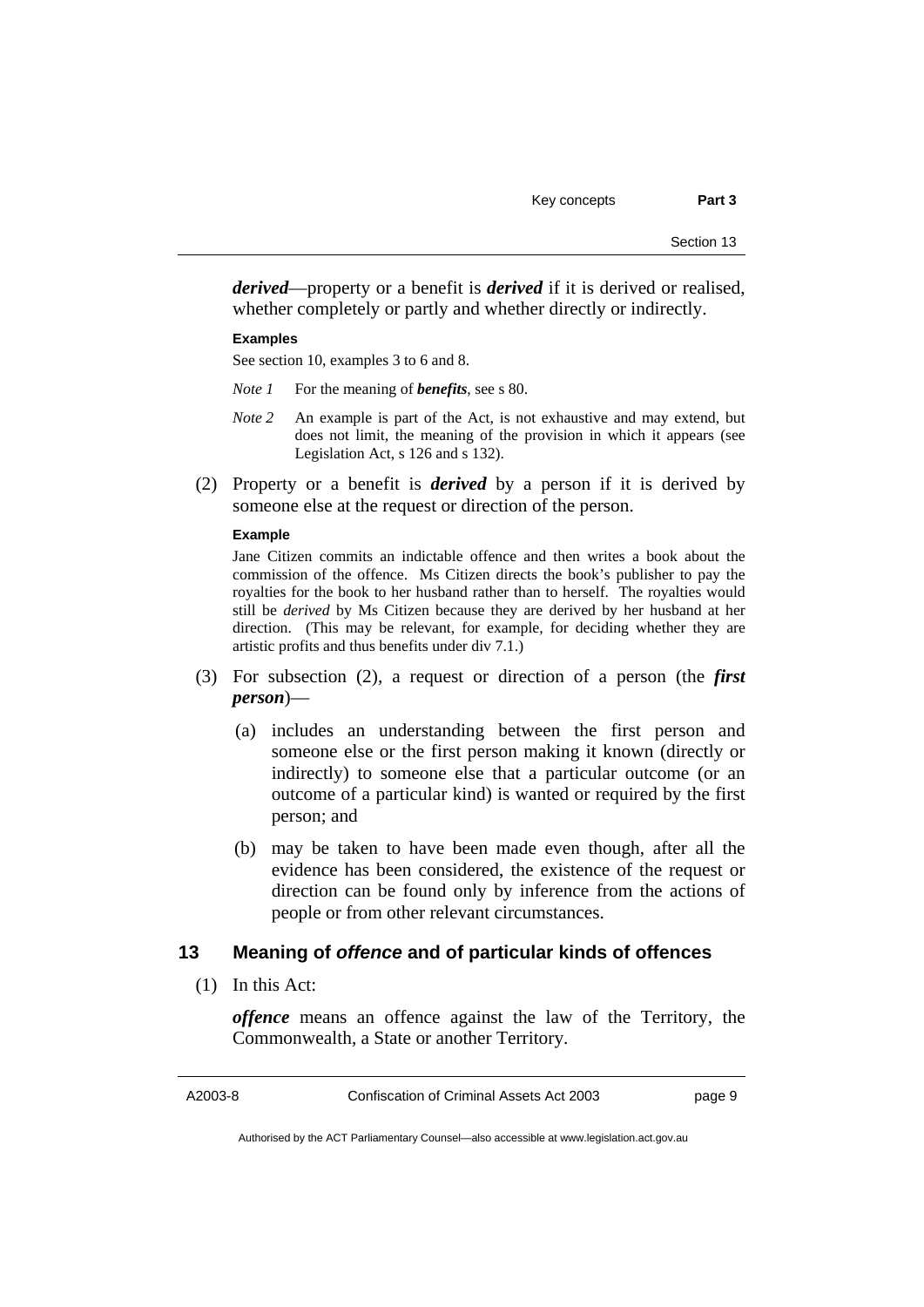***derived***—property or a benefit is ***derived*** if it is derived or realised, whether completely or partly and whether directly or indirectly.

**Examples**

See section 10, examples 3 to 6 and 8.

*Note 1* For the meaning of ***benefits***, see s 80.

*Note 2* An example is part of the Act, is not exhaustive and may extend, but does not limit, the meaning of the provision in which it appears (see Legislation Act, s 126 and s 132).

(2) Property or a benefit is ***derived*** by a person if it is derived by someone else at the request or direction of the person.

**Example**

Jane Citizen commits an indictable offence and then writes a book about the commission of the offence. Ms Citizen directs the book's publisher to pay the royalties for the book to her husband rather than to herself. The royalties would still be *derived* by Ms Citizen because they are derived by her husband at her direction. (This may be relevant, for example, for deciding whether they are artistic profits and thus benefits under div 7.1.)

(3) For subsection (2), a request or direction of a person (the ***first person***)—

(a) includes an understanding between the first person and someone else or the first person making it known (directly or indirectly) to someone else that a particular outcome (or an outcome of a particular kind) is wanted or required by the first person; and

(b) may be taken to have been made even though, after all the evidence has been considered, the existence of the request or direction can be found only by inference from the actions of people or from other relevant circumstances.

## 13 Meaning of *offence* and of particular kinds of offences

(1) In this Act:

***offence*** means an offence against the law of the Territory, the Commonwealth, a State or another Territory.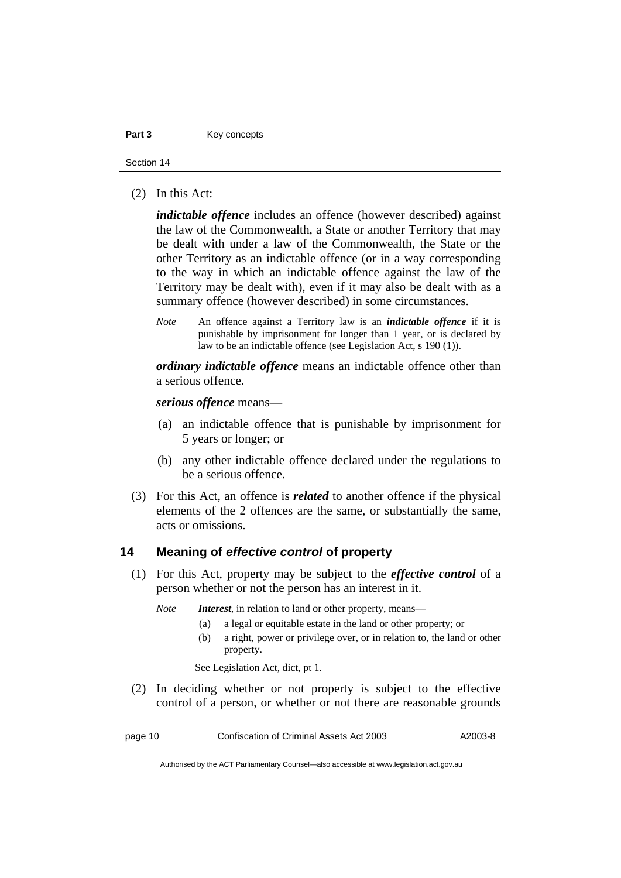(2) In this Act:

***indictable offence*** includes an offence (however described) against the law of the Commonwealth, a State or another Territory that may be dealt with under a law of the Commonwealth, the State or the other Territory as an indictable offence (or in a way corresponding to the way in which an indictable offence against the law of the Territory may be dealt with), even if it may also be dealt with as a summary offence (however described) in some circumstances.

*Note* An offence against a Territory law is an ***indictable offence*** if it is punishable by imprisonment for longer than 1 year, or is declared by law to be an indictable offence (see Legislation Act, s 190 (1)).

***ordinary indictable offence*** means an indictable offence other than a serious offence.

***serious offence*** means—

(a) an indictable offence that is punishable by imprisonment for 5 years or longer; or

(b) any other indictable offence declared under the regulations to be a serious offence.

(3) For this Act, an offence is ***related*** to another offence if the physical elements of the 2 offences are the same, or substantially the same, acts or omissions.

## 14 Meaning of *effective control* of property

(1) For this Act, property may be subject to the ***effective control*** of a person whether or not the person has an interest in it.

*Note* ***Interest***, in relation to land or other property, means—

(a) a legal or equitable estate in the land or other property; or

(b) a right, power or privilege over, or in relation to, the land or other property.

See Legislation Act, dict, pt 1.

(2) In deciding whether or not property is subject to the effective control of a person, or whether or not there are reasonable grounds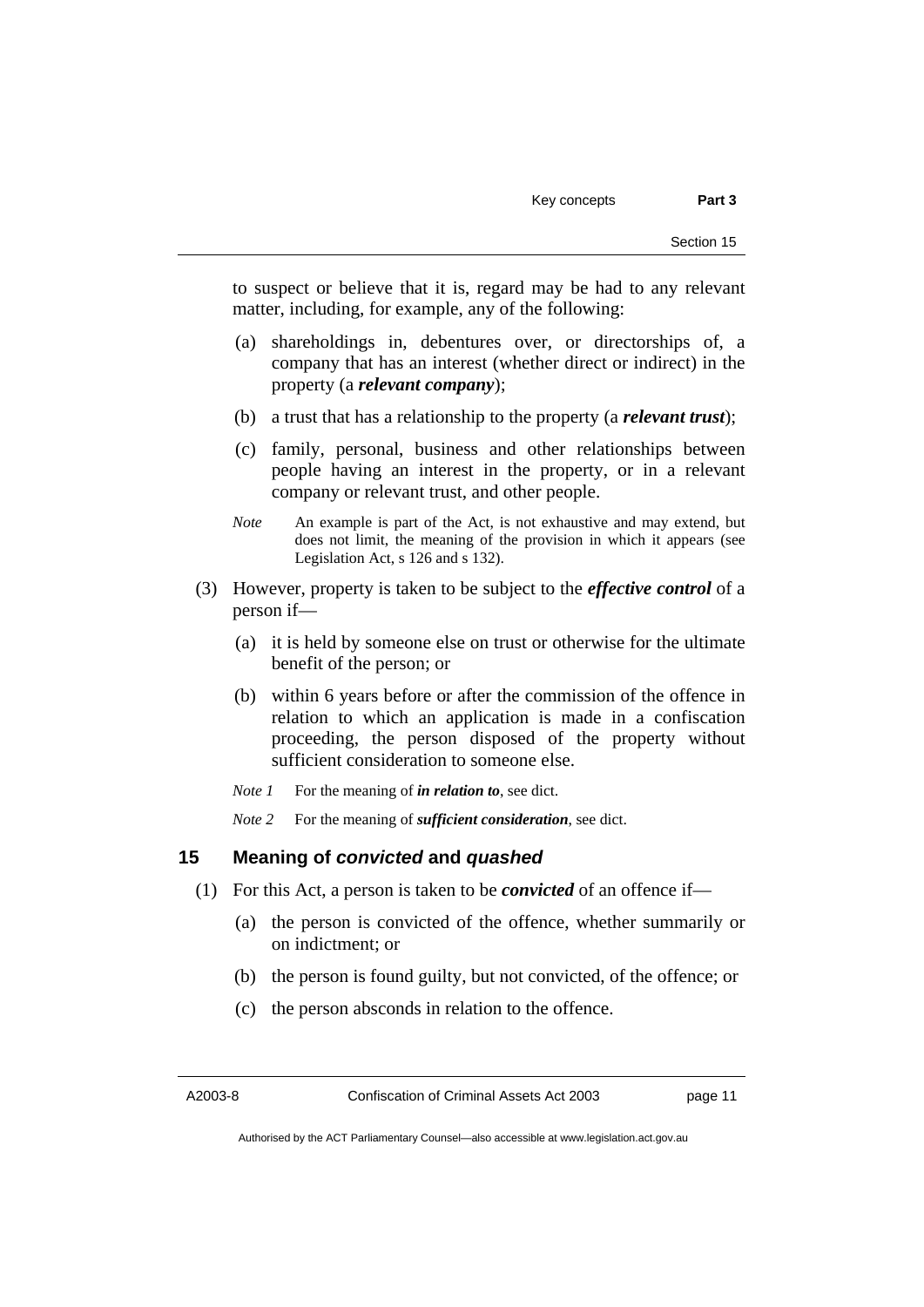to suspect or believe that it is, regard may be had to any relevant matter, including, for example, any of the following:

(a) shareholdings in, debentures over, or directorships of, a company that has an interest (whether direct or indirect) in the property (a ***relevant company***);

(b) a trust that has a relationship to the property (a ***relevant trust***);

(c) family, personal, business and other relationships between people having an interest in the property, or in a relevant company or relevant trust, and other people.

*Note* An example is part of the Act, is not exhaustive and may extend, but does not limit, the meaning of the provision in which it appears (see Legislation Act, s 126 and s 132).

(3) However, property is taken to be subject to the ***effective control*** of a person if—

(a) it is held by someone else on trust or otherwise for the ultimate benefit of the person; or

(b) within 6 years before or after the commission of the offence in relation to which an application is made in a confiscation proceeding, the person disposed of the property without sufficient consideration to someone else.

*Note 1* For the meaning of ***in relation to***, see dict.

*Note 2* For the meaning of ***sufficient consideration***, see dict.

## 15 Meaning of *convicted* and *quashed*

(1) For this Act, a person is taken to be ***convicted*** of an offence if—

(a) the person is convicted of the offence, whether summarily or on indictment; or

(b) the person is found guilty, but not convicted, of the offence; or

(c) the person absconds in relation to the offence.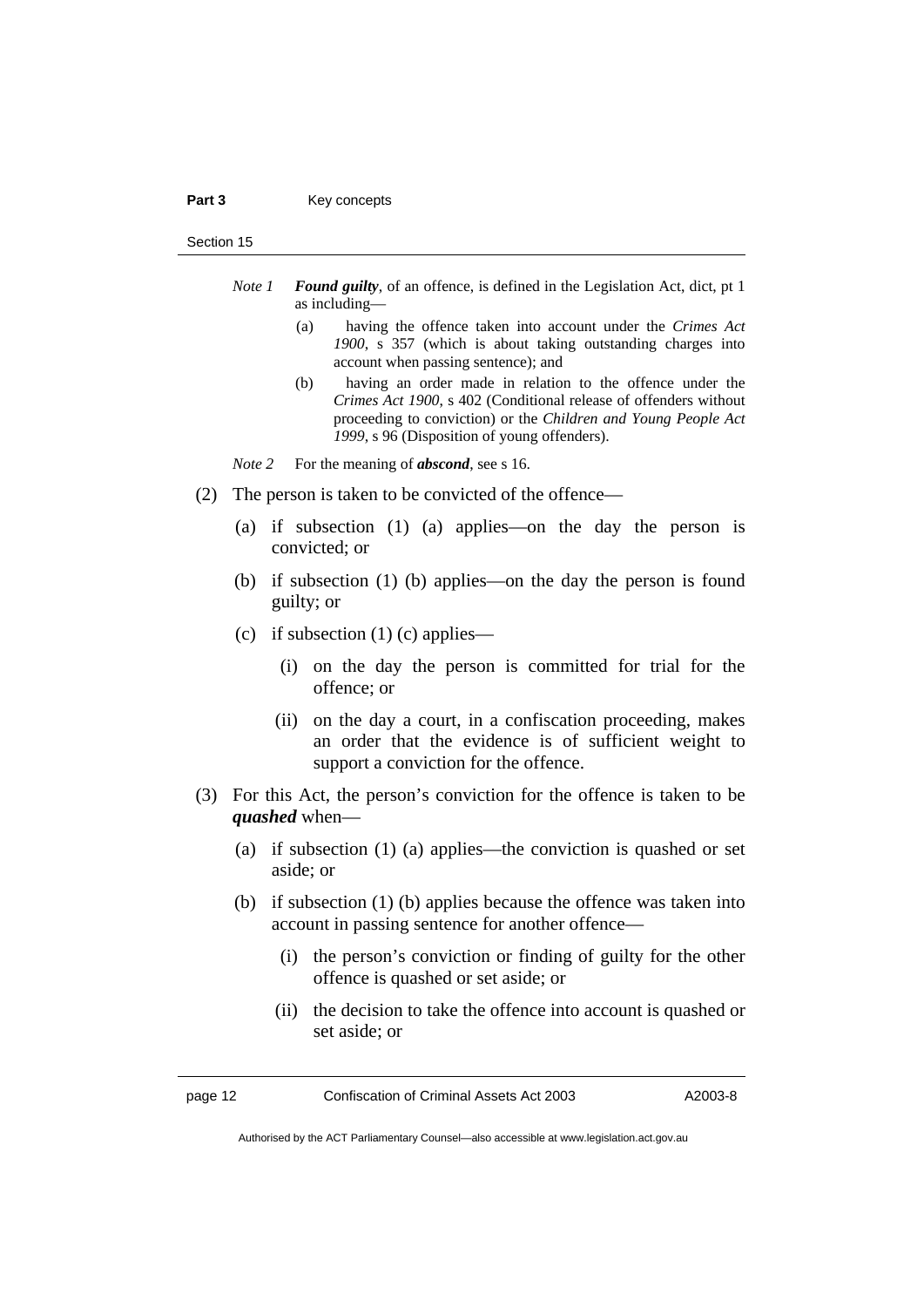*Note 1* ***Found guilty***, of an offence, is defined in the Legislation Act, dict, pt 1 as including—

(a) having the offence taken into account under the *Crimes Act 1900*, s 357 (which is about taking outstanding charges into account when passing sentence); and

(b) having an order made in relation to the offence under the *Crimes Act 1900*, s 402 (Conditional release of offenders without proceeding to conviction) or the *Children and Young People Act 1999*, s 96 (Disposition of young offenders).

*Note 2* For the meaning of ***abscond***, see s 16.

(2) The person is taken to be convicted of the offence—

(a) if subsection (1) (a) applies—on the day the person is convicted; or

(b) if subsection (1) (b) applies—on the day the person is found guilty; or

(c) if subsection (1) (c) applies—

(i) on the day the person is committed for trial for the offence; or

(ii) on the day a court, in a confiscation proceeding, makes an order that the evidence is of sufficient weight to support a conviction for the offence.

(3) For this Act, the person's conviction for the offence is taken to be ***quashed*** when—

(a) if subsection (1) (a) applies—the conviction is quashed or set aside; or

(b) if subsection (1) (b) applies because the offence was taken into account in passing sentence for another offence—

(i) the person's conviction or finding of guilty for the other offence is quashed or set aside; or

(ii) the decision to take the offence into account is quashed or set aside; or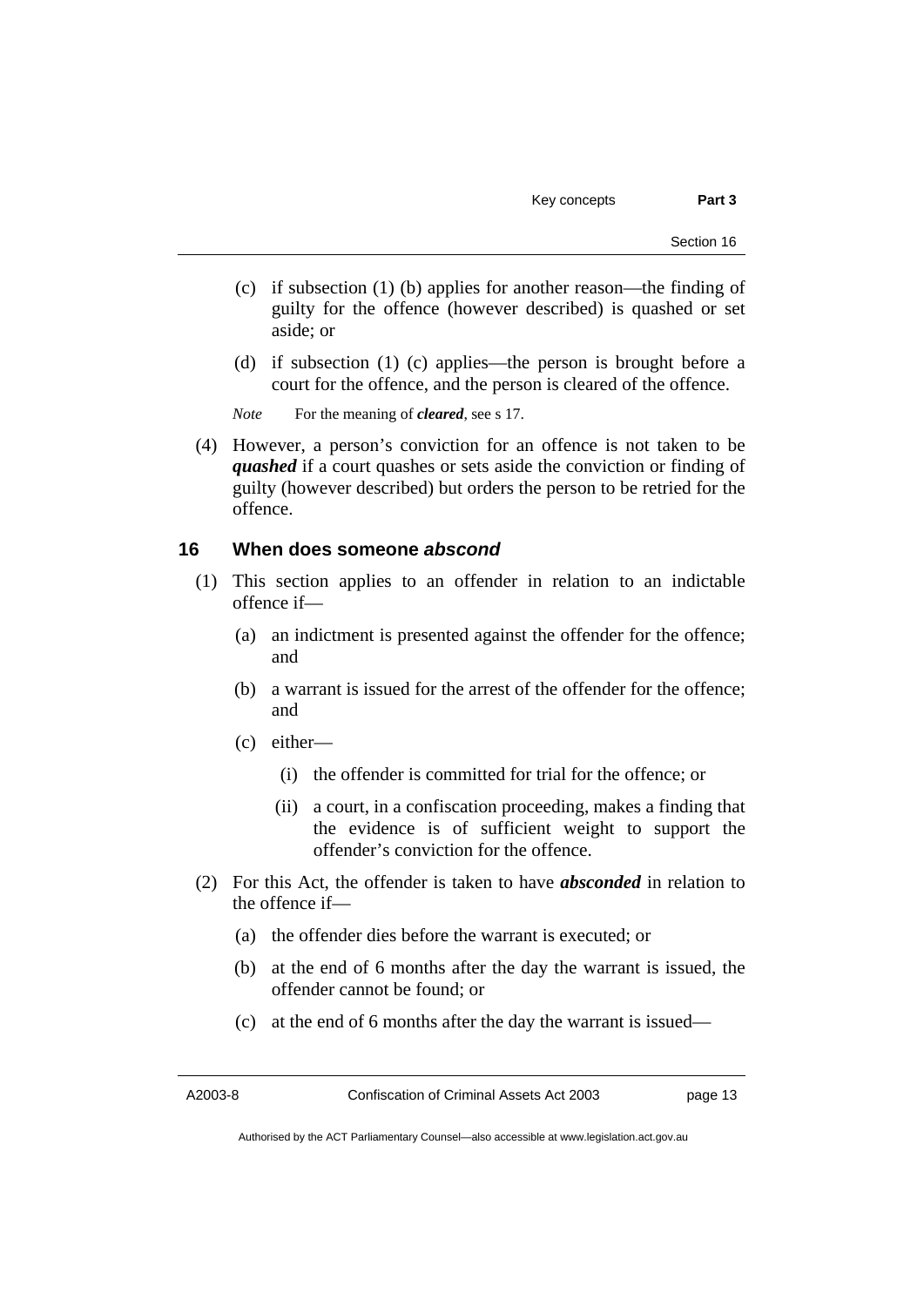(c) if subsection (1) (b) applies for another reason—the finding of guilty for the offence (however described) is quashed or set aside; or

(d) if subsection (1) (c) applies—the person is brought before a court for the offence, and the person is cleared of the offence.

*Note* For the meaning of ***cleared***, see s 17.

(4) However, a person's conviction for an offence is not taken to be ***quashed*** if a court quashes or sets aside the conviction or finding of guilty (however described) but orders the person to be retried for the offence.

### 16 When does someone *abscond*

(1) This section applies to an offender in relation to an indictable offence if—

(a) an indictment is presented against the offender for the offence; and

(b) a warrant is issued for the arrest of the offender for the offence; and

(c) either—

(i) the offender is committed for trial for the offence; or

(ii) a court, in a confiscation proceeding, makes a finding that the evidence is of sufficient weight to support the offender's conviction for the offence.

(2) For this Act, the offender is taken to have ***absconded*** in relation to the offence if—

(a) the offender dies before the warrant is executed; or

(b) at the end of 6 months after the day the warrant is issued, the offender cannot be found; or

(c) at the end of 6 months after the day the warrant is issued—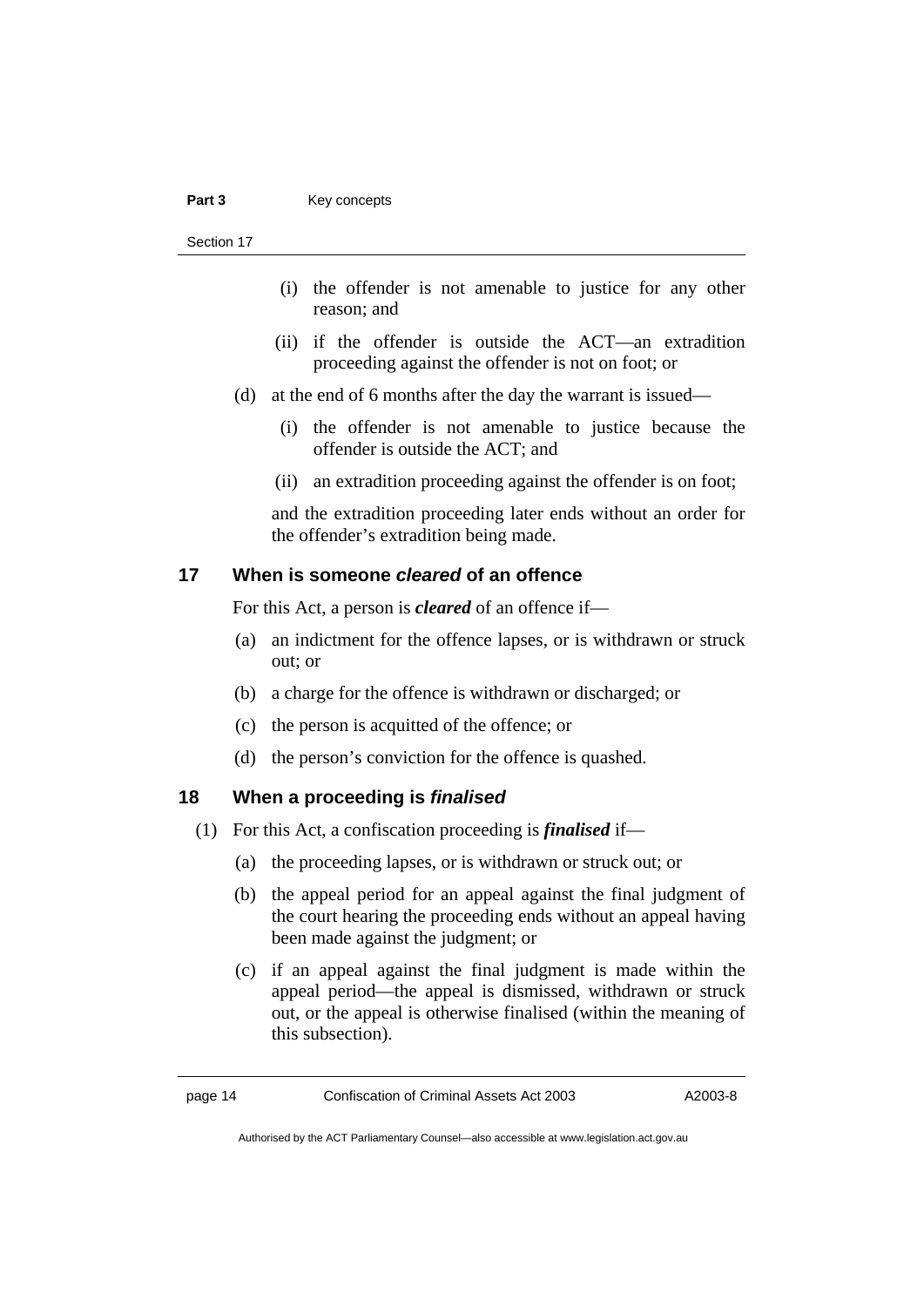(i) the offender is not amenable to justice for any other reason; and

(ii) if the offender is outside the ACT—an extradition proceeding against the offender is not on foot; or

(d) at the end of 6 months after the day the warrant is issued—

(i) the offender is not amenable to justice because the offender is outside the ACT; and

(ii) an extradition proceeding against the offender is on foot;

and the extradition proceeding later ends without an order for the offender's extradition being made.

## 17 When is someone *cleared* of an offence

For this Act, a person is ***cleared*** of an offence if—

(a) an indictment for the offence lapses, or is withdrawn or struck out; or

(b) a charge for the offence is withdrawn or discharged; or

(c) the person is acquitted of the offence; or

(d) the person's conviction for the offence is quashed.

## 18 When a proceeding is *finalised*

(1) For this Act, a confiscation proceeding is ***finalised*** if—

(a) the proceeding lapses, or is withdrawn or struck out; or

(b) the appeal period for an appeal against the final judgment of the court hearing the proceeding ends without an appeal having been made against the judgment; or

(c) if an appeal against the final judgment is made within the appeal period—the appeal is dismissed, withdrawn or struck out, or the appeal is otherwise finalised (within the meaning of this subsection).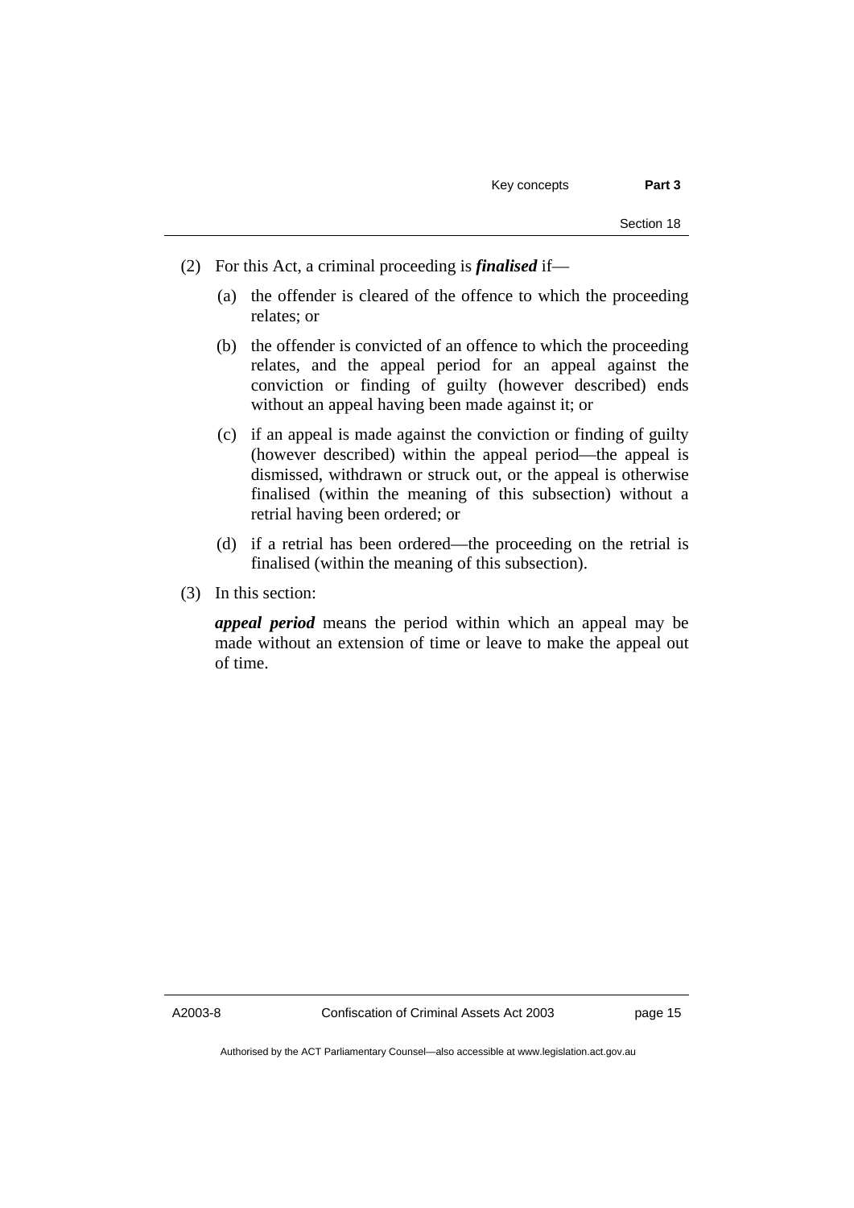(2) For this Act, a criminal proceeding is ***finalised*** if—

(a) the offender is cleared of the offence to which the proceeding relates; or

(b) the offender is convicted of an offence to which the proceeding relates, and the appeal period for an appeal against the conviction or finding of guilty (however described) ends without an appeal having been made against it; or

(c) if an appeal is made against the conviction or finding of guilty (however described) within the appeal period—the appeal is dismissed, withdrawn or struck out, or the appeal is otherwise finalised (within the meaning of this subsection) without a retrial having been ordered; or

(d) if a retrial has been ordered—the proceeding on the retrial is finalised (within the meaning of this subsection).

(3) In this section:

***appeal period*** means the period within which an appeal may be made without an extension of time or leave to make the appeal out of time.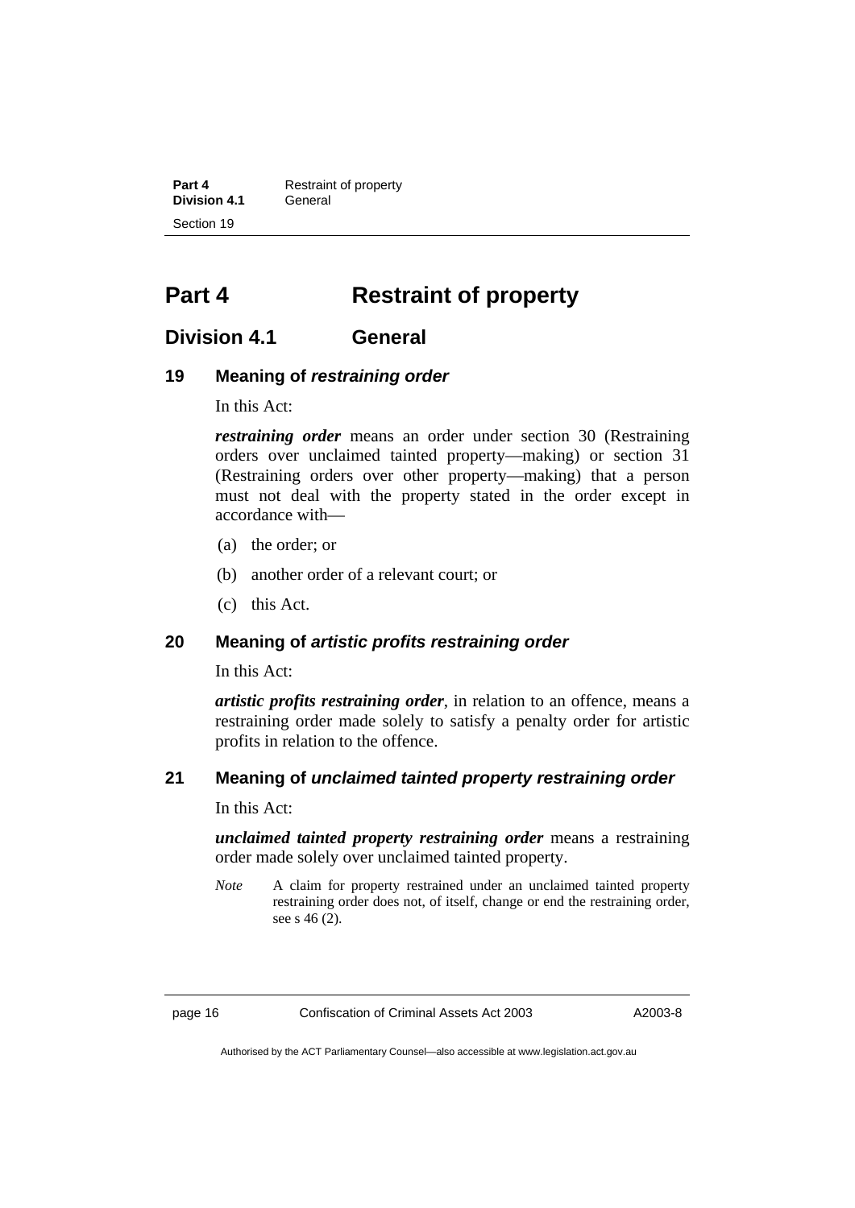# Part 4 Restraint of property

## Division 4.1 General

### 19 Meaning of *restraining order*

In this Act:

***restraining order*** means an order under section 30 (Restraining orders over unclaimed tainted property—making) or section 31 (Restraining orders over other property—making) that a person must not deal with the property stated in the order except in accordance with—

(a) the order; or

(b) another order of a relevant court; or

(c) this Act.

### 20 Meaning of *artistic profits restraining order*

In this Act:

***artistic profits restraining order***, in relation to an offence, means a restraining order made solely to satisfy a penalty order for artistic profits in relation to the offence.

### 21 Meaning of *unclaimed tainted property restraining order*

In this Act:

***unclaimed tainted property restraining order*** means a restraining order made solely over unclaimed tainted property.

*Note* A claim for property restrained under an unclaimed tainted property restraining order does not, of itself, change or end the restraining order, see s 46 (2).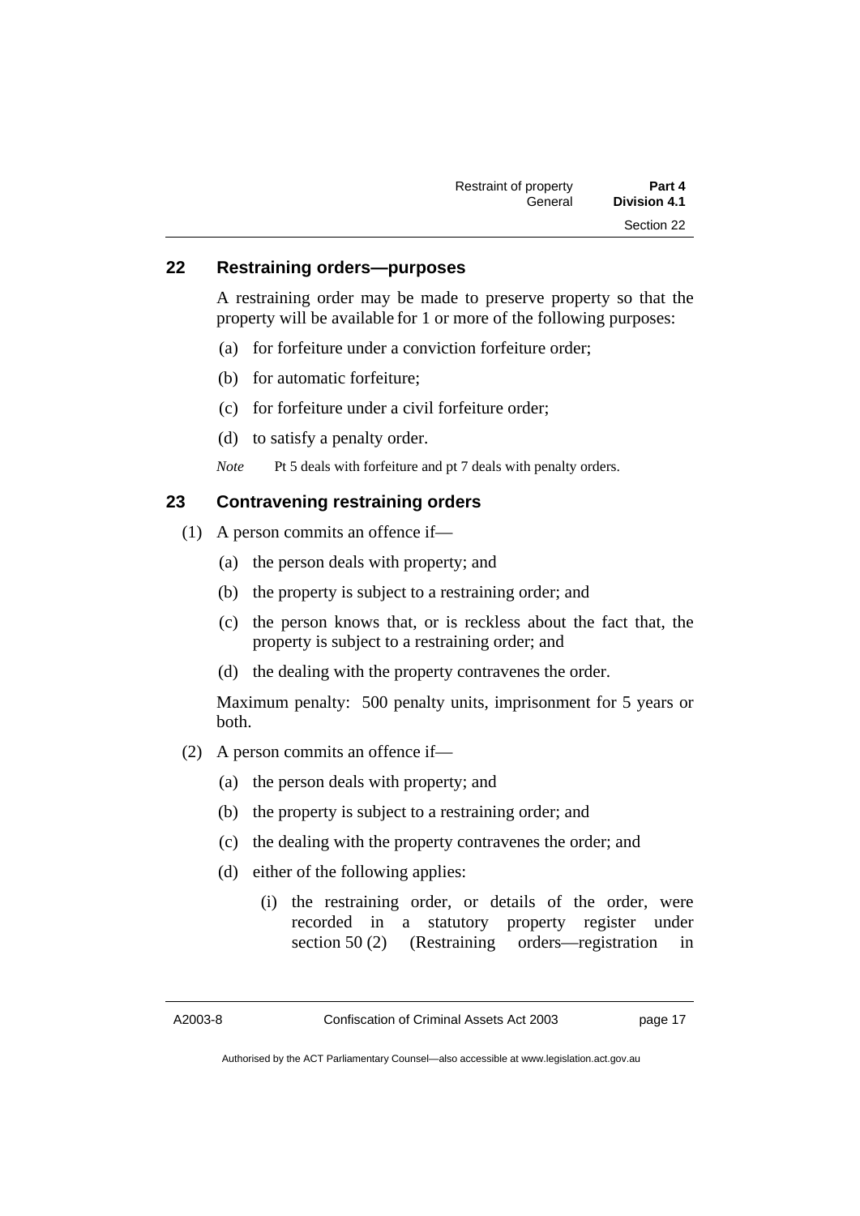## 22 Restraining orders—purposes

A restraining order may be made to preserve property so that the property will be available for 1 or more of the following purposes:

(a) for forfeiture under a conviction forfeiture order;

(b) for automatic forfeiture;

(c) for forfeiture under a civil forfeiture order;

(d) to satisfy a penalty order.

*Note* Pt 5 deals with forfeiture and pt 7 deals with penalty orders.

## 23 Contravening restraining orders

(1) A person commits an offence if—

(a) the person deals with property; and

(b) the property is subject to a restraining order; and

(c) the person knows that, or is reckless about the fact that, the property is subject to a restraining order; and

(d) the dealing with the property contravenes the order.

Maximum penalty: 500 penalty units, imprisonment for 5 years or both.

(2) A person commits an offence if—

(a) the person deals with property; and

(b) the property is subject to a restraining order; and

(c) the dealing with the property contravenes the order; and

(d) either of the following applies:

(i) the restraining order, or details of the order, were recorded in a statutory property register under section 50 (2) (Restraining orders—registration in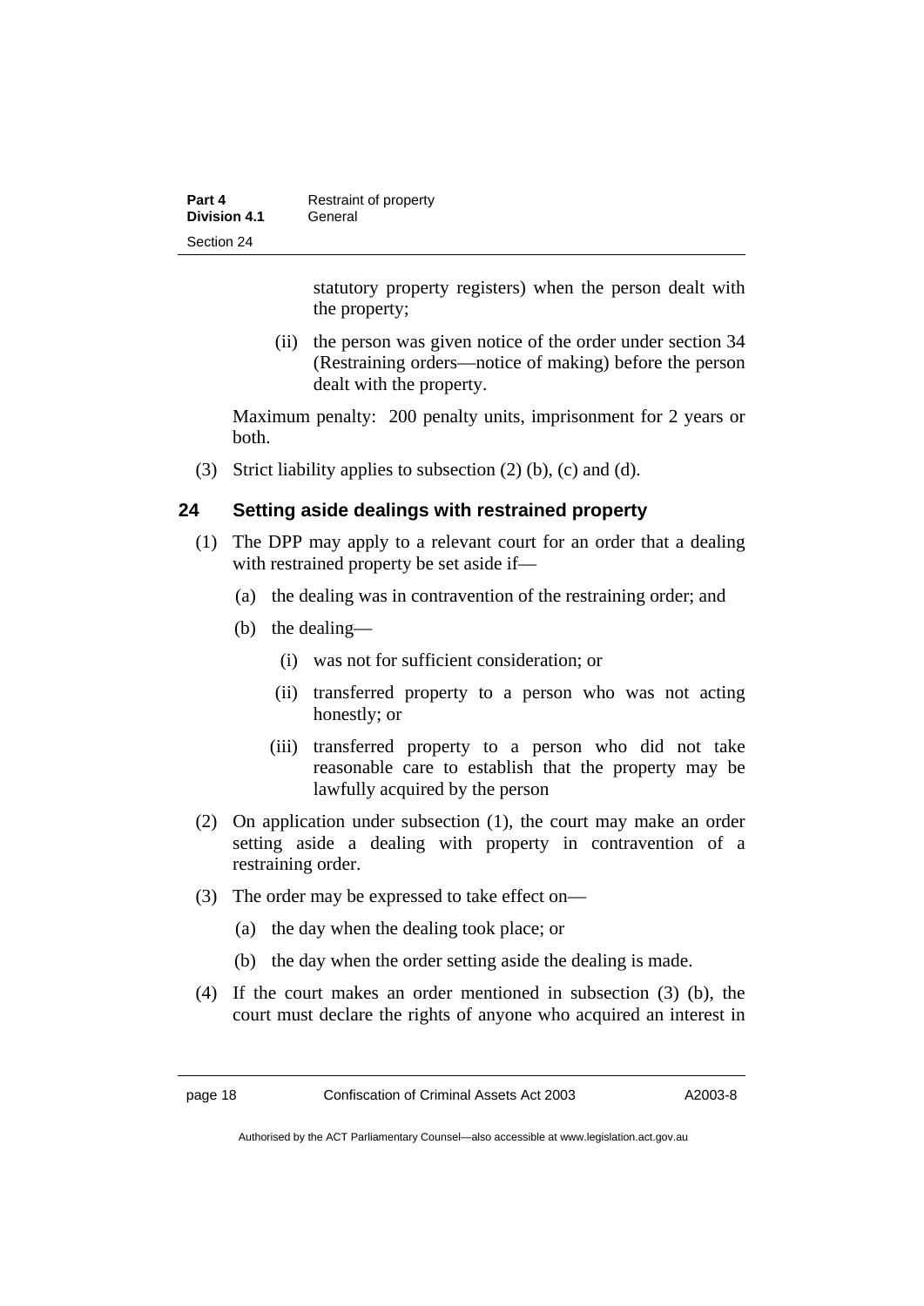statutory property registers) when the person dealt with the property;

(ii) the person was given notice of the order under section 34 (Restraining orders—notice of making) before the person dealt with the property.

Maximum penalty: 200 penalty units, imprisonment for 2 years or both.

(3) Strict liability applies to subsection (2) (b), (c) and (d).

## 24 Setting aside dealings with restrained property

(1) The DPP may apply to a relevant court for an order that a dealing with restrained property be set aside if—

(a) the dealing was in contravention of the restraining order; and

(b) the dealing—

(i) was not for sufficient consideration; or

(ii) transferred property to a person who was not acting honestly; or

(iii) transferred property to a person who did not take reasonable care to establish that the property may be lawfully acquired by the person

(2) On application under subsection (1), the court may make an order setting aside a dealing with property in contravention of a restraining order.

(3) The order may be expressed to take effect on—

(a) the day when the dealing took place; or

(b) the day when the order setting aside the dealing is made.

(4) If the court makes an order mentioned in subsection (3) (b), the court must declare the rights of anyone who acquired an interest in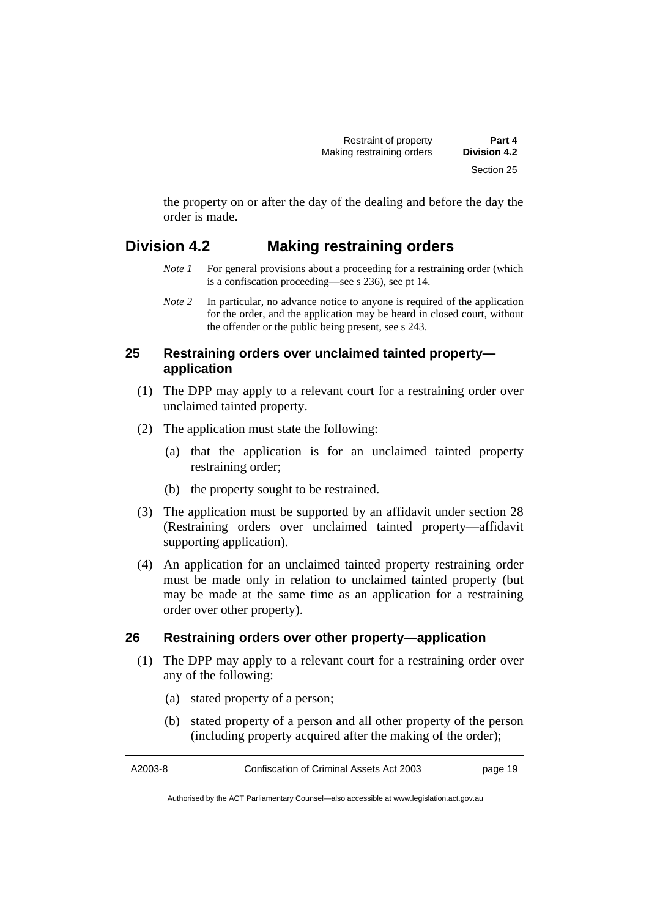the property on or after the day of the dealing and before the day the order is made.

## Division 4.2 Making restraining orders

*Note 1* For general provisions about a proceeding for a restraining order (which is a confiscation proceeding—see s 236), see pt 14.

*Note 2* In particular, no advance notice to anyone is required of the application for the order, and the application may be heard in closed court, without the offender or the public being present, see s 243.

### 25 Restraining orders over unclaimed tainted property—application

(1) The DPP may apply to a relevant court for a restraining order over unclaimed tainted property.

(2) The application must state the following:

(a) that the application is for an unclaimed tainted property restraining order;

(b) the property sought to be restrained.

(3) The application must be supported by an affidavit under section 28 (Restraining orders over unclaimed tainted property—affidavit supporting application).

(4) An application for an unclaimed tainted property restraining order must be made only in relation to unclaimed tainted property (but may be made at the same time as an application for a restraining order over other property).

### 26 Restraining orders over other property—application

(1) The DPP may apply to a relevant court for a restraining order over any of the following:

(a) stated property of a person;

(b) stated property of a person and all other property of the person (including property acquired after the making of the order);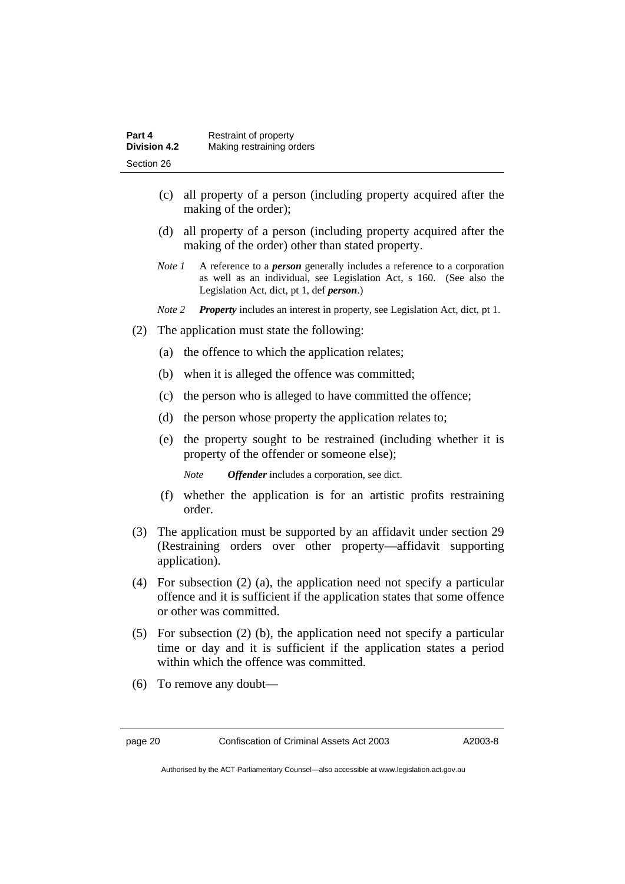(c) all property of a person (including property acquired after the making of the order);

(d) all property of a person (including property acquired after the making of the order) other than stated property.

*Note 1* A reference to a ***person*** generally includes a reference to a corporation as well as an individual, see Legislation Act, s 160. (See also the Legislation Act, dict, pt 1, def ***person***.)

*Note 2* ***Property*** includes an interest in property, see Legislation Act, dict, pt 1.

(2) The application must state the following:

(a) the offence to which the application relates;

(b) when it is alleged the offence was committed;

(c) the person who is alleged to have committed the offence;

(d) the person whose property the application relates to;

(e) the property sought to be restrained (including whether it is property of the offender or someone else);

*Note* ***Offender*** includes a corporation, see dict.

(f) whether the application is for an artistic profits restraining order.

(3) The application must be supported by an affidavit under section 29 (Restraining orders over other property—affidavit supporting application).

(4) For subsection (2) (a), the application need not specify a particular offence and it is sufficient if the application states that some offence or other was committed.

(5) For subsection (2) (b), the application need not specify a particular time or day and it is sufficient if the application states a period within which the offence was committed.

(6) To remove any doubt—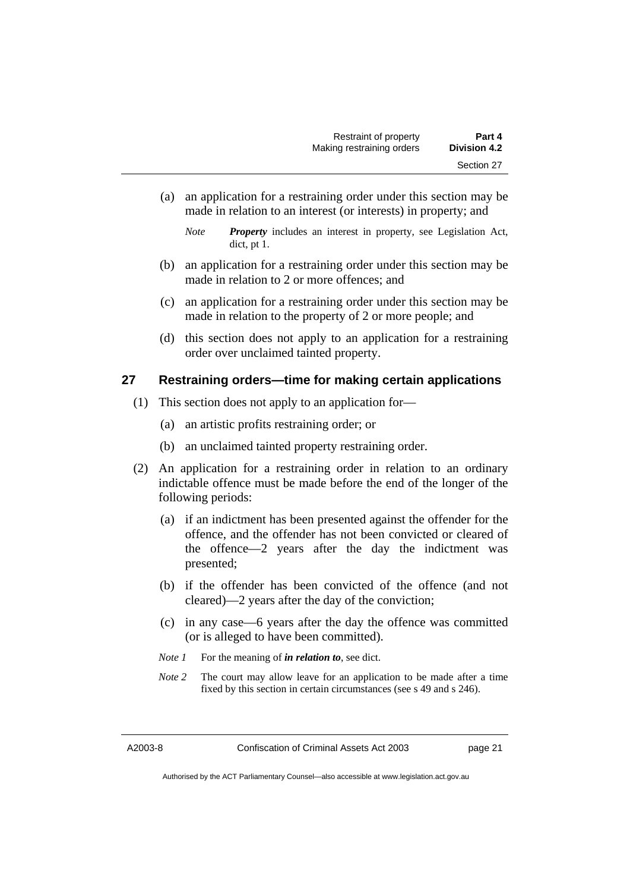(a) an application for a restraining order under this section may be made in relation to an interest (or interests) in property; and

*Note* ***Property*** includes an interest in property, see Legislation Act, dict, pt 1.

(b) an application for a restraining order under this section may be made in relation to 2 or more offences; and

(c) an application for a restraining order under this section may be made in relation to the property of 2 or more people; and

(d) this section does not apply to an application for a restraining order over unclaimed tainted property.

## 27 Restraining orders—time for making certain applications

(1) This section does not apply to an application for—

(a) an artistic profits restraining order; or

(b) an unclaimed tainted property restraining order.

(2) An application for a restraining order in relation to an ordinary indictable offence must be made before the end of the longer of the following periods:

(a) if an indictment has been presented against the offender for the offence, and the offender has not been convicted or cleared of the offence—2 years after the day the indictment was presented;

(b) if the offender has been convicted of the offence (and not cleared)—2 years after the day of the conviction;

(c) in any case—6 years after the day the offence was committed (or is alleged to have been committed).

*Note 1* For the meaning of ***in relation to***, see dict.

*Note 2* The court may allow leave for an application to be made after a time fixed by this section in certain circumstances (see s 49 and s 246).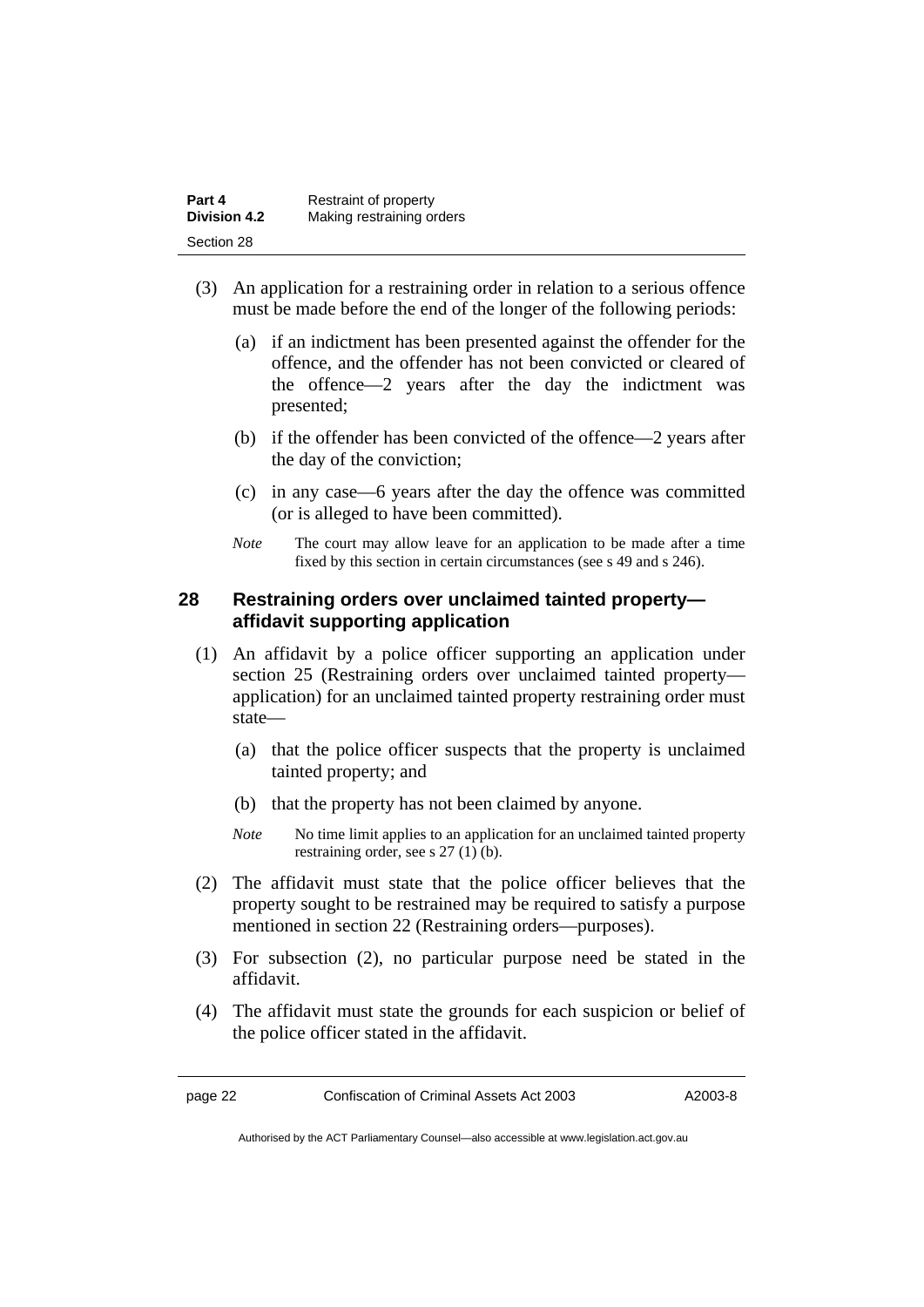(3) An application for a restraining order in relation to a serious offence must be made before the end of the longer of the following periods:

   (a) if an indictment has been presented against the offender for the offence, and the offender has not been convicted or cleared of the offence—2 years after the day the indictment was presented;

   (b) if the offender has been convicted of the offence—2 years after the day of the conviction;

   (c) in any case—6 years after the day the offence was committed (or is alleged to have been committed).

   *Note* The court may allow leave for an application to be made after a time fixed by this section in certain circumstances (see s 49 and s 246).

## 28 Restraining orders over unclaimed tainted property—affidavit supporting application

(1) An affidavit by a police officer supporting an application under section 25 (Restraining orders over unclaimed tainted property—application) for an unclaimed tainted property restraining order must state—

   (a) that the police officer suspects that the property is unclaimed tainted property; and

   (b) that the property has not been claimed by anyone.

   *Note* No time limit applies to an application for an unclaimed tainted property restraining order, see s 27 (1) (b).

(2) The affidavit must state that the police officer believes that the property sought to be restrained may be required to satisfy a purpose mentioned in section 22 (Restraining orders—purposes).

(3) For subsection (2), no particular purpose need be stated in the affidavit.

(4) The affidavit must state the grounds for each suspicion or belief of the police officer stated in the affidavit.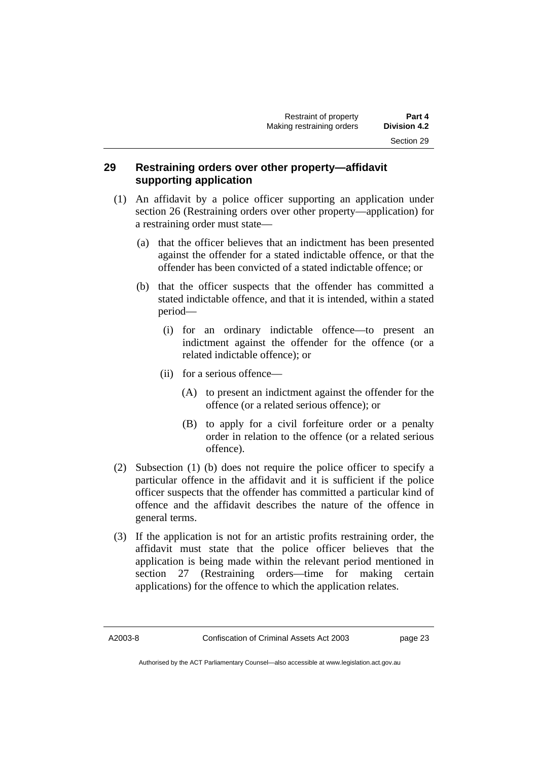## 29 Restraining orders over other property—affidavit supporting application

(1) An affidavit by a police officer supporting an application under section 26 (Restraining orders over other property—application) for a restraining order must state—

   (a) that the officer believes that an indictment has been presented against the offender for a stated indictable offence, or that the offender has been convicted of a stated indictable offence; or

   (b) that the officer suspects that the offender has committed a stated indictable offence, and that it is intended, within a stated period—

      (i) for an ordinary indictable offence—to present an indictment against the offender for the offence (or a related indictable offence); or

      (ii) for a serious offence—

         (A) to present an indictment against the offender for the offence (or a related serious offence); or

         (B) to apply for a civil forfeiture order or a penalty order in relation to the offence (or a related serious offence).

(2) Subsection (1) (b) does not require the police officer to specify a particular offence in the affidavit and it is sufficient if the police officer suspects that the offender has committed a particular kind of offence and the affidavit describes the nature of the offence in general terms.

(3) If the application is not for an artistic profits restraining order, the affidavit must state that the police officer believes that the application is being made within the relevant period mentioned in section 27 (Restraining orders—time for making certain applications) for the offence to which the application relates.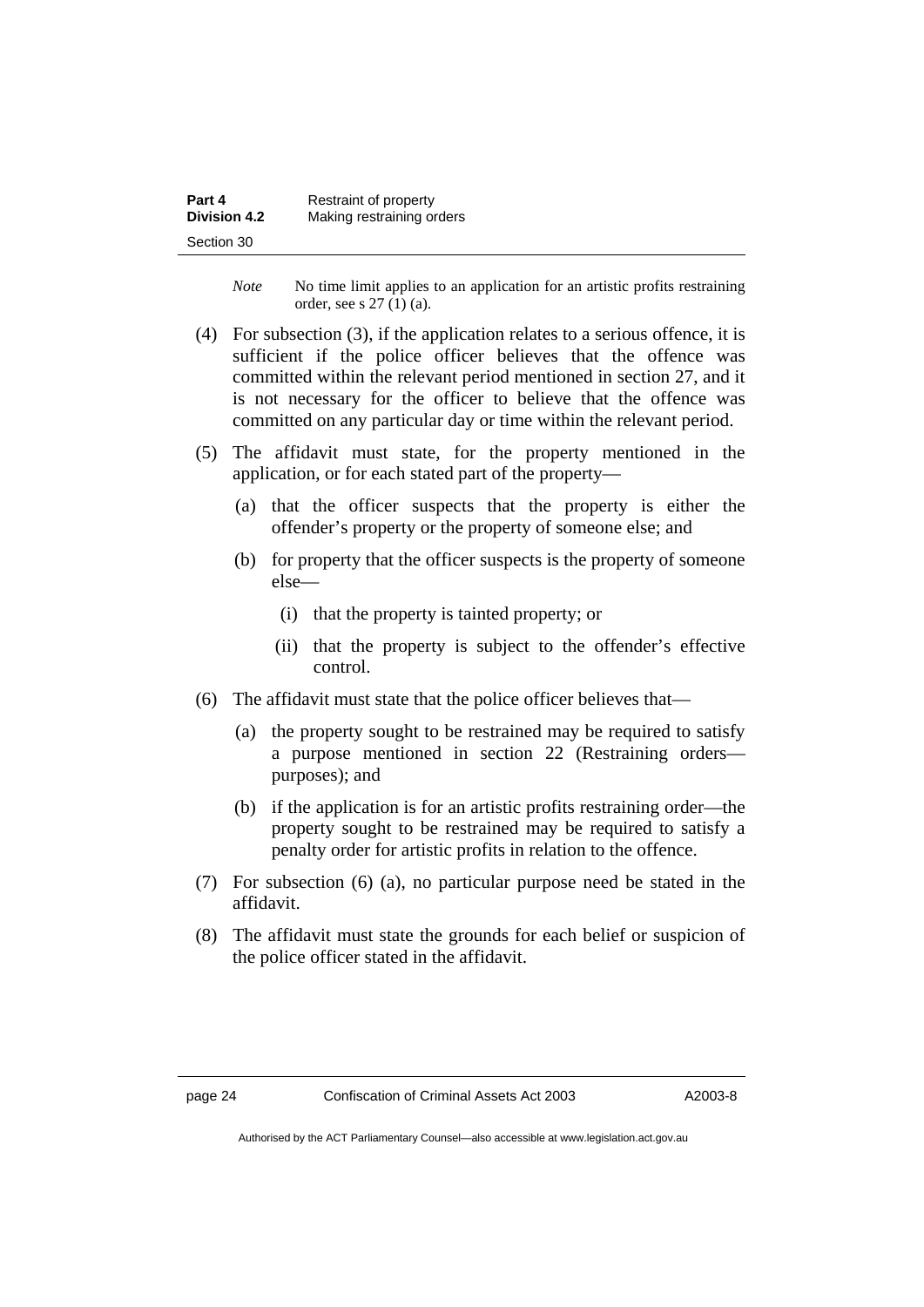*Note* No time limit applies to an application for an artistic profits restraining order, see s 27 (1) (a).

(4) For subsection (3), if the application relates to a serious offence, it is sufficient if the police officer believes that the offence was committed within the relevant period mentioned in section 27, and it is not necessary for the officer to believe that the offence was committed on any particular day or time within the relevant period.

(5) The affidavit must state, for the property mentioned in the application, or for each stated part of the property—

(a) that the officer suspects that the property is either the offender's property or the property of someone else; and

(b) for property that the officer suspects is the property of someone else—

(i) that the property is tainted property; or

(ii) that the property is subject to the offender's effective control.

(6) The affidavit must state that the police officer believes that—

(a) the property sought to be restrained may be required to satisfy a purpose mentioned in section 22 (Restraining orders—purposes); and

(b) if the application is for an artistic profits restraining order—the property sought to be restrained may be required to satisfy a penalty order for artistic profits in relation to the offence.

(7) For subsection (6) (a), no particular purpose need be stated in the affidavit.

(8) The affidavit must state the grounds for each belief or suspicion of the police officer stated in the affidavit.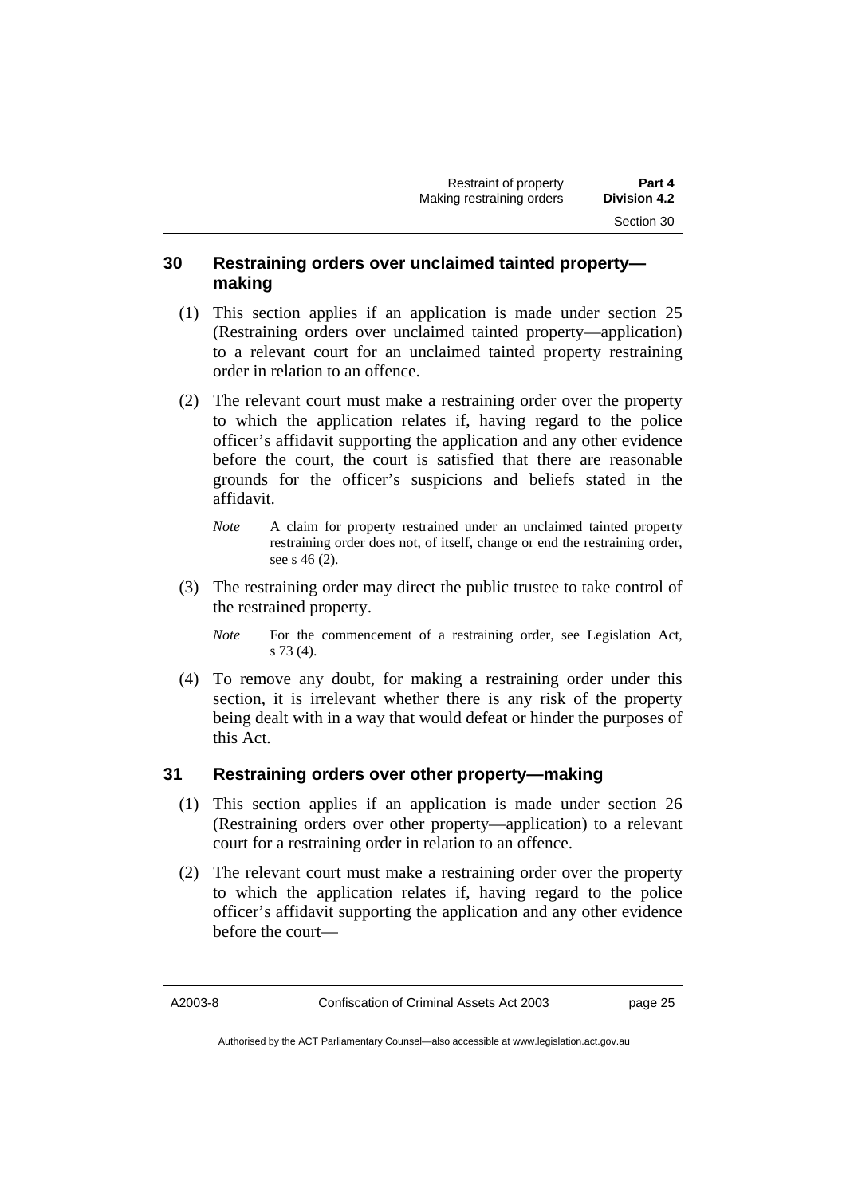## 30 Restraining orders over unclaimed tainted property—making

(1) This section applies if an application is made under section 25 (Restraining orders over unclaimed tainted property—application) to a relevant court for an unclaimed tainted property restraining order in relation to an offence.

(2) The relevant court must make a restraining order over the property to which the application relates if, having regard to the police officer's affidavit supporting the application and any other evidence before the court, the court is satisfied that there are reasonable grounds for the officer's suspicions and beliefs stated in the affidavit.

*Note* A claim for property restrained under an unclaimed tainted property restraining order does not, of itself, change or end the restraining order, see s 46 (2).

(3) The restraining order may direct the public trustee to take control of the restrained property.

*Note* For the commencement of a restraining order, see Legislation Act, s 73 (4).

(4) To remove any doubt, for making a restraining order under this section, it is irrelevant whether there is any risk of the property being dealt with in a way that would defeat or hinder the purposes of this Act.

## 31 Restraining orders over other property—making

(1) This section applies if an application is made under section 26 (Restraining orders over other property—application) to a relevant court for a restraining order in relation to an offence.

(2) The relevant court must make a restraining order over the property to which the application relates if, having regard to the police officer's affidavit supporting the application and any other evidence before the court—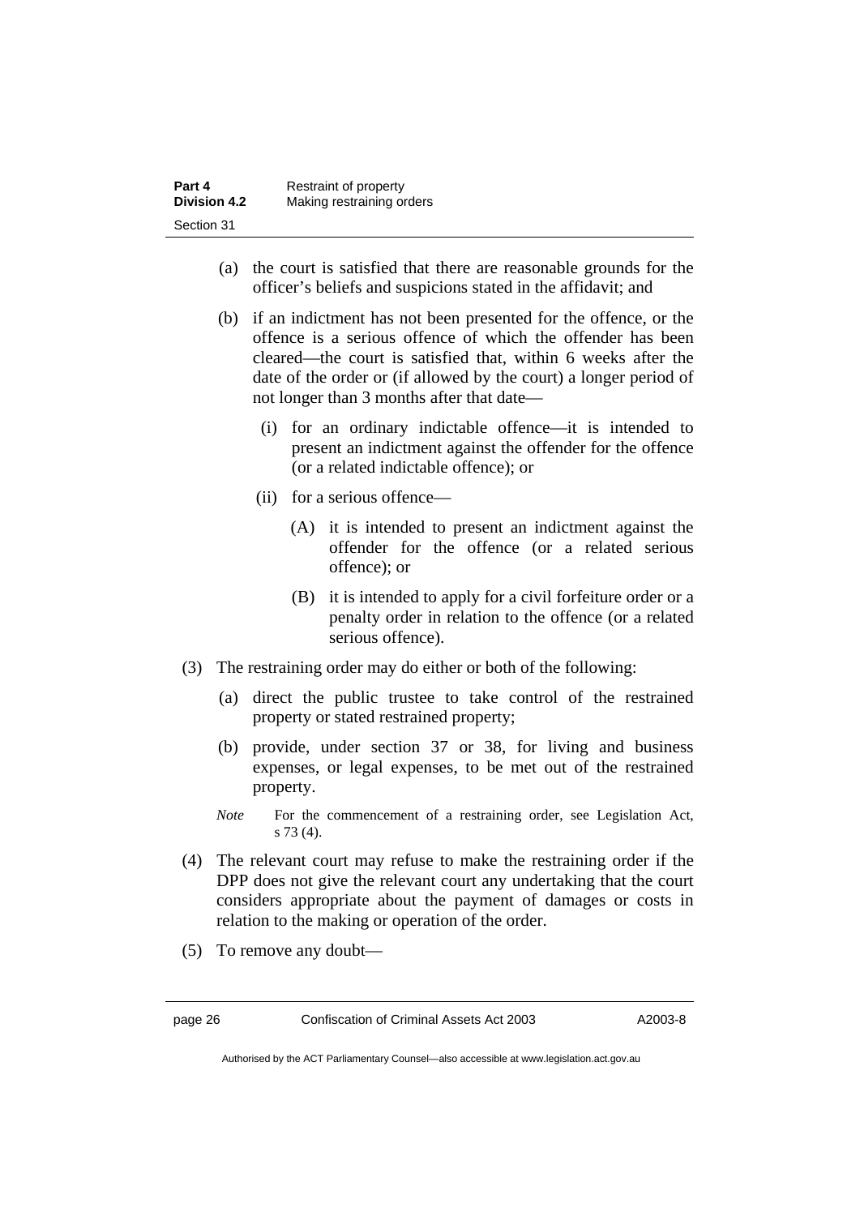(a) the court is satisfied that there are reasonable grounds for the officer's beliefs and suspicions stated in the affidavit; and

(b) if an indictment has not been presented for the offence, or the offence is a serious offence of which the offender has been cleared—the court is satisfied that, within 6 weeks after the date of the order or (if allowed by the court) a longer period of not longer than 3 months after that date—

(i) for an ordinary indictable offence—it is intended to present an indictment against the offender for the offence (or a related indictable offence); or

(ii) for a serious offence—

(A) it is intended to present an indictment against the offender for the offence (or a related serious offence); or

(B) it is intended to apply for a civil forfeiture order or a penalty order in relation to the offence (or a related serious offence).

(3) The restraining order may do either or both of the following:

(a) direct the public trustee to take control of the restrained property or stated restrained property;

(b) provide, under section 37 or 38, for living and business expenses, or legal expenses, to be met out of the restrained property.

*Note* For the commencement of a restraining order, see Legislation Act, s 73 (4).

(4) The relevant court may refuse to make the restraining order if the DPP does not give the relevant court any undertaking that the court considers appropriate about the payment of damages or costs in relation to the making or operation of the order.

(5) To remove any doubt—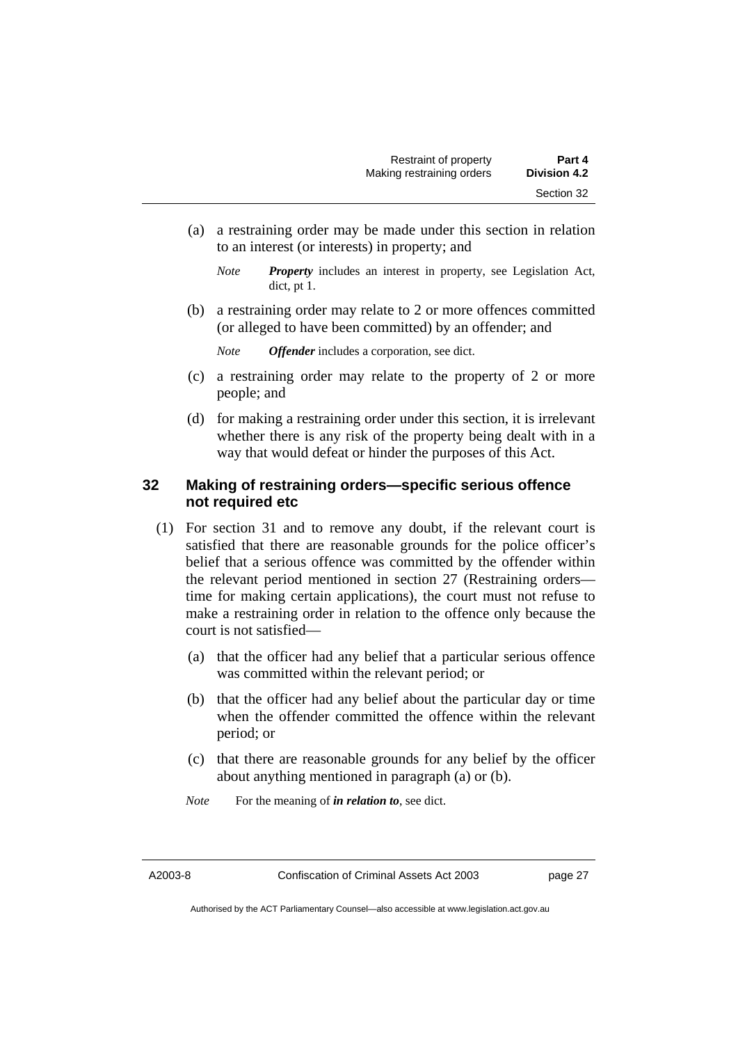(a) a restraining order may be made under this section in relation to an interest (or interests) in property; and

*Note* ***Property*** includes an interest in property, see Legislation Act, dict, pt 1.

(b) a restraining order may relate to 2 or more offences committed (or alleged to have been committed) by an offender; and

*Note* ***Offender*** includes a corporation, see dict.

(c) a restraining order may relate to the property of 2 or more people; and

(d) for making a restraining order under this section, it is irrelevant whether there is any risk of the property being dealt with in a way that would defeat or hinder the purposes of this Act.

## 32 Making of restraining orders—specific serious offence not required etc

(1) For section 31 and to remove any doubt, if the relevant court is satisfied that there are reasonable grounds for the police officer's belief that a serious offence was committed by the offender within the relevant period mentioned in section 27 (Restraining orders—time for making certain applications), the court must not refuse to make a restraining order in relation to the offence only because the court is not satisfied—

(a) that the officer had any belief that a particular serious offence was committed within the relevant period; or

(b) that the officer had any belief about the particular day or time when the offender committed the offence within the relevant period; or

(c) that there are reasonable grounds for any belief by the officer about anything mentioned in paragraph (a) or (b).

*Note* For the meaning of ***in relation to***, see dict.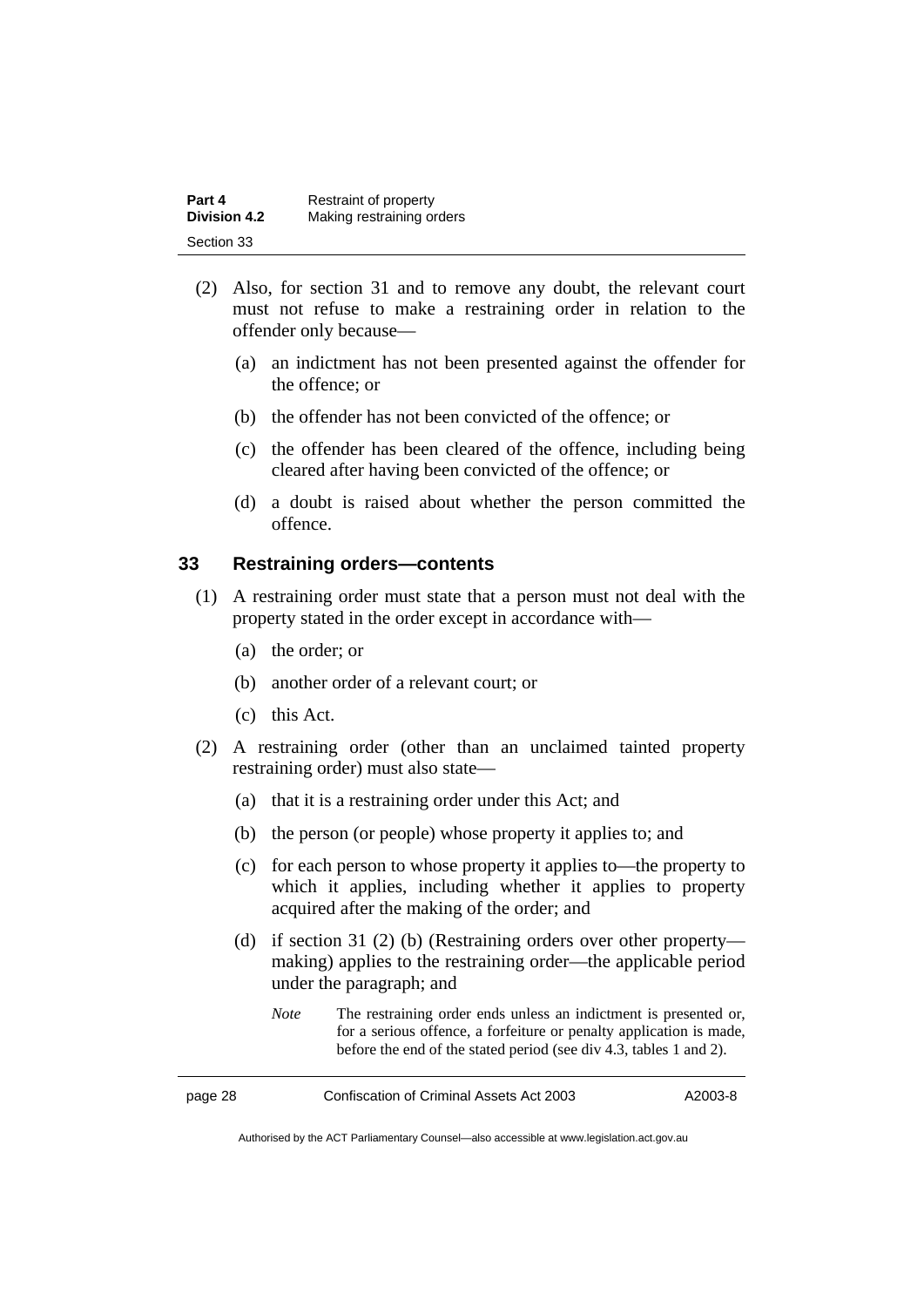(2) Also, for section 31 and to remove any doubt, the relevant court must not refuse to make a restraining order in relation to the offender only because—

(a) an indictment has not been presented against the offender for the offence; or

(b) the offender has not been convicted of the offence; or

(c) the offender has been cleared of the offence, including being cleared after having been convicted of the offence; or

(d) a doubt is raised about whether the person committed the offence.

## 33 Restraining orders—contents

(1) A restraining order must state that a person must not deal with the property stated in the order except in accordance with—

(a) the order; or

(b) another order of a relevant court; or

(c) this Act.

(2) A restraining order (other than an unclaimed tainted property restraining order) must also state—

(a) that it is a restraining order under this Act; and

(b) the person (or people) whose property it applies to; and

(c) for each person to whose property it applies to—the property to which it applies, including whether it applies to property acquired after the making of the order; and

(d) if section 31 (2) (b) (Restraining orders over other property—making) applies to the restraining order—the applicable period under the paragraph; and

*Note* The restraining order ends unless an indictment is presented or, for a serious offence, a forfeiture or penalty application is made, before the end of the stated period (see div 4.3, tables 1 and 2).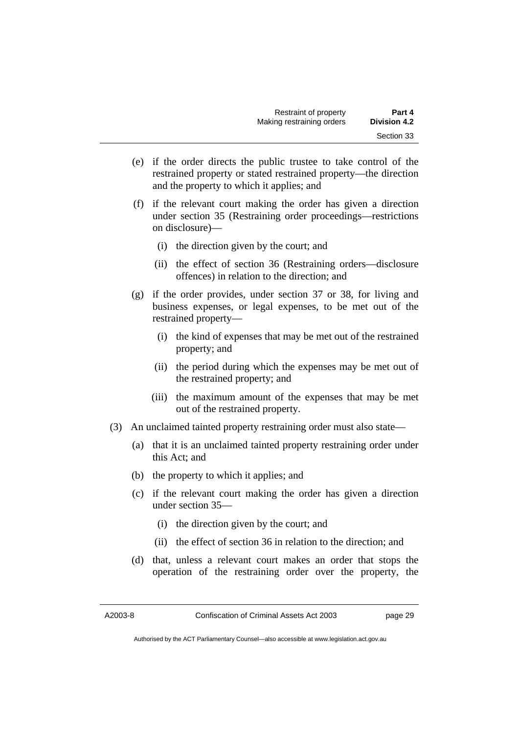(e) if the order directs the public trustee to take control of the restrained property or stated restrained property—the direction and the property to which it applies; and

(f) if the relevant court making the order has given a direction under section 35 (Restraining order proceedings—restrictions on disclosure)—

  (i) the direction given by the court; and

  (ii) the effect of section 36 (Restraining orders—disclosure offences) in relation to the direction; and

(g) if the order provides, under section 37 or 38, for living and business expenses, or legal expenses, to be met out of the restrained property—

  (i) the kind of expenses that may be met out of the restrained property; and

  (ii) the period during which the expenses may be met out of the restrained property; and

  (iii) the maximum amount of the expenses that may be met out of the restrained property.

(3) An unclaimed tainted property restraining order must also state—

(a) that it is an unclaimed tainted property restraining order under this Act; and

(b) the property to which it applies; and

(c) if the relevant court making the order has given a direction under section 35—

  (i) the direction given by the court; and

  (ii) the effect of section 36 in relation to the direction; and

(d) that, unless a relevant court makes an order that stops the operation of the restraining order over the property, the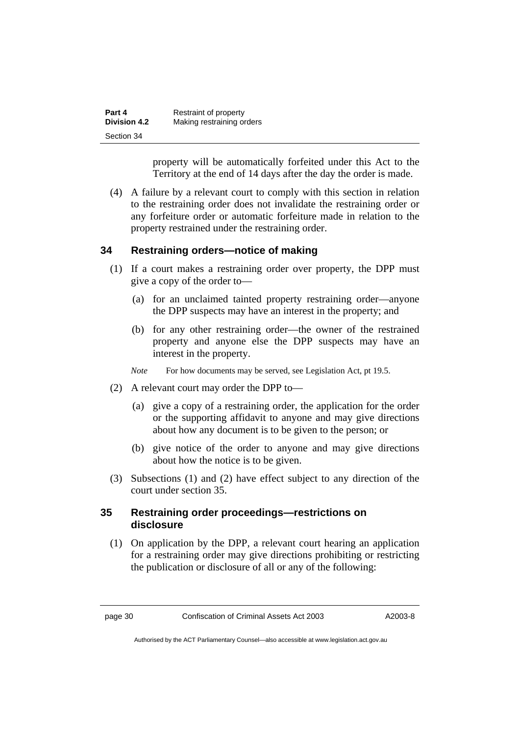property will be automatically forfeited under this Act to the Territory at the end of 14 days after the day the order is made.

(4) A failure by a relevant court to comply with this section in relation to the restraining order does not invalidate the restraining order or any forfeiture order or automatic forfeiture made in relation to the property restrained under the restraining order.

### 34 Restraining orders—notice of making

(1) If a court makes a restraining order over property, the DPP must give a copy of the order to—

(a) for an unclaimed tainted property restraining order—anyone the DPP suspects may have an interest in the property; and

(b) for any other restraining order—the owner of the restrained property and anyone else the DPP suspects may have an interest in the property.

*Note* For how documents may be served, see Legislation Act, pt 19.5.

(2) A relevant court may order the DPP to—

(a) give a copy of a restraining order, the application for the order or the supporting affidavit to anyone and may give directions about how any document is to be given to the person; or

(b) give notice of the order to anyone and may give directions about how the notice is to be given.

(3) Subsections (1) and (2) have effect subject to any direction of the court under section 35.

### 35 Restraining order proceedings—restrictions on disclosure

(1) On application by the DPP, a relevant court hearing an application for a restraining order may give directions prohibiting or restricting the publication or disclosure of all or any of the following: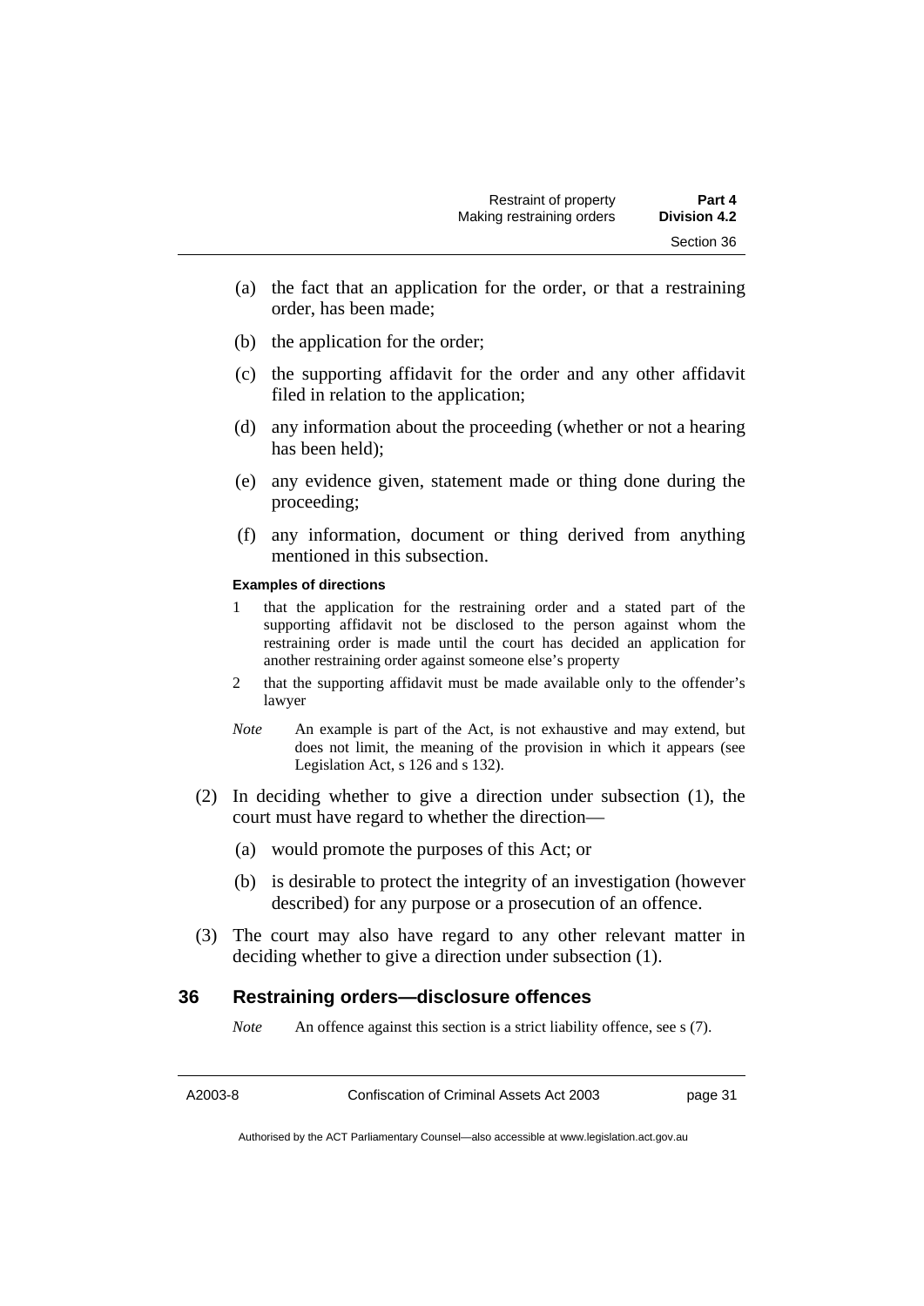(a) the fact that an application for the order, or that a restraining order, has been made;

(b) the application for the order;

(c) the supporting affidavit for the order and any other affidavit filed in relation to the application;

(d) any information about the proceeding (whether or not a hearing has been held);

(e) any evidence given, statement made or thing done during the proceeding;

(f) any information, document or thing derived from anything mentioned in this subsection.

**Examples of directions**

1 that the application for the restraining order and a stated part of the supporting affidavit not be disclosed to the person against whom the restraining order is made until the court has decided an application for another restraining order against someone else's property

2 that the supporting affidavit must be made available only to the offender's lawyer

*Note* An example is part of the Act, is not exhaustive and may extend, but does not limit, the meaning of the provision in which it appears (see Legislation Act, s 126 and s 132).

(2) In deciding whether to give a direction under subsection (1), the court must have regard to whether the direction—

(a) would promote the purposes of this Act; or

(b) is desirable to protect the integrity of an investigation (however described) for any purpose or a prosecution of an offence.

(3) The court may also have regard to any other relevant matter in deciding whether to give a direction under subsection (1).

## 36 Restraining orders—disclosure offences

*Note* An offence against this section is a strict liability offence, see s (7).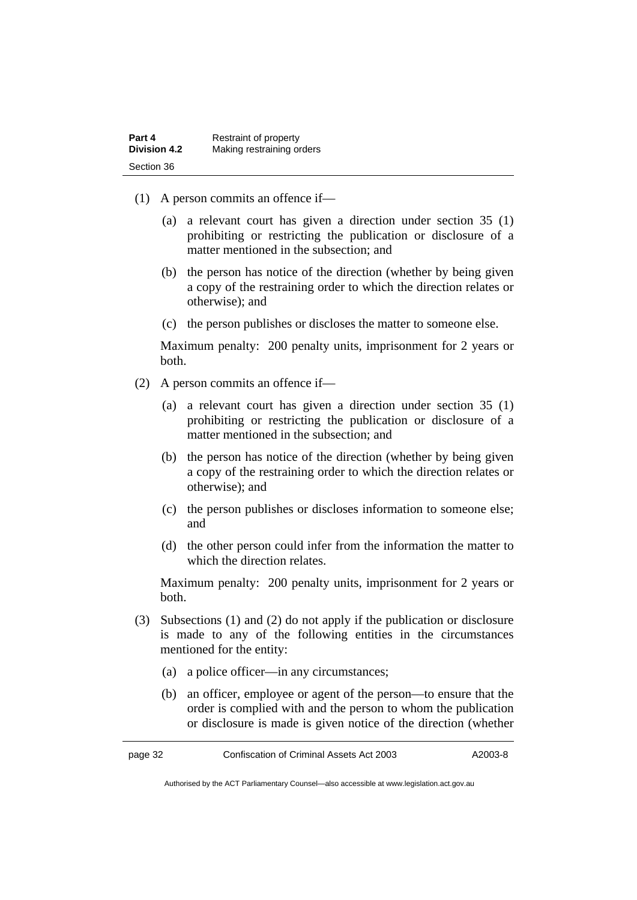(1) A person commits an offence if—

(a) a relevant court has given a direction under section 35 (1) prohibiting or restricting the publication or disclosure of a matter mentioned in the subsection; and

(b) the person has notice of the direction (whether by being given a copy of the restraining order to which the direction relates or otherwise); and

(c) the person publishes or discloses the matter to someone else.

Maximum penalty: 200 penalty units, imprisonment for 2 years or both.

(2) A person commits an offence if—

(a) a relevant court has given a direction under section 35 (1) prohibiting or restricting the publication or disclosure of a matter mentioned in the subsection; and

(b) the person has notice of the direction (whether by being given a copy of the restraining order to which the direction relates or otherwise); and

(c) the person publishes or discloses information to someone else; and

(d) the other person could infer from the information the matter to which the direction relates.

Maximum penalty: 200 penalty units, imprisonment for 2 years or both.

(3) Subsections (1) and (2) do not apply if the publication or disclosure is made to any of the following entities in the circumstances mentioned for the entity:

(a) a police officer—in any circumstances;

(b) an officer, employee or agent of the person—to ensure that the order is complied with and the person to whom the publication or disclosure is made is given notice of the direction (whether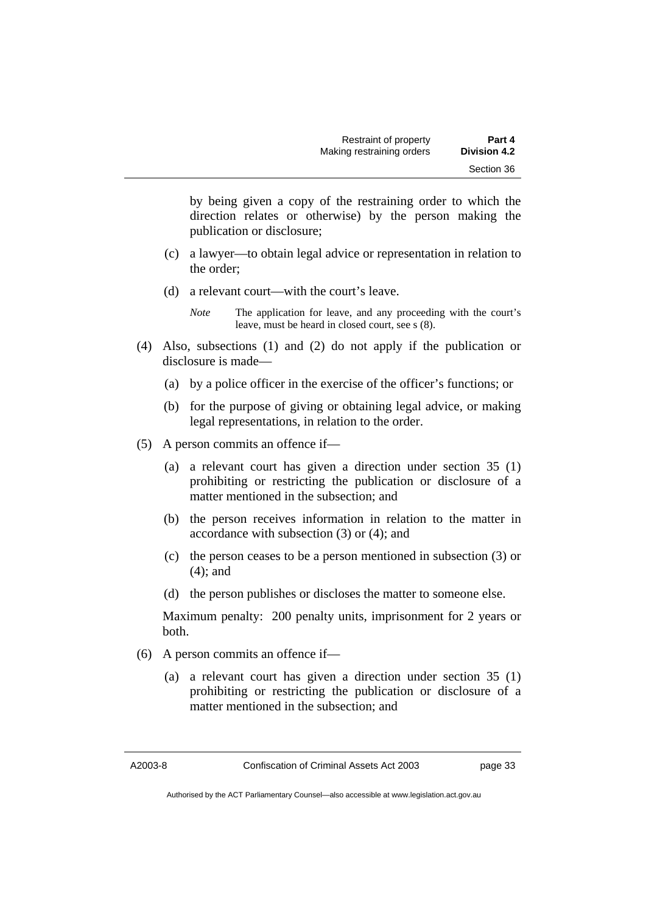by being given a copy of the restraining order to which the direction relates or otherwise) by the person making the publication or disclosure;

(c) a lawyer—to obtain legal advice or representation in relation to the order;

(d) a relevant court—with the court's leave.

*Note* The application for leave, and any proceeding with the court's leave, must be heard in closed court, see s (8).

(4) Also, subsections (1) and (2) do not apply if the publication or disclosure is made—

(a) by a police officer in the exercise of the officer's functions; or

(b) for the purpose of giving or obtaining legal advice, or making legal representations, in relation to the order.

(5) A person commits an offence if—

(a) a relevant court has given a direction under section 35 (1) prohibiting or restricting the publication or disclosure of a matter mentioned in the subsection; and

(b) the person receives information in relation to the matter in accordance with subsection (3) or (4); and

(c) the person ceases to be a person mentioned in subsection (3) or (4); and

(d) the person publishes or discloses the matter to someone else.

Maximum penalty: 200 penalty units, imprisonment for 2 years or both.

(6) A person commits an offence if—

(a) a relevant court has given a direction under section 35 (1) prohibiting or restricting the publication or disclosure of a matter mentioned in the subsection; and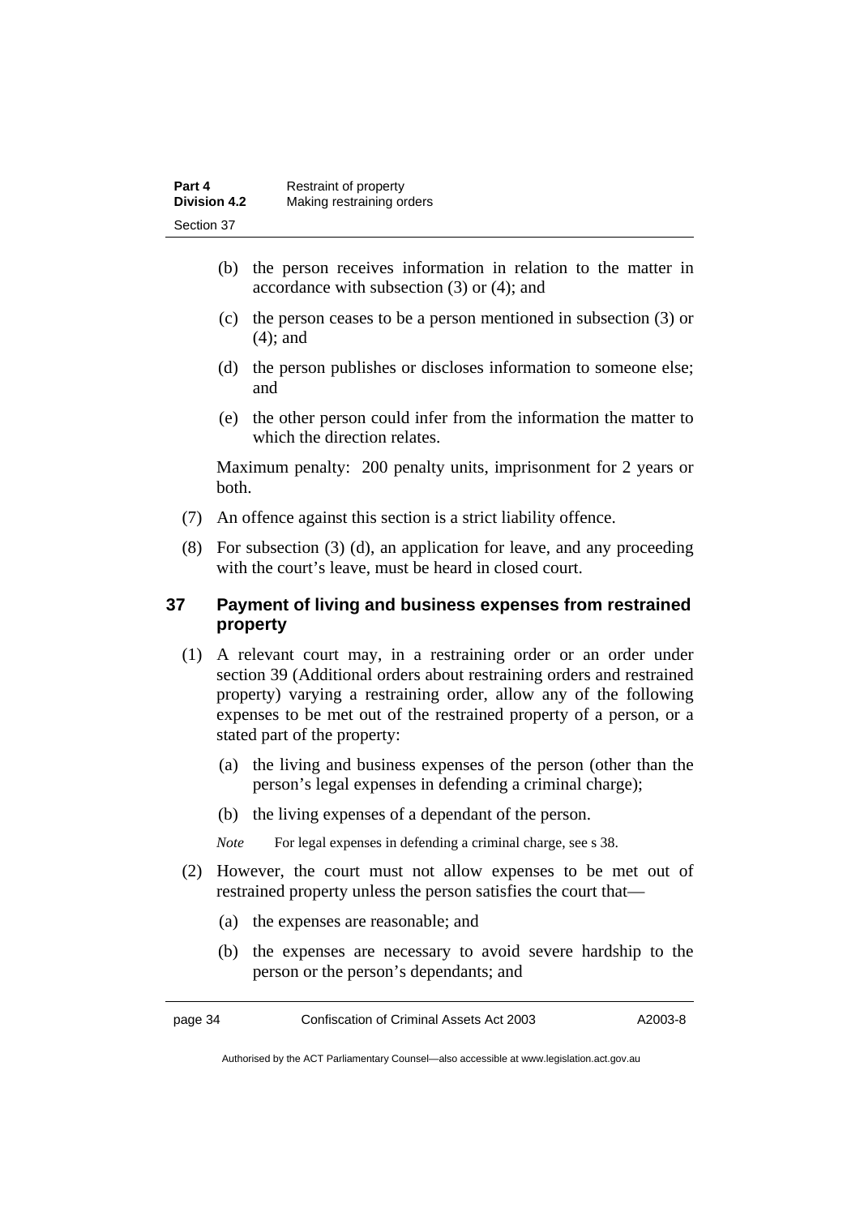(b) the person receives information in relation to the matter in accordance with subsection (3) or (4); and

(c) the person ceases to be a person mentioned in subsection (3) or (4); and

(d) the person publishes or discloses information to someone else; and

(e) the other person could infer from the information the matter to which the direction relates.

Maximum penalty: 200 penalty units, imprisonment for 2 years or both.

(7) An offence against this section is a strict liability offence.

(8) For subsection (3) (d), an application for leave, and any proceeding with the court's leave, must be heard in closed court.

## 37 Payment of living and business expenses from restrained property

(1) A relevant court may, in a restraining order or an order under section 39 (Additional orders about restraining orders and restrained property) varying a restraining order, allow any of the following expenses to be met out of the restrained property of a person, or a stated part of the property:

(a) the living and business expenses of the person (other than the person's legal expenses in defending a criminal charge);

(b) the living expenses of a dependant of the person.

*Note* For legal expenses in defending a criminal charge, see s 38.

(2) However, the court must not allow expenses to be met out of restrained property unless the person satisfies the court that—

(a) the expenses are reasonable; and

(b) the expenses are necessary to avoid severe hardship to the person or the person's dependants; and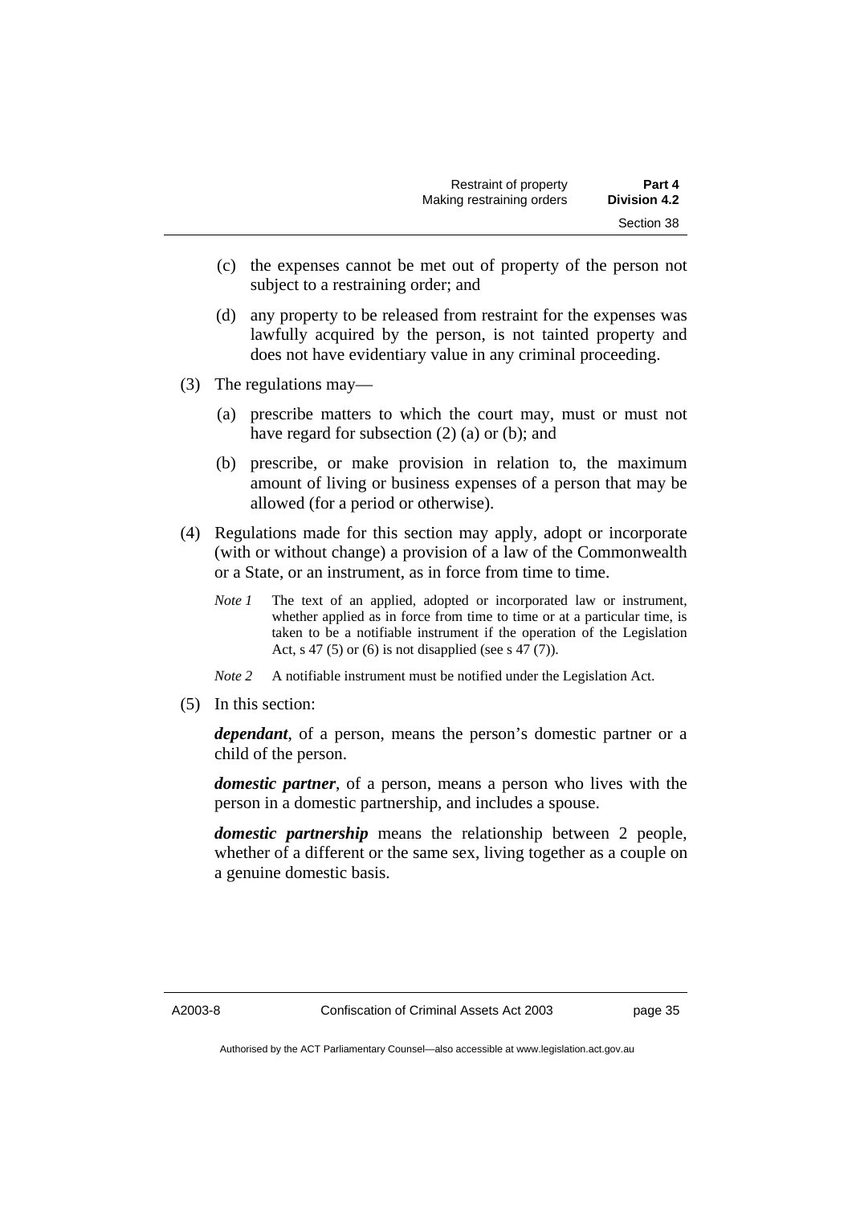(c) the expenses cannot be met out of property of the person not subject to a restraining order; and

(d) any property to be released from restraint for the expenses was lawfully acquired by the person, is not tainted property and does not have evidentiary value in any criminal proceeding.

(3) The regulations may—

(a) prescribe matters to which the court may, must or must not have regard for subsection (2) (a) or (b); and

(b) prescribe, or make provision in relation to, the maximum amount of living or business expenses of a person that may be allowed (for a period or otherwise).

(4) Regulations made for this section may apply, adopt or incorporate (with or without change) a provision of a law of the Commonwealth or a State, or an instrument, as in force from time to time.

*Note 1* The text of an applied, adopted or incorporated law or instrument, whether applied as in force from time to time or at a particular time, is taken to be a notifiable instrument if the operation of the Legislation Act, s 47 (5) or (6) is not disapplied (see s 47 (7)).

*Note 2* A notifiable instrument must be notified under the Legislation Act.

(5) In this section:

***dependant***, of a person, means the person's domestic partner or a child of the person.

***domestic partner***, of a person, means a person who lives with the person in a domestic partnership, and includes a spouse.

***domestic partnership*** means the relationship between 2 people, whether of a different or the same sex, living together as a couple on a genuine domestic basis.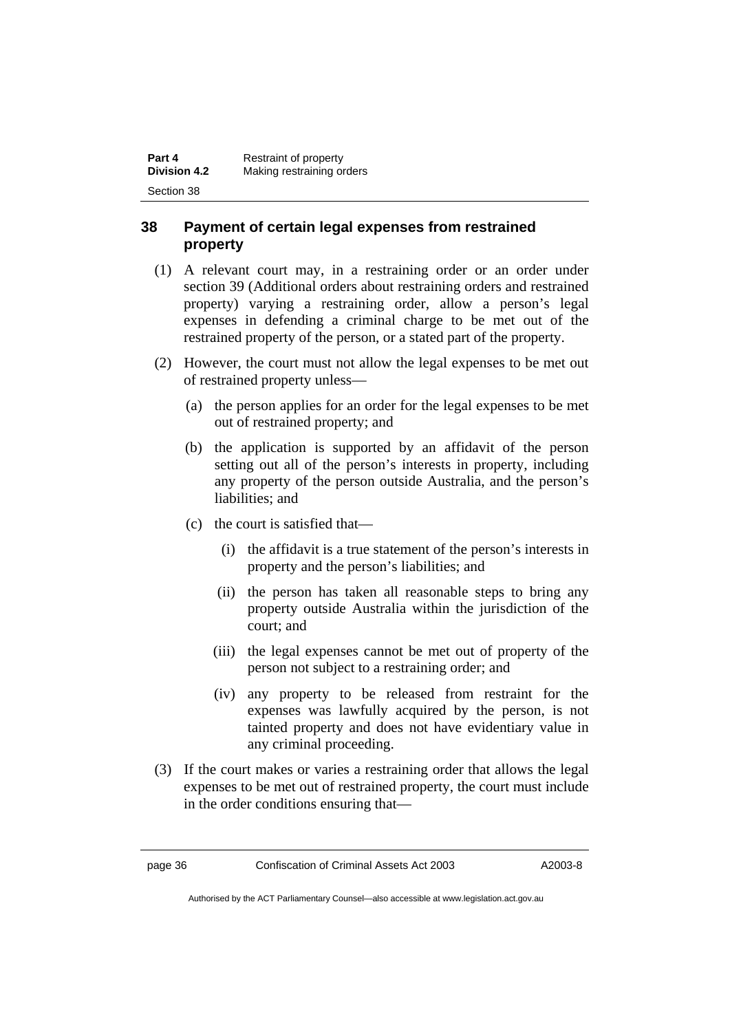## 38 Payment of certain legal expenses from restrained property

(1) A relevant court may, in a restraining order or an order under section 39 (Additional orders about restraining orders and restrained property) varying a restraining order, allow a person's legal expenses in defending a criminal charge to be met out of the restrained property of the person, or a stated part of the property.

(2) However, the court must not allow the legal expenses to be met out of restrained property unless—

(a) the person applies for an order for the legal expenses to be met out of restrained property; and

(b) the application is supported by an affidavit of the person setting out all of the person's interests in property, including any property of the person outside Australia, and the person's liabilities; and

(c) the court is satisfied that—

(i) the affidavit is a true statement of the person's interests in property and the person's liabilities; and

(ii) the person has taken all reasonable steps to bring any property outside Australia within the jurisdiction of the court; and

(iii) the legal expenses cannot be met out of property of the person not subject to a restraining order; and

(iv) any property to be released from restraint for the expenses was lawfully acquired by the person, is not tainted property and does not have evidentiary value in any criminal proceeding.

(3) If the court makes or varies a restraining order that allows the legal expenses to be met out of restrained property, the court must include in the order conditions ensuring that—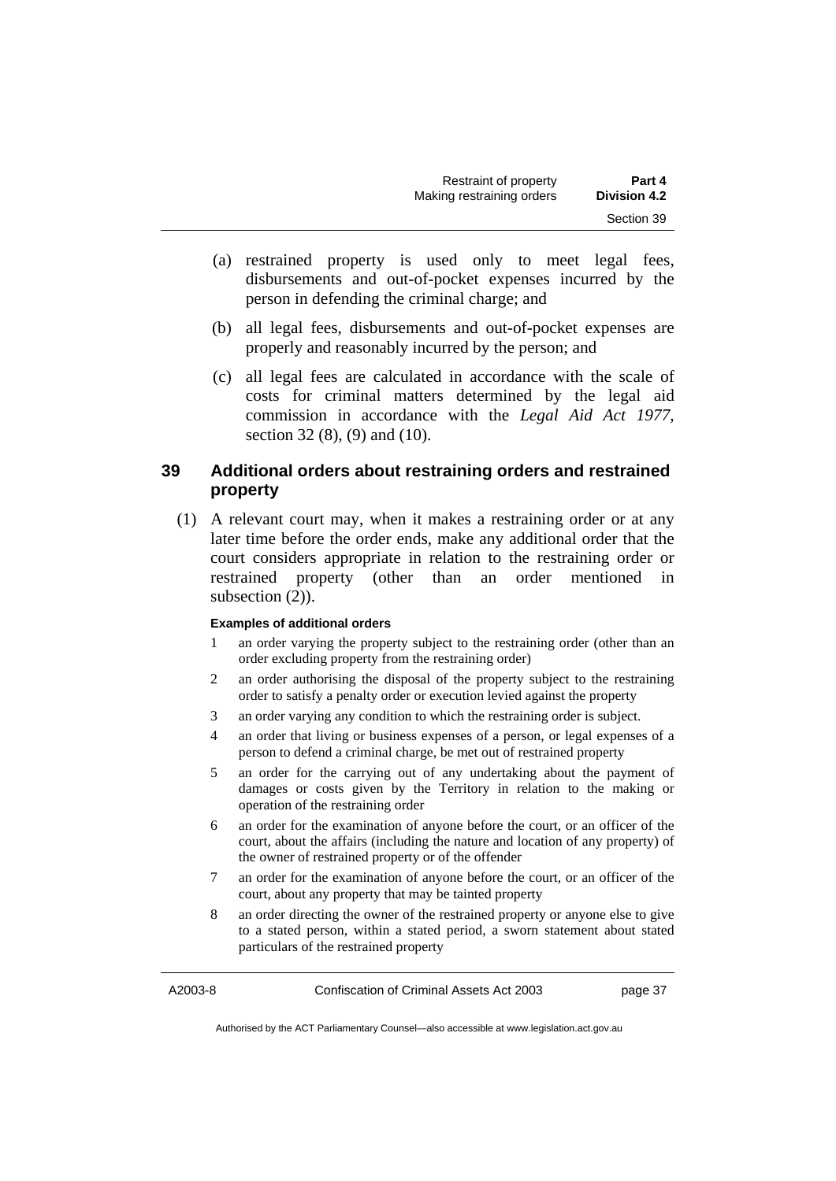(a) restrained property is used only to meet legal fees, disbursements and out-of-pocket expenses incurred by the person in defending the criminal charge; and

(b) all legal fees, disbursements and out-of-pocket expenses are properly and reasonably incurred by the person; and

(c) all legal fees are calculated in accordance with the scale of costs for criminal matters determined by the legal aid commission in accordance with the *Legal Aid Act 1977*, section 32 (8), (9) and (10).

## 39 Additional orders about restraining orders and restrained property

(1) A relevant court may, when it makes a restraining order or at any later time before the order ends, make any additional order that the court considers appropriate in relation to the restraining order or restrained property (other than an order mentioned in subsection (2)).

**Examples of additional orders**

1 an order varying the property subject to the restraining order (other than an order excluding property from the restraining order)

2 an order authorising the disposal of the property subject to the restraining order to satisfy a penalty order or execution levied against the property

3 an order varying any condition to which the restraining order is subject.

4 an order that living or business expenses of a person, or legal expenses of a person to defend a criminal charge, be met out of restrained property

5 an order for the carrying out of any undertaking about the payment of damages or costs given by the Territory in relation to the making or operation of the restraining order

6 an order for the examination of anyone before the court, or an officer of the court, about the affairs (including the nature and location of any property) of the owner of restrained property or of the offender

7 an order for the examination of anyone before the court, or an officer of the court, about any property that may be tainted property

8 an order directing the owner of the restrained property or anyone else to give to a stated person, within a stated period, a sworn statement about stated particulars of the restrained property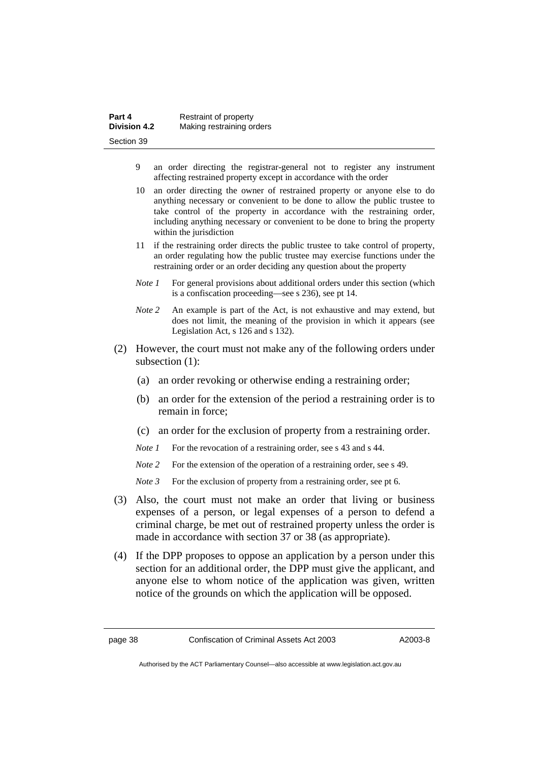9 an order directing the registrar-general not to register any instrument affecting restrained property except in accordance with the order

10 an order directing the owner of restrained property or anyone else to do anything necessary or convenient to be done to allow the public trustee to take control of the property in accordance with the restraining order, including anything necessary or convenient to be done to bring the property within the jurisdiction

11 if the restraining order directs the public trustee to take control of property, an order regulating how the public trustee may exercise functions under the restraining order or an order deciding any question about the property

*Note 1* For general provisions about additional orders under this section (which is a confiscation proceeding—see s 236), see pt 14.

*Note 2* An example is part of the Act, is not exhaustive and may extend, but does not limit, the meaning of the provision in which it appears (see Legislation Act, s 126 and s 132).

(2) However, the court must not make any of the following orders under subsection (1):

(a) an order revoking or otherwise ending a restraining order;

(b) an order for the extension of the period a restraining order is to remain in force;

(c) an order for the exclusion of property from a restraining order.

*Note 1* For the revocation of a restraining order, see s 43 and s 44.

*Note 2* For the extension of the operation of a restraining order, see s 49.

*Note 3* For the exclusion of property from a restraining order, see pt 6.

(3) Also, the court must not make an order that living or business expenses of a person, or legal expenses of a person to defend a criminal charge, be met out of restrained property unless the order is made in accordance with section 37 or 38 (as appropriate).

(4) If the DPP proposes to oppose an application by a person under this section for an additional order, the DPP must give the applicant, and anyone else to whom notice of the application was given, written notice of the grounds on which the application will be opposed.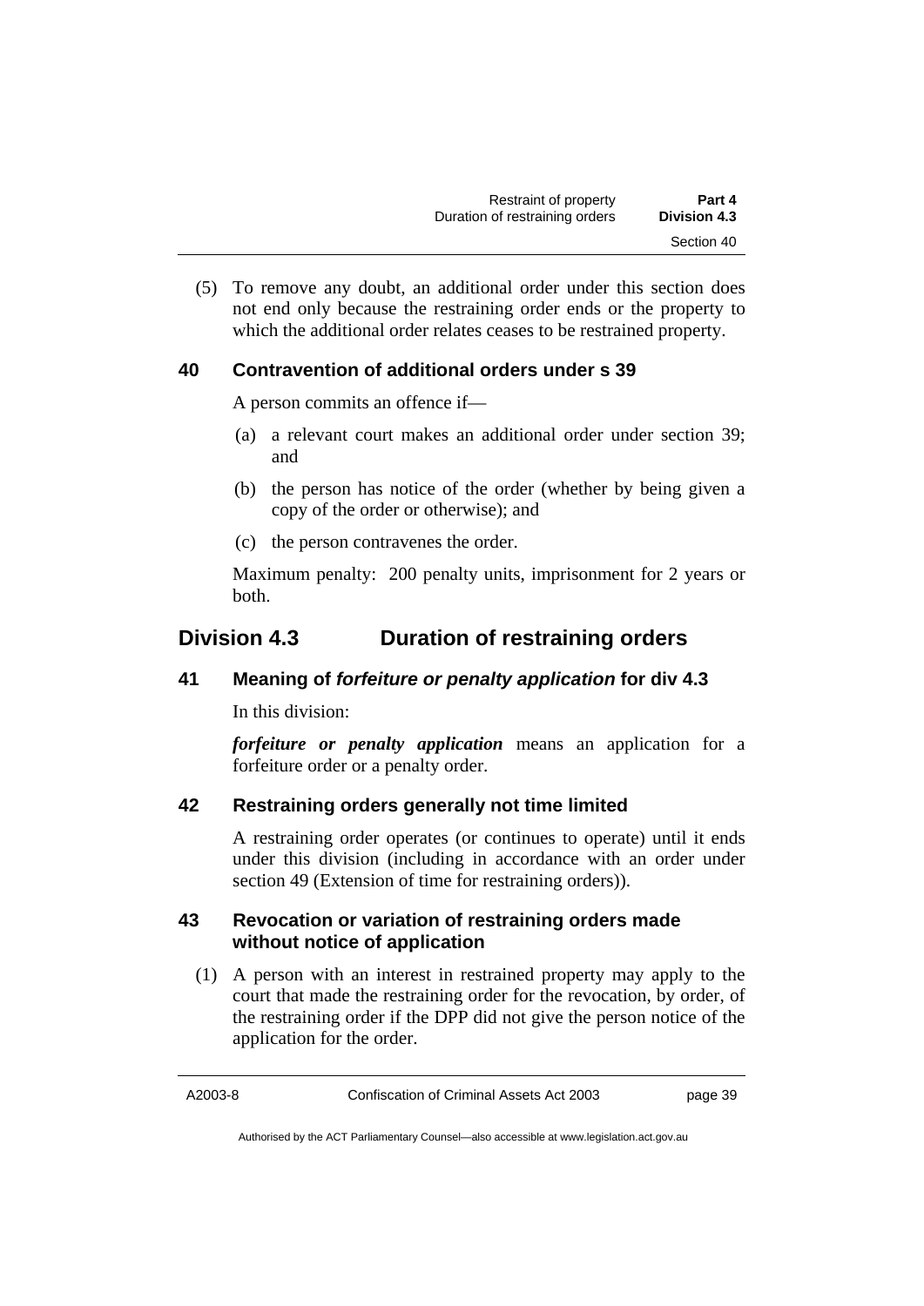(5) To remove any doubt, an additional order under this section does not end only because the restraining order ends or the property to which the additional order relates ceases to be restrained property.

### 40 Contravention of additional orders under s 39

A person commits an offence if—

(a) a relevant court makes an additional order under section 39; and

(b) the person has notice of the order (whether by being given a copy of the order or otherwise); and

(c) the person contravenes the order.

Maximum penalty: 200 penalty units, imprisonment for 2 years or both.

## Division 4.3 Duration of restraining orders

### 41 Meaning of *forfeiture or penalty application* for div 4.3

In this division:

***forfeiture or penalty application*** means an application for a forfeiture order or a penalty order.

### 42 Restraining orders generally not time limited

A restraining order operates (or continues to operate) until it ends under this division (including in accordance with an order under section 49 (Extension of time for restraining orders)).

### 43 Revocation or variation of restraining orders made without notice of application

(1) A person with an interest in restrained property may apply to the court that made the restraining order for the revocation, by order, of the restraining order if the DPP did not give the person notice of the application for the order.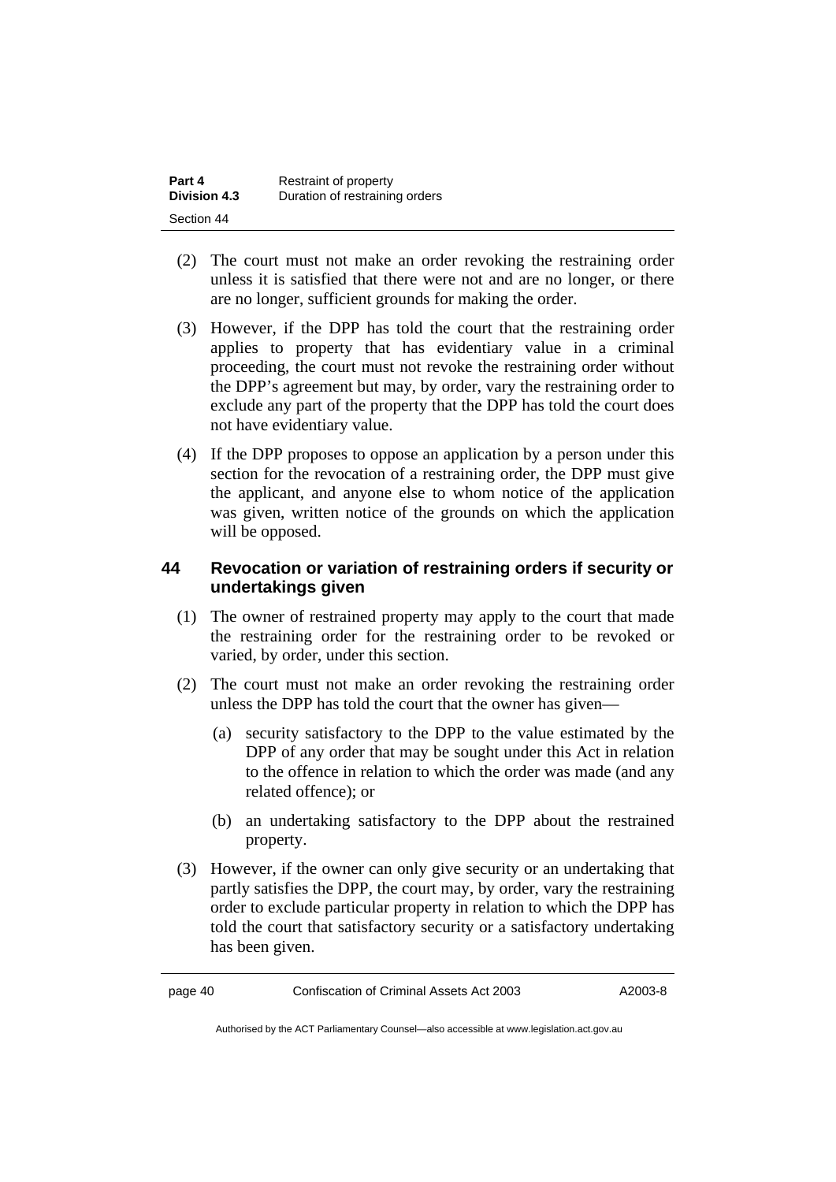(2) The court must not make an order revoking the restraining order unless it is satisfied that there were not and are no longer, or there are no longer, sufficient grounds for making the order.

(3) However, if the DPP has told the court that the restraining order applies to property that has evidentiary value in a criminal proceeding, the court must not revoke the restraining order without the DPP's agreement but may, by order, vary the restraining order to exclude any part of the property that the DPP has told the court does not have evidentiary value.

(4) If the DPP proposes to oppose an application by a person under this section for the revocation of a restraining order, the DPP must give the applicant, and anyone else to whom notice of the application was given, written notice of the grounds on which the application will be opposed.

### 44 Revocation or variation of restraining orders if security or undertakings given

(1) The owner of restrained property may apply to the court that made the restraining order for the restraining order to be revoked or varied, by order, under this section.

(2) The court must not make an order revoking the restraining order unless the DPP has told the court that the owner has given—

(a) security satisfactory to the DPP to the value estimated by the DPP of any order that may be sought under this Act in relation to the offence in relation to which the order was made (and any related offence); or

(b) an undertaking satisfactory to the DPP about the restrained property.

(3) However, if the owner can only give security or an undertaking that partly satisfies the DPP, the court may, by order, vary the restraining order to exclude particular property in relation to which the DPP has told the court that satisfactory security or a satisfactory undertaking has been given.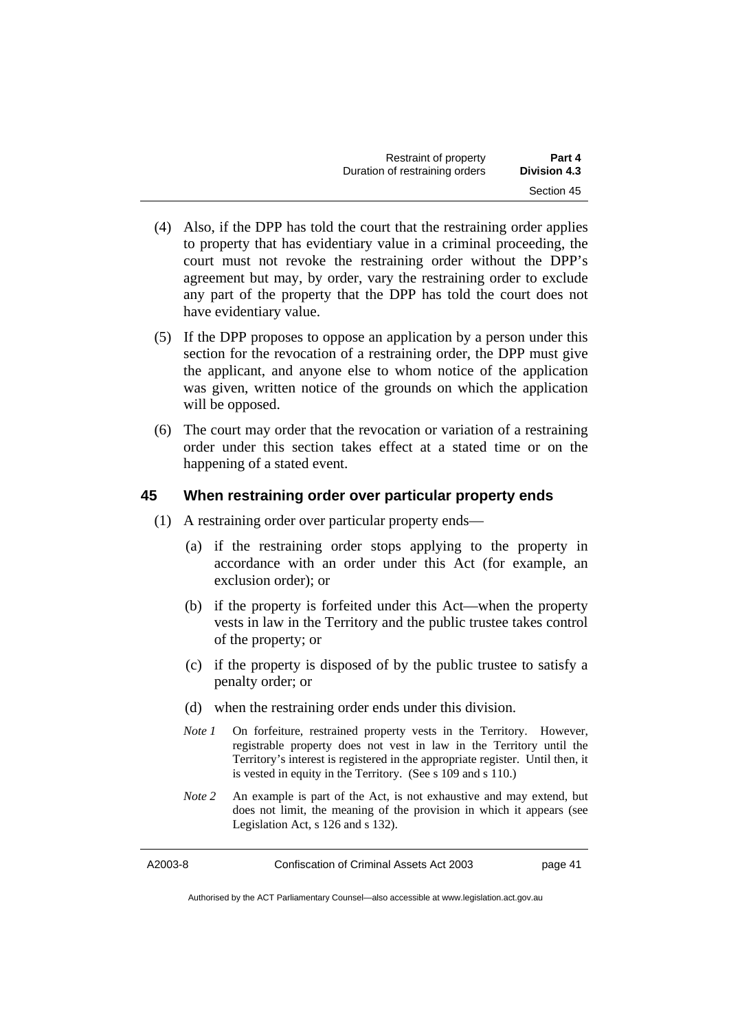(4) Also, if the DPP has told the court that the restraining order applies to property that has evidentiary value in a criminal proceeding, the court must not revoke the restraining order without the DPP's agreement but may, by order, vary the restraining order to exclude any part of the property that the DPP has told the court does not have evidentiary value.

(5) If the DPP proposes to oppose an application by a person under this section for the revocation of a restraining order, the DPP must give the applicant, and anyone else to whom notice of the application was given, written notice of the grounds on which the application will be opposed.

(6) The court may order that the revocation or variation of a restraining order under this section takes effect at a stated time or on the happening of a stated event.

## 45 When restraining order over particular property ends

(1) A restraining order over particular property ends—

(a) if the restraining order stops applying to the property in accordance with an order under this Act (for example, an exclusion order); or

(b) if the property is forfeited under this Act—when the property vests in law in the Territory and the public trustee takes control of the property; or

(c) if the property is disposed of by the public trustee to satisfy a penalty order; or

(d) when the restraining order ends under this division.

*Note 1* On forfeiture, restrained property vests in the Territory. However, registrable property does not vest in law in the Territory until the Territory's interest is registered in the appropriate register. Until then, it is vested in equity in the Territory. (See s 109 and s 110.)

*Note 2* An example is part of the Act, is not exhaustive and may extend, but does not limit, the meaning of the provision in which it appears (see Legislation Act, s 126 and s 132).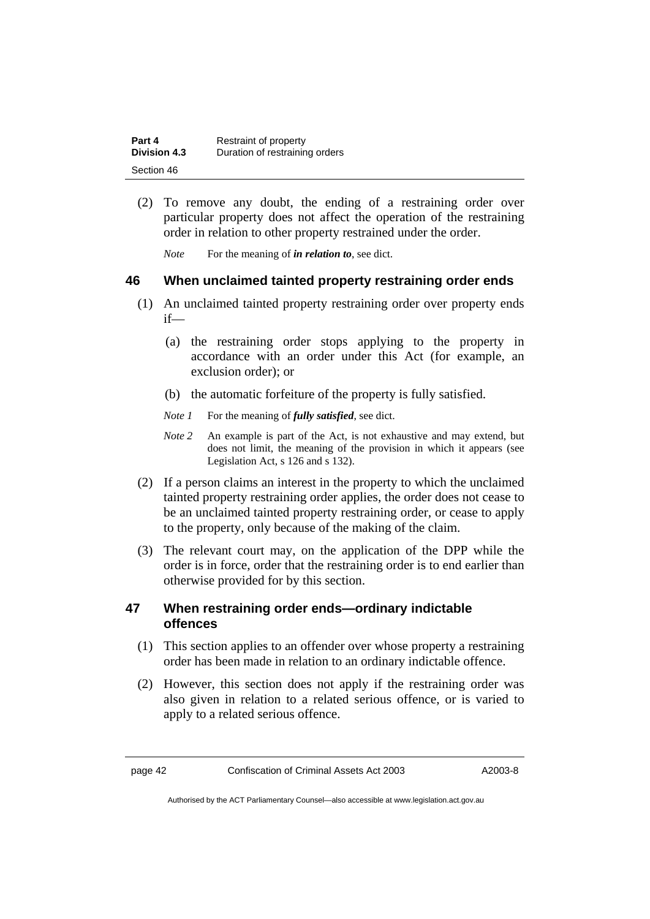(2) To remove any doubt, the ending of a restraining order over particular property does not affect the operation of the restraining order in relation to other property restrained under the order.

*Note* For the meaning of ***in relation to***, see dict.

## 46 When unclaimed tainted property restraining order ends

(1) An unclaimed tainted property restraining order over property ends if—

(a) the restraining order stops applying to the property in accordance with an order under this Act (for example, an exclusion order); or

(b) the automatic forfeiture of the property is fully satisfied.

*Note 1* For the meaning of ***fully satisfied***, see dict.

*Note 2* An example is part of the Act, is not exhaustive and may extend, but does not limit, the meaning of the provision in which it appears (see Legislation Act, s 126 and s 132).

(2) If a person claims an interest in the property to which the unclaimed tainted property restraining order applies, the order does not cease to be an unclaimed tainted property restraining order, or cease to apply to the property, only because of the making of the claim.

(3) The relevant court may, on the application of the DPP while the order is in force, order that the restraining order is to end earlier than otherwise provided for by this section.

## 47 When restraining order ends—ordinary indictable offences

(1) This section applies to an offender over whose property a restraining order has been made in relation to an ordinary indictable offence.

(2) However, this section does not apply if the restraining order was also given in relation to a related serious offence, or is varied to apply to a related serious offence.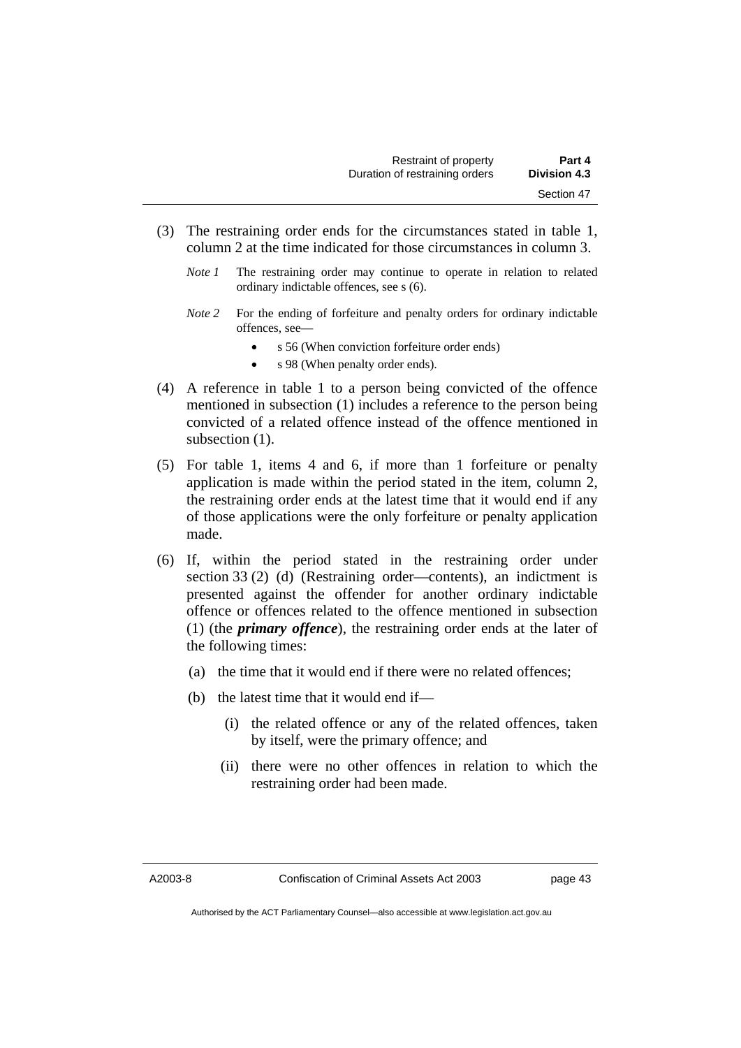(3) The restraining order ends for the circumstances stated in table 1, column 2 at the time indicated for those circumstances in column 3.

*Note 1* The restraining order may continue to operate in relation to related ordinary indictable offences, see s (6).

*Note 2* For the ending of forfeiture and penalty orders for ordinary indictable offences, see—

- s 56 (When conviction forfeiture order ends)
- s 98 (When penalty order ends).

(4) A reference in table 1 to a person being convicted of the offence mentioned in subsection (1) includes a reference to the person being convicted of a related offence instead of the offence mentioned in subsection (1).

(5) For table 1, items 4 and 6, if more than 1 forfeiture or penalty application is made within the period stated in the item, column 2, the restraining order ends at the latest time that it would end if any of those applications were the only forfeiture or penalty application made.

(6) If, within the period stated in the restraining order under section 33 (2) (d) (Restraining order—contents), an indictment is presented against the offender for another ordinary indictable offence or offences related to the offence mentioned in subsection (1) (the ***primary offence***), the restraining order ends at the later of the following times:

(a) the time that it would end if there were no related offences;

(b) the latest time that it would end if—

(i) the related offence or any of the related offences, taken by itself, were the primary offence; and

(ii) there were no other offences in relation to which the restraining order had been made.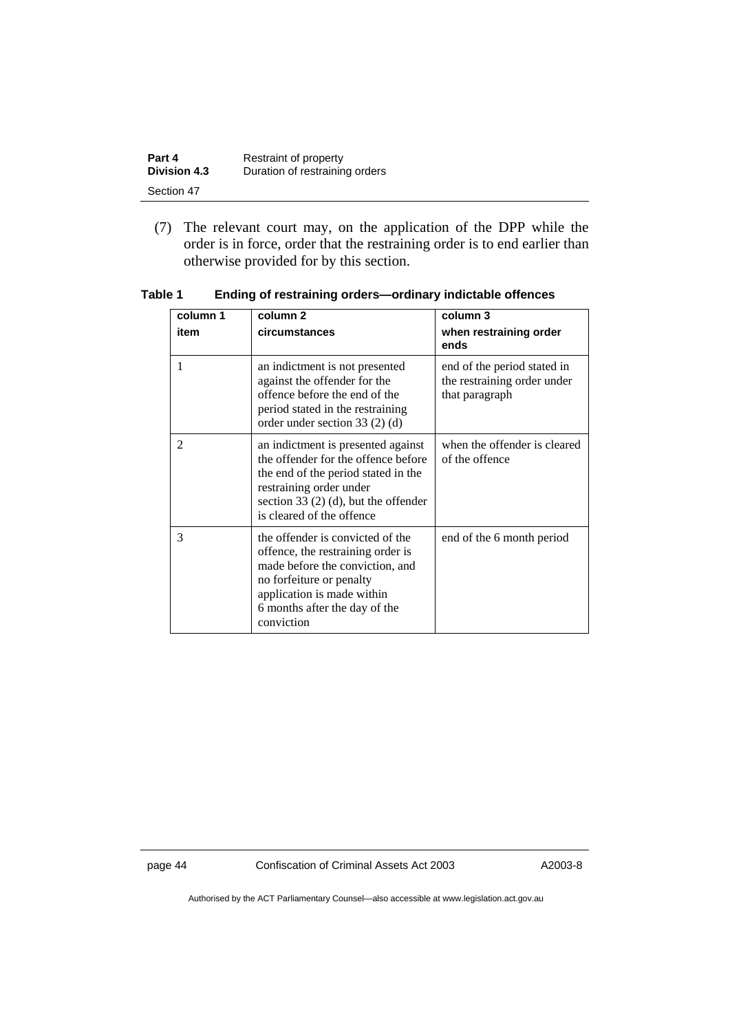(7) The relevant court may, on the application of the DPP while the order is in force, order that the restraining order is to end earlier than otherwise provided for by this section.

**Table 1 Ending of restraining orders—ordinary indictable offences**

| column 1<br>item | column 2<br>circumstances | column 3<br>when restraining order ends |
|---|---|---|
| 1 | an indictment is not presented against the offender for the offence before the end of the period stated in the restraining order under section 33 (2) (d) | end of the period stated in the restraining order under that paragraph |
| 2 | an indictment is presented against the offender for the offence before the end of the period stated in the restraining order under section 33 (2) (d), but the offender is cleared of the offence | when the offender is cleared of the offence |
| 3 | the offender is convicted of the offence, the restraining order is made before the conviction, and no forfeiture or penalty application is made within 6 months after the day of the conviction | end of the 6 month period |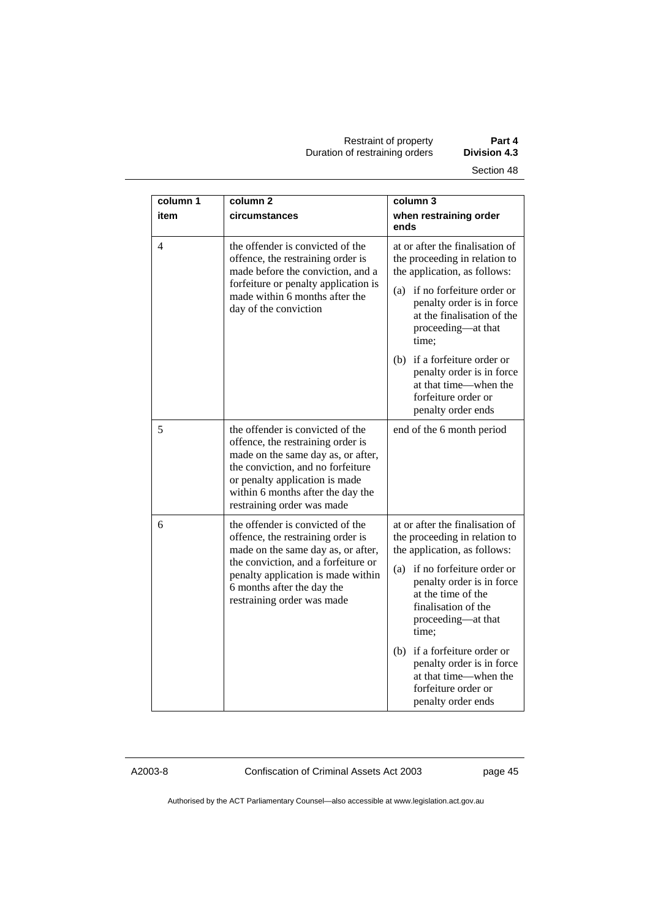| column 1<br>item | column 2<br>circumstances | column 3<br>when restraining order ends |
|---|---|---|
| 4 | the offender is convicted of the offence, the restraining order is made before the conviction, and a forfeiture or penalty application is made within 6 months after the day of the conviction | at or after the finalisation of the proceeding in relation to the application, as follows:<br>(a) if no forfeiture order or penalty order is in force at the finalisation of the proceeding—at that time;<br>(b) if a forfeiture order or penalty order is in force at that time—when the forfeiture order or penalty order ends |
| 5 | the offender is convicted of the offence, the restraining order is made on the same day as, or after, the conviction, and no forfeiture or penalty application is made within 6 months after the day the restraining order was made | end of the 6 month period |
| 6 | the offender is convicted of the offence, the restraining order is made on the same day as, or after, the conviction, and a forfeiture or penalty application is made within 6 months after the day the restraining order was made | at or after the finalisation of the proceeding in relation to the application, as follows:<br>(a) if no forfeiture order or penalty order is in force at the time of the finalisation of the proceeding—at that time;<br>(b) if a forfeiture order or penalty order is in force at that time—when the forfeiture order or penalty order ends |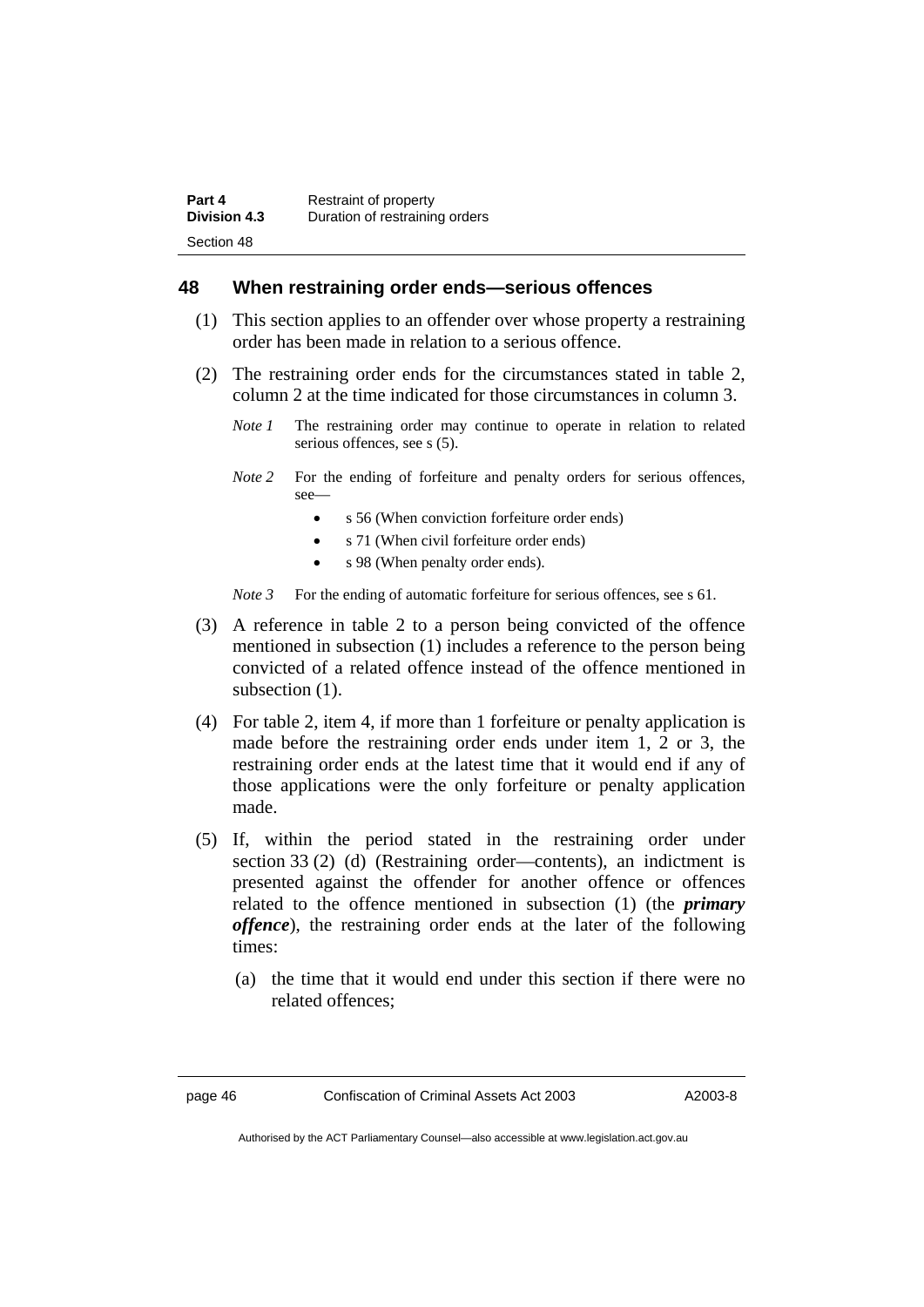## 48 When restraining order ends—serious offences

(1) This section applies to an offender over whose property a restraining order has been made in relation to a serious offence.

(2) The restraining order ends for the circumstances stated in table 2, column 2 at the time indicated for those circumstances in column 3.

*Note 1* The restraining order may continue to operate in relation to related serious offences, see s (5).

*Note 2* For the ending of forfeiture and penalty orders for serious offences, see—

- s 56 (When conviction forfeiture order ends)
- s 71 (When civil forfeiture order ends)
- s 98 (When penalty order ends).

*Note 3* For the ending of automatic forfeiture for serious offences, see s 61.

(3) A reference in table 2 to a person being convicted of the offence mentioned in subsection (1) includes a reference to the person being convicted of a related offence instead of the offence mentioned in subsection (1).

(4) For table 2, item 4, if more than 1 forfeiture or penalty application is made before the restraining order ends under item 1, 2 or 3, the restraining order ends at the latest time that it would end if any of those applications were the only forfeiture or penalty application made.

(5) If, within the period stated in the restraining order under section 33 (2) (d) (Restraining order—contents), an indictment is presented against the offender for another offence or offences related to the offence mentioned in subsection (1) (the ***primary offence***), the restraining order ends at the later of the following times:

(a) the time that it would end under this section if there were no related offences;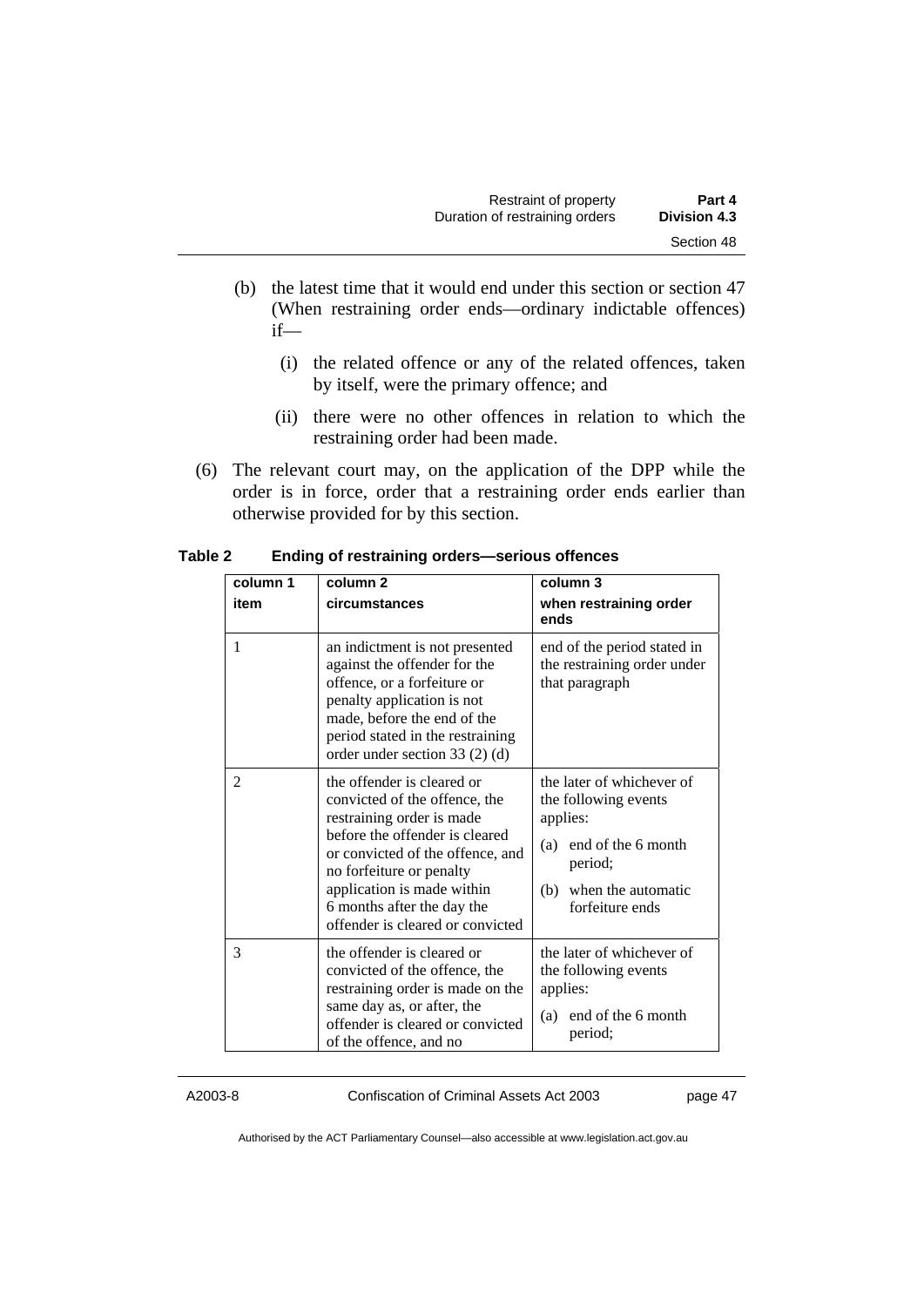(b) the latest time that it would end under this section or section 47 (When restraining order ends—ordinary indictable offences) if—

(i) the related offence or any of the related offences, taken by itself, were the primary offence; and

(ii) there were no other offences in relation to which the restraining order had been made.

(6) The relevant court may, on the application of the DPP while the order is in force, order that a restraining order ends earlier than otherwise provided for by this section.

**Table 2 Ending of restraining orders—serious offences**

| column 1<br>item | column 2<br>circumstances | column 3<br>when restraining order ends |
|---|---|---|
| 1 | an indictment is not presented against the offender for the offence, or a forfeiture or penalty application is not made, before the end of the period stated in the restraining order under section 33 (2) (d) | end of the period stated in the restraining order under that paragraph |
| 2 | the offender is cleared or convicted of the offence, the restraining order is made before the offender is cleared or convicted of the offence, and no forfeiture or penalty application is made within 6 months after the day the offender is cleared or convicted | the later of whichever of the following events applies:<br>(a) end of the 6 month period;<br>(b) when the automatic forfeiture ends |
| 3 | the offender is cleared or convicted of the offence, the restraining order is made on the same day as, or after, the offender is cleared or convicted of the offence, and no | the later of whichever of the following events applies:<br>(a) end of the 6 month period; |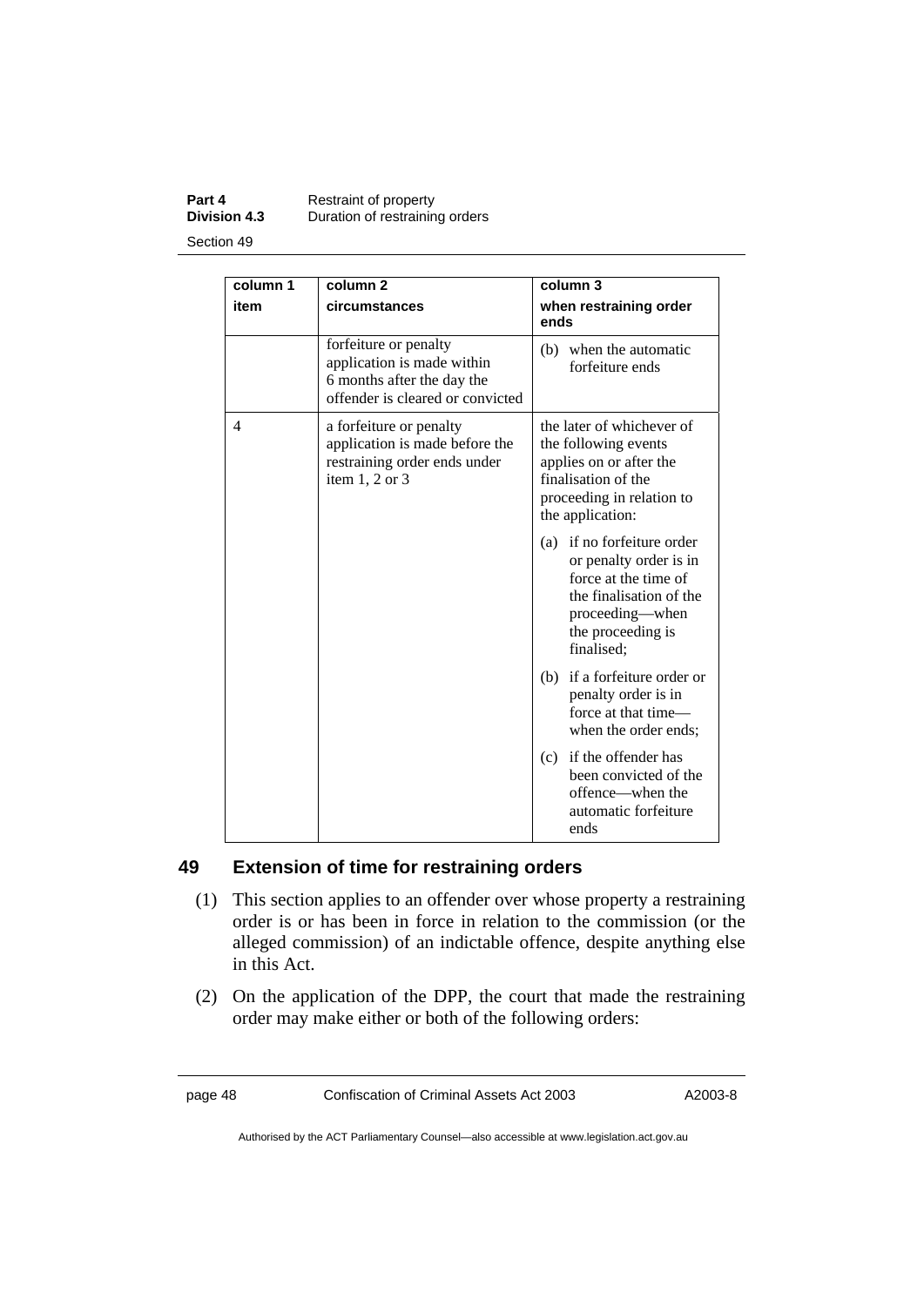| column 1<br>item | column 2<br>circumstances | column 3<br>when restraining order ends |
|---|---|---|
| | forfeiture or penalty application is made within 6 months after the day the offender is cleared or convicted | (b) when the automatic forfeiture ends |
| 4 | a forfeiture or penalty application is made before the restraining order ends under item 1, 2 or 3 | the later of whichever of the following events applies on or after the finalisation of the proceeding in relation to the application:<br>(a) if no forfeiture order or penalty order is in force at the time of the finalisation of the proceeding—when the proceeding is finalised;<br>(b) if a forfeiture order or penalty order is in force at that time—when the order ends;<br>(c) if the offender has been convicted of the offence—when the automatic forfeiture ends |

## 49 Extension of time for restraining orders

(1) This section applies to an offender over whose property a restraining order is or has been in force in relation to the commission (or the alleged commission) of an indictable offence, despite anything else in this Act.

(2) On the application of the DPP, the court that made the restraining order may make either or both of the following orders: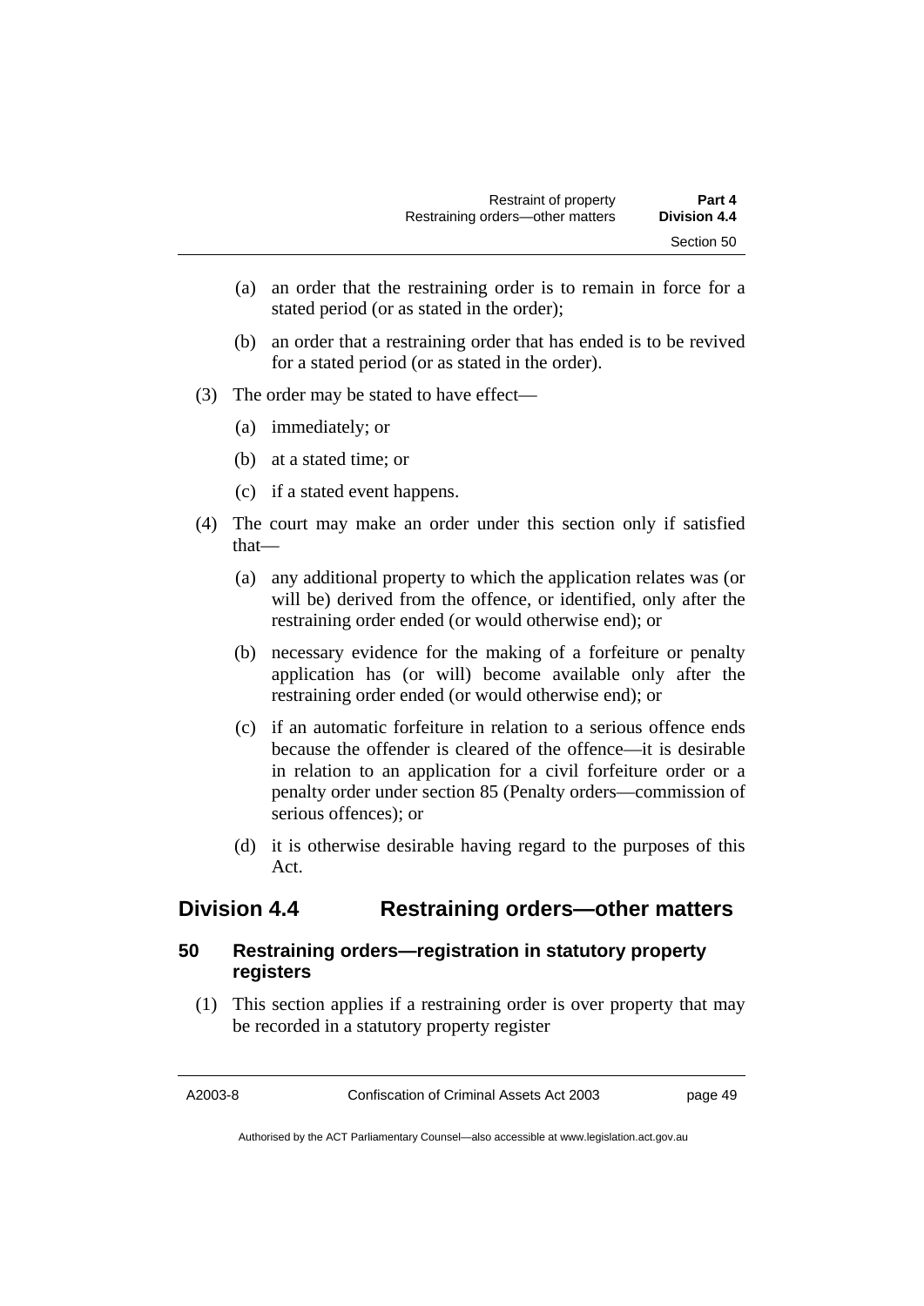(a) an order that the restraining order is to remain in force for a stated period (or as stated in the order);

(b) an order that a restraining order that has ended is to be revived for a stated period (or as stated in the order).

(3) The order may be stated to have effect—

(a) immediately; or

(b) at a stated time; or

(c) if a stated event happens.

(4) The court may make an order under this section only if satisfied that—

(a) any additional property to which the application relates was (or will be) derived from the offence, or identified, only after the restraining order ended (or would otherwise end); or

(b) necessary evidence for the making of a forfeiture or penalty application has (or will) become available only after the restraining order ended (or would otherwise end); or

(c) if an automatic forfeiture in relation to a serious offence ends because the offender is cleared of the offence—it is desirable in relation to an application for a civil forfeiture order or a penalty order under section 85 (Penalty orders—commission of serious offences); or

(d) it is otherwise desirable having regard to the purposes of this Act.

## Division 4.4 Restraining orders—other matters

### 50 Restraining orders—registration in statutory property registers

(1) This section applies if a restraining order is over property that may be recorded in a statutory property register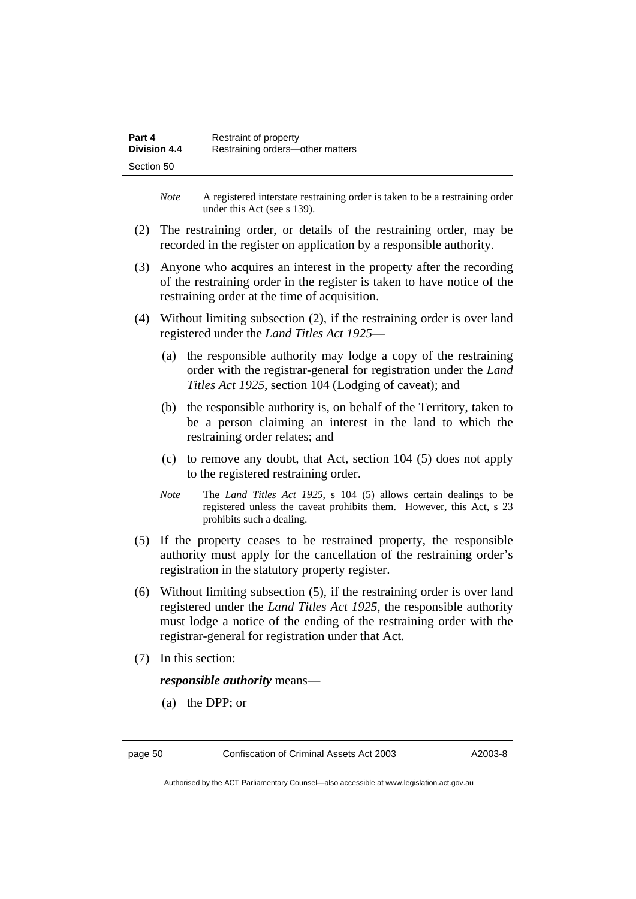*Note* A registered interstate restraining order is taken to be a restraining order under this Act (see s 139).

(2) The restraining order, or details of the restraining order, may be recorded in the register on application by a responsible authority.

(3) Anyone who acquires an interest in the property after the recording of the restraining order in the register is taken to have notice of the restraining order at the time of acquisition.

(4) Without limiting subsection (2), if the restraining order is over land registered under the *Land Titles Act 1925*—

(a) the responsible authority may lodge a copy of the restraining order with the registrar-general for registration under the *Land Titles Act 1925*, section 104 (Lodging of caveat); and

(b) the responsible authority is, on behalf of the Territory, taken to be a person claiming an interest in the land to which the restraining order relates; and

(c) to remove any doubt, that Act, section 104 (5) does not apply to the registered restraining order.

*Note* The *Land Titles Act 1925*, s 104 (5) allows certain dealings to be registered unless the caveat prohibits them. However, this Act, s 23 prohibits such a dealing.

(5) If the property ceases to be restrained property, the responsible authority must apply for the cancellation of the restraining order's registration in the statutory property register.

(6) Without limiting subsection (5), if the restraining order is over land registered under the *Land Titles Act 1925*, the responsible authority must lodge a notice of the ending of the restraining order with the registrar-general for registration under that Act.

(7) In this section:

***responsible authority*** means—

(a) the DPP; or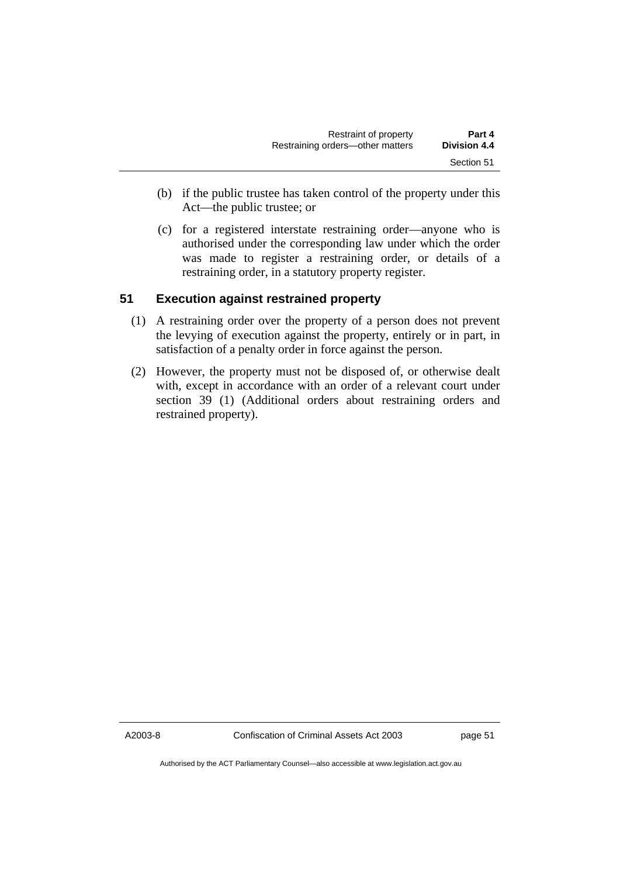(b) if the public trustee has taken control of the property under this Act—the public trustee; or

(c) for a registered interstate restraining order—anyone who is authorised under the corresponding law under which the order was made to register a restraining order, or details of a restraining order, in a statutory property register.

## 51 Execution against restrained property

(1) A restraining order over the property of a person does not prevent the levying of execution against the property, entirely or in part, in satisfaction of a penalty order in force against the person.

(2) However, the property must not be disposed of, or otherwise dealt with, except in accordance with an order of a relevant court under section 39 (1) (Additional orders about restraining orders and restrained property).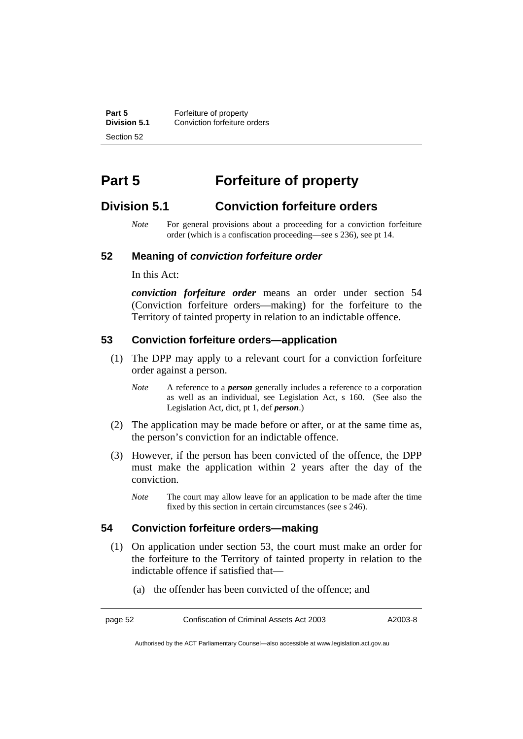# Part 5 Forfeiture of property

## Division 5.1 Conviction forfeiture orders

*Note* For general provisions about a proceeding for a conviction forfeiture order (which is a confiscation proceeding—see s 236), see pt 14.

### 52 Meaning of *conviction forfeiture order*

In this Act:

***conviction forfeiture order*** means an order under section 54 (Conviction forfeiture orders—making) for the forfeiture to the Territory of tainted property in relation to an indictable offence.

### 53 Conviction forfeiture orders—application

(1) The DPP may apply to a relevant court for a conviction forfeiture order against a person.

*Note* A reference to a ***person*** generally includes a reference to a corporation as well as an individual, see Legislation Act, s 160. (See also the Legislation Act, dict, pt 1, def ***person***.)

(2) The application may be made before or after, or at the same time as, the person's conviction for an indictable offence.

(3) However, if the person has been convicted of the offence, the DPP must make the application within 2 years after the day of the conviction.

*Note* The court may allow leave for an application to be made after the time fixed by this section in certain circumstances (see s 246).

### 54 Conviction forfeiture orders—making

(1) On application under section 53, the court must make an order for the forfeiture to the Territory of tainted property in relation to the indictable offence if satisfied that—

(a) the offender has been convicted of the offence; and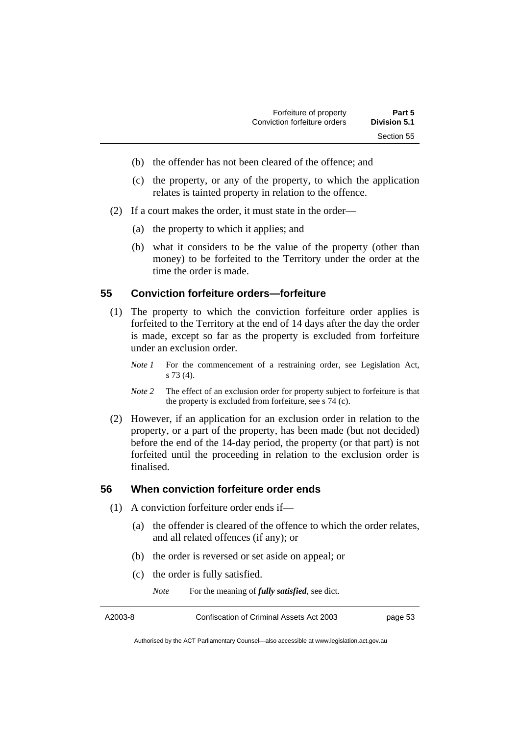(b) the offender has not been cleared of the offence; and

(c) the property, or any of the property, to which the application relates is tainted property in relation to the offence.

(2) If a court makes the order, it must state in the order—

(a) the property to which it applies; and

(b) what it considers to be the value of the property (other than money) to be forfeited to the Territory under the order at the time the order is made.

## 55 Conviction forfeiture orders—forfeiture

(1) The property to which the conviction forfeiture order applies is forfeited to the Territory at the end of 14 days after the day the order is made, except so far as the property is excluded from forfeiture under an exclusion order.

*Note 1* For the commencement of a restraining order, see Legislation Act, s 73 (4).

*Note 2* The effect of an exclusion order for property subject to forfeiture is that the property is excluded from forfeiture, see s 74 (c).

(2) However, if an application for an exclusion order in relation to the property, or a part of the property, has been made (but not decided) before the end of the 14-day period, the property (or that part) is not forfeited until the proceeding in relation to the exclusion order is finalised.

## 56 When conviction forfeiture order ends

(1) A conviction forfeiture order ends if—

(a) the offender is cleared of the offence to which the order relates, and all related offences (if any); or

(b) the order is reversed or set aside on appeal; or

(c) the order is fully satisfied.

*Note* For the meaning of ***fully satisfied***, see dict.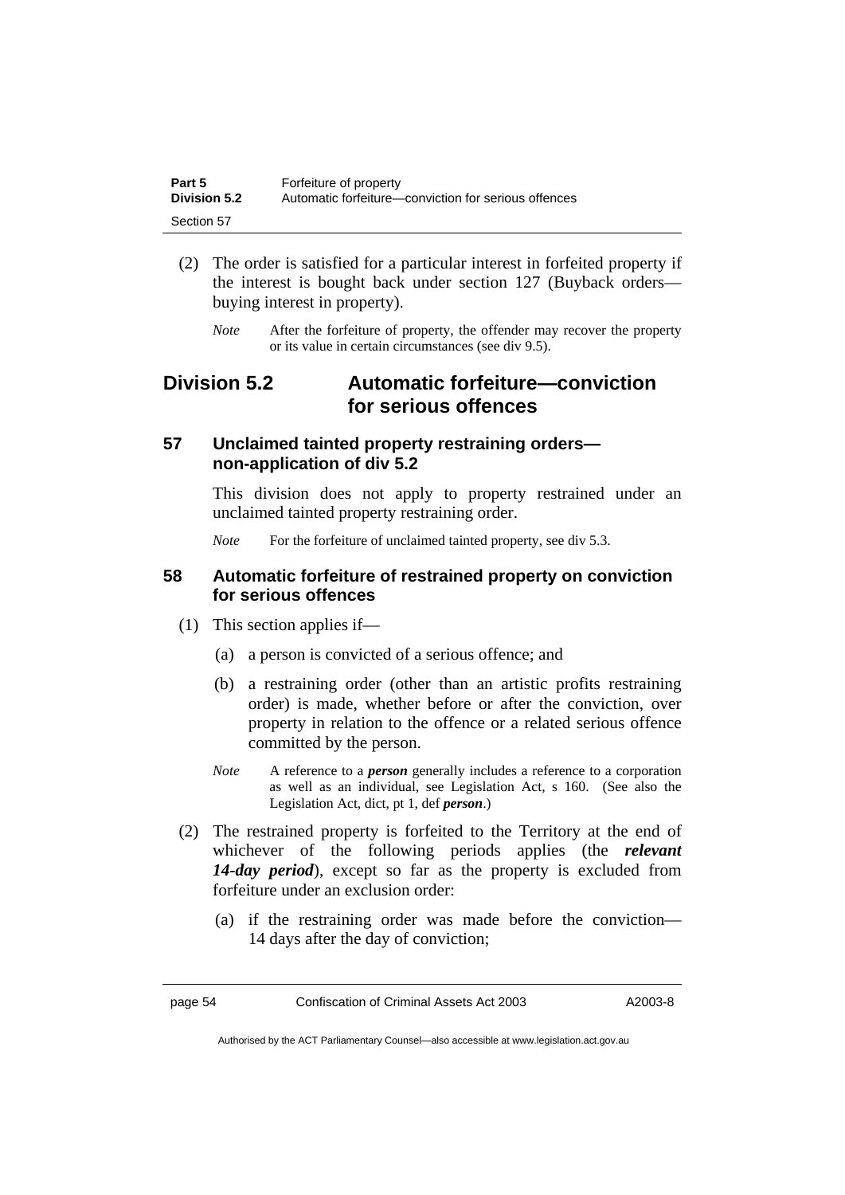(2) The order is satisfied for a particular interest in forfeited property if the interest is bought back under section 127 (Buyback orders—buying interest in property).

*Note* After the forfeiture of property, the offender may recover the property or its value in certain circumstances (see div 9.5).

## Division 5.2 Automatic forfeiture—conviction for serious offences

### 57 Unclaimed tainted property restraining orders—non-application of div 5.2

This division does not apply to property restrained under an unclaimed tainted property restraining order.

*Note* For the forfeiture of unclaimed tainted property, see div 5.3.

### 58 Automatic forfeiture of restrained property on conviction for serious offences

(1) This section applies if—

(a) a person is convicted of a serious offence; and

(b) a restraining order (other than an artistic profits restraining order) is made, whether before or after the conviction, over property in relation to the offence or a related serious offence committed by the person.

*Note* A reference to a ***person*** generally includes a reference to a corporation as well as an individual, see Legislation Act, s 160. (See also the Legislation Act, dict, pt 1, def ***person***.)

(2) The restrained property is forfeited to the Territory at the end of whichever of the following periods applies (the ***relevant 14-day period***), except so far as the property is excluded from forfeiture under an exclusion order:

(a) if the restraining order was made before the conviction—14 days after the day of conviction;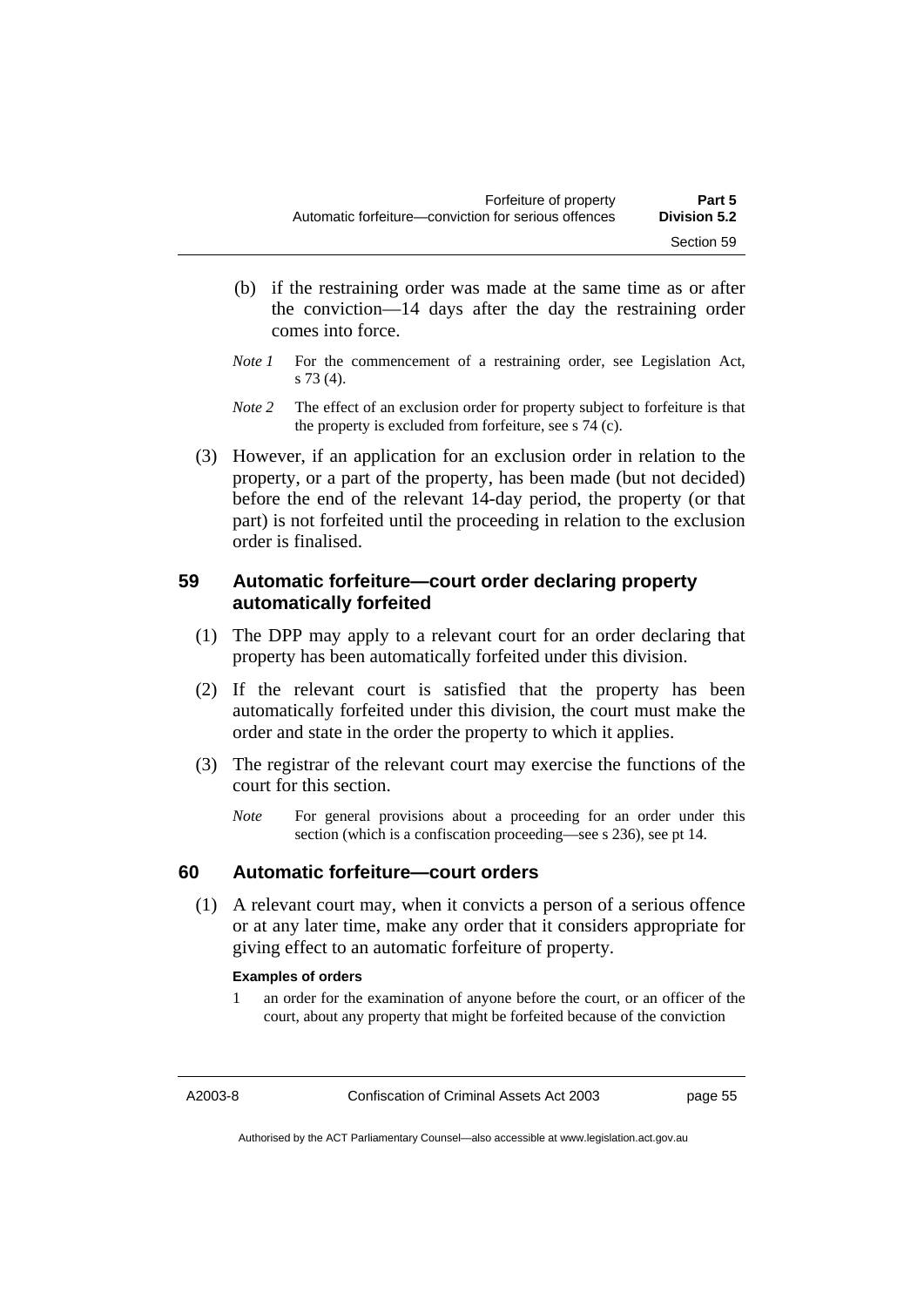(b) if the restraining order was made at the same time as or after the conviction—14 days after the day the restraining order comes into force.

*Note 1* For the commencement of a restraining order, see Legislation Act, s 73 (4).

*Note 2* The effect of an exclusion order for property subject to forfeiture is that the property is excluded from forfeiture, see s 74 (c).

(3) However, if an application for an exclusion order in relation to the property, or a part of the property, has been made (but not decided) before the end of the relevant 14-day period, the property (or that part) is not forfeited until the proceeding in relation to the exclusion order is finalised.

### 59 Automatic forfeiture—court order declaring property automatically forfeited

(1) The DPP may apply to a relevant court for an order declaring that property has been automatically forfeited under this division.

(2) If the relevant court is satisfied that the property has been automatically forfeited under this division, the court must make the order and state in the order the property to which it applies.

(3) The registrar of the relevant court may exercise the functions of the court for this section.

*Note* For general provisions about a proceeding for an order under this section (which is a confiscation proceeding—see s 236), see pt 14.

### 60 Automatic forfeiture—court orders

(1) A relevant court may, when it convicts a person of a serious offence or at any later time, make any order that it considers appropriate for giving effect to an automatic forfeiture of property.

**Examples of orders**

1 an order for the examination of anyone before the court, or an officer of the court, about any property that might be forfeited because of the conviction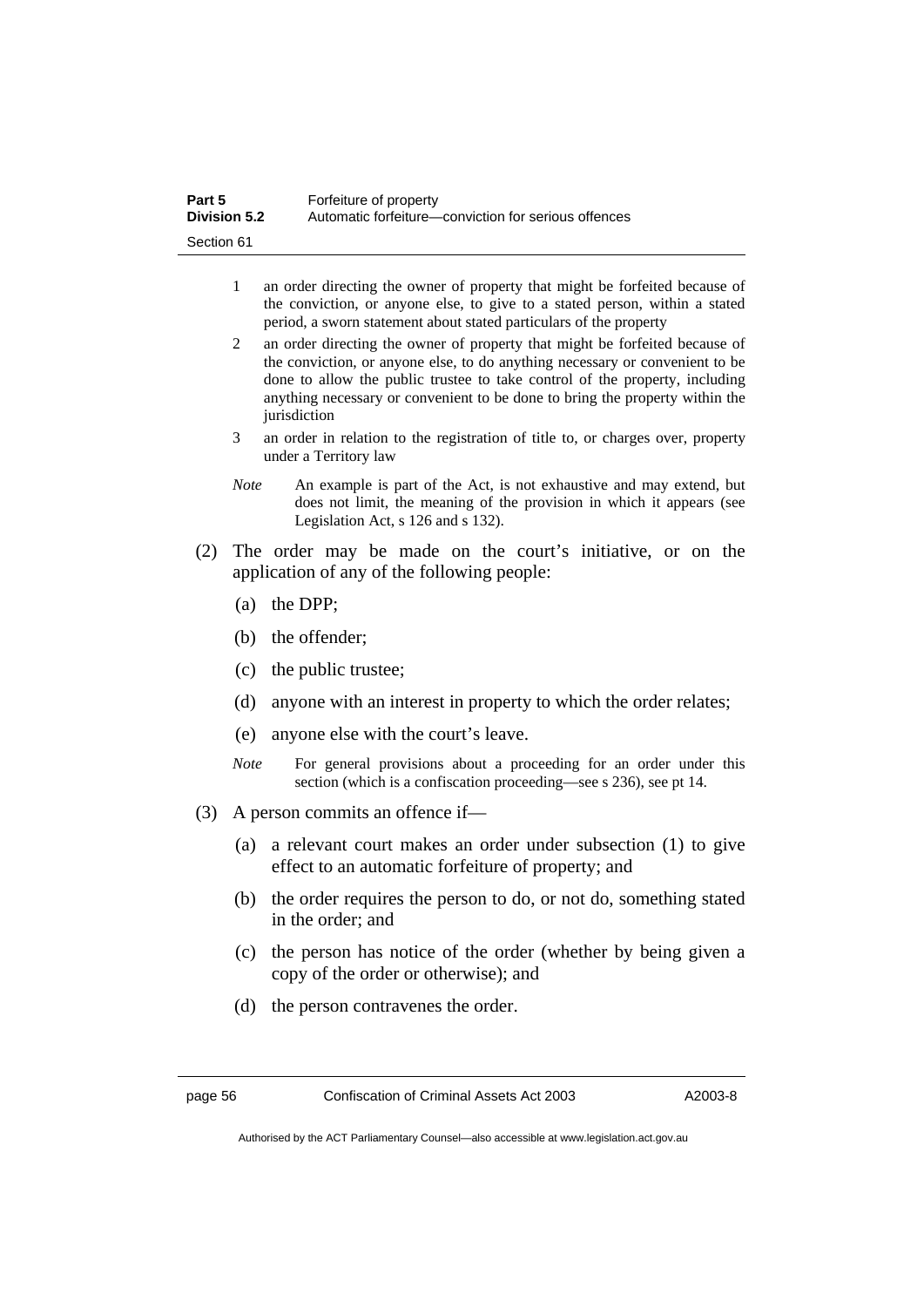1 an order directing the owner of property that might be forfeited because of the conviction, or anyone else, to give to a stated person, within a stated period, a sworn statement about stated particulars of the property

2 an order directing the owner of property that might be forfeited because of the conviction, or anyone else, to do anything necessary or convenient to be done to allow the public trustee to take control of the property, including anything necessary or convenient to be done to bring the property within the jurisdiction

3 an order in relation to the registration of title to, or charges over, property under a Territory law

*Note* An example is part of the Act, is not exhaustive and may extend, but does not limit, the meaning of the provision in which it appears (see Legislation Act, s 126 and s 132).

(2) The order may be made on the court's initiative, or on the application of any of the following people:

(a) the DPP;

(b) the offender;

(c) the public trustee;

(d) anyone with an interest in property to which the order relates;

(e) anyone else with the court's leave.

*Note* For general provisions about a proceeding for an order under this section (which is a confiscation proceeding—see s 236), see pt 14.

(3) A person commits an offence if—

(a) a relevant court makes an order under subsection (1) to give effect to an automatic forfeiture of property; and

(b) the order requires the person to do, or not do, something stated in the order; and

(c) the person has notice of the order (whether by being given a copy of the order or otherwise); and

(d) the person contravenes the order.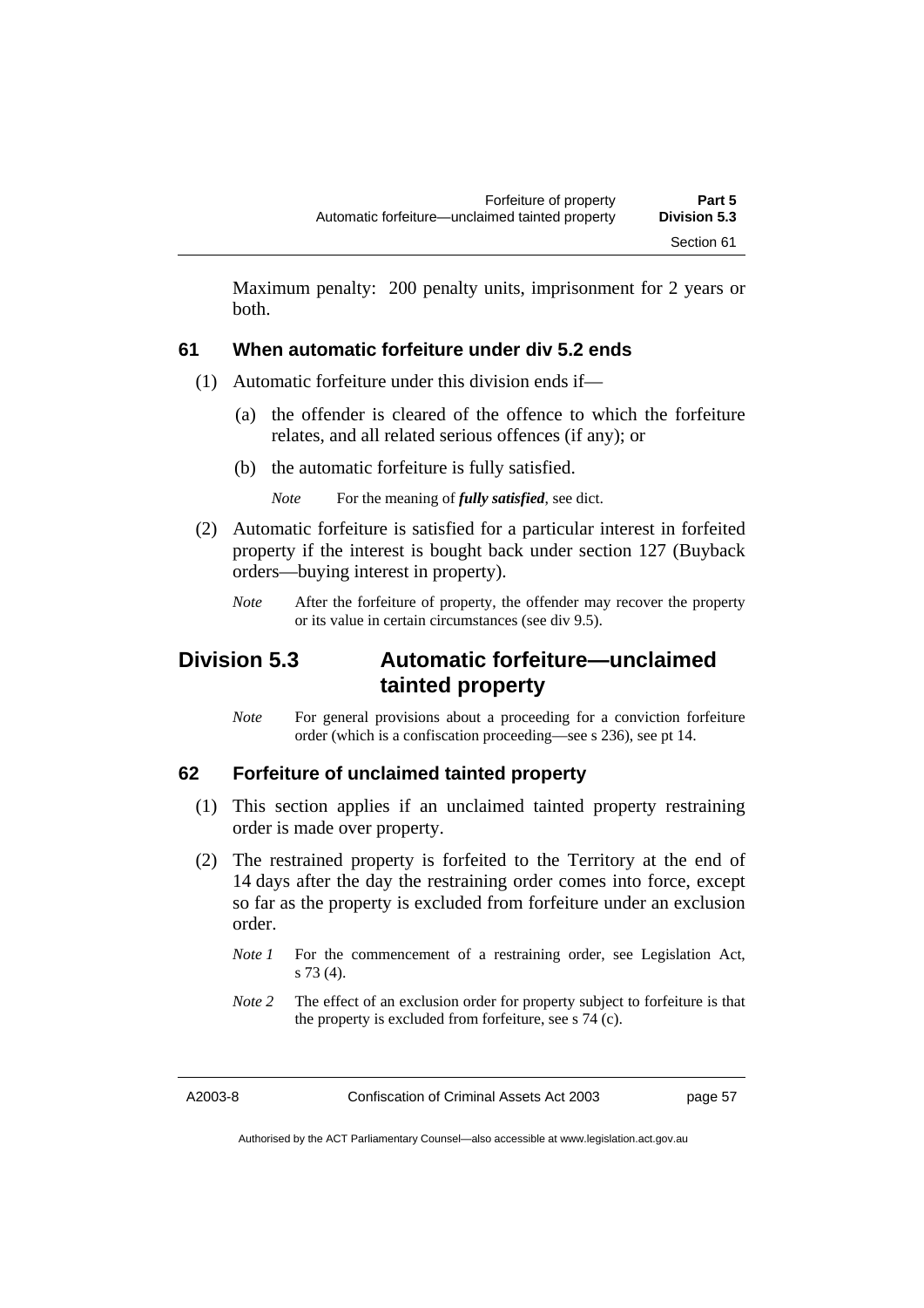Maximum penalty: 200 penalty units, imprisonment for 2 years or both.

### 61 When automatic forfeiture under div 5.2 ends

(1) Automatic forfeiture under this division ends if—

(a) the offender is cleared of the offence to which the forfeiture relates, and all related serious offences (if any); or

(b) the automatic forfeiture is fully satisfied.

*Note* For the meaning of ***fully satisfied***, see dict.

(2) Automatic forfeiture is satisfied for a particular interest in forfeited property if the interest is bought back under section 127 (Buyback orders—buying interest in property).

*Note* After the forfeiture of property, the offender may recover the property or its value in certain circumstances (see div 9.5).

## Division 5.3 Automatic forfeiture—unclaimed tainted property

*Note* For general provisions about a proceeding for a conviction forfeiture order (which is a confiscation proceeding—see s 236), see pt 14.

### 62 Forfeiture of unclaimed tainted property

(1) This section applies if an unclaimed tainted property restraining order is made over property.

(2) The restrained property is forfeited to the Territory at the end of 14 days after the day the restraining order comes into force, except so far as the property is excluded from forfeiture under an exclusion order.

*Note 1* For the commencement of a restraining order, see Legislation Act, s 73 (4).

*Note 2* The effect of an exclusion order for property subject to forfeiture is that the property is excluded from forfeiture, see s 74 (c).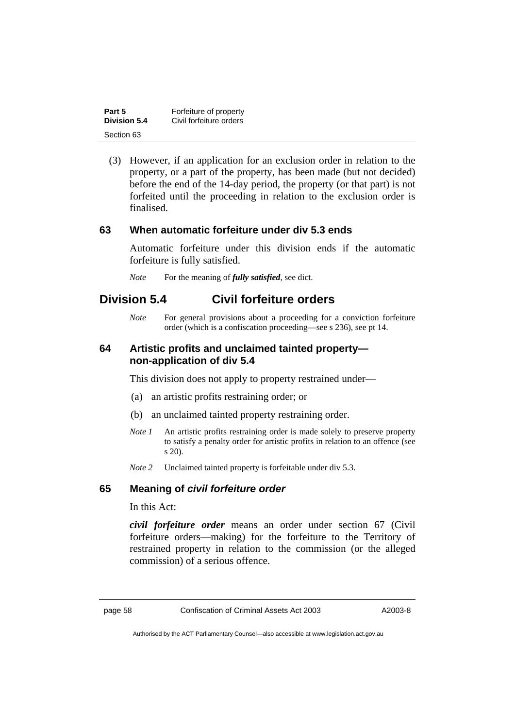(3) However, if an application for an exclusion order in relation to the property, or a part of the property, has been made (but not decided) before the end of the 14-day period, the property (or that part) is not forfeited until the proceeding in relation to the exclusion order is finalised.

### 63 When automatic forfeiture under div 5.3 ends

Automatic forfeiture under this division ends if the automatic forfeiture is fully satisfied.

*Note* For the meaning of ***fully satisfied***, see dict.

## Division 5.4 Civil forfeiture orders

*Note* For general provisions about a proceeding for a conviction forfeiture order (which is a confiscation proceeding—see s 236), see pt 14.

### 64 Artistic profits and unclaimed tainted property—non-application of div 5.4

This division does not apply to property restrained under—

(a) an artistic profits restraining order; or

(b) an unclaimed tainted property restraining order.

*Note 1* An artistic profits restraining order is made solely to preserve property to satisfy a penalty order for artistic profits in relation to an offence (see s 20).

*Note 2* Unclaimed tainted property is forfeitable under div 5.3.

### 65 Meaning of *civil forfeiture order*

In this Act:

***civil forfeiture order*** means an order under section 67 (Civil forfeiture orders—making) for the forfeiture to the Territory of restrained property in relation to the commission (or the alleged commission) of a serious offence.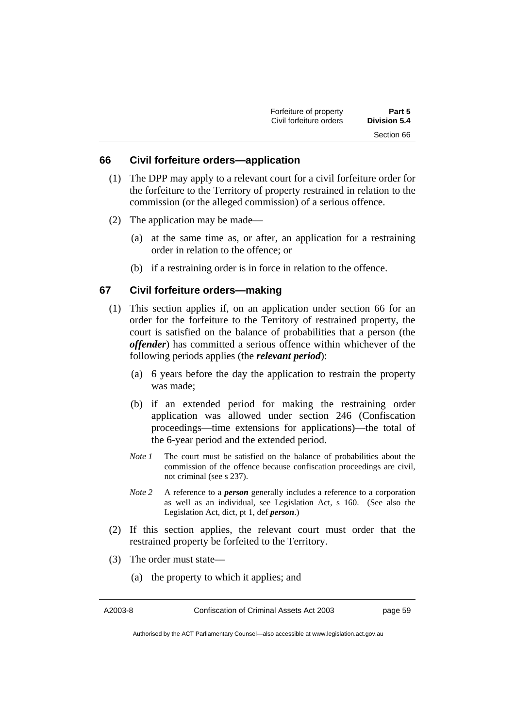## 66 Civil forfeiture orders—application

(1) The DPP may apply to a relevant court for a civil forfeiture order for the forfeiture to the Territory of property restrained in relation to the commission (or the alleged commission) of a serious offence.

(2) The application may be made—

(a) at the same time as, or after, an application for a restraining order in relation to the offence; or

(b) if a restraining order is in force in relation to the offence.

## 67 Civil forfeiture orders—making

(1) This section applies if, on an application under section 66 for an order for the forfeiture to the Territory of restrained property, the court is satisfied on the balance of probabilities that a person (the ***offender***) has committed a serious offence within whichever of the following periods applies (the ***relevant period***):

(a) 6 years before the day the application to restrain the property was made;

(b) if an extended period for making the restraining order application was allowed under section 246 (Confiscation proceedings—time extensions for applications)—the total of the 6-year period and the extended period.

*Note 1* The court must be satisfied on the balance of probabilities about the commission of the offence because confiscation proceedings are civil, not criminal (see s 237).

*Note 2* A reference to a ***person*** generally includes a reference to a corporation as well as an individual, see Legislation Act, s 160. (See also the Legislation Act, dict, pt 1, def ***person***.)

(2) If this section applies, the relevant court must order that the restrained property be forfeited to the Territory.

(3) The order must state—

(a) the property to which it applies; and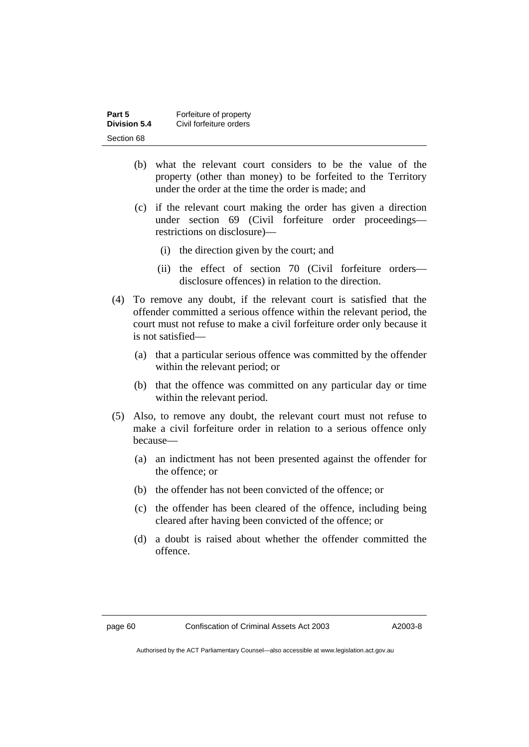(b) what the relevant court considers to be the value of the property (other than money) to be forfeited to the Territory under the order at the time the order is made; and

(c) if the relevant court making the order has given a direction under section 69 (Civil forfeiture order proceedings—restrictions on disclosure)—

   (i) the direction given by the court; and

   (ii) the effect of section 70 (Civil forfeiture orders—disclosure offences) in relation to the direction.

(4) To remove any doubt, if the relevant court is satisfied that the offender committed a serious offence within the relevant period, the court must not refuse to make a civil forfeiture order only because it is not satisfied—

(a) that a particular serious offence was committed by the offender within the relevant period; or

(b) that the offence was committed on any particular day or time within the relevant period.

(5) Also, to remove any doubt, the relevant court must not refuse to make a civil forfeiture order in relation to a serious offence only because—

(a) an indictment has not been presented against the offender for the offence; or

(b) the offender has not been convicted of the offence; or

(c) the offender has been cleared of the offence, including being cleared after having been convicted of the offence; or

(d) a doubt is raised about whether the offender committed the offence.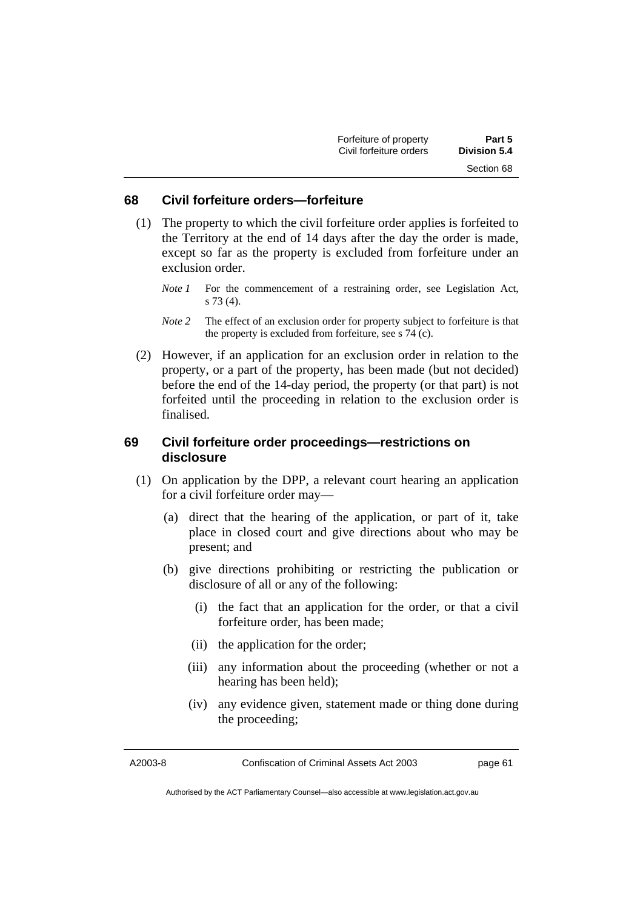## 68 Civil forfeiture orders—forfeiture

(1) The property to which the civil forfeiture order applies is forfeited to the Territory at the end of 14 days after the day the order is made, except so far as the property is excluded from forfeiture under an exclusion order.

*Note 1* For the commencement of a restraining order, see Legislation Act, s 73 (4).

*Note 2* The effect of an exclusion order for property subject to forfeiture is that the property is excluded from forfeiture, see s 74 (c).

(2) However, if an application for an exclusion order in relation to the property, or a part of the property, has been made (but not decided) before the end of the 14-day period, the property (or that part) is not forfeited until the proceeding in relation to the exclusion order is finalised.

## 69 Civil forfeiture order proceedings—restrictions on disclosure

(1) On application by the DPP, a relevant court hearing an application for a civil forfeiture order may—

(a) direct that the hearing of the application, or part of it, take place in closed court and give directions about who may be present; and

(b) give directions prohibiting or restricting the publication or disclosure of all or any of the following:

(i) the fact that an application for the order, or that a civil forfeiture order, has been made;

(ii) the application for the order;

(iii) any information about the proceeding (whether or not a hearing has been held);

(iv) any evidence given, statement made or thing done during the proceeding;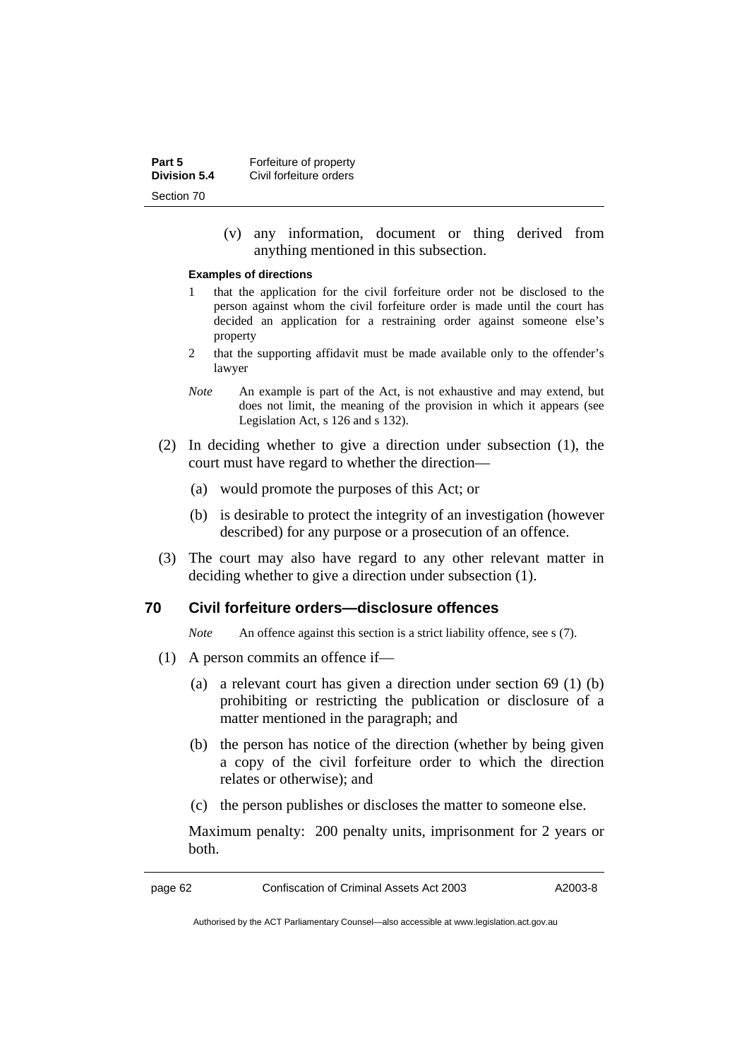(v) any information, document or thing derived from anything mentioned in this subsection.

**Examples of directions**

1 that the application for the civil forfeiture order not be disclosed to the person against whom the civil forfeiture order is made until the court has decided an application for a restraining order against someone else's property

2 that the supporting affidavit must be made available only to the offender's lawyer

*Note* An example is part of the Act, is not exhaustive and may extend, but does not limit, the meaning of the provision in which it appears (see Legislation Act, s 126 and s 132).

(2) In deciding whether to give a direction under subsection (1), the court must have regard to whether the direction—

(a) would promote the purposes of this Act; or

(b) is desirable to protect the integrity of an investigation (however described) for any purpose or a prosecution of an offence.

(3) The court may also have regard to any other relevant matter in deciding whether to give a direction under subsection (1).

## 70 Civil forfeiture orders—disclosure offences

*Note* An offence against this section is a strict liability offence, see s (7).

(1) A person commits an offence if—

(a) a relevant court has given a direction under section 69 (1) (b) prohibiting or restricting the publication or disclosure of a matter mentioned in the paragraph; and

(b) the person has notice of the direction (whether by being given a copy of the civil forfeiture order to which the direction relates or otherwise); and

(c) the person publishes or discloses the matter to someone else.

Maximum penalty: 200 penalty units, imprisonment for 2 years or both.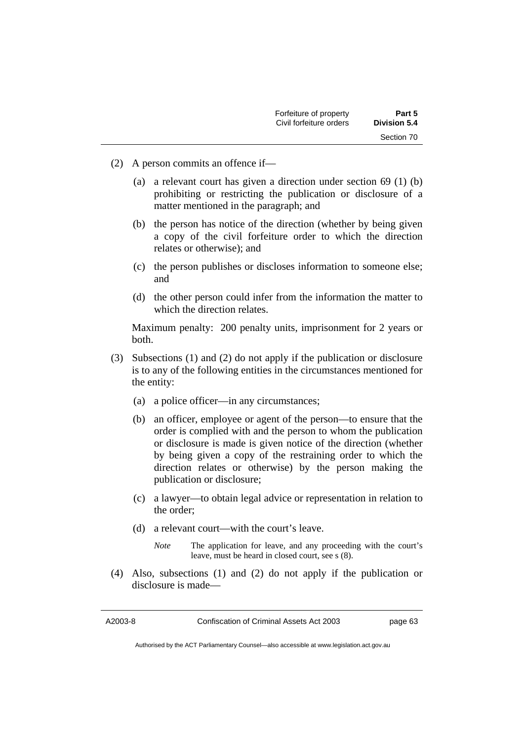(2) A person commits an offence if—

(a) a relevant court has given a direction under section 69 (1) (b) prohibiting or restricting the publication or disclosure of a matter mentioned in the paragraph; and

(b) the person has notice of the direction (whether by being given a copy of the civil forfeiture order to which the direction relates or otherwise); and

(c) the person publishes or discloses information to someone else; and

(d) the other person could infer from the information the matter to which the direction relates.

Maximum penalty: 200 penalty units, imprisonment for 2 years or both.

(3) Subsections (1) and (2) do not apply if the publication or disclosure is to any of the following entities in the circumstances mentioned for the entity:

(a) a police officer—in any circumstances;

(b) an officer, employee or agent of the person—to ensure that the order is complied with and the person to whom the publication or disclosure is made is given notice of the direction (whether by being given a copy of the restraining order to which the direction relates or otherwise) by the person making the publication or disclosure;

(c) a lawyer—to obtain legal advice or representation in relation to the order;

(d) a relevant court—with the court's leave.

*Note* The application for leave, and any proceeding with the court's leave, must be heard in closed court, see s (8).

(4) Also, subsections (1) and (2) do not apply if the publication or disclosure is made—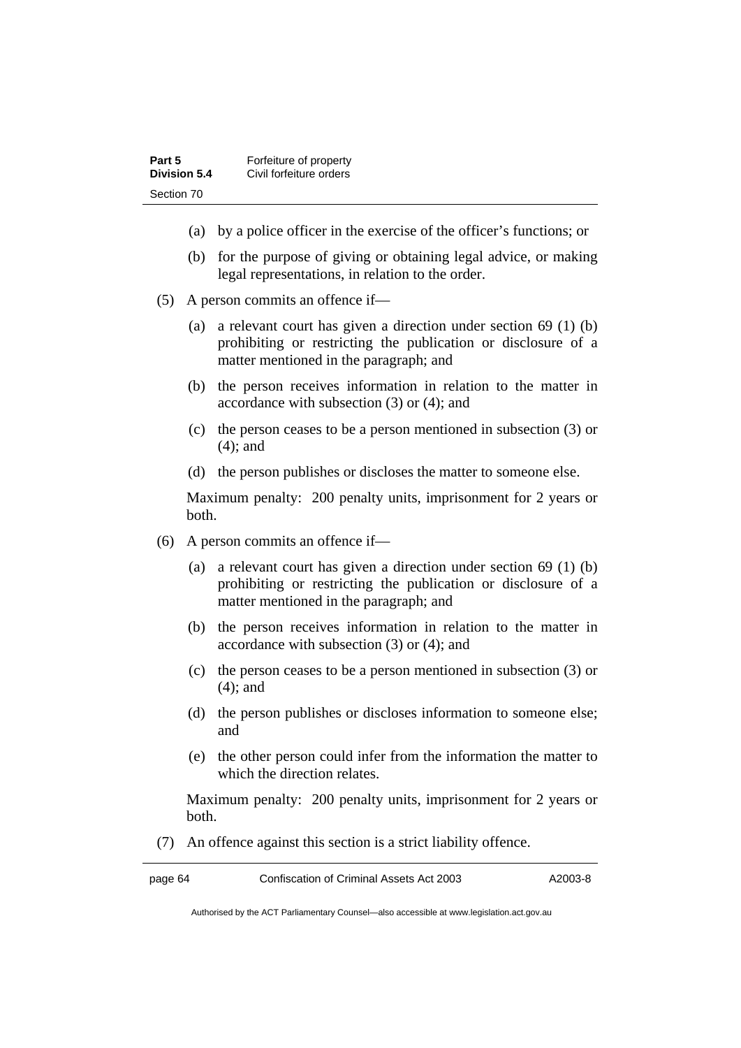(a) by a police officer in the exercise of the officer's functions; or

(b) for the purpose of giving or obtaining legal advice, or making legal representations, in relation to the order.

(5) A person commits an offence if—

(a) a relevant court has given a direction under section 69 (1) (b) prohibiting or restricting the publication or disclosure of a matter mentioned in the paragraph; and

(b) the person receives information in relation to the matter in accordance with subsection (3) or (4); and

(c) the person ceases to be a person mentioned in subsection (3) or (4); and

(d) the person publishes or discloses the matter to someone else.

Maximum penalty: 200 penalty units, imprisonment for 2 years or both.

(6) A person commits an offence if—

(a) a relevant court has given a direction under section 69 (1) (b) prohibiting or restricting the publication or disclosure of a matter mentioned in the paragraph; and

(b) the person receives information in relation to the matter in accordance with subsection (3) or (4); and

(c) the person ceases to be a person mentioned in subsection (3) or (4); and

(d) the person publishes or discloses information to someone else; and

(e) the other person could infer from the information the matter to which the direction relates.

Maximum penalty: 200 penalty units, imprisonment for 2 years or both.

(7) An offence against this section is a strict liability offence.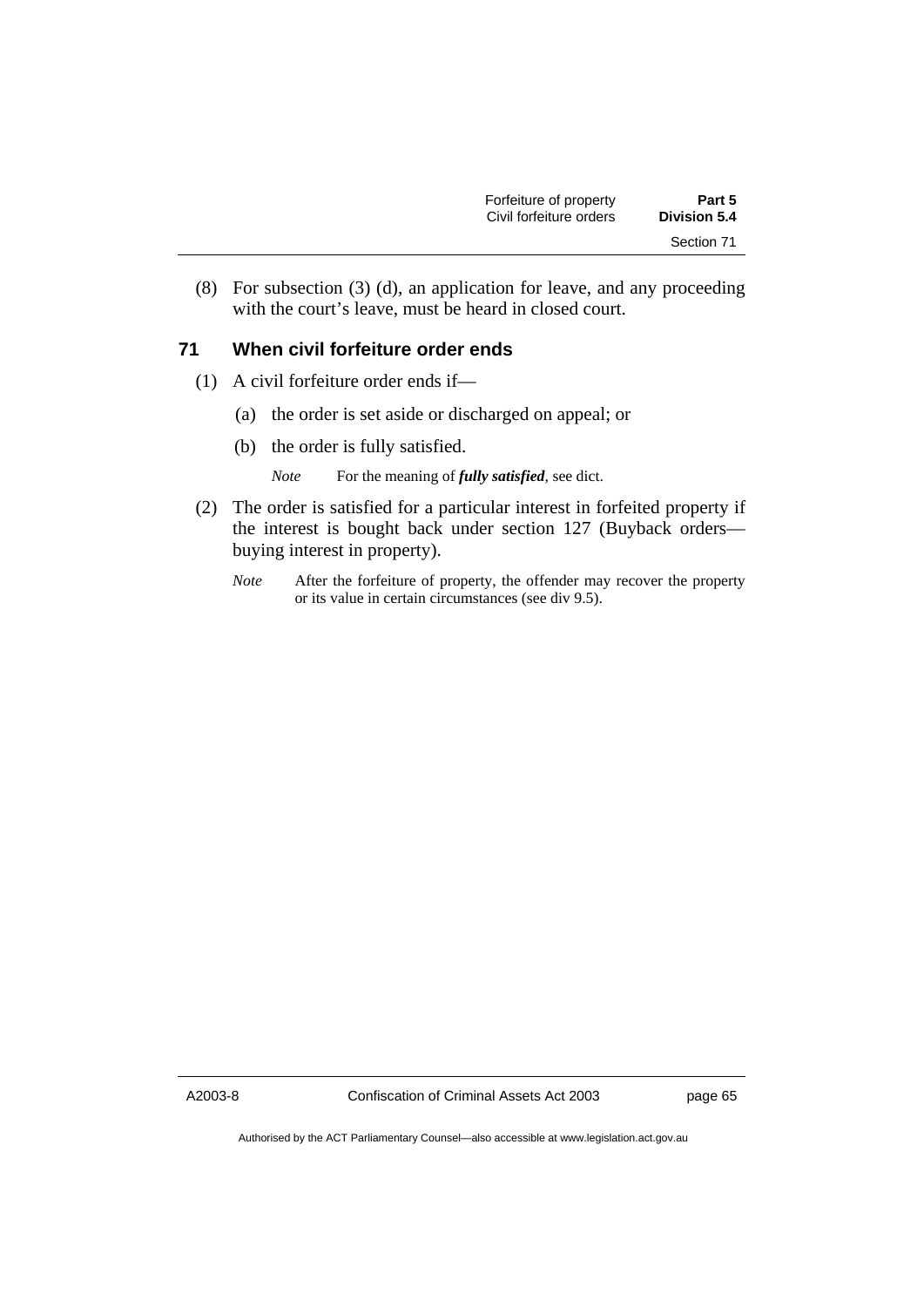(8) For subsection (3) (d), an application for leave, and any proceeding with the court's leave, must be heard in closed court.

## 71 When civil forfeiture order ends

(1) A civil forfeiture order ends if—

(a) the order is set aside or discharged on appeal; or

(b) the order is fully satisfied.

*Note* For the meaning of ***fully satisfied***, see dict.

(2) The order is satisfied for a particular interest in forfeited property if the interest is bought back under section 127 (Buyback orders—buying interest in property).

*Note* After the forfeiture of property, the offender may recover the property or its value in certain circumstances (see div 9.5).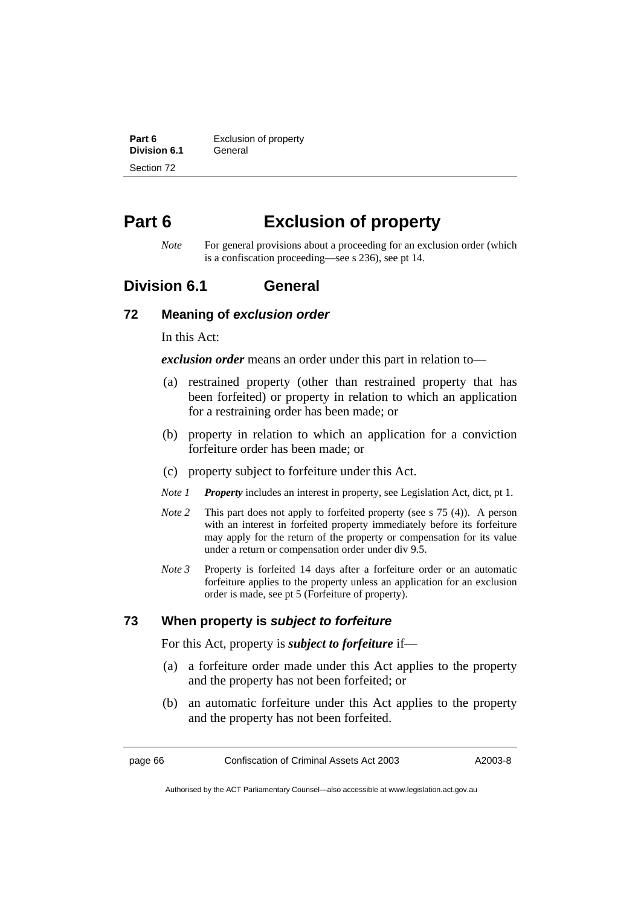# Part 6 Exclusion of property

*Note* For general provisions about a proceeding for an exclusion order (which is a confiscation proceeding—see s 236), see pt 14.

## Division 6.1 General

### 72 Meaning of *exclusion order*

In this Act:

***exclusion order*** means an order under this part in relation to—

(a) restrained property (other than restrained property that has been forfeited) or property in relation to which an application for a restraining order has been made; or

(b) property in relation to which an application for a conviction forfeiture order has been made; or

(c) property subject to forfeiture under this Act.

*Note 1* ***Property*** includes an interest in property, see Legislation Act, dict, pt 1.

*Note 2* This part does not apply to forfeited property (see s 75 (4)). A person with an interest in forfeited property immediately before its forfeiture may apply for the return of the property or compensation for its value under a return or compensation order under div 9.5.

*Note 3* Property is forfeited 14 days after a forfeiture order or an automatic forfeiture applies to the property unless an application for an exclusion order is made, see pt 5 (Forfeiture of property).

### 73 When property is *subject to forfeiture*

For this Act, property is ***subject to forfeiture*** if—

(a) a forfeiture order made under this Act applies to the property and the property has not been forfeited; or

(b) an automatic forfeiture under this Act applies to the property and the property has not been forfeited.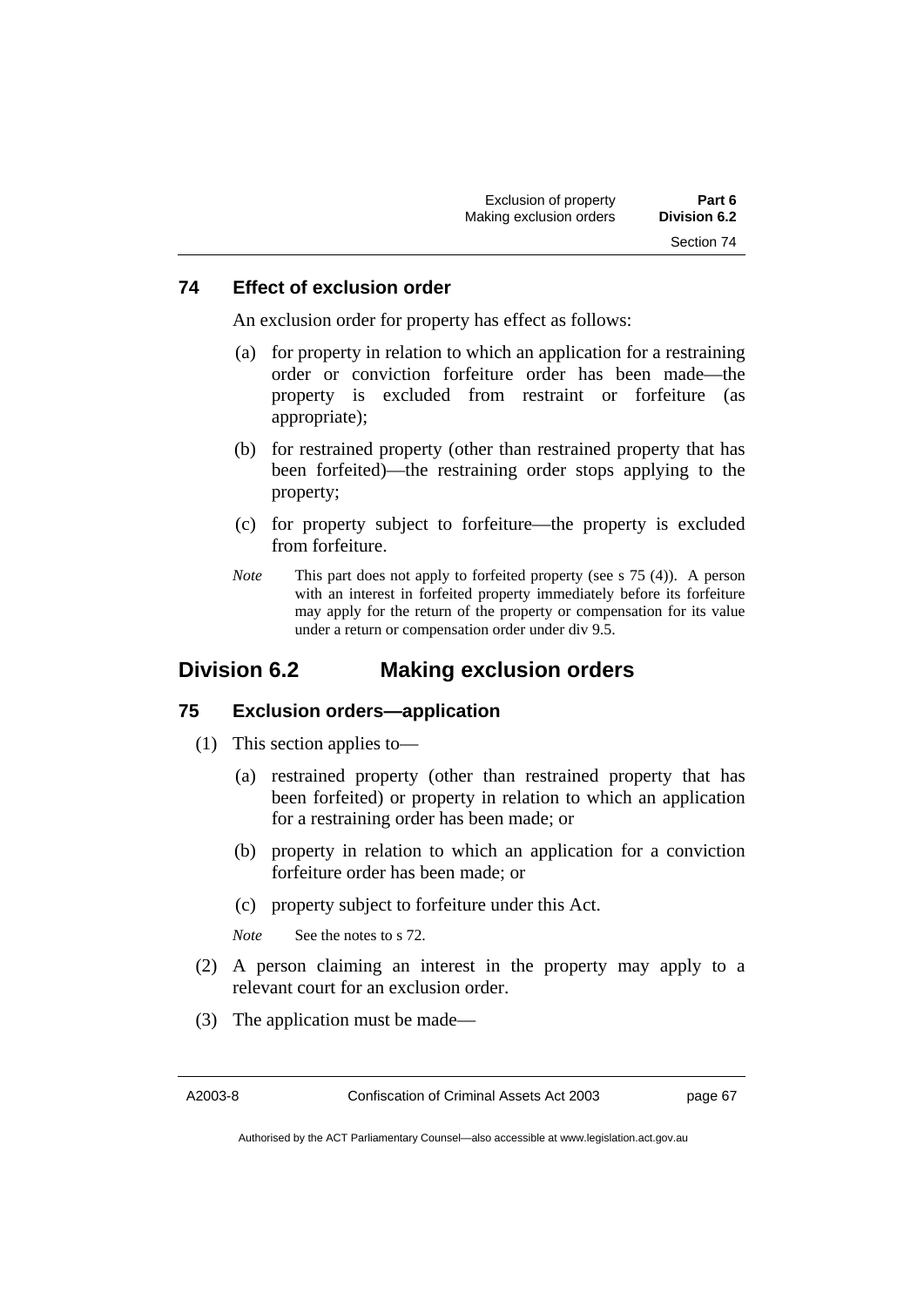### 74 Effect of exclusion order

An exclusion order for property has effect as follows:

(a) for property in relation to which an application for a restraining order or conviction forfeiture order has been made—the property is excluded from restraint or forfeiture (as appropriate);

(b) for restrained property (other than restrained property that has been forfeited)—the restraining order stops applying to the property;

(c) for property subject to forfeiture—the property is excluded from forfeiture.

*Note* This part does not apply to forfeited property (see s 75 (4)). A person with an interest in forfeited property immediately before its forfeiture may apply for the return of the property or compensation for its value under a return or compensation order under div 9.5.

## Division 6.2 Making exclusion orders

### 75 Exclusion orders—application

(1) This section applies to—

(a) restrained property (other than restrained property that has been forfeited) or property in relation to which an application for a restraining order has been made; or

(b) property in relation to which an application for a conviction forfeiture order has been made; or

(c) property subject to forfeiture under this Act.

*Note* See the notes to s 72.

(2) A person claiming an interest in the property may apply to a relevant court for an exclusion order.

(3) The application must be made—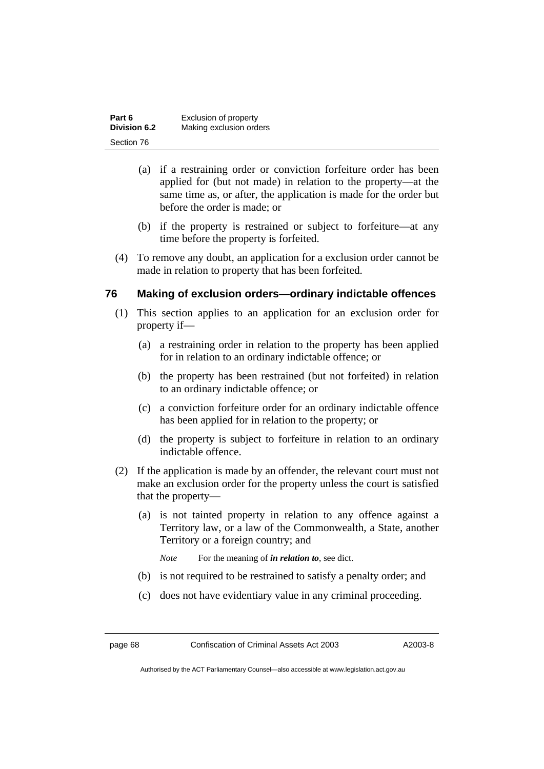(a) if a restraining order or conviction forfeiture order has been applied for (but not made) in relation to the property—at the same time as, or after, the application is made for the order but before the order is made; or

(b) if the property is restrained or subject to forfeiture—at any time before the property is forfeited.

(4) To remove any doubt, an application for a exclusion order cannot be made in relation to property that has been forfeited.

## 76 Making of exclusion orders—ordinary indictable offences

(1) This section applies to an application for an exclusion order for property if—

(a) a restraining order in relation to the property has been applied for in relation to an ordinary indictable offence; or

(b) the property has been restrained (but not forfeited) in relation to an ordinary indictable offence; or

(c) a conviction forfeiture order for an ordinary indictable offence has been applied for in relation to the property; or

(d) the property is subject to forfeiture in relation to an ordinary indictable offence.

(2) If the application is made by an offender, the relevant court must not make an exclusion order for the property unless the court is satisfied that the property—

(a) is not tainted property in relation to any offence against a Territory law, or a law of the Commonwealth, a State, another Territory or a foreign country; and

*Note* For the meaning of ***in relation to***, see dict.

(b) is not required to be restrained to satisfy a penalty order; and

(c) does not have evidentiary value in any criminal proceeding.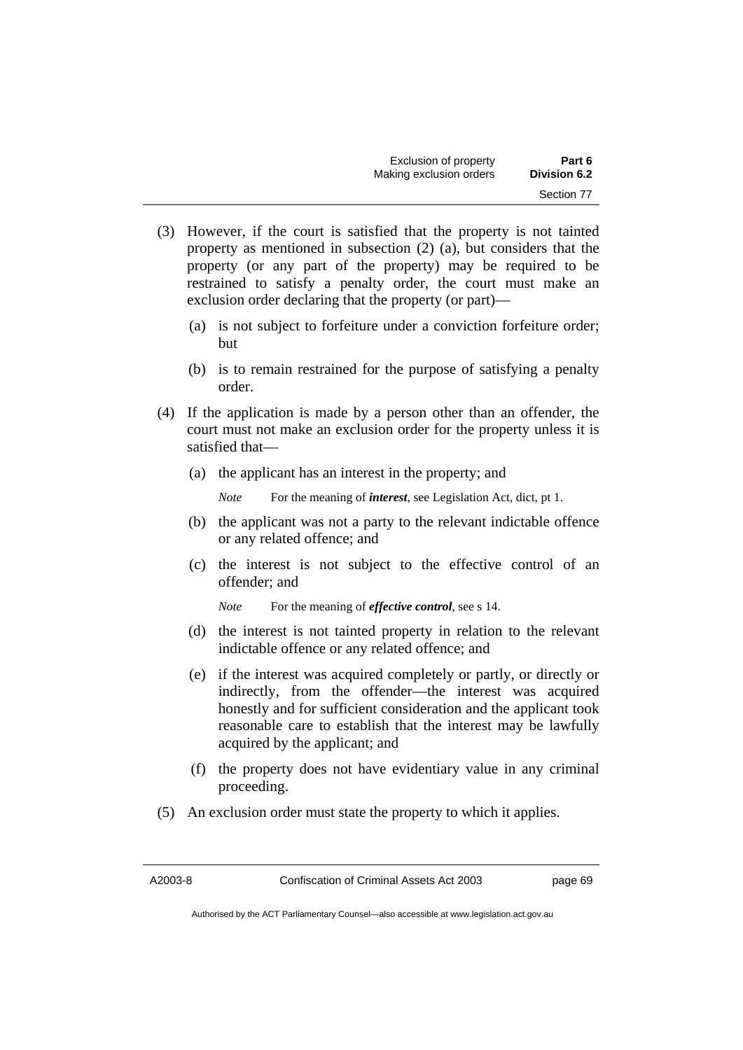(3) However, if the court is satisfied that the property is not tainted property as mentioned in subsection (2) (a), but considers that the property (or any part of the property) may be required to be restrained to satisfy a penalty order, the court must make an exclusion order declaring that the property (or part)—

(a) is not subject to forfeiture under a conviction forfeiture order; but

(b) is to remain restrained for the purpose of satisfying a penalty order.

(4) If the application is made by a person other than an offender, the court must not make an exclusion order for the property unless it is satisfied that—

(a) the applicant has an interest in the property; and

*Note* For the meaning of ***interest***, see Legislation Act, dict, pt 1.

(b) the applicant was not a party to the relevant indictable offence or any related offence; and

(c) the interest is not subject to the effective control of an offender; and

*Note* For the meaning of ***effective control***, see s 14.

(d) the interest is not tainted property in relation to the relevant indictable offence or any related offence; and

(e) if the interest was acquired completely or partly, or directly or indirectly, from the offender—the interest was acquired honestly and for sufficient consideration and the applicant took reasonable care to establish that the interest may be lawfully acquired by the applicant; and

(f) the property does not have evidentiary value in any criminal proceeding.

(5) An exclusion order must state the property to which it applies.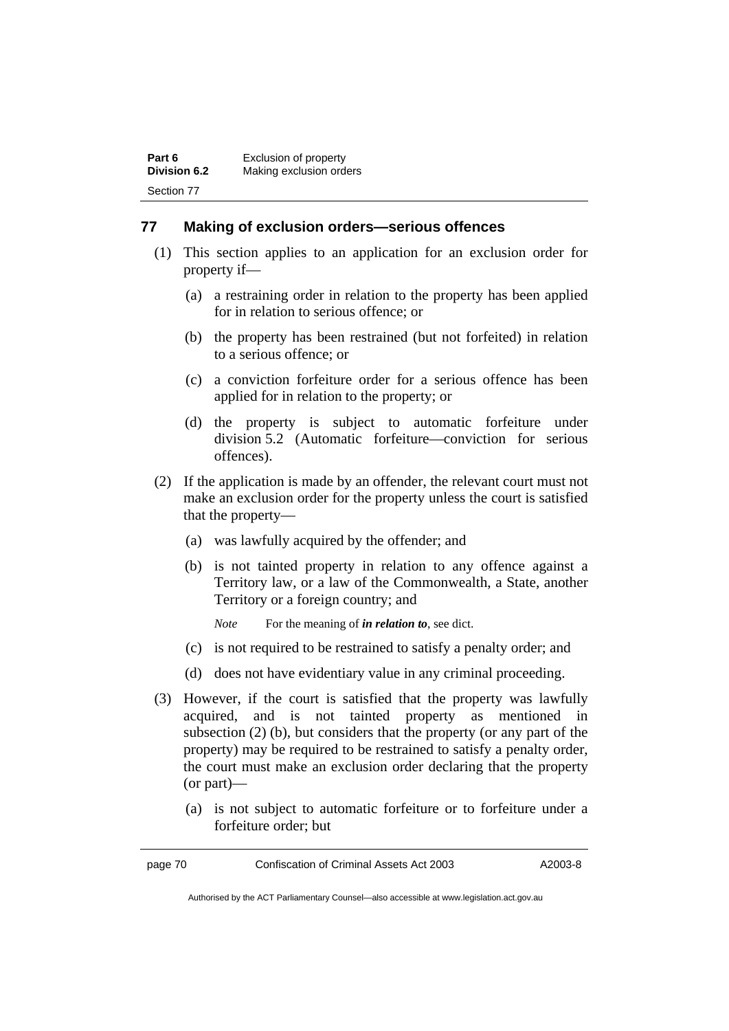## 77 Making of exclusion orders—serious offences

(1) This section applies to an application for an exclusion order for property if—

(a) a restraining order in relation to the property has been applied for in relation to serious offence; or

(b) the property has been restrained (but not forfeited) in relation to a serious offence; or

(c) a conviction forfeiture order for a serious offence has been applied for in relation to the property; or

(d) the property is subject to automatic forfeiture under division 5.2 (Automatic forfeiture—conviction for serious offences).

(2) If the application is made by an offender, the relevant court must not make an exclusion order for the property unless the court is satisfied that the property—

(a) was lawfully acquired by the offender; and

(b) is not tainted property in relation to any offence against a Territory law, or a law of the Commonwealth, a State, another Territory or a foreign country; and

*Note* For the meaning of ***in relation to***, see dict.

(c) is not required to be restrained to satisfy a penalty order; and

(d) does not have evidentiary value in any criminal proceeding.

(3) However, if the court is satisfied that the property was lawfully acquired, and is not tainted property as mentioned in subsection (2) (b), but considers that the property (or any part of the property) may be required to be restrained to satisfy a penalty order, the court must make an exclusion order declaring that the property (or part)—

(a) is not subject to automatic forfeiture or to forfeiture under a forfeiture order; but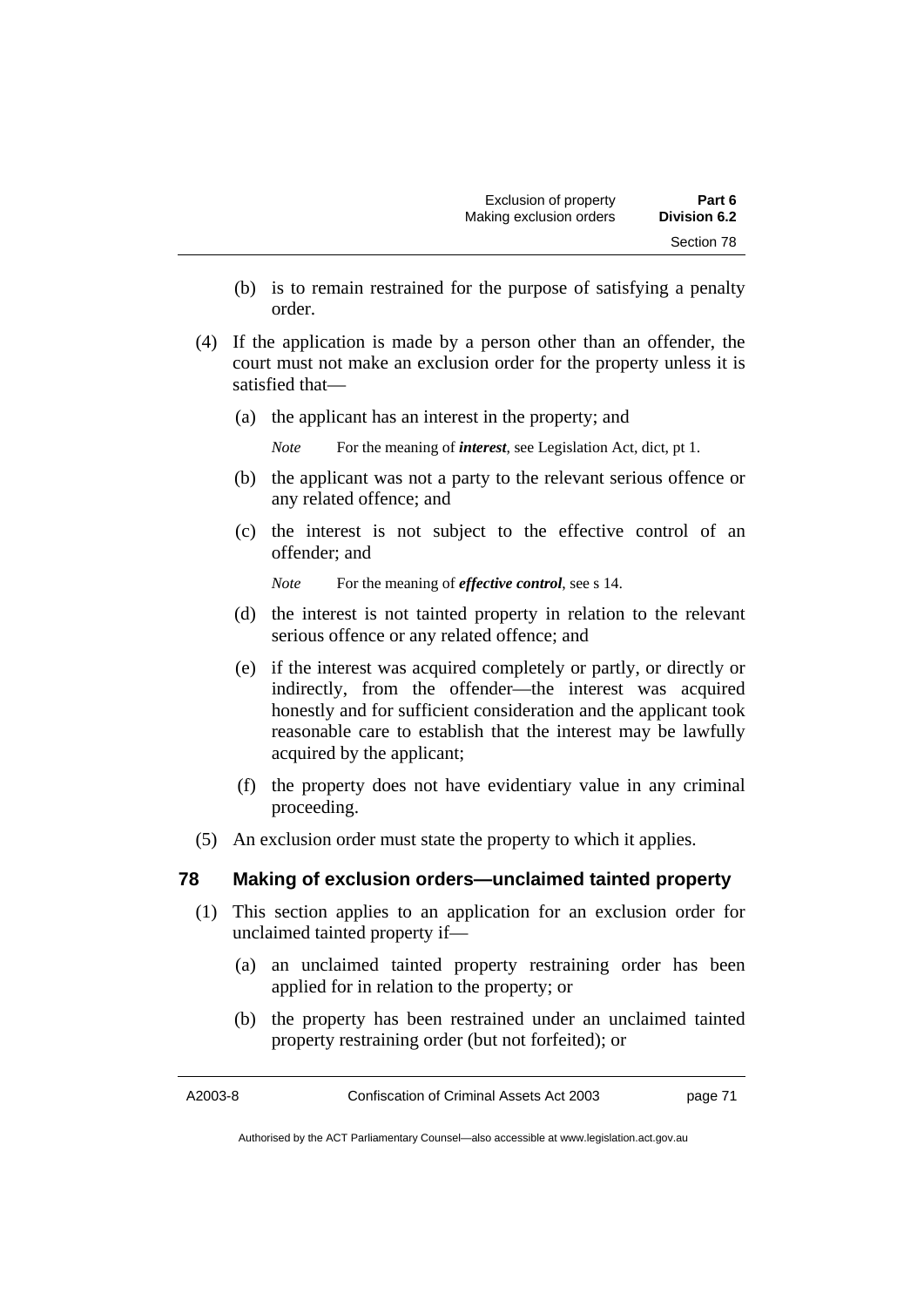(b) is to remain restrained for the purpose of satisfying a penalty order.

(4) If the application is made by a person other than an offender, the court must not make an exclusion order for the property unless it is satisfied that—

(a) the applicant has an interest in the property; and

*Note* For the meaning of ***interest***, see Legislation Act, dict, pt 1.

(b) the applicant was not a party to the relevant serious offence or any related offence; and

(c) the interest is not subject to the effective control of an offender; and

*Note* For the meaning of ***effective control***, see s 14.

(d) the interest is not tainted property in relation to the relevant serious offence or any related offence; and

(e) if the interest was acquired completely or partly, or directly or indirectly, from the offender—the interest was acquired honestly and for sufficient consideration and the applicant took reasonable care to establish that the interest may be lawfully acquired by the applicant;

(f) the property does not have evidentiary value in any criminal proceeding.

(5) An exclusion order must state the property to which it applies.

## 78 Making of exclusion orders—unclaimed tainted property

(1) This section applies to an application for an exclusion order for unclaimed tainted property if—

(a) an unclaimed tainted property restraining order has been applied for in relation to the property; or

(b) the property has been restrained under an unclaimed tainted property restraining order (but not forfeited); or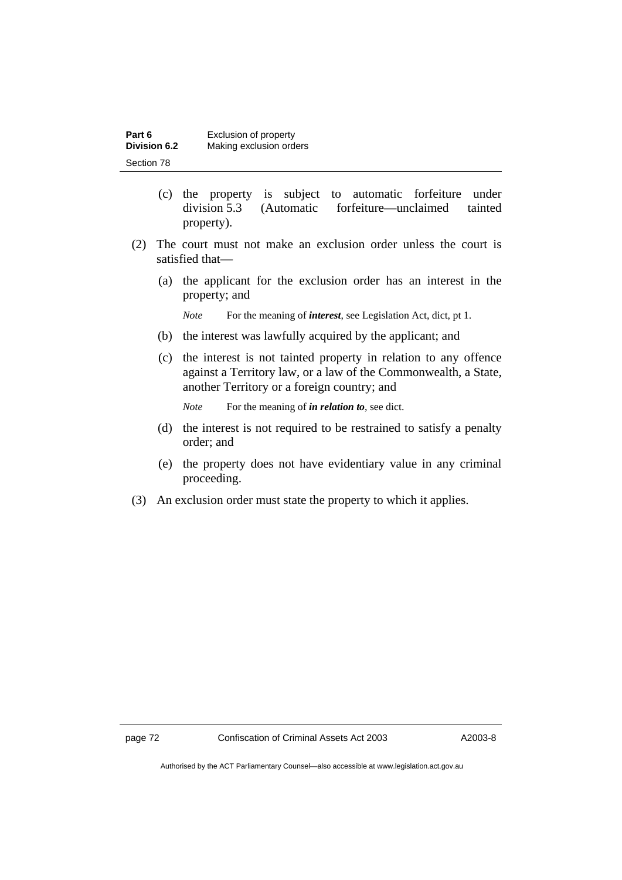(c) the property is subject to automatic forfeiture under division 5.3 (Automatic forfeiture—unclaimed tainted property).

(2) The court must not make an exclusion order unless the court is satisfied that—

(a) the applicant for the exclusion order has an interest in the property; and

*Note* For the meaning of ***interest***, see Legislation Act, dict, pt 1.

(b) the interest was lawfully acquired by the applicant; and

(c) the interest is not tainted property in relation to any offence against a Territory law, or a law of the Commonwealth, a State, another Territory or a foreign country; and

*Note* For the meaning of ***in relation to***, see dict.

(d) the interest is not required to be restrained to satisfy a penalty order; and

(e) the property does not have evidentiary value in any criminal proceeding.

(3) An exclusion order must state the property to which it applies.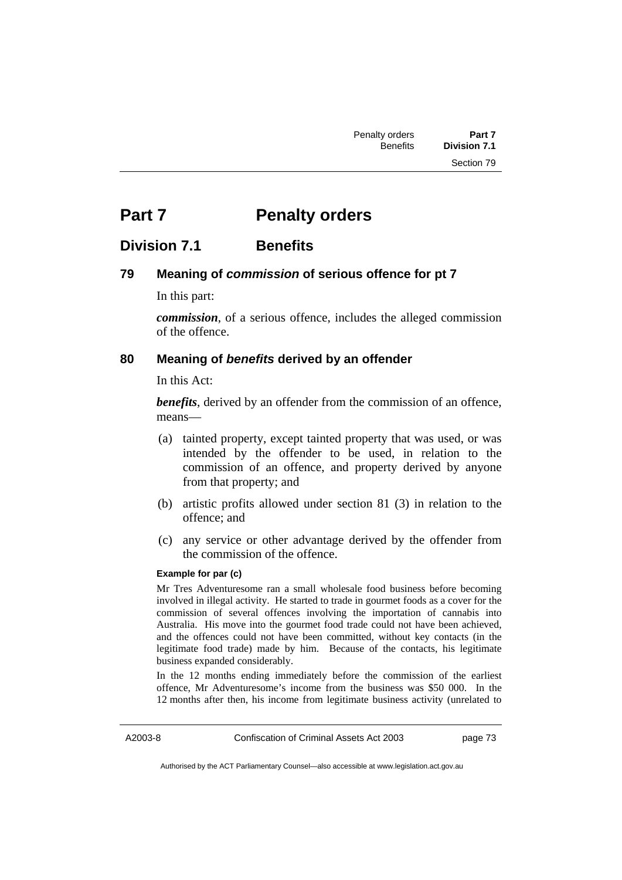# Part 7 Penalty orders

## Division 7.1 Benefits

### 79 Meaning of *commission* of serious offence for pt 7

In this part:

***commission***, of a serious offence, includes the alleged commission of the offence.

### 80 Meaning of *benefits* derived by an offender

In this Act:

***benefits***, derived by an offender from the commission of an offence, means—

(a) tainted property, except tainted property that was used, or was intended by the offender to be used, in relation to the commission of an offence, and property derived by anyone from that property; and

(b) artistic profits allowed under section 81 (3) in relation to the offence; and

(c) any service or other advantage derived by the offender from the commission of the offence.

**Example for par (c)**

Mr Tres Adventuresome ran a small wholesale food business before becoming involved in illegal activity. He started to trade in gourmet foods as a cover for the commission of several offences involving the importation of cannabis into Australia. His move into the gourmet food trade could not have been achieved, and the offences could not have been committed, without key contacts (in the legitimate food trade) made by him. Because of the contacts, his legitimate business expanded considerably.

In the 12 months ending immediately before the commission of the earliest offence, Mr Adventuresome's income from the business was $50 000. In the 12 months after then, his income from legitimate business activity (unrelated to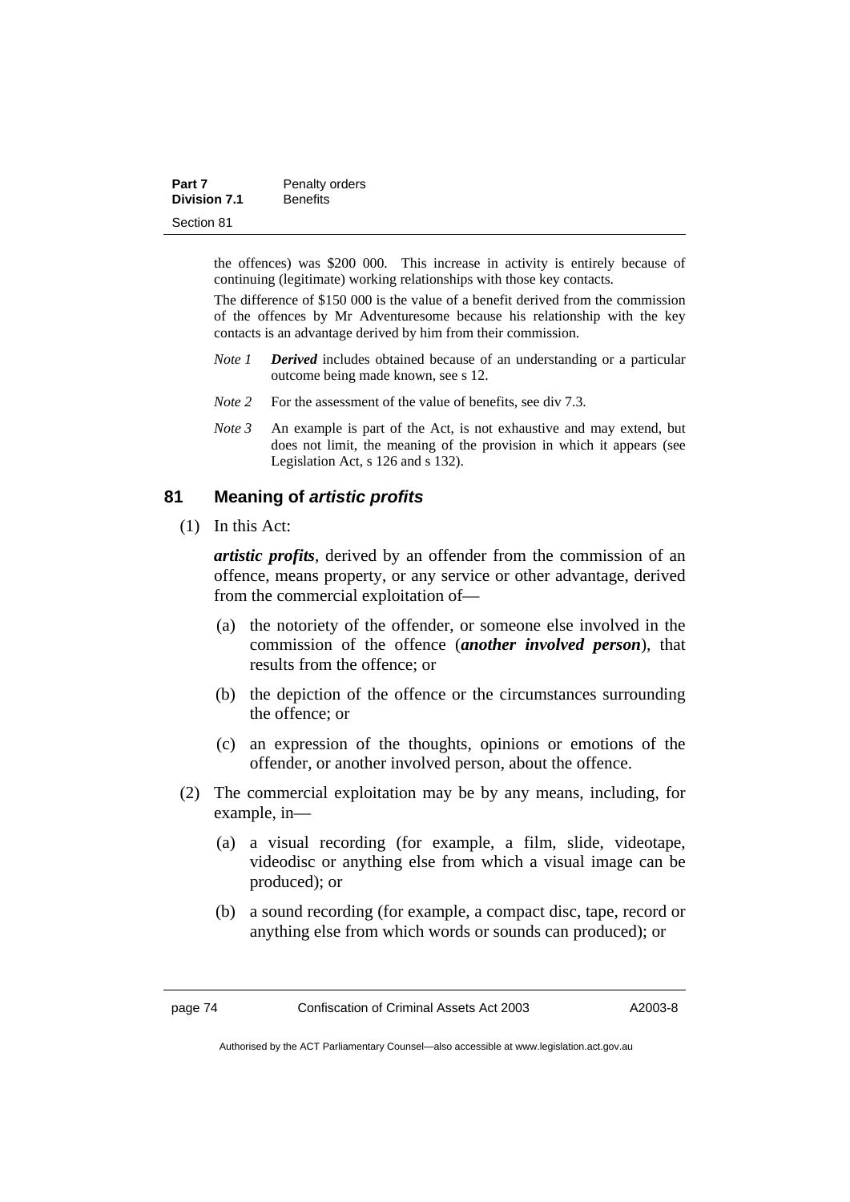the offences) was $200 000. This increase in activity is entirely because of continuing (legitimate) working relationships with those key contacts.

The difference of $150 000 is the value of a benefit derived from the commission of the offences by Mr Adventuresome because his relationship with the key contacts is an advantage derived by him from their commission.

*Note 1* ***Derived*** includes obtained because of an understanding or a particular outcome being made known, see s 12.

*Note 2* For the assessment of the value of benefits, see div 7.3.

*Note 3* An example is part of the Act, is not exhaustive and may extend, but does not limit, the meaning of the provision in which it appears (see Legislation Act, s 126 and s 132).

## 81 Meaning of *artistic profits*

(1) In this Act:

***artistic profits***, derived by an offender from the commission of an offence, means property, or any service or other advantage, derived from the commercial exploitation of—

(a) the notoriety of the offender, or someone else involved in the commission of the offence (***another involved person***), that results from the offence; or

(b) the depiction of the offence or the circumstances surrounding the offence; or

(c) an expression of the thoughts, opinions or emotions of the offender, or another involved person, about the offence.

(2) The commercial exploitation may be by any means, including, for example, in—

(a) a visual recording (for example, a film, slide, videotape, videodisc or anything else from which a visual image can be produced); or

(b) a sound recording (for example, a compact disc, tape, record or anything else from which words or sounds can produced); or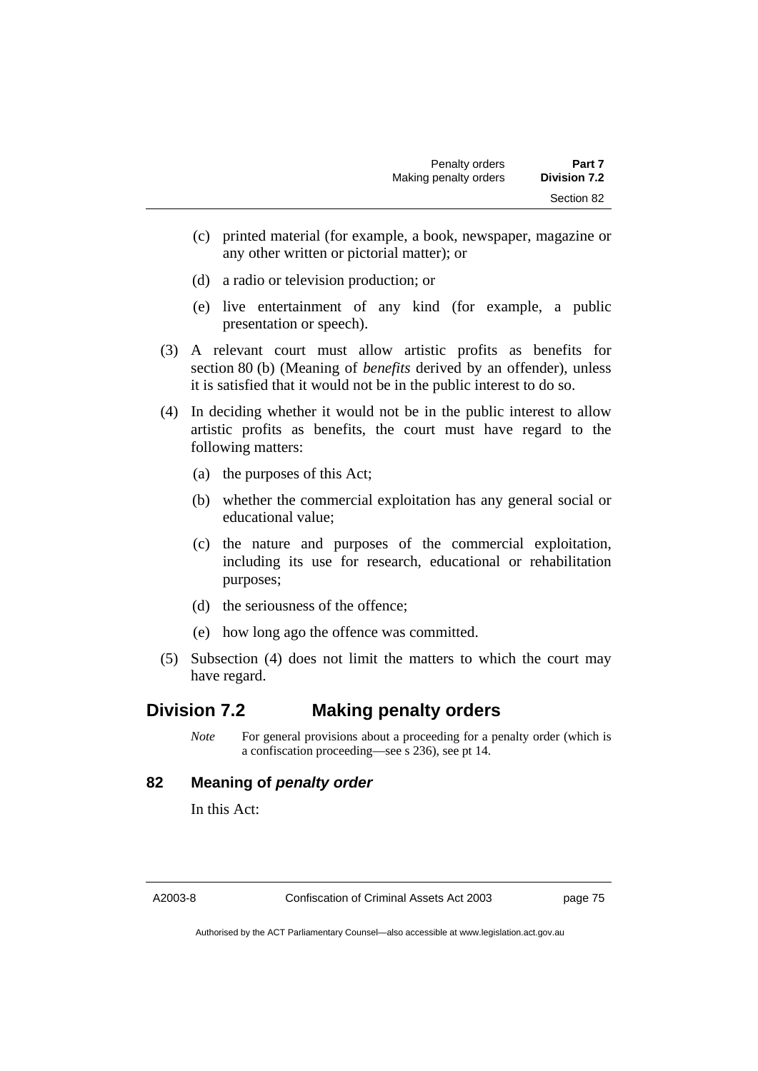(c) printed material (for example, a book, newspaper, magazine or any other written or pictorial matter); or

(d) a radio or television production; or

(e) live entertainment of any kind (for example, a public presentation or speech).

(3) A relevant court must allow artistic profits as benefits for section 80 (b) (Meaning of *benefits* derived by an offender), unless it is satisfied that it would not be in the public interest to do so.

(4) In deciding whether it would not be in the public interest to allow artistic profits as benefits, the court must have regard to the following matters:

(a) the purposes of this Act;

(b) whether the commercial exploitation has any general social or educational value;

(c) the nature and purposes of the commercial exploitation, including its use for research, educational or rehabilitation purposes;

(d) the seriousness of the offence;

(e) how long ago the offence was committed.

(5) Subsection (4) does not limit the matters to which the court may have regard.

## Division 7.2 Making penalty orders

*Note* For general provisions about a proceeding for a penalty order (which is a confiscation proceeding—see s 236), see pt 14.

### 82 Meaning of *penalty order*

In this Act: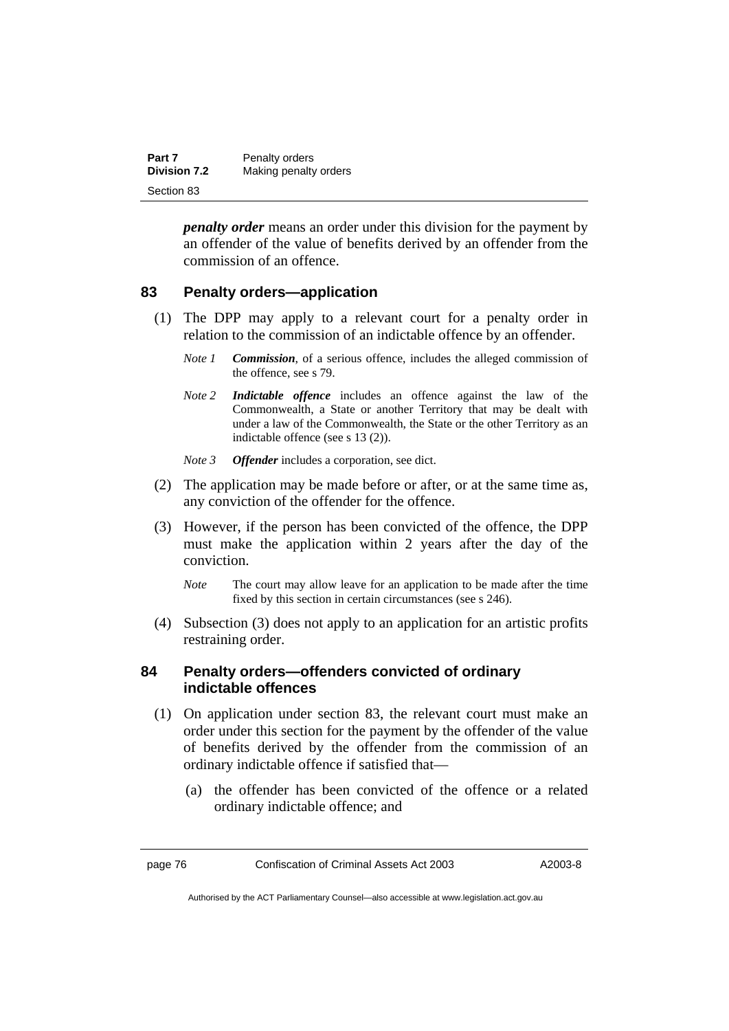***penalty order*** means an order under this division for the payment by an offender of the value of benefits derived by an offender from the commission of an offence.

## 83 Penalty orders—application

(1) The DPP may apply to a relevant court for a penalty order in relation to the commission of an indictable offence by an offender.

*Note 1* ***Commission***, of a serious offence, includes the alleged commission of the offence, see s 79.

*Note 2* ***Indictable offence*** includes an offence against the law of the Commonwealth, a State or another Territory that may be dealt with under a law of the Commonwealth, the State or the other Territory as an indictable offence (see s 13 (2)).

*Note 3* ***Offender*** includes a corporation, see dict.

(2) The application may be made before or after, or at the same time as, any conviction of the offender for the offence.

(3) However, if the person has been convicted of the offence, the DPP must make the application within 2 years after the day of the conviction.

*Note* The court may allow leave for an application to be made after the time fixed by this section in certain circumstances (see s 246).

(4) Subsection (3) does not apply to an application for an artistic profits restraining order.

## 84 Penalty orders—offenders convicted of ordinary indictable offences

(1) On application under section 83, the relevant court must make an order under this section for the payment by the offender of the value of benefits derived by the offender from the commission of an ordinary indictable offence if satisfied that—

(a) the offender has been convicted of the offence or a related ordinary indictable offence; and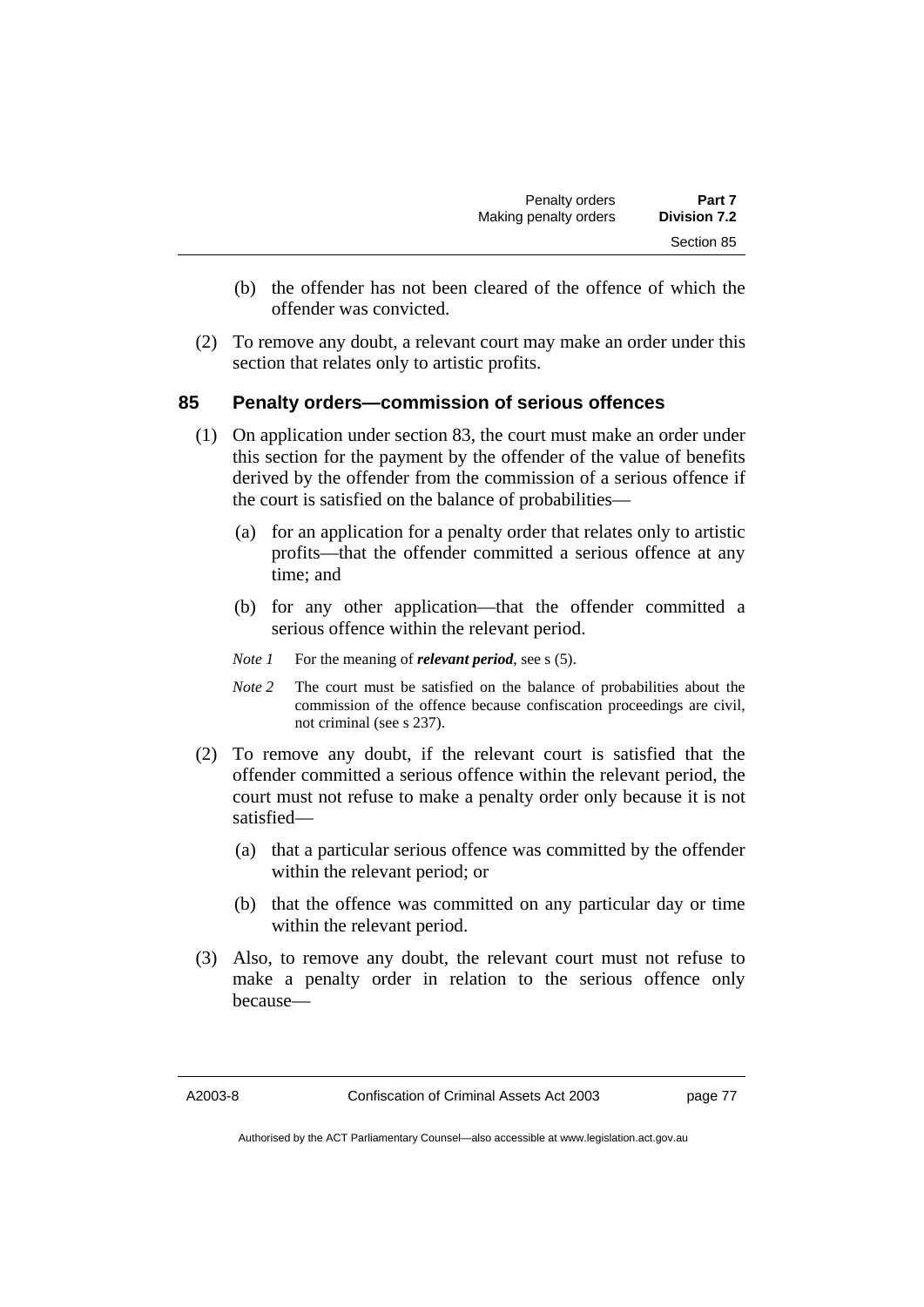(b) the offender has not been cleared of the offence of which the offender was convicted.

(2) To remove any doubt, a relevant court may make an order under this section that relates only to artistic profits.

## 85 Penalty orders—commission of serious offences

(1) On application under section 83, the court must make an order under this section for the payment by the offender of the value of benefits derived by the offender from the commission of a serious offence if the court is satisfied on the balance of probabilities—

(a) for an application for a penalty order that relates only to artistic profits—that the offender committed a serious offence at any time; and

(b) for any other application—that the offender committed a serious offence within the relevant period.

*Note 1* For the meaning of ***relevant period***, see s (5).

*Note 2* The court must be satisfied on the balance of probabilities about the commission of the offence because confiscation proceedings are civil, not criminal (see s 237).

(2) To remove any doubt, if the relevant court is satisfied that the offender committed a serious offence within the relevant period, the court must not refuse to make a penalty order only because it is not satisfied—

(a) that a particular serious offence was committed by the offender within the relevant period; or

(b) that the offence was committed on any particular day or time within the relevant period.

(3) Also, to remove any doubt, the relevant court must not refuse to make a penalty order in relation to the serious offence only because—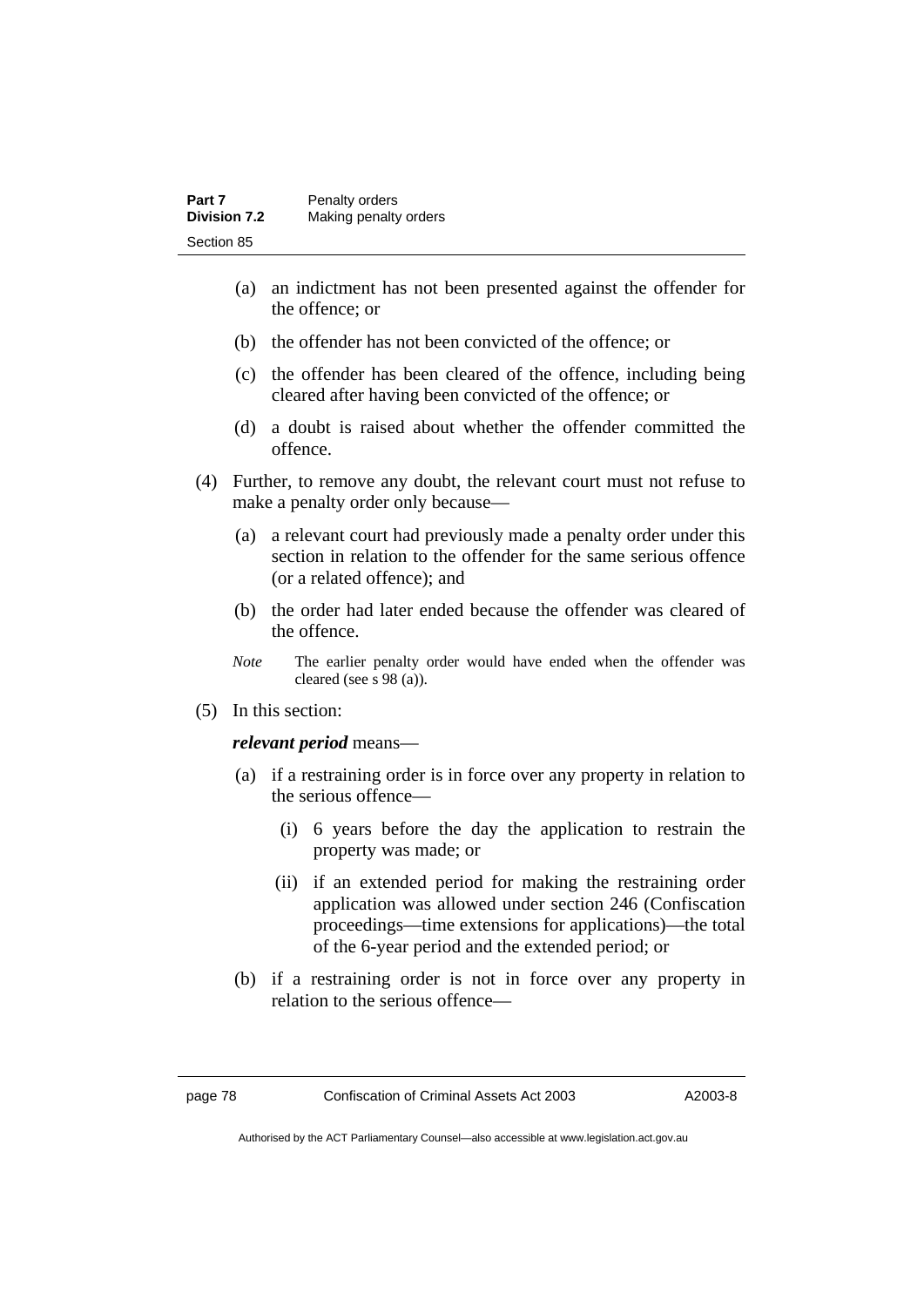(a) an indictment has not been presented against the offender for the offence; or

(b) the offender has not been convicted of the offence; or

(c) the offender has been cleared of the offence, including being cleared after having been convicted of the offence; or

(d) a doubt is raised about whether the offender committed the offence.

(4) Further, to remove any doubt, the relevant court must not refuse to make a penalty order only because—

(a) a relevant court had previously made a penalty order under this section in relation to the offender for the same serious offence (or a related offence); and

(b) the order had later ended because the offender was cleared of the offence.

*Note* The earlier penalty order would have ended when the offender was cleared (see s 98 (a)).

(5) In this section:

***relevant period*** means—

(a) if a restraining order is in force over any property in relation to the serious offence—

(i) 6 years before the day the application to restrain the property was made; or

(ii) if an extended period for making the restraining order application was allowed under section 246 (Confiscation proceedings—time extensions for applications)—the total of the 6-year period and the extended period; or

(b) if a restraining order is not in force over any property in relation to the serious offence—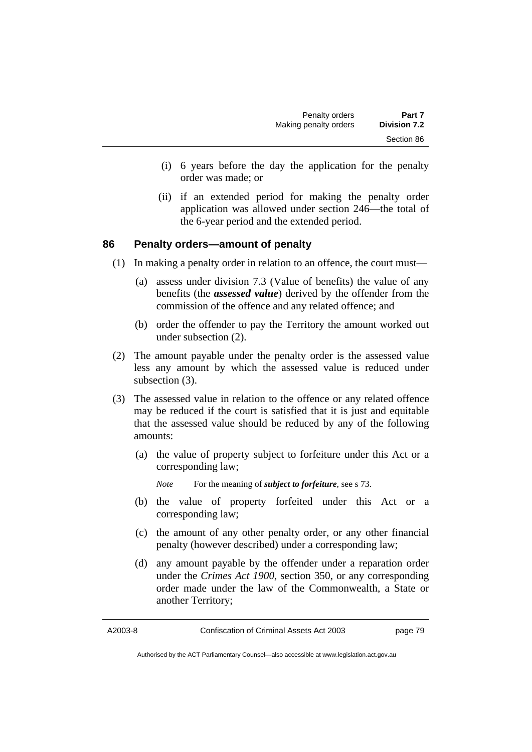(i) 6 years before the day the application for the penalty order was made; or

(ii) if an extended period for making the penalty order application was allowed under section 246—the total of the 6-year period and the extended period.

### 86 Penalty orders—amount of penalty

(1) In making a penalty order in relation to an offence, the court must—

(a) assess under division 7.3 (Value of benefits) the value of any benefits (the ***assessed value***) derived by the offender from the commission of the offence and any related offence; and

(b) order the offender to pay the Territory the amount worked out under subsection (2).

(2) The amount payable under the penalty order is the assessed value less any amount by which the assessed value is reduced under subsection (3).

(3) The assessed value in relation to the offence or any related offence may be reduced if the court is satisfied that it is just and equitable that the assessed value should be reduced by any of the following amounts:

(a) the value of property subject to forfeiture under this Act or a corresponding law;

*Note* For the meaning of ***subject to forfeiture***, see s 73.

(b) the value of property forfeited under this Act or a corresponding law;

(c) the amount of any other penalty order, or any other financial penalty (however described) under a corresponding law;

(d) any amount payable by the offender under a reparation order under the *Crimes Act 1900*, section 350, or any corresponding order made under the law of the Commonwealth, a State or another Territory;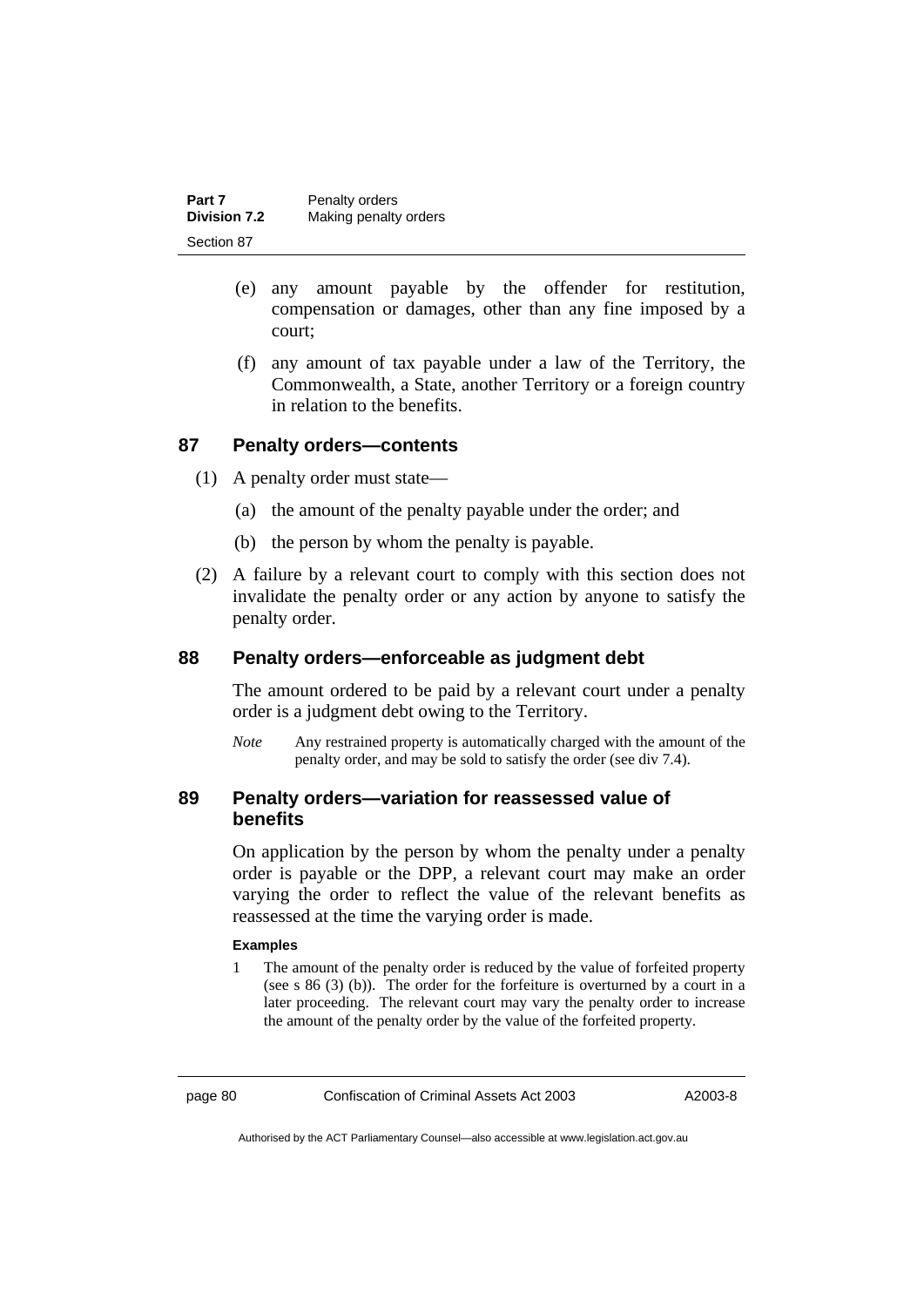(e) any amount payable by the offender for restitution, compensation or damages, other than any fine imposed by a court;

(f) any amount of tax payable under a law of the Territory, the Commonwealth, a State, another Territory or a foreign country in relation to the benefits.

## 87 Penalty orders—contents

(1) A penalty order must state—

(a) the amount of the penalty payable under the order; and

(b) the person by whom the penalty is payable.

(2) A failure by a relevant court to comply with this section does not invalidate the penalty order or any action by anyone to satisfy the penalty order.

## 88 Penalty orders—enforceable as judgment debt

The amount ordered to be paid by a relevant court under a penalty order is a judgment debt owing to the Territory.

*Note* Any restrained property is automatically charged with the amount of the penalty order, and may be sold to satisfy the order (see div 7.4).

## 89 Penalty orders—variation for reassessed value of benefits

On application by the person by whom the penalty under a penalty order is payable or the DPP, a relevant court may make an order varying the order to reflect the value of the relevant benefits as reassessed at the time the varying order is made.

**Examples**

1 The amount of the penalty order is reduced by the value of forfeited property (see s 86 (3) (b)). The order for the forfeiture is overturned by a court in a later proceeding. The relevant court may vary the penalty order to increase the amount of the penalty order by the value of the forfeited property.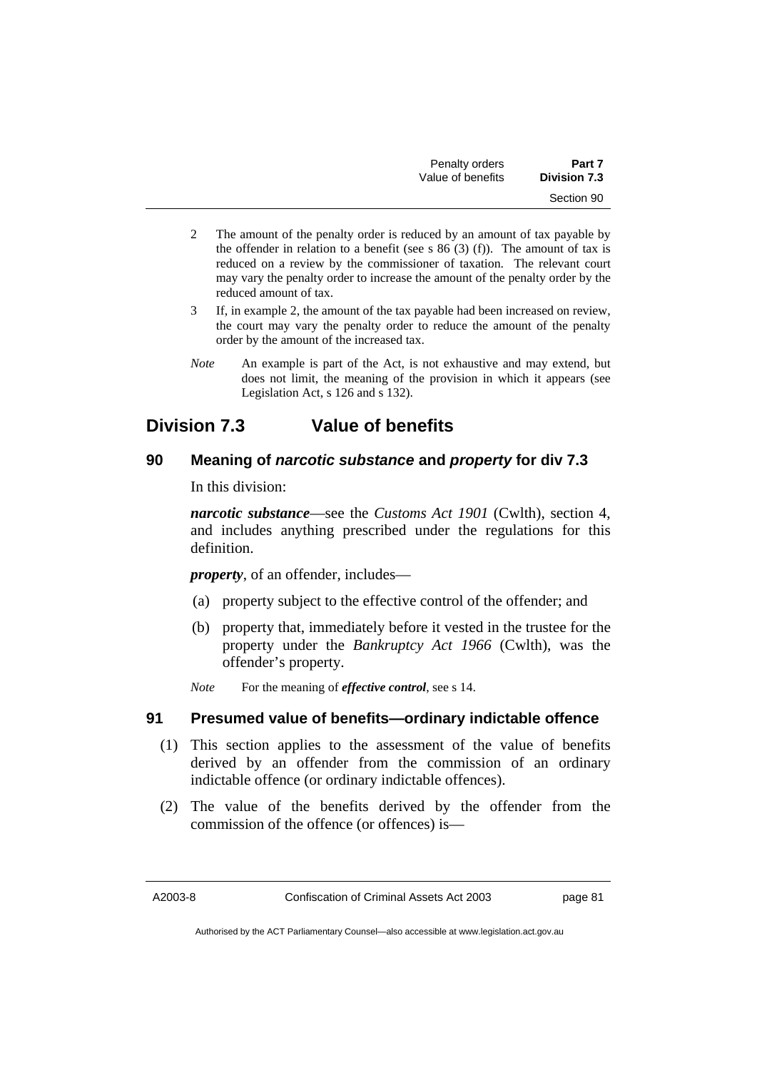2 The amount of the penalty order is reduced by an amount of tax payable by the offender in relation to a benefit (see s 86 (3) (f)). The amount of tax is reduced on a review by the commissioner of taxation. The relevant court may vary the penalty order to increase the amount of the penalty order by the reduced amount of tax.

3 If, in example 2, the amount of the tax payable had been increased on review, the court may vary the penalty order to reduce the amount of the penalty order by the amount of the increased tax.

*Note* An example is part of the Act, is not exhaustive and may extend, but does not limit, the meaning of the provision in which it appears (see Legislation Act, s 126 and s 132).

## Division 7.3 Value of benefits

### 90 Meaning of *narcotic substance* and *property* for div 7.3

In this division:

***narcotic substance***—see the *Customs Act 1901* (Cwlth), section 4, and includes anything prescribed under the regulations for this definition.

***property***, of an offender, includes—

(a) property subject to the effective control of the offender; and

(b) property that, immediately before it vested in the trustee for the property under the *Bankruptcy Act 1966* (Cwlth), was the offender's property.

*Note* For the meaning of ***effective control***, see s 14.

### 91 Presumed value of benefits—ordinary indictable offence

(1) This section applies to the assessment of the value of benefits derived by an offender from the commission of an ordinary indictable offence (or ordinary indictable offences).

(2) The value of the benefits derived by the offender from the commission of the offence (or offences) is—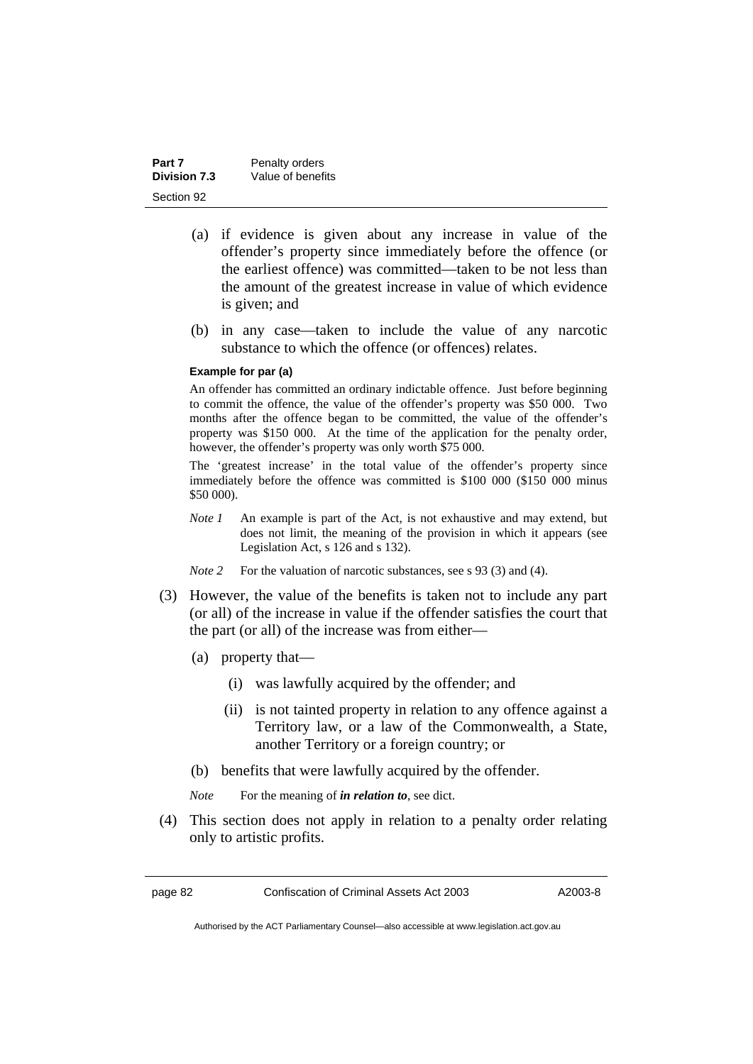(a) if evidence is given about any increase in value of the offender's property since immediately before the offence (or the earliest offence) was committed—taken to be not less than the amount of the greatest increase in value of which evidence is given; and

(b) in any case—taken to include the value of any narcotic substance to which the offence (or offences) relates.

**Example for par (a)**

An offender has committed an ordinary indictable offence. Just before beginning to commit the offence, the value of the offender's property was $50 000. Two months after the offence began to be committed, the value of the offender's property was $150 000. At the time of the application for the penalty order, however, the offender's property was only worth $75 000.

The 'greatest increase' in the total value of the offender's property since immediately before the offence was committed is $100 000 ($150 000 minus $50 000).

*Note 1* An example is part of the Act, is not exhaustive and may extend, but does not limit, the meaning of the provision in which it appears (see Legislation Act, s 126 and s 132).

*Note 2* For the valuation of narcotic substances, see s 93 (3) and (4).

(3) However, the value of the benefits is taken not to include any part (or all) of the increase in value if the offender satisfies the court that the part (or all) of the increase was from either—

(a) property that—

(i) was lawfully acquired by the offender; and

(ii) is not tainted property in relation to any offence against a Territory law, or a law of the Commonwealth, a State, another Territory or a foreign country; or

(b) benefits that were lawfully acquired by the offender.

*Note* For the meaning of ***in relation to***, see dict.

(4) This section does not apply in relation to a penalty order relating only to artistic profits.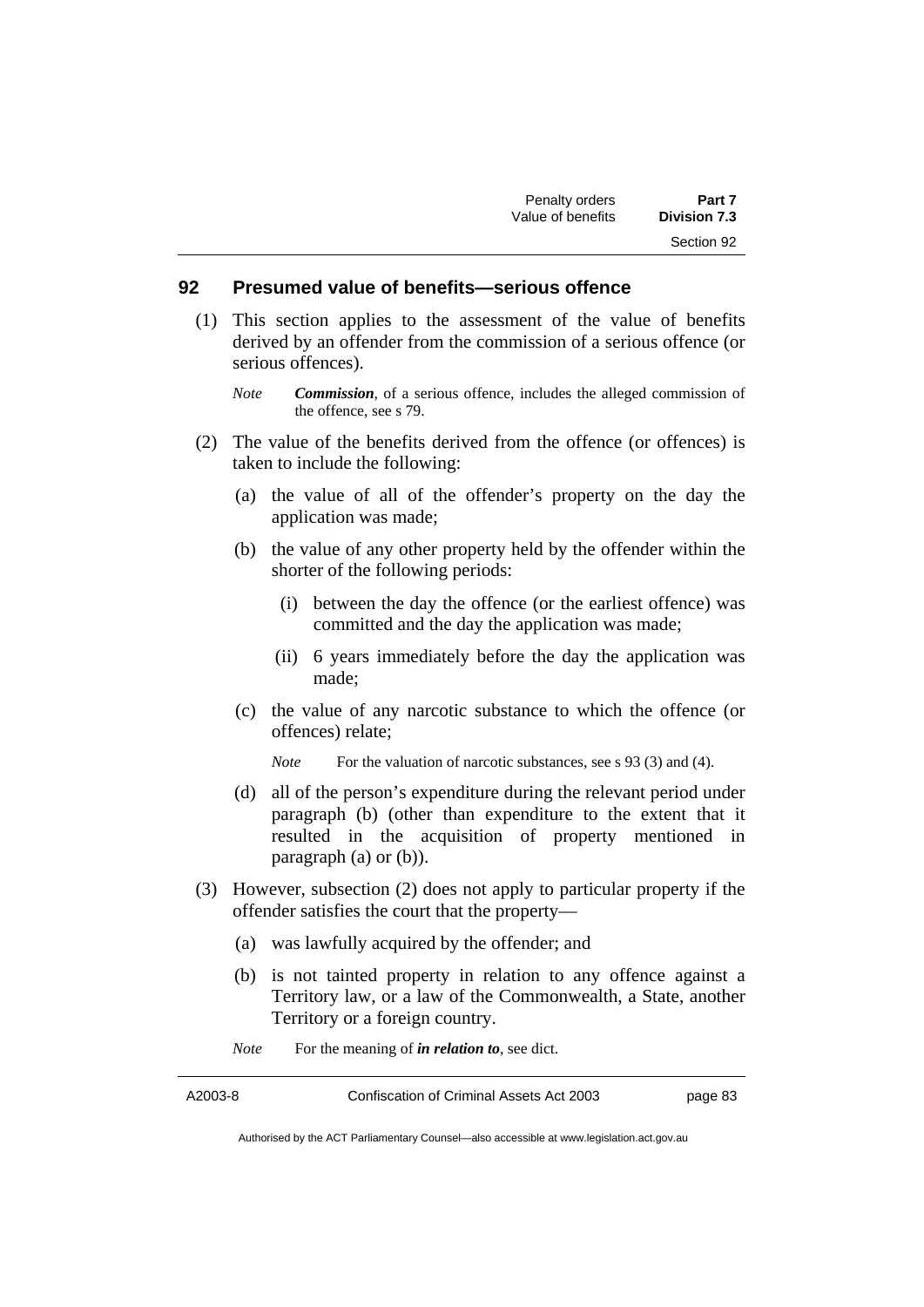## 92 Presumed value of benefits—serious offence

(1) This section applies to the assessment of the value of benefits derived by an offender from the commission of a serious offence (or serious offences).

*Note* ***Commission***, of a serious offence, includes the alleged commission of the offence, see s 79.

(2) The value of the benefits derived from the offence (or offences) is taken to include the following:

(a) the value of all of the offender's property on the day the application was made;

(b) the value of any other property held by the offender within the shorter of the following periods:

(i) between the day the offence (or the earliest offence) was committed and the day the application was made;

(ii) 6 years immediately before the day the application was made;

(c) the value of any narcotic substance to which the offence (or offences) relate;

*Note* For the valuation of narcotic substances, see s 93 (3) and (4).

(d) all of the person's expenditure during the relevant period under paragraph (b) (other than expenditure to the extent that it resulted in the acquisition of property mentioned in paragraph (a) or (b)).

(3) However, subsection (2) does not apply to particular property if the offender satisfies the court that the property—

(a) was lawfully acquired by the offender; and

(b) is not tainted property in relation to any offence against a Territory law, or a law of the Commonwealth, a State, another Territory or a foreign country.

*Note* For the meaning of ***in relation to***, see dict.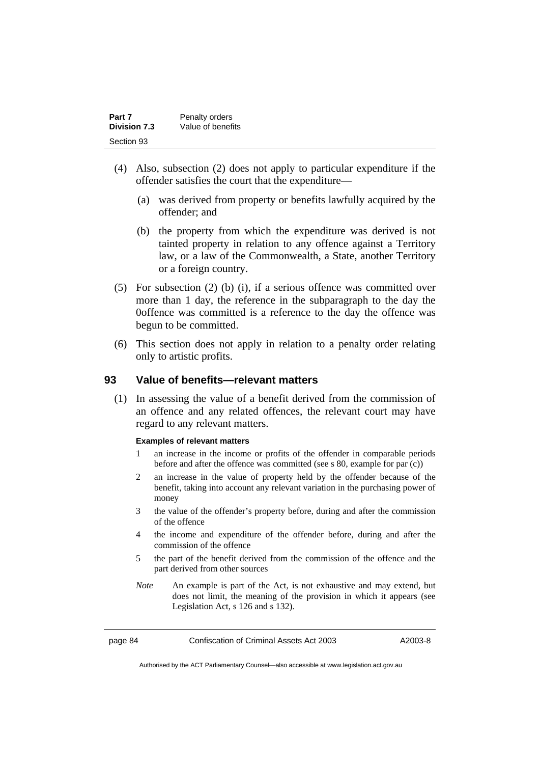(4) Also, subsection (2) does not apply to particular expenditure if the offender satisfies the court that the expenditure—

(a) was derived from property or benefits lawfully acquired by the offender; and

(b) the property from which the expenditure was derived is not tainted property in relation to any offence against a Territory law, or a law of the Commonwealth, a State, another Territory or a foreign country.

(5) For subsection (2) (b) (i), if a serious offence was committed over more than 1 day, the reference in the subparagraph to the day the 0offence was committed is a reference to the day the offence was begun to be committed.

(6) This section does not apply in relation to a penalty order relating only to artistic profits.

## 93 Value of benefits—relevant matters

(1) In assessing the value of a benefit derived from the commission of an offence and any related offences, the relevant court may have regard to any relevant matters.

**Examples of relevant matters**

1 an increase in the income or profits of the offender in comparable periods before and after the offence was committed (see s 80, example for par (c))

2 an increase in the value of property held by the offender because of the benefit, taking into account any relevant variation in the purchasing power of money

3 the value of the offender's property before, during and after the commission of the offence

4 the income and expenditure of the offender before, during and after the commission of the offence

5 the part of the benefit derived from the commission of the offence and the part derived from other sources

*Note* An example is part of the Act, is not exhaustive and may extend, but does not limit, the meaning of the provision in which it appears (see Legislation Act, s 126 and s 132).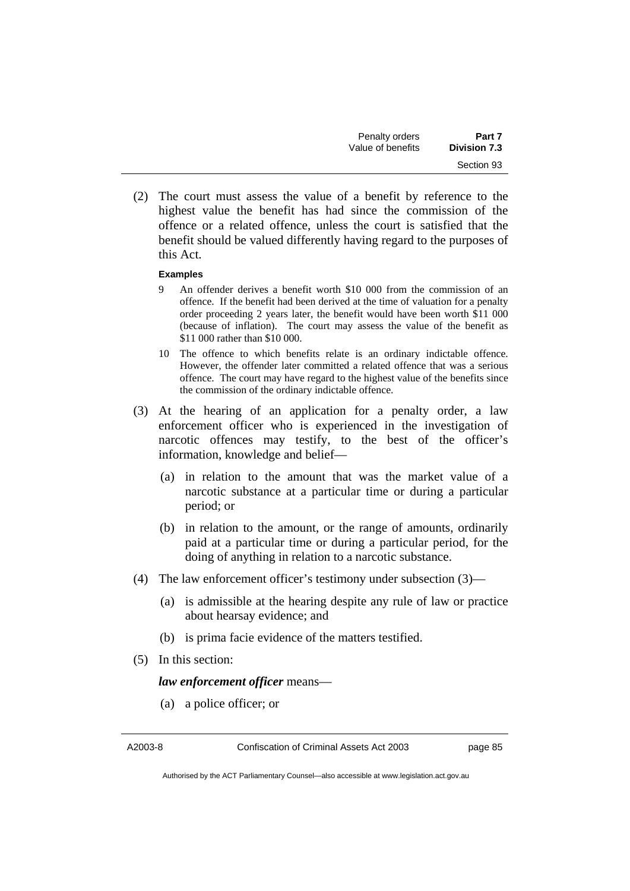(2) The court must assess the value of a benefit by reference to the highest value the benefit has had since the commission of the offence or a related offence, unless the court is satisfied that the benefit should be valued differently having regard to the purposes of this Act.

**Examples**

9 An offender derives a benefit worth $10 000 from the commission of an offence. If the benefit had been derived at the time of valuation for a penalty order proceeding 2 years later, the benefit would have been worth $11 000 (because of inflation). The court may assess the value of the benefit as $11 000 rather than $10 000.

10 The offence to which benefits relate is an ordinary indictable offence. However, the offender later committed a related offence that was a serious offence. The court may have regard to the highest value of the benefits since the commission of the ordinary indictable offence.

(3) At the hearing of an application for a penalty order, a law enforcement officer who is experienced in the investigation of narcotic offences may testify, to the best of the officer's information, knowledge and belief—

(a) in relation to the amount that was the market value of a narcotic substance at a particular time or during a particular period; or

(b) in relation to the amount, or the range of amounts, ordinarily paid at a particular time or during a particular period, for the doing of anything in relation to a narcotic substance.

(4) The law enforcement officer's testimony under subsection (3)—

(a) is admissible at the hearing despite any rule of law or practice about hearsay evidence; and

(b) is prima facie evidence of the matters testified.

(5) In this section:

***law enforcement officer*** means—

(a) a police officer; or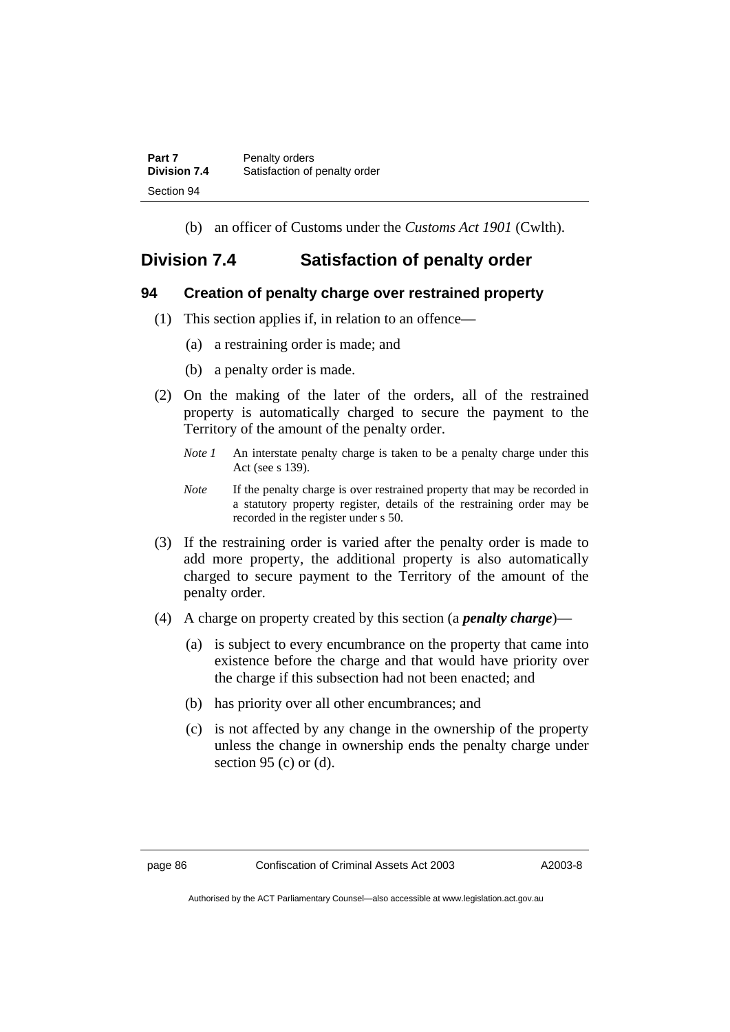(b) an officer of Customs under the *Customs Act 1901* (Cwlth).

## Division 7.4 Satisfaction of penalty order

### 94 Creation of penalty charge over restrained property

(1) This section applies if, in relation to an offence—

(a) a restraining order is made; and

(b) a penalty order is made.

(2) On the making of the later of the orders, all of the restrained property is automatically charged to secure the payment to the Territory of the amount of the penalty order.

*Note 1* An interstate penalty charge is taken to be a penalty charge under this Act (see s 139).

*Note* If the penalty charge is over restrained property that may be recorded in a statutory property register, details of the restraining order may be recorded in the register under s 50.

(3) If the restraining order is varied after the penalty order is made to add more property, the additional property is also automatically charged to secure payment to the Territory of the amount of the penalty order.

(4) A charge on property created by this section (a ***penalty charge***)—

(a) is subject to every encumbrance on the property that came into existence before the charge and that would have priority over the charge if this subsection had not been enacted; and

(b) has priority over all other encumbrances; and

(c) is not affected by any change in the ownership of the property unless the change in ownership ends the penalty charge under section 95 (c) or (d).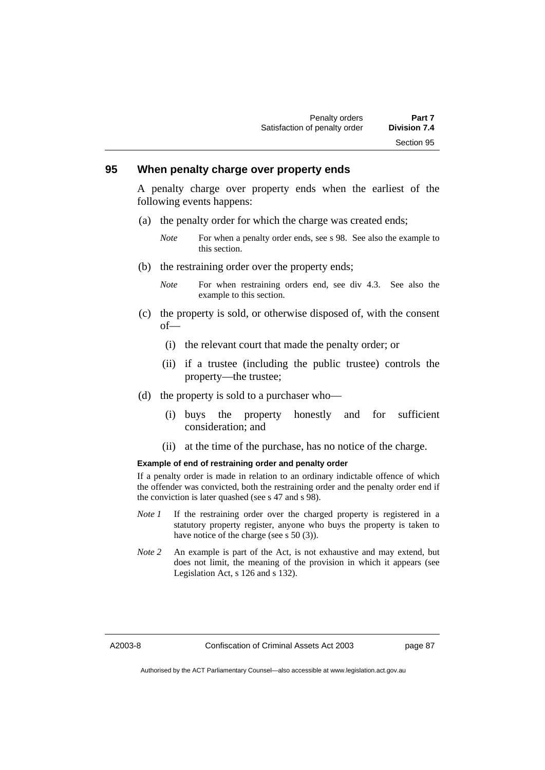## 95 When penalty charge over property ends

A penalty charge over property ends when the earliest of the following events happens:

(a) the penalty order for which the charge was created ends;

*Note* For when a penalty order ends, see s 98. See also the example to this section.

(b) the restraining order over the property ends;

*Note* For when restraining orders end, see div 4.3. See also the example to this section.

(c) the property is sold, or otherwise disposed of, with the consent of—

(i) the relevant court that made the penalty order; or

(ii) if a trustee (including the public trustee) controls the property—the trustee;

(d) the property is sold to a purchaser who—

(i) buys the property honestly and for sufficient consideration; and

(ii) at the time of the purchase, has no notice of the charge.

**Example of end of restraining order and penalty order**

If a penalty order is made in relation to an ordinary indictable offence of which the offender was convicted, both the restraining order and the penalty order end if the conviction is later quashed (see s 47 and s 98).

*Note 1* If the restraining order over the charged property is registered in a statutory property register, anyone who buys the property is taken to have notice of the charge (see s 50 (3)).

*Note 2* An example is part of the Act, is not exhaustive and may extend, but does not limit, the meaning of the provision in which it appears (see Legislation Act, s 126 and s 132).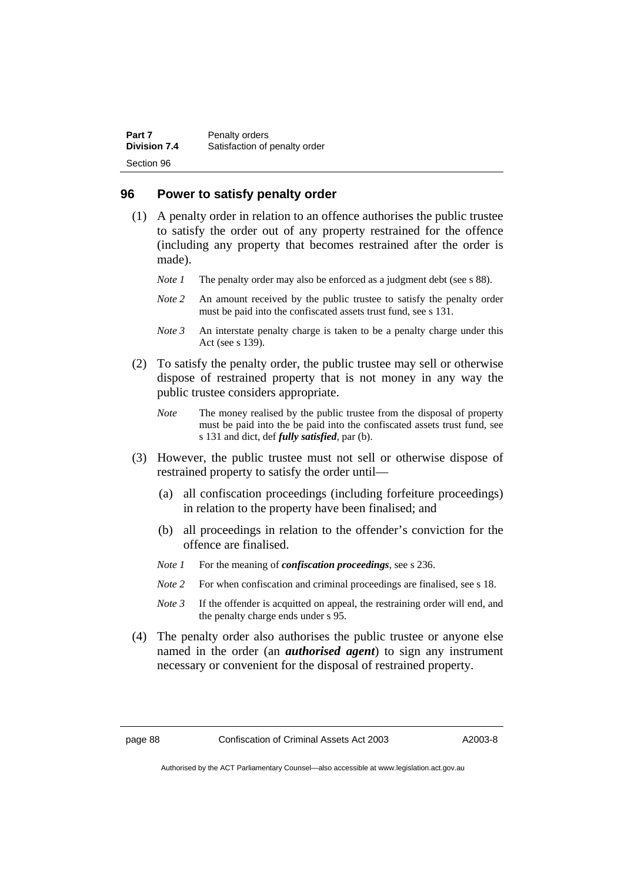## 96 Power to satisfy penalty order

(1) A penalty order in relation to an offence authorises the public trustee to satisfy the order out of any property restrained for the offence (including any property that becomes restrained after the order is made).

*Note 1* The penalty order may also be enforced as a judgment debt (see s 88).

*Note 2* An amount received by the public trustee to satisfy the penalty order must be paid into the confiscated assets trust fund, see s 131.

*Note 3* An interstate penalty charge is taken to be a penalty charge under this Act (see s 139).

(2) To satisfy the penalty order, the public trustee may sell or otherwise dispose of restrained property that is not money in any way the public trustee considers appropriate.

*Note* The money realised by the public trustee from the disposal of property must be paid into the be paid into the confiscated assets trust fund, see s 131 and dict, def ***fully satisfied***, par (b).

(3) However, the public trustee must not sell or otherwise dispose of restrained property to satisfy the order until—

(a) all confiscation proceedings (including forfeiture proceedings) in relation to the property have been finalised; and

(b) all proceedings in relation to the offender's conviction for the offence are finalised.

*Note 1* For the meaning of ***confiscation proceedings***, see s 236.

*Note 2* For when confiscation and criminal proceedings are finalised, see s 18.

*Note 3* If the offender is acquitted on appeal, the restraining order will end, and the penalty charge ends under s 95.

(4) The penalty order also authorises the public trustee or anyone else named in the order (an ***authorised agent***) to sign any instrument necessary or convenient for the disposal of restrained property.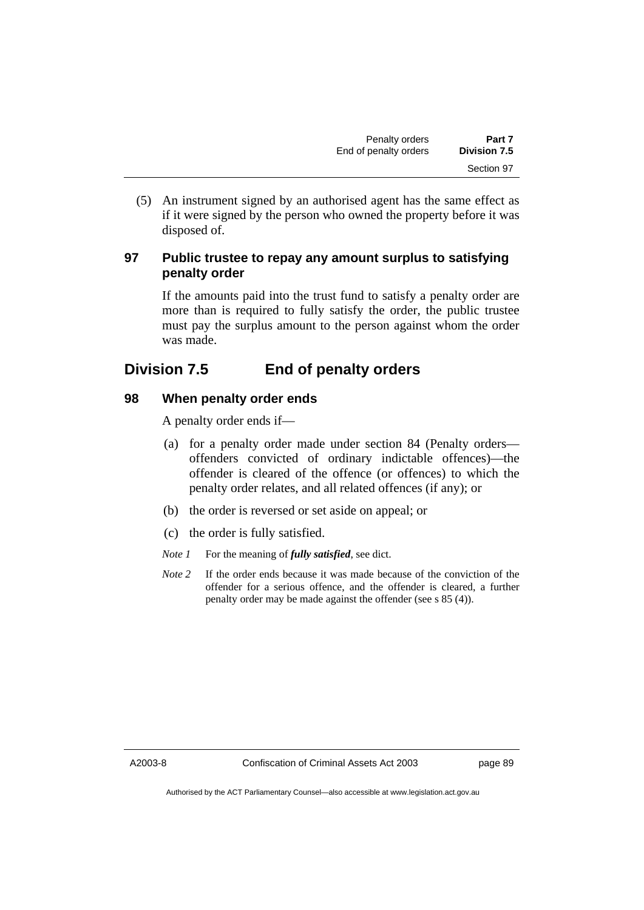(5) An instrument signed by an authorised agent has the same effect as if it were signed by the person who owned the property before it was disposed of.

### 97 Public trustee to repay any amount surplus to satisfying penalty order

If the amounts paid into the trust fund to satisfy a penalty order are more than is required to fully satisfy the order, the public trustee must pay the surplus amount to the person against whom the order was made.

## Division 7.5 End of penalty orders

### 98 When penalty order ends

A penalty order ends if—

(a) for a penalty order made under section 84 (Penalty orders—offenders convicted of ordinary indictable offences)—the offender is cleared of the offence (or offences) to which the penalty order relates, and all related offences (if any); or

(b) the order is reversed or set aside on appeal; or

(c) the order is fully satisfied.

*Note 1* For the meaning of ***fully satisfied***, see dict.

*Note 2* If the order ends because it was made because of the conviction of the offender for a serious offence, and the offender is cleared, a further penalty order may be made against the offender (see s 85 (4)).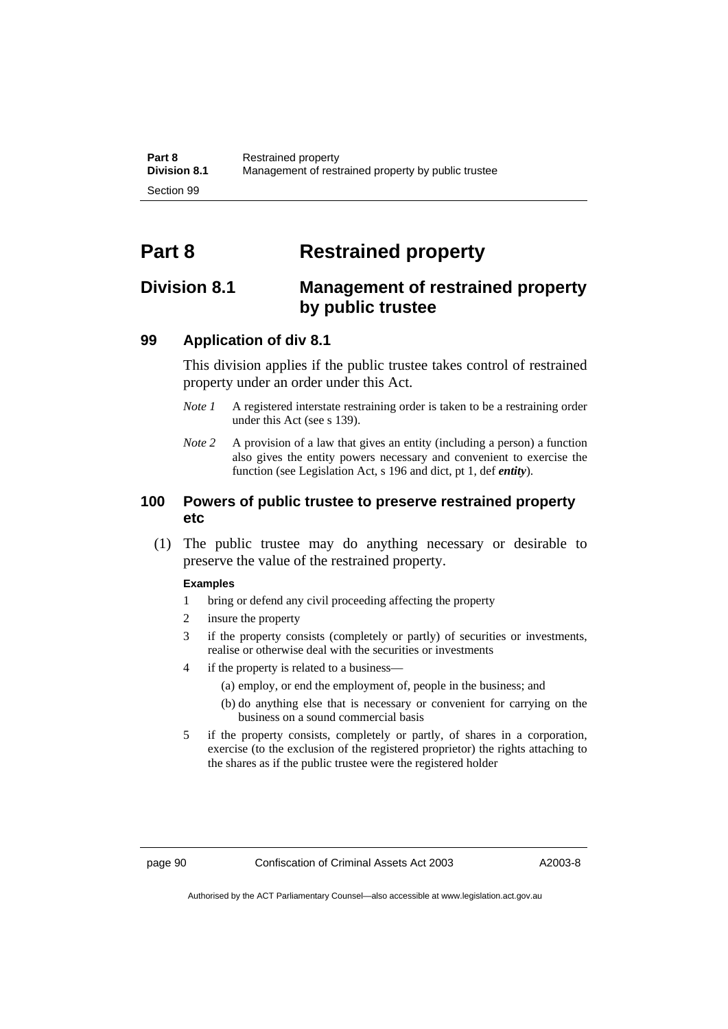# Part 8 Restrained property

## Division 8.1 Management of restrained property by public trustee

### 99 Application of div 8.1

This division applies if the public trustee takes control of restrained property under an order under this Act.

*Note 1* A registered interstate restraining order is taken to be a restraining order under this Act (see s 139).

*Note 2* A provision of a law that gives an entity (including a person) a function also gives the entity powers necessary and convenient to exercise the function (see Legislation Act, s 196 and dict, pt 1, def ***entity***).

### 100 Powers of public trustee to preserve restrained property etc

(1) The public trustee may do anything necessary or desirable to preserve the value of the restrained property.

**Examples**

1 bring or defend any civil proceeding affecting the property

2 insure the property

3 if the property consists (completely or partly) of securities or investments, realise or otherwise deal with the securities or investments

4 if the property is related to a business—

(a) employ, or end the employment of, people in the business; and

(b) do anything else that is necessary or convenient for carrying on the business on a sound commercial basis

5 if the property consists, completely or partly, of shares in a corporation, exercise (to the exclusion of the registered proprietor) the rights attaching to the shares as if the public trustee were the registered holder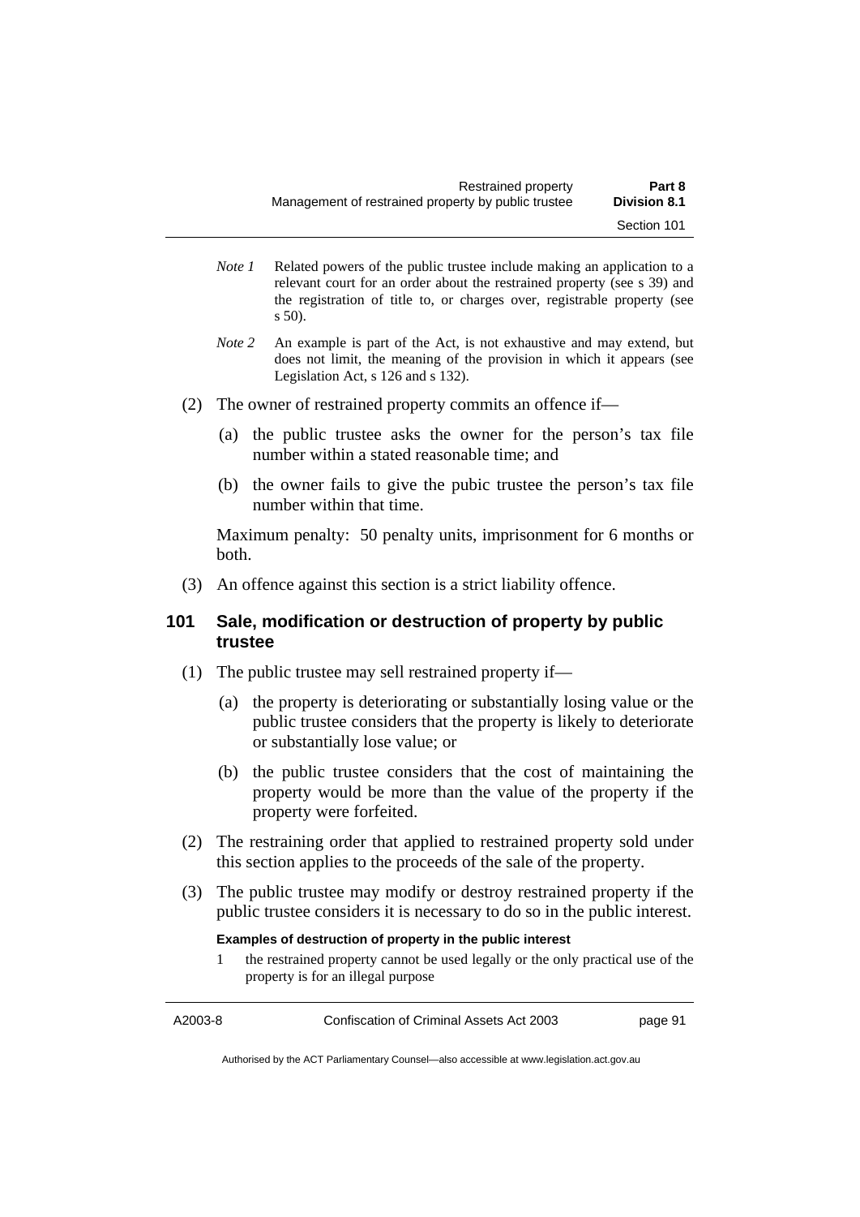*Note 1* Related powers of the public trustee include making an application to a relevant court for an order about the restrained property (see s 39) and the registration of title to, or charges over, registrable property (see s 50).

*Note 2* An example is part of the Act, is not exhaustive and may extend, but does not limit, the meaning of the provision in which it appears (see Legislation Act, s 126 and s 132).

(2) The owner of restrained property commits an offence if—

(a) the public trustee asks the owner for the person's tax file number within a stated reasonable time; and

(b) the owner fails to give the pubic trustee the person's tax file number within that time.

Maximum penalty: 50 penalty units, imprisonment for 6 months or both.

(3) An offence against this section is a strict liability offence.

### 101 Sale, modification or destruction of property by public trustee

(1) The public trustee may sell restrained property if—

(a) the property is deteriorating or substantially losing value or the public trustee considers that the property is likely to deteriorate or substantially lose value; or

(b) the public trustee considers that the cost of maintaining the property would be more than the value of the property if the property were forfeited.

(2) The restraining order that applied to restrained property sold under this section applies to the proceeds of the sale of the property.

(3) The public trustee may modify or destroy restrained property if the public trustee considers it is necessary to do so in the public interest.

**Examples of destruction of property in the public interest**

1 the restrained property cannot be used legally or the only practical use of the property is for an illegal purpose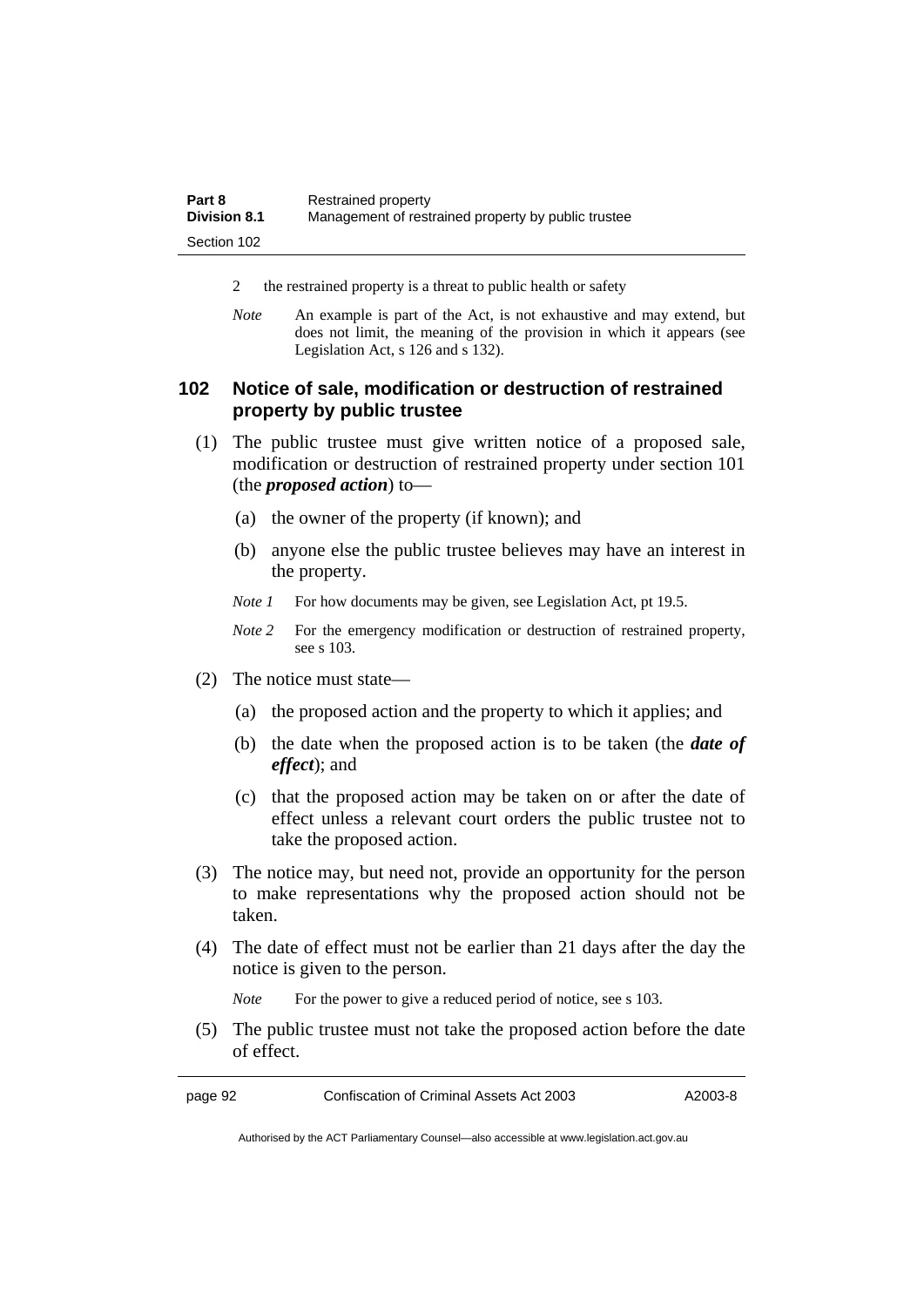2 the restrained property is a threat to public health or safety

*Note* An example is part of the Act, is not exhaustive and may extend, but does not limit, the meaning of the provision in which it appears (see Legislation Act, s 126 and s 132).

## 102 Notice of sale, modification or destruction of restrained property by public trustee

(1) The public trustee must give written notice of a proposed sale, modification or destruction of restrained property under section 101 (the ***proposed action***) to—

(a) the owner of the property (if known); and

(b) anyone else the public trustee believes may have an interest in the property.

*Note 1* For how documents may be given, see Legislation Act, pt 19.5.

*Note 2* For the emergency modification or destruction of restrained property, see s 103.

(2) The notice must state—

(a) the proposed action and the property to which it applies; and

(b) the date when the proposed action is to be taken (the ***date of effect***); and

(c) that the proposed action may be taken on or after the date of effect unless a relevant court orders the public trustee not to take the proposed action.

(3) The notice may, but need not, provide an opportunity for the person to make representations why the proposed action should not be taken.

(4) The date of effect must not be earlier than 21 days after the day the notice is given to the person.

*Note* For the power to give a reduced period of notice, see s 103.

(5) The public trustee must not take the proposed action before the date of effect.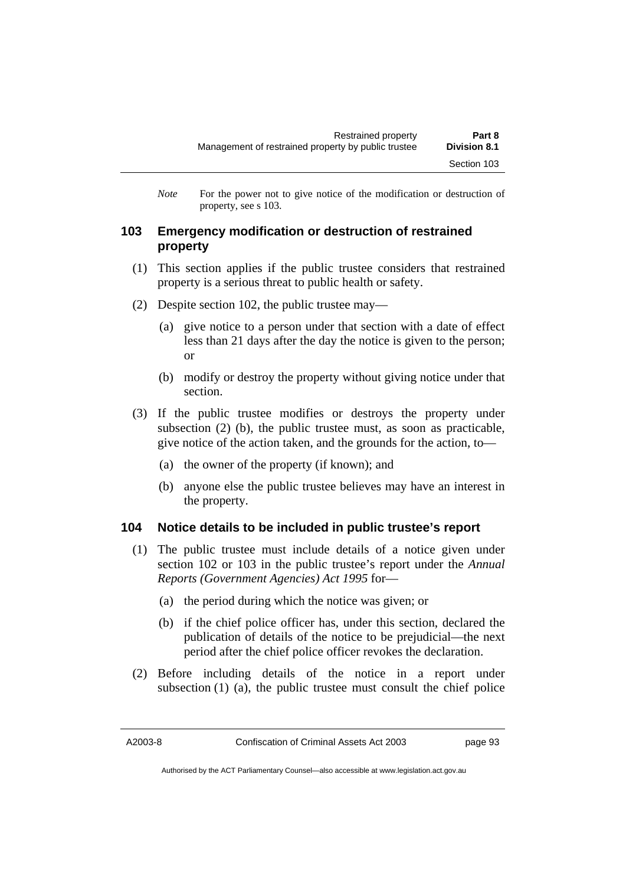*Note* For the power not to give notice of the modification or destruction of property, see s 103.

## 103 Emergency modification or destruction of restrained property

(1) This section applies if the public trustee considers that restrained property is a serious threat to public health or safety.

(2) Despite section 102, the public trustee may—

(a) give notice to a person under that section with a date of effect less than 21 days after the day the notice is given to the person; or

(b) modify or destroy the property without giving notice under that section.

(3) If the public trustee modifies or destroys the property under subsection (2) (b), the public trustee must, as soon as practicable, give notice of the action taken, and the grounds for the action, to—

(a) the owner of the property (if known); and

(b) anyone else the public trustee believes may have an interest in the property.

## 104 Notice details to be included in public trustee's report

(1) The public trustee must include details of a notice given under section 102 or 103 in the public trustee's report under the *Annual Reports (Government Agencies) Act 1995* for—

(a) the period during which the notice was given; or

(b) if the chief police officer has, under this section, declared the publication of details of the notice to be prejudicial—the next period after the chief police officer revokes the declaration.

(2) Before including details of the notice in a report under subsection (1) (a), the public trustee must consult the chief police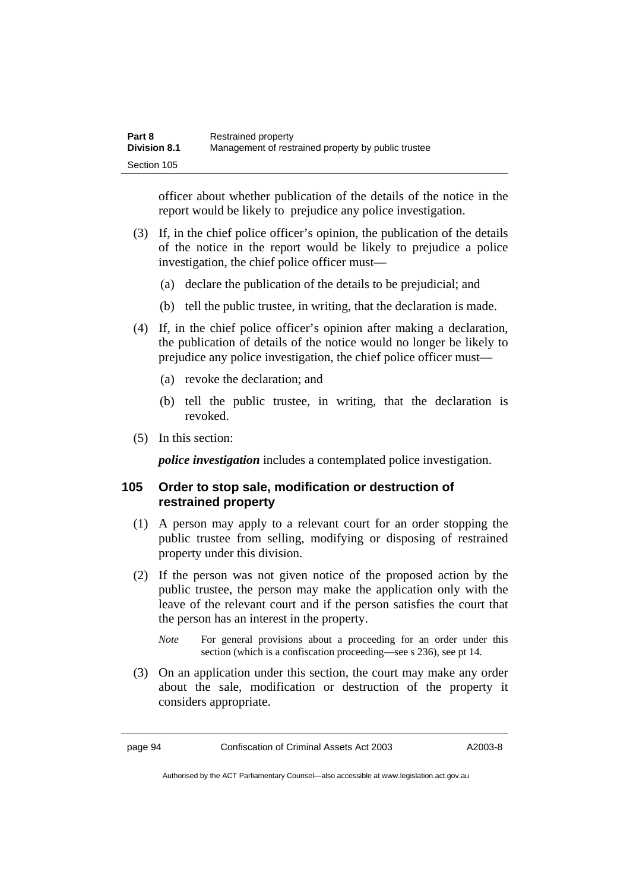officer about whether publication of the details of the notice in the report would be likely to prejudice any police investigation.

(3) If, in the chief police officer's opinion, the publication of the details of the notice in the report would be likely to prejudice a police investigation, the chief police officer must—

(a) declare the publication of the details to be prejudicial; and

(b) tell the public trustee, in writing, that the declaration is made.

(4) If, in the chief police officer's opinion after making a declaration, the publication of details of the notice would no longer be likely to prejudice any police investigation, the chief police officer must—

(a) revoke the declaration; and

(b) tell the public trustee, in writing, that the declaration is revoked.

(5) In this section:

***police investigation*** includes a contemplated police investigation.

### 105 Order to stop sale, modification or destruction of restrained property

(1) A person may apply to a relevant court for an order stopping the public trustee from selling, modifying or disposing of restrained property under this division.

(2) If the person was not given notice of the proposed action by the public trustee, the person may make the application only with the leave of the relevant court and if the person satisfies the court that the person has an interest in the property.

*Note* For general provisions about a proceeding for an order under this section (which is a confiscation proceeding—see s 236), see pt 14.

(3) On an application under this section, the court may make any order about the sale, modification or destruction of the property it considers appropriate.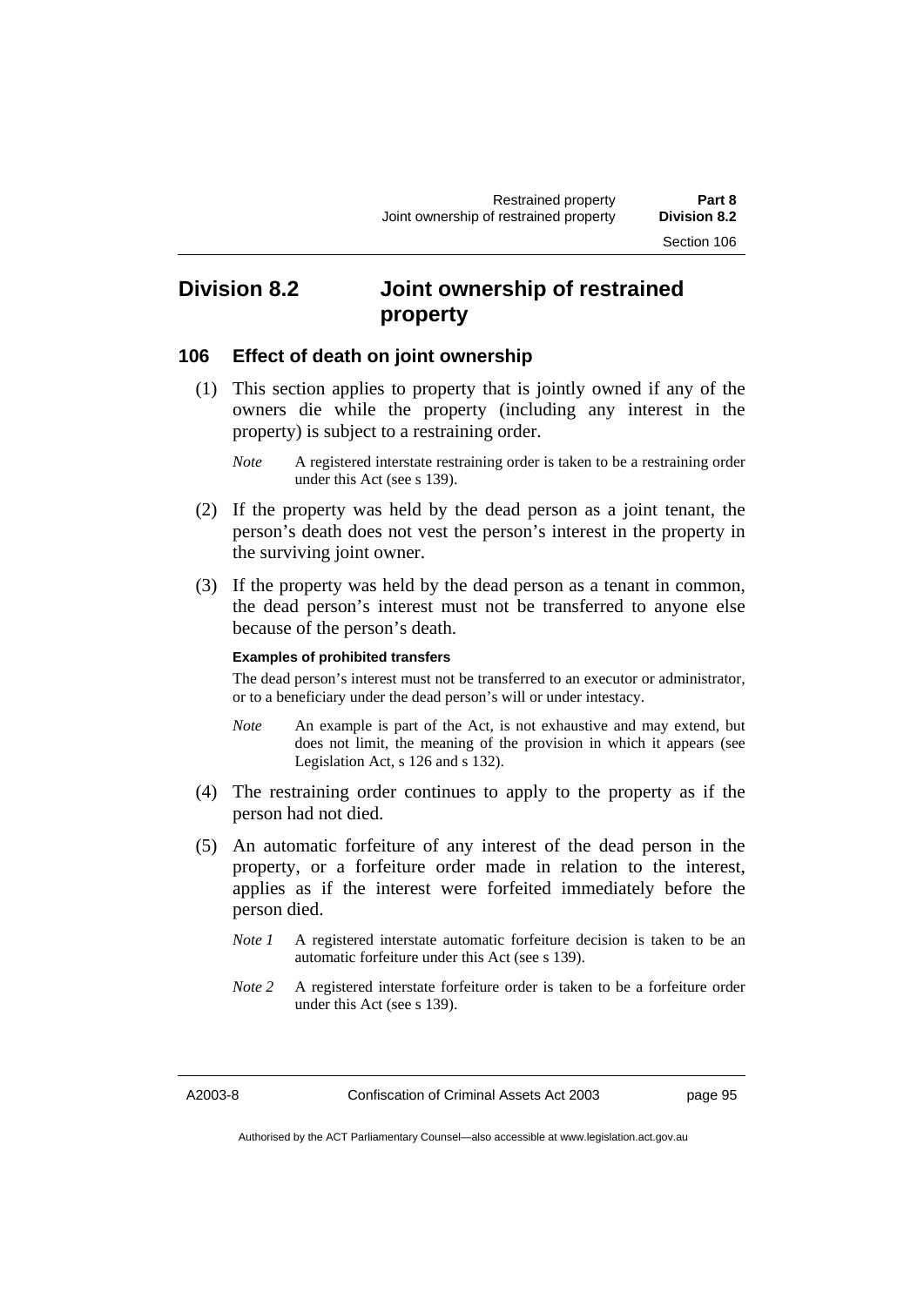## Division 8.2 Joint ownership of restrained property

### 106 Effect of death on joint ownership

(1) This section applies to property that is jointly owned if any of the owners die while the property (including any interest in the property) is subject to a restraining order.

*Note* A registered interstate restraining order is taken to be a restraining order under this Act (see s 139).

(2) If the property was held by the dead person as a joint tenant, the person's death does not vest the person's interest in the property in the surviving joint owner.

(3) If the property was held by the dead person as a tenant in common, the dead person's interest must not be transferred to anyone else because of the person's death.

**Examples of prohibited transfers**

The dead person's interest must not be transferred to an executor or administrator, or to a beneficiary under the dead person's will or under intestacy.

*Note* An example is part of the Act, is not exhaustive and may extend, but does not limit, the meaning of the provision in which it appears (see Legislation Act, s 126 and s 132).

(4) The restraining order continues to apply to the property as if the person had not died.

(5) An automatic forfeiture of any interest of the dead person in the property, or a forfeiture order made in relation to the interest, applies as if the interest were forfeited immediately before the person died.

*Note 1* A registered interstate automatic forfeiture decision is taken to be an automatic forfeiture under this Act (see s 139).

*Note 2* A registered interstate forfeiture order is taken to be a forfeiture order under this Act (see s 139).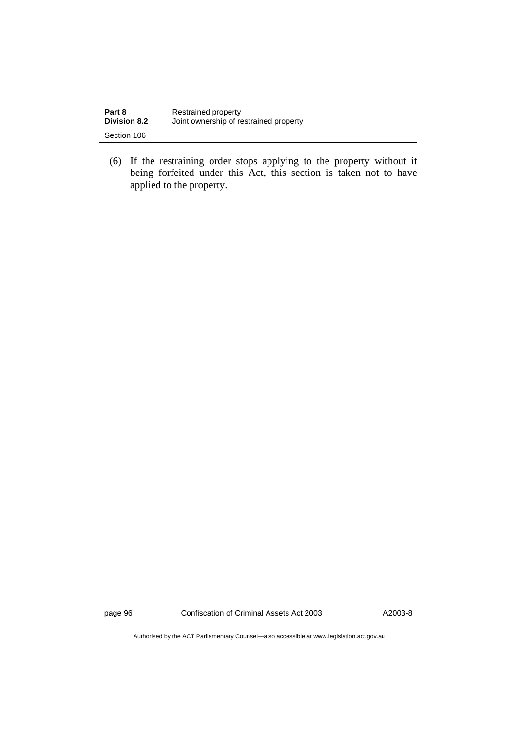(6) If the restraining order stops applying to the property without it being forfeited under this Act, this section is taken not to have applied to the property.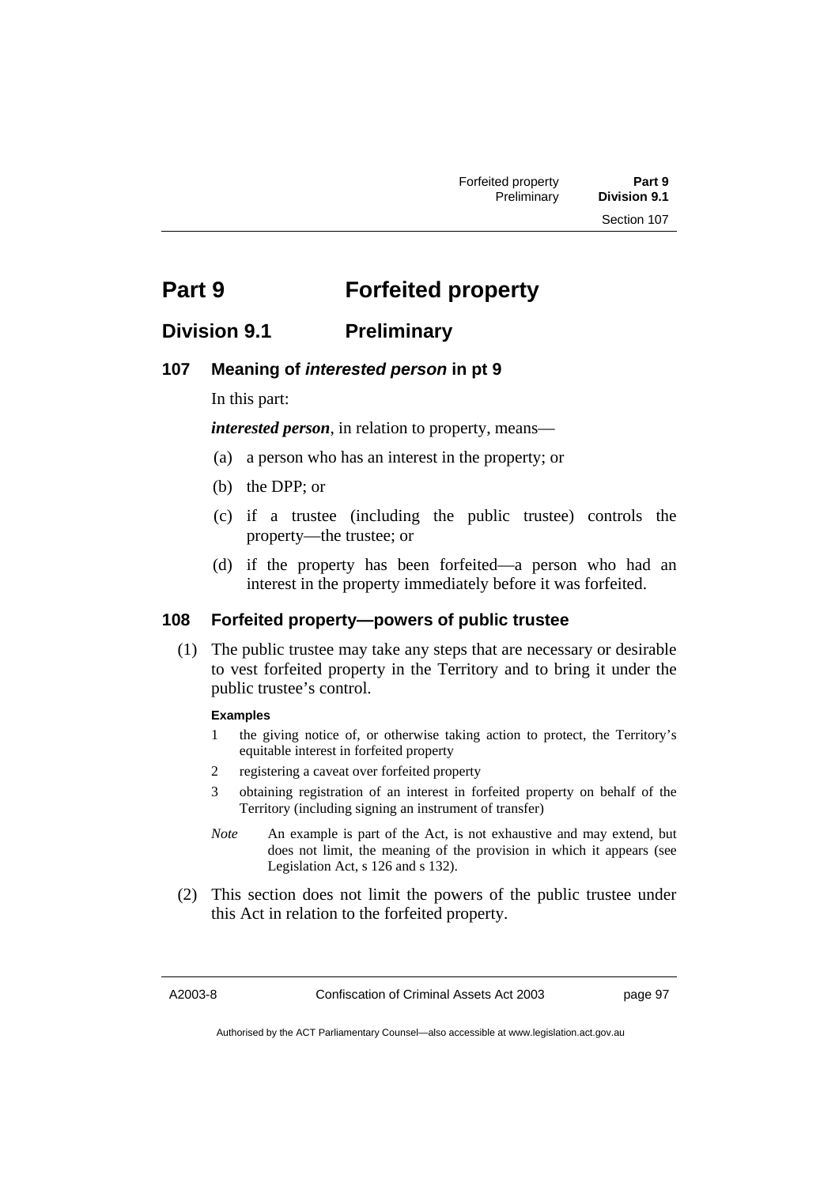# Part 9 Forfeited property

## Division 9.1 Preliminary

### 107 Meaning of *interested person* in pt 9

In this part:

***interested person***, in relation to property, means—

(a) a person who has an interest in the property; or

(b) the DPP; or

(c) if a trustee (including the public trustee) controls the property—the trustee; or

(d) if the property has been forfeited—a person who had an interest in the property immediately before it was forfeited.

### 108 Forfeited property—powers of public trustee

(1) The public trustee may take any steps that are necessary or desirable to vest forfeited property in the Territory and to bring it under the public trustee's control.

**Examples**

1 the giving notice of, or otherwise taking action to protect, the Territory's equitable interest in forfeited property

2 registering a caveat over forfeited property

3 obtaining registration of an interest in forfeited property on behalf of the Territory (including signing an instrument of transfer)

*Note* An example is part of the Act, is not exhaustive and may extend, but does not limit, the meaning of the provision in which it appears (see Legislation Act, s 126 and s 132).

(2) This section does not limit the powers of the public trustee under this Act in relation to the forfeited property.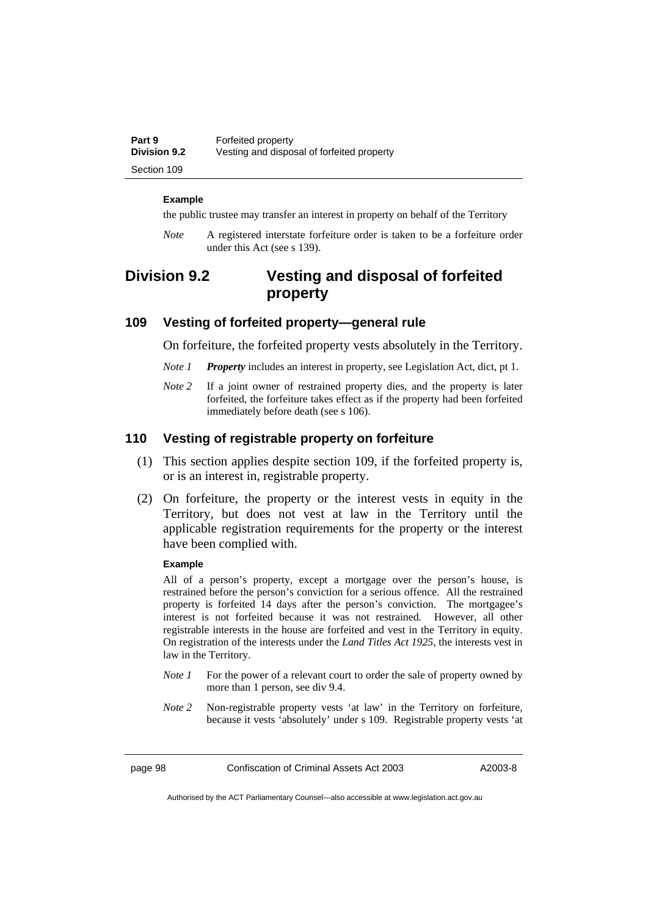**Example**

the public trustee may transfer an interest in property on behalf of the Territory

*Note* A registered interstate forfeiture order is taken to be a forfeiture order under this Act (see s 139).

## Division 9.2 Vesting and disposal of forfeited property

### 109 Vesting of forfeited property—general rule

On forfeiture, the forfeited property vests absolutely in the Territory.

*Note 1* ***Property*** includes an interest in property, see Legislation Act, dict, pt 1.

*Note 2* If a joint owner of restrained property dies, and the property is later forfeited, the forfeiture takes effect as if the property had been forfeited immediately before death (see s 106).

### 110 Vesting of registrable property on forfeiture

(1) This section applies despite section 109, if the forfeited property is, or is an interest in, registrable property.

(2) On forfeiture, the property or the interest vests in equity in the Territory, but does not vest at law in the Territory until the applicable registration requirements for the property or the interest have been complied with.

**Example**

All of a person's property, except a mortgage over the person's house, is restrained before the person's conviction for a serious offence. All the restrained property is forfeited 14 days after the person's conviction. The mortgagee's interest is not forfeited because it was not restrained. However, all other registrable interests in the house are forfeited and vest in the Territory in equity. On registration of the interests under the *Land Titles Act 1925*, the interests vest in law in the Territory.

*Note 1* For the power of a relevant court to order the sale of property owned by more than 1 person, see div 9.4.

*Note 2* Non-registrable property vests 'at law' in the Territory on forfeiture, because it vests 'absolutely' under s 109. Registrable property vests 'at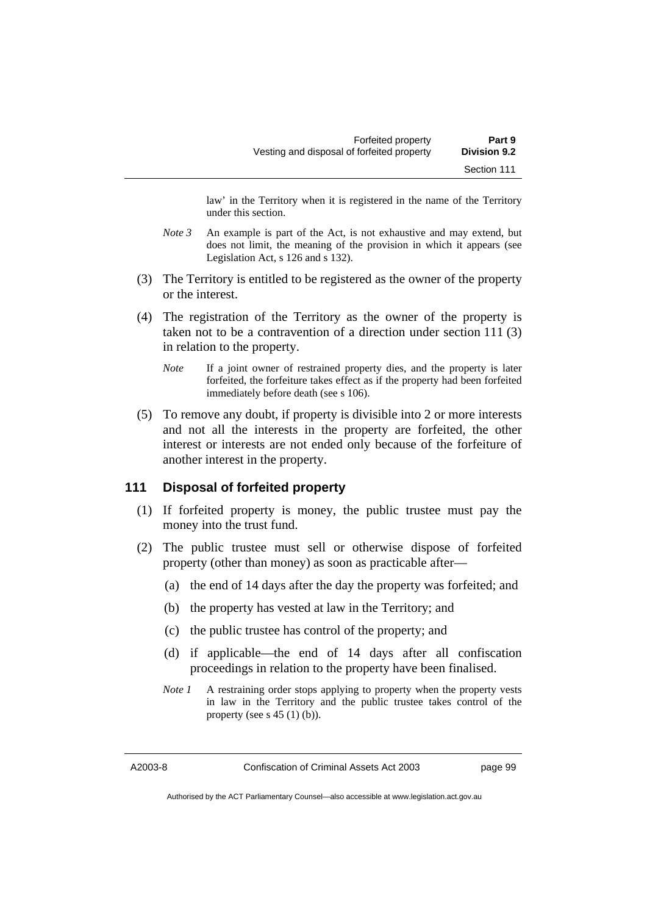law' in the Territory when it is registered in the name of the Territory under this section.

*Note 3* An example is part of the Act, is not exhaustive and may extend, but does not limit, the meaning of the provision in which it appears (see Legislation Act, s 126 and s 132).

(3) The Territory is entitled to be registered as the owner of the property or the interest.

(4) The registration of the Territory as the owner of the property is taken not to be a contravention of a direction under section 111 (3) in relation to the property.

*Note* If a joint owner of restrained property dies, and the property is later forfeited, the forfeiture takes effect as if the property had been forfeited immediately before death (see s 106).

(5) To remove any doubt, if property is divisible into 2 or more interests and not all the interests in the property are forfeited, the other interest or interests are not ended only because of the forfeiture of another interest in the property.

## 111 Disposal of forfeited property

(1) If forfeited property is money, the public trustee must pay the money into the trust fund.

(2) The public trustee must sell or otherwise dispose of forfeited property (other than money) as soon as practicable after—

(a) the end of 14 days after the day the property was forfeited; and

(b) the property has vested at law in the Territory; and

(c) the public trustee has control of the property; and

(d) if applicable—the end of 14 days after all confiscation proceedings in relation to the property have been finalised.

*Note 1* A restraining order stops applying to property when the property vests in law in the Territory and the public trustee takes control of the property (see s 45 (1) (b)).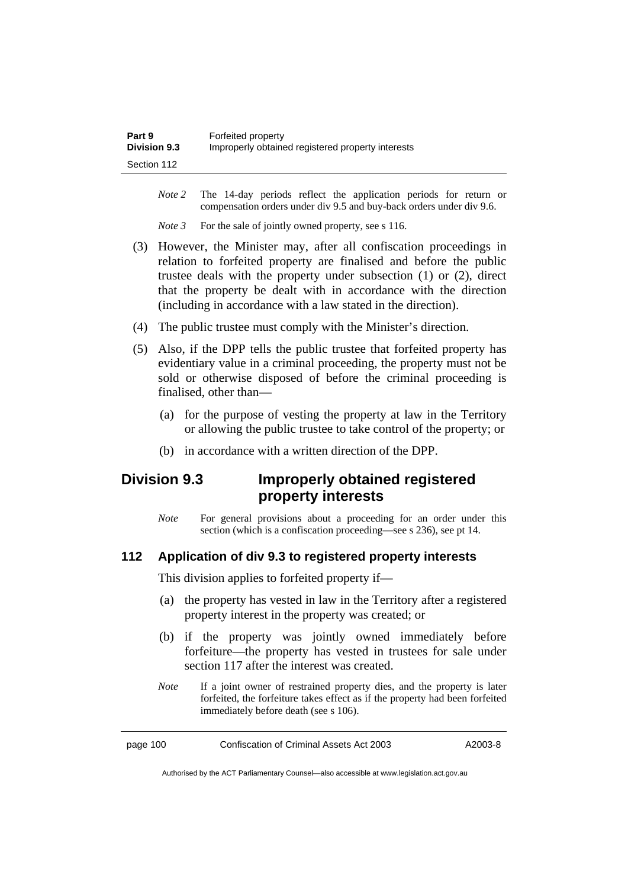*Note 2* The 14-day periods reflect the application periods for return or compensation orders under div 9.5 and buy-back orders under div 9.6.

*Note 3* For the sale of jointly owned property, see s 116.

(3) However, the Minister may, after all confiscation proceedings in relation to forfeited property are finalised and before the public trustee deals with the property under subsection (1) or (2), direct that the property be dealt with in accordance with the direction (including in accordance with a law stated in the direction).

(4) The public trustee must comply with the Minister's direction.

(5) Also, if the DPP tells the public trustee that forfeited property has evidentiary value in a criminal proceeding, the property must not be sold or otherwise disposed of before the criminal proceeding is finalised, other than—

(a) for the purpose of vesting the property at law in the Territory or allowing the public trustee to take control of the property; or

(b) in accordance with a written direction of the DPP.

## Division 9.3 Improperly obtained registered property interests

*Note* For general provisions about a proceeding for an order under this section (which is a confiscation proceeding—see s 236), see pt 14.

### 112 Application of div 9.3 to registered property interests

This division applies to forfeited property if—

(a) the property has vested in law in the Territory after a registered property interest in the property was created; or

(b) if the property was jointly owned immediately before forfeiture—the property has vested in trustees for sale under section 117 after the interest was created.

*Note* If a joint owner of restrained property dies, and the property is later forfeited, the forfeiture takes effect as if the property had been forfeited immediately before death (see s 106).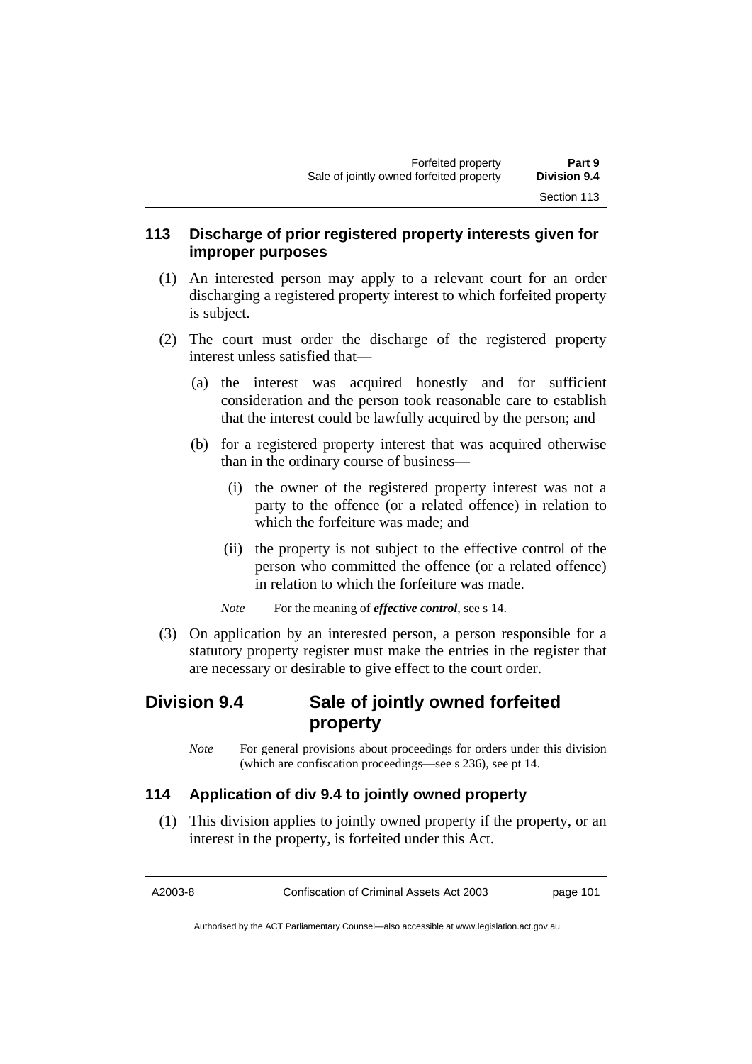### 113 Discharge of prior registered property interests given for improper purposes

(1) An interested person may apply to a relevant court for an order discharging a registered property interest to which forfeited property is subject.

(2) The court must order the discharge of the registered property interest unless satisfied that—

(a) the interest was acquired honestly and for sufficient consideration and the person took reasonable care to establish that the interest could be lawfully acquired by the person; and

(b) for a registered property interest that was acquired otherwise than in the ordinary course of business—

(i) the owner of the registered property interest was not a party to the offence (or a related offence) in relation to which the forfeiture was made; and

(ii) the property is not subject to the effective control of the person who committed the offence (or a related offence) in relation to which the forfeiture was made.

*Note* For the meaning of ***effective control***, see s 14.

(3) On application by an interested person, a person responsible for a statutory property register must make the entries in the register that are necessary or desirable to give effect to the court order.

## Division 9.4 Sale of jointly owned forfeited property

*Note* For general provisions about proceedings for orders under this division (which are confiscation proceedings—see s 236), see pt 14.

### 114 Application of div 9.4 to jointly owned property

(1) This division applies to jointly owned property if the property, or an interest in the property, is forfeited under this Act.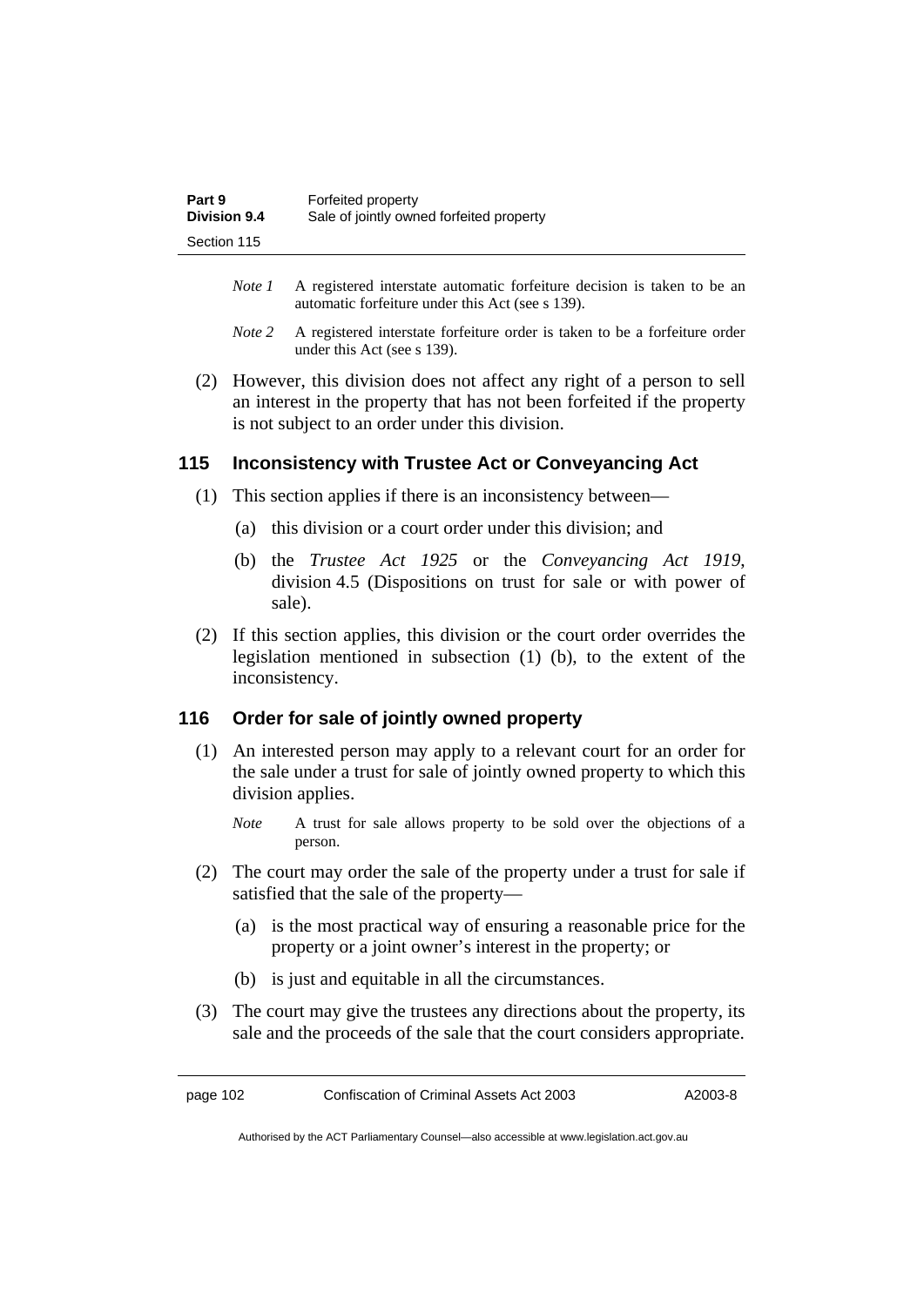*Note 1* A registered interstate automatic forfeiture decision is taken to be an automatic forfeiture under this Act (see s 139).

*Note 2* A registered interstate forfeiture order is taken to be a forfeiture order under this Act (see s 139).

(2) However, this division does not affect any right of a person to sell an interest in the property that has not been forfeited if the property is not subject to an order under this division.

## 115 Inconsistency with Trustee Act or Conveyancing Act

(1) This section applies if there is an inconsistency between—

(a) this division or a court order under this division; and

(b) the *Trustee Act 1925* or the *Conveyancing Act 1919*, division 4.5 (Dispositions on trust for sale or with power of sale).

(2) If this section applies, this division or the court order overrides the legislation mentioned in subsection (1) (b), to the extent of the inconsistency.

## 116 Order for sale of jointly owned property

(1) An interested person may apply to a relevant court for an order for the sale under a trust for sale of jointly owned property to which this division applies.

*Note* A trust for sale allows property to be sold over the objections of a person.

(2) The court may order the sale of the property under a trust for sale if satisfied that the sale of the property—

(a) is the most practical way of ensuring a reasonable price for the property or a joint owner's interest in the property; or

(b) is just and equitable in all the circumstances.

(3) The court may give the trustees any directions about the property, its sale and the proceeds of the sale that the court considers appropriate.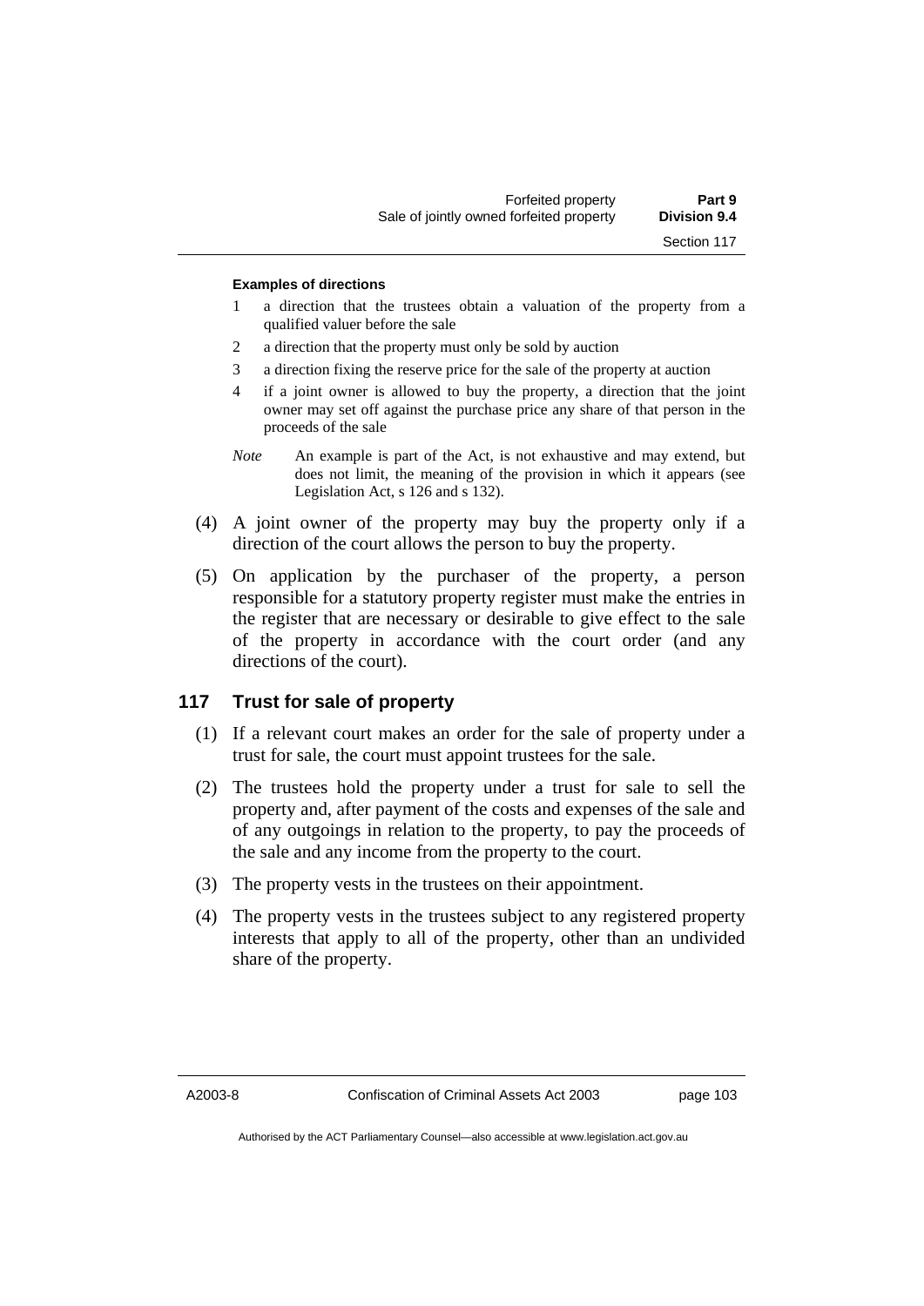**Examples of directions**

1 a direction that the trustees obtain a valuation of the property from a qualified valuer before the sale

2 a direction that the property must only be sold by auction

3 a direction fixing the reserve price for the sale of the property at auction

4 if a joint owner is allowed to buy the property, a direction that the joint owner may set off against the purchase price any share of that person in the proceeds of the sale

*Note* An example is part of the Act, is not exhaustive and may extend, but does not limit, the meaning of the provision in which it appears (see Legislation Act, s 126 and s 132).

(4) A joint owner of the property may buy the property only if a direction of the court allows the person to buy the property.

(5) On application by the purchaser of the property, a person responsible for a statutory property register must make the entries in the register that are necessary or desirable to give effect to the sale of the property in accordance with the court order (and any directions of the court).

## 117 Trust for sale of property

(1) If a relevant court makes an order for the sale of property under a trust for sale, the court must appoint trustees for the sale.

(2) The trustees hold the property under a trust for sale to sell the property and, after payment of the costs and expenses of the sale and of any outgoings in relation to the property, to pay the proceeds of the sale and any income from the property to the court.

(3) The property vests in the trustees on their appointment.

(4) The property vests in the trustees subject to any registered property interests that apply to all of the property, other than an undivided share of the property.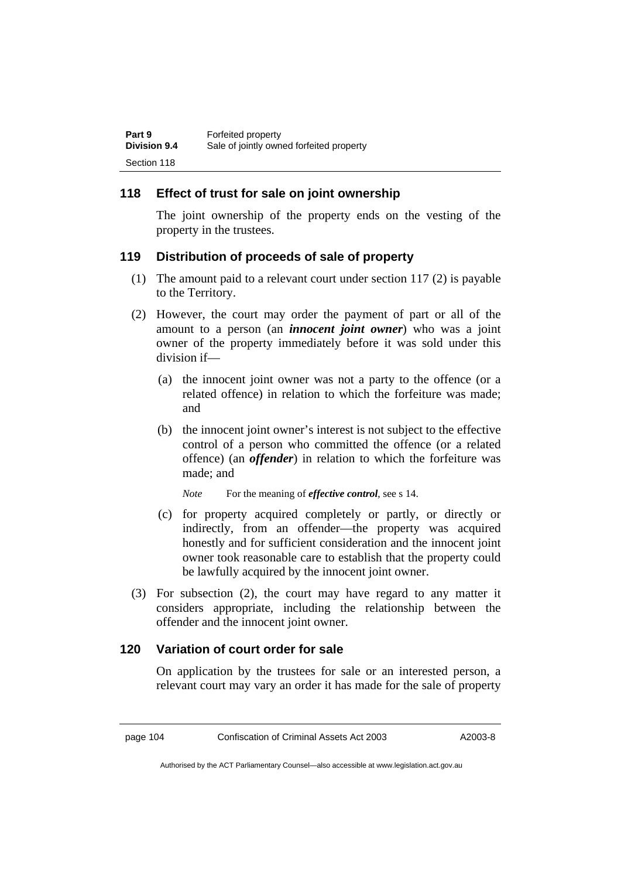## 118 Effect of trust for sale on joint ownership

The joint ownership of the property ends on the vesting of the property in the trustees.

## 119 Distribution of proceeds of sale of property

(1) The amount paid to a relevant court under section 117 (2) is payable to the Territory.

(2) However, the court may order the payment of part or all of the amount to a person (an ***innocent joint owner***) who was a joint owner of the property immediately before it was sold under this division if—

(a) the innocent joint owner was not a party to the offence (or a related offence) in relation to which the forfeiture was made; and

(b) the innocent joint owner's interest is not subject to the effective control of a person who committed the offence (or a related offence) (an ***offender***) in relation to which the forfeiture was made; and

*Note* For the meaning of ***effective control***, see s 14.

(c) for property acquired completely or partly, or directly or indirectly, from an offender—the property was acquired honestly and for sufficient consideration and the innocent joint owner took reasonable care to establish that the property could be lawfully acquired by the innocent joint owner.

(3) For subsection (2), the court may have regard to any matter it considers appropriate, including the relationship between the offender and the innocent joint owner.

## 120 Variation of court order for sale

On application by the trustees for sale or an interested person, a relevant court may vary an order it has made for the sale of property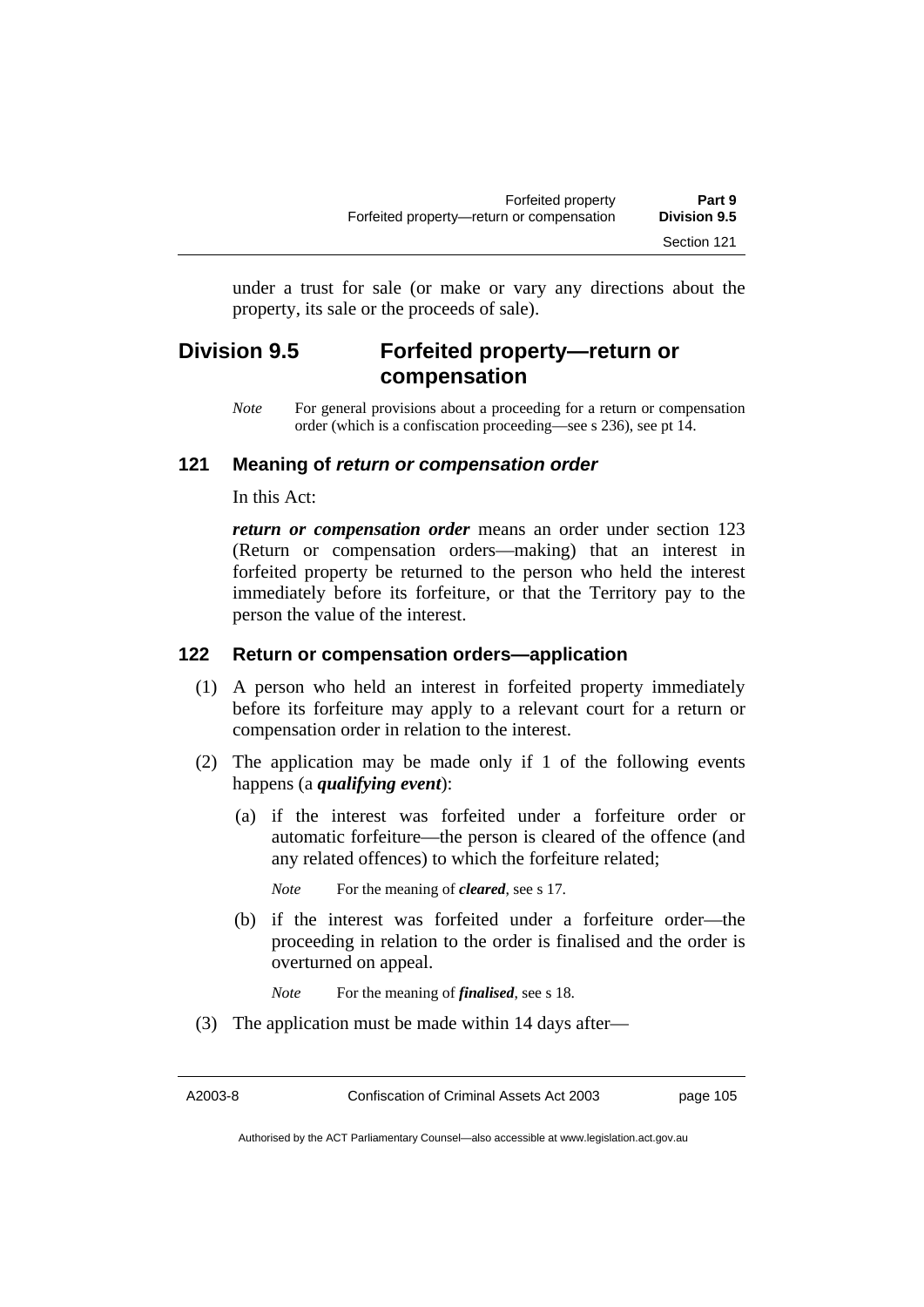under a trust for sale (or make or vary any directions about the property, its sale or the proceeds of sale).

## Division 9.5 Forfeited property—return or compensation

*Note* For general provisions about a proceeding for a return or compensation order (which is a confiscation proceeding—see s 236), see pt 14.

### 121 Meaning of *return or compensation order*

In this Act:

***return or compensation order*** means an order under section 123 (Return or compensation orders—making) that an interest in forfeited property be returned to the person who held the interest immediately before its forfeiture, or that the Territory pay to the person the value of the interest.

### 122 Return or compensation orders—application

(1) A person who held an interest in forfeited property immediately before its forfeiture may apply to a relevant court for a return or compensation order in relation to the interest.

(2) The application may be made only if 1 of the following events happens (a ***qualifying event***):

(a) if the interest was forfeited under a forfeiture order or automatic forfeiture—the person is cleared of the offence (and any related offences) to which the forfeiture related;

*Note* For the meaning of ***cleared***, see s 17.

(b) if the interest was forfeited under a forfeiture order—the proceeding in relation to the order is finalised and the order is overturned on appeal.

*Note* For the meaning of ***finalised***, see s 18.

(3) The application must be made within 14 days after—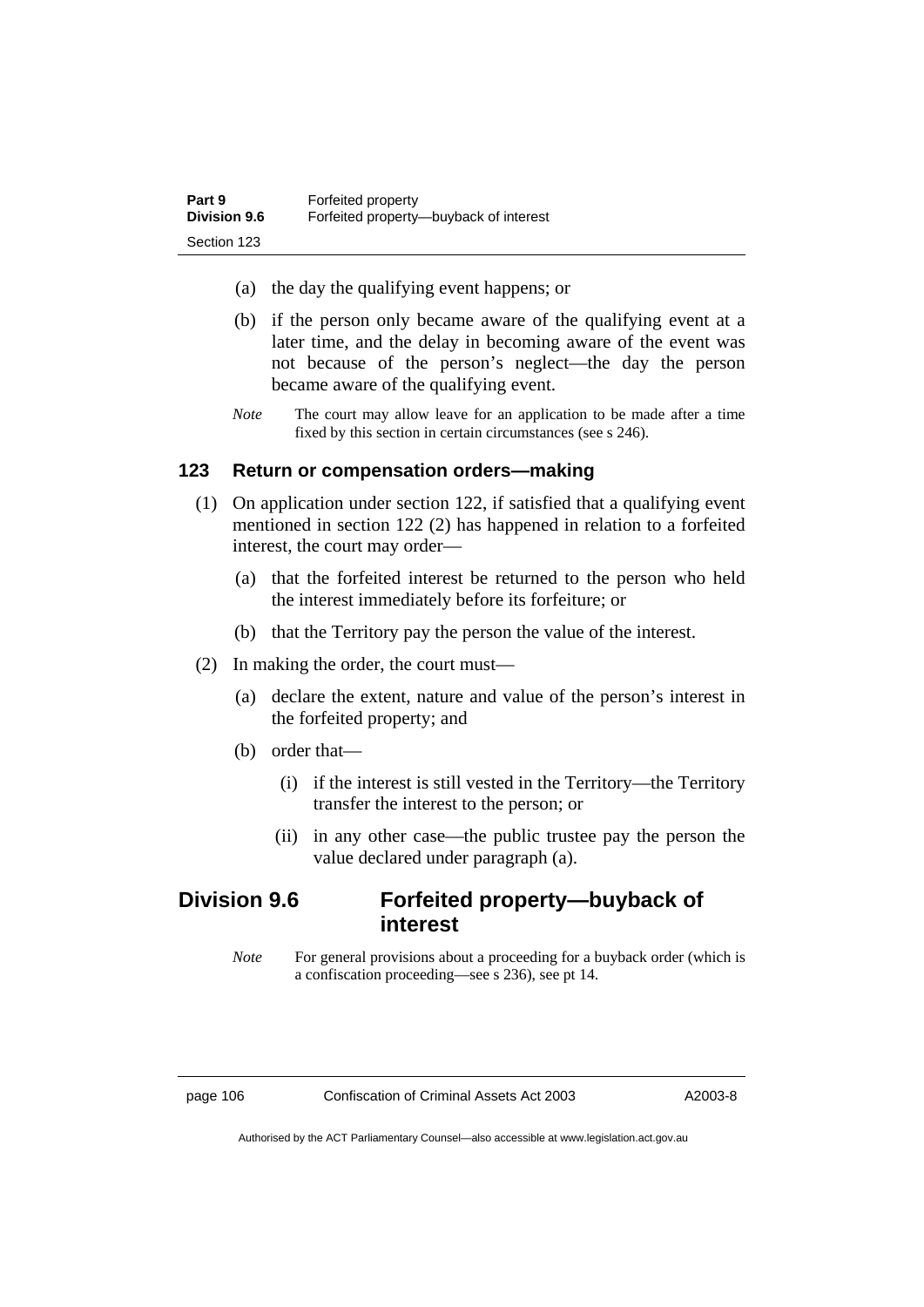(a) the day the qualifying event happens; or

(b) if the person only became aware of the qualifying event at a later time, and the delay in becoming aware of the event was not because of the person's neglect—the day the person became aware of the qualifying event.

*Note* The court may allow leave for an application to be made after a time fixed by this section in certain circumstances (see s 246).

### 123 Return or compensation orders—making

(1) On application under section 122, if satisfied that a qualifying event mentioned in section 122 (2) has happened in relation to a forfeited interest, the court may order—

(a) that the forfeited interest be returned to the person who held the interest immediately before its forfeiture; or

(b) that the Territory pay the person the value of the interest.

(2) In making the order, the court must—

(a) declare the extent, nature and value of the person's interest in the forfeited property; and

(b) order that—

(i) if the interest is still vested in the Territory—the Territory transfer the interest to the person; or

(ii) in any other case—the public trustee pay the person the value declared under paragraph (a).

## Division 9.6 Forfeited property—buyback of interest

*Note* For general provisions about a proceeding for a buyback order (which is a confiscation proceeding—see s 236), see pt 14.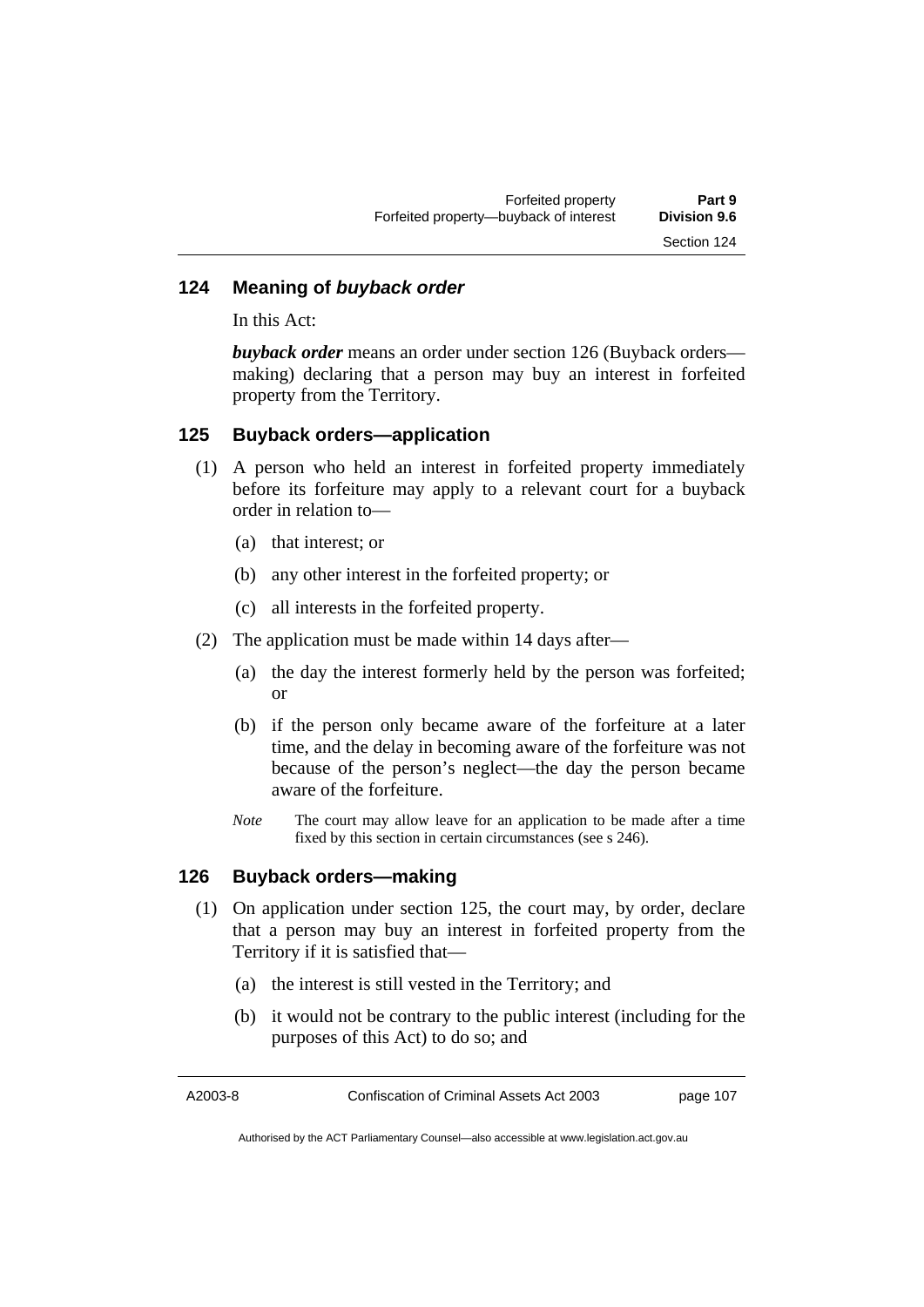### 124 Meaning of *buyback order*

In this Act:

***buyback order*** means an order under section 126 (Buyback orders—making) declaring that a person may buy an interest in forfeited property from the Territory.

### 125 Buyback orders—application

(1) A person who held an interest in forfeited property immediately before its forfeiture may apply to a relevant court for a buyback order in relation to—

(a) that interest; or

(b) any other interest in the forfeited property; or

(c) all interests in the forfeited property.

(2) The application must be made within 14 days after—

(a) the day the interest formerly held by the person was forfeited; or

(b) if the person only became aware of the forfeiture at a later time, and the delay in becoming aware of the forfeiture was not because of the person's neglect—the day the person became aware of the forfeiture.

*Note* The court may allow leave for an application to be made after a time fixed by this section in certain circumstances (see s 246).

### 126 Buyback orders—making

(1) On application under section 125, the court may, by order, declare that a person may buy an interest in forfeited property from the Territory if it is satisfied that—

(a) the interest is still vested in the Territory; and

(b) it would not be contrary to the public interest (including for the purposes of this Act) to do so; and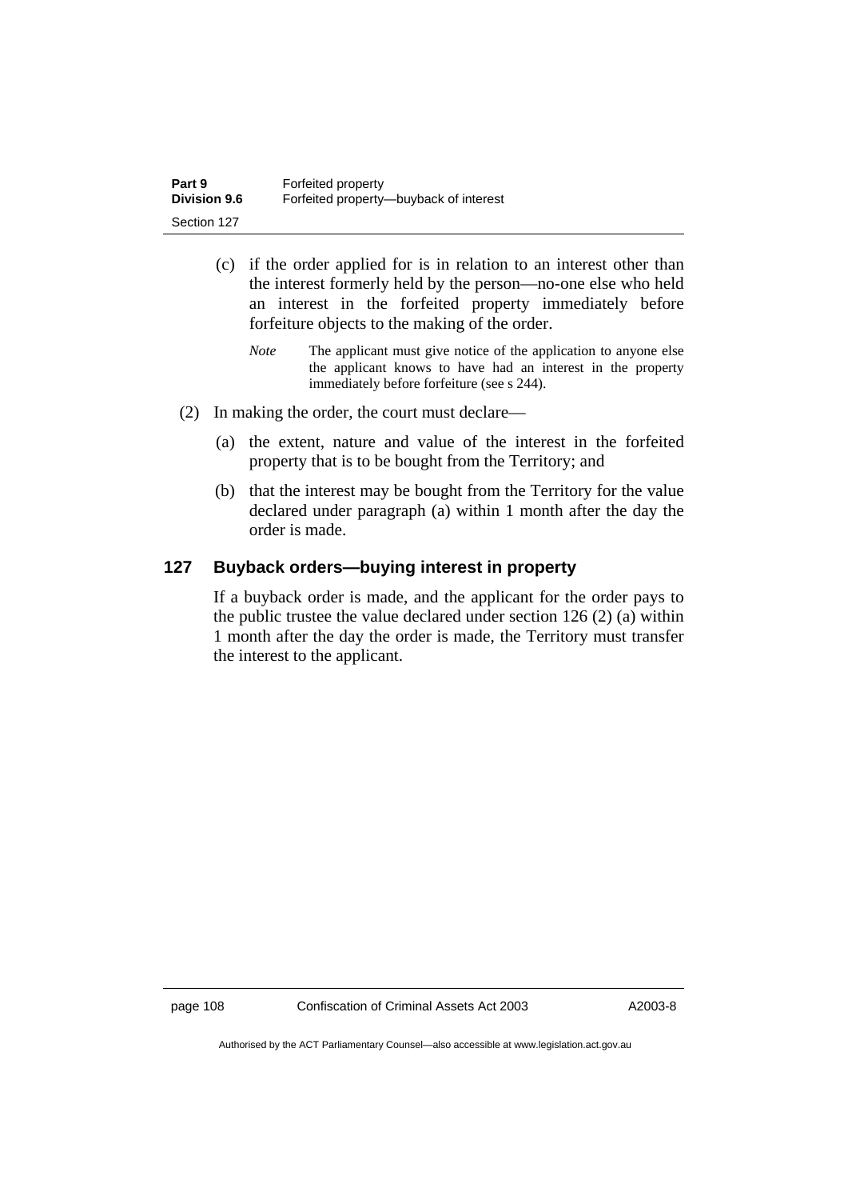(c) if the order applied for is in relation to an interest other than the interest formerly held by the person—no-one else who held an interest in the forfeited property immediately before forfeiture objects to the making of the order.

*Note* The applicant must give notice of the application to anyone else the applicant knows to have had an interest in the property immediately before forfeiture (see s 244).

(2) In making the order, the court must declare—

(a) the extent, nature and value of the interest in the forfeited property that is to be bought from the Territory; and

(b) that the interest may be bought from the Territory for the value declared under paragraph (a) within 1 month after the day the order is made.

## 127 Buyback orders—buying interest in property

If a buyback order is made, and the applicant for the order pays to the public trustee the value declared under section 126 (2) (a) within 1 month after the day the order is made, the Territory must transfer the interest to the applicant.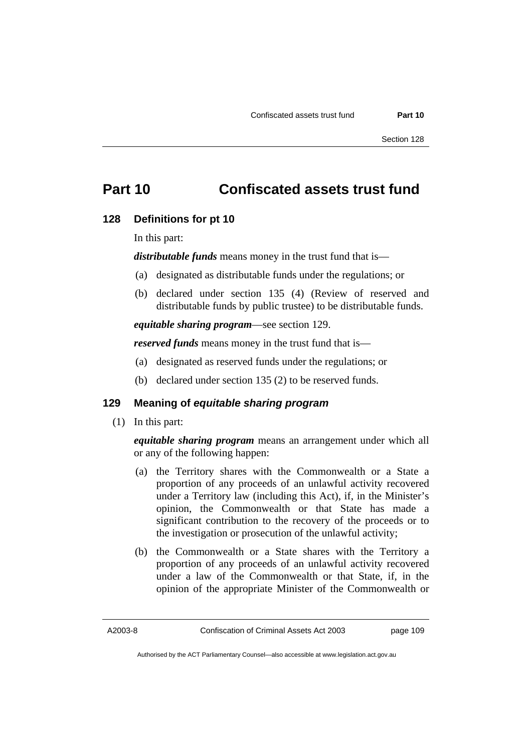# Part 10 Confiscated assets trust fund

## 128 Definitions for pt 10

In this part:

***distributable funds*** means money in the trust fund that is—

(a) designated as distributable funds under the regulations; or

(b) declared under section 135 (4) (Review of reserved and distributable funds by public trustee) to be distributable funds.

***equitable sharing program***—see section 129.

***reserved funds*** means money in the trust fund that is—

(a) designated as reserved funds under the regulations; or

(b) declared under section 135 (2) to be reserved funds.

## 129 Meaning of *equitable sharing program*

(1) In this part:

***equitable sharing program*** means an arrangement under which all or any of the following happen:

(a) the Territory shares with the Commonwealth or a State a proportion of any proceeds of an unlawful activity recovered under a Territory law (including this Act), if, in the Minister's opinion, the Commonwealth or that State has made a significant contribution to the recovery of the proceeds or to the investigation or prosecution of the unlawful activity;

(b) the Commonwealth or a State shares with the Territory a proportion of any proceeds of an unlawful activity recovered under a law of the Commonwealth or that State, if, in the opinion of the appropriate Minister of the Commonwealth or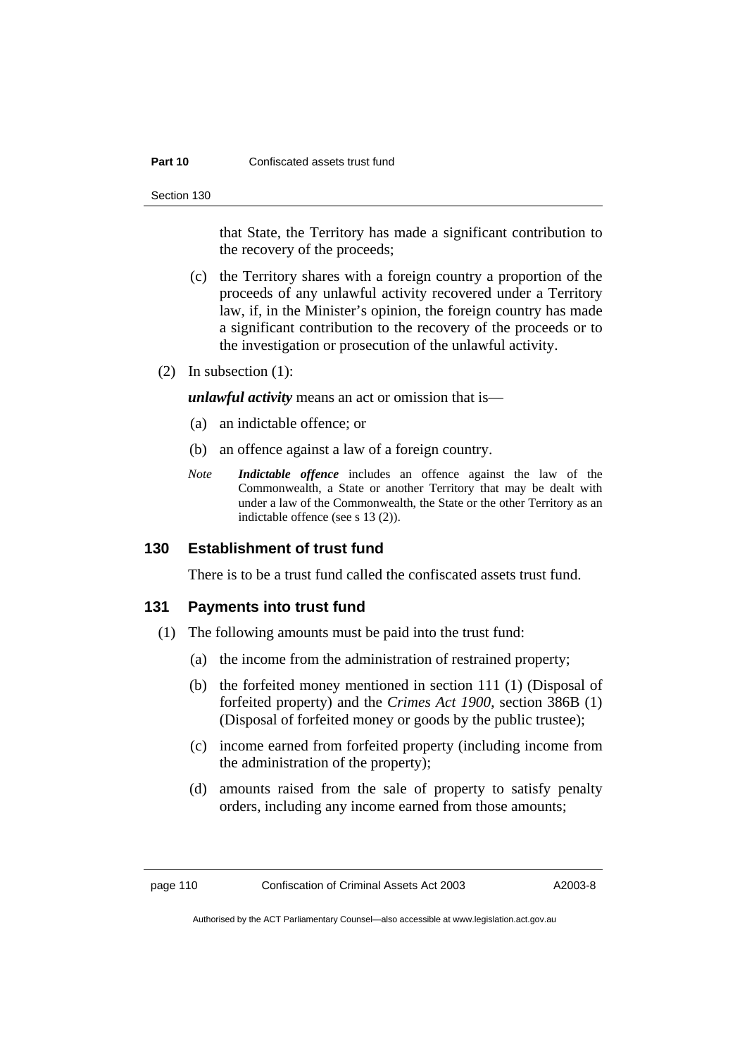that State, the Territory has made a significant contribution to the recovery of the proceeds;

(c) the Territory shares with a foreign country a proportion of the proceeds of any unlawful activity recovered under a Territory law, if, in the Minister's opinion, the foreign country has made a significant contribution to the recovery of the proceeds or to the investigation or prosecution of the unlawful activity.

(2) In subsection (1):

***unlawful activity*** means an act or omission that is—

(a) an indictable offence; or

(b) an offence against a law of a foreign country.

*Note* ***Indictable offence*** includes an offence against the law of the Commonwealth, a State or another Territory that may be dealt with under a law of the Commonwealth, the State or the other Territory as an indictable offence (see s 13 (2)).

### 130 Establishment of trust fund

There is to be a trust fund called the confiscated assets trust fund.

### 131 Payments into trust fund

(1) The following amounts must be paid into the trust fund:

(a) the income from the administration of restrained property;

(b) the forfeited money mentioned in section 111 (1) (Disposal of forfeited property) and the *Crimes Act 1900*, section 386B (1) (Disposal of forfeited money or goods by the public trustee);

(c) income earned from forfeited property (including income from the administration of the property);

(d) amounts raised from the sale of property to satisfy penalty orders, including any income earned from those amounts;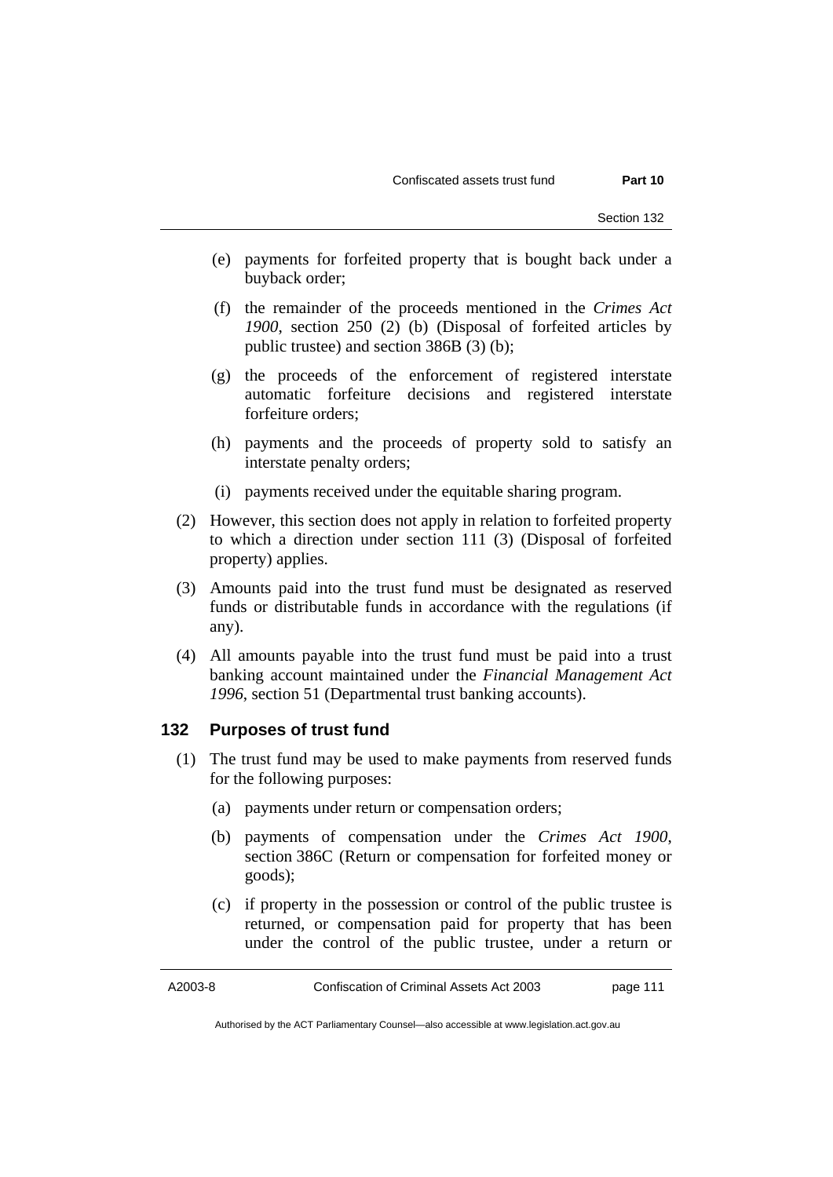(e) payments for forfeited property that is bought back under a buyback order;

(f) the remainder of the proceeds mentioned in the *Crimes Act 1900*, section 250 (2) (b) (Disposal of forfeited articles by public trustee) and section 386B (3) (b);

(g) the proceeds of the enforcement of registered interstate automatic forfeiture decisions and registered interstate forfeiture orders;

(h) payments and the proceeds of property sold to satisfy an interstate penalty orders;

(i) payments received under the equitable sharing program.

(2) However, this section does not apply in relation to forfeited property to which a direction under section 111 (3) (Disposal of forfeited property) applies.

(3) Amounts paid into the trust fund must be designated as reserved funds or distributable funds in accordance with the regulations (if any).

(4) All amounts payable into the trust fund must be paid into a trust banking account maintained under the *Financial Management Act 1996*, section 51 (Departmental trust banking accounts).

### 132 Purposes of trust fund

(1) The trust fund may be used to make payments from reserved funds for the following purposes:

(a) payments under return or compensation orders;

(b) payments of compensation under the *Crimes Act 1900*, section 386C (Return or compensation for forfeited money or goods);

(c) if property in the possession or control of the public trustee is returned, or compensation paid for property that has been under the control of the public trustee, under a return or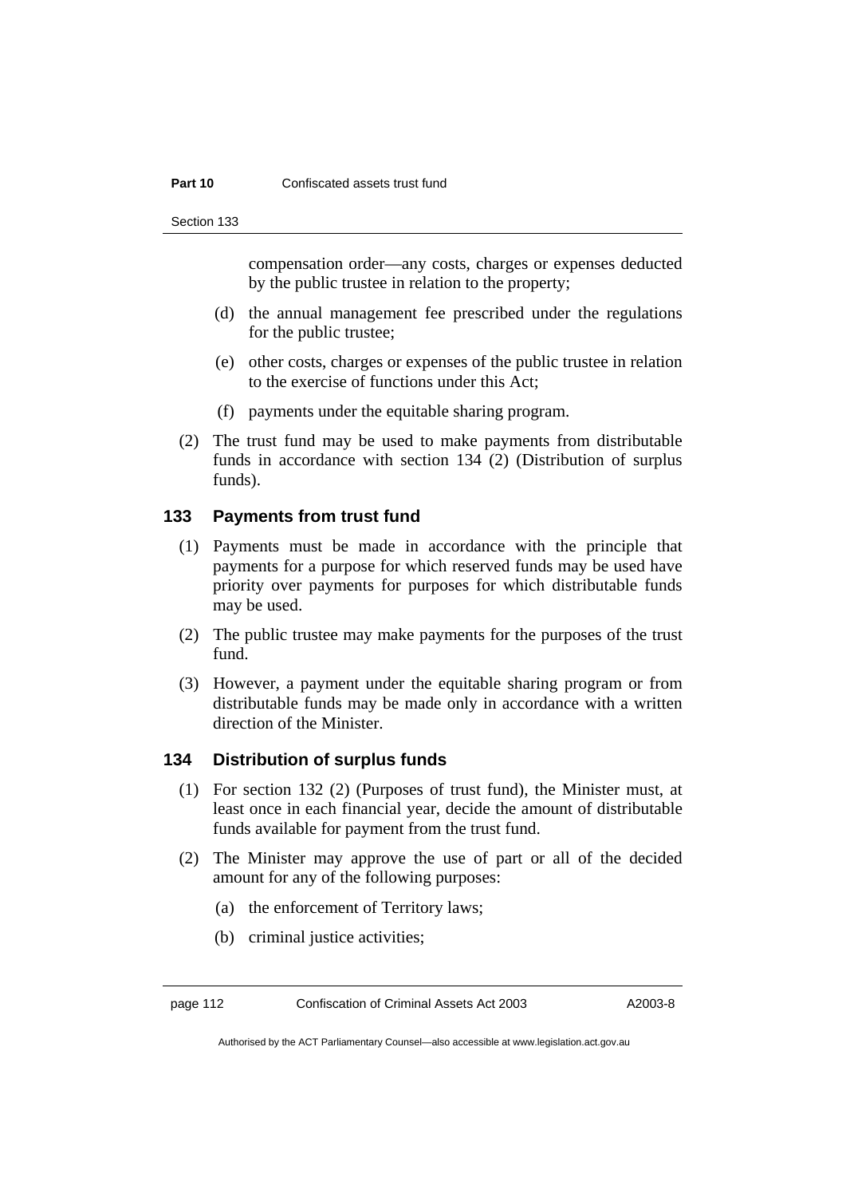compensation order—any costs, charges or expenses deducted by the public trustee in relation to the property;

(d) the annual management fee prescribed under the regulations for the public trustee;

(e) other costs, charges or expenses of the public trustee in relation to the exercise of functions under this Act;

(f) payments under the equitable sharing program.

(2) The trust fund may be used to make payments from distributable funds in accordance with section 134 (2) (Distribution of surplus funds).

## 133 Payments from trust fund

(1) Payments must be made in accordance with the principle that payments for a purpose for which reserved funds may be used have priority over payments for purposes for which distributable funds may be used.

(2) The public trustee may make payments for the purposes of the trust fund.

(3) However, a payment under the equitable sharing program or from distributable funds may be made only in accordance with a written direction of the Minister.

## 134 Distribution of surplus funds

(1) For section 132 (2) (Purposes of trust fund), the Minister must, at least once in each financial year, decide the amount of distributable funds available for payment from the trust fund.

(2) The Minister may approve the use of part or all of the decided amount for any of the following purposes:

(a) the enforcement of Territory laws;

(b) criminal justice activities;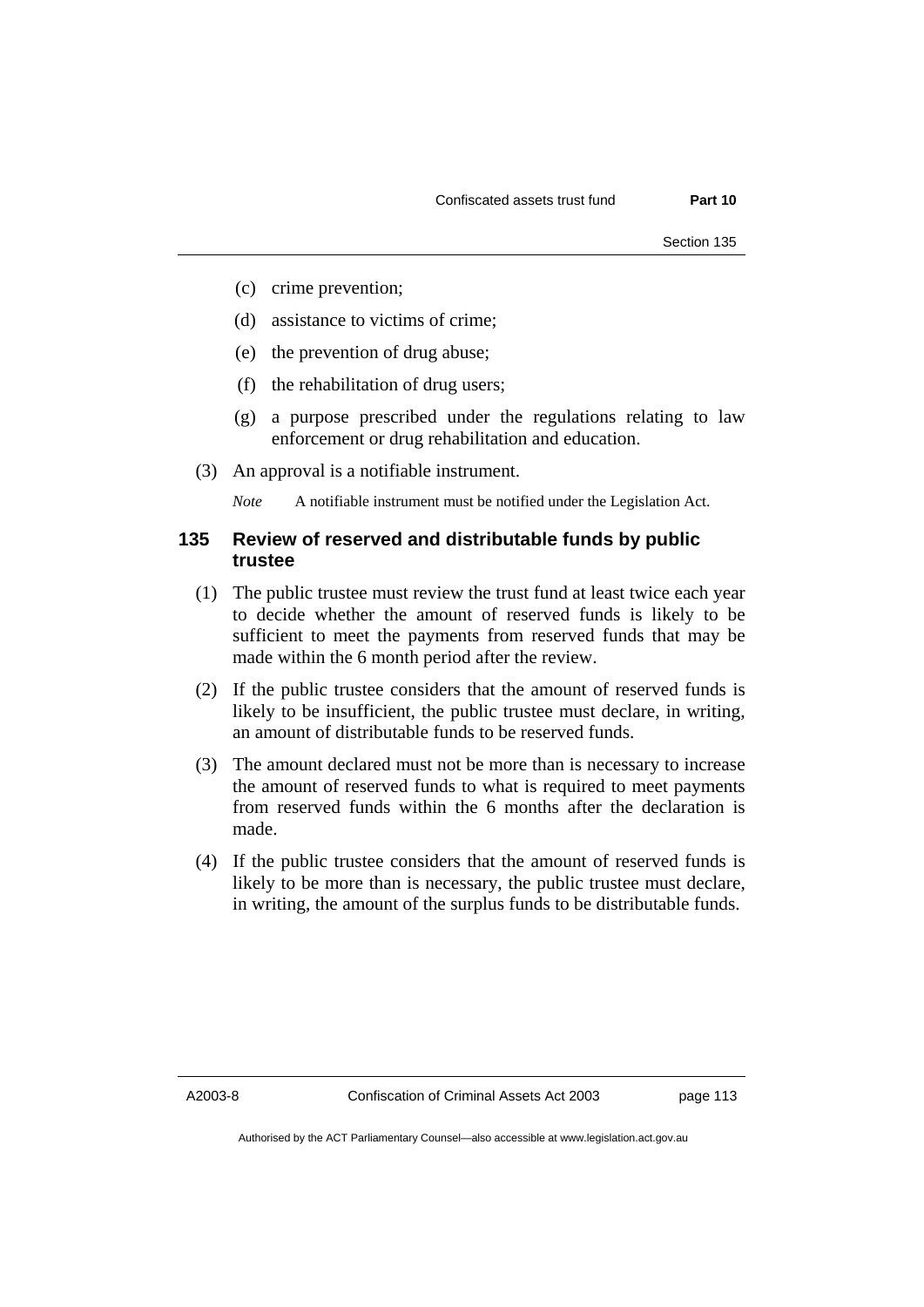(c) crime prevention;

(d) assistance to victims of crime;

(e) the prevention of drug abuse;

(f) the rehabilitation of drug users;

(g) a purpose prescribed under the regulations relating to law enforcement or drug rehabilitation and education.

(3) An approval is a notifiable instrument.

*Note* A notifiable instrument must be notified under the Legislation Act.

### 135 Review of reserved and distributable funds by public trustee

(1) The public trustee must review the trust fund at least twice each year to decide whether the amount of reserved funds is likely to be sufficient to meet the payments from reserved funds that may be made within the 6 month period after the review.

(2) If the public trustee considers that the amount of reserved funds is likely to be insufficient, the public trustee must declare, in writing, an amount of distributable funds to be reserved funds.

(3) The amount declared must not be more than is necessary to increase the amount of reserved funds to what is required to meet payments from reserved funds within the 6 months after the declaration is made.

(4) If the public trustee considers that the amount of reserved funds is likely to be more than is necessary, the public trustee must declare, in writing, the amount of the surplus funds to be distributable funds.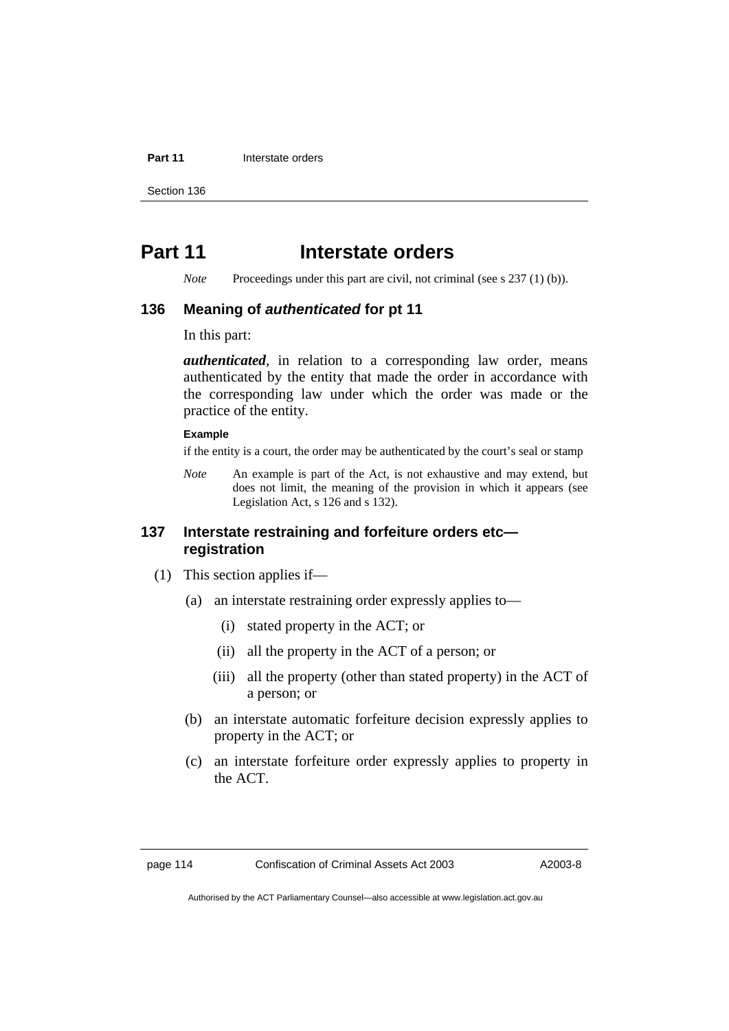# Part 11 Interstate orders

*Note* Proceedings under this part are civil, not criminal (see s 237 (1) (b)).

## 136 Meaning of *authenticated* for pt 11

In this part:

***authenticated***, in relation to a corresponding law order, means authenticated by the entity that made the order in accordance with the corresponding law under which the order was made or the practice of the entity.

**Example**

if the entity is a court, the order may be authenticated by the court's seal or stamp

*Note* An example is part of the Act, is not exhaustive and may extend, but does not limit, the meaning of the provision in which it appears (see Legislation Act, s 126 and s 132).

## 137 Interstate restraining and forfeiture orders etc—registration

(1) This section applies if—

(a) an interstate restraining order expressly applies to—

(i) stated property in the ACT; or

(ii) all the property in the ACT of a person; or

(iii) all the property (other than stated property) in the ACT of a person; or

(b) an interstate automatic forfeiture decision expressly applies to property in the ACT; or

(c) an interstate forfeiture order expressly applies to property in the ACT.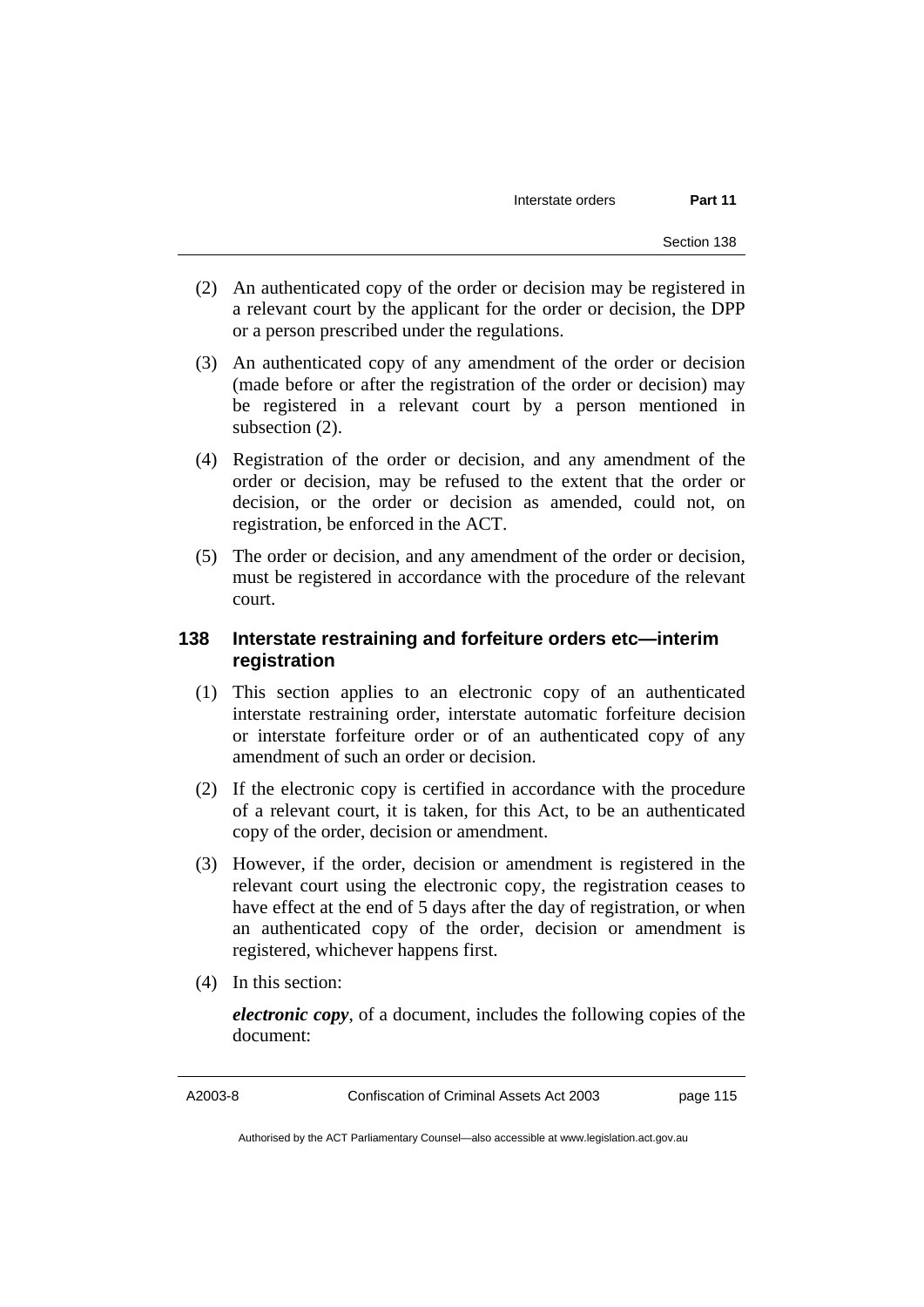(2) An authenticated copy of the order or decision may be registered in a relevant court by the applicant for the order or decision, the DPP or a person prescribed under the regulations.

(3) An authenticated copy of any amendment of the order or decision (made before or after the registration of the order or decision) may be registered in a relevant court by a person mentioned in subsection (2).

(4) Registration of the order or decision, and any amendment of the order or decision, may be refused to the extent that the order or decision, or the order or decision as amended, could not, on registration, be enforced in the ACT.

(5) The order or decision, and any amendment of the order or decision, must be registered in accordance with the procedure of the relevant court.

### 138 Interstate restraining and forfeiture orders etc—interim registration

(1) This section applies to an electronic copy of an authenticated interstate restraining order, interstate automatic forfeiture decision or interstate forfeiture order or of an authenticated copy of any amendment of such an order or decision.

(2) If the electronic copy is certified in accordance with the procedure of a relevant court, it is taken, for this Act, to be an authenticated copy of the order, decision or amendment.

(3) However, if the order, decision or amendment is registered in the relevant court using the electronic copy, the registration ceases to have effect at the end of 5 days after the day of registration, or when an authenticated copy of the order, decision or amendment is registered, whichever happens first.

(4) In this section:

***electronic copy***, of a document, includes the following copies of the document: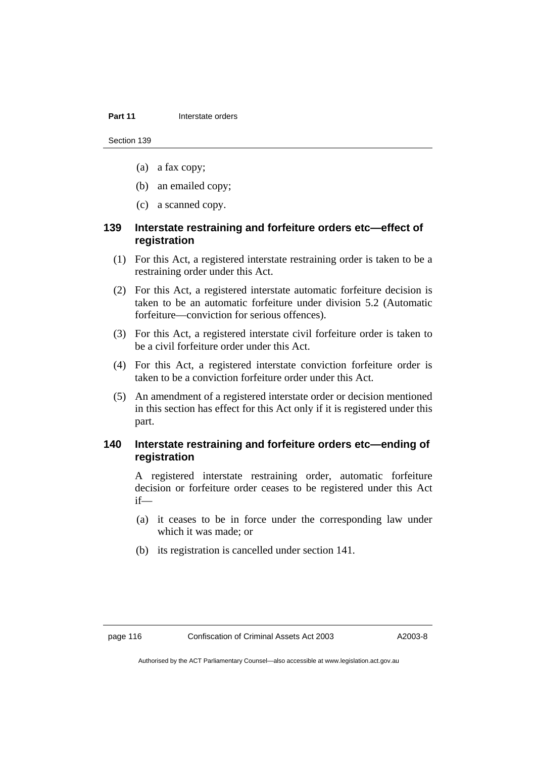(a) a fax copy;

(b) an emailed copy;

(c) a scanned copy.

### 139 Interstate restraining and forfeiture orders etc—effect of registration

(1) For this Act, a registered interstate restraining order is taken to be a restraining order under this Act.

(2) For this Act, a registered interstate automatic forfeiture decision is taken to be an automatic forfeiture under division 5.2 (Automatic forfeiture—conviction for serious offences).

(3) For this Act, a registered interstate civil forfeiture order is taken to be a civil forfeiture order under this Act.

(4) For this Act, a registered interstate conviction forfeiture order is taken to be a conviction forfeiture order under this Act.

(5) An amendment of a registered interstate order or decision mentioned in this section has effect for this Act only if it is registered under this part.

### 140 Interstate restraining and forfeiture orders etc—ending of registration

A registered interstate restraining order, automatic forfeiture decision or forfeiture order ceases to be registered under this Act if—

(a) it ceases to be in force under the corresponding law under which it was made; or

(b) its registration is cancelled under section 141.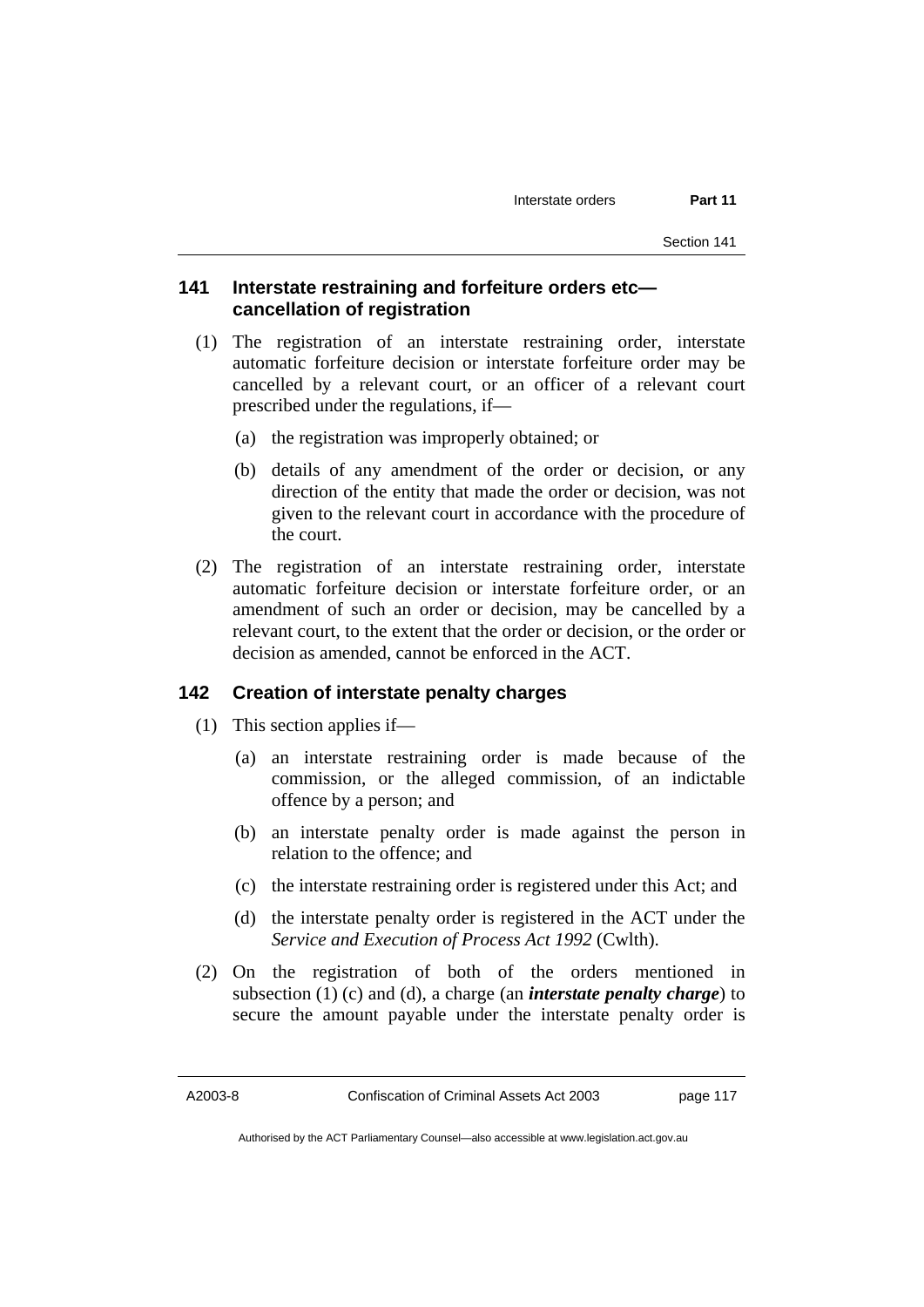### 141 Interstate restraining and forfeiture orders etc—cancellation of registration

(1) The registration of an interstate restraining order, interstate automatic forfeiture decision or interstate forfeiture order may be cancelled by a relevant court, or an officer of a relevant court prescribed under the regulations, if—

(a) the registration was improperly obtained; or

(b) details of any amendment of the order or decision, or any direction of the entity that made the order or decision, was not given to the relevant court in accordance with the procedure of the court.

(2) The registration of an interstate restraining order, interstate automatic forfeiture decision or interstate forfeiture order, or an amendment of such an order or decision, may be cancelled by a relevant court, to the extent that the order or decision, or the order or decision as amended, cannot be enforced in the ACT.

### 142 Creation of interstate penalty charges

(1) This section applies if—

(a) an interstate restraining order is made because of the commission, or the alleged commission, of an indictable offence by a person; and

(b) an interstate penalty order is made against the person in relation to the offence; and

(c) the interstate restraining order is registered under this Act; and

(d) the interstate penalty order is registered in the ACT under the *Service and Execution of Process Act 1992* (Cwlth).

(2) On the registration of both of the orders mentioned in subsection (1) (c) and (d), a charge (an ***interstate penalty charge***) to secure the amount payable under the interstate penalty order is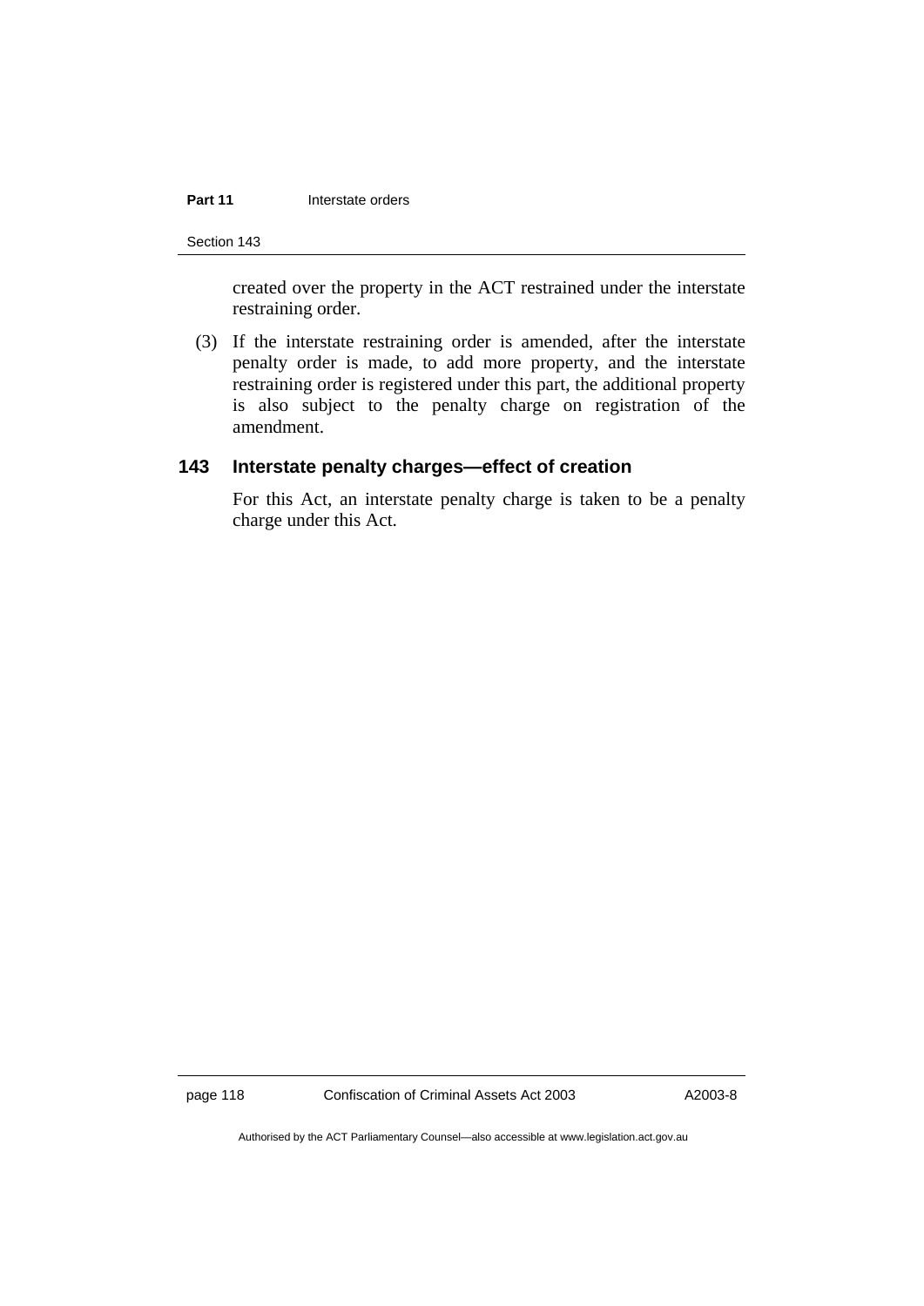created over the property in the ACT restrained under the interstate restraining order.

(3) If the interstate restraining order is amended, after the interstate penalty order is made, to add more property, and the interstate restraining order is registered under this part, the additional property is also subject to the penalty charge on registration of the amendment.

### 143 Interstate penalty charges—effect of creation

For this Act, an interstate penalty charge is taken to be a penalty charge under this Act.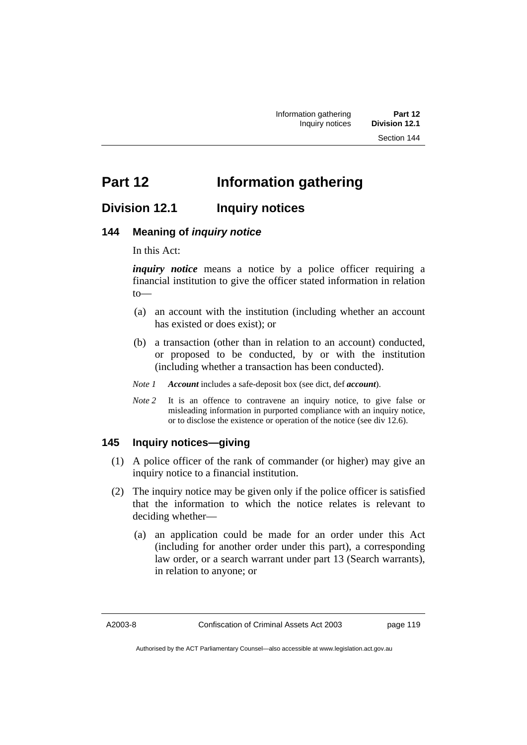# Part 12 Information gathering

## Division 12.1 Inquiry notices

### 144 Meaning of *inquiry notice*

In this Act:

***inquiry notice*** means a notice by a police officer requiring a financial institution to give the officer stated information in relation to—

(a) an account with the institution (including whether an account has existed or does exist); or

(b) a transaction (other than in relation to an account) conducted, or proposed to be conducted, by or with the institution (including whether a transaction has been conducted).

*Note 1* ***Account*** includes a safe-deposit box (see dict, def ***account***).

*Note 2* It is an offence to contravene an inquiry notice, to give false or misleading information in purported compliance with an inquiry notice, or to disclose the existence or operation of the notice (see div 12.6).

### 145 Inquiry notices—giving

(1) A police officer of the rank of commander (or higher) may give an inquiry notice to a financial institution.

(2) The inquiry notice may be given only if the police officer is satisfied that the information to which the notice relates is relevant to deciding whether—

(a) an application could be made for an order under this Act (including for another order under this part), a corresponding law order, or a search warrant under part 13 (Search warrants), in relation to anyone; or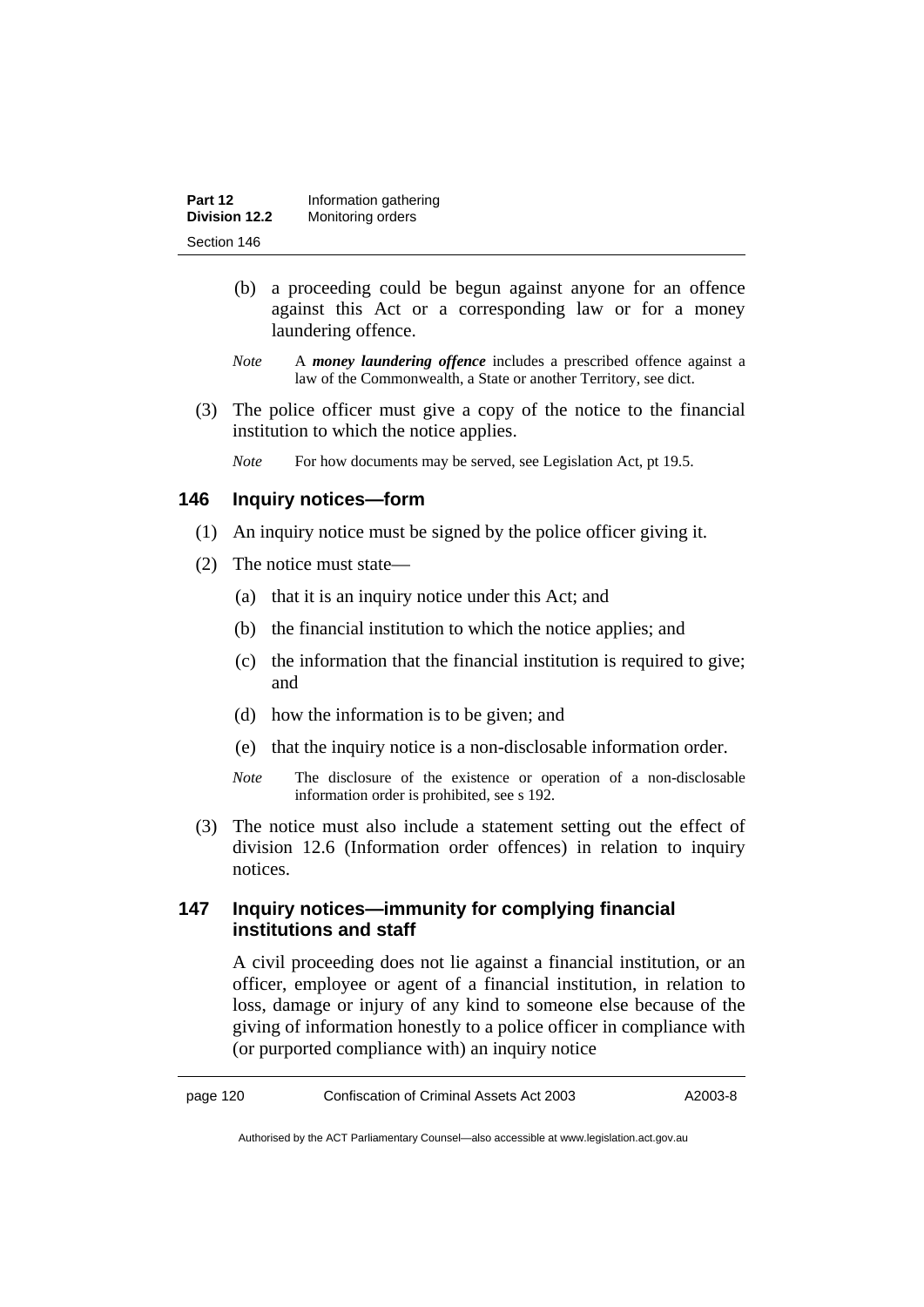(b) a proceeding could be begun against anyone for an offence against this Act or a corresponding law or for a money laundering offence.

*Note* A ***money laundering offence*** includes a prescribed offence against a law of the Commonwealth, a State or another Territory, see dict.

(3) The police officer must give a copy of the notice to the financial institution to which the notice applies.

*Note* For how documents may be served, see Legislation Act, pt 19.5.

## 146 Inquiry notices—form

(1) An inquiry notice must be signed by the police officer giving it.

(2) The notice must state—

(a) that it is an inquiry notice under this Act; and

(b) the financial institution to which the notice applies; and

(c) the information that the financial institution is required to give; and

(d) how the information is to be given; and

(e) that the inquiry notice is a non-disclosable information order.

*Note* The disclosure of the existence or operation of a non-disclosable information order is prohibited, see s 192.

(3) The notice must also include a statement setting out the effect of division 12.6 (Information order offences) in relation to inquiry notices.

## 147 Inquiry notices—immunity for complying financial institutions and staff

A civil proceeding does not lie against a financial institution, or an officer, employee or agent of a financial institution, in relation to loss, damage or injury of any kind to someone else because of the giving of information honestly to a police officer in compliance with (or purported compliance with) an inquiry notice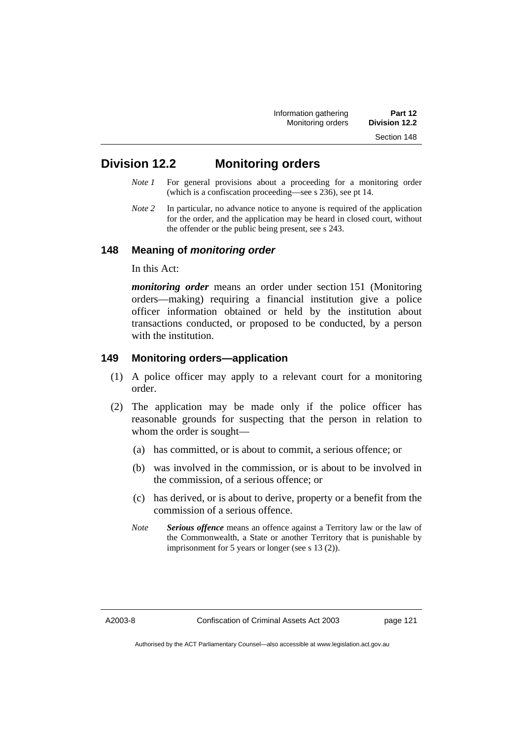## Division 12.2 Monitoring orders

*Note 1* For general provisions about a proceeding for a monitoring order (which is a confiscation proceeding—see s 236), see pt 14.

*Note 2* In particular, no advance notice to anyone is required of the application for the order, and the application may be heard in closed court, without the offender or the public being present, see s 243.

### 148 Meaning of *monitoring order*

In this Act:

***monitoring order*** means an order under section 151 (Monitoring orders—making) requiring a financial institution give a police officer information obtained or held by the institution about transactions conducted, or proposed to be conducted, by a person with the institution.

### 149 Monitoring orders—application

(1) A police officer may apply to a relevant court for a monitoring order.

(2) The application may be made only if the police officer has reasonable grounds for suspecting that the person in relation to whom the order is sought—

(a) has committed, or is about to commit, a serious offence; or

(b) was involved in the commission, or is about to be involved in the commission, of a serious offence; or

(c) has derived, or is about to derive, property or a benefit from the commission of a serious offence.

*Note* ***Serious offence*** means an offence against a Territory law or the law of the Commonwealth, a State or another Territory that is punishable by imprisonment for 5 years or longer (see s 13 (2)).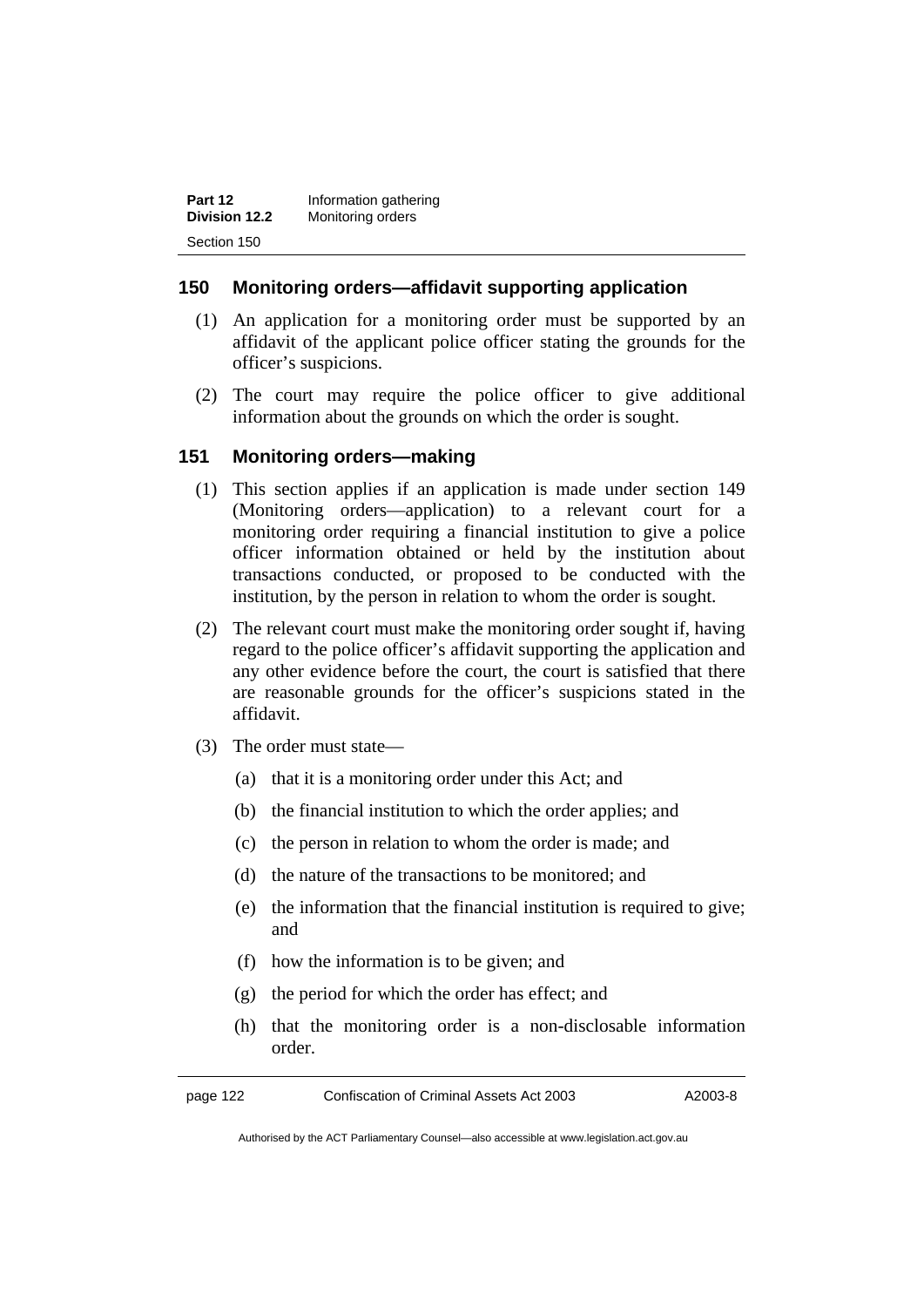## 150 Monitoring orders—affidavit supporting application

(1) An application for a monitoring order must be supported by an affidavit of the applicant police officer stating the grounds for the officer's suspicions.

(2) The court may require the police officer to give additional information about the grounds on which the order is sought.

## 151 Monitoring orders—making

(1) This section applies if an application is made under section 149 (Monitoring orders—application) to a relevant court for a monitoring order requiring a financial institution to give a police officer information obtained or held by the institution about transactions conducted, or proposed to be conducted with the institution, by the person in relation to whom the order is sought.

(2) The relevant court must make the monitoring order sought if, having regard to the police officer's affidavit supporting the application and any other evidence before the court, the court is satisfied that there are reasonable grounds for the officer's suspicions stated in the affidavit.

(3) The order must state—

(a) that it is a monitoring order under this Act; and

(b) the financial institution to which the order applies; and

(c) the person in relation to whom the order is made; and

(d) the nature of the transactions to be monitored; and

(e) the information that the financial institution is required to give; and

(f) how the information is to be given; and

(g) the period for which the order has effect; and

(h) that the monitoring order is a non-disclosable information order.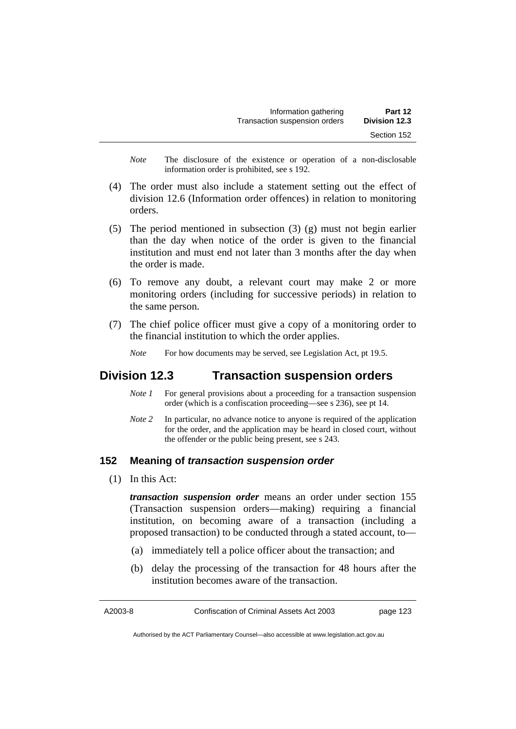*Note* The disclosure of the existence or operation of a non-disclosable information order is prohibited, see s 192.

(4) The order must also include a statement setting out the effect of division 12.6 (Information order offences) in relation to monitoring orders.

(5) The period mentioned in subsection (3) (g) must not begin earlier than the day when notice of the order is given to the financial institution and must end not later than 3 months after the day when the order is made.

(6) To remove any doubt, a relevant court may make 2 or more monitoring orders (including for successive periods) in relation to the same person.

(7) The chief police officer must give a copy of a monitoring order to the financial institution to which the order applies.

*Note* For how documents may be served, see Legislation Act, pt 19.5.

## Division 12.3 Transaction suspension orders

*Note 1* For general provisions about a proceeding for a transaction suspension order (which is a confiscation proceeding—see s 236), see pt 14.

*Note 2* In particular, no advance notice to anyone is required of the application for the order, and the application may be heard in closed court, without the offender or the public being present, see s 243.

### 152 Meaning of *transaction suspension order*

(1) In this Act:

***transaction suspension order*** means an order under section 155 (Transaction suspension orders—making) requiring a financial institution, on becoming aware of a transaction (including a proposed transaction) to be conducted through a stated account, to—

(a) immediately tell a police officer about the transaction; and

(b) delay the processing of the transaction for 48 hours after the institution becomes aware of the transaction.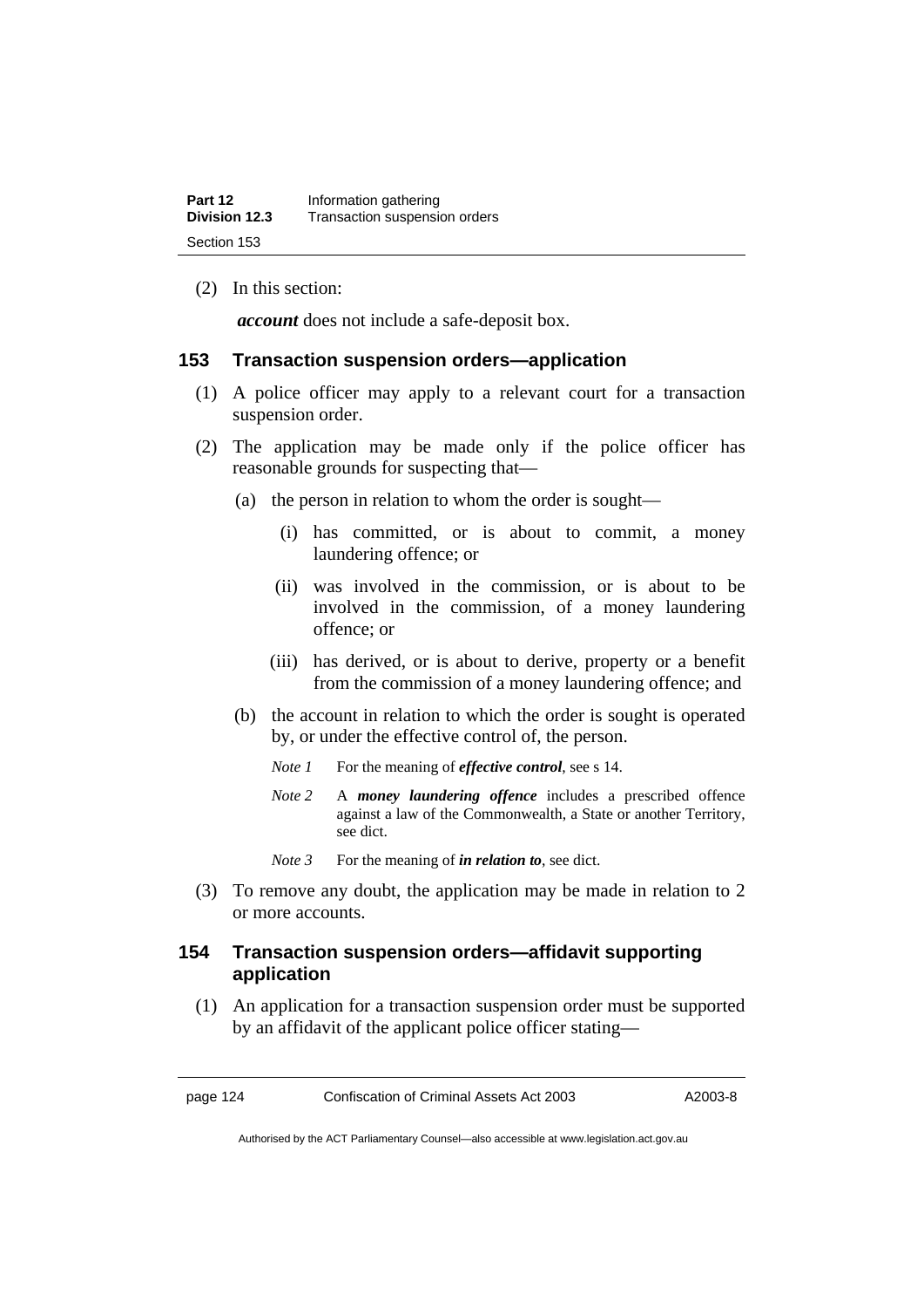(2) In this section:

***account*** does not include a safe-deposit box.

### 153 Transaction suspension orders—application

(1) A police officer may apply to a relevant court for a transaction suspension order.

(2) The application may be made only if the police officer has reasonable grounds for suspecting that—

(a) the person in relation to whom the order is sought—

(i) has committed, or is about to commit, a money laundering offence; or

(ii) was involved in the commission, or is about to be involved in the commission, of a money laundering offence; or

(iii) has derived, or is about to derive, property or a benefit from the commission of a money laundering offence; and

(b) the account in relation to which the order is sought is operated by, or under the effective control of, the person.

*Note 1* For the meaning of ***effective control***, see s 14.

*Note 2* A ***money laundering offence*** includes a prescribed offence against a law of the Commonwealth, a State or another Territory, see dict.

*Note 3* For the meaning of ***in relation to***, see dict.

(3) To remove any doubt, the application may be made in relation to 2 or more accounts.

### 154 Transaction suspension orders—affidavit supporting application

(1) An application for a transaction suspension order must be supported by an affidavit of the applicant police officer stating—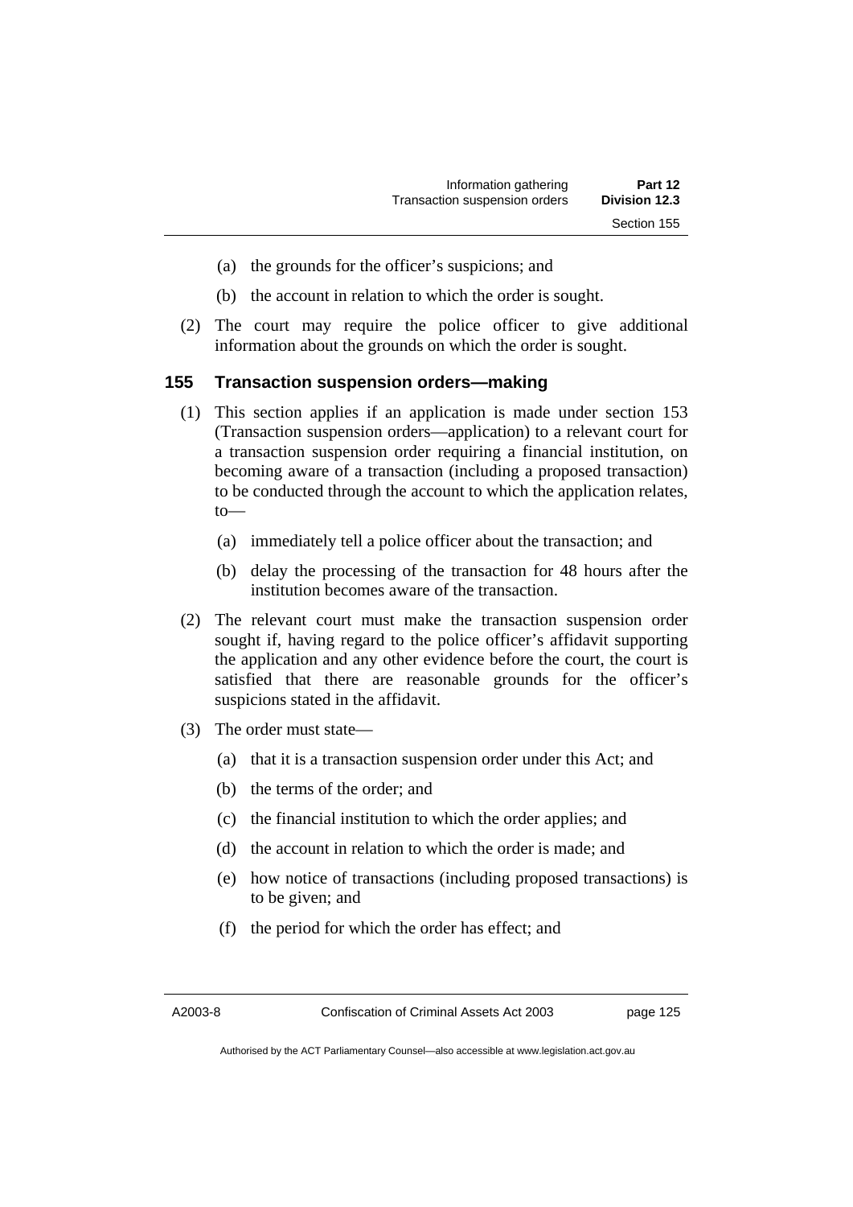(a) the grounds for the officer's suspicions; and

(b) the account in relation to which the order is sought.

(2) The court may require the police officer to give additional information about the grounds on which the order is sought.

## 155 Transaction suspension orders—making

(1) This section applies if an application is made under section 153 (Transaction suspension orders—application) to a relevant court for a transaction suspension order requiring a financial institution, on becoming aware of a transaction (including a proposed transaction) to be conducted through the account to which the application relates, to—

(a) immediately tell a police officer about the transaction; and

(b) delay the processing of the transaction for 48 hours after the institution becomes aware of the transaction.

(2) The relevant court must make the transaction suspension order sought if, having regard to the police officer's affidavit supporting the application and any other evidence before the court, the court is satisfied that there are reasonable grounds for the officer's suspicions stated in the affidavit.

(3) The order must state—

(a) that it is a transaction suspension order under this Act; and

(b) the terms of the order; and

(c) the financial institution to which the order applies; and

(d) the account in relation to which the order is made; and

(e) how notice of transactions (including proposed transactions) is to be given; and

(f) the period for which the order has effect; and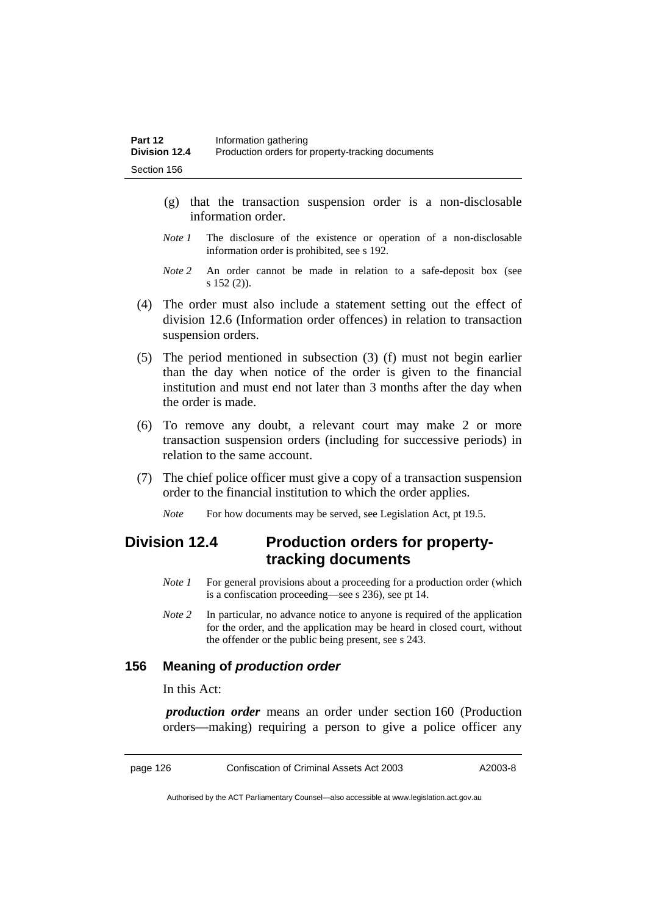(g) that the transaction suspension order is a non-disclosable information order.

*Note 1* The disclosure of the existence or operation of a non-disclosable information order is prohibited, see s 192.

*Note 2* An order cannot be made in relation to a safe-deposit box (see s 152 (2)).

(4) The order must also include a statement setting out the effect of division 12.6 (Information order offences) in relation to transaction suspension orders.

(5) The period mentioned in subsection (3) (f) must not begin earlier than the day when notice of the order is given to the financial institution and must end not later than 3 months after the day when the order is made.

(6) To remove any doubt, a relevant court may make 2 or more transaction suspension orders (including for successive periods) in relation to the same account.

(7) The chief police officer must give a copy of a transaction suspension order to the financial institution to which the order applies.

*Note* For how documents may be served, see Legislation Act, pt 19.5.

## Division 12.4 Production orders for property-tracking documents

*Note 1* For general provisions about a proceeding for a production order (which is a confiscation proceeding—see s 236), see pt 14.

*Note 2* In particular, no advance notice to anyone is required of the application for the order, and the application may be heard in closed court, without the offender or the public being present, see s 243.

### 156 Meaning of *production order*

In this Act:

***production order*** means an order under section 160 (Production orders—making) requiring a person to give a police officer any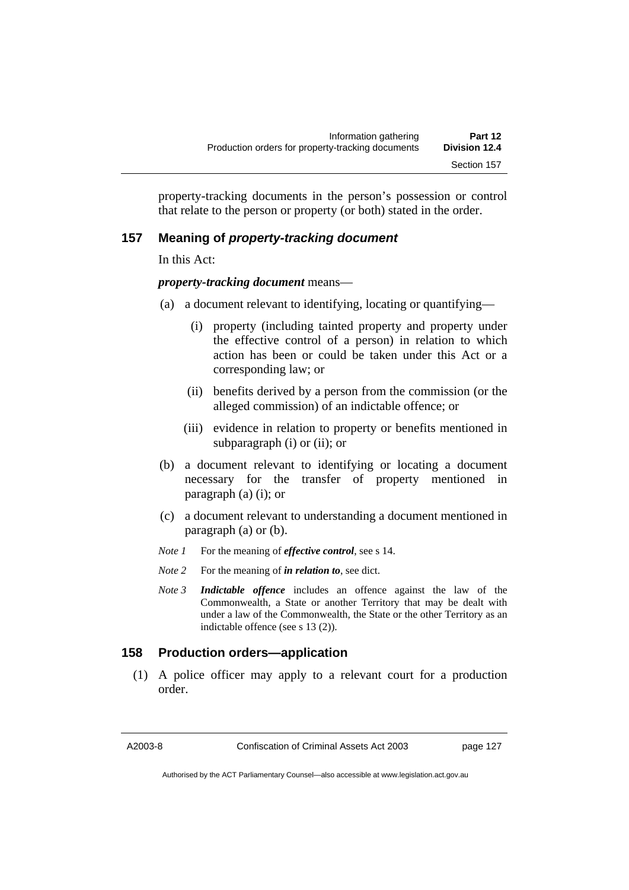property-tracking documents in the person's possession or control that relate to the person or property (or both) stated in the order.

## 157 Meaning of *property-tracking document*

In this Act:

***property-tracking document*** means—

(a) a document relevant to identifying, locating or quantifying—

  (i) property (including tainted property and property under the effective control of a person) in relation to which action has been or could be taken under this Act or a corresponding law; or

  (ii) benefits derived by a person from the commission (or the alleged commission) of an indictable offence; or

  (iii) evidence in relation to property or benefits mentioned in subparagraph (i) or (ii); or

(b) a document relevant to identifying or locating a document necessary for the transfer of property mentioned in paragraph (a) (i); or

(c) a document relevant to understanding a document mentioned in paragraph (a) or (b).

*Note 1* For the meaning of ***effective control***, see s 14.

*Note 2* For the meaning of ***in relation to***, see dict.

*Note 3* ***Indictable offence*** includes an offence against the law of the Commonwealth, a State or another Territory that may be dealt with under a law of the Commonwealth, the State or the other Territory as an indictable offence (see s 13 (2)).

## 158 Production orders—application

(1) A police officer may apply to a relevant court for a production order.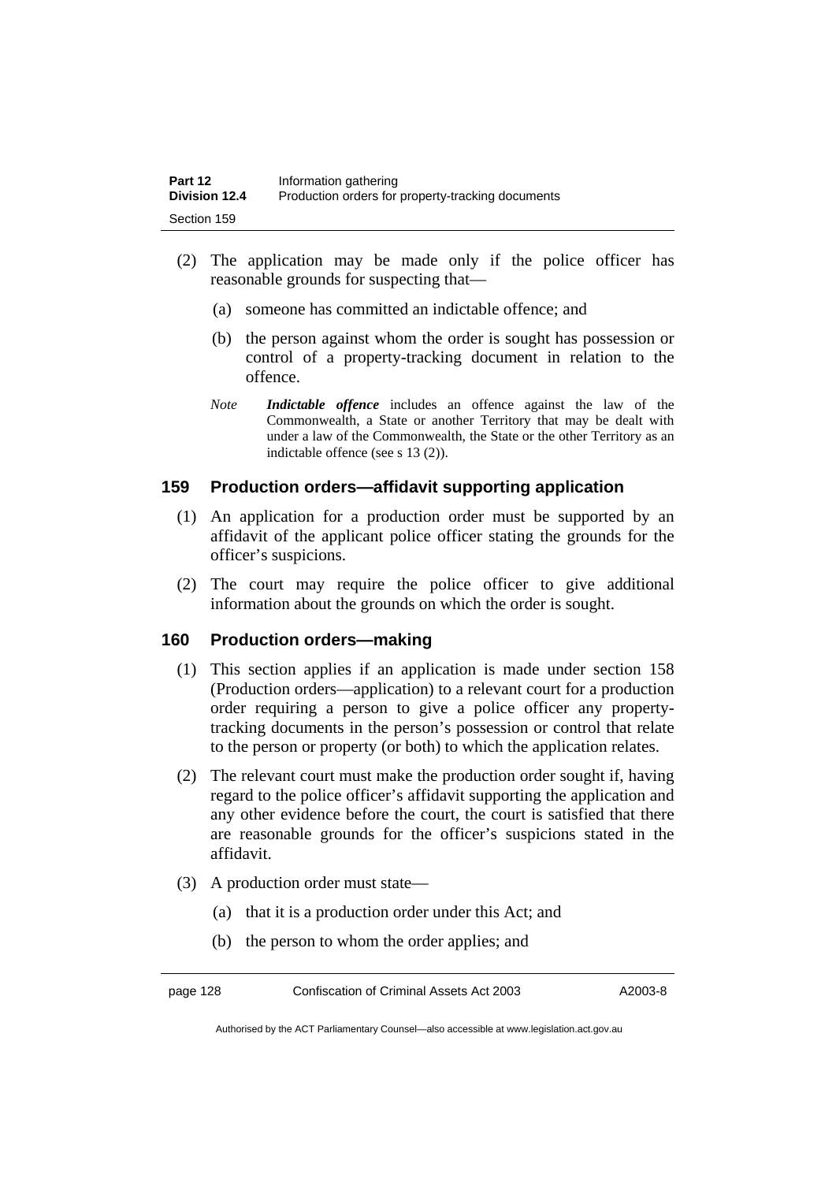(2) The application may be made only if the police officer has reasonable grounds for suspecting that—

(a) someone has committed an indictable offence; and

(b) the person against whom the order is sought has possession or control of a property-tracking document in relation to the offence.

*Note* ***Indictable offence*** includes an offence against the law of the Commonwealth, a State or another Territory that may be dealt with under a law of the Commonwealth, the State or the other Territory as an indictable offence (see s 13 (2)).

## 159 Production orders—affidavit supporting application

(1) An application for a production order must be supported by an affidavit of the applicant police officer stating the grounds for the officer's suspicions.

(2) The court may require the police officer to give additional information about the grounds on which the order is sought.

## 160 Production orders—making

(1) This section applies if an application is made under section 158 (Production orders—application) to a relevant court for a production order requiring a person to give a police officer any property-tracking documents in the person's possession or control that relate to the person or property (or both) to which the application relates.

(2) The relevant court must make the production order sought if, having regard to the police officer's affidavit supporting the application and any other evidence before the court, the court is satisfied that there are reasonable grounds for the officer's suspicions stated in the affidavit.

(3) A production order must state—

(a) that it is a production order under this Act; and

(b) the person to whom the order applies; and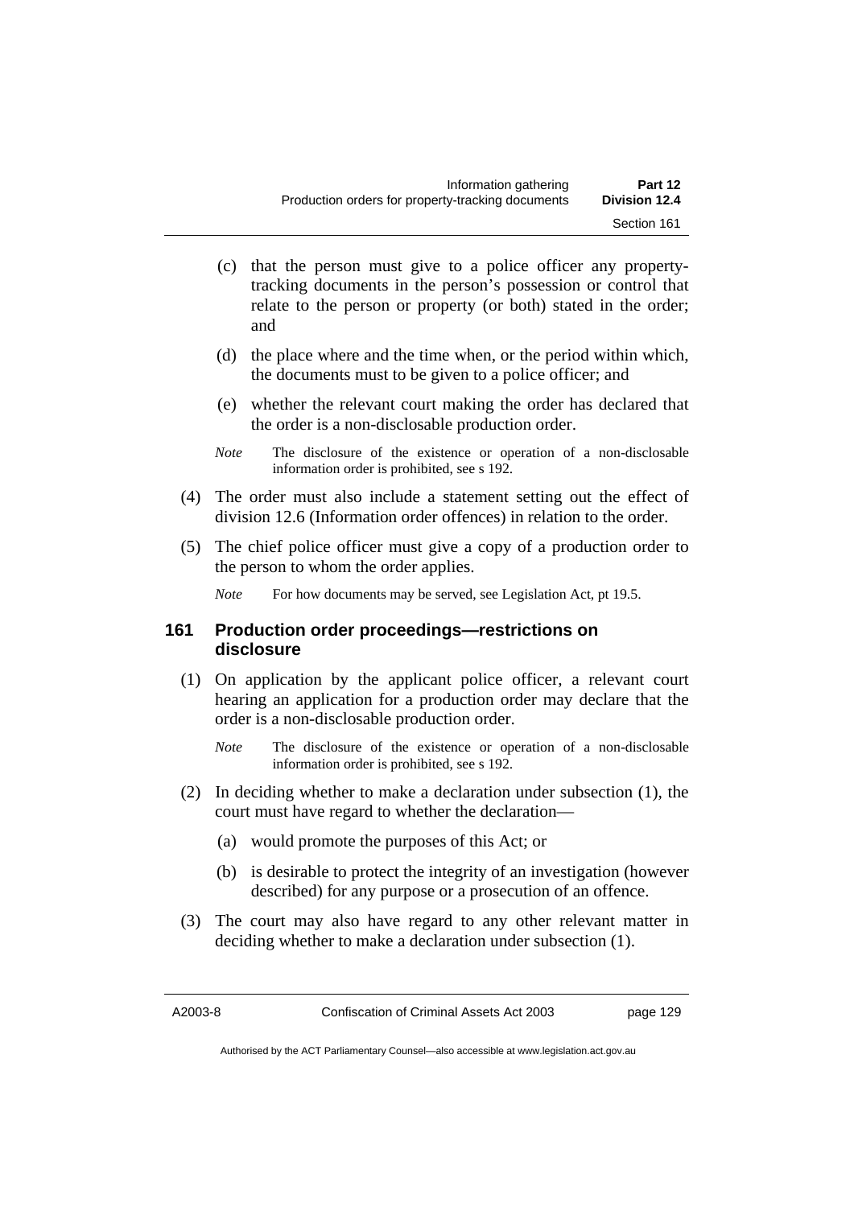(c) that the person must give to a police officer any property-tracking documents in the person's possession or control that relate to the person or property (or both) stated in the order; and

(d) the place where and the time when, or the period within which, the documents must to be given to a police officer; and

(e) whether the relevant court making the order has declared that the order is a non-disclosable production order.

*Note* The disclosure of the existence or operation of a non-disclosable information order is prohibited, see s 192.

(4) The order must also include a statement setting out the effect of division 12.6 (Information order offences) in relation to the order.

(5) The chief police officer must give a copy of a production order to the person to whom the order applies.

*Note* For how documents may be served, see Legislation Act, pt 19.5.

## 161 Production order proceedings—restrictions on disclosure

(1) On application by the applicant police officer, a relevant court hearing an application for a production order may declare that the order is a non-disclosable production order.

*Note* The disclosure of the existence or operation of a non-disclosable information order is prohibited, see s 192.

(2) In deciding whether to make a declaration under subsection (1), the court must have regard to whether the declaration—

(a) would promote the purposes of this Act; or

(b) is desirable to protect the integrity of an investigation (however described) for any purpose or a prosecution of an offence.

(3) The court may also have regard to any other relevant matter in deciding whether to make a declaration under subsection (1).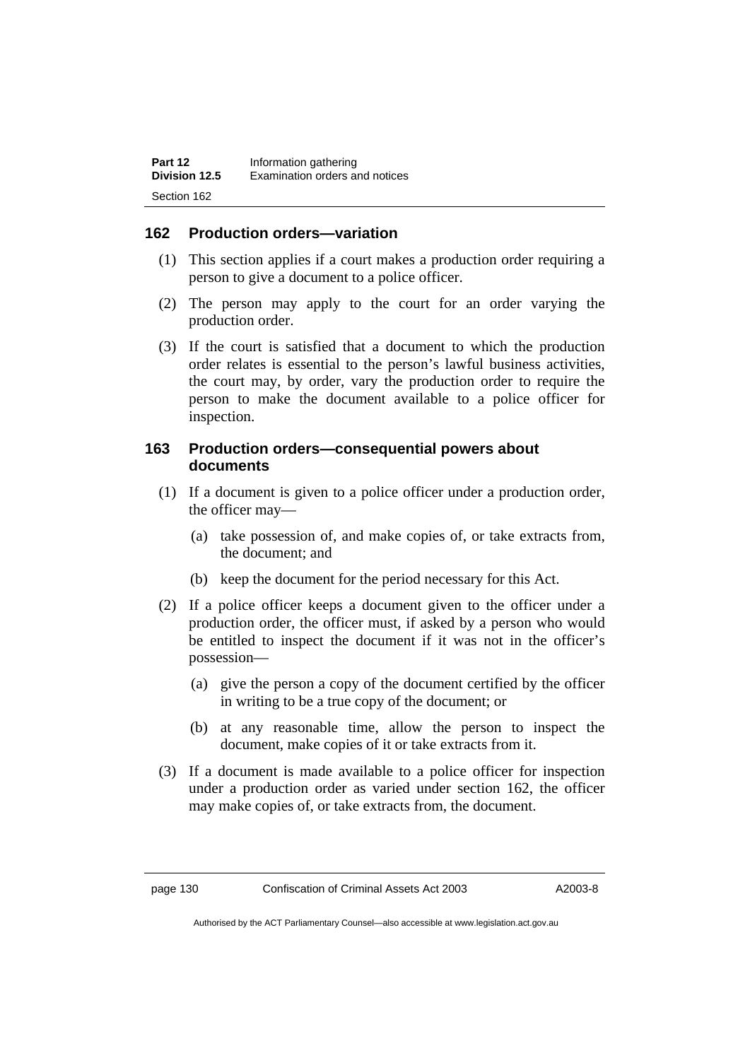## 162 Production orders—variation

(1) This section applies if a court makes a production order requiring a person to give a document to a police officer.

(2) The person may apply to the court for an order varying the production order.

(3) If the court is satisfied that a document to which the production order relates is essential to the person's lawful business activities, the court may, by order, vary the production order to require the person to make the document available to a police officer for inspection.

## 163 Production orders—consequential powers about documents

(1) If a document is given to a police officer under a production order, the officer may—

   (a) take possession of, and make copies of, or take extracts from, the document; and

   (b) keep the document for the period necessary for this Act.

(2) If a police officer keeps a document given to the officer under a production order, the officer must, if asked by a person who would be entitled to inspect the document if it was not in the officer's possession—

   (a) give the person a copy of the document certified by the officer in writing to be a true copy of the document; or

   (b) at any reasonable time, allow the person to inspect the document, make copies of it or take extracts from it.

(3) If a document is made available to a police officer for inspection under a production order as varied under section 162, the officer may make copies of, or take extracts from, the document.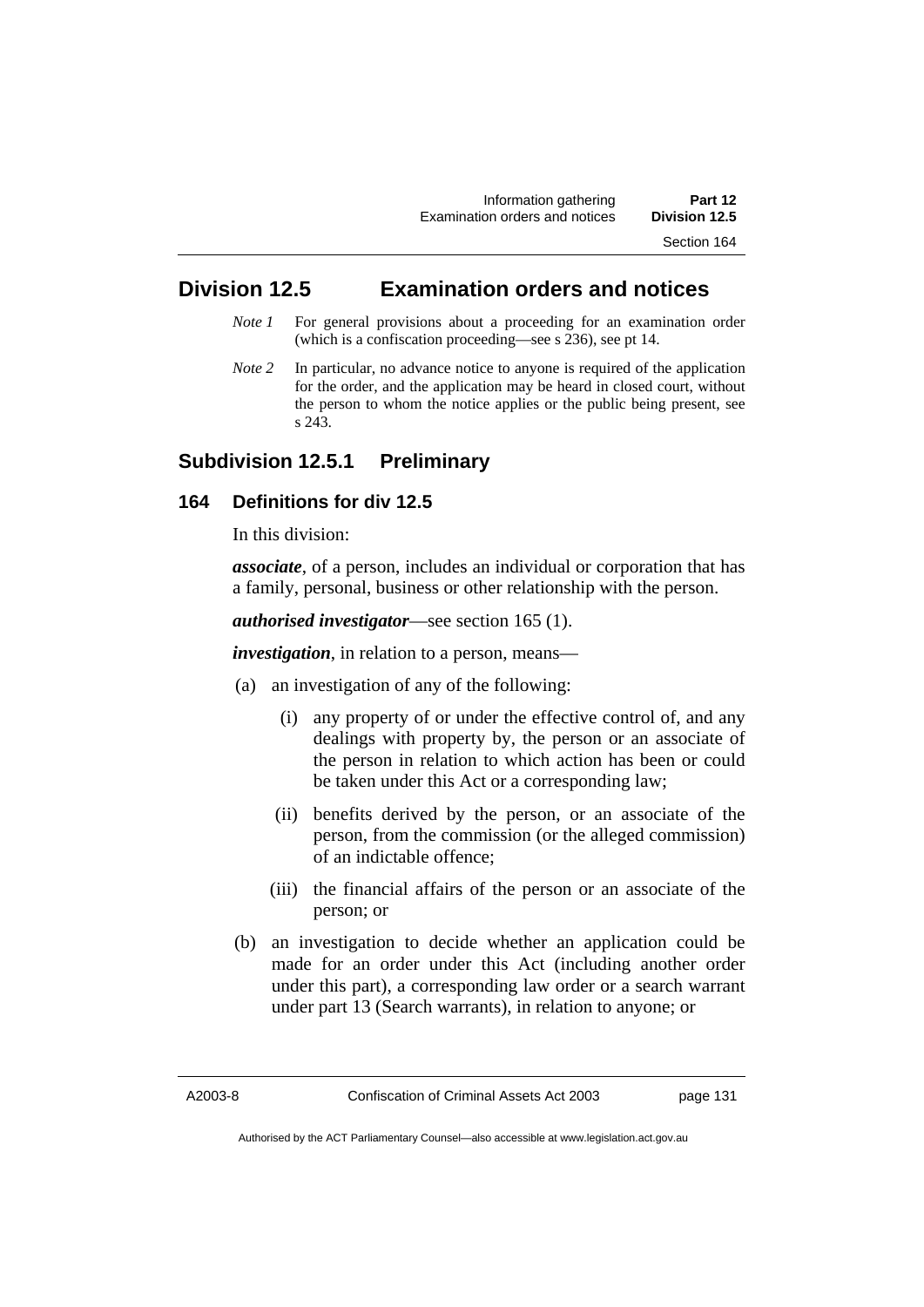## Division 12.5 Examination orders and notices

*Note 1* For general provisions about a proceeding for an examination order (which is a confiscation proceeding—see s 236), see pt 14.

*Note 2* In particular, no advance notice to anyone is required of the application for the order, and the application may be heard in closed court, without the person to whom the notice applies or the public being present, see s 243.

### Subdivision 12.5.1 Preliminary

#### 164 Definitions for div 12.5

In this division:

***associate***, of a person, includes an individual or corporation that has a family, personal, business or other relationship with the person.

***authorised investigator***—see section 165 (1).

***investigation***, in relation to a person, means—

(a) an investigation of any of the following:

  (i) any property of or under the effective control of, and any dealings with property by, the person or an associate of the person in relation to which action has been or could be taken under this Act or a corresponding law;

  (ii) benefits derived by the person, or an associate of the person, from the commission (or the alleged commission) of an indictable offence;

  (iii) the financial affairs of the person or an associate of the person; or

(b) an investigation to decide whether an application could be made for an order under this Act (including another order under this part), a corresponding law order or a search warrant under part 13 (Search warrants), in relation to anyone; or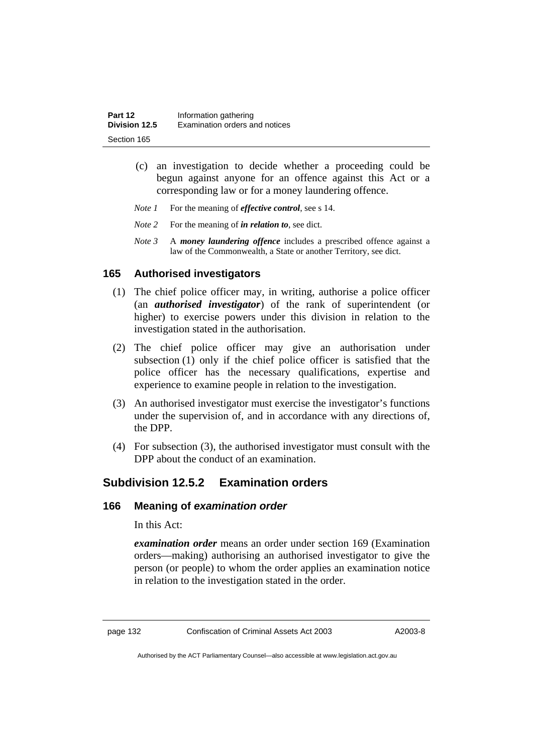(c) an investigation to decide whether a proceeding could be begun against anyone for an offence against this Act or a corresponding law or for a money laundering offence.

*Note 1* For the meaning of ***effective control***, see s 14.

*Note 2* For the meaning of ***in relation to***, see dict.

*Note 3* A ***money laundering offence*** includes a prescribed offence against a law of the Commonwealth, a State or another Territory, see dict.

### 165 Authorised investigators

(1) The chief police officer may, in writing, authorise a police officer (an ***authorised investigator***) of the rank of superintendent (or higher) to exercise powers under this division in relation to the investigation stated in the authorisation.

(2) The chief police officer may give an authorisation under subsection (1) only if the chief police officer is satisfied that the police officer has the necessary qualifications, expertise and experience to examine people in relation to the investigation.

(3) An authorised investigator must exercise the investigator's functions under the supervision of, and in accordance with any directions of, the DPP.

(4) For subsection (3), the authorised investigator must consult with the DPP about the conduct of an examination.

## Subdivision 12.5.2 Examination orders

### 166 Meaning of *examination order*

In this Act:

***examination order*** means an order under section 169 (Examination orders—making) authorising an authorised investigator to give the person (or people) to whom the order applies an examination notice in relation to the investigation stated in the order.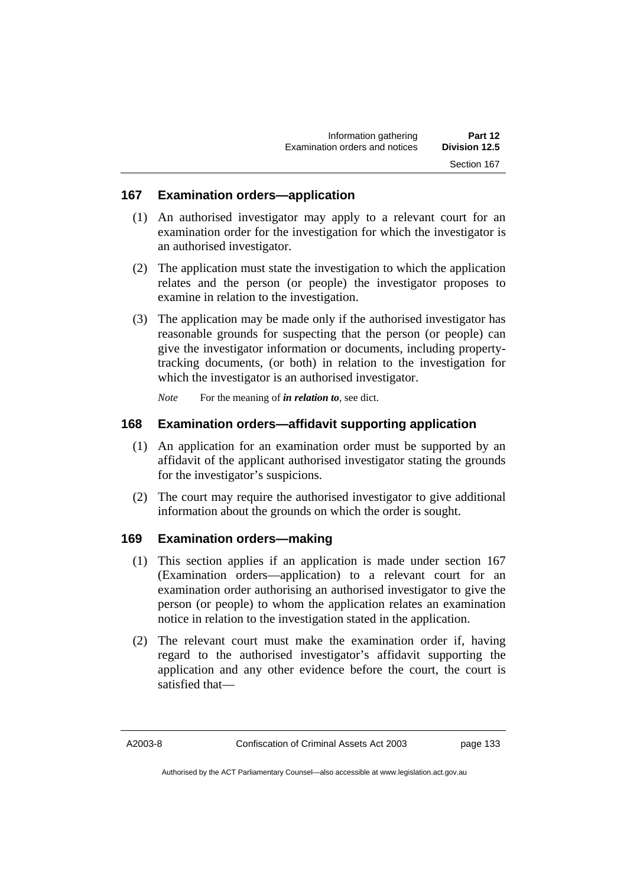## 167 Examination orders—application

(1) An authorised investigator may apply to a relevant court for an examination order for the investigation for which the investigator is an authorised investigator.

(2) The application must state the investigation to which the application relates and the person (or people) the investigator proposes to examine in relation to the investigation.

(3) The application may be made only if the authorised investigator has reasonable grounds for suspecting that the person (or people) can give the investigator information or documents, including property-tracking documents, (or both) in relation to the investigation for which the investigator is an authorised investigator.

*Note* For the meaning of ***in relation to***, see dict.

## 168 Examination orders—affidavit supporting application

(1) An application for an examination order must be supported by an affidavit of the applicant authorised investigator stating the grounds for the investigator's suspicions.

(2) The court may require the authorised investigator to give additional information about the grounds on which the order is sought.

## 169 Examination orders—making

(1) This section applies if an application is made under section 167 (Examination orders—application) to a relevant court for an examination order authorising an authorised investigator to give the person (or people) to whom the application relates an examination notice in relation to the investigation stated in the application.

(2) The relevant court must make the examination order if, having regard to the authorised investigator's affidavit supporting the application and any other evidence before the court, the court is satisfied that—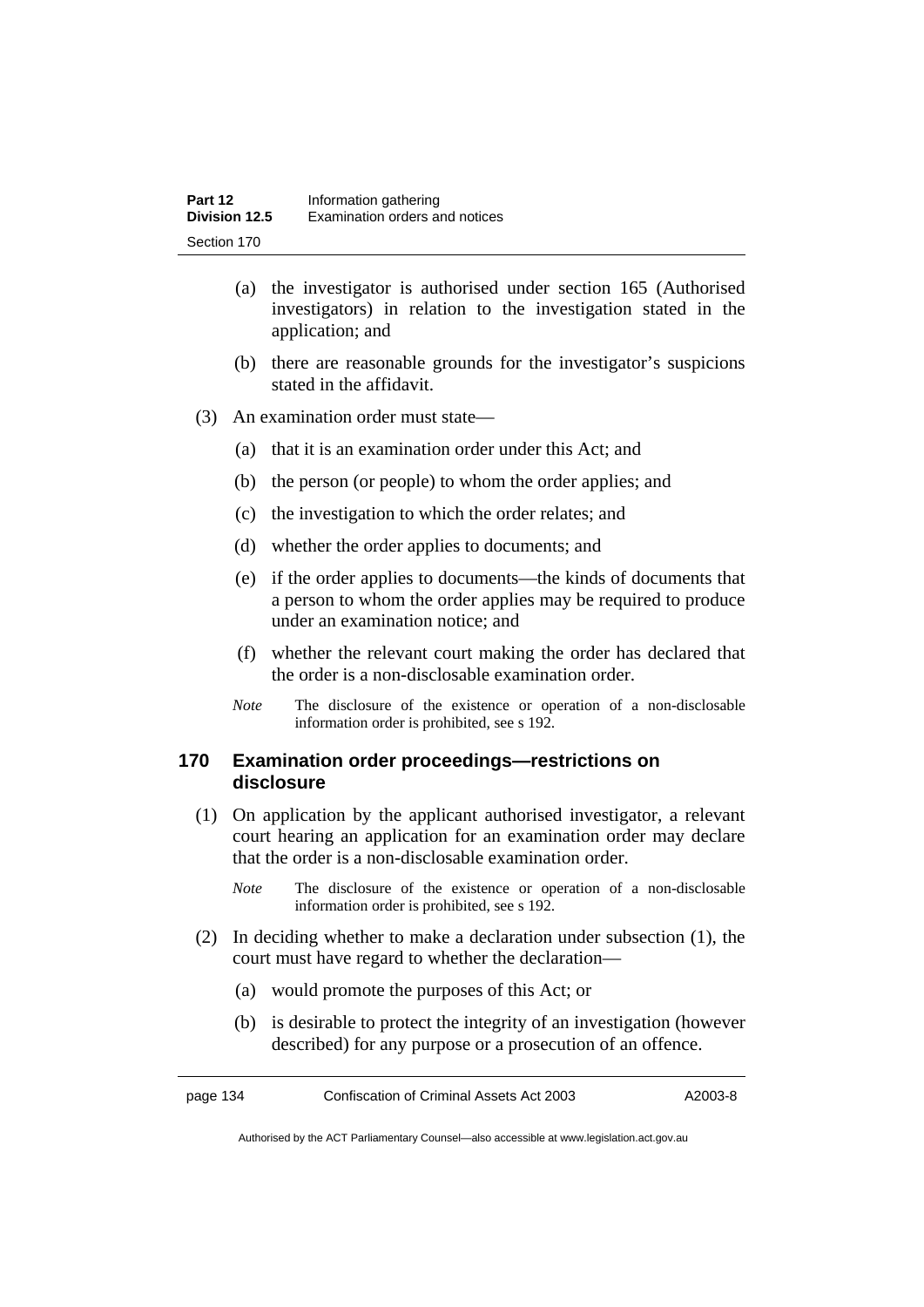(a) the investigator is authorised under section 165 (Authorised investigators) in relation to the investigation stated in the application; and

(b) there are reasonable grounds for the investigator's suspicions stated in the affidavit.

(3) An examination order must state—

(a) that it is an examination order under this Act; and

(b) the person (or people) to whom the order applies; and

(c) the investigation to which the order relates; and

(d) whether the order applies to documents; and

(e) if the order applies to documents—the kinds of documents that a person to whom the order applies may be required to produce under an examination notice; and

(f) whether the relevant court making the order has declared that the order is a non-disclosable examination order.

*Note* The disclosure of the existence or operation of a non-disclosable information order is prohibited, see s 192.

## 170 Examination order proceedings—restrictions on disclosure

(1) On application by the applicant authorised investigator, a relevant court hearing an application for an examination order may declare that the order is a non-disclosable examination order.

*Note* The disclosure of the existence or operation of a non-disclosable information order is prohibited, see s 192.

(2) In deciding whether to make a declaration under subsection (1), the court must have regard to whether the declaration—

(a) would promote the purposes of this Act; or

(b) is desirable to protect the integrity of an investigation (however described) for any purpose or a prosecution of an offence.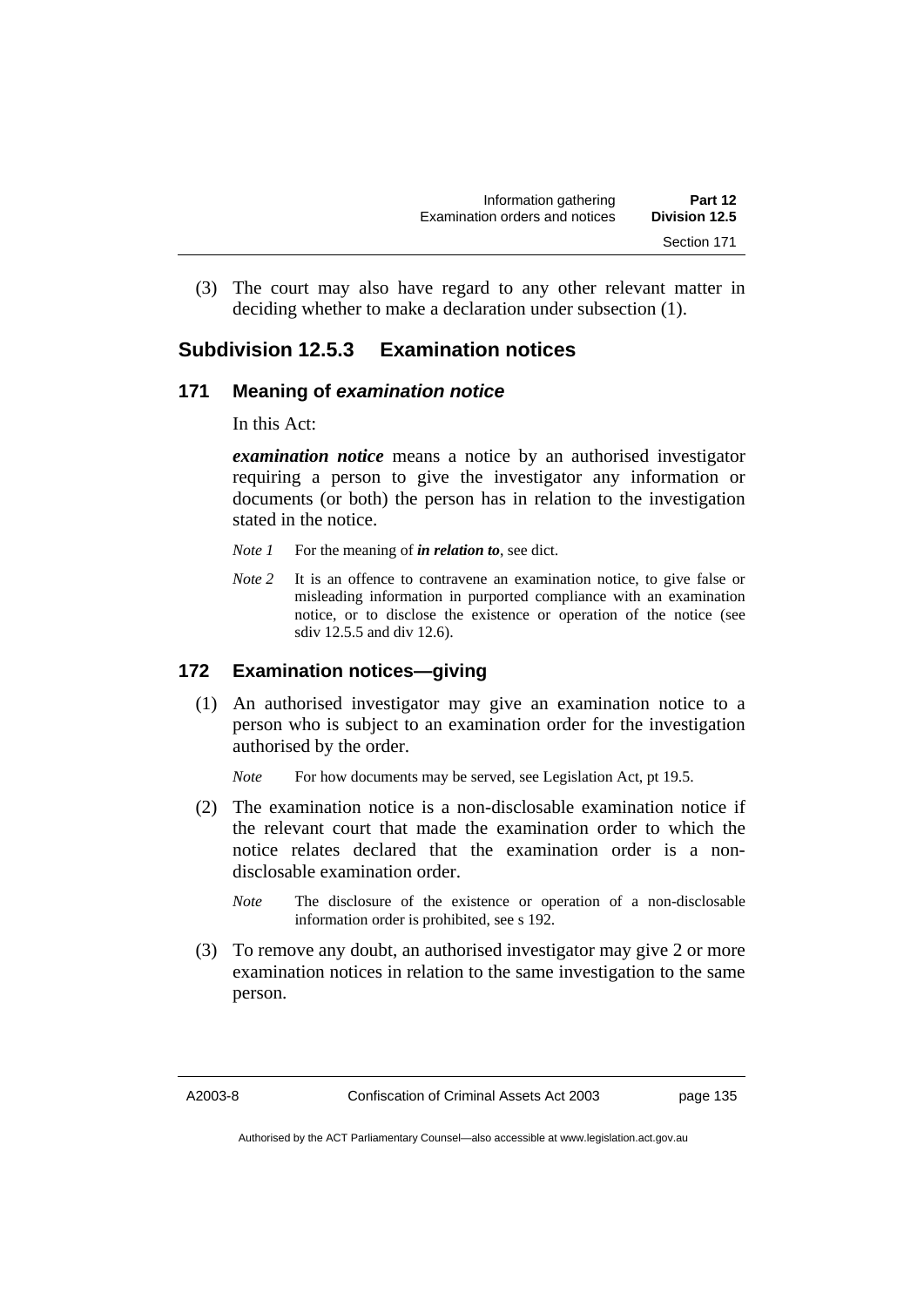(3) The court may also have regard to any other relevant matter in deciding whether to make a declaration under subsection (1).

## Subdivision 12.5.3 Examination notices

### 171 Meaning of *examination notice*

In this Act:

***examination notice*** means a notice by an authorised investigator requiring a person to give the investigator any information or documents (or both) the person has in relation to the investigation stated in the notice.

*Note 1* For the meaning of ***in relation to***, see dict.

*Note 2* It is an offence to contravene an examination notice, to give false or misleading information in purported compliance with an examination notice, or to disclose the existence or operation of the notice (see sdiv 12.5.5 and div 12.6).

### 172 Examination notices—giving

(1) An authorised investigator may give an examination notice to a person who is subject to an examination order for the investigation authorised by the order.

*Note* For how documents may be served, see Legislation Act, pt 19.5.

(2) The examination notice is a non-disclosable examination notice if the relevant court that made the examination order to which the notice relates declared that the examination order is a non-disclosable examination order.

*Note* The disclosure of the existence or operation of a non-disclosable information order is prohibited, see s 192.

(3) To remove any doubt, an authorised investigator may give 2 or more examination notices in relation to the same investigation to the same person.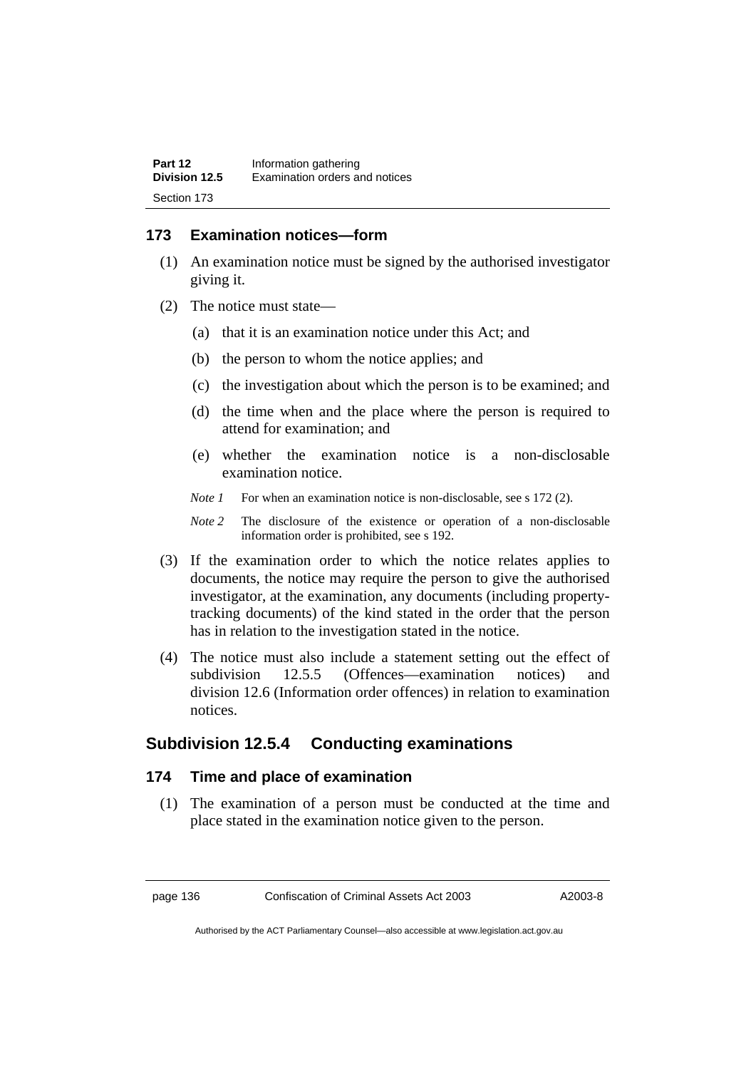### 173 Examination notices—form

(1) An examination notice must be signed by the authorised investigator giving it.

(2) The notice must state—

(a) that it is an examination notice under this Act; and

(b) the person to whom the notice applies; and

(c) the investigation about which the person is to be examined; and

(d) the time when and the place where the person is required to attend for examination; and

(e) whether the examination notice is a non-disclosable examination notice.

*Note 1* For when an examination notice is non-disclosable, see s 172 (2).

*Note 2* The disclosure of the existence or operation of a non-disclosable information order is prohibited, see s 192.

(3) If the examination order to which the notice relates applies to documents, the notice may require the person to give the authorised investigator, at the examination, any documents (including property-tracking documents) of the kind stated in the order that the person has in relation to the investigation stated in the notice.

(4) The notice must also include a statement setting out the effect of subdivision 12.5.5 (Offences—examination notices) and division 12.6 (Information order offences) in relation to examination notices.

## Subdivision 12.5.4 Conducting examinations

### 174 Time and place of examination

(1) The examination of a person must be conducted at the time and place stated in the examination notice given to the person.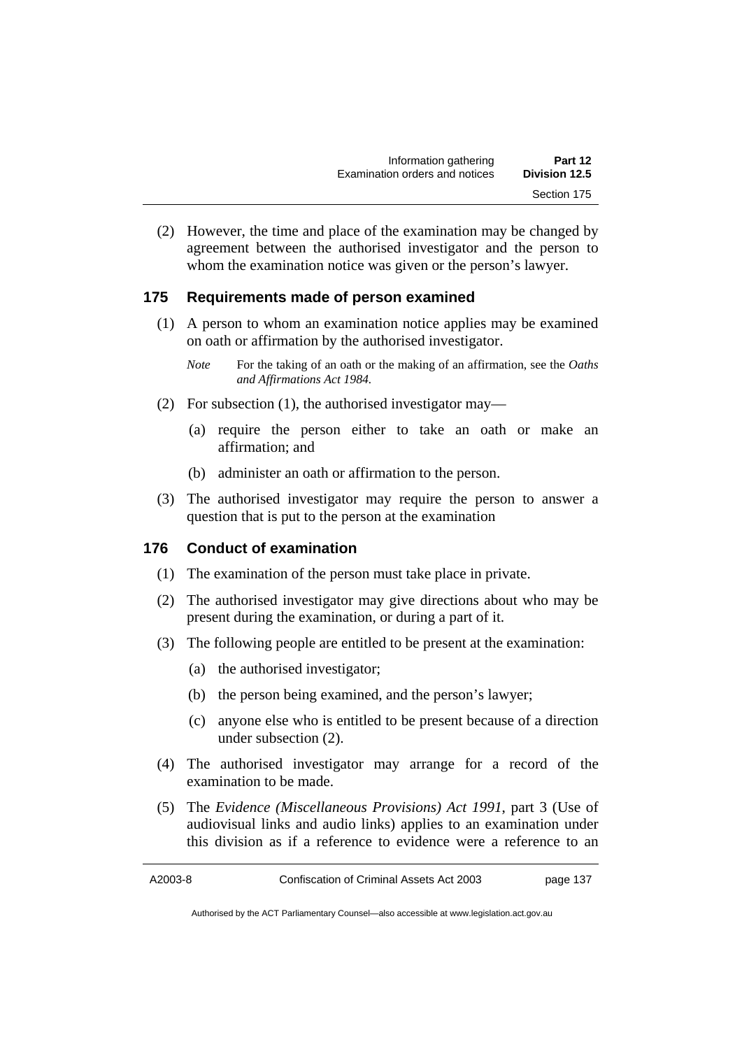(2) However, the time and place of the examination may be changed by agreement between the authorised investigator and the person to whom the examination notice was given or the person's lawyer.

### 175 Requirements made of person examined

(1) A person to whom an examination notice applies may be examined on oath or affirmation by the authorised investigator.

*Note* For the taking of an oath or the making of an affirmation, see the *Oaths and Affirmations Act 1984.*

(2) For subsection (1), the authorised investigator may—

(a) require the person either to take an oath or make an affirmation; and

(b) administer an oath or affirmation to the person.

(3) The authorised investigator may require the person to answer a question that is put to the person at the examination

### 176 Conduct of examination

(1) The examination of the person must take place in private.

(2) The authorised investigator may give directions about who may be present during the examination, or during a part of it.

(3) The following people are entitled to be present at the examination:

(a) the authorised investigator;

(b) the person being examined, and the person's lawyer;

(c) anyone else who is entitled to be present because of a direction under subsection (2).

(4) The authorised investigator may arrange for a record of the examination to be made.

(5) The *Evidence (Miscellaneous Provisions) Act 1991*, part 3 (Use of audiovisual links and audio links) applies to an examination under this division as if a reference to evidence were a reference to an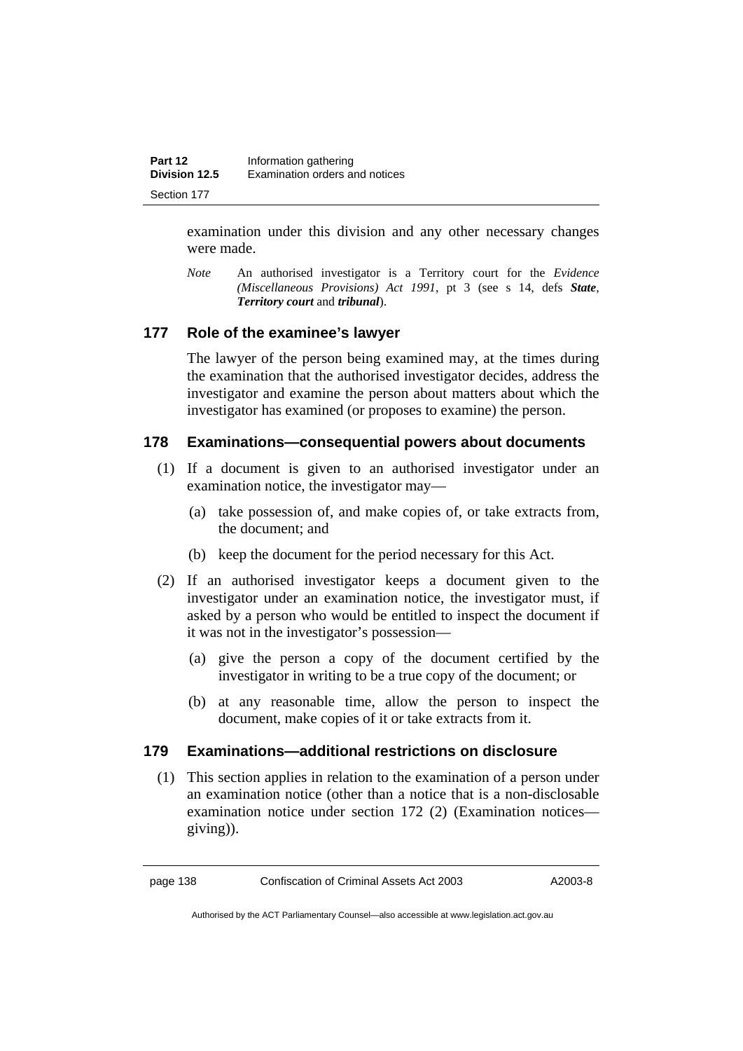examination under this division and any other necessary changes were made.

*Note* An authorised investigator is a Territory court for the *Evidence (Miscellaneous Provisions) Act 1991*, pt 3 (see s 14, defs ***State***, ***Territory court*** and ***tribunal***).

### 177 Role of the examinee's lawyer

The lawyer of the person being examined may, at the times during the examination that the authorised investigator decides, address the investigator and examine the person about matters about which the investigator has examined (or proposes to examine) the person.

### 178 Examinations—consequential powers about documents

(1) If a document is given to an authorised investigator under an examination notice, the investigator may—

(a) take possession of, and make copies of, or take extracts from, the document; and

(b) keep the document for the period necessary for this Act.

(2) If an authorised investigator keeps a document given to the investigator under an examination notice, the investigator must, if asked by a person who would be entitled to inspect the document if it was not in the investigator's possession—

(a) give the person a copy of the document certified by the investigator in writing to be a true copy of the document; or

(b) at any reasonable time, allow the person to inspect the document, make copies of it or take extracts from it.

### 179 Examinations—additional restrictions on disclosure

(1) This section applies in relation to the examination of a person under an examination notice (other than a notice that is a non-disclosable examination notice under section 172 (2) (Examination notices—giving)).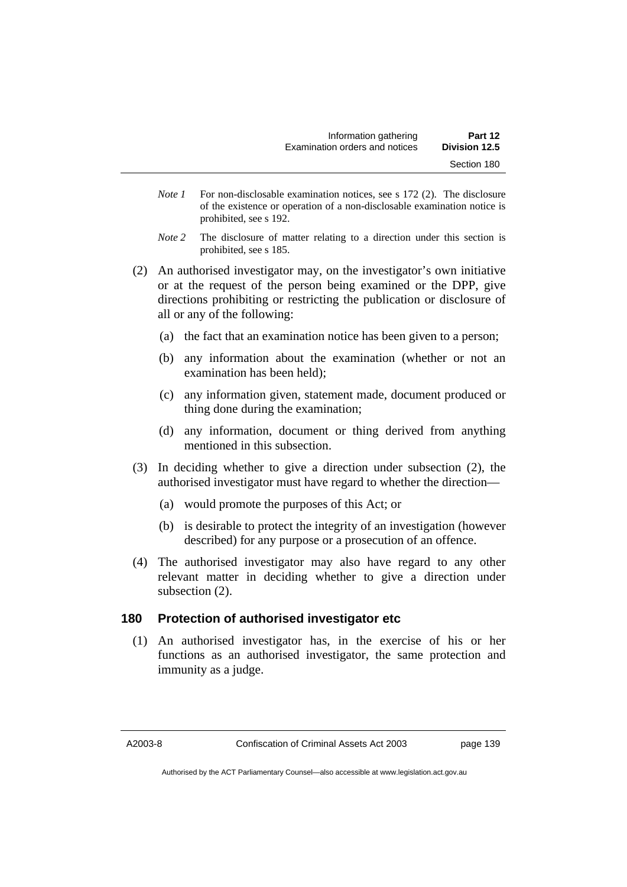*Note 1* For non-disclosable examination notices, see s 172 (2). The disclosure of the existence or operation of a non-disclosable examination notice is prohibited, see s 192.

*Note 2* The disclosure of matter relating to a direction under this section is prohibited, see s 185.

(2) An authorised investigator may, on the investigator's own initiative or at the request of the person being examined or the DPP, give directions prohibiting or restricting the publication or disclosure of all or any of the following:

(a) the fact that an examination notice has been given to a person;

(b) any information about the examination (whether or not an examination has been held);

(c) any information given, statement made, document produced or thing done during the examination;

(d) any information, document or thing derived from anything mentioned in this subsection.

(3) In deciding whether to give a direction under subsection (2), the authorised investigator must have regard to whether the direction—

(a) would promote the purposes of this Act; or

(b) is desirable to protect the integrity of an investigation (however described) for any purpose or a prosecution of an offence.

(4) The authorised investigator may also have regard to any other relevant matter in deciding whether to give a direction under subsection (2).

## 180 Protection of authorised investigator etc

(1) An authorised investigator has, in the exercise of his or her functions as an authorised investigator, the same protection and immunity as a judge.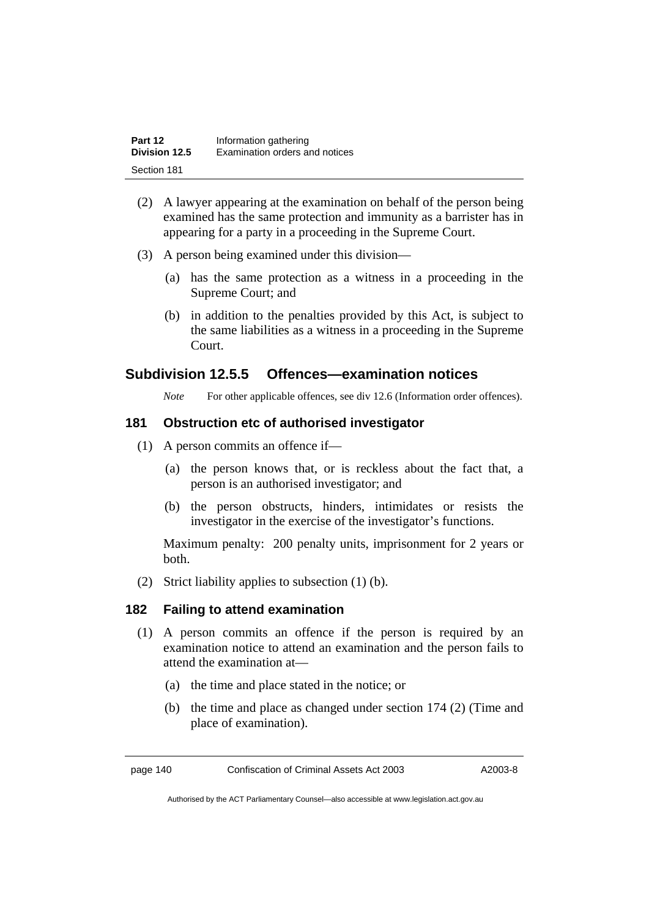(2) A lawyer appearing at the examination on behalf of the person being examined has the same protection and immunity as a barrister has in appearing for a party in a proceeding in the Supreme Court.

(3) A person being examined under this division—

   (a) has the same protection as a witness in a proceeding in the Supreme Court; and

   (b) in addition to the penalties provided by this Act, is subject to the same liabilities as a witness in a proceeding in the Supreme Court.

## Subdivision 12.5.5 Offences—examination notices

*Note* For other applicable offences, see div 12.6 (Information order offences).

### 181 Obstruction etc of authorised investigator

(1) A person commits an offence if—

   (a) the person knows that, or is reckless about the fact that, a person is an authorised investigator; and

   (b) the person obstructs, hinders, intimidates or resists the investigator in the exercise of the investigator's functions.

   Maximum penalty: 200 penalty units, imprisonment for 2 years or both.

(2) Strict liability applies to subsection (1) (b).

### 182 Failing to attend examination

(1) A person commits an offence if the person is required by an examination notice to attend an examination and the person fails to attend the examination at—

   (a) the time and place stated in the notice; or

   (b) the time and place as changed under section 174 (2) (Time and place of examination).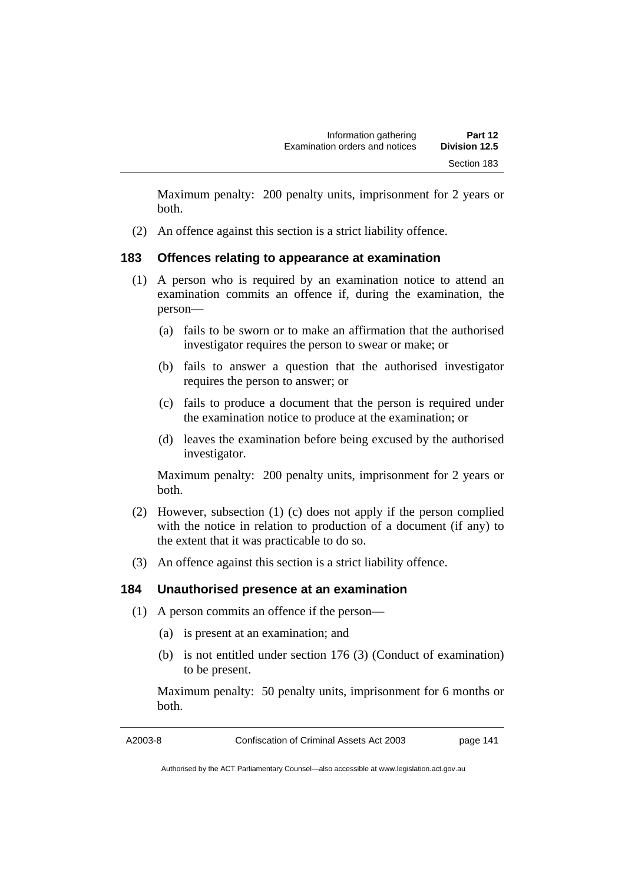Maximum penalty: 200 penalty units, imprisonment for 2 years or both.

(2) An offence against this section is a strict liability offence.

### 183 Offences relating to appearance at examination

(1) A person who is required by an examination notice to attend an examination commits an offence if, during the examination, the person—

(a) fails to be sworn or to make an affirmation that the authorised investigator requires the person to swear or make; or

(b) fails to answer a question that the authorised investigator requires the person to answer; or

(c) fails to produce a document that the person is required under the examination notice to produce at the examination; or

(d) leaves the examination before being excused by the authorised investigator.

Maximum penalty: 200 penalty units, imprisonment for 2 years or both.

(2) However, subsection (1) (c) does not apply if the person complied with the notice in relation to production of a document (if any) to the extent that it was practicable to do so.

(3) An offence against this section is a strict liability offence.

### 184 Unauthorised presence at an examination

(1) A person commits an offence if the person—

(a) is present at an examination; and

(b) is not entitled under section 176 (3) (Conduct of examination) to be present.

Maximum penalty: 50 penalty units, imprisonment for 6 months or both.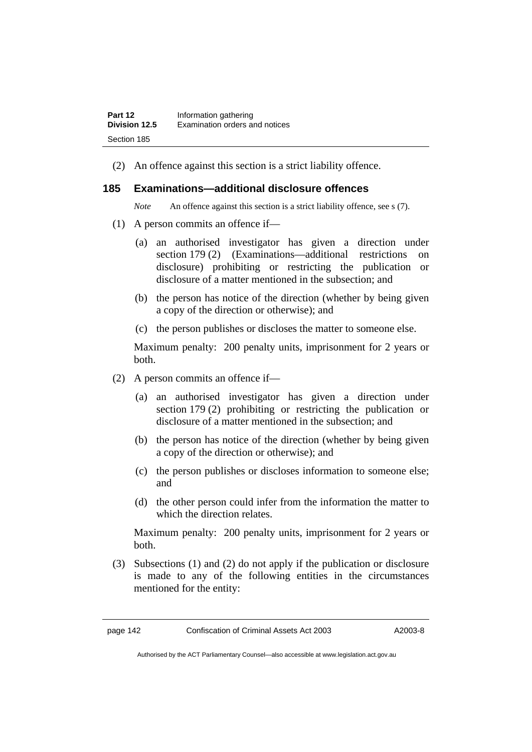(2) An offence against this section is a strict liability offence.

### 185 Examinations—additional disclosure offences

*Note* An offence against this section is a strict liability offence, see s (7).

(1) A person commits an offence if—

(a) an authorised investigator has given a direction under section 179 (2) (Examinations—additional restrictions on disclosure) prohibiting or restricting the publication or disclosure of a matter mentioned in the subsection; and

(b) the person has notice of the direction (whether by being given a copy of the direction or otherwise); and

(c) the person publishes or discloses the matter to someone else.

Maximum penalty: 200 penalty units, imprisonment for 2 years or both.

(2) A person commits an offence if—

(a) an authorised investigator has given a direction under section 179 (2) prohibiting or restricting the publication or disclosure of a matter mentioned in the subsection; and

(b) the person has notice of the direction (whether by being given a copy of the direction or otherwise); and

(c) the person publishes or discloses information to someone else; and

(d) the other person could infer from the information the matter to which the direction relates.

Maximum penalty: 200 penalty units, imprisonment for 2 years or both.

(3) Subsections (1) and (2) do not apply if the publication or disclosure is made to any of the following entities in the circumstances mentioned for the entity: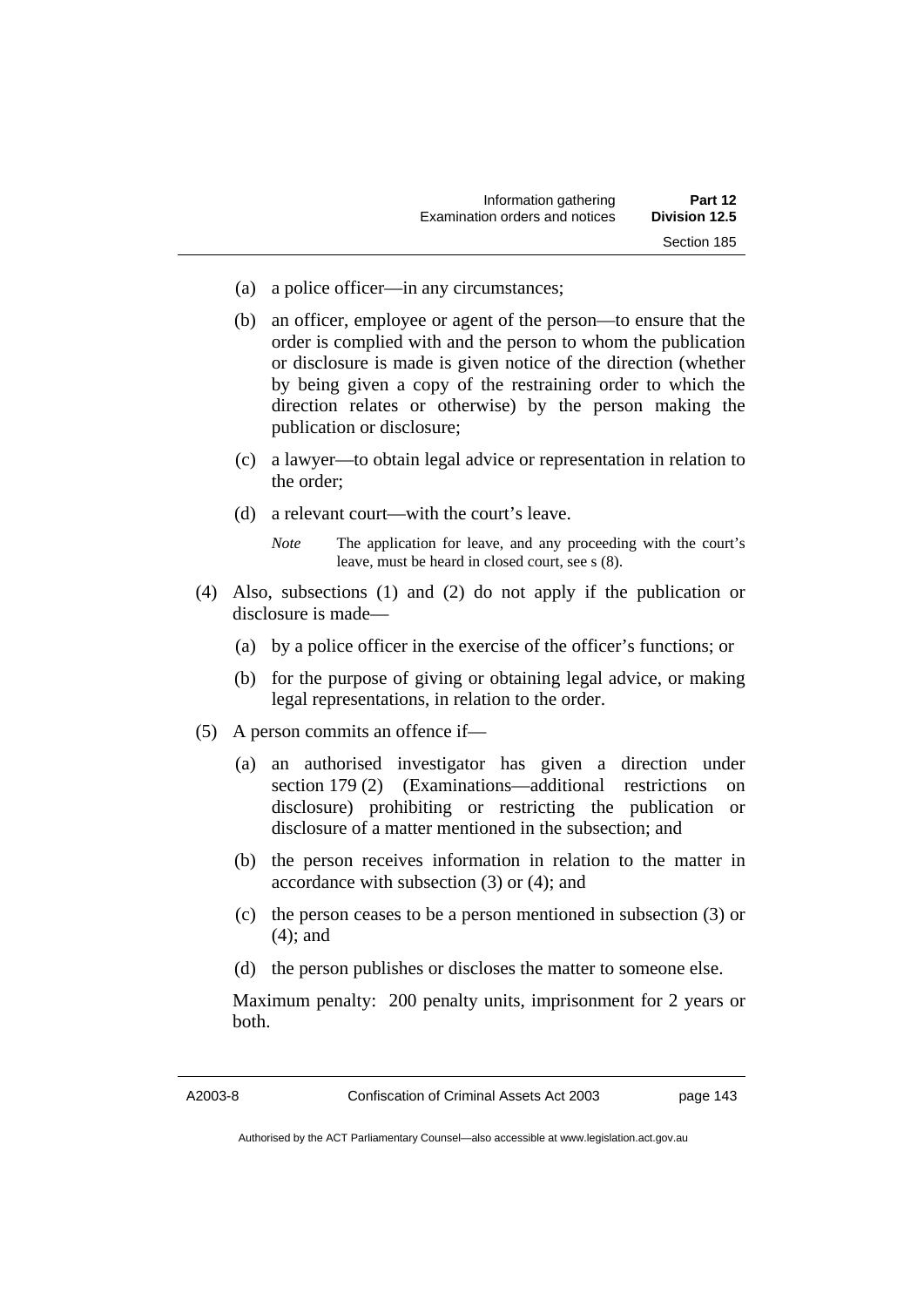(a) a police officer—in any circumstances;

(b) an officer, employee or agent of the person—to ensure that the order is complied with and the person to whom the publication or disclosure is made is given notice of the direction (whether by being given a copy of the restraining order to which the direction relates or otherwise) by the person making the publication or disclosure;

(c) a lawyer—to obtain legal advice or representation in relation to the order;

(d) a relevant court—with the court's leave.

*Note* The application for leave, and any proceeding with the court's leave, must be heard in closed court, see s (8).

(4) Also, subsections (1) and (2) do not apply if the publication or disclosure is made—

(a) by a police officer in the exercise of the officer's functions; or

(b) for the purpose of giving or obtaining legal advice, or making legal representations, in relation to the order.

(5) A person commits an offence if—

(a) an authorised investigator has given a direction under section 179 (2) (Examinations—additional restrictions on disclosure) prohibiting or restricting the publication or disclosure of a matter mentioned in the subsection; and

(b) the person receives information in relation to the matter in accordance with subsection (3) or (4); and

(c) the person ceases to be a person mentioned in subsection (3) or (4); and

(d) the person publishes or discloses the matter to someone else.

Maximum penalty: 200 penalty units, imprisonment for 2 years or both.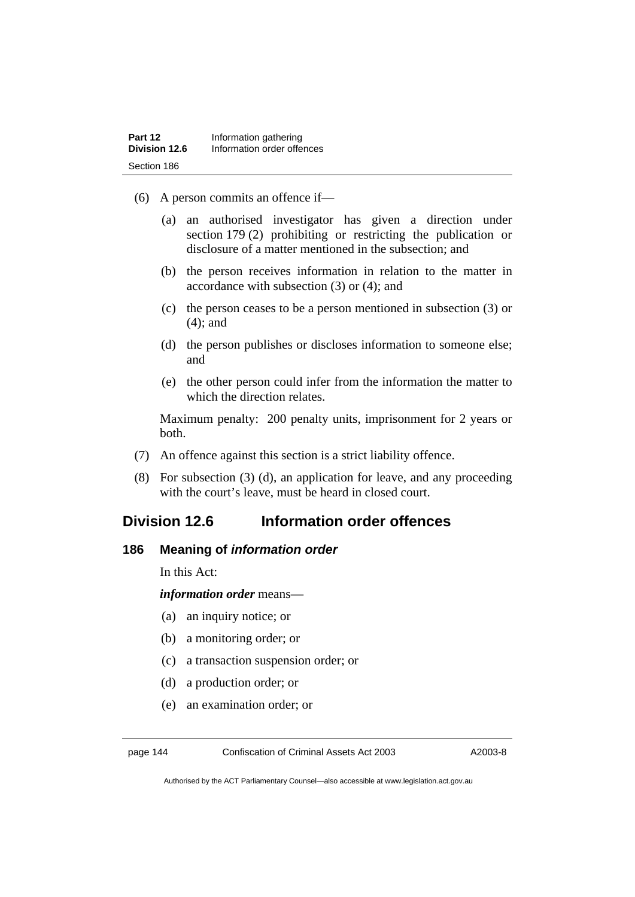(6) A person commits an offence if—

   (a) an authorised investigator has given a direction under section 179 (2) prohibiting or restricting the publication or disclosure of a matter mentioned in the subsection; and

   (b) the person receives information in relation to the matter in accordance with subsection (3) or (4); and

   (c) the person ceases to be a person mentioned in subsection (3) or (4); and

   (d) the person publishes or discloses information to someone else; and

   (e) the other person could infer from the information the matter to which the direction relates.

   Maximum penalty: 200 penalty units, imprisonment for 2 years or both.

(7) An offence against this section is a strict liability offence.

(8) For subsection (3) (d), an application for leave, and any proceeding with the court's leave, must be heard in closed court.

## Division 12.6 Information order offences

### 186 Meaning of *information order*

In this Act:

***information order*** means—

   (a) an inquiry notice; or

   (b) a monitoring order; or

   (c) a transaction suspension order; or

   (d) a production order; or

   (e) an examination order; or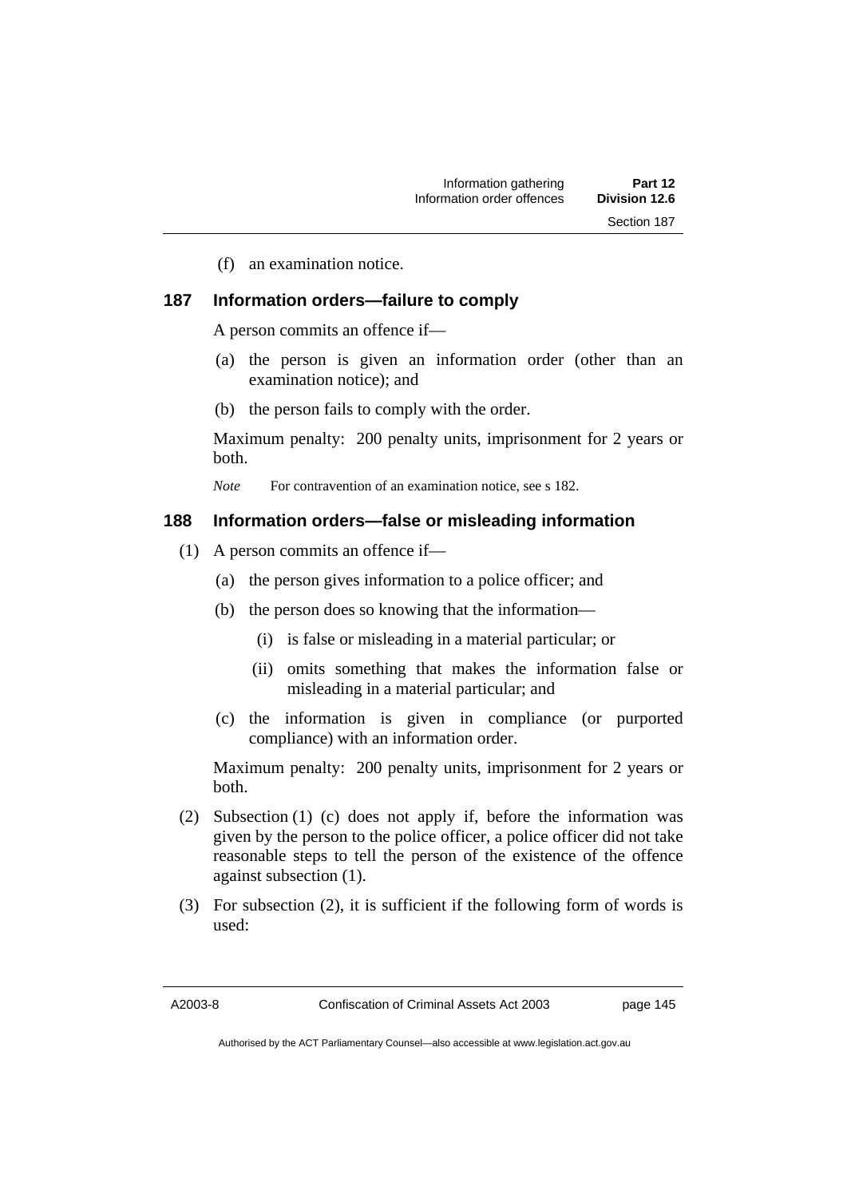(f) an examination notice.

### 187 Information orders—failure to comply

A person commits an offence if—

(a) the person is given an information order (other than an examination notice); and

(b) the person fails to comply with the order.

Maximum penalty: 200 penalty units, imprisonment for 2 years or both.

*Note* For contravention of an examination notice, see s 182.

### 188 Information orders—false or misleading information

(1) A person commits an offence if—

(a) the person gives information to a police officer; and

(b) the person does so knowing that the information—

(i) is false or misleading in a material particular; or

(ii) omits something that makes the information false or misleading in a material particular; and

(c) the information is given in compliance (or purported compliance) with an information order.

Maximum penalty: 200 penalty units, imprisonment for 2 years or both.

(2) Subsection (1) (c) does not apply if, before the information was given by the person to the police officer, a police officer did not take reasonable steps to tell the person of the existence of the offence against subsection (1).

(3) For subsection (2), it is sufficient if the following form of words is used: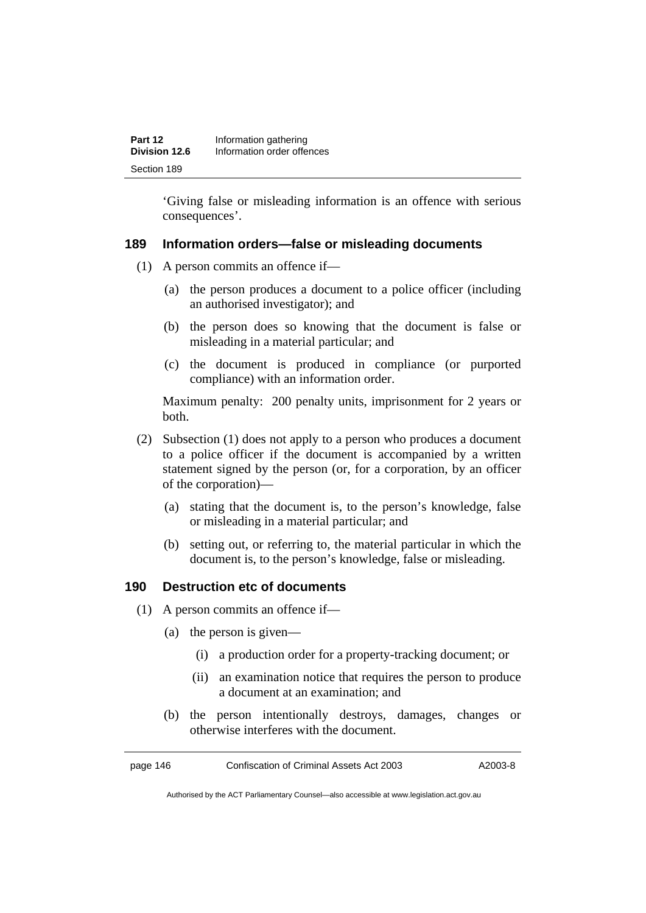'Giving false or misleading information is an offence with serious consequences'.

### 189 Information orders—false or misleading documents

(1) A person commits an offence if—

(a) the person produces a document to a police officer (including an authorised investigator); and

(b) the person does so knowing that the document is false or misleading in a material particular; and

(c) the document is produced in compliance (or purported compliance) with an information order.

Maximum penalty: 200 penalty units, imprisonment for 2 years or both.

(2) Subsection (1) does not apply to a person who produces a document to a police officer if the document is accompanied by a written statement signed by the person (or, for a corporation, by an officer of the corporation)—

(a) stating that the document is, to the person's knowledge, false or misleading in a material particular; and

(b) setting out, or referring to, the material particular in which the document is, to the person's knowledge, false or misleading.

### 190 Destruction etc of documents

(1) A person commits an offence if—

(a) the person is given—

(i) a production order for a property-tracking document; or

(ii) an examination notice that requires the person to produce a document at an examination; and

(b) the person intentionally destroys, damages, changes or otherwise interferes with the document.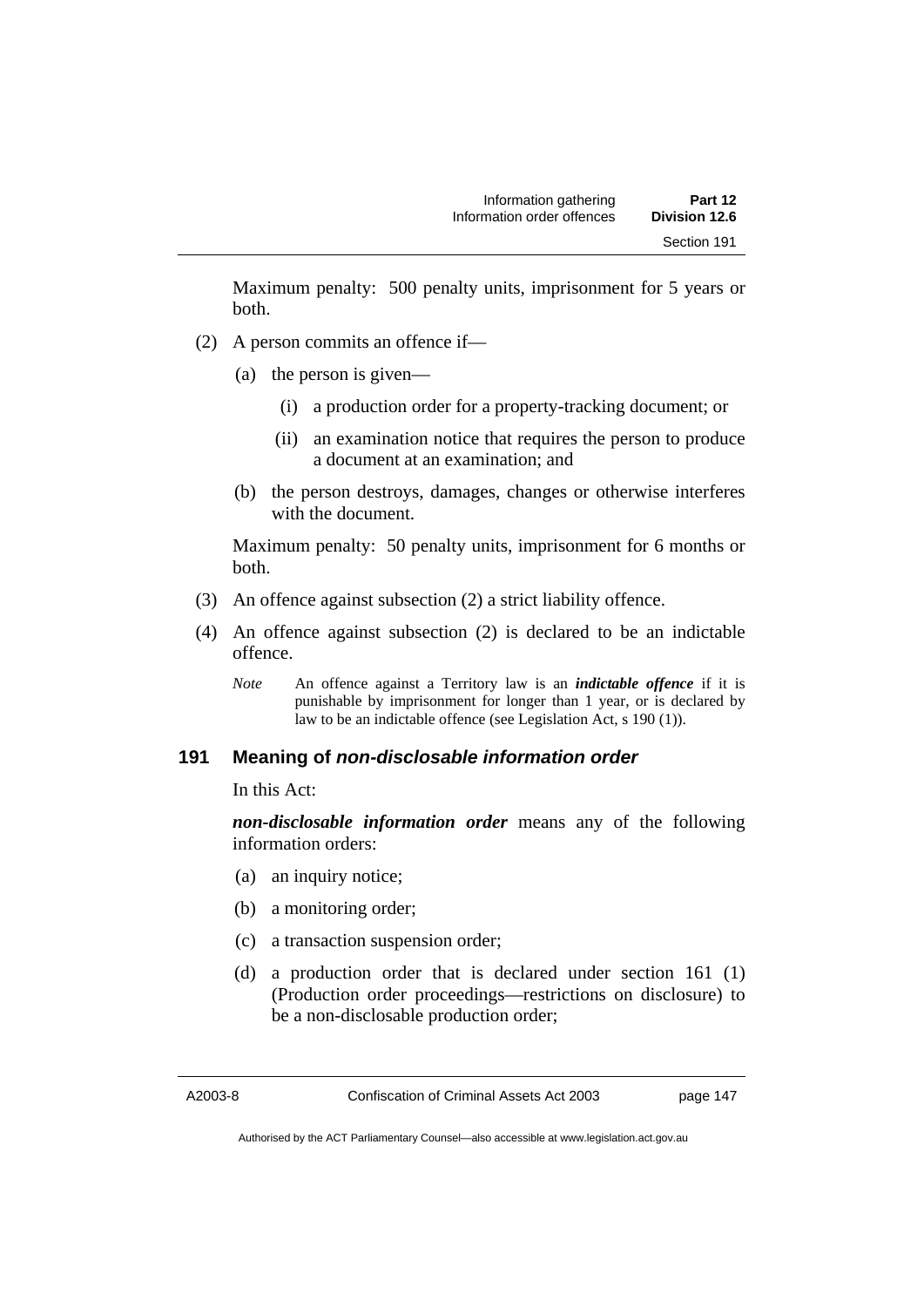Maximum penalty: 500 penalty units, imprisonment for 5 years or both.

(2) A person commits an offence if—

(a) the person is given—

(i) a production order for a property-tracking document; or

(ii) an examination notice that requires the person to produce a document at an examination; and

(b) the person destroys, damages, changes or otherwise interferes with the document.

Maximum penalty: 50 penalty units, imprisonment for 6 months or both.

(3) An offence against subsection (2) a strict liability offence.

(4) An offence against subsection (2) is declared to be an indictable offence.

*Note* An offence against a Territory law is an ***indictable offence*** if it is punishable by imprisonment for longer than 1 year, or is declared by law to be an indictable offence (see Legislation Act, s 190 (1)).

### 191 Meaning of *non-disclosable information order*

In this Act:

***non-disclosable information order*** means any of the following information orders:

(a) an inquiry notice;

(b) a monitoring order;

(c) a transaction suspension order;

(d) a production order that is declared under section 161 (1) (Production order proceedings—restrictions on disclosure) to be a non-disclosable production order;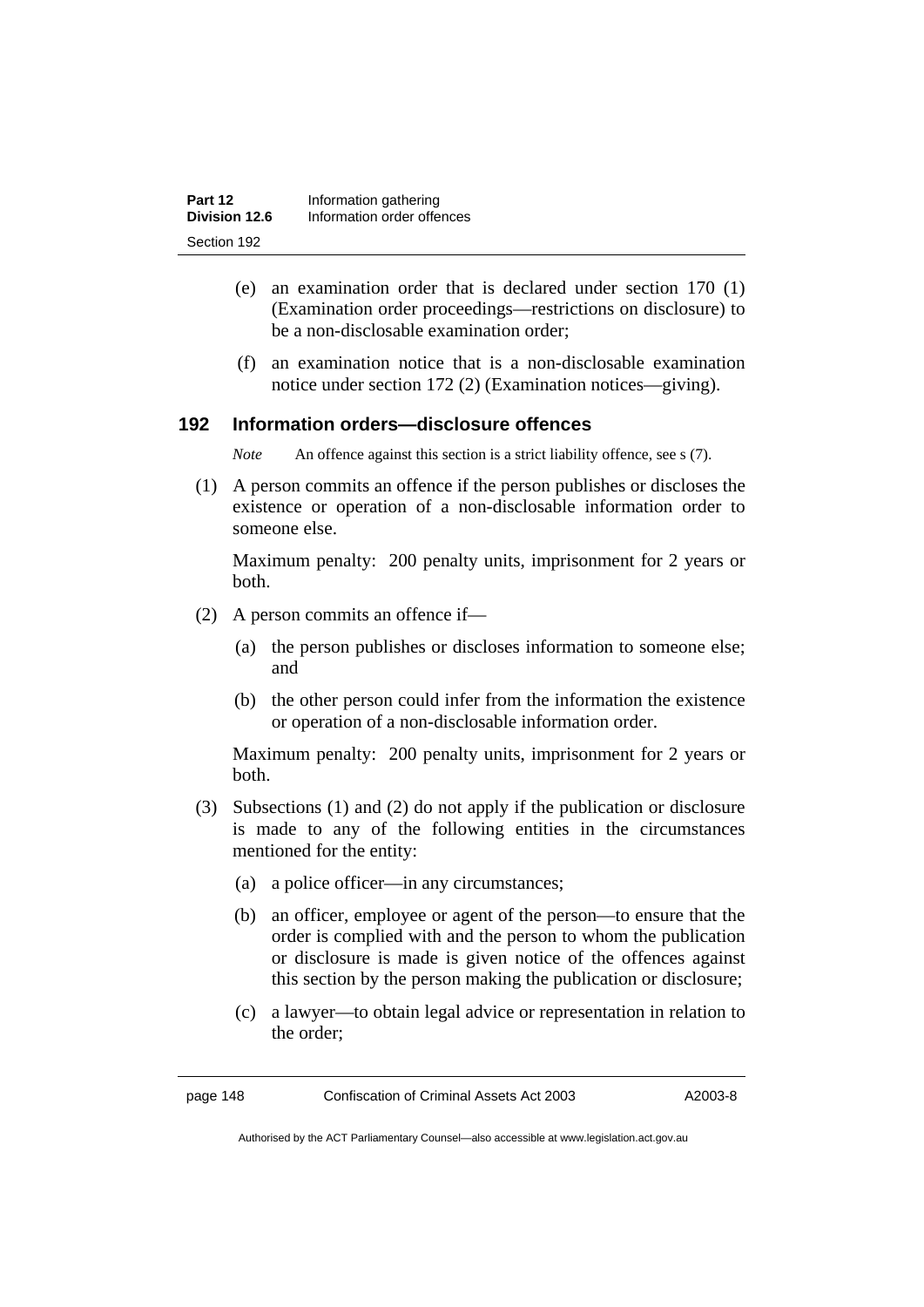(e) an examination order that is declared under section 170 (1) (Examination order proceedings—restrictions on disclosure) to be a non-disclosable examination order;

(f) an examination notice that is a non-disclosable examination notice under section 172 (2) (Examination notices—giving).

### 192 Information orders—disclosure offences

*Note* An offence against this section is a strict liability offence, see s (7).

(1) A person commits an offence if the person publishes or discloses the existence or operation of a non-disclosable information order to someone else.

Maximum penalty: 200 penalty units, imprisonment for 2 years or both.

(2) A person commits an offence if—

(a) the person publishes or discloses information to someone else; and

(b) the other person could infer from the information the existence or operation of a non-disclosable information order.

Maximum penalty: 200 penalty units, imprisonment for 2 years or both.

(3) Subsections (1) and (2) do not apply if the publication or disclosure is made to any of the following entities in the circumstances mentioned for the entity:

(a) a police officer—in any circumstances;

(b) an officer, employee or agent of the person—to ensure that the order is complied with and the person to whom the publication or disclosure is made is given notice of the offences against this section by the person making the publication or disclosure;

(c) a lawyer—to obtain legal advice or representation in relation to the order;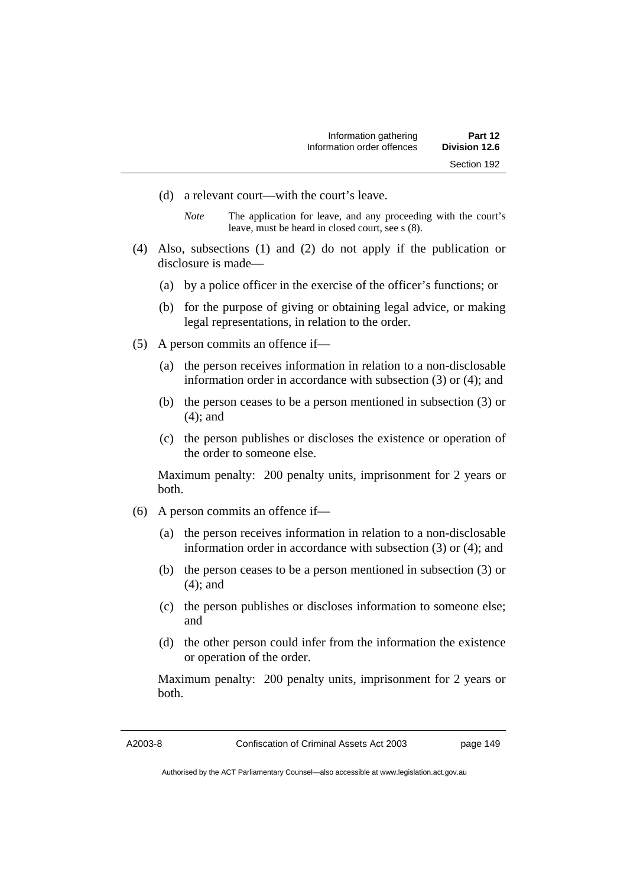(d) a relevant court—with the court's leave.

*Note* The application for leave, and any proceeding with the court's leave, must be heard in closed court, see s (8).

(4) Also, subsections (1) and (2) do not apply if the publication or disclosure is made—

(a) by a police officer in the exercise of the officer's functions; or

(b) for the purpose of giving or obtaining legal advice, or making legal representations, in relation to the order.

(5) A person commits an offence if—

(a) the person receives information in relation to a non-disclosable information order in accordance with subsection (3) or (4); and

(b) the person ceases to be a person mentioned in subsection (3) or (4); and

(c) the person publishes or discloses the existence or operation of the order to someone else.

Maximum penalty: 200 penalty units, imprisonment for 2 years or both.

(6) A person commits an offence if—

(a) the person receives information in relation to a non-disclosable information order in accordance with subsection (3) or (4); and

(b) the person ceases to be a person mentioned in subsection (3) or (4); and

(c) the person publishes or discloses information to someone else; and

(d) the other person could infer from the information the existence or operation of the order.

Maximum penalty: 200 penalty units, imprisonment for 2 years or both.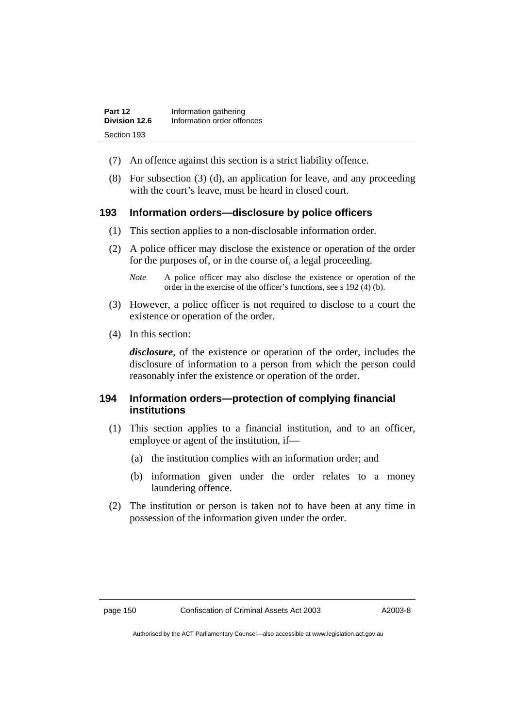(7) An offence against this section is a strict liability offence.

(8) For subsection (3) (d), an application for leave, and any proceeding with the court's leave, must be heard in closed court.

### 193 Information orders—disclosure by police officers

(1) This section applies to a non-disclosable information order.

(2) A police officer may disclose the existence or operation of the order for the purposes of, or in the course of, a legal proceeding.

*Note* A police officer may also disclose the existence or operation of the order in the exercise of the officer's functions, see s 192 (4) (b).

(3) However, a police officer is not required to disclose to a court the existence or operation of the order.

(4) In this section:

***disclosure***, of the existence or operation of the order, includes the disclosure of information to a person from which the person could reasonably infer the existence or operation of the order.

### 194 Information orders—protection of complying financial institutions

(1) This section applies to a financial institution, and to an officer, employee or agent of the institution, if—

(a) the institution complies with an information order; and

(b) information given under the order relates to a money laundering offence.

(2) The institution or person is taken not to have been at any time in possession of the information given under the order.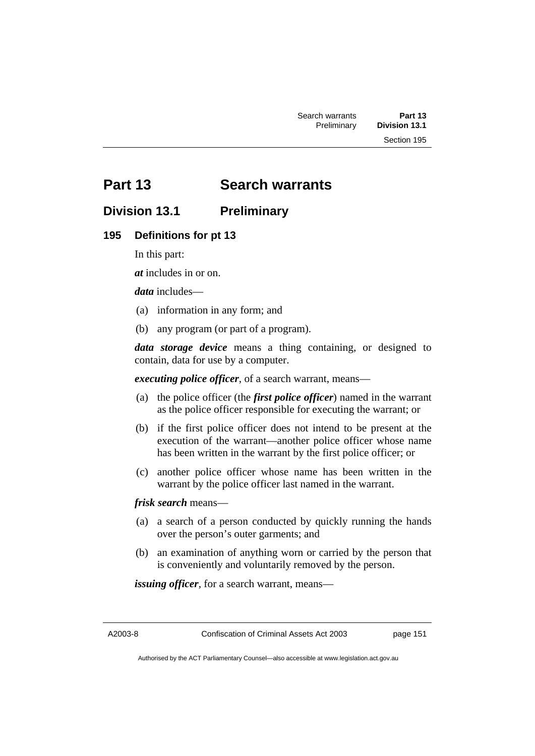# Part 13 Search warrants

## Division 13.1 Preliminary

### 195 Definitions for pt 13

In this part:

***at*** includes in or on.

***data*** includes—

(a) information in any form; and

(b) any program (or part of a program).

***data storage device*** means a thing containing, or designed to contain, data for use by a computer.

***executing police officer***, of a search warrant, means—

(a) the police officer (the ***first police officer***) named in the warrant as the police officer responsible for executing the warrant; or

(b) if the first police officer does not intend to be present at the execution of the warrant—another police officer whose name has been written in the warrant by the first police officer; or

(c) another police officer whose name has been written in the warrant by the police officer last named in the warrant.

***frisk search*** means—

(a) a search of a person conducted by quickly running the hands over the person's outer garments; and

(b) an examination of anything worn or carried by the person that is conveniently and voluntarily removed by the person.

***issuing officer***, for a search warrant, means—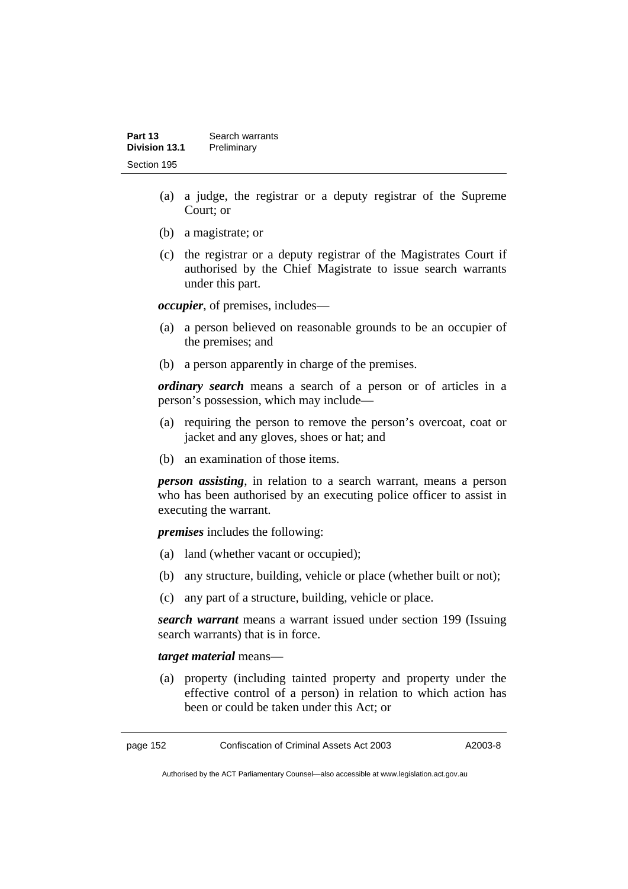(a) a judge, the registrar or a deputy registrar of the Supreme Court; or

(b) a magistrate; or

(c) the registrar or a deputy registrar of the Magistrates Court if authorised by the Chief Magistrate to issue search warrants under this part.

***occupier***, of premises, includes—

(a) a person believed on reasonable grounds to be an occupier of the premises; and

(b) a person apparently in charge of the premises.

***ordinary search*** means a search of a person or of articles in a person's possession, which may include—

(a) requiring the person to remove the person's overcoat, coat or jacket and any gloves, shoes or hat; and

(b) an examination of those items.

***person assisting***, in relation to a search warrant, means a person who has been authorised by an executing police officer to assist in executing the warrant.

***premises*** includes the following:

(a) land (whether vacant or occupied);

(b) any structure, building, vehicle or place (whether built or not);

(c) any part of a structure, building, vehicle or place.

***search warrant*** means a warrant issued under section 199 (Issuing search warrants) that is in force.

***target material*** means—

(a) property (including tainted property and property under the effective control of a person) in relation to which action has been or could be taken under this Act; or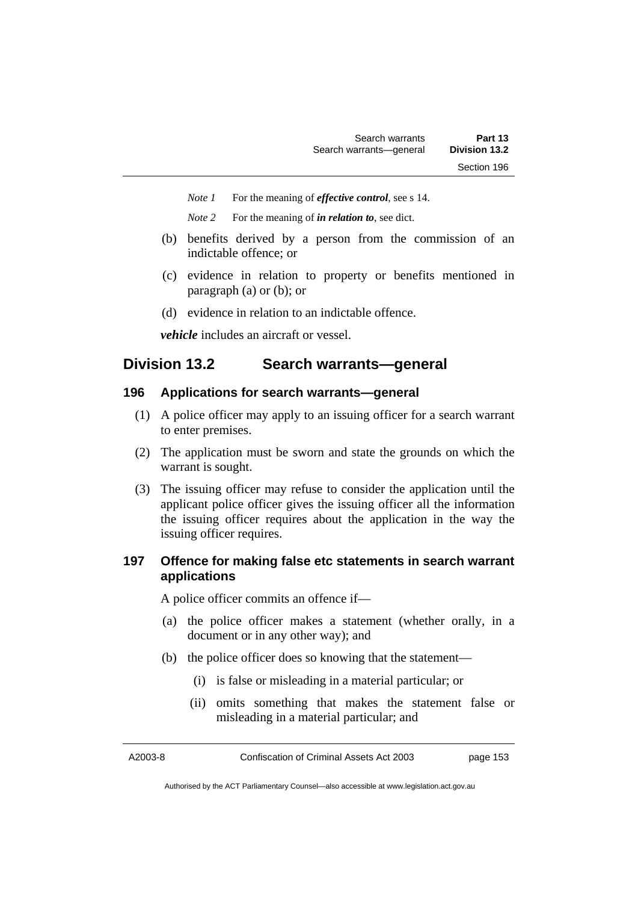*Note 1* For the meaning of ***effective control***, see s 14.

*Note 2* For the meaning of ***in relation to***, see dict.

(b) benefits derived by a person from the commission of an indictable offence; or

(c) evidence in relation to property or benefits mentioned in paragraph (a) or (b); or

(d) evidence in relation to an indictable offence.

***vehicle*** includes an aircraft or vessel.

## Division 13.2 Search warrants—general

### 196 Applications for search warrants—general

(1) A police officer may apply to an issuing officer for a search warrant to enter premises.

(2) The application must be sworn and state the grounds on which the warrant is sought.

(3) The issuing officer may refuse to consider the application until the applicant police officer gives the issuing officer all the information the issuing officer requires about the application in the way the issuing officer requires.

### 197 Offence for making false etc statements in search warrant applications

A police officer commits an offence if—

(a) the police officer makes a statement (whether orally, in a document or in any other way); and

(b) the police officer does so knowing that the statement—

(i) is false or misleading in a material particular; or

(ii) omits something that makes the statement false or misleading in a material particular; and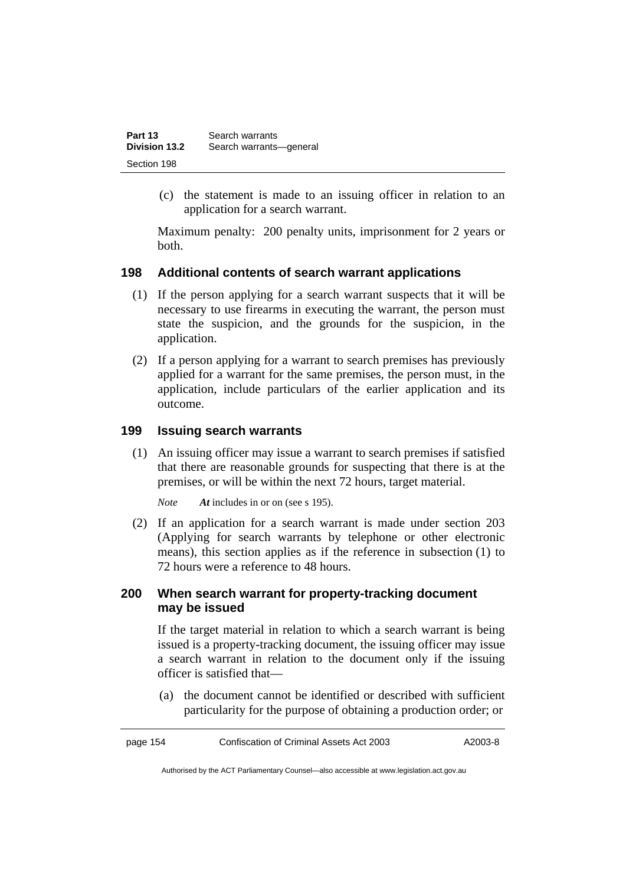(c) the statement is made to an issuing officer in relation to an application for a search warrant.

Maximum penalty: 200 penalty units, imprisonment for 2 years or both.

### 198 Additional contents of search warrant applications

(1) If the person applying for a search warrant suspects that it will be necessary to use firearms in executing the warrant, the person must state the suspicion, and the grounds for the suspicion, in the application.

(2) If a person applying for a warrant to search premises has previously applied for a warrant for the same premises, the person must, in the application, include particulars of the earlier application and its outcome.

### 199 Issuing search warrants

(1) An issuing officer may issue a warrant to search premises if satisfied that there are reasonable grounds for suspecting that there is at the premises, or will be within the next 72 hours, target material.

*Note* ***At*** includes in or on (see s 195).

(2) If an application for a search warrant is made under section 203 (Applying for search warrants by telephone or other electronic means), this section applies as if the reference in subsection (1) to 72 hours were a reference to 48 hours.

### 200 When search warrant for property-tracking document may be issued

If the target material in relation to which a search warrant is being issued is a property-tracking document, the issuing officer may issue a search warrant in relation to the document only if the issuing officer is satisfied that—

(a) the document cannot be identified or described with sufficient particularity for the purpose of obtaining a production order; or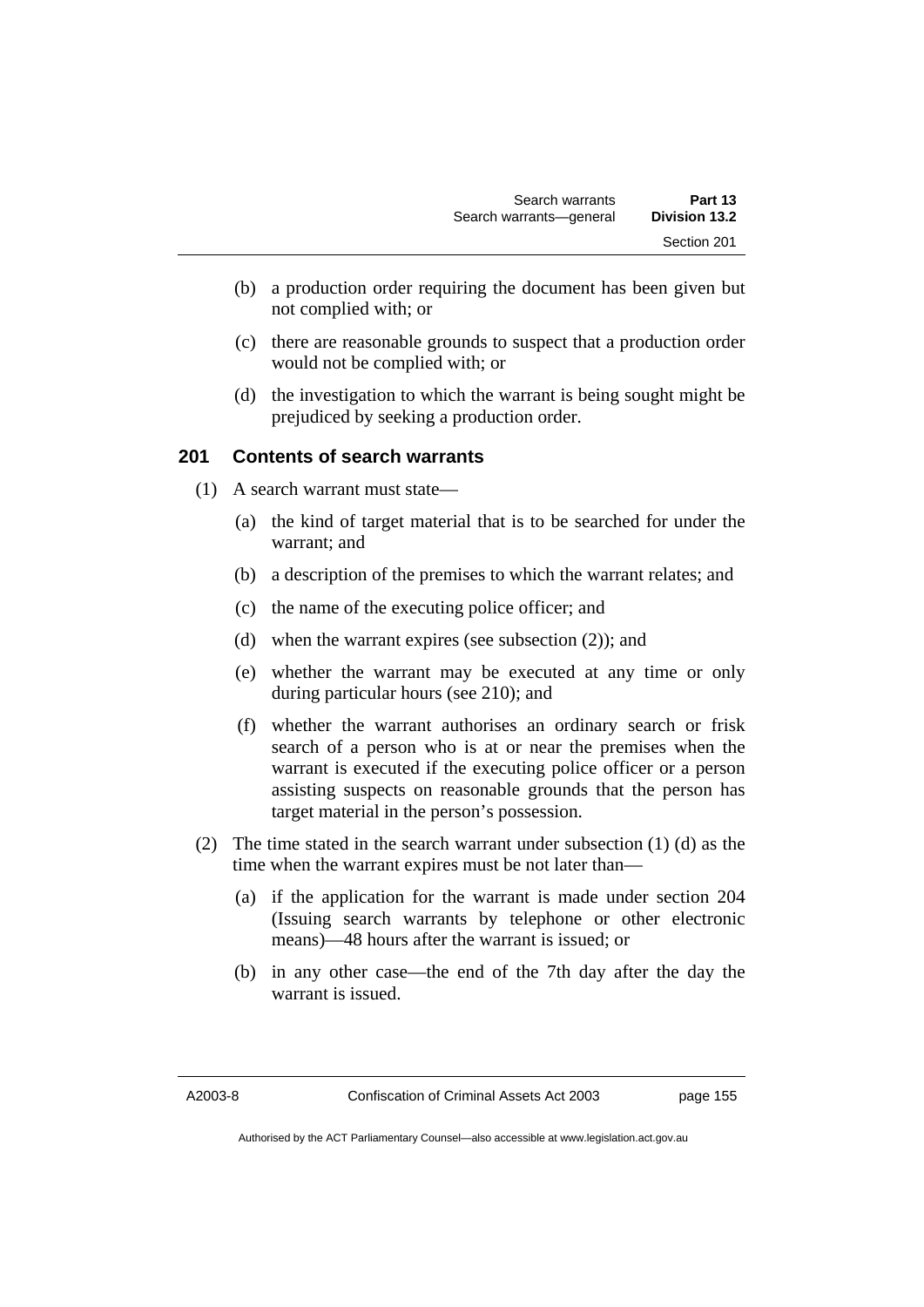(b) a production order requiring the document has been given but not complied with; or

(c) there are reasonable grounds to suspect that a production order would not be complied with; or

(d) the investigation to which the warrant is being sought might be prejudiced by seeking a production order.

### 201 Contents of search warrants

(1) A search warrant must state—

(a) the kind of target material that is to be searched for under the warrant; and

(b) a description of the premises to which the warrant relates; and

(c) the name of the executing police officer; and

(d) when the warrant expires (see subsection (2)); and

(e) whether the warrant may be executed at any time or only during particular hours (see 210); and

(f) whether the warrant authorises an ordinary search or frisk search of a person who is at or near the premises when the warrant is executed if the executing police officer or a person assisting suspects on reasonable grounds that the person has target material in the person's possession.

(2) The time stated in the search warrant under subsection (1) (d) as the time when the warrant expires must be not later than—

(a) if the application for the warrant is made under section 204 (Issuing search warrants by telephone or other electronic means)—48 hours after the warrant is issued; or

(b) in any other case—the end of the 7th day after the day the warrant is issued.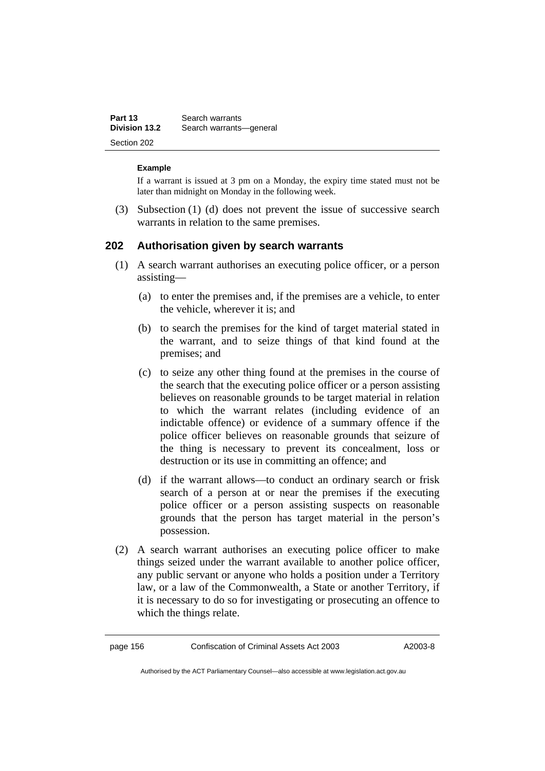**Example**

If a warrant is issued at 3 pm on a Monday, the expiry time stated must not be later than midnight on Monday in the following week.

(3) Subsection (1) (d) does not prevent the issue of successive search warrants in relation to the same premises.

## 202 Authorisation given by search warrants

(1) A search warrant authorises an executing police officer, or a person assisting—

(a) to enter the premises and, if the premises are a vehicle, to enter the vehicle, wherever it is; and

(b) to search the premises for the kind of target material stated in the warrant, and to seize things of that kind found at the premises; and

(c) to seize any other thing found at the premises in the course of the search that the executing police officer or a person assisting believes on reasonable grounds to be target material in relation to which the warrant relates (including evidence of an indictable offence) or evidence of a summary offence if the police officer believes on reasonable grounds that seizure of the thing is necessary to prevent its concealment, loss or destruction or its use in committing an offence; and

(d) if the warrant allows—to conduct an ordinary search or frisk search of a person at or near the premises if the executing police officer or a person assisting suspects on reasonable grounds that the person has target material in the person's possession.

(2) A search warrant authorises an executing police officer to make things seized under the warrant available to another police officer, any public servant or anyone who holds a position under a Territory law, or a law of the Commonwealth, a State or another Territory, if it is necessary to do so for investigating or prosecuting an offence to which the things relate.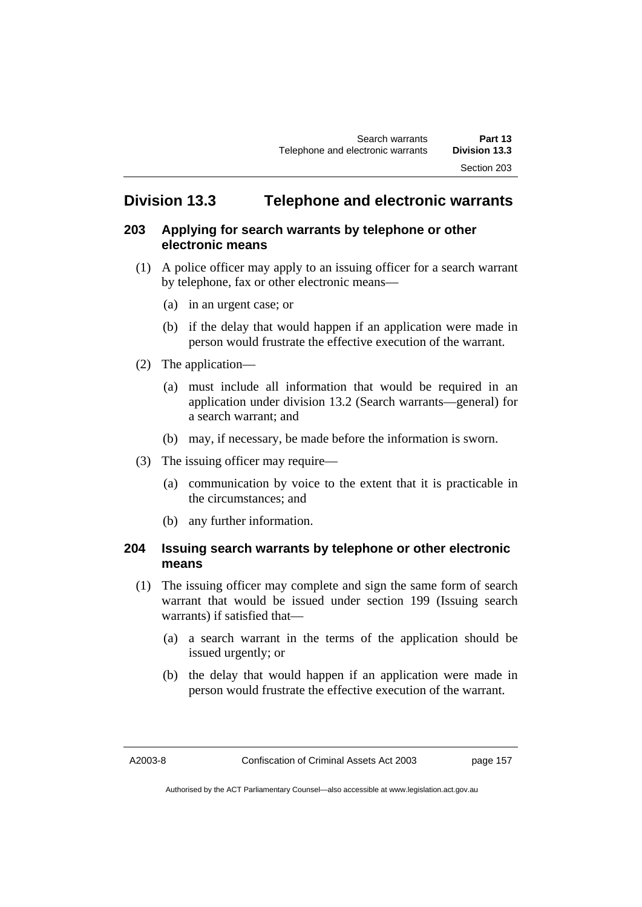## Division 13.3 Telephone and electronic warrants

### 203 Applying for search warrants by telephone or other electronic means

(1) A police officer may apply to an issuing officer for a search warrant by telephone, fax or other electronic means—

(a) in an urgent case; or

(b) if the delay that would happen if an application were made in person would frustrate the effective execution of the warrant.

(2) The application—

(a) must include all information that would be required in an application under division 13.2 (Search warrants—general) for a search warrant; and

(b) may, if necessary, be made before the information is sworn.

(3) The issuing officer may require—

(a) communication by voice to the extent that it is practicable in the circumstances; and

(b) any further information.

### 204 Issuing search warrants by telephone or other electronic means

(1) The issuing officer may complete and sign the same form of search warrant that would be issued under section 199 (Issuing search warrants) if satisfied that—

(a) a search warrant in the terms of the application should be issued urgently; or

(b) the delay that would happen if an application were made in person would frustrate the effective execution of the warrant.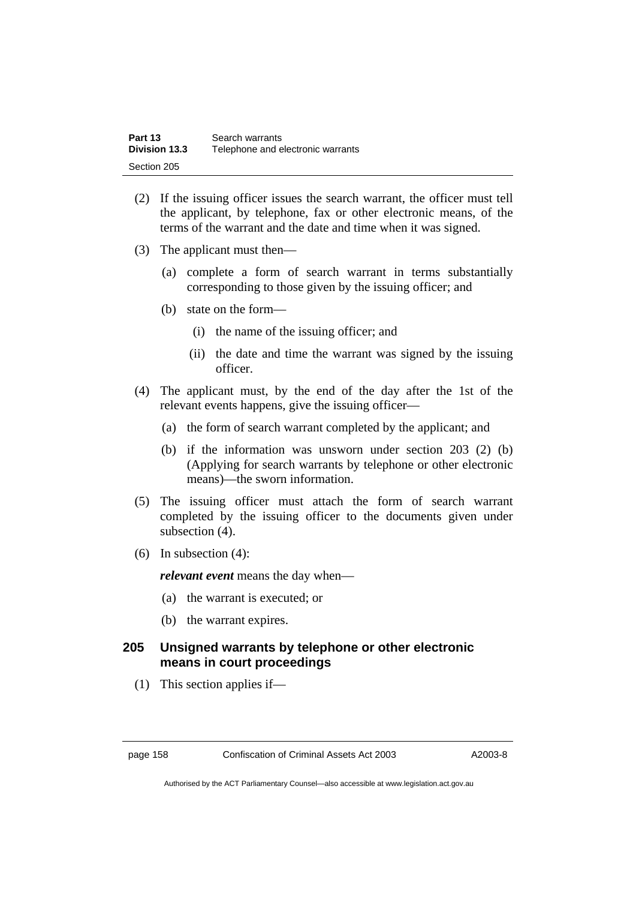(2) If the issuing officer issues the search warrant, the officer must tell the applicant, by telephone, fax or other electronic means, of the terms of the warrant and the date and time when it was signed.

(3) The applicant must then—

(a) complete a form of search warrant in terms substantially corresponding to those given by the issuing officer; and

(b) state on the form—

(i) the name of the issuing officer; and

(ii) the date and time the warrant was signed by the issuing officer.

(4) The applicant must, by the end of the day after the 1st of the relevant events happens, give the issuing officer—

(a) the form of search warrant completed by the applicant; and

(b) if the information was unsworn under section 203 (2) (b) (Applying for search warrants by telephone or other electronic means)—the sworn information.

(5) The issuing officer must attach the form of search warrant completed by the issuing officer to the documents given under subsection (4).

(6) In subsection (4):

***relevant event*** means the day when—

(a) the warrant is executed; or

(b) the warrant expires.

### 205 Unsigned warrants by telephone or other electronic means in court proceedings

(1) This section applies if—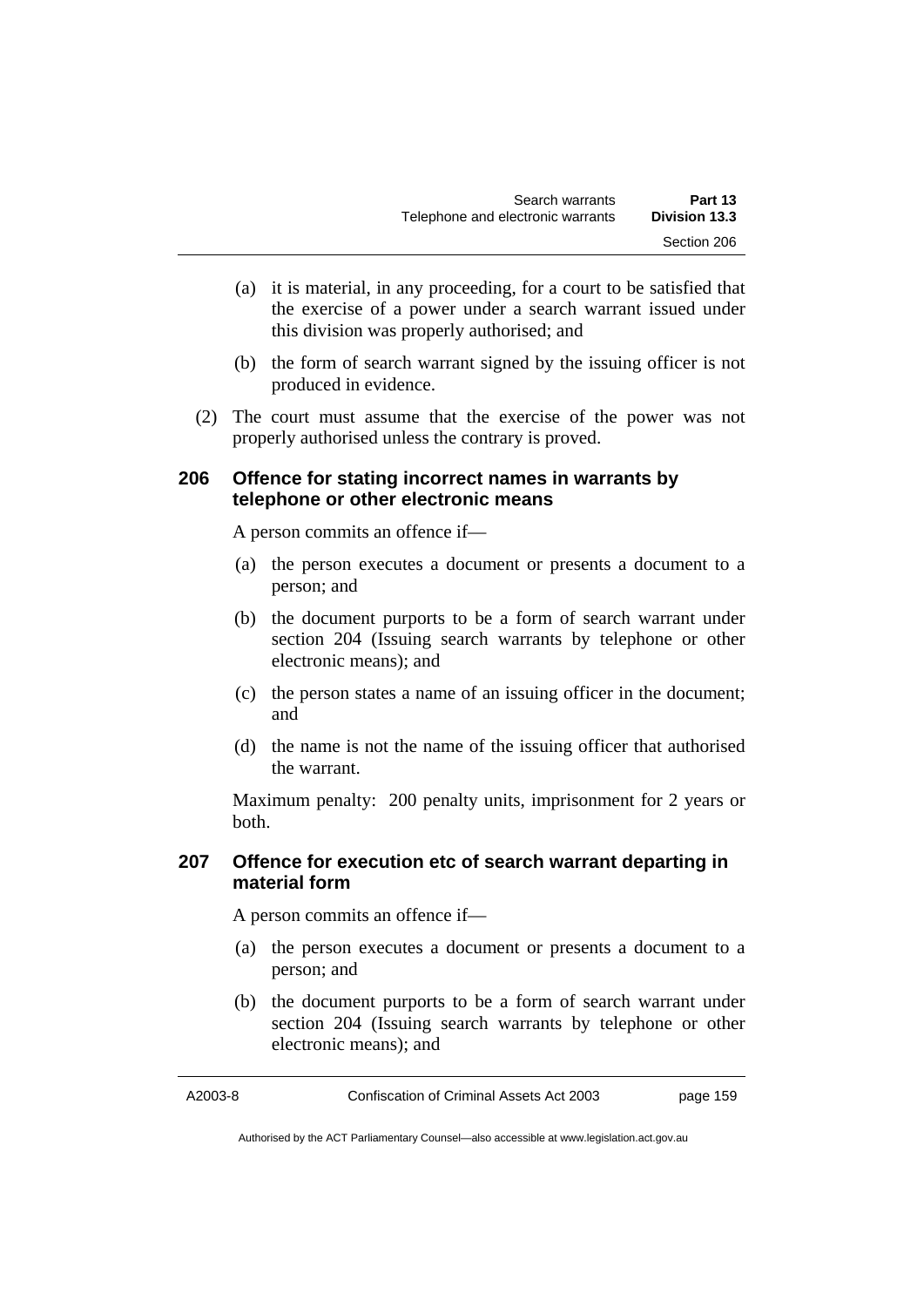(a) it is material, in any proceeding, for a court to be satisfied that the exercise of a power under a search warrant issued under this division was properly authorised; and

(b) the form of search warrant signed by the issuing officer is not produced in evidence.

(2) The court must assume that the exercise of the power was not properly authorised unless the contrary is proved.

### 206 Offence for stating incorrect names in warrants by telephone or other electronic means

A person commits an offence if—

(a) the person executes a document or presents a document to a person; and

(b) the document purports to be a form of search warrant under section 204 (Issuing search warrants by telephone or other electronic means); and

(c) the person states a name of an issuing officer in the document; and

(d) the name is not the name of the issuing officer that authorised the warrant.

Maximum penalty: 200 penalty units, imprisonment for 2 years or both.

### 207 Offence for execution etc of search warrant departing in material form

A person commits an offence if—

(a) the person executes a document or presents a document to a person; and

(b) the document purports to be a form of search warrant under section 204 (Issuing search warrants by telephone or other electronic means); and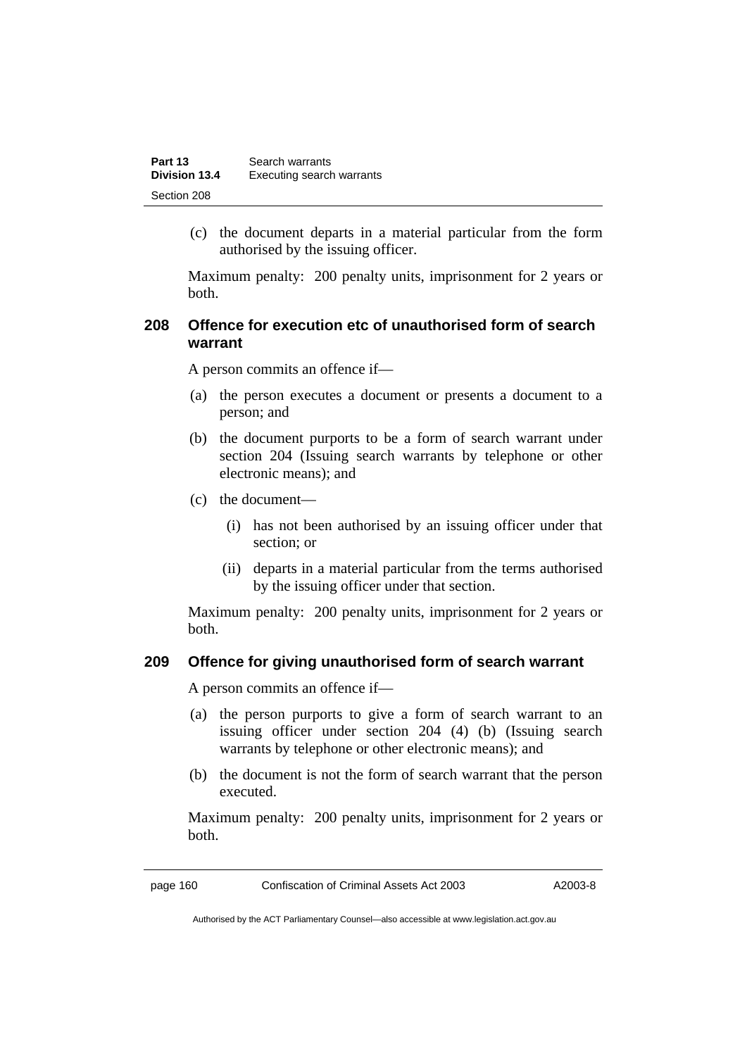(c) the document departs in a material particular from the form authorised by the issuing officer.

Maximum penalty: 200 penalty units, imprisonment for 2 years or both.

## 208 Offence for execution etc of unauthorised form of search warrant

A person commits an offence if—

(a) the person executes a document or presents a document to a person; and

(b) the document purports to be a form of search warrant under section 204 (Issuing search warrants by telephone or other electronic means); and

(c) the document—

  (i) has not been authorised by an issuing officer under that section; or

  (ii) departs in a material particular from the terms authorised by the issuing officer under that section.

Maximum penalty: 200 penalty units, imprisonment for 2 years or both.

## 209 Offence for giving unauthorised form of search warrant

A person commits an offence if—

(a) the person purports to give a form of search warrant to an issuing officer under section 204 (4) (b) (Issuing search warrants by telephone or other electronic means); and

(b) the document is not the form of search warrant that the person executed.

Maximum penalty: 200 penalty units, imprisonment for 2 years or both.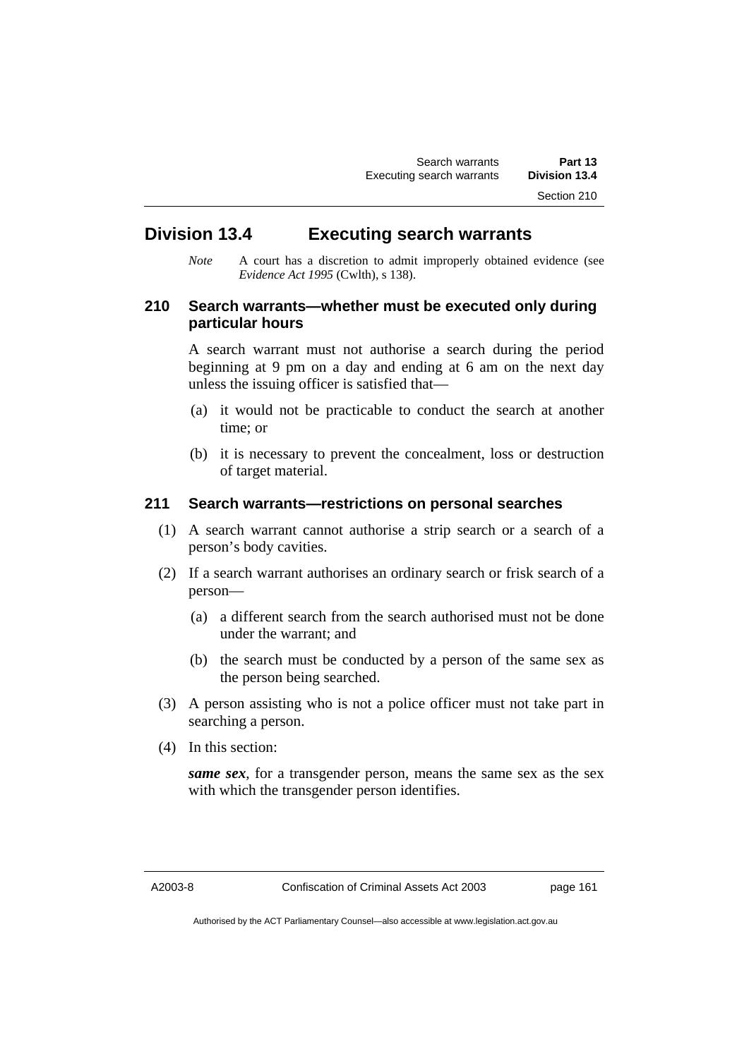## Division 13.4 Executing search warrants

*Note* A court has a discretion to admit improperly obtained evidence (see *Evidence Act 1995* (Cwlth), s 138).

### 210 Search warrants—whether must be executed only during particular hours

A search warrant must not authorise a search during the period beginning at 9 pm on a day and ending at 6 am on the next day unless the issuing officer is satisfied that—

(a) it would not be practicable to conduct the search at another time; or

(b) it is necessary to prevent the concealment, loss or destruction of target material.

### 211 Search warrants—restrictions on personal searches

(1) A search warrant cannot authorise a strip search or a search of a person's body cavities.

(2) If a search warrant authorises an ordinary search or frisk search of a person—

(a) a different search from the search authorised must not be done under the warrant; and

(b) the search must be conducted by a person of the same sex as the person being searched.

(3) A person assisting who is not a police officer must not take part in searching a person.

(4) In this section:

***same sex***, for a transgender person, means the same sex as the sex with which the transgender person identifies.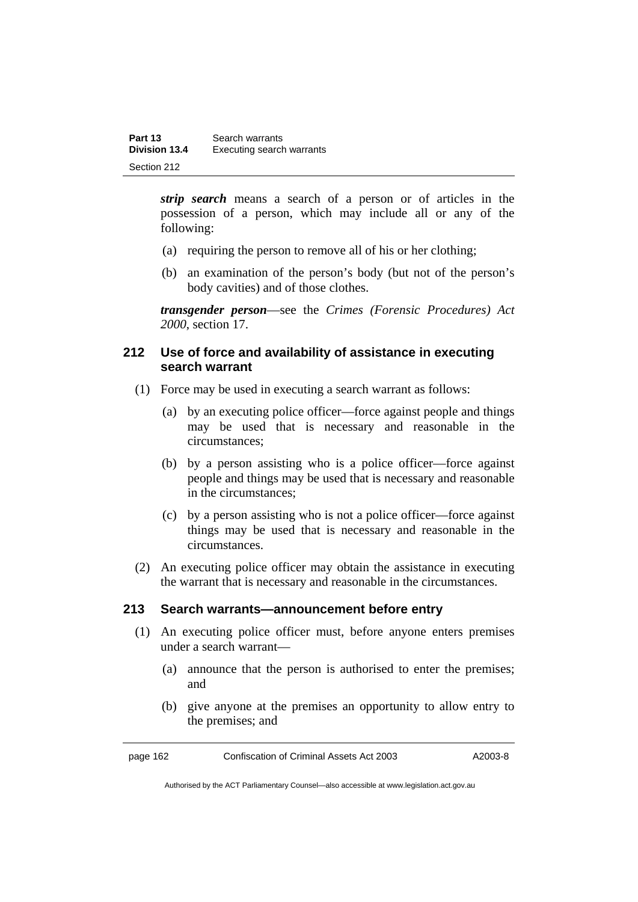***strip search*** means a search of a person or of articles in the possession of a person, which may include all or any of the following:

(a) requiring the person to remove all of his or her clothing;

(b) an examination of the person's body (but not of the person's body cavities) and of those clothes.

***transgender person***—see the *Crimes (Forensic Procedures) Act 2000*, section 17.

### 212 Use of force and availability of assistance in executing search warrant

(1) Force may be used in executing a search warrant as follows:

(a) by an executing police officer—force against people and things may be used that is necessary and reasonable in the circumstances;

(b) by a person assisting who is a police officer—force against people and things may be used that is necessary and reasonable in the circumstances;

(c) by a person assisting who is not a police officer—force against things may be used that is necessary and reasonable in the circumstances.

(2) An executing police officer may obtain the assistance in executing the warrant that is necessary and reasonable in the circumstances.

### 213 Search warrants—announcement before entry

(1) An executing police officer must, before anyone enters premises under a search warrant—

(a) announce that the person is authorised to enter the premises; and

(b) give anyone at the premises an opportunity to allow entry to the premises; and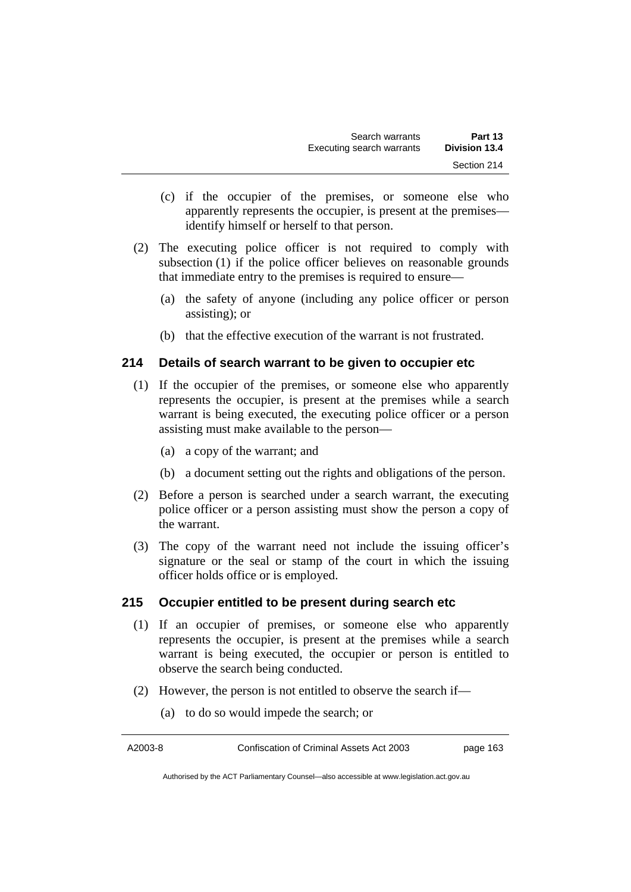(c) if the occupier of the premises, or someone else who apparently represents the occupier, is present at the premises—identify himself or herself to that person.

(2) The executing police officer is not required to comply with subsection (1) if the police officer believes on reasonable grounds that immediate entry to the premises is required to ensure—

(a) the safety of anyone (including any police officer or person assisting); or

(b) that the effective execution of the warrant is not frustrated.

## 214 Details of search warrant to be given to occupier etc

(1) If the occupier of the premises, or someone else who apparently represents the occupier, is present at the premises while a search warrant is being executed, the executing police officer or a person assisting must make available to the person—

(a) a copy of the warrant; and

(b) a document setting out the rights and obligations of the person.

(2) Before a person is searched under a search warrant, the executing police officer or a person assisting must show the person a copy of the warrant.

(3) The copy of the warrant need not include the issuing officer's signature or the seal or stamp of the court in which the issuing officer holds office or is employed.

## 215 Occupier entitled to be present during search etc

(1) If an occupier of premises, or someone else who apparently represents the occupier, is present at the premises while a search warrant is being executed, the occupier or person is entitled to observe the search being conducted.

(2) However, the person is not entitled to observe the search if—

(a) to do so would impede the search; or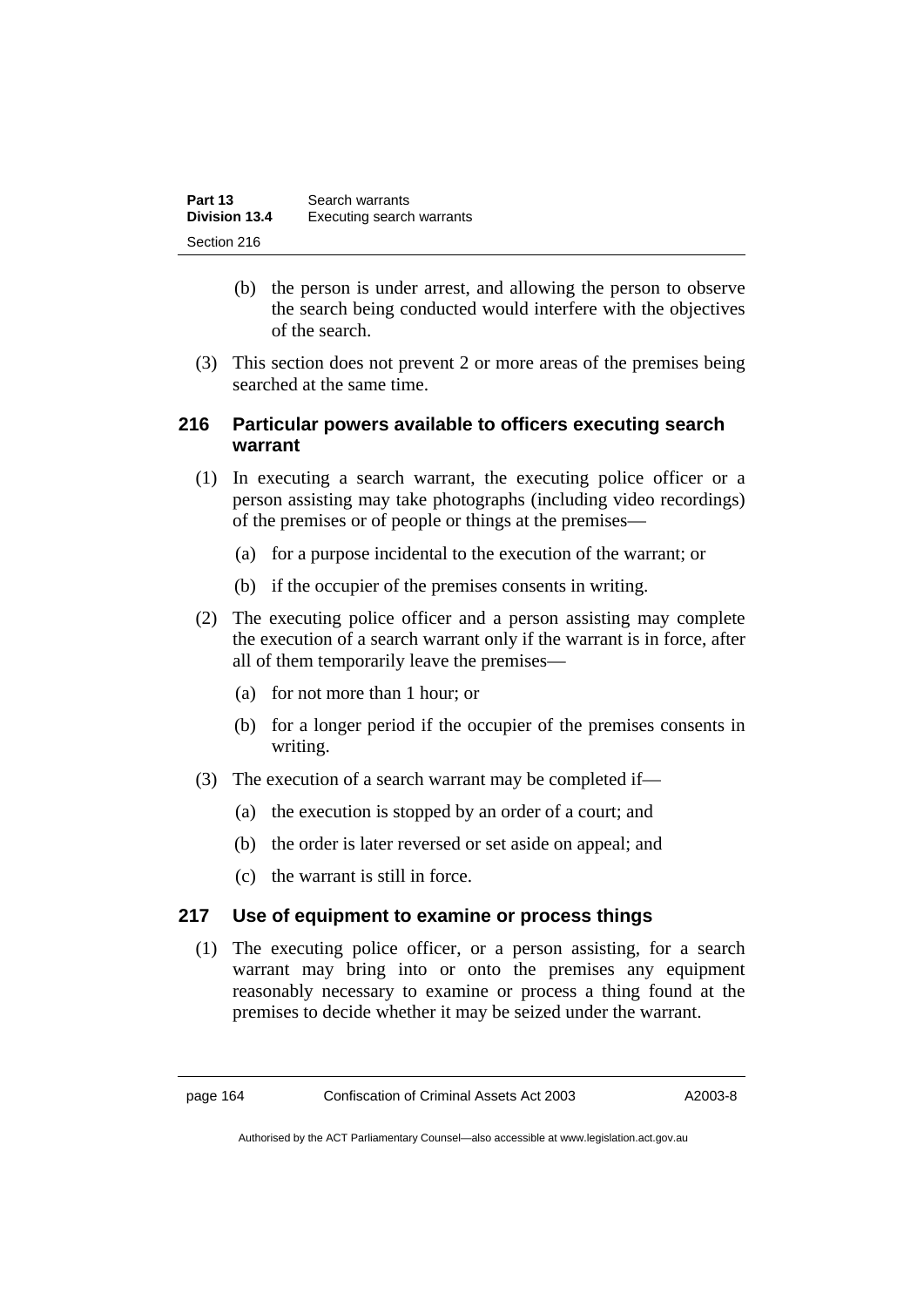(b) the person is under arrest, and allowing the person to observe the search being conducted would interfere with the objectives of the search.

(3) This section does not prevent 2 or more areas of the premises being searched at the same time.

### 216 Particular powers available to officers executing search warrant

(1) In executing a search warrant, the executing police officer or a person assisting may take photographs (including video recordings) of the premises or of people or things at the premises—

(a) for a purpose incidental to the execution of the warrant; or

(b) if the occupier of the premises consents in writing.

(2) The executing police officer and a person assisting may complete the execution of a search warrant only if the warrant is in force, after all of them temporarily leave the premises—

(a) for not more than 1 hour; or

(b) for a longer period if the occupier of the premises consents in writing.

(3) The execution of a search warrant may be completed if—

(a) the execution is stopped by an order of a court; and

(b) the order is later reversed or set aside on appeal; and

(c) the warrant is still in force.

### 217 Use of equipment to examine or process things

(1) The executing police officer, or a person assisting, for a search warrant may bring into or onto the premises any equipment reasonably necessary to examine or process a thing found at the premises to decide whether it may be seized under the warrant.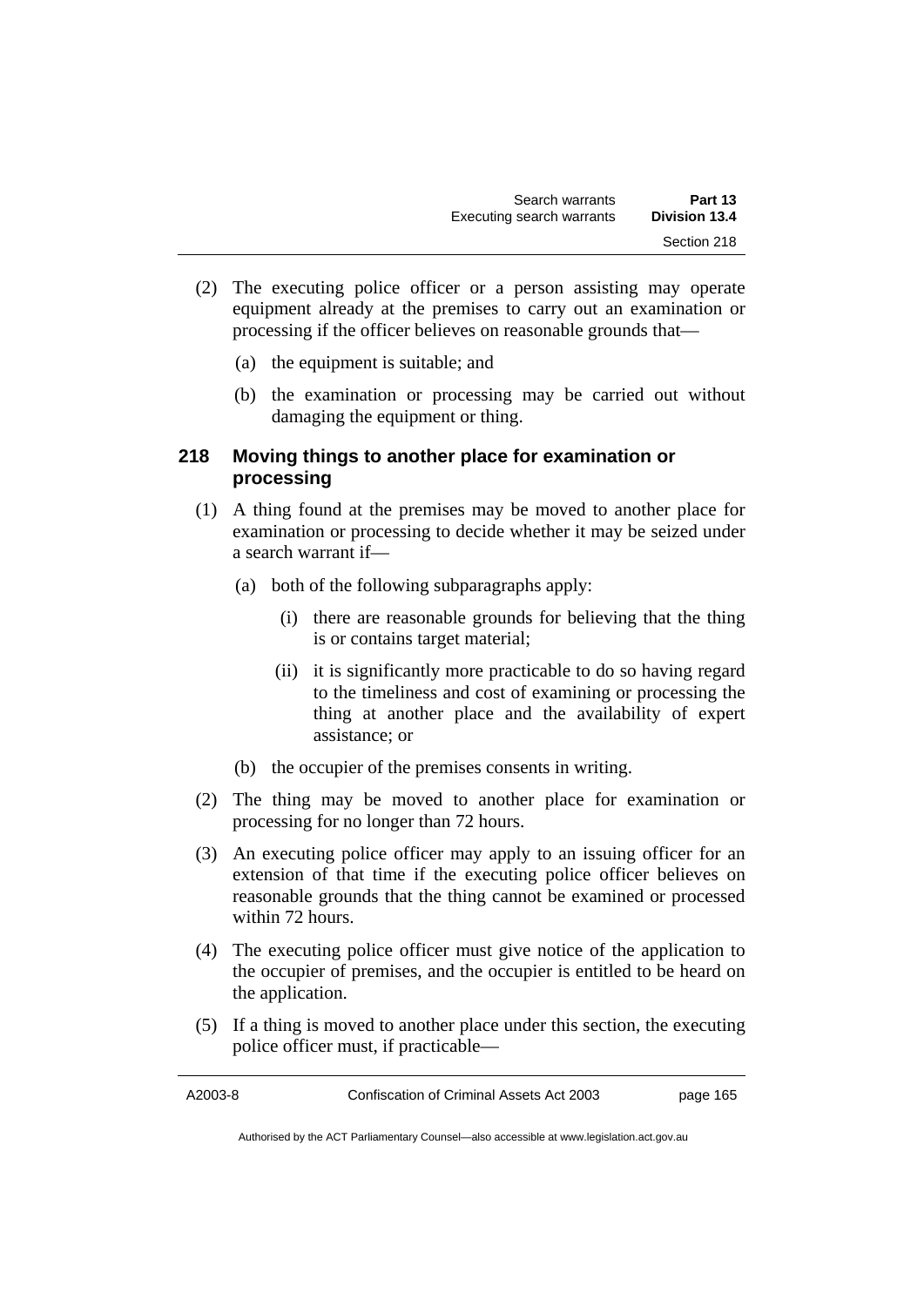(2) The executing police officer or a person assisting may operate equipment already at the premises to carry out an examination or processing if the officer believes on reasonable grounds that—

(a) the equipment is suitable; and

(b) the examination or processing may be carried out without damaging the equipment or thing.

### 218 Moving things to another place for examination or processing

(1) A thing found at the premises may be moved to another place for examination or processing to decide whether it may be seized under a search warrant if—

(a) both of the following subparagraphs apply:

(i) there are reasonable grounds for believing that the thing is or contains target material;

(ii) it is significantly more practicable to do so having regard to the timeliness and cost of examining or processing the thing at another place and the availability of expert assistance; or

(b) the occupier of the premises consents in writing.

(2) The thing may be moved to another place for examination or processing for no longer than 72 hours.

(3) An executing police officer may apply to an issuing officer for an extension of that time if the executing police officer believes on reasonable grounds that the thing cannot be examined or processed within 72 hours.

(4) The executing police officer must give notice of the application to the occupier of premises, and the occupier is entitled to be heard on the application.

(5) If a thing is moved to another place under this section, the executing police officer must, if practicable—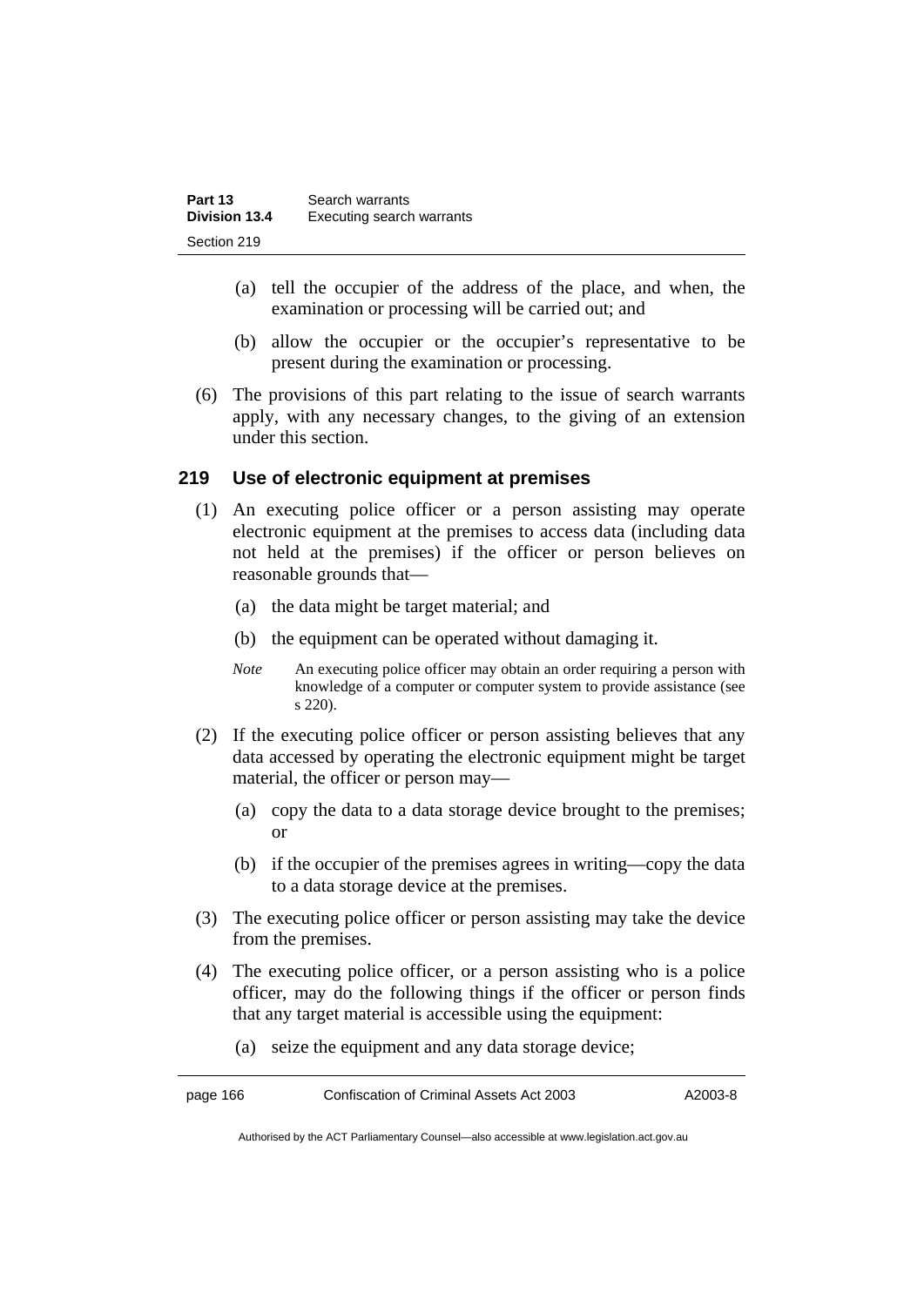(a) tell the occupier of the address of the place, and when, the examination or processing will be carried out; and

(b) allow the occupier or the occupier's representative to be present during the examination or processing.

(6) The provisions of this part relating to the issue of search warrants apply, with any necessary changes, to the giving of an extension under this section.

### 219 Use of electronic equipment at premises

(1) An executing police officer or a person assisting may operate electronic equipment at the premises to access data (including data not held at the premises) if the officer or person believes on reasonable grounds that—

(a) the data might be target material; and

(b) the equipment can be operated without damaging it.

*Note* An executing police officer may obtain an order requiring a person with knowledge of a computer or computer system to provide assistance (see s 220).

(2) If the executing police officer or person assisting believes that any data accessed by operating the electronic equipment might be target material, the officer or person may—

(a) copy the data to a data storage device brought to the premises; or

(b) if the occupier of the premises agrees in writing—copy the data to a data storage device at the premises.

(3) The executing police officer or person assisting may take the device from the premises.

(4) The executing police officer, or a person assisting who is a police officer, may do the following things if the officer or person finds that any target material is accessible using the equipment:

(a) seize the equipment and any data storage device;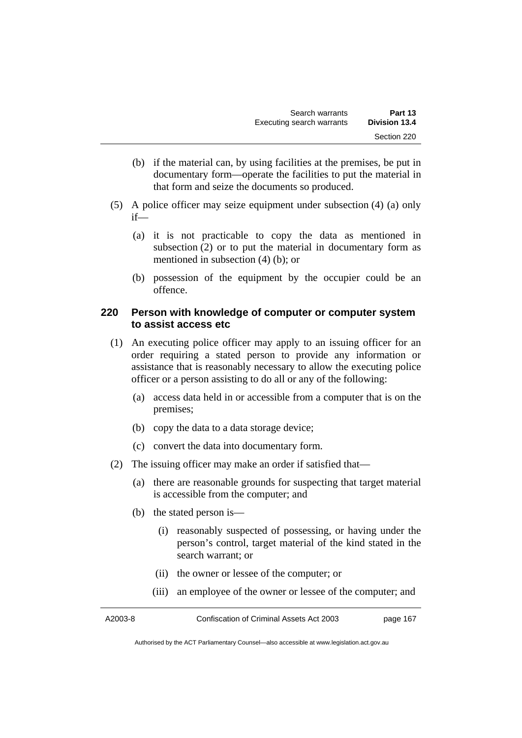(b) if the material can, by using facilities at the premises, be put in documentary form—operate the facilities to put the material in that form and seize the documents so produced.

(5) A police officer may seize equipment under subsection (4) (a) only if—

(a) it is not practicable to copy the data as mentioned in subsection (2) or to put the material in documentary form as mentioned in subsection (4) (b); or

(b) possession of the equipment by the occupier could be an offence.

### 220 Person with knowledge of computer or computer system to assist access etc

(1) An executing police officer may apply to an issuing officer for an order requiring a stated person to provide any information or assistance that is reasonably necessary to allow the executing police officer or a person assisting to do all or any of the following:

(a) access data held in or accessible from a computer that is on the premises;

(b) copy the data to a data storage device;

(c) convert the data into documentary form.

(2) The issuing officer may make an order if satisfied that—

(a) there are reasonable grounds for suspecting that target material is accessible from the computer; and

(b) the stated person is—

(i) reasonably suspected of possessing, or having under the person's control, target material of the kind stated in the search warrant; or

(ii) the owner or lessee of the computer; or

(iii) an employee of the owner or lessee of the computer; and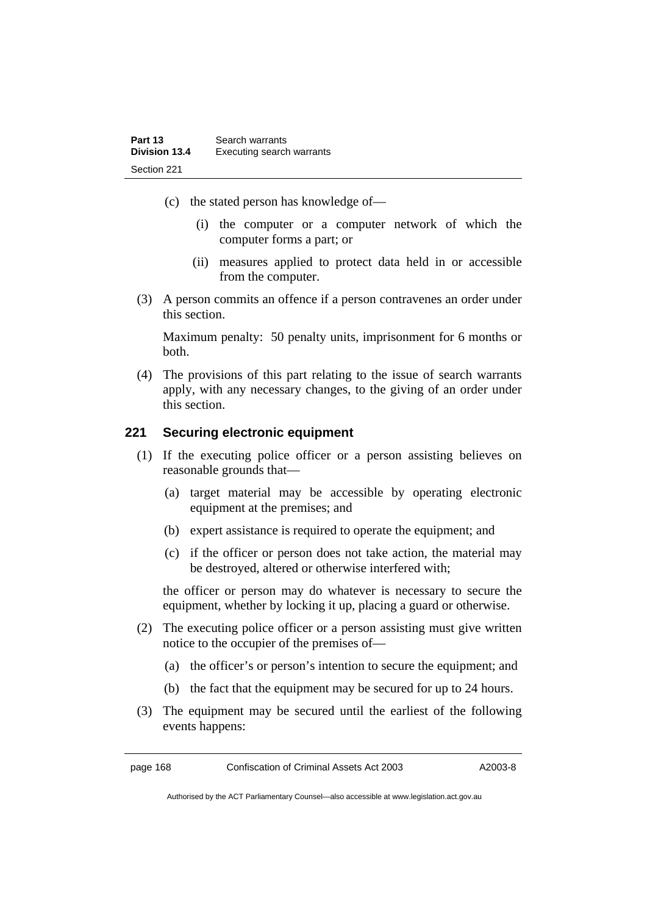(c) the stated person has knowledge of—

(i) the computer or a computer network of which the computer forms a part; or

(ii) measures applied to protect data held in or accessible from the computer.

(3) A person commits an offence if a person contravenes an order under this section.

Maximum penalty: 50 penalty units, imprisonment for 6 months or both.

(4) The provisions of this part relating to the issue of search warrants apply, with any necessary changes, to the giving of an order under this section.

### 221 Securing electronic equipment

(1) If the executing police officer or a person assisting believes on reasonable grounds that—

(a) target material may be accessible by operating electronic equipment at the premises; and

(b) expert assistance is required to operate the equipment; and

(c) if the officer or person does not take action, the material may be destroyed, altered or otherwise interfered with;

the officer or person may do whatever is necessary to secure the equipment, whether by locking it up, placing a guard or otherwise.

(2) The executing police officer or a person assisting must give written notice to the occupier of the premises of—

(a) the officer's or person's intention to secure the equipment; and

(b) the fact that the equipment may be secured for up to 24 hours.

(3) The equipment may be secured until the earliest of the following events happens: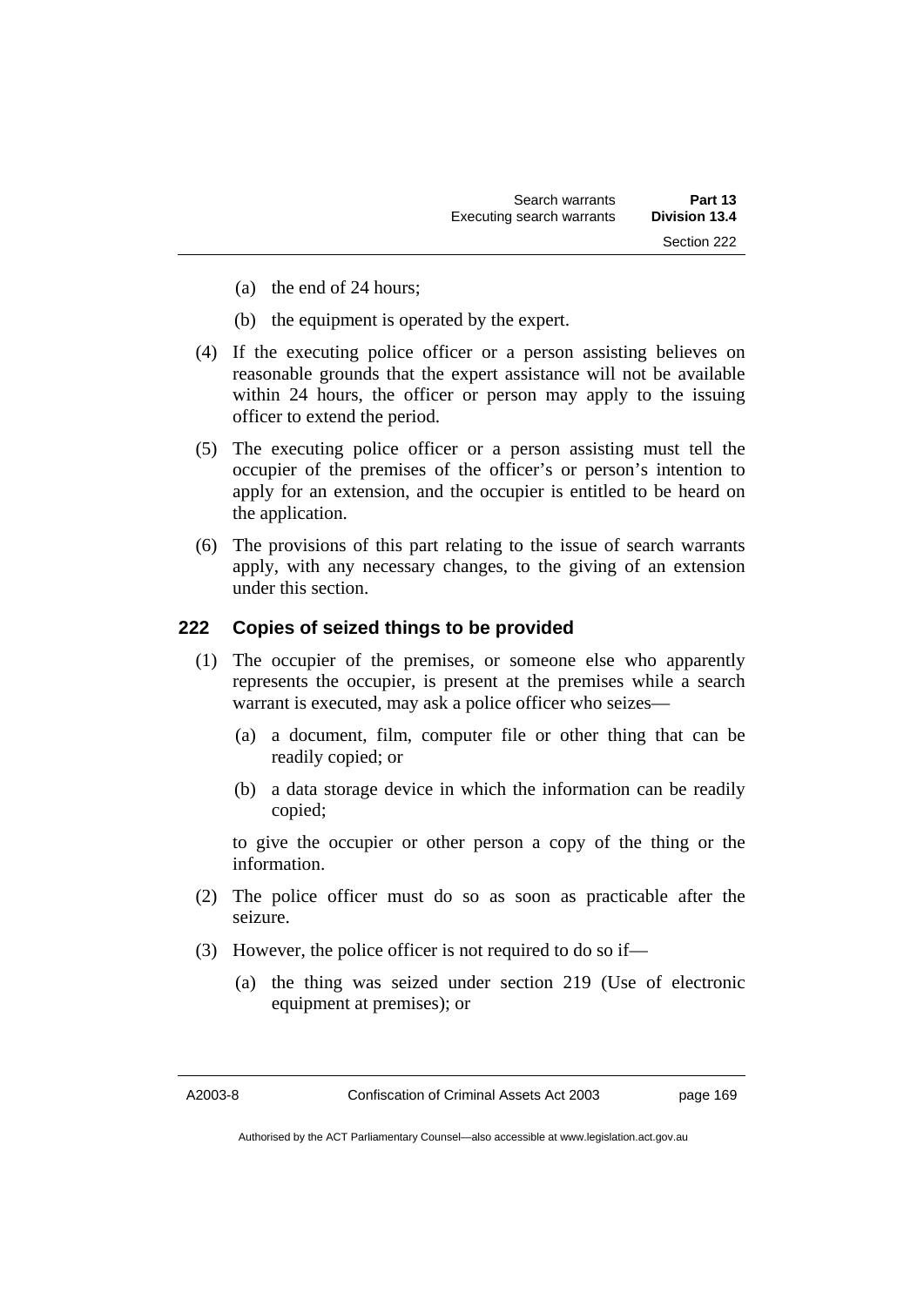(a) the end of 24 hours;

(b) the equipment is operated by the expert.

(4) If the executing police officer or a person assisting believes on reasonable grounds that the expert assistance will not be available within 24 hours, the officer or person may apply to the issuing officer to extend the period.

(5) The executing police officer or a person assisting must tell the occupier of the premises of the officer's or person's intention to apply for an extension, and the occupier is entitled to be heard on the application.

(6) The provisions of this part relating to the issue of search warrants apply, with any necessary changes, to the giving of an extension under this section.

## 222 Copies of seized things to be provided

(1) The occupier of the premises, or someone else who apparently represents the occupier, is present at the premises while a search warrant is executed, may ask a police officer who seizes—

(a) a document, film, computer file or other thing that can be readily copied; or

(b) a data storage device in which the information can be readily copied;

to give the occupier or other person a copy of the thing or the information.

(2) The police officer must do so as soon as practicable after the seizure.

(3) However, the police officer is not required to do so if—

(a) the thing was seized under section 219 (Use of electronic equipment at premises); or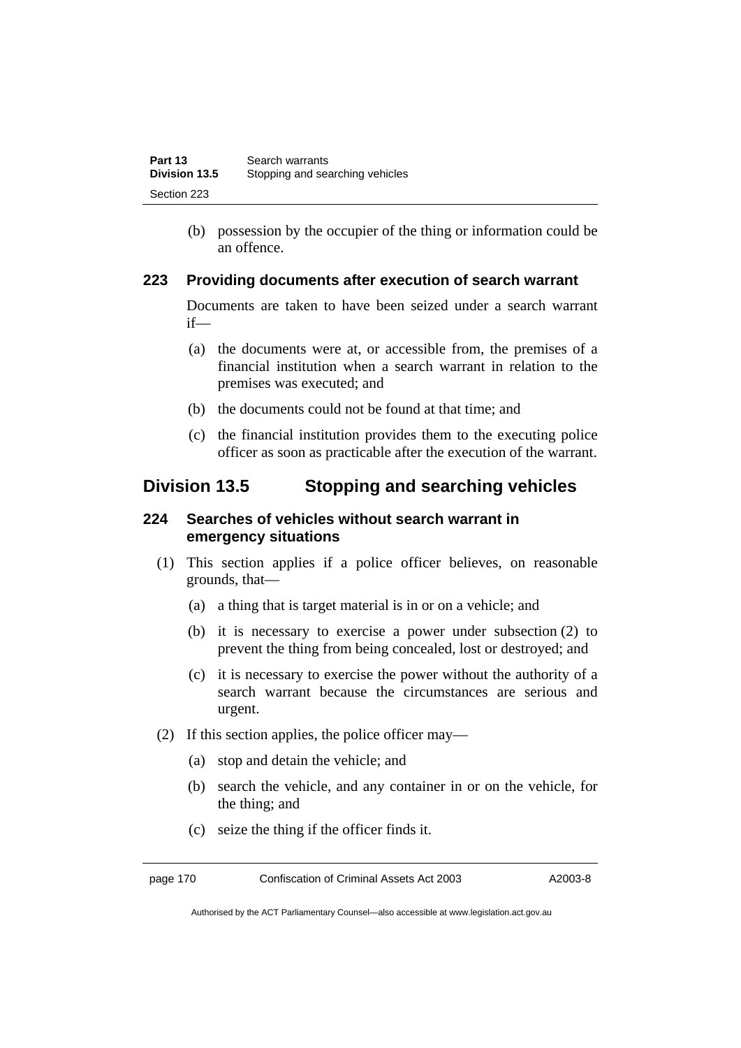(b) possession by the occupier of the thing or information could be an offence.

### 223 Providing documents after execution of search warrant

Documents are taken to have been seized under a search warrant if—

(a) the documents were at, or accessible from, the premises of a financial institution when a search warrant in relation to the premises was executed; and

(b) the documents could not be found at that time; and

(c) the financial institution provides them to the executing police officer as soon as practicable after the execution of the warrant.

## Division 13.5 Stopping and searching vehicles

### 224 Searches of vehicles without search warrant in emergency situations

(1) This section applies if a police officer believes, on reasonable grounds, that—

(a) a thing that is target material is in or on a vehicle; and

(b) it is necessary to exercise a power under subsection (2) to prevent the thing from being concealed, lost or destroyed; and

(c) it is necessary to exercise the power without the authority of a search warrant because the circumstances are serious and urgent.

(2) If this section applies, the police officer may—

(a) stop and detain the vehicle; and

(b) search the vehicle, and any container in or on the vehicle, for the thing; and

(c) seize the thing if the officer finds it.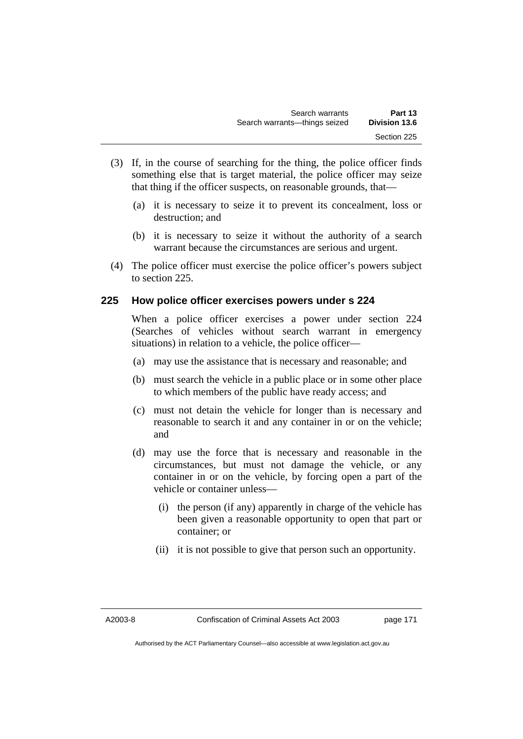(3) If, in the course of searching for the thing, the police officer finds something else that is target material, the police officer may seize that thing if the officer suspects, on reasonable grounds, that—

(a) it is necessary to seize it to prevent its concealment, loss or destruction; and

(b) it is necessary to seize it without the authority of a search warrant because the circumstances are serious and urgent.

(4) The police officer must exercise the police officer's powers subject to section 225.

### 225 How police officer exercises powers under s 224

When a police officer exercises a power under section 224 (Searches of vehicles without search warrant in emergency situations) in relation to a vehicle, the police officer—

(a) may use the assistance that is necessary and reasonable; and

(b) must search the vehicle in a public place or in some other place to which members of the public have ready access; and

(c) must not detain the vehicle for longer than is necessary and reasonable to search it and any container in or on the vehicle; and

(d) may use the force that is necessary and reasonable in the circumstances, but must not damage the vehicle, or any container in or on the vehicle, by forcing open a part of the vehicle or container unless—

(i) the person (if any) apparently in charge of the vehicle has been given a reasonable opportunity to open that part or container; or

(ii) it is not possible to give that person such an opportunity.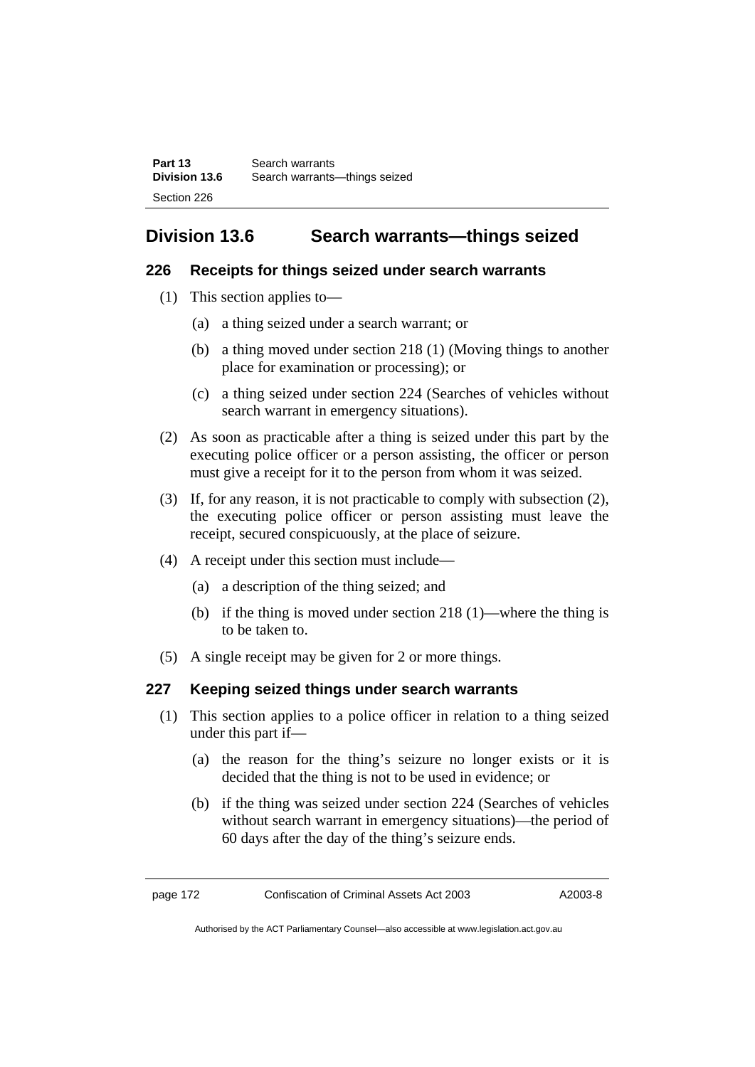## Division 13.6 Search warrants—things seized

### 226 Receipts for things seized under search warrants

(1) This section applies to—

(a) a thing seized under a search warrant; or

(b) a thing moved under section 218 (1) (Moving things to another place for examination or processing); or

(c) a thing seized under section 224 (Searches of vehicles without search warrant in emergency situations).

(2) As soon as practicable after a thing is seized under this part by the executing police officer or a person assisting, the officer or person must give a receipt for it to the person from whom it was seized.

(3) If, for any reason, it is not practicable to comply with subsection (2), the executing police officer or person assisting must leave the receipt, secured conspicuously, at the place of seizure.

(4) A receipt under this section must include—

(a) a description of the thing seized; and

(b) if the thing is moved under section 218 (1)—where the thing is to be taken to.

(5) A single receipt may be given for 2 or more things.

### 227 Keeping seized things under search warrants

(1) This section applies to a police officer in relation to a thing seized under this part if—

(a) the reason for the thing's seizure no longer exists or it is decided that the thing is not to be used in evidence; or

(b) if the thing was seized under section 224 (Searches of vehicles without search warrant in emergency situations)—the period of 60 days after the day of the thing's seizure ends.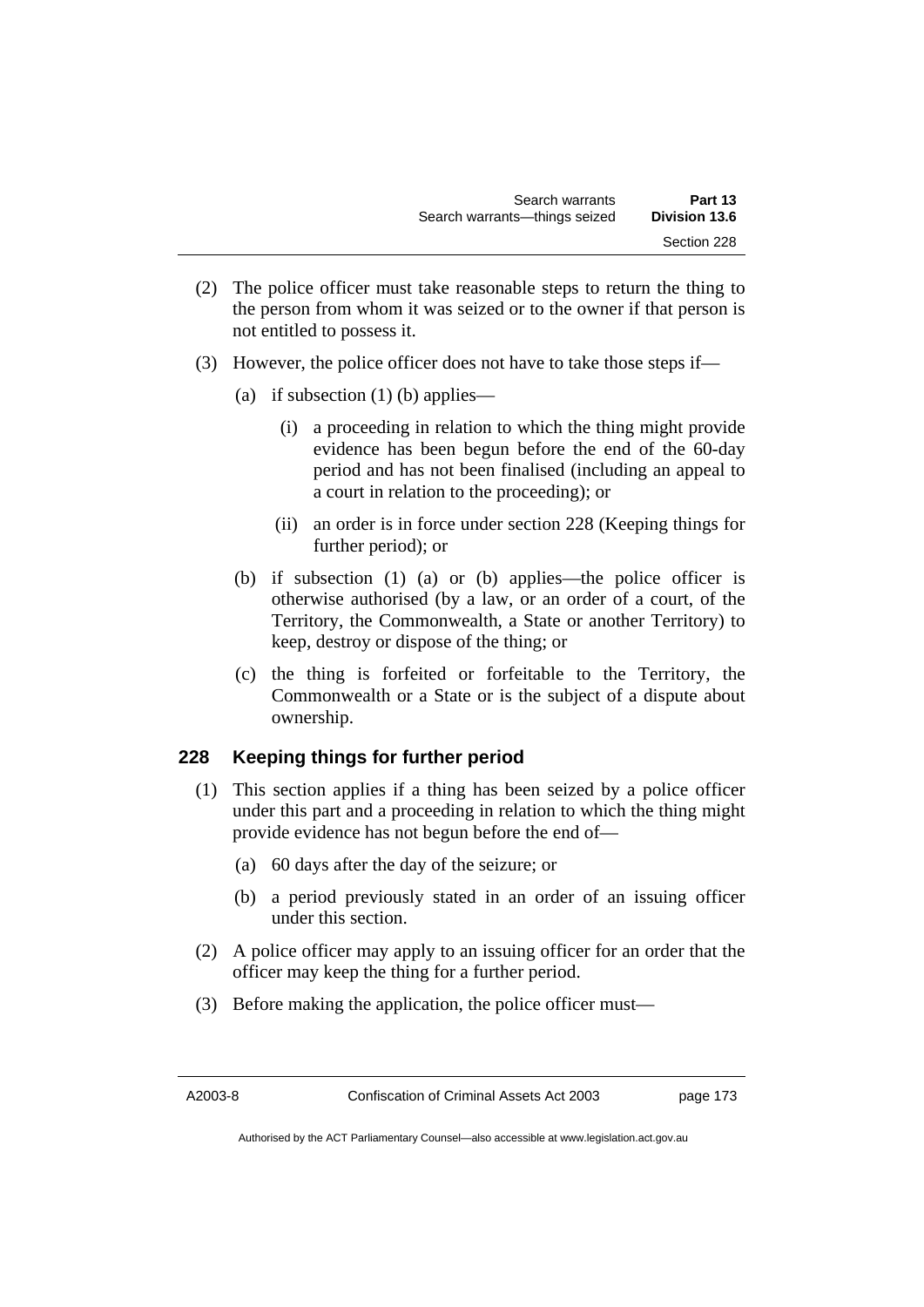(2) The police officer must take reasonable steps to return the thing to the person from whom it was seized or to the owner if that person is not entitled to possess it.

(3) However, the police officer does not have to take those steps if—

(a) if subsection (1) (b) applies—

(i) a proceeding in relation to which the thing might provide evidence has been begun before the end of the 60-day period and has not been finalised (including an appeal to a court in relation to the proceeding); or

(ii) an order is in force under section 228 (Keeping things for further period); or

(b) if subsection (1) (a) or (b) applies—the police officer is otherwise authorised (by a law, or an order of a court, of the Territory, the Commonwealth, a State or another Territory) to keep, destroy or dispose of the thing; or

(c) the thing is forfeited or forfeitable to the Territory, the Commonwealth or a State or is the subject of a dispute about ownership.

## 228 Keeping things for further period

(1) This section applies if a thing has been seized by a police officer under this part and a proceeding in relation to which the thing might provide evidence has not begun before the end of—

(a) 60 days after the day of the seizure; or

(b) a period previously stated in an order of an issuing officer under this section.

(2) A police officer may apply to an issuing officer for an order that the officer may keep the thing for a further period.

(3) Before making the application, the police officer must—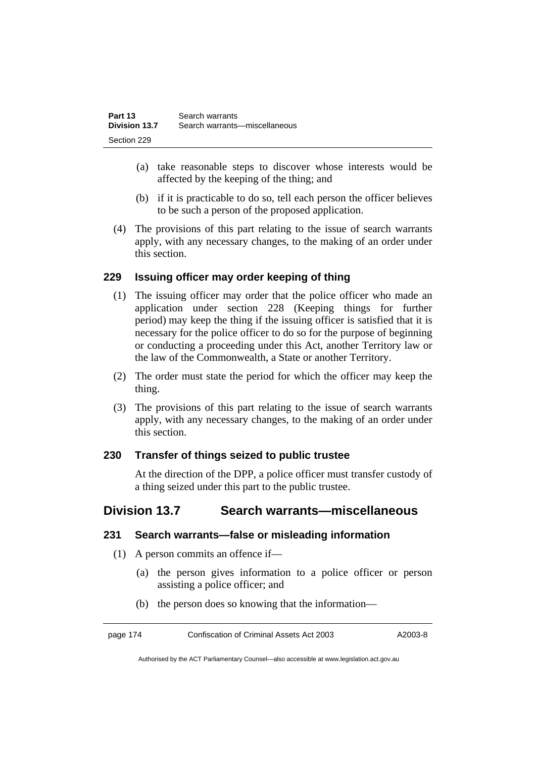(a) take reasonable steps to discover whose interests would be affected by the keeping of the thing; and

(b) if it is practicable to do so, tell each person the officer believes to be such a person of the proposed application.

(4) The provisions of this part relating to the issue of search warrants apply, with any necessary changes, to the making of an order under this section.

### 229 Issuing officer may order keeping of thing

(1) The issuing officer may order that the police officer who made an application under section 228 (Keeping things for further period) may keep the thing if the issuing officer is satisfied that it is necessary for the police officer to do so for the purpose of beginning or conducting a proceeding under this Act, another Territory law or the law of the Commonwealth, a State or another Territory.

(2) The order must state the period for which the officer may keep the thing.

(3) The provisions of this part relating to the issue of search warrants apply, with any necessary changes, to the making of an order under this section.

### 230 Transfer of things seized to public trustee

At the direction of the DPP, a police officer must transfer custody of a thing seized under this part to the public trustee.

## Division 13.7 Search warrants—miscellaneous

### 231 Search warrants—false or misleading information

(1) A person commits an offence if—

(a) the person gives information to a police officer or person assisting a police officer; and

(b) the person does so knowing that the information—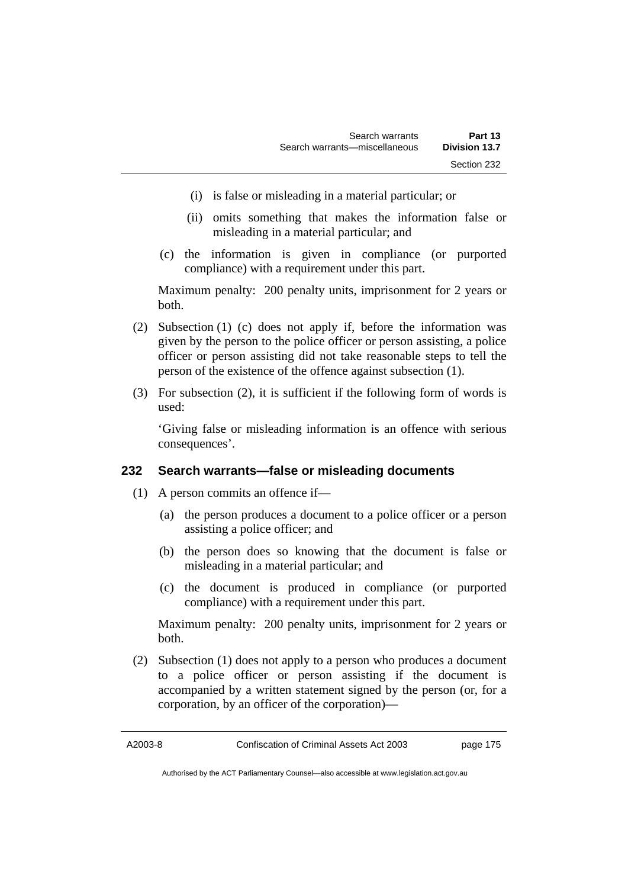(i) is false or misleading in a material particular; or

(ii) omits something that makes the information false or misleading in a material particular; and

(c) the information is given in compliance (or purported compliance) with a requirement under this part.

Maximum penalty: 200 penalty units, imprisonment for 2 years or both.

(2) Subsection (1) (c) does not apply if, before the information was given by the person to the police officer or person assisting, a police officer or person assisting did not take reasonable steps to tell the person of the existence of the offence against subsection (1).

(3) For subsection (2), it is sufficient if the following form of words is used:

'Giving false or misleading information is an offence with serious consequences'.

### 232 Search warrants—false or misleading documents

(1) A person commits an offence if—

(a) the person produces a document to a police officer or a person assisting a police officer; and

(b) the person does so knowing that the document is false or misleading in a material particular; and

(c) the document is produced in compliance (or purported compliance) with a requirement under this part.

Maximum penalty: 200 penalty units, imprisonment for 2 years or both.

(2) Subsection (1) does not apply to a person who produces a document to a police officer or person assisting if the document is accompanied by a written statement signed by the person (or, for a corporation, by an officer of the corporation)—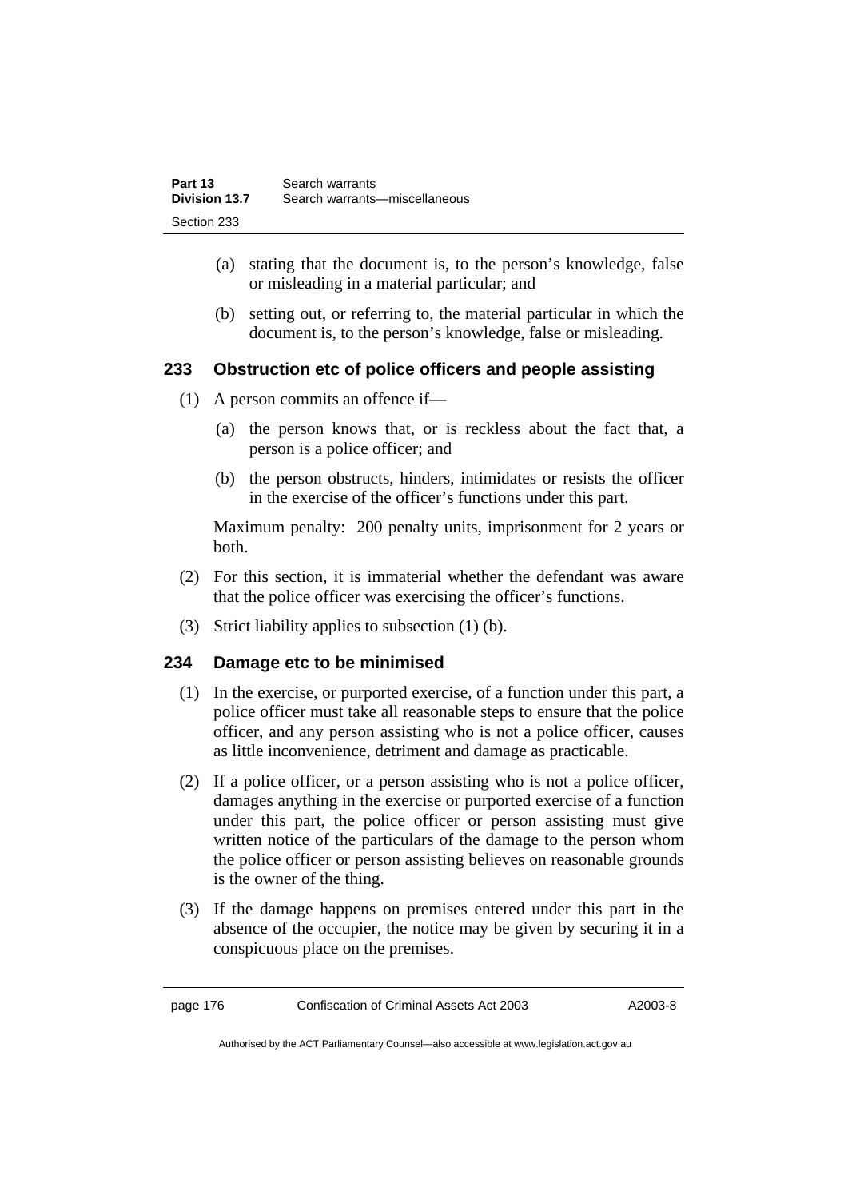(a) stating that the document is, to the person's knowledge, false or misleading in a material particular; and

(b) setting out, or referring to, the material particular in which the document is, to the person's knowledge, false or misleading.

### 233 Obstruction etc of police officers and people assisting

(1) A person commits an offence if—

(a) the person knows that, or is reckless about the fact that, a person is a police officer; and

(b) the person obstructs, hinders, intimidates or resists the officer in the exercise of the officer's functions under this part.

Maximum penalty: 200 penalty units, imprisonment for 2 years or both.

(2) For this section, it is immaterial whether the defendant was aware that the police officer was exercising the officer's functions.

(3) Strict liability applies to subsection (1) (b).

### 234 Damage etc to be minimised

(1) In the exercise, or purported exercise, of a function under this part, a police officer must take all reasonable steps to ensure that the police officer, and any person assisting who is not a police officer, causes as little inconvenience, detriment and damage as practicable.

(2) If a police officer, or a person assisting who is not a police officer, damages anything in the exercise or purported exercise of a function under this part, the police officer or person assisting must give written notice of the particulars of the damage to the person whom the police officer or person assisting believes on reasonable grounds is the owner of the thing.

(3) If the damage happens on premises entered under this part in the absence of the occupier, the notice may be given by securing it in a conspicuous place on the premises.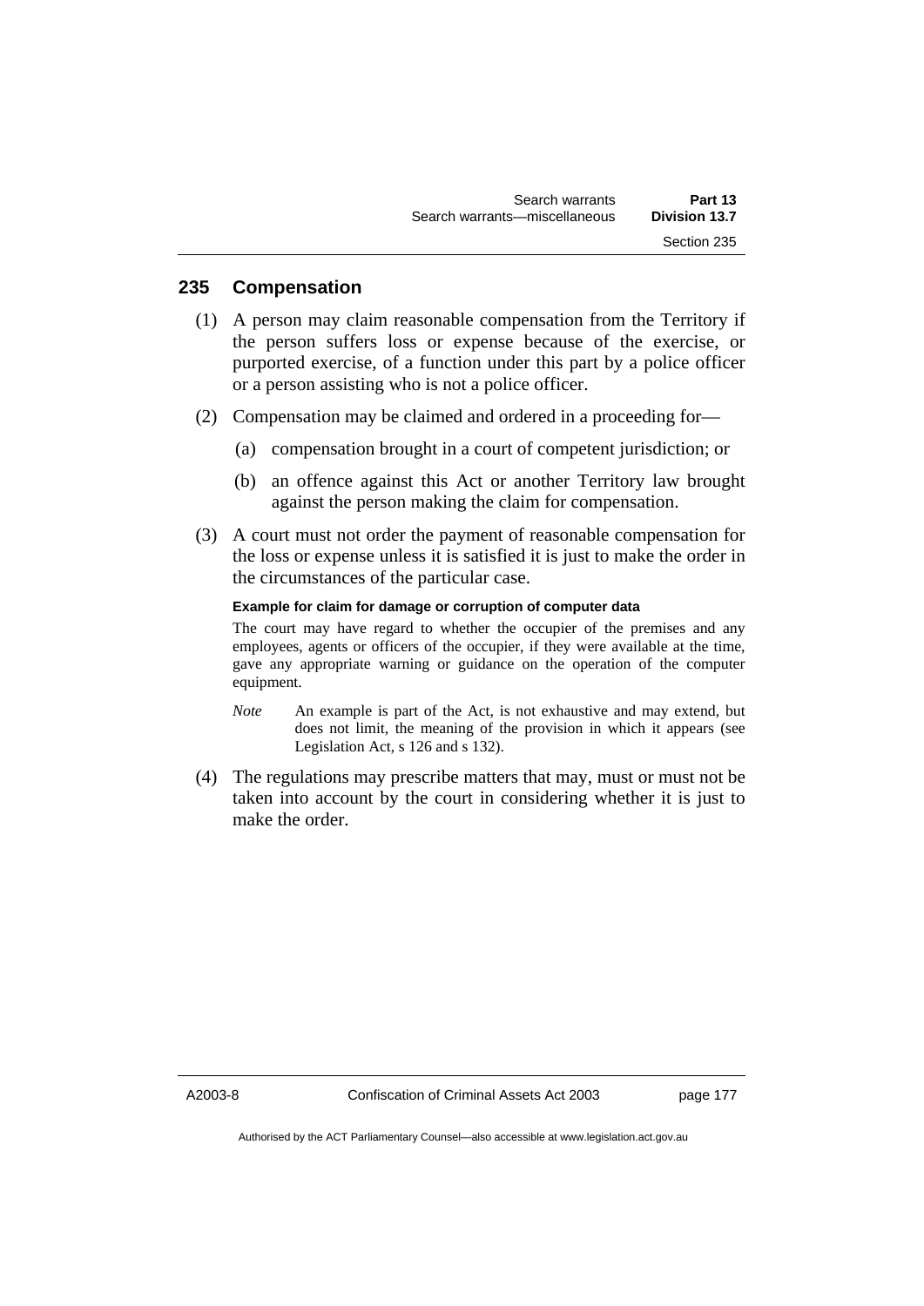## 235 Compensation

(1) A person may claim reasonable compensation from the Territory if the person suffers loss or expense because of the exercise, or purported exercise, of a function under this part by a police officer or a person assisting who is not a police officer.

(2) Compensation may be claimed and ordered in a proceeding for—

(a) compensation brought in a court of competent jurisdiction; or

(b) an offence against this Act or another Territory law brought against the person making the claim for compensation.

(3) A court must not order the payment of reasonable compensation for the loss or expense unless it is satisfied it is just to make the order in the circumstances of the particular case.

**Example for claim for damage or corruption of computer data**

The court may have regard to whether the occupier of the premises and any employees, agents or officers of the occupier, if they were available at the time, gave any appropriate warning or guidance on the operation of the computer equipment.

*Note* An example is part of the Act, is not exhaustive and may extend, but does not limit, the meaning of the provision in which it appears (see Legislation Act, s 126 and s 132).

(4) The regulations may prescribe matters that may, must or must not be taken into account by the court in considering whether it is just to make the order.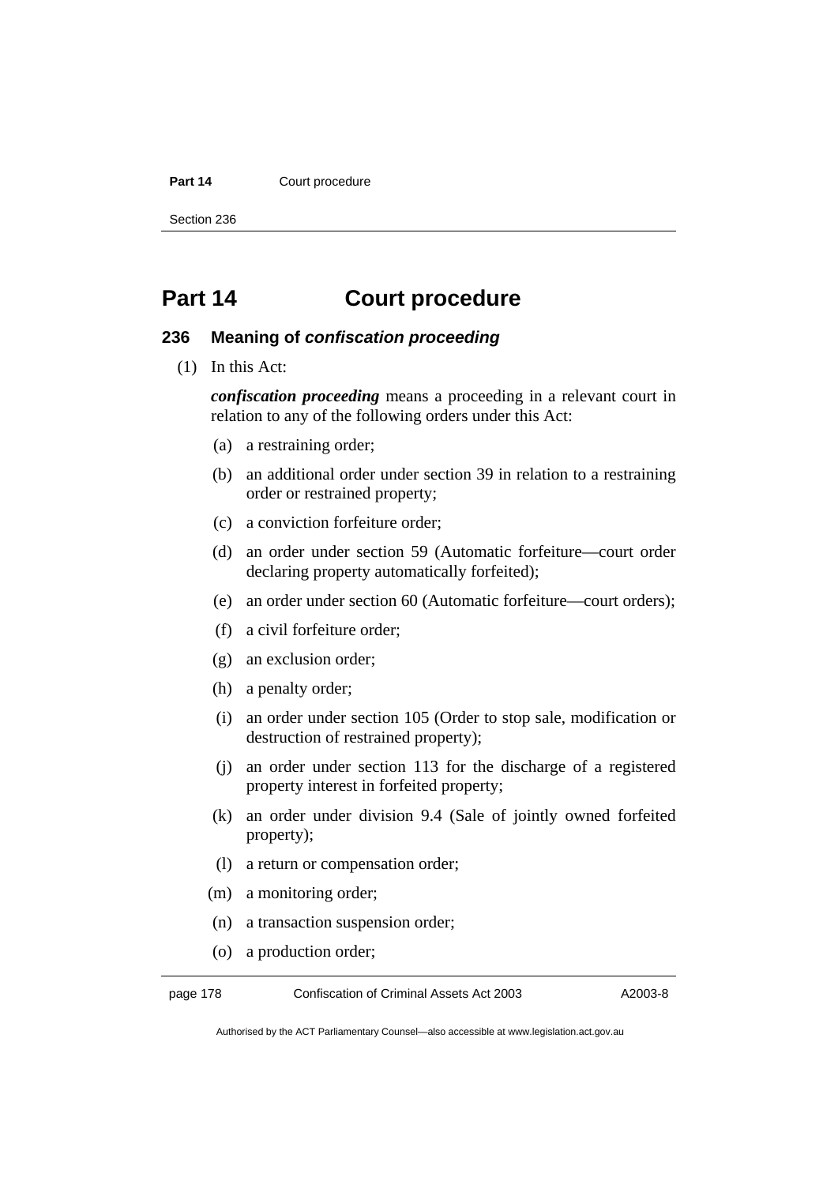# Part 14 Court procedure

### 236 Meaning of *confiscation proceeding*

(1) In this Act:

***confiscation proceeding*** means a proceeding in a relevant court in relation to any of the following orders under this Act:

(a) a restraining order;

(b) an additional order under section 39 in relation to a restraining order or restrained property;

(c) a conviction forfeiture order;

(d) an order under section 59 (Automatic forfeiture—court order declaring property automatically forfeited);

(e) an order under section 60 (Automatic forfeiture—court orders);

(f) a civil forfeiture order;

(g) an exclusion order;

(h) a penalty order;

(i) an order under section 105 (Order to stop sale, modification or destruction of restrained property);

(j) an order under section 113 for the discharge of a registered property interest in forfeited property;

(k) an order under division 9.4 (Sale of jointly owned forfeited property);

(l) a return or compensation order;

(m) a monitoring order;

(n) a transaction suspension order;

(o) a production order;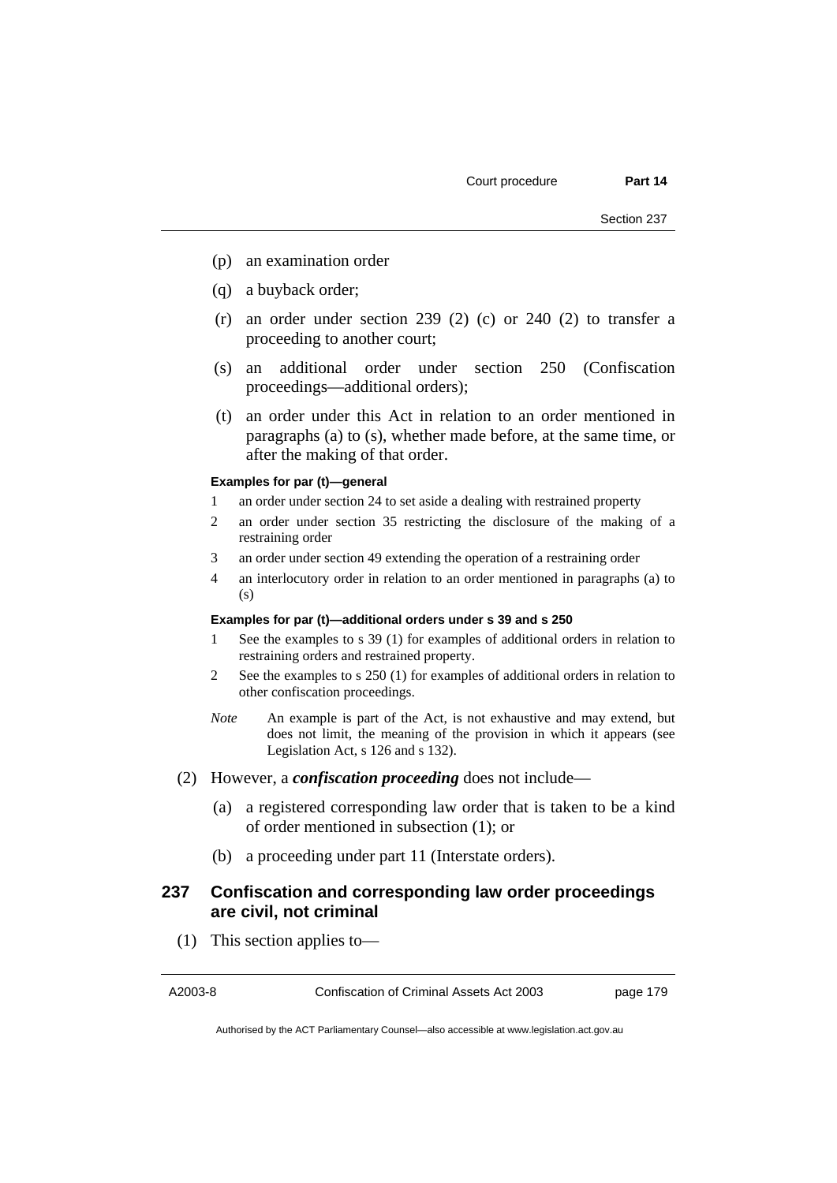(p) an examination order

(q) a buyback order;

(r) an order under section 239 (2) (c) or 240 (2) to transfer a proceeding to another court;

(s) an additional order under section 250 (Confiscation proceedings—additional orders);

(t) an order under this Act in relation to an order mentioned in paragraphs (a) to (s), whether made before, at the same time, or after the making of that order.

**Examples for par (t)—general**

1 an order under section 24 to set aside a dealing with restrained property

2 an order under section 35 restricting the disclosure of the making of a restraining order

3 an order under section 49 extending the operation of a restraining order

4 an interlocutory order in relation to an order mentioned in paragraphs (a) to (s)

**Examples for par (t)—additional orders under s 39 and s 250**

1 See the examples to s 39 (1) for examples of additional orders in relation to restraining orders and restrained property.

2 See the examples to s 250 (1) for examples of additional orders in relation to other confiscation proceedings.

*Note* An example is part of the Act, is not exhaustive and may extend, but does not limit, the meaning of the provision in which it appears (see Legislation Act, s 126 and s 132).

(2) However, a ***confiscation proceeding*** does not include—

(a) a registered corresponding law order that is taken to be a kind of order mentioned in subsection (1); or

(b) a proceeding under part 11 (Interstate orders).

## 237 Confiscation and corresponding law order proceedings are civil, not criminal

(1) This section applies to—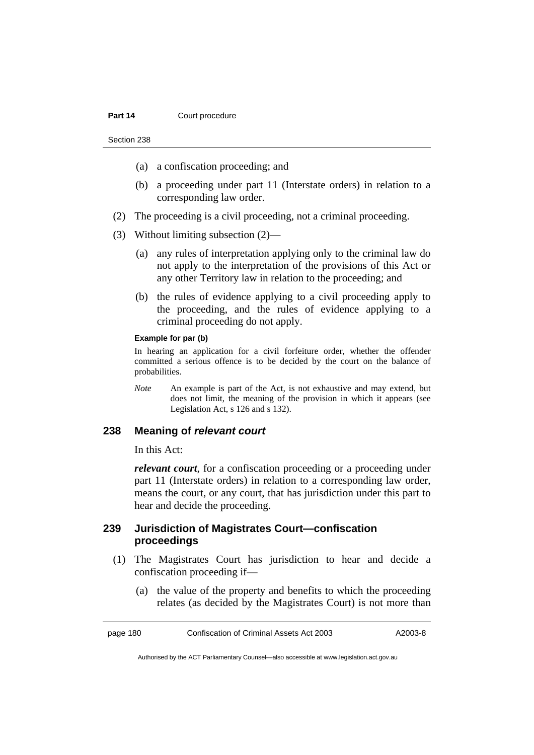(a) a confiscation proceeding; and

(b) a proceeding under part 11 (Interstate orders) in relation to a corresponding law order.

(2) The proceeding is a civil proceeding, not a criminal proceeding.

(3) Without limiting subsection (2)—

(a) any rules of interpretation applying only to the criminal law do not apply to the interpretation of the provisions of this Act or any other Territory law in relation to the proceeding; and

(b) the rules of evidence applying to a civil proceeding apply to the proceeding, and the rules of evidence applying to a criminal proceeding do not apply.

**Example for par (b)**

In hearing an application for a civil forfeiture order, whether the offender committed a serious offence is to be decided by the court on the balance of probabilities.

*Note* An example is part of the Act, is not exhaustive and may extend, but does not limit, the meaning of the provision in which it appears (see Legislation Act, s 126 and s 132).

### 238 Meaning of *relevant court*

In this Act:

***relevant court***, for a confiscation proceeding or a proceeding under part 11 (Interstate orders) in relation to a corresponding law order, means the court, or any court, that has jurisdiction under this part to hear and decide the proceeding.

### 239 Jurisdiction of Magistrates Court—confiscation proceedings

(1) The Magistrates Court has jurisdiction to hear and decide a confiscation proceeding if—

(a) the value of the property and benefits to which the proceeding relates (as decided by the Magistrates Court) is not more than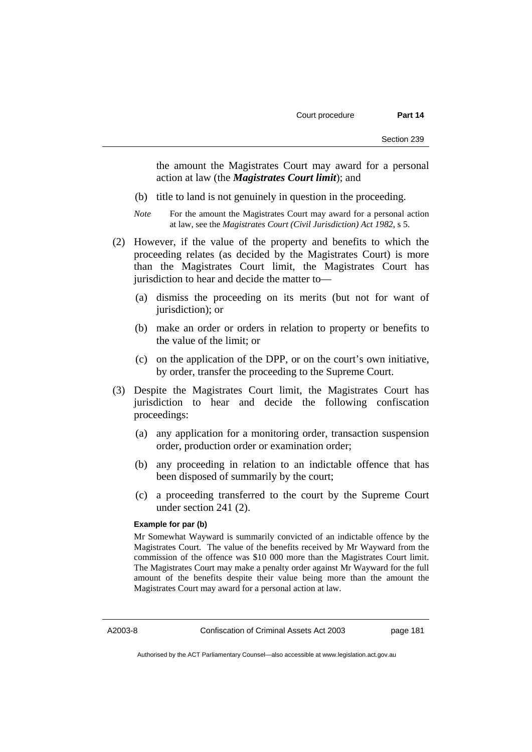the amount the Magistrates Court may award for a personal action at law (the ***Magistrates Court limit***); and

(b) title to land is not genuinely in question in the proceeding.

*Note* For the amount the Magistrates Court may award for a personal action at law, see the *Magistrates Court (Civil Jurisdiction) Act 1982*, s 5.

(2) However, if the value of the property and benefits to which the proceeding relates (as decided by the Magistrates Court) is more than the Magistrates Court limit, the Magistrates Court has jurisdiction to hear and decide the matter to—

(a) dismiss the proceeding on its merits (but not for want of jurisdiction); or

(b) make an order or orders in relation to property or benefits to the value of the limit; or

(c) on the application of the DPP, or on the court's own initiative, by order, transfer the proceeding to the Supreme Court.

(3) Despite the Magistrates Court limit, the Magistrates Court has jurisdiction to hear and decide the following confiscation proceedings:

(a) any application for a monitoring order, transaction suspension order, production order or examination order;

(b) any proceeding in relation to an indictable offence that has been disposed of summarily by the court;

(c) a proceeding transferred to the court by the Supreme Court under section 241 (2).

**Example for par (b)**

Mr Somewhat Wayward is summarily convicted of an indictable offence by the Magistrates Court. The value of the benefits received by Mr Wayward from the commission of the offence was $10 000 more than the Magistrates Court limit. The Magistrates Court may make a penalty order against Mr Wayward for the full amount of the benefits despite their value being more than the amount the Magistrates Court may award for a personal action at law.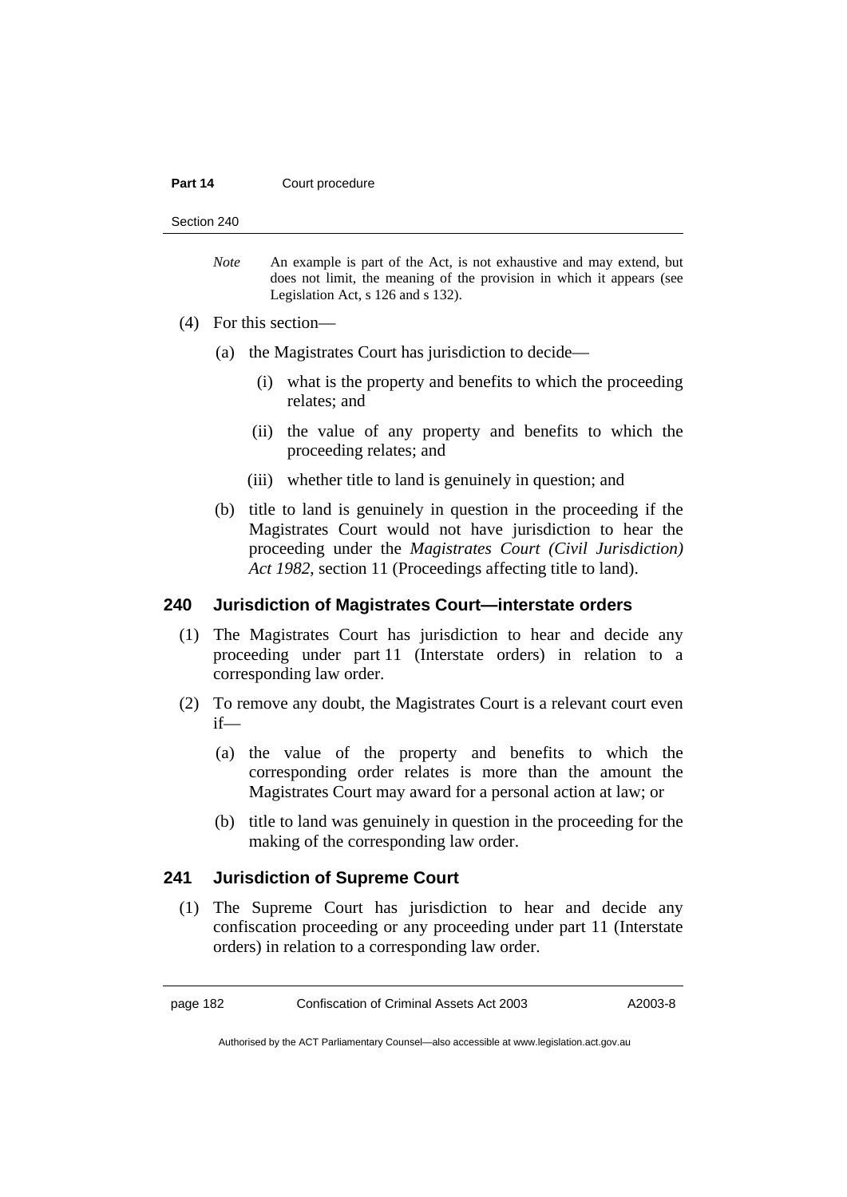*Note* An example is part of the Act, is not exhaustive and may extend, but does not limit, the meaning of the provision in which it appears (see Legislation Act, s 126 and s 132).

(4) For this section—

(a) the Magistrates Court has jurisdiction to decide—

(i) what is the property and benefits to which the proceeding relates; and

(ii) the value of any property and benefits to which the proceeding relates; and

(iii) whether title to land is genuinely in question; and

(b) title to land is genuinely in question in the proceeding if the Magistrates Court would not have jurisdiction to hear the proceeding under the *Magistrates Court (Civil Jurisdiction) Act 1982*, section 11 (Proceedings affecting title to land).

### 240 Jurisdiction of Magistrates Court—interstate orders

(1) The Magistrates Court has jurisdiction to hear and decide any proceeding under part 11 (Interstate orders) in relation to a corresponding law order.

(2) To remove any doubt, the Magistrates Court is a relevant court even if—

(a) the value of the property and benefits to which the corresponding order relates is more than the amount the Magistrates Court may award for a personal action at law; or

(b) title to land was genuinely in question in the proceeding for the making of the corresponding law order.

### 241 Jurisdiction of Supreme Court

(1) The Supreme Court has jurisdiction to hear and decide any confiscation proceeding or any proceeding under part 11 (Interstate orders) in relation to a corresponding law order.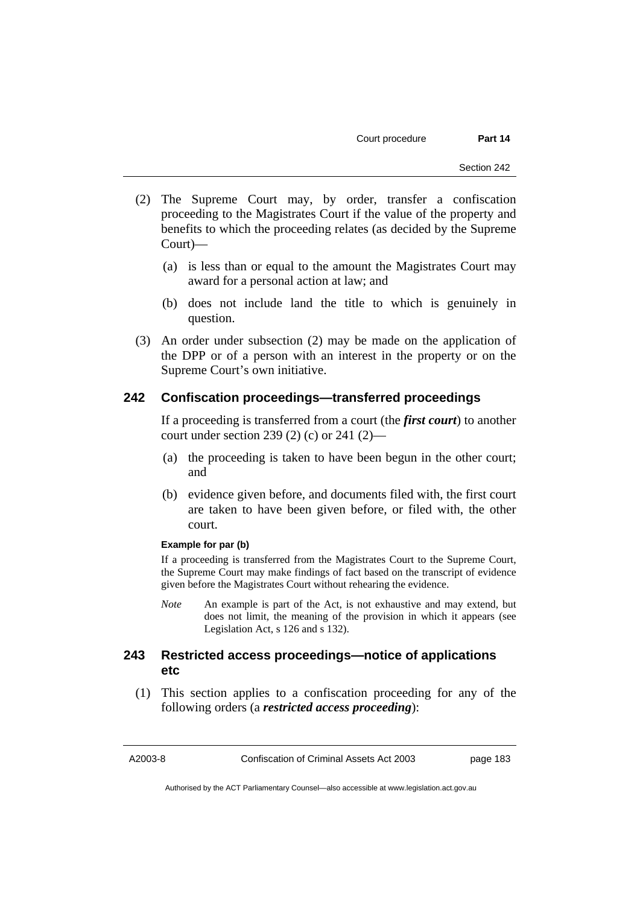(2) The Supreme Court may, by order, transfer a confiscation proceeding to the Magistrates Court if the value of the property and benefits to which the proceeding relates (as decided by the Supreme Court)—

  (a) is less than or equal to the amount the Magistrates Court may award for a personal action at law; and

  (b) does not include land the title to which is genuinely in question.

(3) An order under subsection (2) may be made on the application of the DPP or of a person with an interest in the property or on the Supreme Court's own initiative.

## 242 Confiscation proceedings—transferred proceedings

If a proceeding is transferred from a court (the ***first court***) to another court under section 239 (2) (c) or 241 (2)—

  (a) the proceeding is taken to have been begun in the other court; and

  (b) evidence given before, and documents filed with, the first court are taken to have been given before, or filed with, the other court.

**Example for par (b)**

If a proceeding is transferred from the Magistrates Court to the Supreme Court, the Supreme Court may make findings of fact based on the transcript of evidence given before the Magistrates Court without rehearing the evidence.

*Note* An example is part of the Act, is not exhaustive and may extend, but does not limit, the meaning of the provision in which it appears (see Legislation Act, s 126 and s 132).

## 243 Restricted access proceedings—notice of applications etc

(1) This section applies to a confiscation proceeding for any of the following orders (a ***restricted access proceeding***):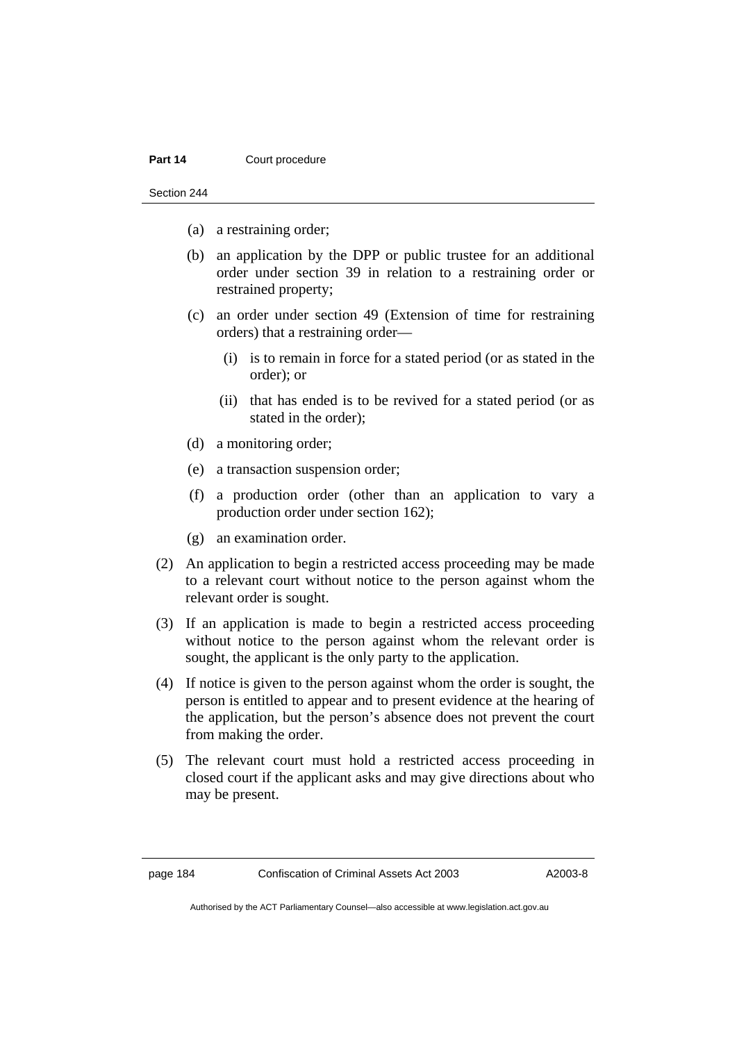(a) a restraining order;

(b) an application by the DPP or public trustee for an additional order under section 39 in relation to a restraining order or restrained property;

(c) an order under section 49 (Extension of time for restraining orders) that a restraining order—

   (i) is to remain in force for a stated period (or as stated in the order); or

   (ii) that has ended is to be revived for a stated period (or as stated in the order);

(d) a monitoring order;

(e) a transaction suspension order;

(f) a production order (other than an application to vary a production order under section 162);

(g) an examination order.

(2) An application to begin a restricted access proceeding may be made to a relevant court without notice to the person against whom the relevant order is sought.

(3) If an application is made to begin a restricted access proceeding without notice to the person against whom the relevant order is sought, the applicant is the only party to the application.

(4) If notice is given to the person against whom the order is sought, the person is entitled to appear and to present evidence at the hearing of the application, but the person's absence does not prevent the court from making the order.

(5) The relevant court must hold a restricted access proceeding in closed court if the applicant asks and may give directions about who may be present.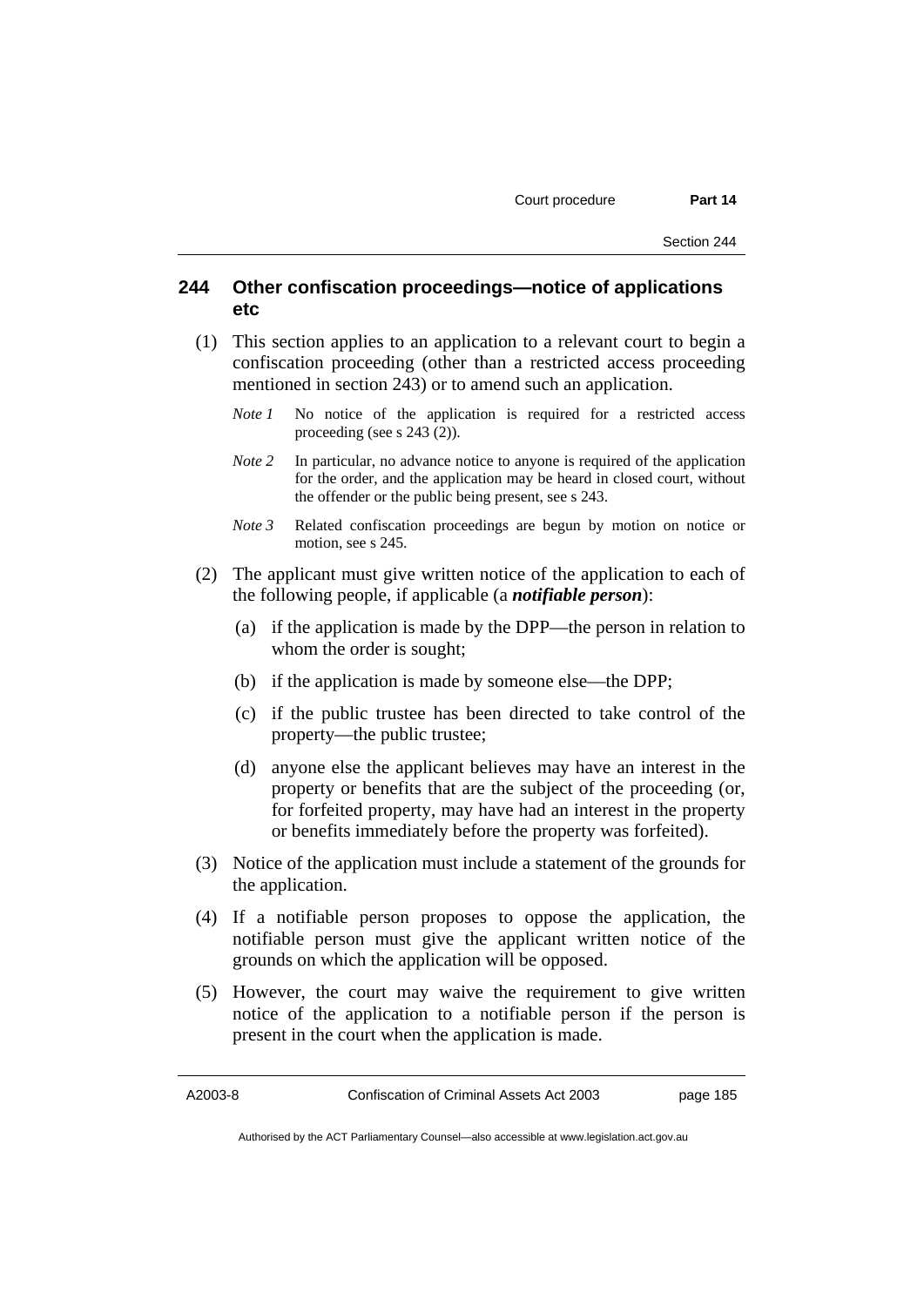## 244 Other confiscation proceedings—notice of applications etc

(1) This section applies to an application to a relevant court to begin a confiscation proceeding (other than a restricted access proceeding mentioned in section 243) or to amend such an application.

*Note 1* No notice of the application is required for a restricted access proceeding (see s 243 (2)).

*Note 2* In particular, no advance notice to anyone is required of the application for the order, and the application may be heard in closed court, without the offender or the public being present, see s 243.

*Note 3* Related confiscation proceedings are begun by motion on notice or motion, see s 245.

(2) The applicant must give written notice of the application to each of the following people, if applicable (a ***notifiable person***):

(a) if the application is made by the DPP—the person in relation to whom the order is sought;

(b) if the application is made by someone else—the DPP;

(c) if the public trustee has been directed to take control of the property—the public trustee;

(d) anyone else the applicant believes may have an interest in the property or benefits that are the subject of the proceeding (or, for forfeited property, may have had an interest in the property or benefits immediately before the property was forfeited).

(3) Notice of the application must include a statement of the grounds for the application.

(4) If a notifiable person proposes to oppose the application, the notifiable person must give the applicant written notice of the grounds on which the application will be opposed.

(5) However, the court may waive the requirement to give written notice of the application to a notifiable person if the person is present in the court when the application is made.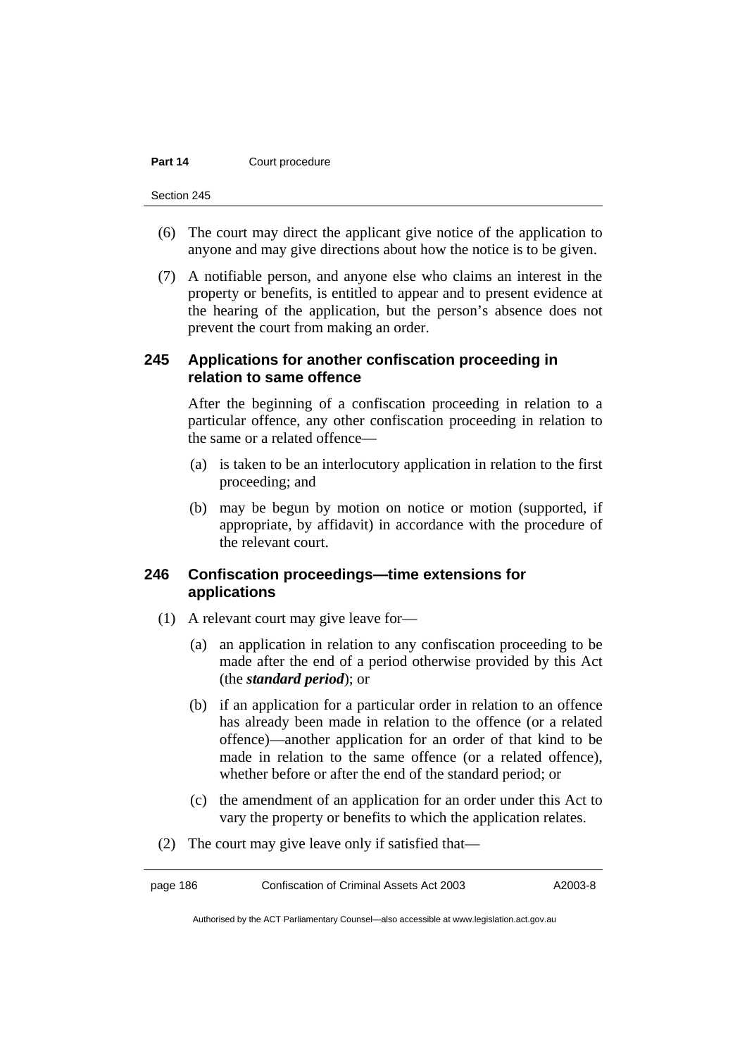(6) The court may direct the applicant give notice of the application to anyone and may give directions about how the notice is to be given.

(7) A notifiable person, and anyone else who claims an interest in the property or benefits, is entitled to appear and to present evidence at the hearing of the application, but the person's absence does not prevent the court from making an order.

## 245 Applications for another confiscation proceeding in relation to same offence

After the beginning of a confiscation proceeding in relation to a particular offence, any other confiscation proceeding in relation to the same or a related offence—

(a) is taken to be an interlocutory application in relation to the first proceeding; and

(b) may be begun by motion on notice or motion (supported, if appropriate, by affidavit) in accordance with the procedure of the relevant court.

## 246 Confiscation proceedings—time extensions for applications

(1) A relevant court may give leave for—

(a) an application in relation to any confiscation proceeding to be made after the end of a period otherwise provided by this Act (the ***standard period***); or

(b) if an application for a particular order in relation to an offence has already been made in relation to the offence (or a related offence)—another application for an order of that kind to be made in relation to the same offence (or a related offence), whether before or after the end of the standard period; or

(c) the amendment of an application for an order under this Act to vary the property or benefits to which the application relates.

(2) The court may give leave only if satisfied that—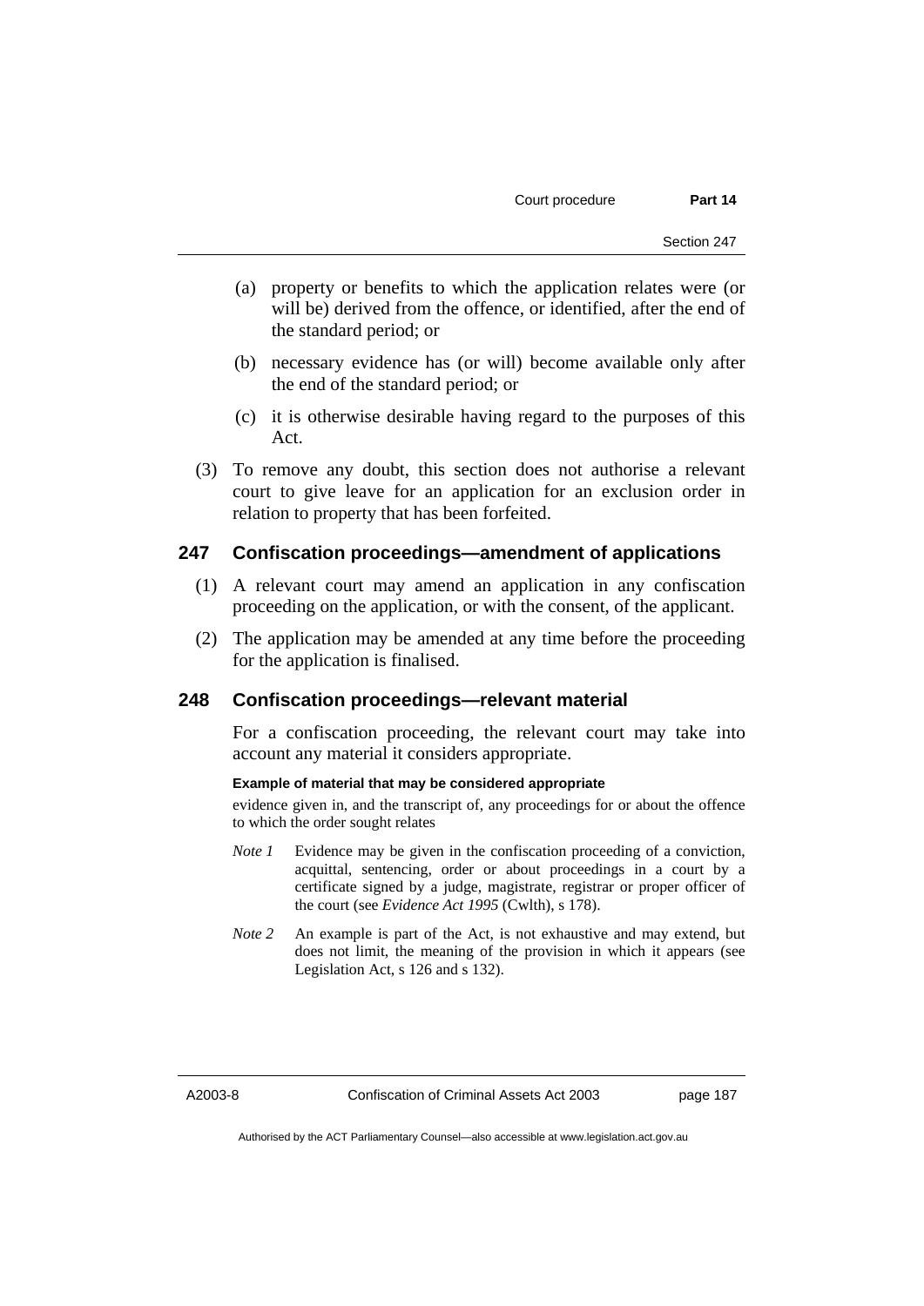(a) property or benefits to which the application relates were (or will be) derived from the offence, or identified, after the end of the standard period; or

(b) necessary evidence has (or will) become available only after the end of the standard period; or

(c) it is otherwise desirable having regard to the purposes of this Act.

(3) To remove any doubt, this section does not authorise a relevant court to give leave for an application for an exclusion order in relation to property that has been forfeited.

## 247 Confiscation proceedings—amendment of applications

(1) A relevant court may amend an application in any confiscation proceeding on the application, or with the consent, of the applicant.

(2) The application may be amended at any time before the proceeding for the application is finalised.

## 248 Confiscation proceedings—relevant material

For a confiscation proceeding, the relevant court may take into account any material it considers appropriate.

**Example of material that may be considered appropriate**

evidence given in, and the transcript of, any proceedings for or about the offence to which the order sought relates

*Note 1* Evidence may be given in the confiscation proceeding of a conviction, acquittal, sentencing, order or about proceedings in a court by a certificate signed by a judge, magistrate, registrar or proper officer of the court (see *Evidence Act 1995* (Cwlth), s 178).

*Note 2* An example is part of the Act, is not exhaustive and may extend, but does not limit, the meaning of the provision in which it appears (see Legislation Act, s 126 and s 132).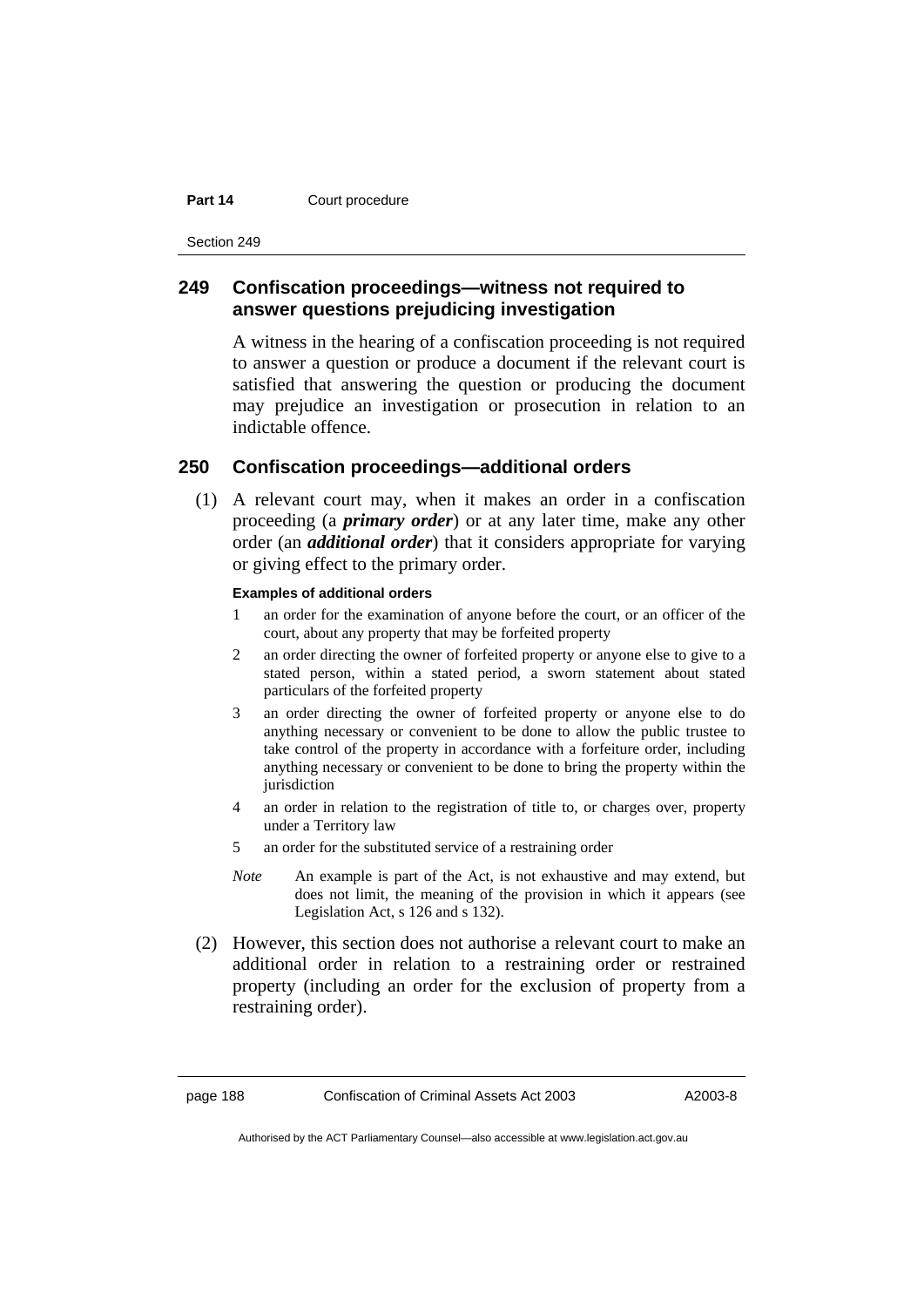## 249 Confiscation proceedings—witness not required to answer questions prejudicing investigation

A witness in the hearing of a confiscation proceeding is not required to answer a question or produce a document if the relevant court is satisfied that answering the question or producing the document may prejudice an investigation or prosecution in relation to an indictable offence.

## 250 Confiscation proceedings—additional orders

(1) A relevant court may, when it makes an order in a confiscation proceeding (a ***primary order***) or at any later time, make any other order (an ***additional order***) that it considers appropriate for varying or giving effect to the primary order.

**Examples of additional orders**

1. an order for the examination of anyone before the court, or an officer of the court, about any property that may be forfeited property
2. an order directing the owner of forfeited property or anyone else to give to a stated person, within a stated period, a sworn statement about stated particulars of the forfeited property
3. an order directing the owner of forfeited property or anyone else to do anything necessary or convenient to be done to allow the public trustee to take control of the property in accordance with a forfeiture order, including anything necessary or convenient to be done to bring the property within the jurisdiction
4. an order in relation to the registration of title to, or charges over, property under a Territory law
5. an order for the substituted service of a restraining order

*Note* An example is part of the Act, is not exhaustive and may extend, but does not limit, the meaning of the provision in which it appears (see Legislation Act, s 126 and s 132).

(2) However, this section does not authorise a relevant court to make an additional order in relation to a restraining order or restrained property (including an order for the exclusion of property from a restraining order).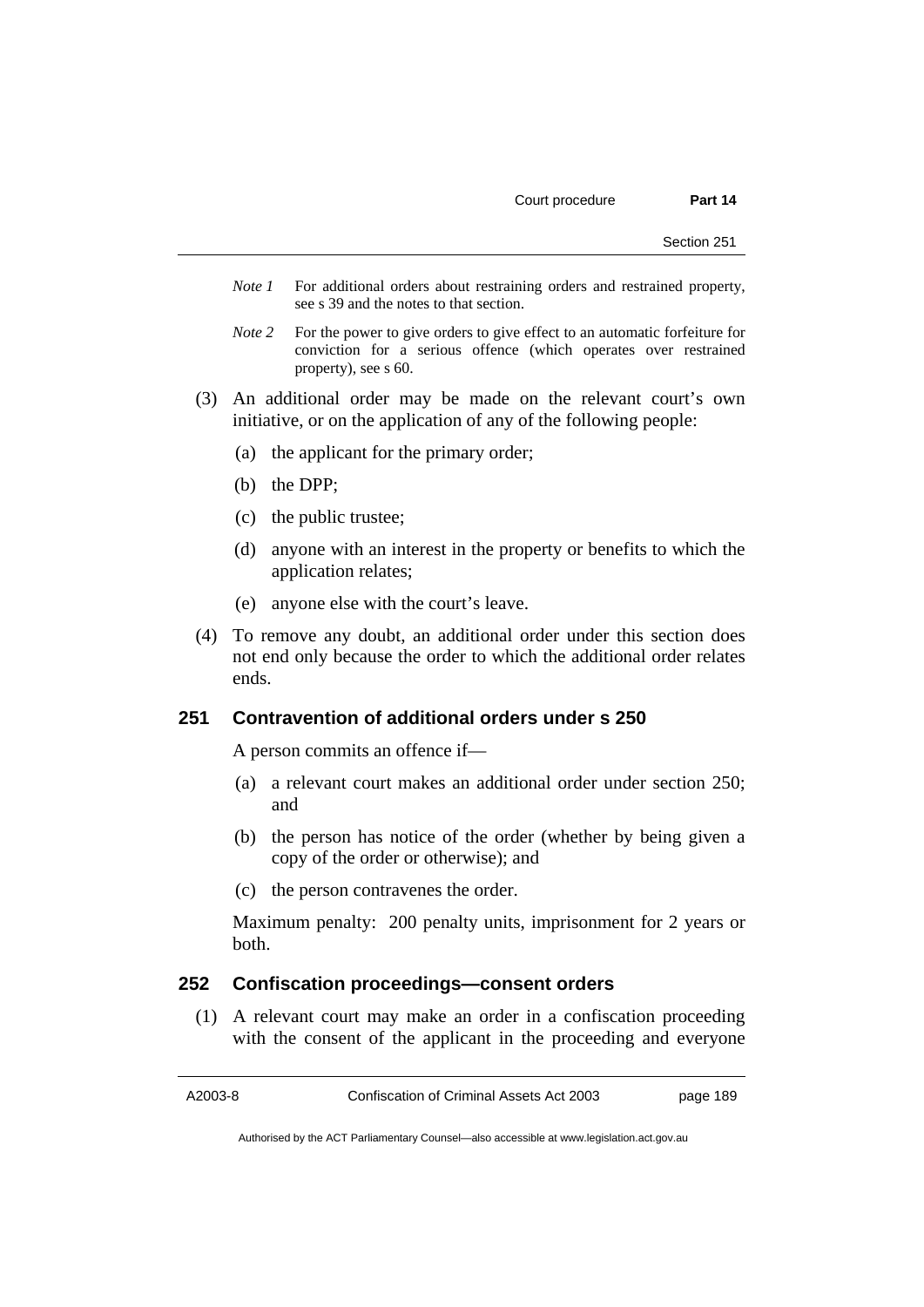*Note 1* For additional orders about restraining orders and restrained property, see s 39 and the notes to that section.

*Note 2* For the power to give orders to give effect to an automatic forfeiture for conviction for a serious offence (which operates over restrained property), see s 60.

(3) An additional order may be made on the relevant court's own initiative, or on the application of any of the following people:

(a) the applicant for the primary order;

(b) the DPP;

(c) the public trustee;

(d) anyone with an interest in the property or benefits to which the application relates;

(e) anyone else with the court's leave.

(4) To remove any doubt, an additional order under this section does not end only because the order to which the additional order relates ends.

## 251 Contravention of additional orders under s 250

A person commits an offence if—

(a) a relevant court makes an additional order under section 250; and

(b) the person has notice of the order (whether by being given a copy of the order or otherwise); and

(c) the person contravenes the order.

Maximum penalty: 200 penalty units, imprisonment for 2 years or both.

## 252 Confiscation proceedings—consent orders

(1) A relevant court may make an order in a confiscation proceeding with the consent of the applicant in the proceeding and everyone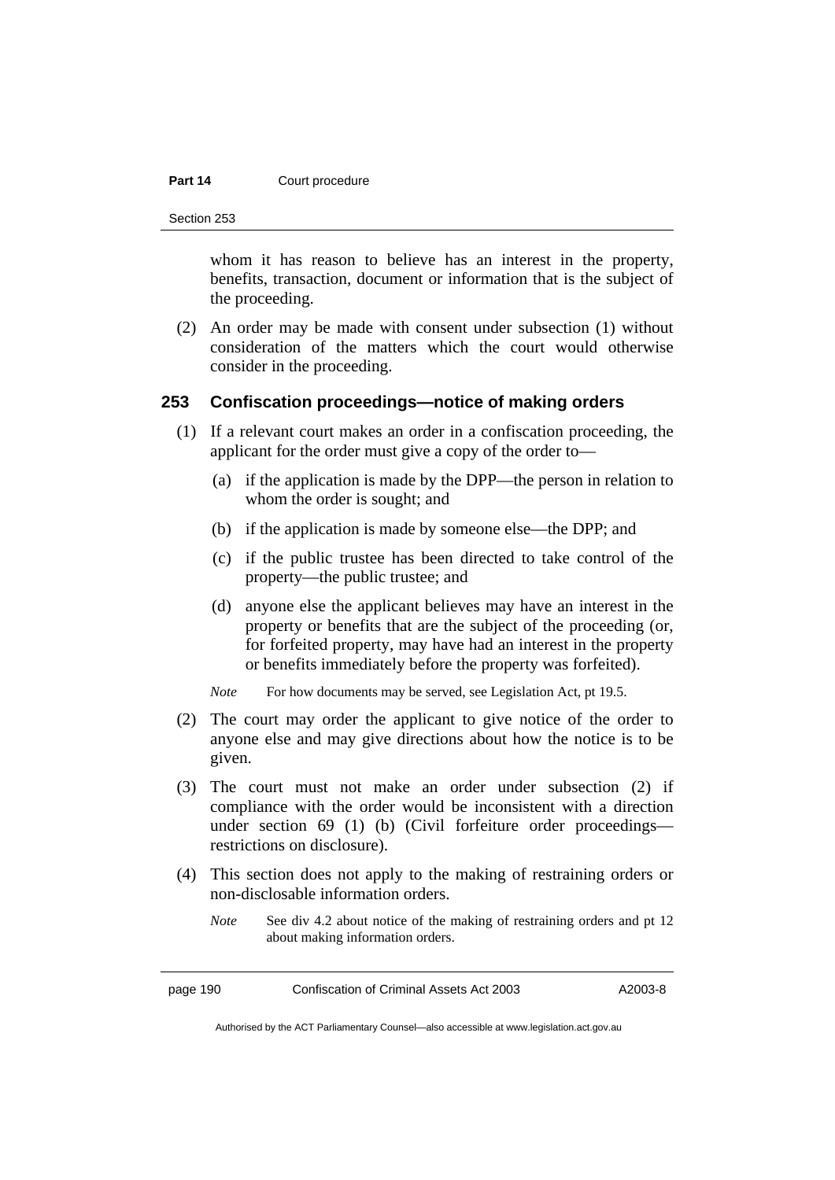whom it has reason to believe has an interest in the property, benefits, transaction, document or information that is the subject of the proceeding.

(2) An order may be made with consent under subsection (1) without consideration of the matters which the court would otherwise consider in the proceeding.

## 253 Confiscation proceedings—notice of making orders

(1) If a relevant court makes an order in a confiscation proceeding, the applicant for the order must give a copy of the order to—

(a) if the application is made by the DPP—the person in relation to whom the order is sought; and

(b) if the application is made by someone else—the DPP; and

(c) if the public trustee has been directed to take control of the property—the public trustee; and

(d) anyone else the applicant believes may have an interest in the property or benefits that are the subject of the proceeding (or, for forfeited property, may have had an interest in the property or benefits immediately before the property was forfeited).

*Note* For how documents may be served, see Legislation Act, pt 19.5.

(2) The court may order the applicant to give notice of the order to anyone else and may give directions about how the notice is to be given.

(3) The court must not make an order under subsection (2) if compliance with the order would be inconsistent with a direction under section 69 (1) (b) (Civil forfeiture order proceedings—restrictions on disclosure).

(4) This section does not apply to the making of restraining orders or non-disclosable information orders.

*Note* See div 4.2 about notice of the making of restraining orders and pt 12 about making information orders.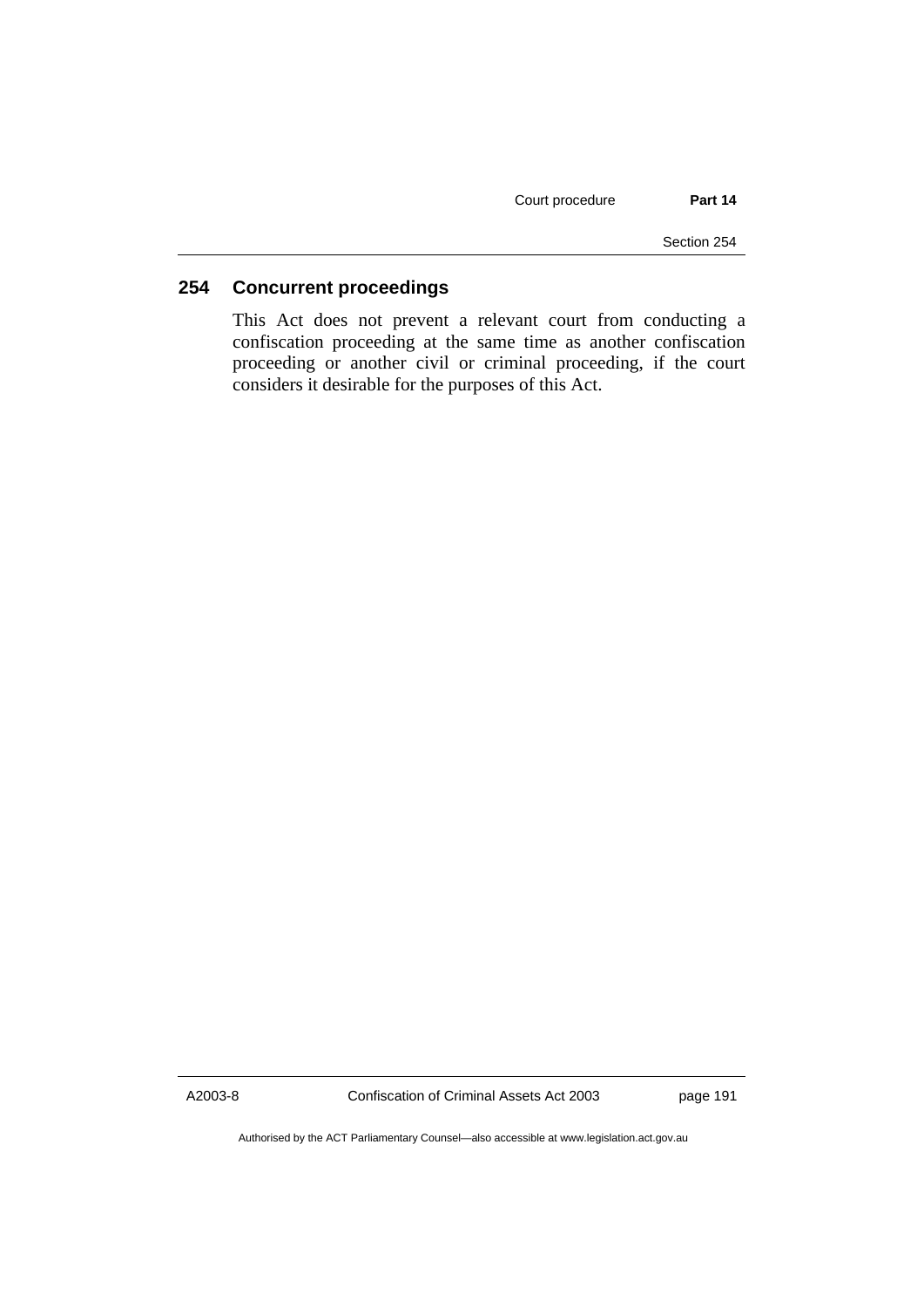## 254 Concurrent proceedings

This Act does not prevent a relevant court from conducting a confiscation proceeding at the same time as another confiscation proceeding or another civil or criminal proceeding, if the court considers it desirable for the purposes of this Act.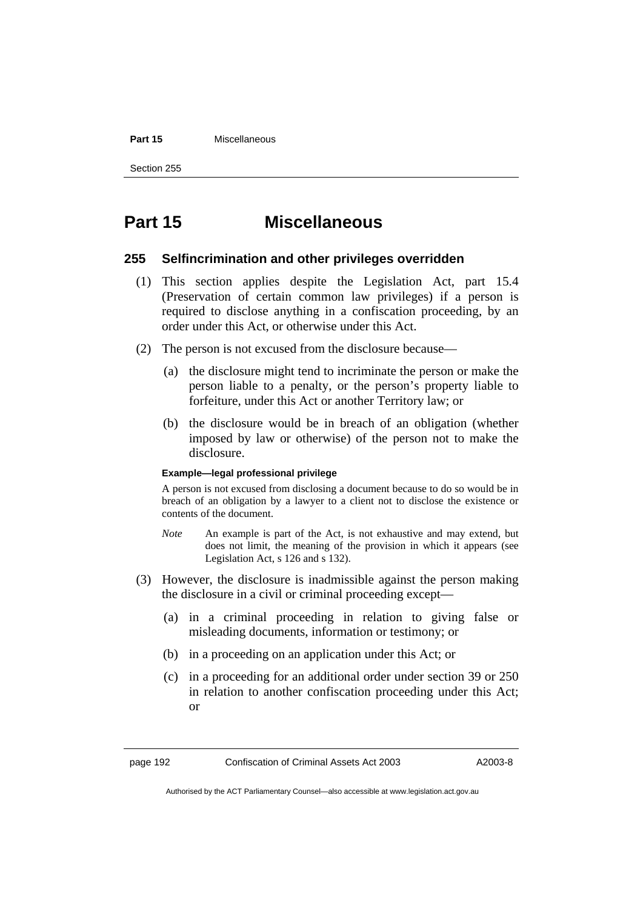# Part 15 Miscellaneous

## 255 Selfincrimination and other privileges overridden

(1) This section applies despite the Legislation Act, part 15.4 (Preservation of certain common law privileges) if a person is required to disclose anything in a confiscation proceeding, by an order under this Act, or otherwise under this Act.

(2) The person is not excused from the disclosure because—

(a) the disclosure might tend to incriminate the person or make the person liable to a penalty, or the person's property liable to forfeiture, under this Act or another Territory law; or

(b) the disclosure would be in breach of an obligation (whether imposed by law or otherwise) of the person not to make the disclosure.

**Example—legal professional privilege**

A person is not excused from disclosing a document because to do so would be in breach of an obligation by a lawyer to a client not to disclose the existence or contents of the document.

*Note* An example is part of the Act, is not exhaustive and may extend, but does not limit, the meaning of the provision in which it appears (see Legislation Act, s 126 and s 132).

(3) However, the disclosure is inadmissible against the person making the disclosure in a civil or criminal proceeding except—

(a) in a criminal proceeding in relation to giving false or misleading documents, information or testimony; or

(b) in a proceeding on an application under this Act; or

(c) in a proceeding for an additional order under section 39 or 250 in relation to another confiscation proceeding under this Act; or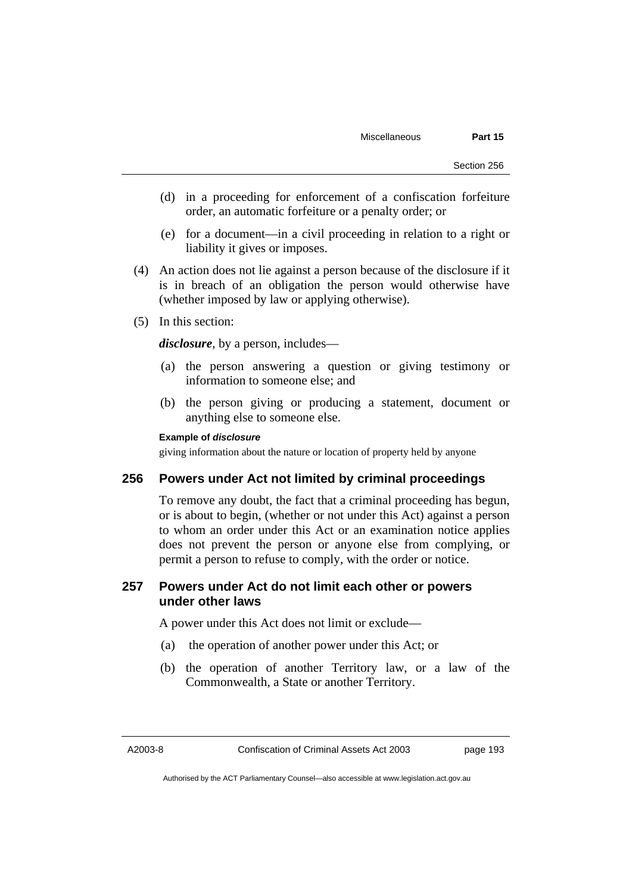(d) in a proceeding for enforcement of a confiscation forfeiture order, an automatic forfeiture or a penalty order; or

(e) for a document—in a civil proceeding in relation to a right or liability it gives or imposes.

(4) An action does not lie against a person because of the disclosure if it is in breach of an obligation the person would otherwise have (whether imposed by law or applying otherwise).

(5) In this section:

***disclosure***, by a person, includes—

(a) the person answering a question or giving testimony or information to someone else; and

(b) the person giving or producing a statement, document or anything else to someone else.

**Example of *disclosure***

giving information about the nature or location of property held by anyone

## 256 Powers under Act not limited by criminal proceedings

To remove any doubt, the fact that a criminal proceeding has begun, or is about to begin, (whether or not under this Act) against a person to whom an order under this Act or an examination notice applies does not prevent the person or anyone else from complying, or permit a person to refuse to comply, with the order or notice.

## 257 Powers under Act do not limit each other or powers under other laws

A power under this Act does not limit or exclude—

(a) the operation of another power under this Act; or

(b) the operation of another Territory law, or a law of the Commonwealth, a State or another Territory.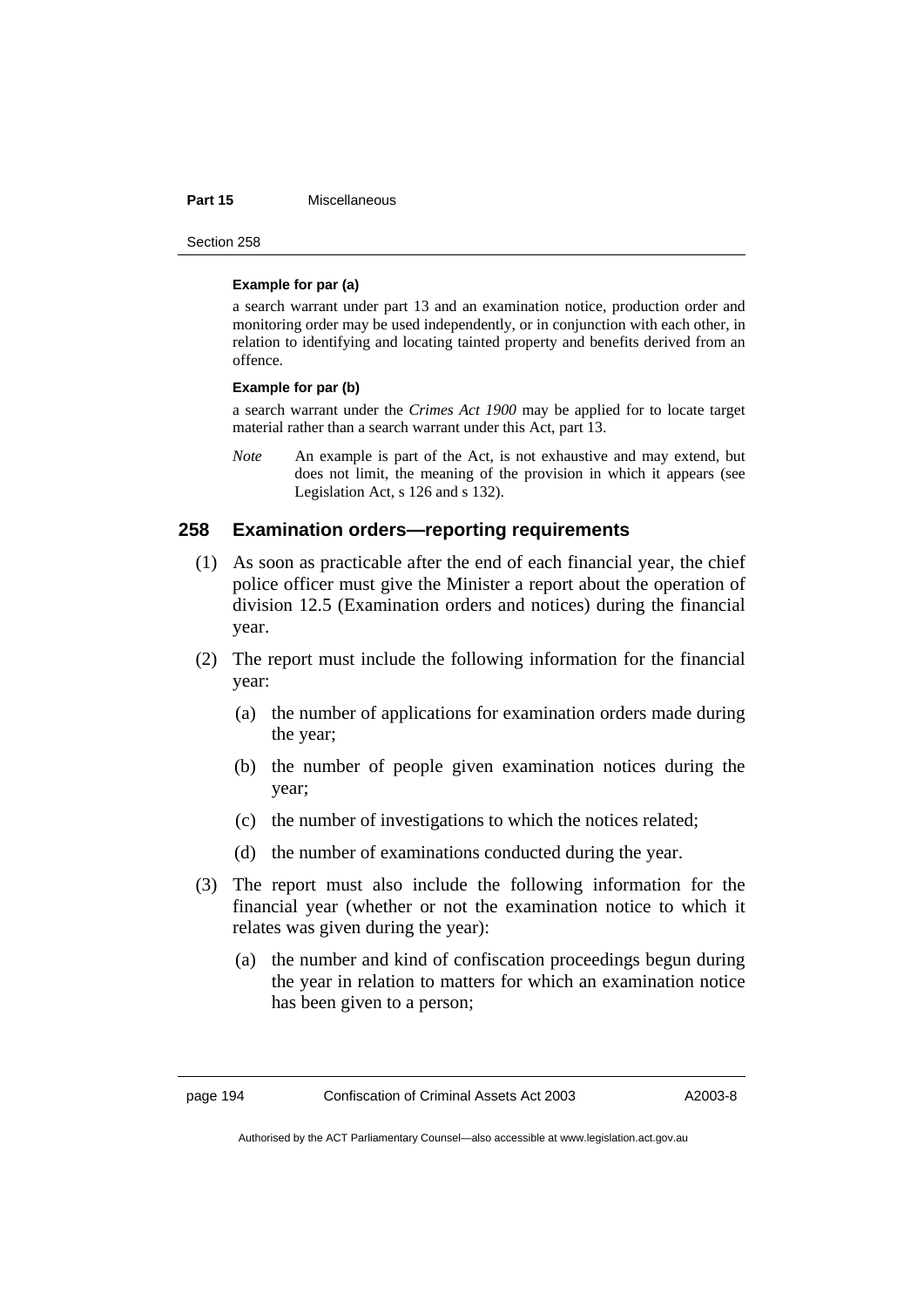**Example for par (a)**

a search warrant under part 13 and an examination notice, production order and monitoring order may be used independently, or in conjunction with each other, in relation to identifying and locating tainted property and benefits derived from an offence.

**Example for par (b)**

a search warrant under the *Crimes Act 1900* may be applied for to locate target material rather than a search warrant under this Act, part 13.

*Note* An example is part of the Act, is not exhaustive and may extend, but does not limit, the meaning of the provision in which it appears (see Legislation Act, s 126 and s 132).

### 258 Examination orders—reporting requirements

(1) As soon as practicable after the end of each financial year, the chief police officer must give the Minister a report about the operation of division 12.5 (Examination orders and notices) during the financial year.

(2) The report must include the following information for the financial year:

(a) the number of applications for examination orders made during the year;

(b) the number of people given examination notices during the year;

(c) the number of investigations to which the notices related;

(d) the number of examinations conducted during the year.

(3) The report must also include the following information for the financial year (whether or not the examination notice to which it relates was given during the year):

(a) the number and kind of confiscation proceedings begun during the year in relation to matters for which an examination notice has been given to a person;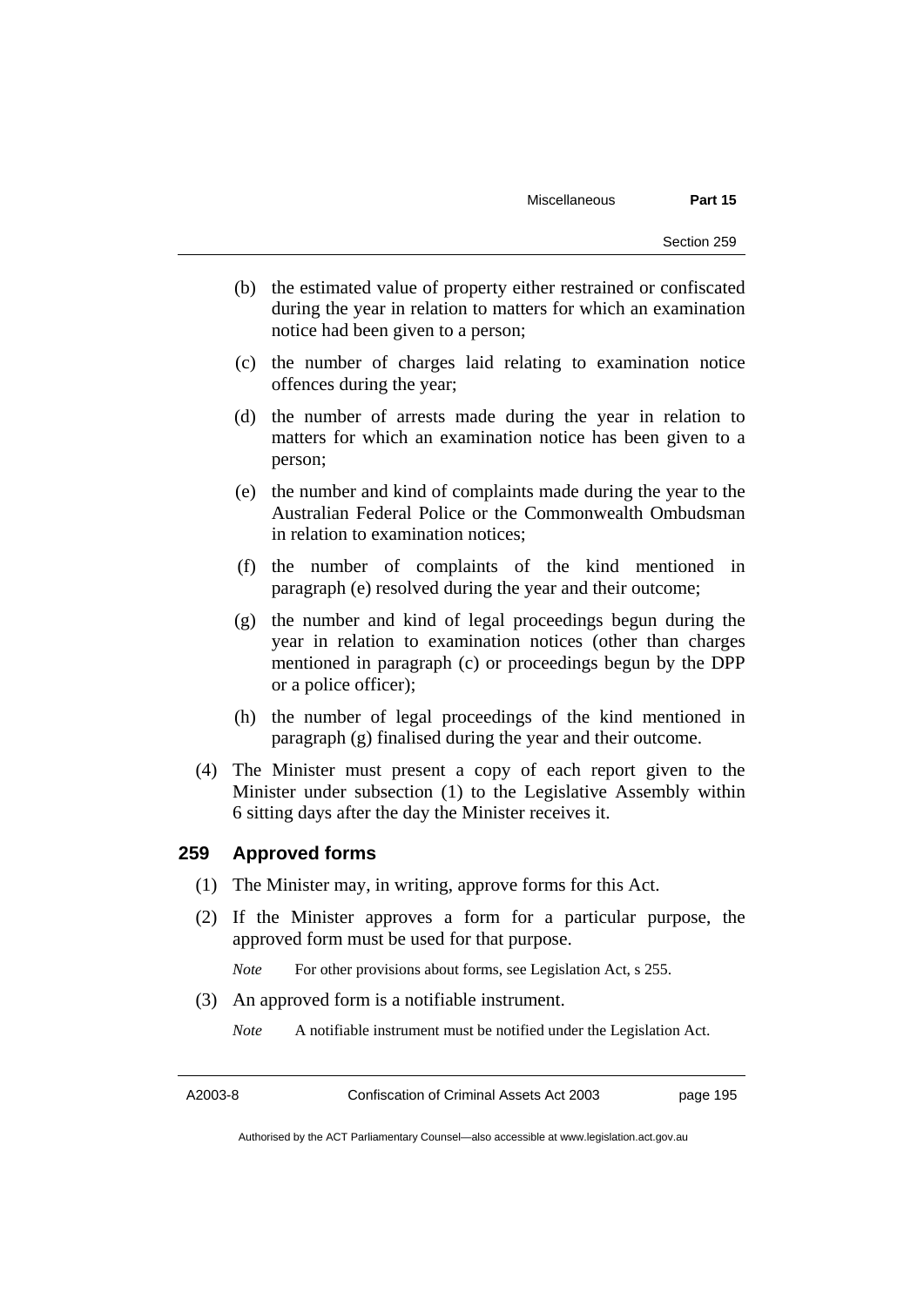(b) the estimated value of property either restrained or confiscated during the year in relation to matters for which an examination notice had been given to a person;

(c) the number of charges laid relating to examination notice offences during the year;

(d) the number of arrests made during the year in relation to matters for which an examination notice has been given to a person;

(e) the number and kind of complaints made during the year to the Australian Federal Police or the Commonwealth Ombudsman in relation to examination notices;

(f) the number of complaints of the kind mentioned in paragraph (e) resolved during the year and their outcome;

(g) the number and kind of legal proceedings begun during the year in relation to examination notices (other than charges mentioned in paragraph (c) or proceedings begun by the DPP or a police officer);

(h) the number of legal proceedings of the kind mentioned in paragraph (g) finalised during the year and their outcome.

(4) The Minister must present a copy of each report given to the Minister under subsection (1) to the Legislative Assembly within 6 sitting days after the day the Minister receives it.

### 259 Approved forms

(1) The Minister may, in writing, approve forms for this Act.

(2) If the Minister approves a form for a particular purpose, the approved form must be used for that purpose.

*Note* For other provisions about forms, see Legislation Act, s 255.

(3) An approved form is a notifiable instrument.

*Note* A notifiable instrument must be notified under the Legislation Act.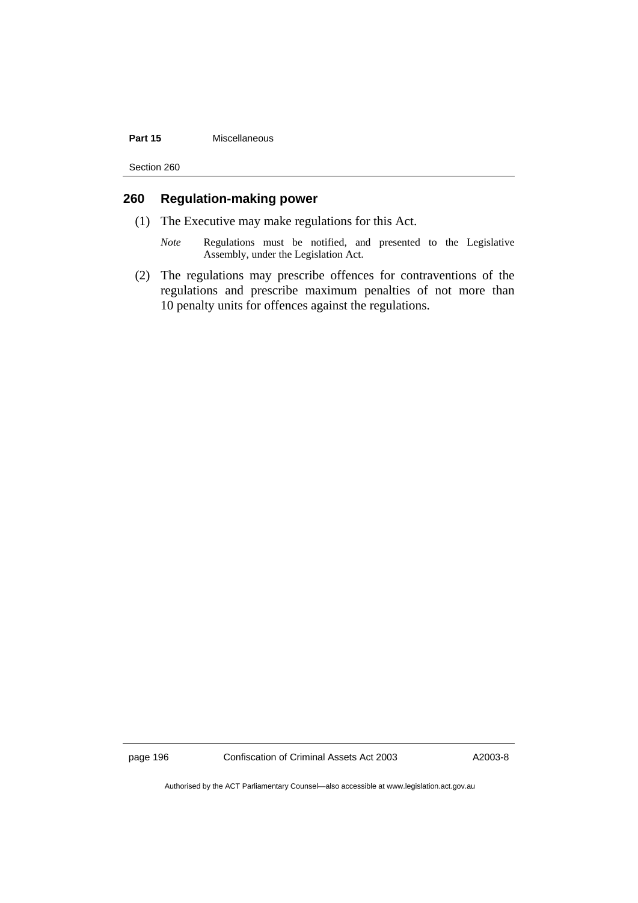## 260 Regulation-making power

(1) The Executive may make regulations for this Act.

*Note* Regulations must be notified, and presented to the Legislative Assembly, under the Legislation Act.

(2) The regulations may prescribe offences for contraventions of the regulations and prescribe maximum penalties of not more than 10 penalty units for offences against the regulations.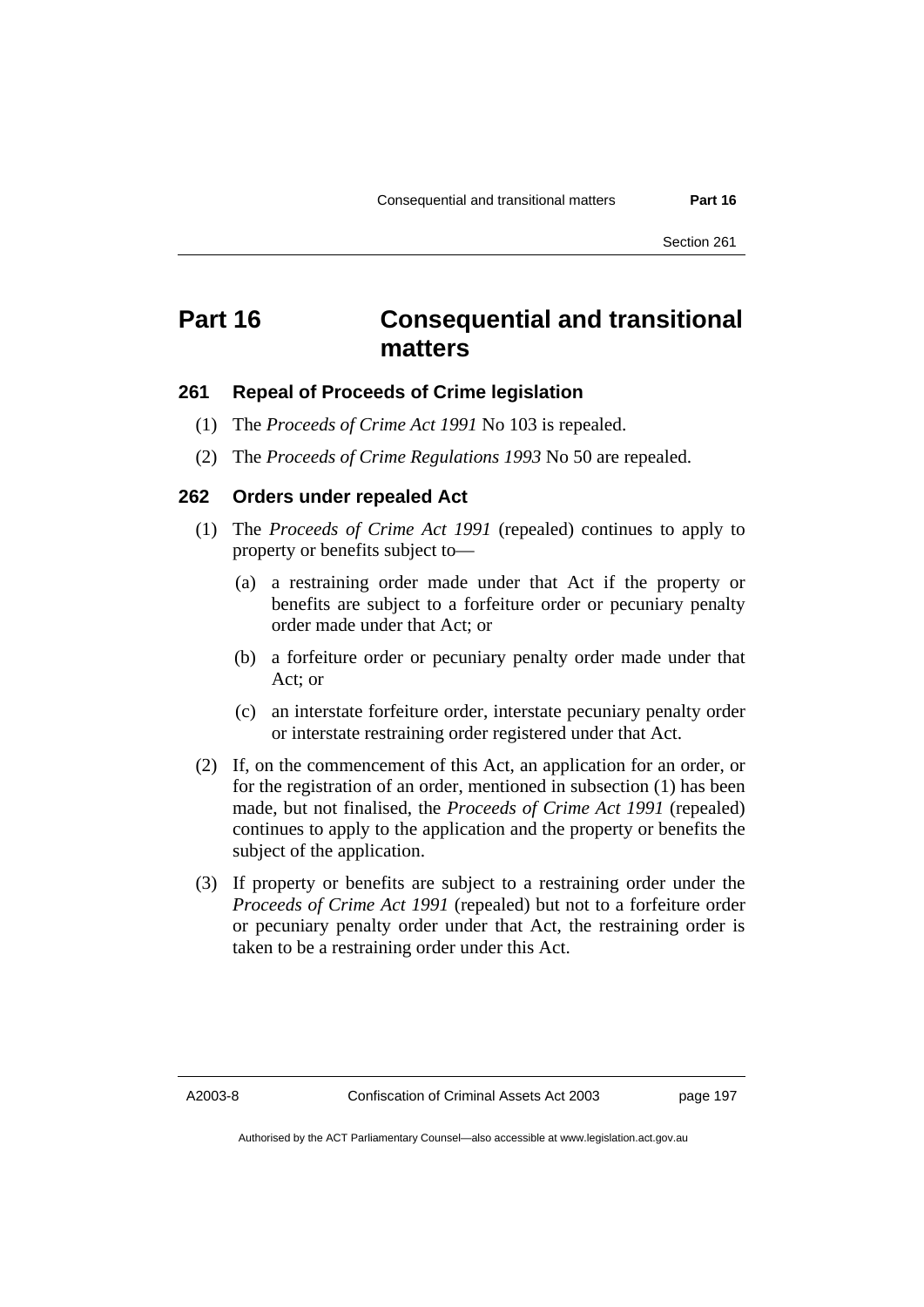# Part 16 Consequential and transitional matters

### 261 Repeal of Proceeds of Crime legislation

(1) The *Proceeds of Crime Act 1991* No 103 is repealed.

(2) The *Proceeds of Crime Regulations 1993* No 50 are repealed.

### 262 Orders under repealed Act

(1) The *Proceeds of Crime Act 1991* (repealed) continues to apply to property or benefits subject to—

(a) a restraining order made under that Act if the property or benefits are subject to a forfeiture order or pecuniary penalty order made under that Act; or

(b) a forfeiture order or pecuniary penalty order made under that Act; or

(c) an interstate forfeiture order, interstate pecuniary penalty order or interstate restraining order registered under that Act.

(2) If, on the commencement of this Act, an application for an order, or for the registration of an order, mentioned in subsection (1) has been made, but not finalised, the *Proceeds of Crime Act 1991* (repealed) continues to apply to the application and the property or benefits the subject of the application.

(3) If property or benefits are subject to a restraining order under the *Proceeds of Crime Act 1991* (repealed) but not to a forfeiture order or pecuniary penalty order under that Act, the restraining order is taken to be a restraining order under this Act.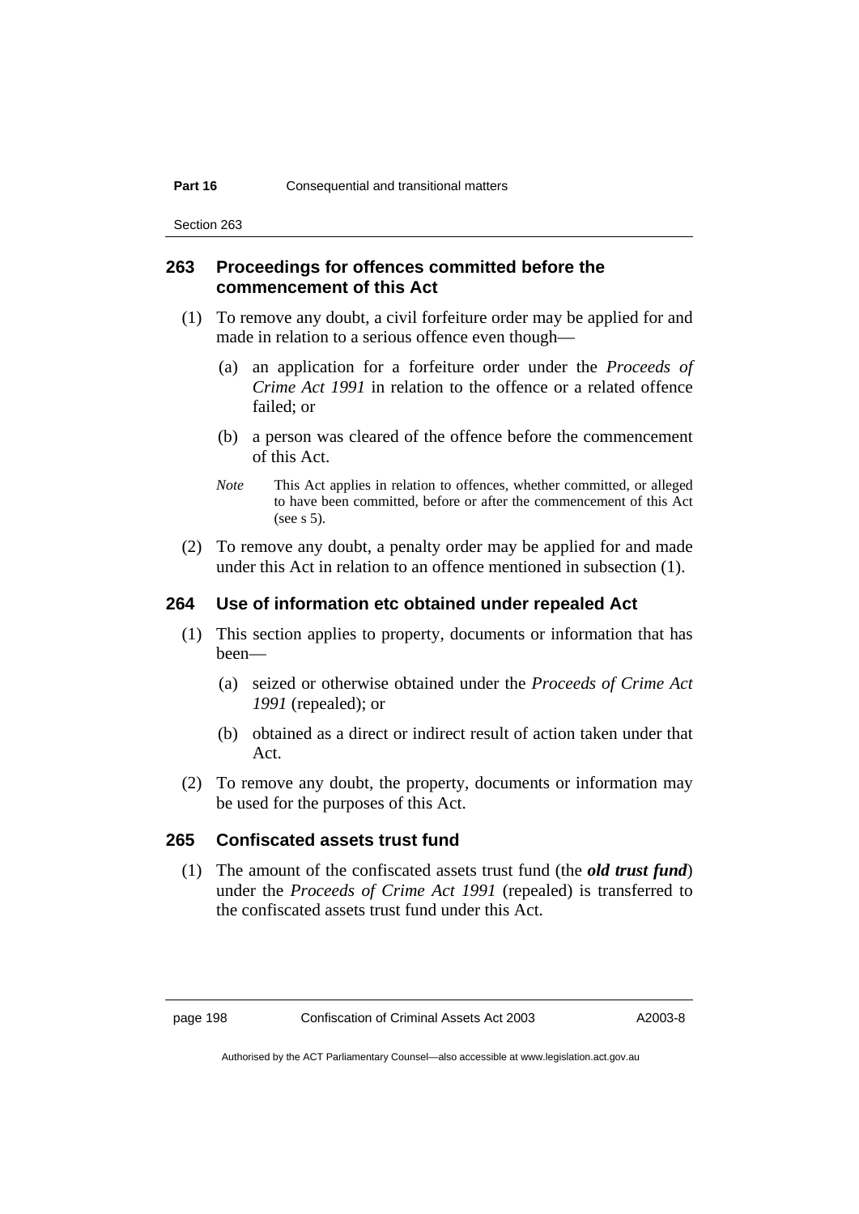## 263 Proceedings for offences committed before the commencement of this Act

(1) To remove any doubt, a civil forfeiture order may be applied for and made in relation to a serious offence even though—

(a) an application for a forfeiture order under the *Proceeds of Crime Act 1991* in relation to the offence or a related offence failed; or

(b) a person was cleared of the offence before the commencement of this Act.

*Note* This Act applies in relation to offences, whether committed, or alleged to have been committed, before or after the commencement of this Act (see s 5).

(2) To remove any doubt, a penalty order may be applied for and made under this Act in relation to an offence mentioned in subsection (1).

## 264 Use of information etc obtained under repealed Act

(1) This section applies to property, documents or information that has been—

(a) seized or otherwise obtained under the *Proceeds of Crime Act 1991* (repealed); or

(b) obtained as a direct or indirect result of action taken under that Act.

(2) To remove any doubt, the property, documents or information may be used for the purposes of this Act.

## 265 Confiscated assets trust fund

(1) The amount of the confiscated assets trust fund (the ***old trust fund***) under the *Proceeds of Crime Act 1991* (repealed) is transferred to the confiscated assets trust fund under this Act.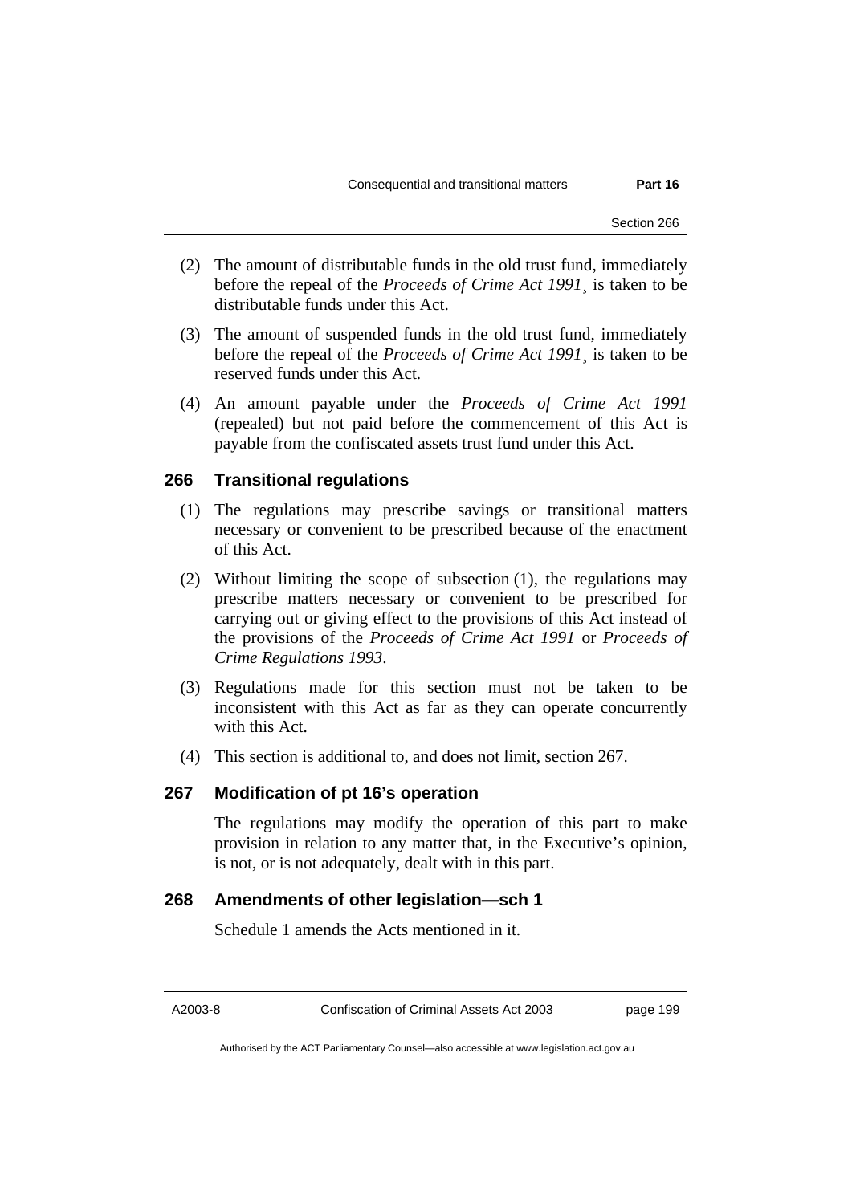(2) The amount of distributable funds in the old trust fund, immediately before the repeal of the *Proceeds of Crime Act 1991*¸ is taken to be distributable funds under this Act.

(3) The amount of suspended funds in the old trust fund, immediately before the repeal of the *Proceeds of Crime Act 1991*¸ is taken to be reserved funds under this Act.

(4) An amount payable under the *Proceeds of Crime Act 1991* (repealed) but not paid before the commencement of this Act is payable from the confiscated assets trust fund under this Act.

### 266 Transitional regulations

(1) The regulations may prescribe savings or transitional matters necessary or convenient to be prescribed because of the enactment of this Act.

(2) Without limiting the scope of subsection (1), the regulations may prescribe matters necessary or convenient to be prescribed for carrying out or giving effect to the provisions of this Act instead of the provisions of the *Proceeds of Crime Act 1991* or *Proceeds of Crime Regulations 1993*.

(3) Regulations made for this section must not be taken to be inconsistent with this Act as far as they can operate concurrently with this Act.

(4) This section is additional to, and does not limit, section 267.

### 267 Modification of pt 16's operation

The regulations may modify the operation of this part to make provision in relation to any matter that, in the Executive's opinion, is not, or is not adequately, dealt with in this part.

### 268 Amendments of other legislation—sch 1

Schedule 1 amends the Acts mentioned in it.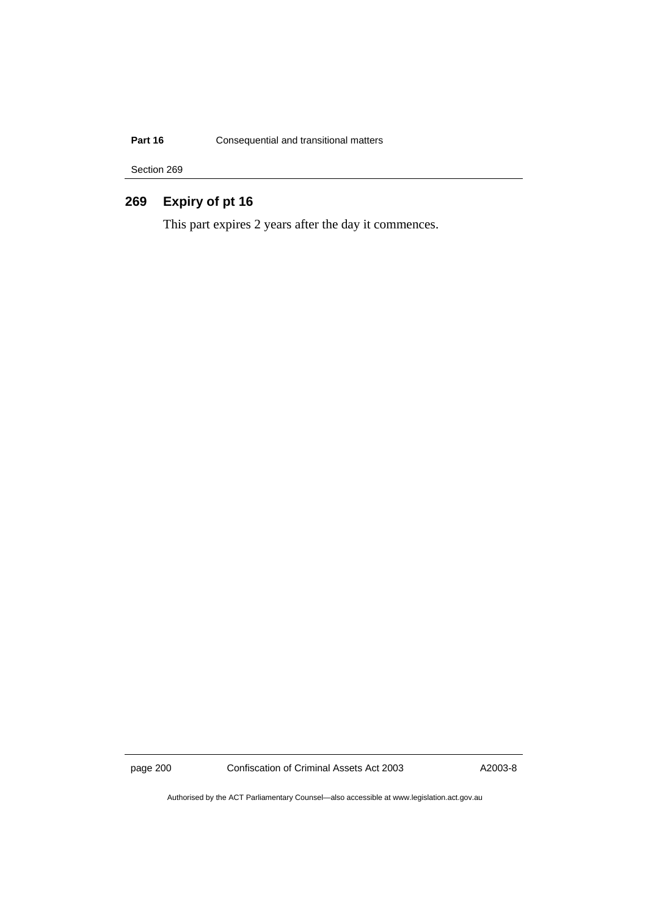## 269 Expiry of pt 16

This part expires 2 years after the day it commences.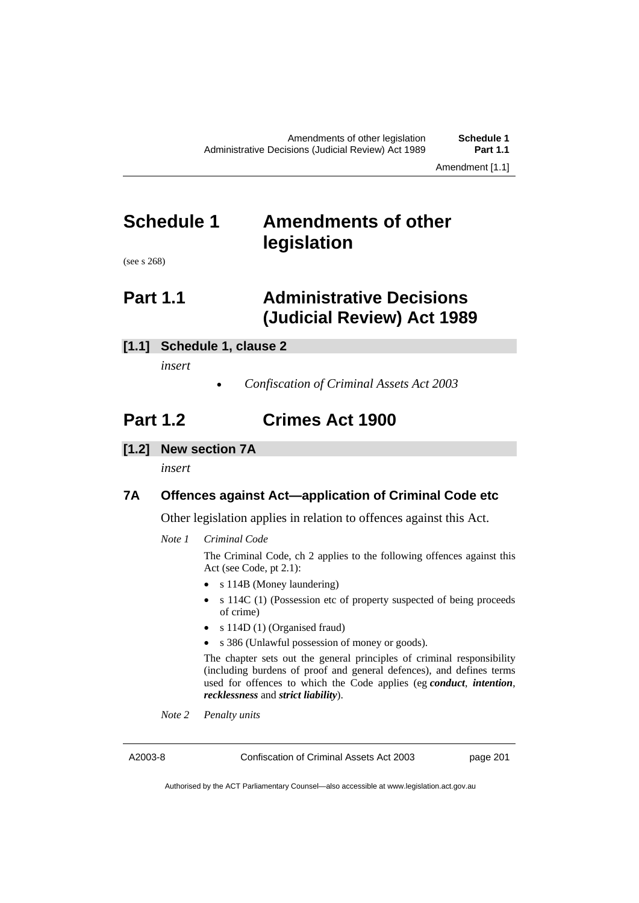# Schedule 1 Amendments of other legislation

(see s 268)

# Part 1.1 Administrative Decisions (Judicial Review) Act 1989

### [1.1] Schedule 1, clause 2

*insert*

- *Confiscation of Criminal Assets Act 2003*

# Part 1.2 Crimes Act 1900

### [1.2] New section 7A

*insert*

### 7A Offences against Act—application of Criminal Code etc

Other legislation applies in relation to offences against this Act.

*Note 1 Criminal Code*

The Criminal Code, ch 2 applies to the following offences against this Act (see Code, pt 2.1):

- s 114B (Money laundering)
- s 114C (1) (Possession etc of property suspected of being proceeds of crime)
- s 114D (1) (Organised fraud)
- s 386 (Unlawful possession of money or goods).

The chapter sets out the general principles of criminal responsibility (including burdens of proof and general defences), and defines terms used for offences to which the Code applies (eg ***conduct***, ***intention***, ***recklessness*** and ***strict liability***).

*Note 2 Penalty units*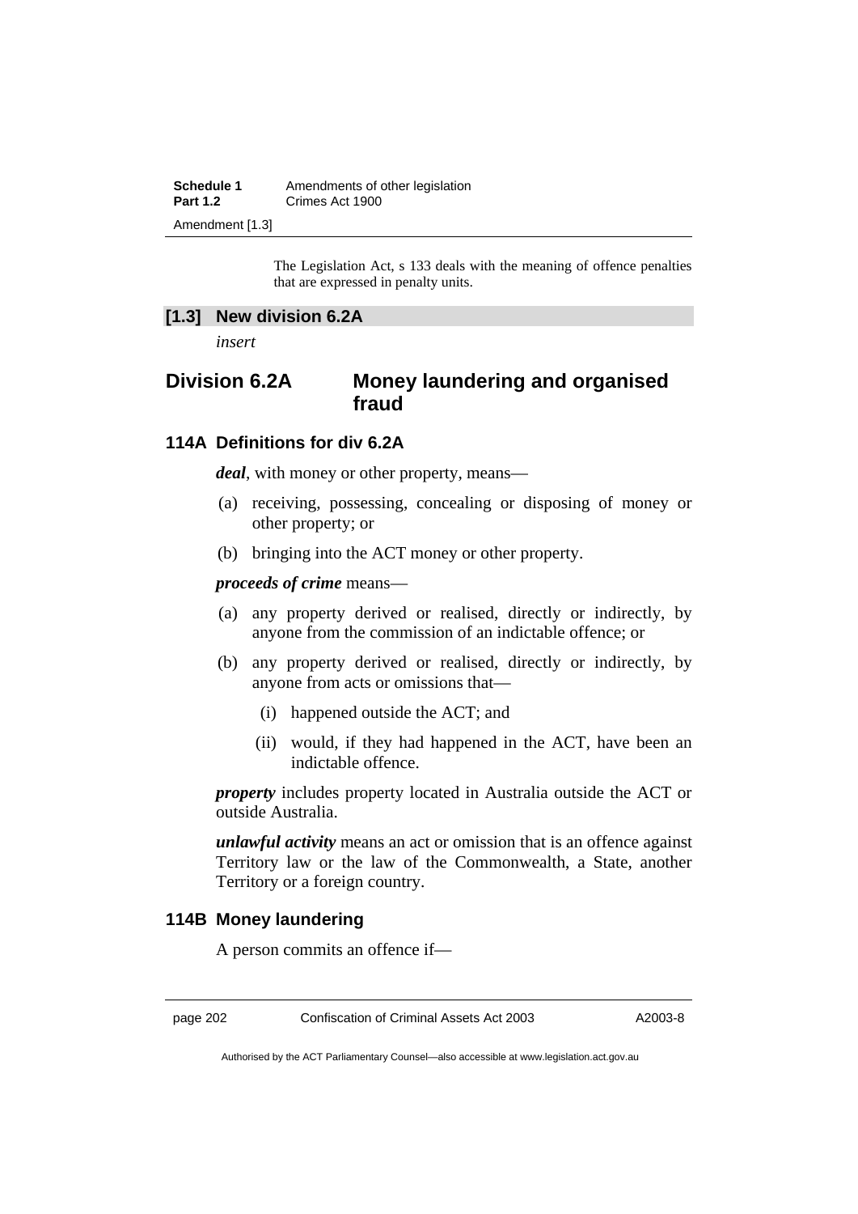The Legislation Act, s 133 deals with the meaning of offence penalties that are expressed in penalty units.

### [1.3] New division 6.2A

*insert*

## Division 6.2A Money laundering and organised fraud

### 114A Definitions for div 6.2A

***deal***, with money or other property, means—

(a) receiving, possessing, concealing or disposing of money or other property; or

(b) bringing into the ACT money or other property.

***proceeds of crime*** means—

(a) any property derived or realised, directly or indirectly, by anyone from the commission of an indictable offence; or

(b) any property derived or realised, directly or indirectly, by anyone from acts or omissions that—

  (i) happened outside the ACT; and

  (ii) would, if they had happened in the ACT, have been an indictable offence.

***property*** includes property located in Australia outside the ACT or outside Australia.

***unlawful activity*** means an act or omission that is an offence against Territory law or the law of the Commonwealth, a State, another Territory or a foreign country.

### 114B Money laundering

A person commits an offence if—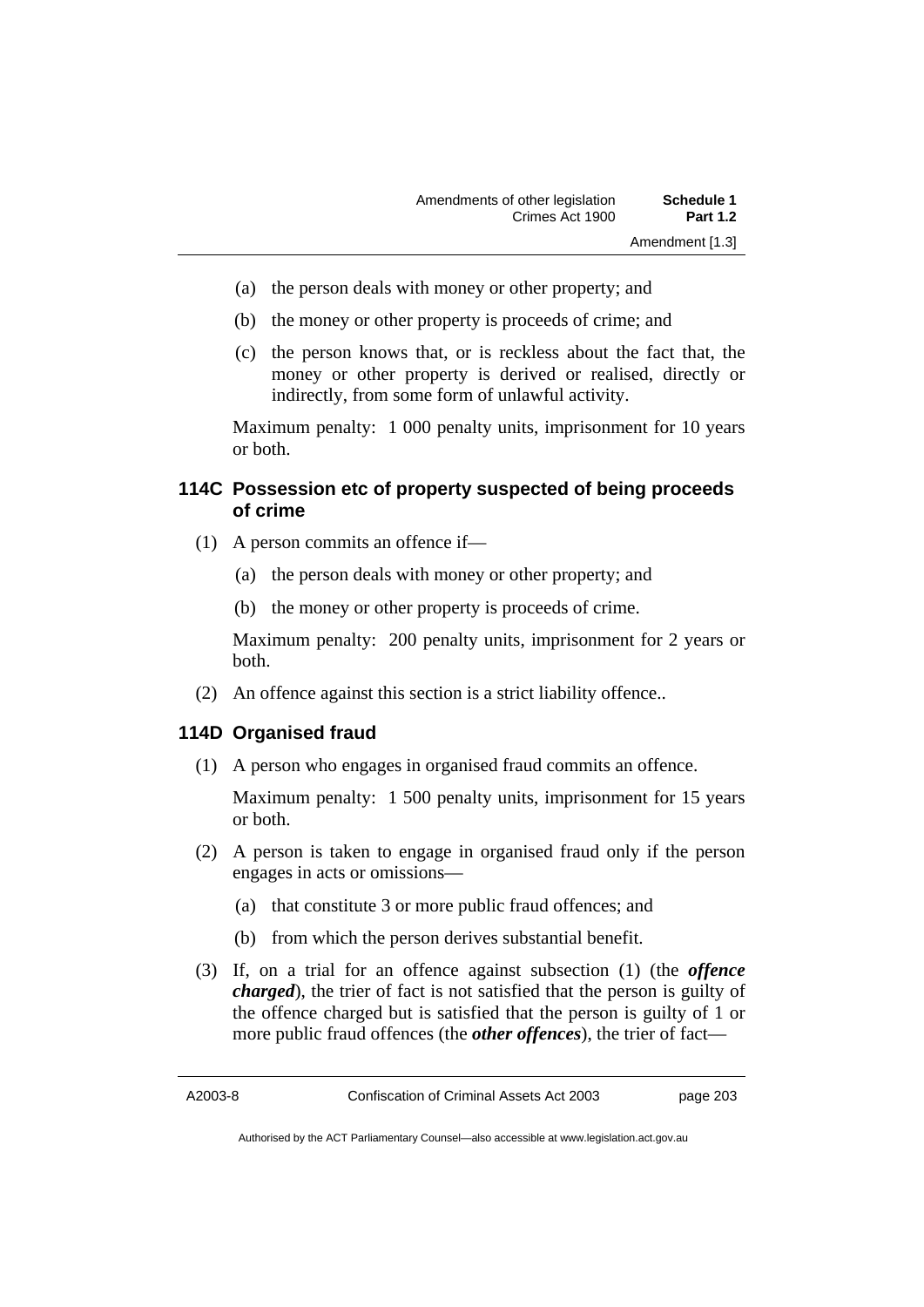(a) the person deals with money or other property; and

(b) the money or other property is proceeds of crime; and

(c) the person knows that, or is reckless about the fact that, the money or other property is derived or realised, directly or indirectly, from some form of unlawful activity.

Maximum penalty: 1 000 penalty units, imprisonment for 10 years or both.

### 114C Possession etc of property suspected of being proceeds of crime

(1) A person commits an offence if—

(a) the person deals with money or other property; and

(b) the money or other property is proceeds of crime.

Maximum penalty: 200 penalty units, imprisonment for 2 years or both.

(2) An offence against this section is a strict liability offence..

### 114D Organised fraud

(1) A person who engages in organised fraud commits an offence.

Maximum penalty: 1 500 penalty units, imprisonment for 15 years or both.

(2) A person is taken to engage in organised fraud only if the person engages in acts or omissions—

(a) that constitute 3 or more public fraud offences; and

(b) from which the person derives substantial benefit.

(3) If, on a trial for an offence against subsection (1) (the ***offence charged***), the trier of fact is not satisfied that the person is guilty of the offence charged but is satisfied that the person is guilty of 1 or more public fraud offences (the ***other offences***), the trier of fact—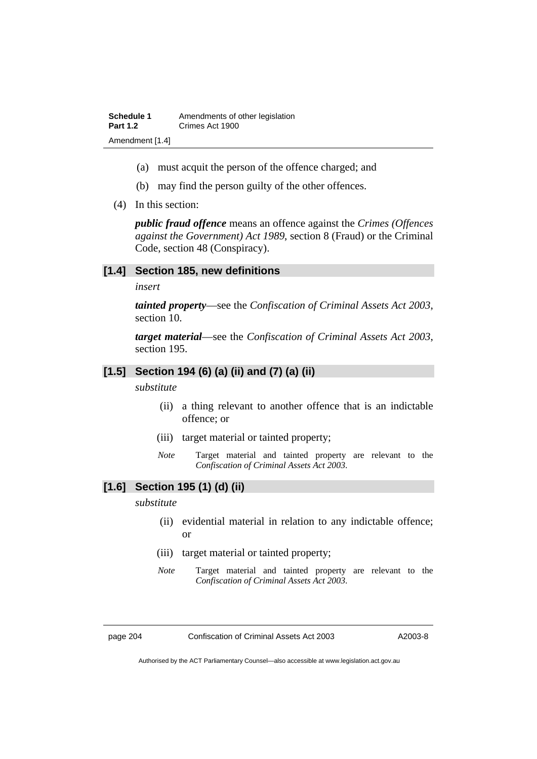(a) must acquit the person of the offence charged; and

(b) may find the person guilty of the other offences.

(4) In this section:

***public fraud offence*** means an offence against the *Crimes (Offences against the Government) Act 1989*, section 8 (Fraud) or the Criminal Code, section 48 (Conspiracy).

### [1.4] Section 185, new definitions

*insert*

***tainted property***—see the *Confiscation of Criminal Assets Act 2003*, section 10.

***target material***—see the *Confiscation of Criminal Assets Act 2003*, section 195.

### [1.5] Section 194 (6) (a) (ii) and (7) (a) (ii)

*substitute*

(ii) a thing relevant to another offence that is an indictable offence; or

(iii) target material or tainted property;

*Note* Target material and tainted property are relevant to the *Confiscation of Criminal Assets Act 2003*.

### [1.6] Section 195 (1) (d) (ii)

*substitute*

(ii) evidential material in relation to any indictable offence; or

(iii) target material or tainted property;

*Note* Target material and tainted property are relevant to the *Confiscation of Criminal Assets Act 2003*.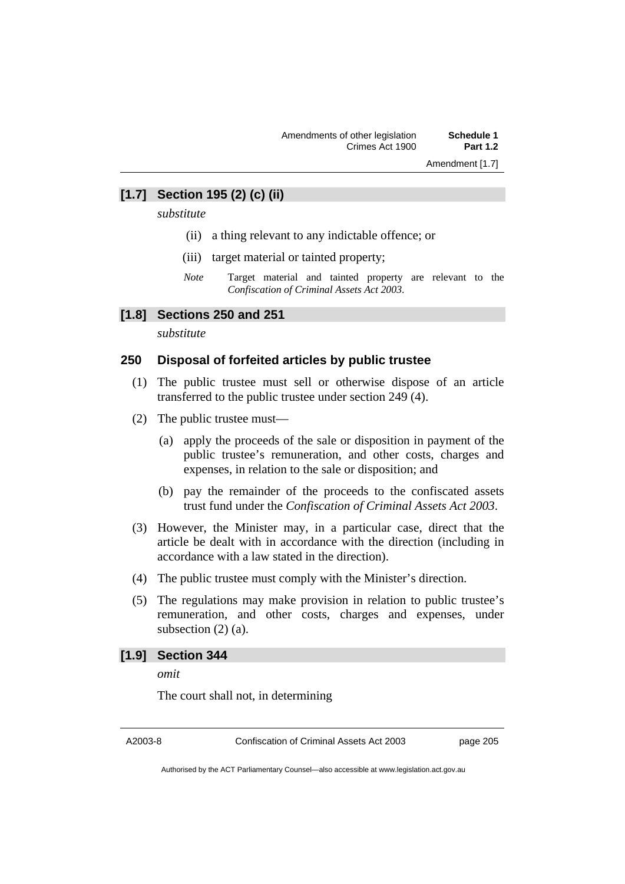### [1.7] Section 195 (2) (c) (ii)

*substitute*

(ii) a thing relevant to any indictable offence; or

(iii) target material or tainted property;

*Note* Target material and tainted property are relevant to the *Confiscation of Criminal Assets Act 2003*.

### [1.8] Sections 250 and 251

*substitute*

### 250 Disposal of forfeited articles by public trustee

(1) The public trustee must sell or otherwise dispose of an article transferred to the public trustee under section 249 (4).

(2) The public trustee must—

(a) apply the proceeds of the sale or disposition in payment of the public trustee's remuneration, and other costs, charges and expenses, in relation to the sale or disposition; and

(b) pay the remainder of the proceeds to the confiscated assets trust fund under the *Confiscation of Criminal Assets Act 2003*.

(3) However, the Minister may, in a particular case, direct that the article be dealt with in accordance with the direction (including in accordance with a law stated in the direction).

(4) The public trustee must comply with the Minister's direction.

(5) The regulations may make provision in relation to public trustee's remuneration, and other costs, charges and expenses, under subsection (2) (a).

### [1.9] Section 344

*omit*

The court shall not, in determining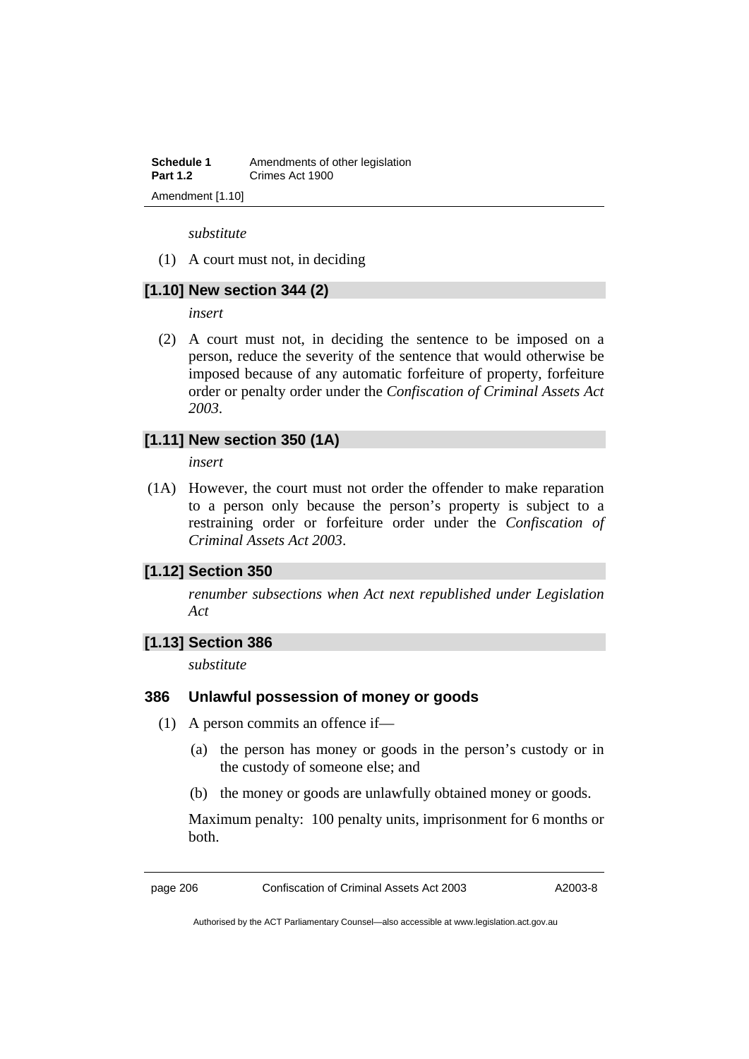*substitute*

(1) A court must not, in deciding

### [1.10] New section 344 (2)

*insert*

(2) A court must not, in deciding the sentence to be imposed on a person, reduce the severity of the sentence that would otherwise be imposed because of any automatic forfeiture of property, forfeiture order or penalty order under the *Confiscation of Criminal Assets Act 2003*.

### [1.11] New section 350 (1A)

*insert*

(1A) However, the court must not order the offender to make reparation to a person only because the person's property is subject to a restraining order or forfeiture order under the *Confiscation of Criminal Assets Act 2003*.

### [1.12] Section 350

*renumber subsections when Act next republished under Legislation Act*

### [1.13] Section 386

*substitute*

**386 Unlawful possession of money or goods**

(1) A person commits an offence if—

(a) the person has money or goods in the person's custody or in the custody of someone else; and

(b) the money or goods are unlawfully obtained money or goods.

Maximum penalty: 100 penalty units, imprisonment for 6 months or both.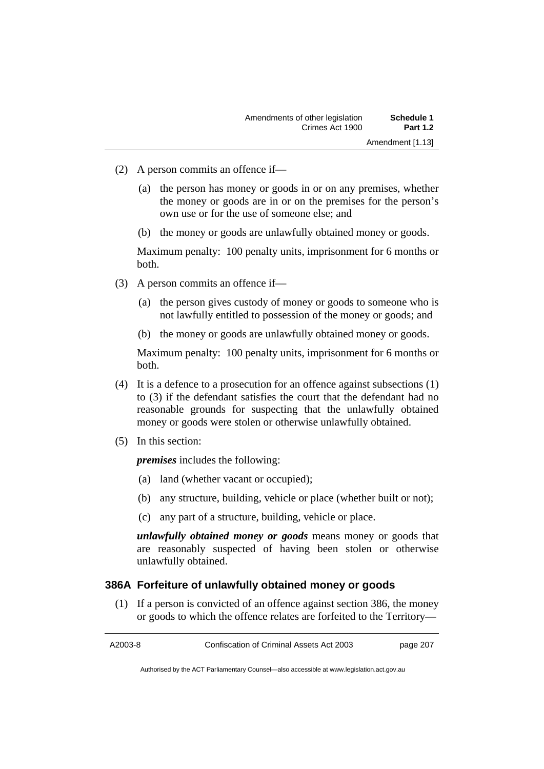(2) A person commits an offence if—

(a) the person has money or goods in or on any premises, whether the money or goods are in or on the premises for the person's own use or for the use of someone else; and

(b) the money or goods are unlawfully obtained money or goods.

Maximum penalty: 100 penalty units, imprisonment for 6 months or both.

(3) A person commits an offence if—

(a) the person gives custody of money or goods to someone who is not lawfully entitled to possession of the money or goods; and

(b) the money or goods are unlawfully obtained money or goods.

Maximum penalty: 100 penalty units, imprisonment for 6 months or both.

(4) It is a defence to a prosecution for an offence against subsections (1) to (3) if the defendant satisfies the court that the defendant had no reasonable grounds for suspecting that the unlawfully obtained money or goods were stolen or otherwise unlawfully obtained.

(5) In this section:

***premises*** includes the following:

(a) land (whether vacant or occupied);

(b) any structure, building, vehicle or place (whether built or not);

(c) any part of a structure, building, vehicle or place.

***unlawfully obtained money or goods*** means money or goods that are reasonably suspected of having been stolen or otherwise unlawfully obtained.

### 386A Forfeiture of unlawfully obtained money or goods

(1) If a person is convicted of an offence against section 386, the money or goods to which the offence relates are forfeited to the Territory—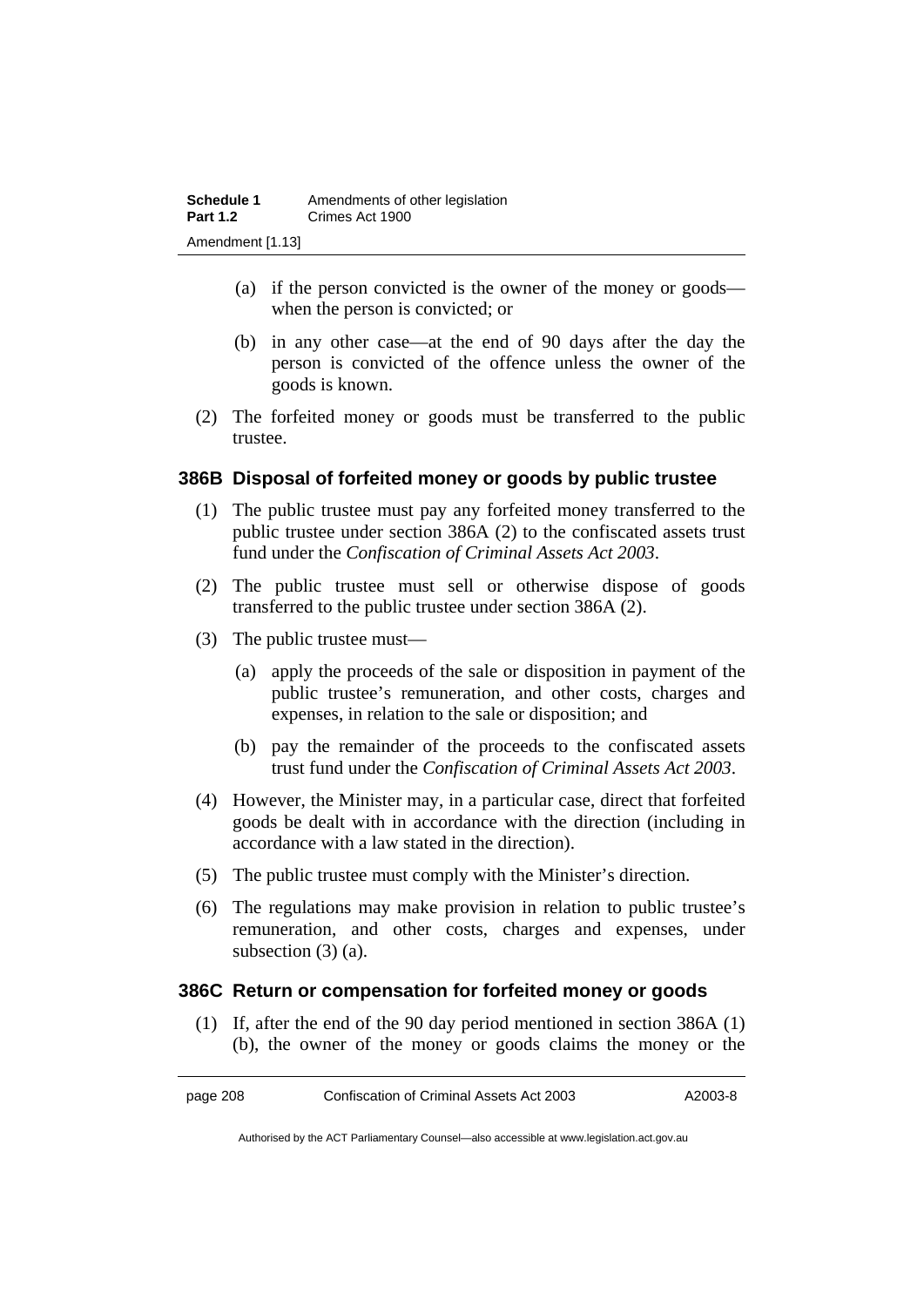(a) if the person convicted is the owner of the money or goods—when the person is convicted; or

(b) in any other case—at the end of 90 days after the day the person is convicted of the offence unless the owner of the goods is known.

(2) The forfeited money or goods must be transferred to the public trustee.

### 386B Disposal of forfeited money or goods by public trustee

(1) The public trustee must pay any forfeited money transferred to the public trustee under section 386A (2) to the confiscated assets trust fund under the *Confiscation of Criminal Assets Act 2003*.

(2) The public trustee must sell or otherwise dispose of goods transferred to the public trustee under section 386A (2).

(3) The public trustee must—

(a) apply the proceeds of the sale or disposition in payment of the public trustee's remuneration, and other costs, charges and expenses, in relation to the sale or disposition; and

(b) pay the remainder of the proceeds to the confiscated assets trust fund under the *Confiscation of Criminal Assets Act 2003*.

(4) However, the Minister may, in a particular case, direct that forfeited goods be dealt with in accordance with the direction (including in accordance with a law stated in the direction).

(5) The public trustee must comply with the Minister's direction.

(6) The regulations may make provision in relation to public trustee's remuneration, and other costs, charges and expenses, under subsection (3) (a).

### 386C Return or compensation for forfeited money or goods

(1) If, after the end of the 90 day period mentioned in section 386A (1) (b), the owner of the money or goods claims the money or the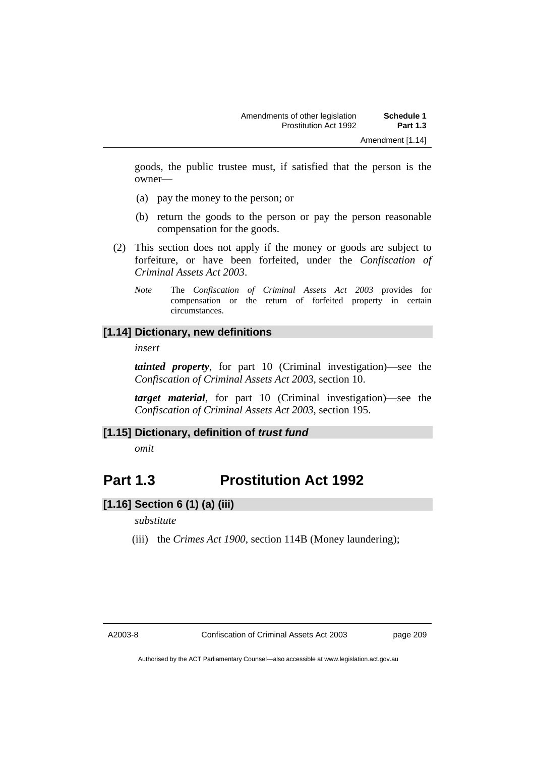goods, the public trustee must, if satisfied that the person is the owner—

(a) pay the money to the person; or

(b) return the goods to the person or pay the person reasonable compensation for the goods.

(2) This section does not apply if the money or goods are subject to forfeiture, or have been forfeited, under the *Confiscation of Criminal Assets Act 2003*.

*Note* The *Confiscation of Criminal Assets Act 2003* provides for compensation or the return of forfeited property in certain circumstances.

### [1.14] Dictionary, new definitions

*insert*

***tainted property***, for part 10 (Criminal investigation)—see the *Confiscation of Criminal Assets Act 2003*, section 10.

***target material***, for part 10 (Criminal investigation)—see the *Confiscation of Criminal Assets Act 2003*, section 195.

### [1.15] Dictionary, definition of *trust fund*

*omit*

## Part 1.3 Prostitution Act 1992

### [1.16] Section 6 (1) (a) (iii)

*substitute*

(iii) the *Crimes Act 1900*, section 114B (Money laundering);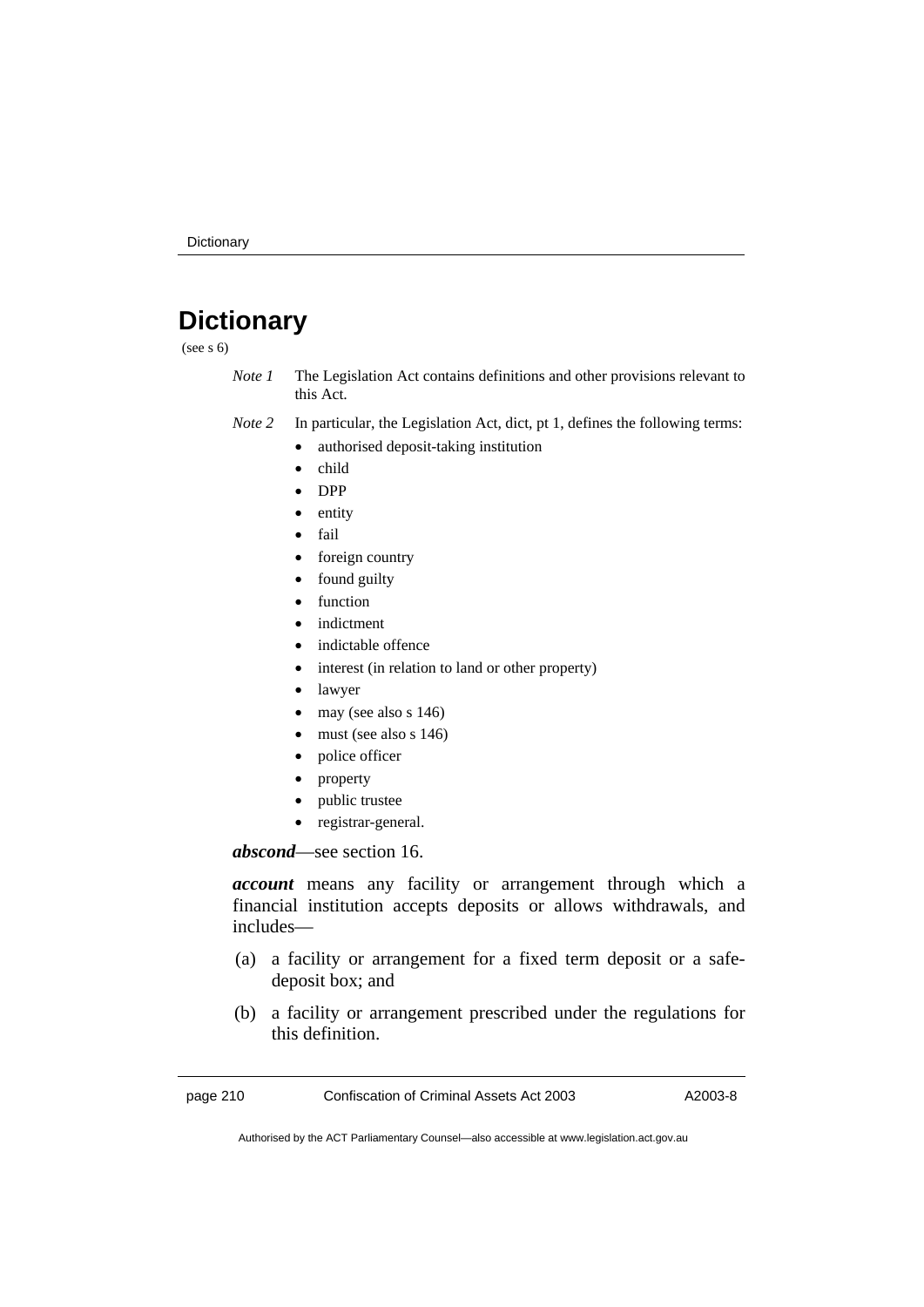# Dictionary

(see s 6)

*Note 1* The Legislation Act contains definitions and other provisions relevant to this Act.

*Note 2* In particular, the Legislation Act, dict, pt 1, defines the following terms:

- authorised deposit-taking institution
- child
- DPP
- entity
- fail
- foreign country
- found guilty
- function
- indictment
- indictable offence
- interest (in relation to land or other property)
- lawyer
- may (see also s 146)
- must (see also s 146)
- police officer
- property
- public trustee
- registrar-general.

***abscond***—see section 16.

***account*** means any facility or arrangement through which a financial institution accepts deposits or allows withdrawals, and includes—

(a) a facility or arrangement for a fixed term deposit or a safe-deposit box; and

(b) a facility or arrangement prescribed under the regulations for this definition.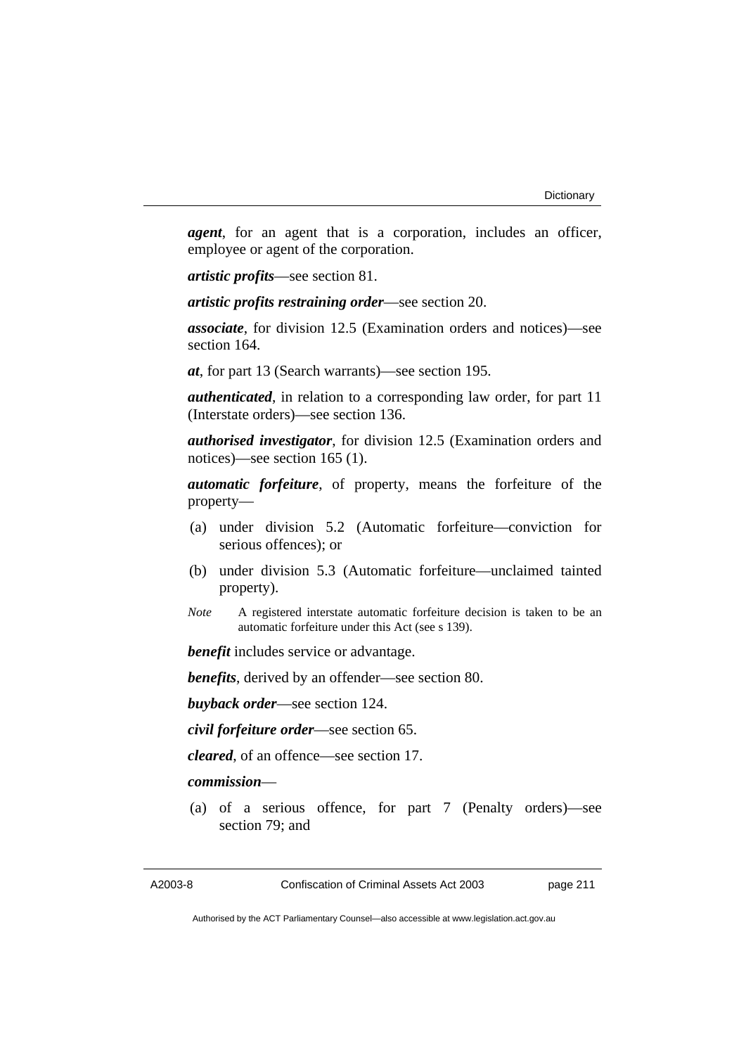***agent***, for an agent that is a corporation, includes an officer, employee or agent of the corporation.

***artistic profits***—see section 81.

***artistic profits restraining order***—see section 20.

***associate***, for division 12.5 (Examination orders and notices)—see section 164.

***at***, for part 13 (Search warrants)—see section 195.

***authenticated***, in relation to a corresponding law order, for part 11 (Interstate orders)—see section 136.

***authorised investigator***, for division 12.5 (Examination orders and notices)—see section 165 (1).

***automatic forfeiture***, of property, means the forfeiture of the property—

(a) under division 5.2 (Automatic forfeiture—conviction for serious offences); or

(b) under division 5.3 (Automatic forfeiture—unclaimed tainted property).

*Note* A registered interstate automatic forfeiture decision is taken to be an automatic forfeiture under this Act (see s 139).

***benefit*** includes service or advantage.

***benefits***, derived by an offender—see section 80.

***buyback order***—see section 124.

***civil forfeiture order***—see section 65.

***cleared***, of an offence—see section 17.

***commission***—

(a) of a serious offence, for part 7 (Penalty orders)—see section 79; and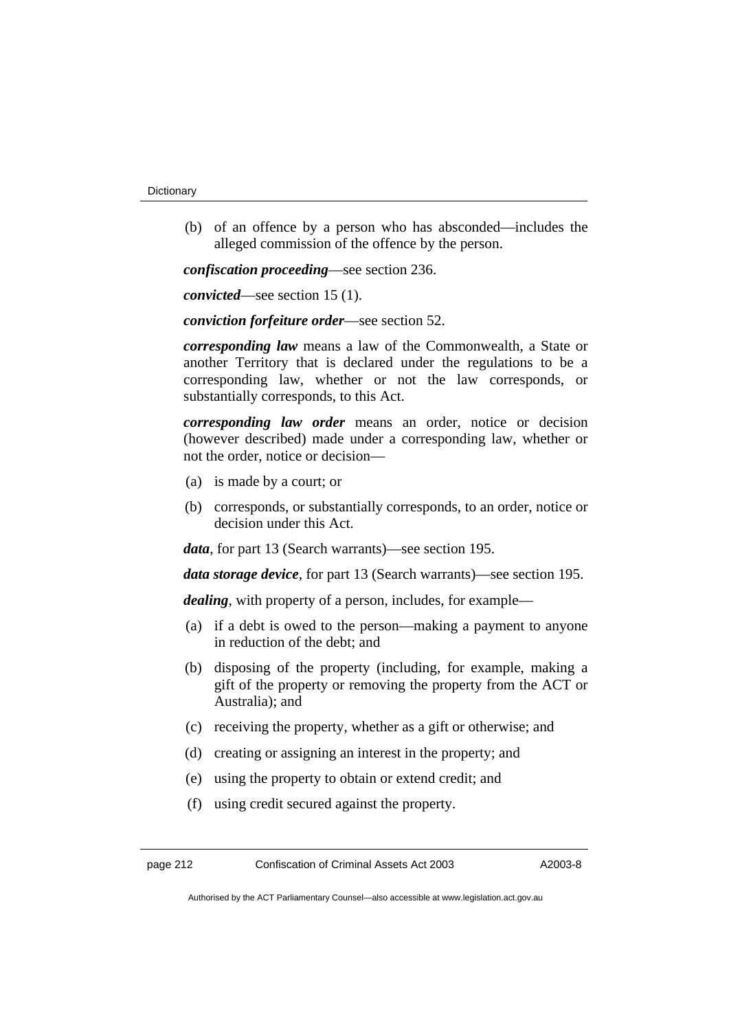(b) of an offence by a person who has absconded—includes the alleged commission of the offence by the person.

***confiscation proceeding***—see section 236.

***convicted***—see section 15 (1).

***conviction forfeiture order***—see section 52.

***corresponding law*** means a law of the Commonwealth, a State or another Territory that is declared under the regulations to be a corresponding law, whether or not the law corresponds, or substantially corresponds, to this Act.

***corresponding law order*** means an order, notice or decision (however described) made under a corresponding law, whether or not the order, notice or decision—

(a) is made by a court; or

(b) corresponds, or substantially corresponds, to an order, notice or decision under this Act.

***data***, for part 13 (Search warrants)—see section 195.

***data storage device***, for part 13 (Search warrants)—see section 195.

***dealing***, with property of a person, includes, for example—

(a) if a debt is owed to the person—making a payment to anyone in reduction of the debt; and

(b) disposing of the property (including, for example, making a gift of the property or removing the property from the ACT or Australia); and

(c) receiving the property, whether as a gift or otherwise; and

(d) creating or assigning an interest in the property; and

(e) using the property to obtain or extend credit; and

(f) using credit secured against the property.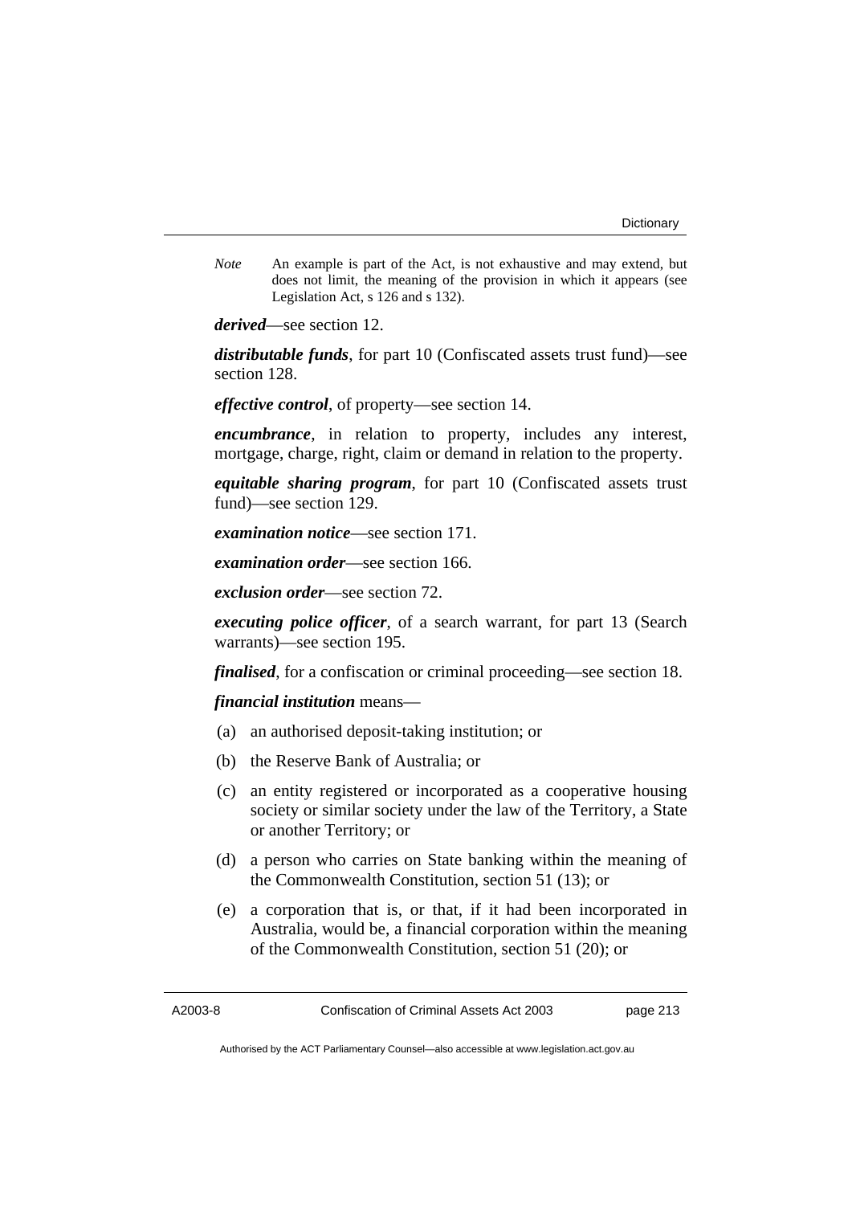*Note* An example is part of the Act, is not exhaustive and may extend, but does not limit, the meaning of the provision in which it appears (see Legislation Act, s 126 and s 132).

***derived***—see section 12.

***distributable funds***, for part 10 (Confiscated assets trust fund)—see section 128.

***effective control***, of property—see section 14.

***encumbrance***, in relation to property, includes any interest, mortgage, charge, right, claim or demand in relation to the property.

***equitable sharing program***, for part 10 (Confiscated assets trust fund)—see section 129.

***examination notice***—see section 171.

***examination order***—see section 166.

***exclusion order***—see section 72.

***executing police officer***, of a search warrant, for part 13 (Search warrants)—see section 195.

***finalised***, for a confiscation or criminal proceeding—see section 18.

***financial institution*** means—

(a) an authorised deposit-taking institution; or

(b) the Reserve Bank of Australia; or

(c) an entity registered or incorporated as a cooperative housing society or similar society under the law of the Territory, a State or another Territory; or

(d) a person who carries on State banking within the meaning of the Commonwealth Constitution, section 51 (13); or

(e) a corporation that is, or that, if it had been incorporated in Australia, would be, a financial corporation within the meaning of the Commonwealth Constitution, section 51 (20); or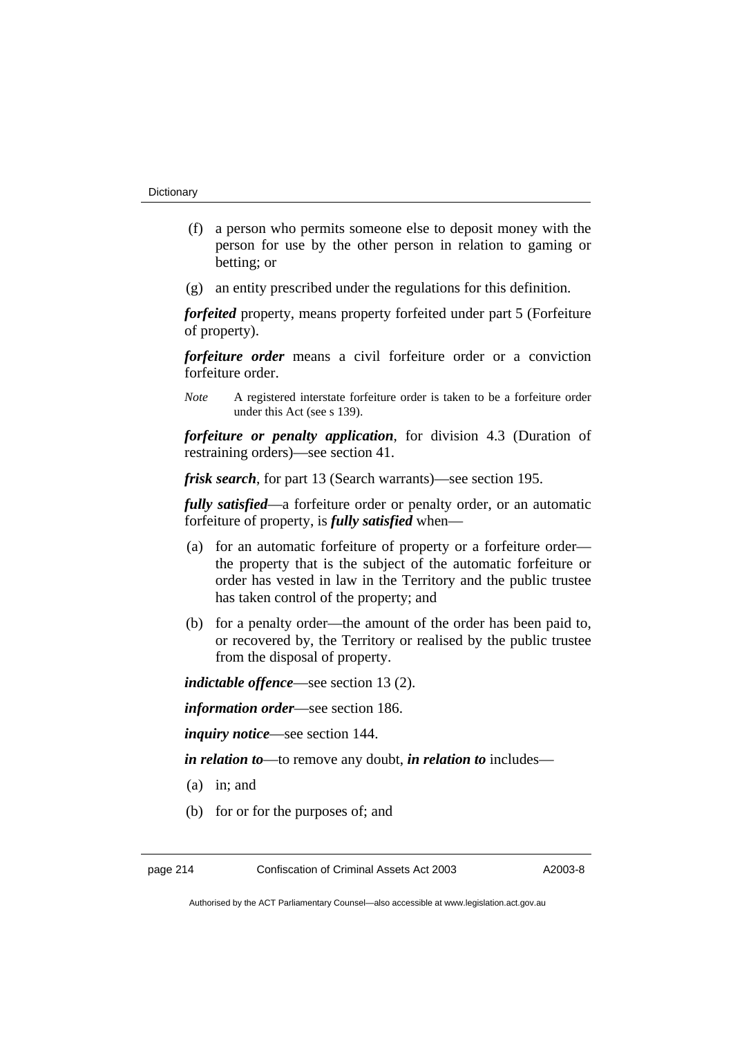(f) a person who permits someone else to deposit money with the person for use by the other person in relation to gaming or betting; or

(g) an entity prescribed under the regulations for this definition.

***forfeited*** property, means property forfeited under part 5 (Forfeiture of property).

***forfeiture order*** means a civil forfeiture order or a conviction forfeiture order.

*Note* A registered interstate forfeiture order is taken to be a forfeiture order under this Act (see s 139).

***forfeiture or penalty application***, for division 4.3 (Duration of restraining orders)—see section 41.

***frisk search***, for part 13 (Search warrants)—see section 195.

***fully satisfied***—a forfeiture order or penalty order, or an automatic forfeiture of property, is ***fully satisfied*** when—

(a) for an automatic forfeiture of property or a forfeiture order—the property that is the subject of the automatic forfeiture or order has vested in law in the Territory and the public trustee has taken control of the property; and

(b) for a penalty order—the amount of the order has been paid to, or recovered by, the Territory or realised by the public trustee from the disposal of property.

***indictable offence***—see section 13 (2).

***information order***—see section 186.

***inquiry notice***—see section 144.

***in relation to***—to remove any doubt, ***in relation to*** includes—

(a) in; and

(b) for or for the purposes of; and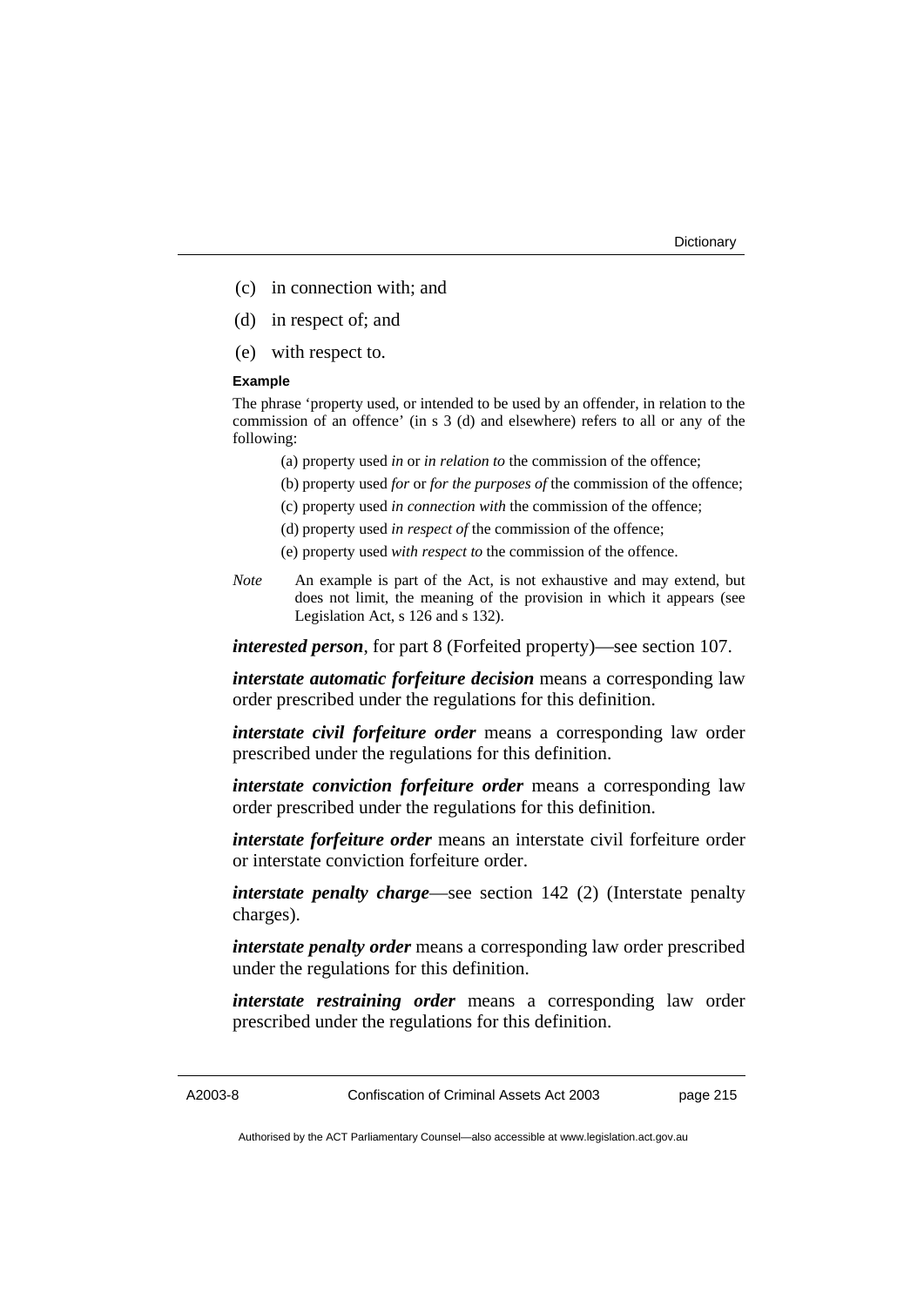(c) in connection with; and

(d) in respect of; and

(e) with respect to.

**Example**

The phrase 'property used, or intended to be used by an offender, in relation to the commission of an offence' (in s 3 (d) and elsewhere) refers to all or any of the following:

(a) property used *in* or *in relation to* the commission of the offence;

(b) property used *for* or *for the purposes of* the commission of the offence;

(c) property used *in connection with* the commission of the offence;

(d) property used *in respect of* the commission of the offence;

(e) property used *with respect to* the commission of the offence.

*Note* An example is part of the Act, is not exhaustive and may extend, but does not limit, the meaning of the provision in which it appears (see Legislation Act, s 126 and s 132).

***interested person***, for part 8 (Forfeited property)—see section 107.

***interstate automatic forfeiture decision*** means a corresponding law order prescribed under the regulations for this definition.

***interstate civil forfeiture order*** means a corresponding law order prescribed under the regulations for this definition.

***interstate conviction forfeiture order*** means a corresponding law order prescribed under the regulations for this definition.

***interstate forfeiture order*** means an interstate civil forfeiture order or interstate conviction forfeiture order.

***interstate penalty charge***—see section 142 (2) (Interstate penalty charges).

***interstate penalty order*** means a corresponding law order prescribed under the regulations for this definition.

***interstate restraining order*** means a corresponding law order prescribed under the regulations for this definition.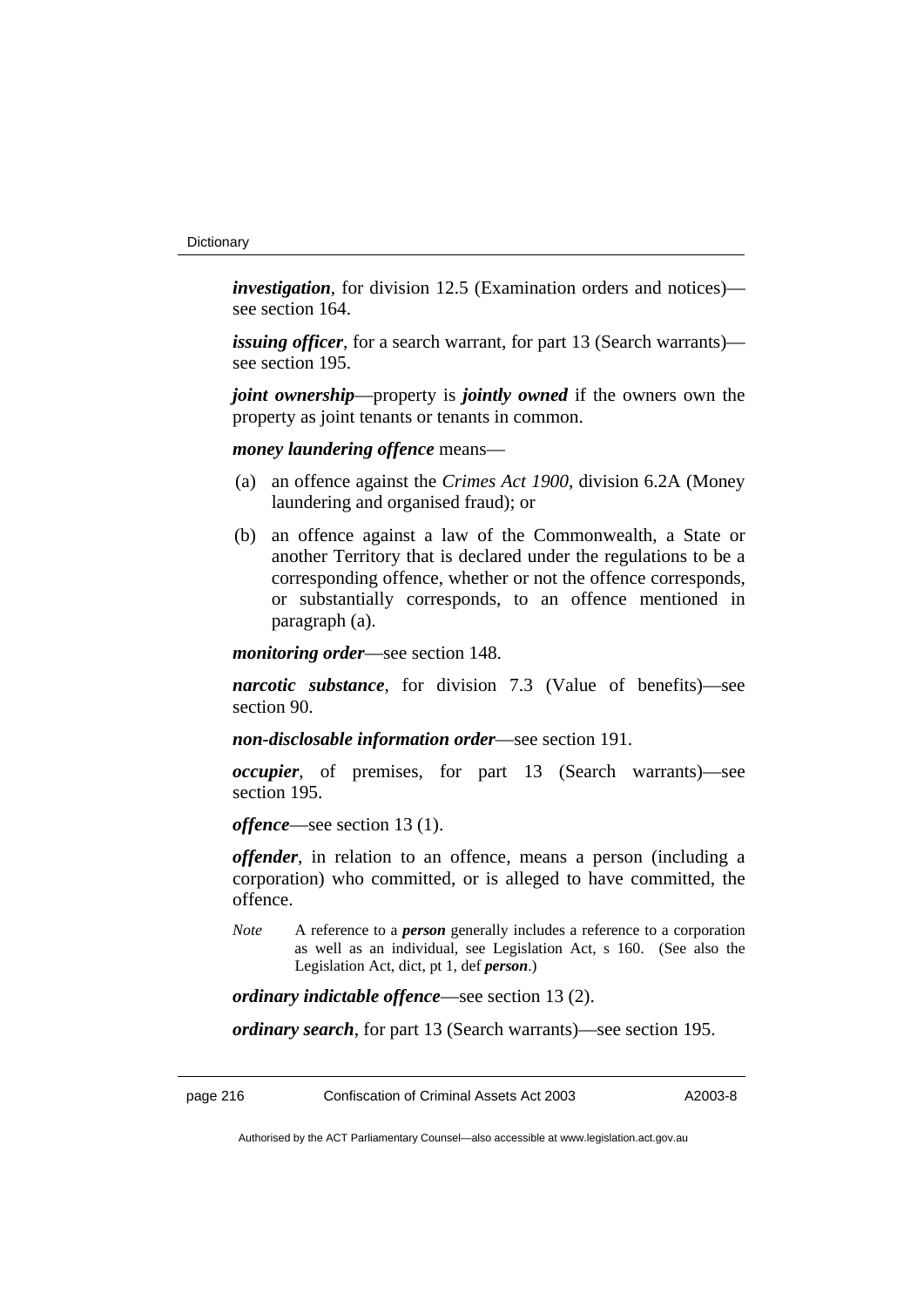***investigation***, for division 12.5 (Examination orders and notices)—see section 164.

***issuing officer***, for a search warrant, for part 13 (Search warrants)—see section 195.

***joint ownership***—property is ***jointly owned*** if the owners own the property as joint tenants or tenants in common.

***money laundering offence*** means—

(a) an offence against the *Crimes Act 1900*, division 6.2A (Money laundering and organised fraud); or

(b) an offence against a law of the Commonwealth, a State or another Territory that is declared under the regulations to be a corresponding offence, whether or not the offence corresponds, or substantially corresponds, to an offence mentioned in paragraph (a).

***monitoring order***—see section 148.

***narcotic substance***, for division 7.3 (Value of benefits)—see section 90.

***non-disclosable information order***—see section 191.

***occupier***, of premises, for part 13 (Search warrants)—see section 195.

***offence***—see section 13 (1).

***offender***, in relation to an offence, means a person (including a corporation) who committed, or is alleged to have committed, the offence.

*Note* A reference to a ***person*** generally includes a reference to a corporation as well as an individual, see Legislation Act, s 160. (See also the Legislation Act, dict, pt 1, def ***person***.)

***ordinary indictable offence***—see section 13 (2).

***ordinary search***, for part 13 (Search warrants)—see section 195.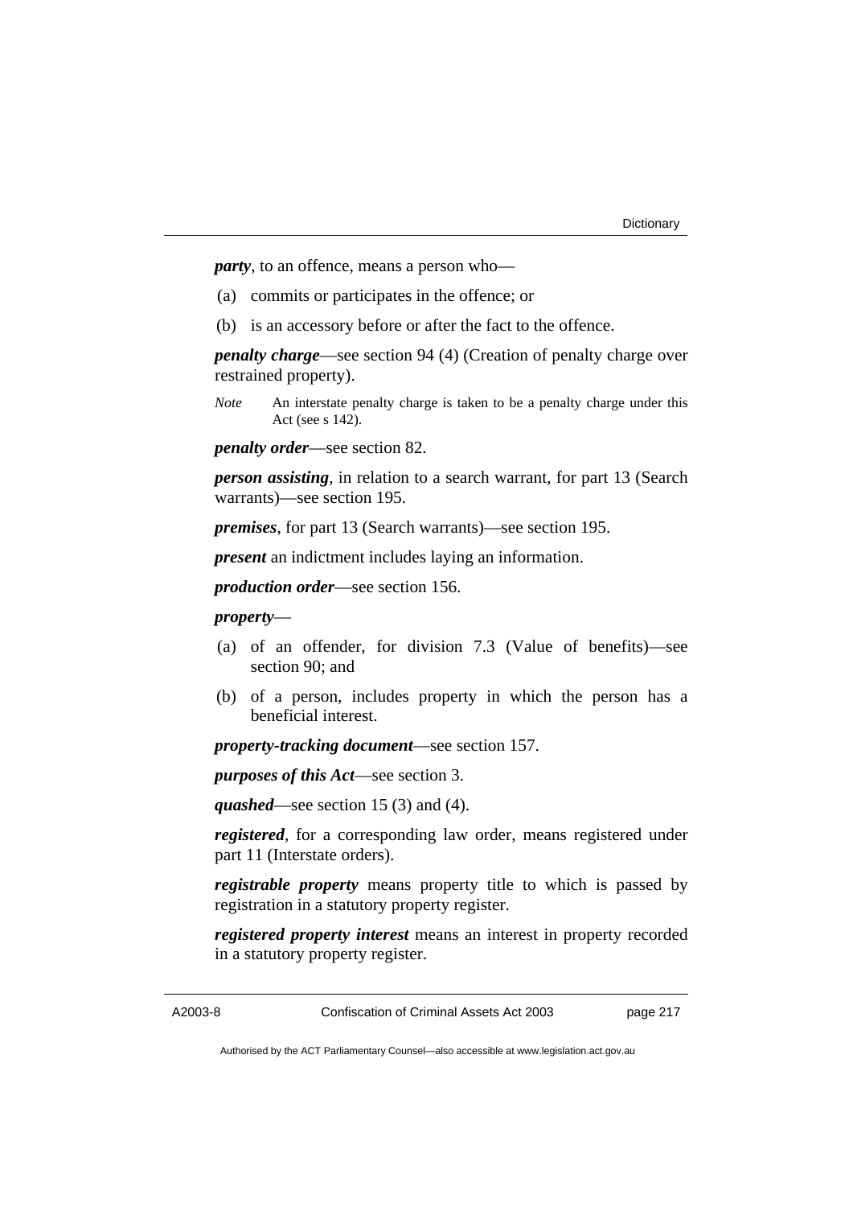***party***, to an offence, means a person who—

(a) commits or participates in the offence; or

(b) is an accessory before or after the fact to the offence.

***penalty charge***—see section 94 (4) (Creation of penalty charge over restrained property).

*Note* An interstate penalty charge is taken to be a penalty charge under this Act (see s 142).

***penalty order***—see section 82.

***person assisting***, in relation to a search warrant, for part 13 (Search warrants)—see section 195.

***premises***, for part 13 (Search warrants)—see section 195.

***present*** an indictment includes laying an information.

***production order***—see section 156.

***property***—

(a) of an offender, for division 7.3 (Value of benefits)—see section 90; and

(b) of a person, includes property in which the person has a beneficial interest.

***property-tracking document***—see section 157.

***purposes of this Act***—see section 3.

***quashed***—see section 15 (3) and (4).

***registered***, for a corresponding law order, means registered under part 11 (Interstate orders).

***registrable property*** means property title to which is passed by registration in a statutory property register.

***registered property interest*** means an interest in property recorded in a statutory property register.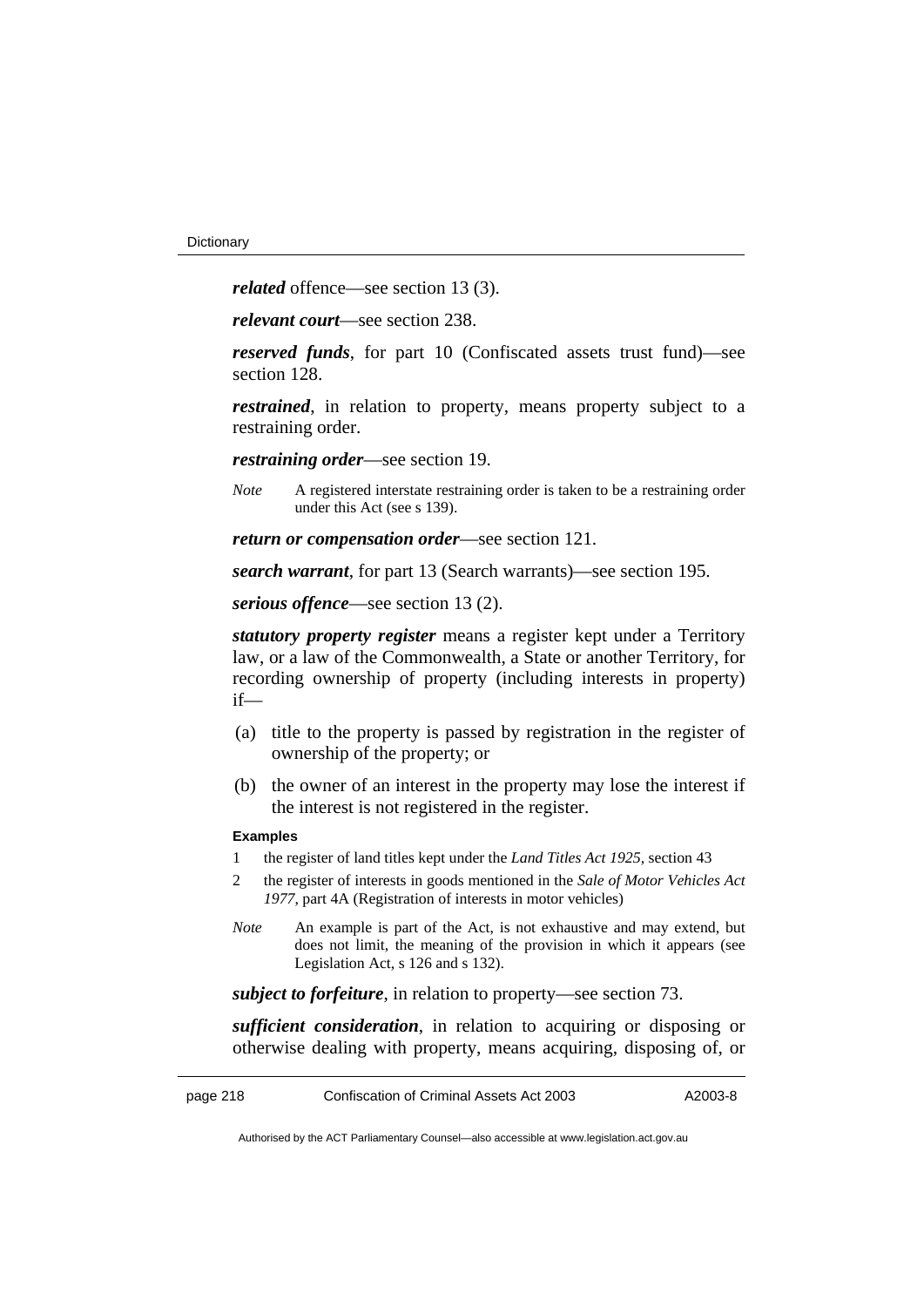***related*** offence—see section 13 (3).

***relevant court***—see section 238.

***reserved funds***, for part 10 (Confiscated assets trust fund)—see section 128.

***restrained***, in relation to property, means property subject to a restraining order.

***restraining order***—see section 19.

*Note* A registered interstate restraining order is taken to be a restraining order under this Act (see s 139).

***return or compensation order***—see section 121.

***search warrant***, for part 13 (Search warrants)—see section 195.

***serious offence***—see section 13 (2).

***statutory property register*** means a register kept under a Territory law, or a law of the Commonwealth, a State or another Territory, for recording ownership of property (including interests in property) if—

(a) title to the property is passed by registration in the register of ownership of the property; or

(b) the owner of an interest in the property may lose the interest if the interest is not registered in the register.

**Examples**

1 the register of land titles kept under the *Land Titles Act 1925*, section 43

2 the register of interests in goods mentioned in the *Sale of Motor Vehicles Act 1977*, part 4A (Registration of interests in motor vehicles)

*Note* An example is part of the Act, is not exhaustive and may extend, but does not limit, the meaning of the provision in which it appears (see Legislation Act, s 126 and s 132).

***subject to forfeiture***, in relation to property—see section 73.

***sufficient consideration***, in relation to acquiring or disposing or otherwise dealing with property, means acquiring, disposing of, or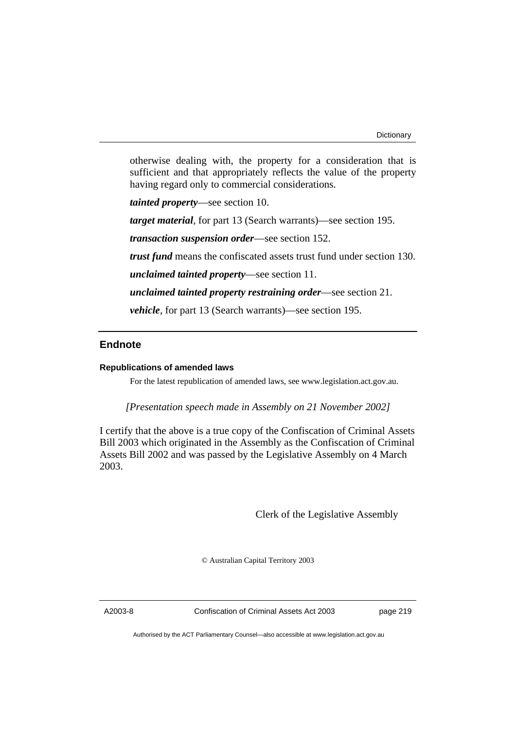otherwise dealing with, the property for a consideration that is sufficient and that appropriately reflects the value of the property having regard only to commercial considerations.

***tainted property***—see section 10.

***target material***, for part 13 (Search warrants)—see section 195.

***transaction suspension order***—see section 152.

***trust fund*** means the confiscated assets trust fund under section 130.

***unclaimed tainted property***—see section 11.

***unclaimed tainted property restraining order***—see section 21.

***vehicle***, for part 13 (Search warrants)—see section 195.

## Endnote

#### Republications of amended laws

For the latest republication of amended laws, see www.legislation.act.gov.au.

*[Presentation speech made in Assembly on 21 November 2002]*

I certify that the above is a true copy of the Confiscation of Criminal Assets Bill 2003 which originated in the Assembly as the Confiscation of Criminal Assets Bill 2002 and was passed by the Legislative Assembly on 4 March 2003.

Clerk of the Legislative Assembly

© Australian Capital Territory 2003